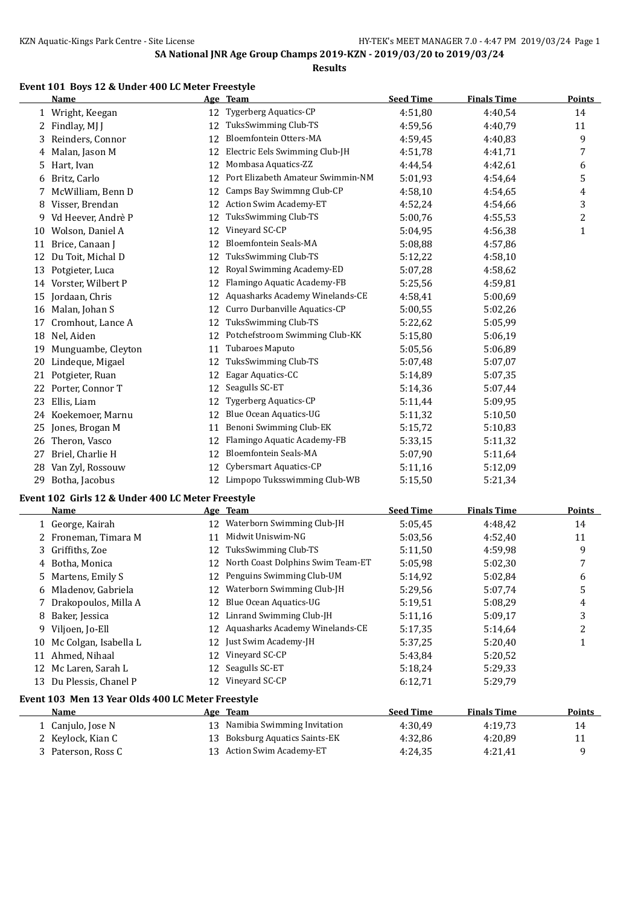## SA National JNR Age Group Champs 2019-KZN - 2019/03/20 to 2019/03/24

**Results**

### Event 101 Boys 12 & Under 400 LC Meter Freestyle

| | Name | Age | Team | Seed Time | Finals Time | Points |
|---|---|---|---|---|---|---|
| 1 | Wright, Keegan | 12 | Tygerberg Aquatics-CP | 4:51,80 | 4:40,54 | 14 |
| 2 | Findlay, MJ J | 12 | TuksSwimming Club-TS | 4:59,56 | 4:40,79 | 11 |
| 3 | Reinders, Connor | 12 | Bloemfontein Otters-MA | 4:59,45 | 4:40,83 | 9 |
| 4 | Malan, Jason M | 12 | Electric Eels Swimming Club-JH | 4:51,78 | 4:41,71 | 7 |
| 5 | Hart, Ivan | 12 | Mombasa Aquatics-ZZ | 4:44,54 | 4:42,61 | 6 |
| 6 | Britz, Carlo | 12 | Port Elizabeth Amateur Swimmin-NM | 5:01,93 | 4:54,64 | 5 |
| 7 | McWilliam, Benn D | 12 | Camps Bay Swimmng Club-CP | 4:58,10 | 4:54,65 | 4 |
| 8 | Visser, Brendan | 12 | Action Swim Academy-ET | 4:52,24 | 4:54,66 | 3 |
| 9 | Vd Heever, Andrè P | 12 | TuksSwimming Club-TS | 5:00,76 | 4:55,53 | 2 |
| 10 | Wolson, Daniel A | 12 | Vineyard SC-CP | 5:04,95 | 4:56,38 | 1 |
| 11 | Brice, Canaan J | 12 | Bloemfontein Seals-MA | 5:08,88 | 4:57,86 | |
| 12 | Du Toit, Michal D | 12 | TuksSwimming Club-TS | 5:12,22 | 4:58,10 | |
| 13 | Potgieter, Luca | 12 | Royal Swimming Academy-ED | 5:07,28 | 4:58,62 | |
| 14 | Vorster, Wilbert P | 12 | Flamingo Aquatic Academy-FB | 5:25,56 | 4:59,81 | |
| 15 | Jordaan, Chris | 12 | Aquasharks Academy Winelands-CE | 4:58,41 | 5:00,69 | |
| 16 | Malan, Johan S | 12 | Curro Durbanville Aquatics-CP | 5:00,55 | 5:02,26 | |
| 17 | Cromhout, Lance A | 12 | TuksSwimming Club-TS | 5:22,62 | 5:05,99 | |
| 18 | Nel, Aiden | 12 | Potchefstroom Swimming Club-KK | 5:15,80 | 5:06,19 | |
| 19 | Munguambe, Cleyton | 11 | Tubaroes Maputo | 5:05,56 | 5:06,89 | |
| 20 | Lindeque, Migael | 12 | TuksSwimming Club-TS | 5:07,48 | 5:07,07 | |
| 21 | Potgieter, Ruan | 12 | Eagar Aquatics-CC | 5:14,89 | 5:07,35 | |
| 22 | Porter, Connor T | 12 | Seagulls SC-ET | 5:14,36 | 5:07,44 | |
| 23 | Ellis, Liam | 12 | Tygerberg Aquatics-CP | 5:11,44 | 5:09,95 | |
| 24 | Koekemoer, Marnu | 12 | Blue Ocean Aquatics-UG | 5:11,32 | 5:10,50 | |
| 25 | Jones, Brogan M | 11 | Benoni Swimming Club-EK | 5:15,72 | 5:10,83 | |
| 26 | Theron, Vasco | 12 | Flamingo Aquatic Academy-FB | 5:33,15 | 5:11,32 | |
| 27 | Briel, Charlie H | 12 | Bloemfontein Seals-MA | 5:07,90 | 5:11,64 | |
| 28 | Van Zyl, Rossouw | 12 | Cybersmart Aquatics-CP | 5:11,16 | 5:12,09 | |
| 29 | Botha, Jacobus | 12 | Limpopo Tuksswimming Club-WB | 5:15,50 | 5:21,34 | |

### Event 102 Girls 12 & Under 400 LC Meter Freestyle

| | Name | Age | Team | Seed Time | Finals Time | Points |
|---|---|---|---|---|---|---|
| 1 | George, Kairah | 12 | Waterborn Swimming Club-JH | 5:05,45 | 4:48,42 | 14 |
| 2 | Froneman, Timara M | 11 | Midwit Uniswim-NG | 5:03,56 | 4:52,40 | 11 |
| 3 | Griffiths, Zoe | 12 | TuksSwimming Club-TS | 5:11,50 | 4:59,98 | 9 |
| 4 | Botha, Monica | 12 | North Coast Dolphins Swim Team-ET | 5:05,98 | 5:02,30 | 7 |
| 5 | Martens, Emily S | 12 | Penguins Swimming Club-UM | 5:14,92 | 5:02,84 | 6 |
| 6 | Mladenov, Gabriela | 12 | Waterborn Swimming Club-JH | 5:29,56 | 5:07,74 | 5 |
| 7 | Drakopoulos, Milla A | 12 | Blue Ocean Aquatics-UG | 5:19,51 | 5:08,29 | 4 |
| 8 | Baker, Jessica | 12 | Linrand Swimming Club-JH | 5:11,16 | 5:09,17 | 3 |
| 9 | Viljoen, Jo-Ell | 12 | Aquasharks Academy Winelands-CE | 5:17,35 | 5:14,64 | 2 |
| 10 | Mc Colgan, Isabella L | 12 | Just Swim Academy-JH | 5:37,25 | 5:20,40 | 1 |
| 11 | Ahmed, Nihaal | 12 | Vineyard SC-CP | 5:43,84 | 5:20,52 | |
| 12 | Mc Laren, Sarah L | 12 | Seagulls SC-ET | 5:18,24 | 5:29,33 | |
| 13 | Du Plessis, Chanel P | 12 | Vineyard SC-CP | 6:12,71 | 5:29,79 | |

### Event 103 Men 13 Year Olds 400 LC Meter Freestyle

| | Name | Age | Team | Seed Time | Finals Time | Points |
|---|---|---|---|---|---|---|
| 1 | Canjulo, Jose N | 13 | Namibia Swimming Invitation | 4:30,49 | 4:19,73 | 14 |
| 2 | Keylock, Kian C | 13 | Boksburg Aquatics Saints-EK | 4:32,86 | 4:20,89 | 11 |
| 3 | Paterson, Ross C | 13 | Action Swim Academy-ET | 4:24,35 | 4:21,41 | 9 |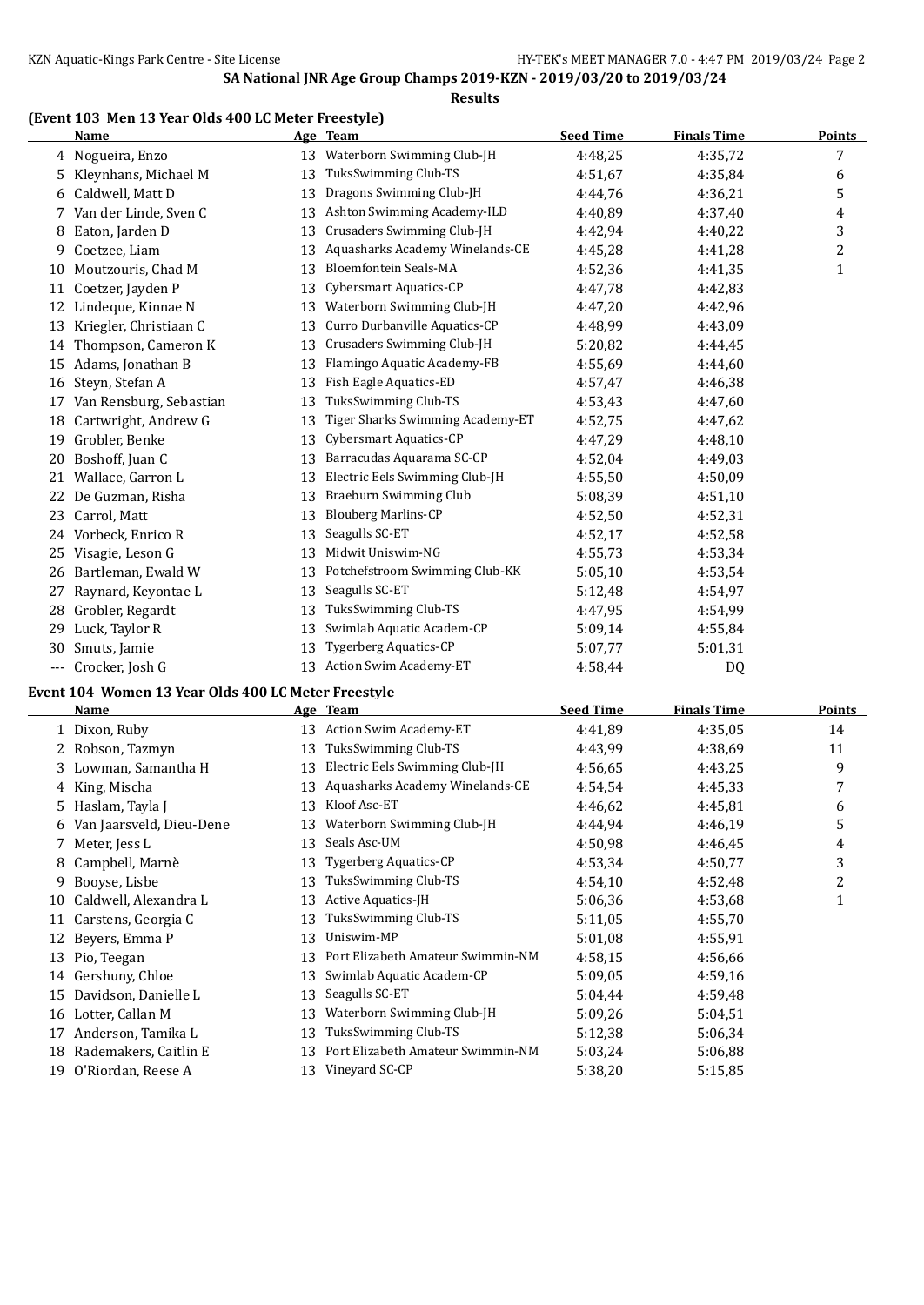## SA National JNR Age Group Champs 2019-KZN - 2019/03/20 to 2019/03/24

### Results

### (Event 103 Men 13 Year Olds 400 LC Meter Freestyle)

| | Name | Age | Team | Seed Time | Finals Time | Points |
|---|---|---|---|---|---|---|
| 4 | Nogueira, Enzo | 13 | Waterborn Swimming Club-JH | 4:48,25 | 4:35,72 | 7 |
| 5 | Kleynhans, Michael M | 13 | TuksSwimming Club-TS | 4:51,67 | 4:35,84 | 6 |
| 6 | Caldwell, Matt D | 13 | Dragons Swimming Club-JH | 4:44,76 | 4:36,21 | 5 |
| 7 | Van der Linde, Sven C | 13 | Ashton Swimming Academy-ILD | 4:40,89 | 4:37,40 | 4 |
| 8 | Eaton, Jarden D | 13 | Crusaders Swimming Club-JH | 4:42,94 | 4:40,22 | 3 |
| 9 | Coetzee, Liam | 13 | Aquasharks Academy Winelands-CE | 4:45,28 | 4:41,28 | 2 |
| 10 | Moutzouris, Chad M | 13 | Bloemfontein Seals-MA | 4:52,36 | 4:41,35 | 1 |
| 11 | Coetzer, Jayden P | 13 | Cybersmart Aquatics-CP | 4:47,78 | 4:42,83 | |
| 12 | Lindeque, Kinnae N | 13 | Waterborn Swimming Club-JH | 4:47,20 | 4:42,96 | |
| 13 | Kriegler, Christiaan C | 13 | Curro Durbanville Aquatics-CP | 4:48,99 | 4:43,09 | |
| 14 | Thompson, Cameron K | 13 | Crusaders Swimming Club-JH | 5:20,82 | 4:44,45 | |
| 15 | Adams, Jonathan B | 13 | Flamingo Aquatic Academy-FB | 4:55,69 | 4:44,60 | |
| 16 | Steyn, Stefan A | 13 | Fish Eagle Aquatics-ED | 4:57,47 | 4:46,38 | |
| 17 | Van Rensburg, Sebastian | 13 | TuksSwimming Club-TS | 4:53,43 | 4:47,60 | |
| 18 | Cartwright, Andrew G | 13 | Tiger Sharks Swimming Academy-ET | 4:52,75 | 4:47,62 | |
| 19 | Grobler, Benke | 13 | Cybersmart Aquatics-CP | 4:47,29 | 4:48,10 | |
| 20 | Boshoff, Juan C | 13 | Barracudas Aquarama SC-CP | 4:52,04 | 4:49,03 | |
| 21 | Wallace, Garron L | 13 | Electric Eels Swimming Club-JH | 4:55,50 | 4:50,09 | |
| 22 | De Guzman, Risha | 13 | Braeburn Swimming Club | 5:08,39 | 4:51,10 | |
| 23 | Carrol, Matt | 13 | Blouberg Marlins-CP | 4:52,50 | 4:52,31 | |
| 24 | Vorbeck, Enrico R | 13 | Seagulls SC-ET | 4:52,17 | 4:52,58 | |
| 25 | Visagie, Leson G | 13 | Midwit Uniswim-NG | 4:55,73 | 4:53,34 | |
| 26 | Bartleman, Ewald W | 13 | Potchefstroom Swimming Club-KK | 5:05,10 | 4:53,54 | |
| 27 | Raynard, Keyontae L | 13 | Seagulls SC-ET | 5:12,48 | 4:54,97 | |
| 28 | Grobler, Regardt | 13 | TuksSwimming Club-TS | 4:47,95 | 4:54,99 | |
| 29 | Luck, Taylor R | 13 | Swimlab Aquatic Academ-CP | 5:09,14 | 4:55,84 | |
| 30 | Smuts, Jamie | 13 | Tygerberg Aquatics-CP | 5:07,77 | 5:01,31 | |
| --- | Crocker, Josh G | 13 | Action Swim Academy-ET | 4:58,44 | DQ | |

### Event 104 Women 13 Year Olds 400 LC Meter Freestyle

| | Name | Age | Team | Seed Time | Finals Time | Points |
|---|---|---|---|---|---|---|
| 1 | Dixon, Ruby | 13 | Action Swim Academy-ET | 4:41,89 | 4:35,05 | 14 |
| 2 | Robson, Tazmyn | 13 | TuksSwimming Club-TS | 4:43,99 | 4:38,69 | 11 |
| 3 | Lowman, Samantha H | 13 | Electric Eels Swimming Club-JH | 4:56,65 | 4:43,25 | 9 |
| 4 | King, Mischa | 13 | Aquasharks Academy Winelands-CE | 4:54,54 | 4:45,33 | 7 |
| 5 | Haslam, Tayla J | 13 | Kloof Asc-ET | 4:46,62 | 4:45,81 | 6 |
| 6 | Van Jaarsveld, Dieu-Dene | 13 | Waterborn Swimming Club-JH | 4:44,94 | 4:46,19 | 5 |
| 7 | Meter, Jess L | 13 | Seals Asc-UM | 4:50,98 | 4:46,45 | 4 |
| 8 | Campbell, Marnè | 13 | Tygerberg Aquatics-CP | 4:53,34 | 4:50,77 | 3 |
| 9 | Booyse, Lisbe | 13 | TuksSwimming Club-TS | 4:54,10 | 4:52,48 | 2 |
| 10 | Caldwell, Alexandra L | 13 | Active Aquatics-JH | 5:06,36 | 4:53,68 | 1 |
| 11 | Carstens, Georgia C | 13 | TuksSwimming Club-TS | 5:11,05 | 4:55,70 | |
| 12 | Beyers, Emma P | 13 | Uniswim-MP | 5:01,08 | 4:55,91 | |
| 13 | Pio, Teegan | 13 | Port Elizabeth Amateur Swimmin-NM | 4:58,15 | 4:56,66 | |
| 14 | Gershuny, Chloe | 13 | Swimlab Aquatic Academ-CP | 5:09,05 | 4:59,16 | |
| 15 | Davidson, Danielle L | 13 | Seagulls SC-ET | 5:04,44 | 4:59,48 | |
| 16 | Lotter, Callan M | 13 | Waterborn Swimming Club-JH | 5:09,26 | 5:04,51 | |
| 17 | Anderson, Tamika L | 13 | TuksSwimming Club-TS | 5:12,38 | 5:06,34 | |
| 18 | Rademakers, Caitlin E | 13 | Port Elizabeth Amateur Swimmin-NM | 5:03,24 | 5:06,88 | |
| 19 | O'Riordan, Reese A | 13 | Vineyard SC-CP | 5:38,20 | 5:15,85 | |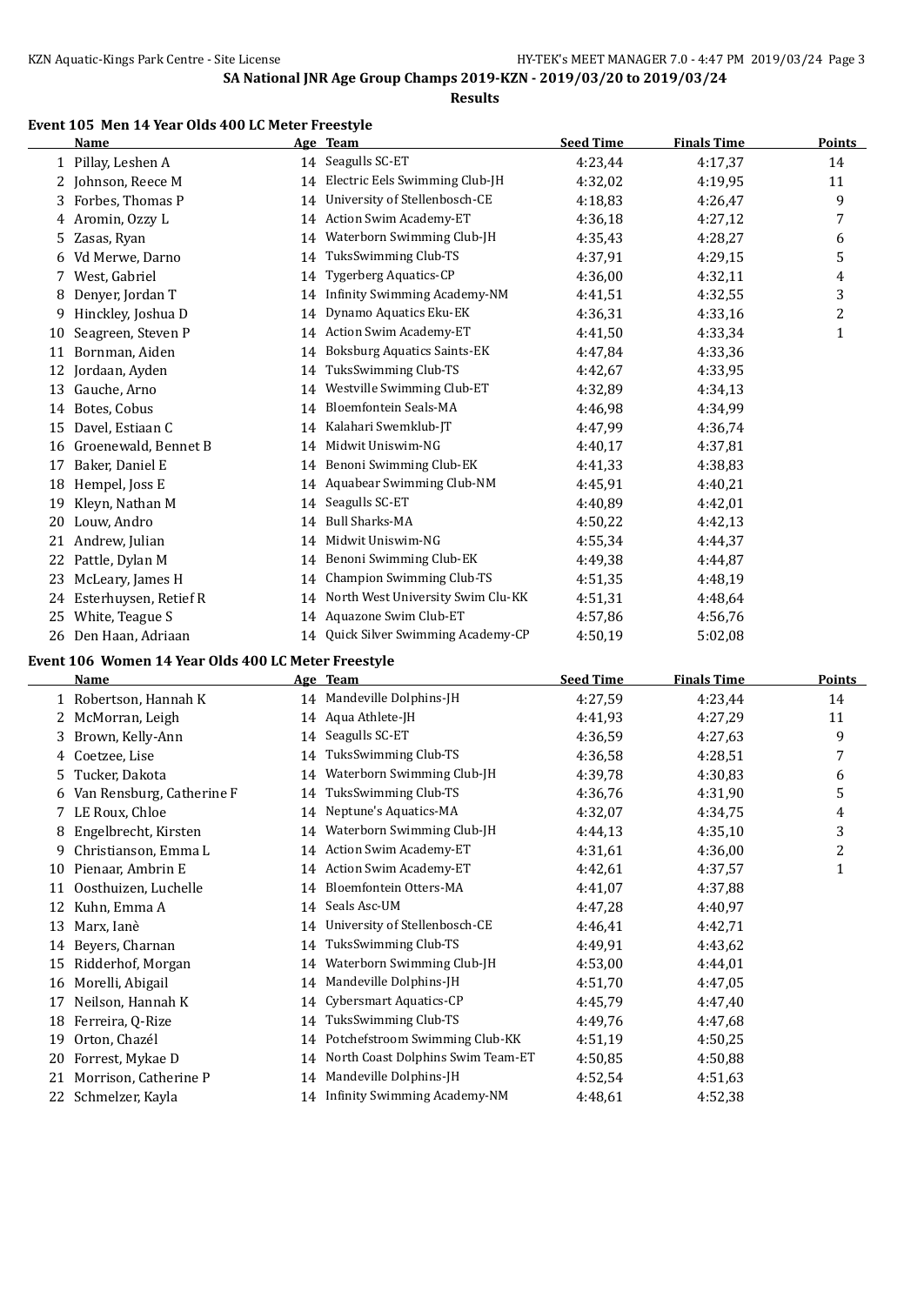SA National JNR Age Group Champs 2019-KZN - 2019/03/20 to 2019/03/24

**Results**

### Event 105 Men 14 Year Olds 400 LC Meter Freestyle

| | Name | Age | Team | Seed Time | Finals Time | Points |
|---|---|---|---|---|---|---|
| 1 | Pillay, Leshen A | 14 | Seagulls SC-ET | 4:23,44 | 4:17,37 | 14 |
| 2 | Johnson, Reece M | 14 | Electric Eels Swimming Club-JH | 4:32,02 | 4:19,95 | 11 |
| 3 | Forbes, Thomas P | 14 | University of Stellenbosch-CE | 4:18,83 | 4:26,47 | 9 |
| 4 | Aromin, Ozzy L | 14 | Action Swim Academy-ET | 4:36,18 | 4:27,12 | 7 |
| 5 | Zasas, Ryan | 14 | Waterborn Swimming Club-JH | 4:35,43 | 4:28,27 | 6 |
| 6 | Vd Merwe, Darno | 14 | TuksSwimming Club-TS | 4:37,91 | 4:29,15 | 5 |
| 7 | West, Gabriel | 14 | Tygerberg Aquatics-CP | 4:36,00 | 4:32,11 | 4 |
| 8 | Denyer, Jordan T | 14 | Infinity Swimming Academy-NM | 4:41,51 | 4:32,55 | 3 |
| 9 | Hinckley, Joshua D | 14 | Dynamo Aquatics Eku-EK | 4:36,31 | 4:33,16 | 2 |
| 10 | Seagreen, Steven P | 14 | Action Swim Academy-ET | 4:41,50 | 4:33,34 | 1 |
| 11 | Bornman, Aiden | 14 | Boksburg Aquatics Saints-EK | 4:47,84 | 4:33,36 | |
| 12 | Jordaan, Ayden | 14 | TuksSwimming Club-TS | 4:42,67 | 4:33,95 | |
| 13 | Gauche, Arno | 14 | Westville Swimming Club-ET | 4:32,89 | 4:34,13 | |
| 14 | Botes, Cobus | 14 | Bloemfontein Seals-MA | 4:46,98 | 4:34,99 | |
| 15 | Davel, Estiaan C | 14 | Kalahari Swemklub-JT | 4:47,99 | 4:36,74 | |
| 16 | Groenewald, Bennet B | 14 | Midwit Uniswim-NG | 4:40,17 | 4:37,81 | |
| 17 | Baker, Daniel E | 14 | Benoni Swimming Club-EK | 4:41,33 | 4:38,83 | |
| 18 | Hempel, Joss E | 14 | Aquabear Swimming Club-NM | 4:45,91 | 4:40,21 | |
| 19 | Kleyn, Nathan M | 14 | Seagulls SC-ET | 4:40,89 | 4:42,01 | |
| 20 | Louw, Andro | 14 | Bull Sharks-MA | 4:50,22 | 4:42,13 | |
| 21 | Andrew, Julian | 14 | Midwit Uniswim-NG | 4:55,34 | 4:44,37 | |
| 22 | Pattle, Dylan M | 14 | Benoni Swimming Club-EK | 4:49,38 | 4:44,87 | |
| 23 | McLeary, James H | 14 | Champion Swimming Club-TS | 4:51,35 | 4:48,19 | |
| 24 | Esterhuysen, Retief R | 14 | North West University Swim Clu-KK | 4:51,31 | 4:48,64 | |
| 25 | White, Teague S | 14 | Aquazone Swim Club-ET | 4:57,86 | 4:56,76 | |
| 26 | Den Haan, Adriaan | 14 | Quick Silver Swimming Academy-CP | 4:50,19 | 5:02,08 | |

### Event 106 Women 14 Year Olds 400 LC Meter Freestyle

| | Name | Age | Team | Seed Time | Finals Time | Points |
|---|---|---|---|---|---|---|
| 1 | Robertson, Hannah K | 14 | Mandeville Dolphins-JH | 4:27,59 | 4:23,44 | 14 |
| 2 | McMorran, Leigh | 14 | Aqua Athlete-JH | 4:41,93 | 4:27,29 | 11 |
| 3 | Brown, Kelly-Ann | 14 | Seagulls SC-ET | 4:36,59 | 4:27,63 | 9 |
| 4 | Coetzee, Lise | 14 | TuksSwimming Club-TS | 4:36,58 | 4:28,51 | 7 |
| 5 | Tucker, Dakota | 14 | Waterborn Swimming Club-JH | 4:39,78 | 4:30,83 | 6 |
| 6 | Van Rensburg, Catherine F | 14 | TuksSwimming Club-TS | 4:36,76 | 4:31,90 | 5 |
| 7 | LE Roux, Chloe | 14 | Neptune's Aquatics-MA | 4:32,07 | 4:34,75 | 4 |
| 8 | Engelbrecht, Kirsten | 14 | Waterborn Swimming Club-JH | 4:44,13 | 4:35,10 | 3 |
| 9 | Christianson, Emma L | 14 | Action Swim Academy-ET | 4:31,61 | 4:36,00 | 2 |
| 10 | Pienaar, Ambrin E | 14 | Action Swim Academy-ET | 4:42,61 | 4:37,57 | 1 |
| 11 | Oosthuizen, Luchelle | 14 | Bloemfontein Otters-MA | 4:41,07 | 4:37,88 | |
| 12 | Kuhn, Emma A | 14 | Seals Asc-UM | 4:47,28 | 4:40,97 | |
| 13 | Marx, Ianè | 14 | University of Stellenbosch-CE | 4:46,41 | 4:42,71 | |
| 14 | Beyers, Charnan | 14 | TuksSwimming Club-TS | 4:49,91 | 4:43,62 | |
| 15 | Ridderhof, Morgan | 14 | Waterborn Swimming Club-JH | 4:53,00 | 4:44,01 | |
| 16 | Morelli, Abigail | 14 | Mandeville Dolphins-JH | 4:51,70 | 4:47,05 | |
| 17 | Neilson, Hannah K | 14 | Cybersmart Aquatics-CP | 4:45,79 | 4:47,40 | |
| 18 | Ferreira, Q-Rize | 14 | TuksSwimming Club-TS | 4:49,76 | 4:47,68 | |
| 19 | Orton, Chazél | 14 | Potchefstroom Swimming Club-KK | 4:51,19 | 4:50,25 | |
| 20 | Forrest, Mykae D | 14 | North Coast Dolphins Swim Team-ET | 4:50,85 | 4:50,88 | |
| 21 | Morrison, Catherine P | 14 | Mandeville Dolphins-JH | 4:52,54 | 4:51,63 | |
| 22 | Schmelzer, Kayla | 14 | Infinity Swimming Academy-NM | 4:48,61 | 4:52,38 | |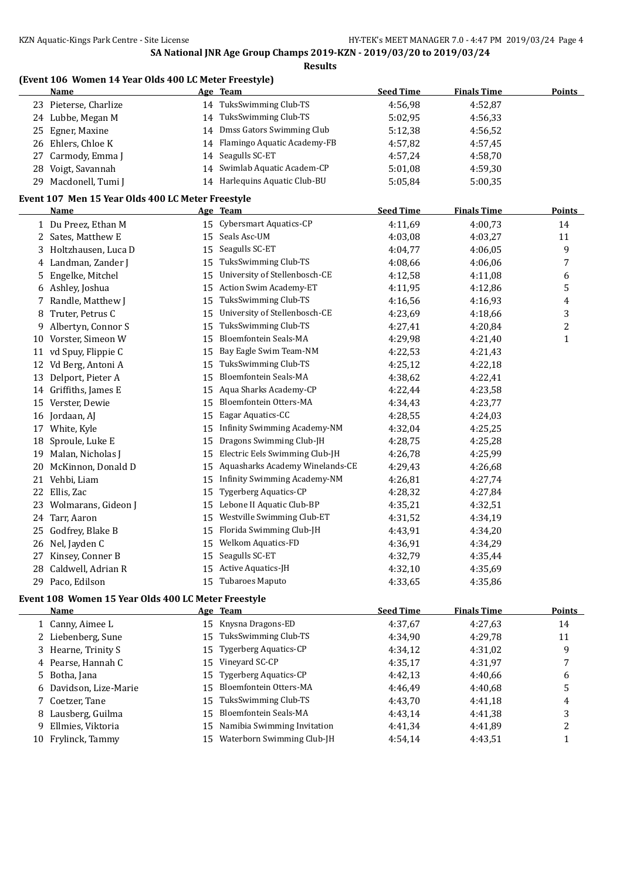SA National JNR Age Group Champs 2019-KZN - 2019/03/20 to 2019/03/24

**Results**

### (Event 106 Women 14 Year Olds 400 LC Meter Freestyle)

| | Name | Age | Team | Seed Time | Finals Time | Points |
|---|---|---|---|---|---|---|
| 23 | Pieterse, Charlize | 14 | TuksSwimming Club-TS | 4:56,98 | 4:52,87 | |
| 24 | Lubbe, Megan M | 14 | TuksSwimming Club-TS | 5:02,95 | 4:56,33 | |
| 25 | Egner, Maxine | 14 | Dmss Gators Swimming Club | 5:12,38 | 4:56,52 | |
| 26 | Ehlers, Chloe K | 14 | Flamingo Aquatic Academy-FB | 4:57,82 | 4:57,45 | |
| 27 | Carmody, Emma J | 14 | Seagulls SC-ET | 4:57,24 | 4:58,70 | |
| 28 | Voigt, Savannah | 14 | Swimlab Aquatic Academ-CP | 5:01,08 | 4:59,30 | |
| 29 | Macdonell, Tumi J | 14 | Harlequins Aquatic Club-BU | 5:05,84 | 5:00,35 | |

### Event 107 Men 15 Year Olds 400 LC Meter Freestyle

| | Name | Age | Team | Seed Time | Finals Time | Points |
|---|---|---|---|---|---|---|
| 1 | Du Preez, Ethan M | 15 | Cybersmart Aquatics-CP | 4:11,69 | 4:00,73 | 14 |
| 2 | Sates, Matthew E | 15 | Seals Asc-UM | 4:03,08 | 4:03,27 | 11 |
| 3 | Holtzhausen, Luca D | 15 | Seagulls SC-ET | 4:04,77 | 4:06,05 | 9 |
| 4 | Landman, Zander J | 15 | TuksSwimming Club-TS | 4:08,66 | 4:06,06 | 7 |
| 5 | Engelke, Mitchel | 15 | University of Stellenbosch-CE | 4:12,58 | 4:11,08 | 6 |
| 6 | Ashley, Joshua | 15 | Action Swim Academy-ET | 4:11,95 | 4:12,86 | 5 |
| 7 | Randle, Matthew J | 15 | TuksSwimming Club-TS | 4:16,56 | 4:16,93 | 4 |
| 8 | Truter, Petrus C | 15 | University of Stellenbosch-CE | 4:23,69 | 4:18,66 | 3 |
| 9 | Albertyn, Connor S | 15 | TuksSwimming Club-TS | 4:27,41 | 4:20,84 | 2 |
| 10 | Vorster, Simeon W | 15 | Bloemfontein Seals-MA | 4:29,98 | 4:21,40 | 1 |
| 11 | vd Spuy, Flippie C | 15 | Bay Eagle Swim Team-NM | 4:22,53 | 4:21,43 | |
| 12 | Vd Berg, Antoni A | 15 | TuksSwimming Club-TS | 4:25,12 | 4:22,18 | |
| 13 | Delport, Pieter A | 15 | Bloemfontein Seals-MA | 4:38,62 | 4:22,41 | |
| 14 | Griffiths, James E | 15 | Aqua Sharks Academy-CP | 4:22,44 | 4:23,58 | |
| 15 | Verster, Dewie | 15 | Bloemfontein Otters-MA | 4:34,43 | 4:23,77 | |
| 16 | Jordaan, AJ | 15 | Eagar Aquatics-CC | 4:28,55 | 4:24,03 | |
| 17 | White, Kyle | 15 | Infinity Swimming Academy-NM | 4:32,04 | 4:25,25 | |
| 18 | Sproule, Luke E | 15 | Dragons Swimming Club-JH | 4:28,75 | 4:25,28 | |
| 19 | Malan, Nicholas J | 15 | Electric Eels Swimming Club-JH | 4:26,78 | 4:25,99 | |
| 20 | McKinnon, Donald D | 15 | Aquasharks Academy Winelands-CE | 4:29,43 | 4:26,68 | |
| 21 | Vehbi, Liam | 15 | Infinity Swimming Academy-NM | 4:26,81 | 4:27,74 | |
| 22 | Ellis, Zac | 15 | Tygerberg Aquatics-CP | 4:28,32 | 4:27,84 | |
| 23 | Wolmarans, Gideon J | 15 | Lebone II Aquatic Club-BP | 4:35,21 | 4:32,51 | |
| 24 | Tarr, Aaron | 15 | Westville Swimming Club-ET | 4:31,52 | 4:34,19 | |
| 25 | Godfrey, Blake B | 15 | Florida Swimming Club-JH | 4:43,91 | 4:34,20 | |
| 26 | Nel, Jayden C | 15 | Welkom Aquatics-FD | 4:36,91 | 4:34,29 | |
| 27 | Kinsey, Conner B | 15 | Seagulls SC-ET | 4:32,79 | 4:35,44 | |
| 28 | Caldwell, Adrian R | 15 | Active Aquatics-JH | 4:32,10 | 4:35,69 | |
| 29 | Paco, Edilson | 15 | Tubaroes Maputo | 4:33,65 | 4:35,86 | |

### Event 108 Women 15 Year Olds 400 LC Meter Freestyle

| | Name | Age | Team | Seed Time | Finals Time | Points |
|---|---|---|---|---|---|---|
| 1 | Canny, Aimee L | 15 | Knysna Dragons-ED | 4:37,67 | 4:27,63 | 14 |
| 2 | Liebenberg, Sune | 15 | TuksSwimming Club-TS | 4:34,90 | 4:29,78 | 11 |
| 3 | Hearne, Trinity S | 15 | Tygerberg Aquatics-CP | 4:34,12 | 4:31,02 | 9 |
| 4 | Pearse, Hannah C | 15 | Vineyard SC-CP | 4:35,17 | 4:31,97 | 7 |
| 5 | Botha, Jana | 15 | Tygerberg Aquatics-CP | 4:42,13 | 4:40,66 | 6 |
| 6 | Davidson, Lize-Marie | 15 | Bloemfontein Otters-MA | 4:46,49 | 4:40,68 | 5 |
| 7 | Coetzer, Tane | 15 | TuksSwimming Club-TS | 4:43,70 | 4:41,18 | 4 |
| 8 | Lausberg, Guilma | 15 | Bloemfontein Seals-MA | 4:43,14 | 4:41,38 | 3 |
| 9 | Ellmies, Viktoria | 15 | Namibia Swimming Invitation | 4:41,34 | 4:41,89 | 2 |
| 10 | Frylinck, Tammy | 15 | Waterborn Swimming Club-JH | 4:54,14 | 4:43,51 | 1 |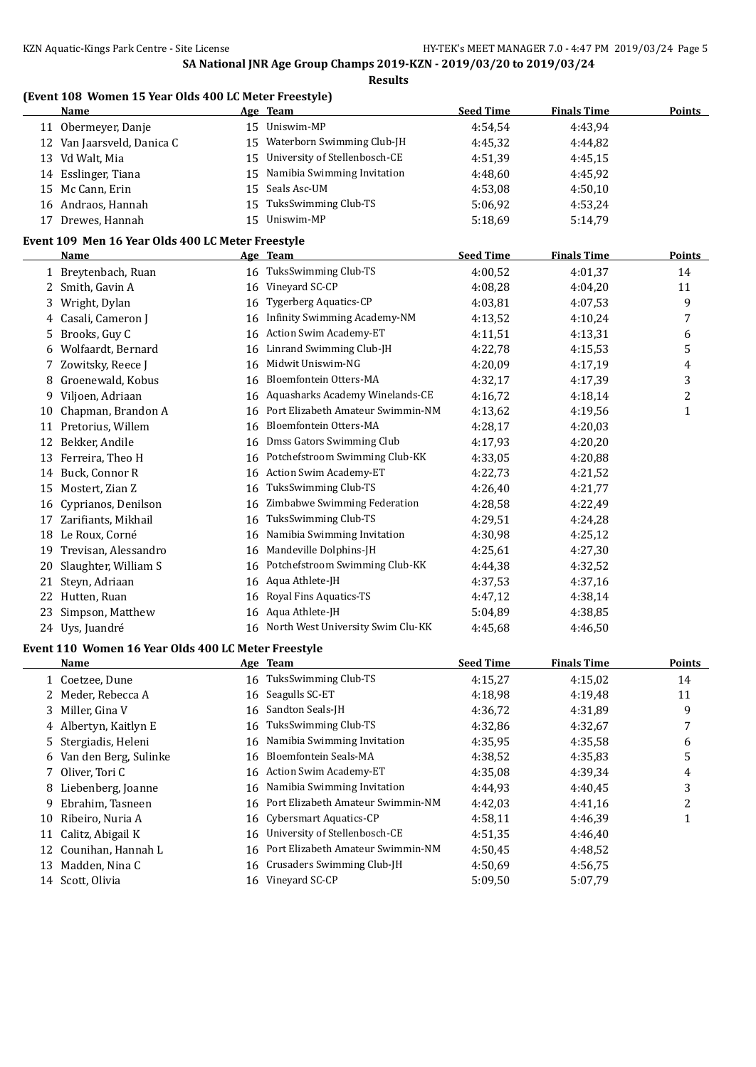## SA National JNR Age Group Champs 2019-KZN - 2019/03/20 to 2019/03/24

**Results**

### (Event 108 Women 15 Year Olds 400 LC Meter Freestyle)

| | Name | Age | Team | Seed Time | Finals Time | Points |
|---|---|---|---|---|---|---|
| 11 | Obermeyer, Danje | 15 | Uniswim-MP | 4:54,54 | 4:43,94 | |
| 12 | Van Jaarsveld, Danica C | 15 | Waterborn Swimming Club-JH | 4:45,32 | 4:44,82 | |
| 13 | Vd Walt, Mia | 15 | University of Stellenbosch-CE | 4:51,39 | 4:45,15 | |
| 14 | Esslinger, Tiana | 15 | Namibia Swimming Invitation | 4:48,60 | 4:45,92 | |
| 15 | Mc Cann, Erin | 15 | Seals Asc-UM | 4:53,08 | 4:50,10 | |
| 16 | Andraos, Hannah | 15 | TuksSwimming Club-TS | 5:06,92 | 4:53,24 | |
| 17 | Drewes, Hannah | 15 | Uniswim-MP | 5:18,69 | 5:14,79 | |

### Event 109 Men 16 Year Olds 400 LC Meter Freestyle

| | Name | Age | Team | Seed Time | Finals Time | Points |
|---|---|---|---|---|---|---|
| 1 | Breytenbach, Ruan | 16 | TuksSwimming Club-TS | 4:00,52 | 4:01,37 | 14 |
| 2 | Smith, Gavin A | 16 | Vineyard SC-CP | 4:08,28 | 4:04,20 | 11 |
| 3 | Wright, Dylan | 16 | Tygerberg Aquatics-CP | 4:03,81 | 4:07,53 | 9 |
| 4 | Casali, Cameron J | 16 | Infinity Swimming Academy-NM | 4:13,52 | 4:10,24 | 7 |
| 5 | Brooks, Guy C | 16 | Action Swim Academy-ET | 4:11,51 | 4:13,31 | 6 |
| 6 | Wolfaardt, Bernard | 16 | Linrand Swimming Club-JH | 4:22,78 | 4:15,53 | 5 |
| 7 | Zowitsky, Reece J | 16 | Midwit Uniswim-NG | 4:20,09 | 4:17,19 | 4 |
| 8 | Groenewald, Kobus | 16 | Bloemfontein Otters-MA | 4:32,17 | 4:17,39 | 3 |
| 9 | Viljoen, Adriaan | 16 | Aquasharks Academy Winelands-CE | 4:16,72 | 4:18,14 | 2 |
| 10 | Chapman, Brandon A | 16 | Port Elizabeth Amateur Swimmin-NM | 4:13,62 | 4:19,56 | 1 |
| 11 | Pretorius, Willem | 16 | Bloemfontein Otters-MA | 4:28,17 | 4:20,03 | |
| 12 | Bekker, Andile | 16 | Dmss Gators Swimming Club | 4:17,93 | 4:20,20 | |
| 13 | Ferreira, Theo H | 16 | Potchefstroom Swimming Club-KK | 4:33,05 | 4:20,88 | |
| 14 | Buck, Connor R | 16 | Action Swim Academy-ET | 4:22,73 | 4:21,52 | |
| 15 | Mostert, Zian Z | 16 | TuksSwimming Club-TS | 4:26,40 | 4:21,77 | |
| 16 | Cyprianos, Denilson | 16 | Zimbabwe Swimming Federation | 4:28,58 | 4:22,49 | |
| 17 | Zarifiants, Mikhail | 16 | TuksSwimming Club-TS | 4:29,51 | 4:24,28 | |
| 18 | Le Roux, Corné | 16 | Namibia Swimming Invitation | 4:30,98 | 4:25,12 | |
| 19 | Trevisan, Alessandro | 16 | Mandeville Dolphins-JH | 4:25,61 | 4:27,30 | |
| 20 | Slaughter, William S | 16 | Potchefstroom Swimming Club-KK | 4:44,38 | 4:32,52 | |
| 21 | Steyn, Adriaan | 16 | Aqua Athlete-JH | 4:37,53 | 4:37,16 | |
| 22 | Hutten, Ruan | 16 | Royal Fins Aquatics-TS | 4:47,12 | 4:38,14 | |
| 23 | Simpson, Matthew | 16 | Aqua Athlete-JH | 5:04,89 | 4:38,85 | |
| 24 | Uys, Juandré | 16 | North West University Swim Clu-KK | 4:45,68 | 4:46,50 | |

### Event 110 Women 16 Year Olds 400 LC Meter Freestyle

| | Name | Age | Team | Seed Time | Finals Time | Points |
|---|---|---|---|---|---|---|
| 1 | Coetzee, Dune | 16 | TuksSwimming Club-TS | 4:15,27 | 4:15,02 | 14 |
| 2 | Meder, Rebecca A | 16 | Seagulls SC-ET | 4:18,98 | 4:19,48 | 11 |
| 3 | Miller, Gina V | 16 | Sandton Seals-JH | 4:36,72 | 4:31,89 | 9 |
| 4 | Albertyn, Kaitlyn E | 16 | TuksSwimming Club-TS | 4:32,86 | 4:32,67 | 7 |
| 5 | Stergiadis, Heleni | 16 | Namibia Swimming Invitation | 4:35,95 | 4:35,58 | 6 |
| 6 | Van den Berg, Sulinke | 16 | Bloemfontein Seals-MA | 4:38,52 | 4:35,83 | 5 |
| 7 | Oliver, Tori C | 16 | Action Swim Academy-ET | 4:35,08 | 4:39,34 | 4 |
| 8 | Liebenberg, Joanne | 16 | Namibia Swimming Invitation | 4:44,93 | 4:40,45 | 3 |
| 9 | Ebrahim, Tasneen | 16 | Port Elizabeth Amateur Swimmin-NM | 4:42,03 | 4:41,16 | 2 |
| 10 | Ribeiro, Nuria A | 16 | Cybersmart Aquatics-CP | 4:58,11 | 4:46,39 | 1 |
| 11 | Calitz, Abigail K | 16 | University of Stellenbosch-CE | 4:51,35 | 4:46,40 | |
| 12 | Counihan, Hannah L | 16 | Port Elizabeth Amateur Swimmin-NM | 4:50,45 | 4:48,52 | |
| 13 | Madden, Nina C | 16 | Crusaders Swimming Club-JH | 4:50,69 | 4:56,75 | |
| 14 | Scott, Olivia | 16 | Vineyard SC-CP | 5:09,50 | 5:07,79 | |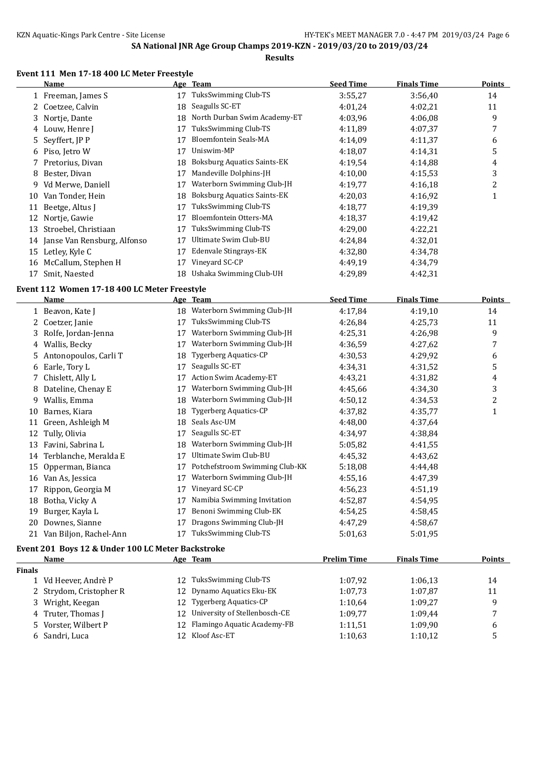# SA National JNR Age Group Champs 2019-KZN - 2019/03/20 to 2019/03/24

**Results**

### Event 111 Men 17-18 400 LC Meter Freestyle

| | Name | Age | Team | Seed Time | Finals Time | Points |
|---|---|---|---|---|---|---|
| 1 | Freeman, James S | 17 | TuksSwimming Club-TS | 3:55,27 | 3:56,40 | 14 |
| 2 | Coetzee, Calvin | 18 | Seagulls SC-ET | 4:01,24 | 4:02,21 | 11 |
| 3 | Nortje, Dante | 18 | North Durban Swim Academy-ET | 4:03,96 | 4:06,08 | 9 |
| 4 | Louw, Henre J | 17 | TuksSwimming Club-TS | 4:11,89 | 4:07,37 | 7 |
| 5 | Seyffert, JP P | 17 | Bloemfontein Seals-MA | 4:14,09 | 4:11,37 | 6 |
| 6 | Piso, Jetro W | 17 | Uniswim-MP | 4:18,07 | 4:14,31 | 5 |
| 7 | Pretorius, Divan | 18 | Boksburg Aquatics Saints-EK | 4:19,54 | 4:14,88 | 4 |
| 8 | Bester, Divan | 17 | Mandeville Dolphins-JH | 4:10,00 | 4:15,53 | 3 |
| 9 | Vd Merwe, Daniell | 17 | Waterborn Swimming Club-JH | 4:19,77 | 4:16,18 | 2 |
| 10 | Van Tonder, Hein | 18 | Boksburg Aquatics Saints-EK | 4:20,03 | 4:16,92 | 1 |
| 11 | Beetge, Altus J | 17 | TuksSwimming Club-TS | 4:18,77 | 4:19,39 | |
| 12 | Nortje, Gawie | 17 | Bloemfontein Otters-MA | 4:18,37 | 4:19,42 | |
| 13 | Stroebel, Christiaan | 17 | TuksSwimming Club-TS | 4:29,00 | 4:22,21 | |
| 14 | Janse Van Rensburg, Alfonso | 17 | Ultimate Swim Club-BU | 4:24,84 | 4:32,01 | |
| 15 | Letley, Kyle C | 17 | Edenvale Stingrays-EK | 4:32,80 | 4:34,78 | |
| 16 | McCallum, Stephen H | 17 | Vineyard SC-CP | 4:49,19 | 4:34,79 | |
| 17 | Smit, Naested | 18 | Ushaka Swimming Club-UH | 4:29,89 | 4:42,31 | |

### Event 112 Women 17-18 400 LC Meter Freestyle

| | Name | Age | Team | Seed Time | Finals Time | Points |
|---|---|---|---|---|---|---|
| 1 | Beavon, Kate J | 18 | Waterborn Swimming Club-JH | 4:17,84 | 4:19,10 | 14 |
| 2 | Coetzer, Janie | 17 | TuksSwimming Club-TS | 4:26,84 | 4:25,73 | 11 |
| 3 | Rolfe, Jordan-Jenna | 17 | Waterborn Swimming Club-JH | 4:25,31 | 4:26,98 | 9 |
| 4 | Wallis, Becky | 17 | Waterborn Swimming Club-JH | 4:36,59 | 4:27,62 | 7 |
| 5 | Antonopoulos, Carli T | 18 | Tygerberg Aquatics-CP | 4:30,53 | 4:29,92 | 6 |
| 6 | Earle, Tory L | 17 | Seagulls SC-ET | 4:34,31 | 4:31,52 | 5 |
| 7 | Chislett, Ally L | 17 | Action Swim Academy-ET | 4:43,21 | 4:31,82 | 4 |
| 8 | Dateline, Chenay E | 17 | Waterborn Swimming Club-JH | 4:45,66 | 4:34,30 | 3 |
| 9 | Wallis, Emma | 18 | Waterborn Swimming Club-JH | 4:50,12 | 4:34,53 | 2 |
| 10 | Barnes, Kiara | 18 | Tygerberg Aquatics-CP | 4:37,82 | 4:35,77 | 1 |
| 11 | Green, Ashleigh M | 18 | Seals Asc-UM | 4:48,00 | 4:37,64 | |
| 12 | Tully, Olivia | 17 | Seagulls SC-ET | 4:34,97 | 4:38,84 | |
| 13 | Favini, Sabrina L | 18 | Waterborn Swimming Club-JH | 5:05,82 | 4:41,55 | |
| 14 | Terblanche, Meralda E | 17 | Ultimate Swim Club-BU | 4:45,32 | 4:43,62 | |
| 15 | Opperman, Bianca | 17 | Potchefstroom Swimming Club-KK | 5:18,08 | 4:44,48 | |
| 16 | Van As, Jessica | 17 | Waterborn Swimming Club-JH | 4:55,16 | 4:47,39 | |
| 17 | Rippon, Georgia M | 17 | Vineyard SC-CP | 4:56,23 | 4:51,19 | |
| 18 | Botha, Vicky A | 17 | Namibia Swimming Invitation | 4:52,87 | 4:54,95 | |
| 19 | Burger, Kayla L | 17 | Benoni Swimming Club-EK | 4:54,25 | 4:58,45 | |
| 20 | Downes, Sianne | 17 | Dragons Swimming Club-JH | 4:47,29 | 4:58,67 | |
| 21 | Van Biljon, Rachel-Ann | 17 | TuksSwimming Club-TS | 5:01,63 | 5:01,95 | |

### Event 201 Boys 12 & Under 100 LC Meter Backstroke

| | Name | Age | Team | Prelim Time | Finals Time | Points |
|---|---|---|---|---|---|---|
| **Finals** | | | | | | |
| 1 | Vd Heever, Andrè P | 12 | TuksSwimming Club-TS | 1:07,92 | 1:06,13 | 14 |
| 2 | Strydom, Cristopher R | 12 | Dynamo Aquatics Eku-EK | 1:07,73 | 1:07,87 | 11 |
| 3 | Wright, Keegan | 12 | Tygerberg Aquatics-CP | 1:10,64 | 1:09,27 | 9 |
| 4 | Truter, Thomas J | 12 | University of Stellenbosch-CE | 1:09,77 | 1:09,44 | 7 |
| 5 | Vorster, Wilbert P | 12 | Flamingo Aquatic Academy-FB | 1:11,51 | 1:09,90 | 6 |
| 6 | Sandri, Luca | 12 | Kloof Asc-ET | 1:10,63 | 1:10,12 | 5 |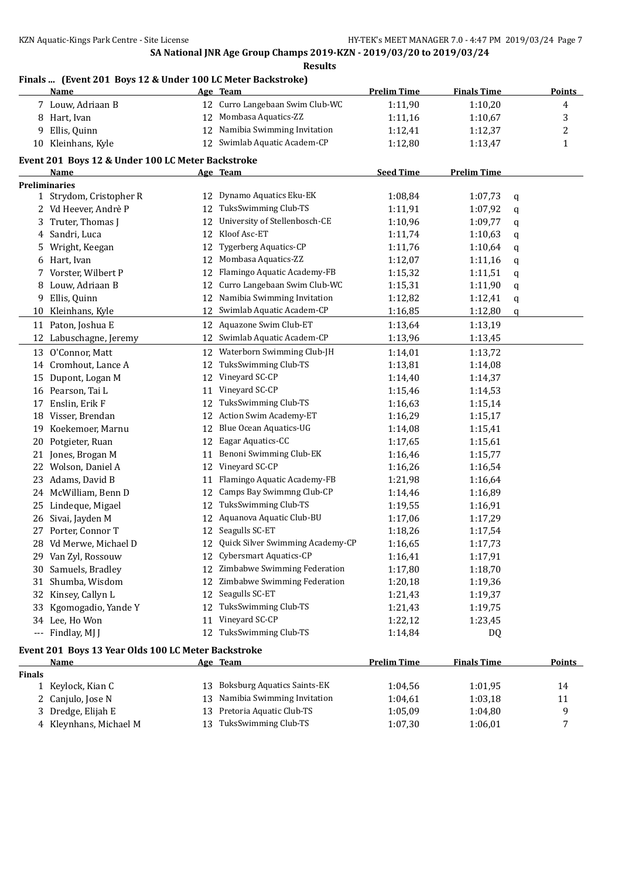## SA National JNR Age Group Champs 2019-KZN - 2019/03/20 to 2019/03/24

**Results**

### Finals ... (Event 201 Boys 12 & Under 100 LC Meter Backstroke)

| | Name | Age | Team | Prelim Time | Finals Time | Points |
|---|---|---|---|---|---|---|
| 7 | Louw, Adriaan B | 12 | Curro Langebaan Swim Club-WC | 1:11,90 | 1:10,20 | 4 |
| 8 | Hart, Ivan | 12 | Mombasa Aquatics-ZZ | 1:11,16 | 1:10,67 | 3 |
| 9 | Ellis, Quinn | 12 | Namibia Swimming Invitation | 1:12,41 | 1:12,37 | 2 |
| 10 | Kleinhans, Kyle | 12 | Swimlab Aquatic Academ-CP | 1:12,80 | 1:13,47 | 1 |

### Event 201 Boys 12 & Under 100 LC Meter Backstroke

| | Name | Age | Team | Seed Time | Prelim Time | |
|---|---|---|---|---|---|---|
| **Preliminaries** | | | | | | |
| 1 | Strydom, Cristopher R | 12 | Dynamo Aquatics Eku-EK | 1:08,84 | 1:07,73 | q |
| 2 | Vd Heever, Andrè P | 12 | TuksSwimming Club-TS | 1:11,91 | 1:07,92 | q |
| 3 | Truter, Thomas J | 12 | University of Stellenbosch-CE | 1:10,96 | 1:09,77 | q |
| 4 | Sandri, Luca | 12 | Kloof Asc-ET | 1:11,74 | 1:10,63 | q |
| 5 | Wright, Keegan | 12 | Tygerberg Aquatics-CP | 1:11,76 | 1:10,64 | q |
| 6 | Hart, Ivan | 12 | Mombasa Aquatics-ZZ | 1:12,07 | 1:11,16 | q |
| 7 | Vorster, Wilbert P | 12 | Flamingo Aquatic Academy-FB | 1:15,32 | 1:11,51 | q |
| 8 | Louw, Adriaan B | 12 | Curro Langebaan Swim Club-WC | 1:15,31 | 1:11,90 | q |
| 9 | Ellis, Quinn | 12 | Namibia Swimming Invitation | 1:12,82 | 1:12,41 | q |
| 10 | Kleinhans, Kyle | 12 | Swimlab Aquatic Academ-CP | 1:16,85 | 1:12,80 | q |
| 11 | Paton, Joshua E | 12 | Aquazone Swim Club-ET | 1:13,64 | 1:13,19 | |
| 12 | Labuschagne, Jeremy | 12 | Swimlab Aquatic Academ-CP | 1:13,96 | 1:13,45 | |
| 13 | O'Connor, Matt | 12 | Waterborn Swimming Club-JH | 1:14,01 | 1:13,72 | |
| 14 | Cromhout, Lance A | 12 | TuksSwimming Club-TS | 1:13,81 | 1:14,08 | |
| 15 | Dupont, Logan M | 12 | Vineyard SC-CP | 1:14,40 | 1:14,37 | |
| 16 | Pearson, Tai L | 11 | Vineyard SC-CP | 1:15,46 | 1:14,53 | |
| 17 | Enslin, Erik F | 12 | TuksSwimming Club-TS | 1:16,63 | 1:15,14 | |
| 18 | Visser, Brendan | 12 | Action Swim Academy-ET | 1:16,29 | 1:15,17 | |
| 19 | Koekemoer, Marnu | 12 | Blue Ocean Aquatics-UG | 1:14,08 | 1:15,41 | |
| 20 | Potgieter, Ruan | 12 | Eagar Aquatics-CC | 1:17,65 | 1:15,61 | |
| 21 | Jones, Brogan M | 11 | Benoni Swimming Club-EK | 1:16,46 | 1:15,77 | |
| 22 | Wolson, Daniel A | 12 | Vineyard SC-CP | 1:16,26 | 1:16,54 | |
| 23 | Adams, David B | 11 | Flamingo Aquatic Academy-FB | 1:21,98 | 1:16,64 | |
| 24 | McWilliam, Benn D | 12 | Camps Bay Swimmng Club-CP | 1:14,46 | 1:16,89 | |
| 25 | Lindeque, Migael | 12 | TuksSwimming Club-TS | 1:19,55 | 1:16,91 | |
| 26 | Sivai, Jayden M | 12 | Aquanova Aquatic Club-BU | 1:17,06 | 1:17,29 | |
| 27 | Porter, Connor T | 12 | Seagulls SC-ET | 1:18,26 | 1:17,54 | |
| 28 | Vd Merwe, Michael D | 12 | Quick Silver Swimming Academy-CP | 1:16,65 | 1:17,73 | |
| 29 | Van Zyl, Rossouw | 12 | Cybersmart Aquatics-CP | 1:16,41 | 1:17,91 | |
| 30 | Samuels, Bradley | 12 | Zimbabwe Swimming Federation | 1:17,80 | 1:18,70 | |
| 31 | Shumba, Wisdom | 12 | Zimbabwe Swimming Federation | 1:20,18 | 1:19,36 | |
| 32 | Kinsey, Callyn L | 12 | Seagulls SC-ET | 1:21,43 | 1:19,37 | |
| 33 | Kgomogadio, Yande Y | 12 | TuksSwimming Club-TS | 1:21,43 | 1:19,75 | |
| 34 | Lee, Ho Won | 11 | Vineyard SC-CP | 1:22,12 | 1:23,45 | |
| --- | Findlay, MJ J | 12 | TuksSwimming Club-TS | 1:14,84 | DQ | |

### Event 201 Boys 13 Year Olds 100 LC Meter Backstroke

| | Name | Age | Team | Prelim Time | Finals Time | Points |
|---|---|---|---|---|---|---|
| **Finals** | | | | | | |
| 1 | Keylock, Kian C | 13 | Boksburg Aquatics Saints-EK | 1:04,56 | 1:01,95 | 14 |
| 2 | Canjulo, Jose N | 13 | Namibia Swimming Invitation | 1:04,61 | 1:03,18 | 11 |
| 3 | Dredge, Elijah E | 13 | Pretoria Aquatic Club-TS | 1:05,09 | 1:04,80 | 9 |
| 4 | Kleynhans, Michael M | 13 | TuksSwimming Club-TS | 1:07,30 | 1:06,01 | 7 |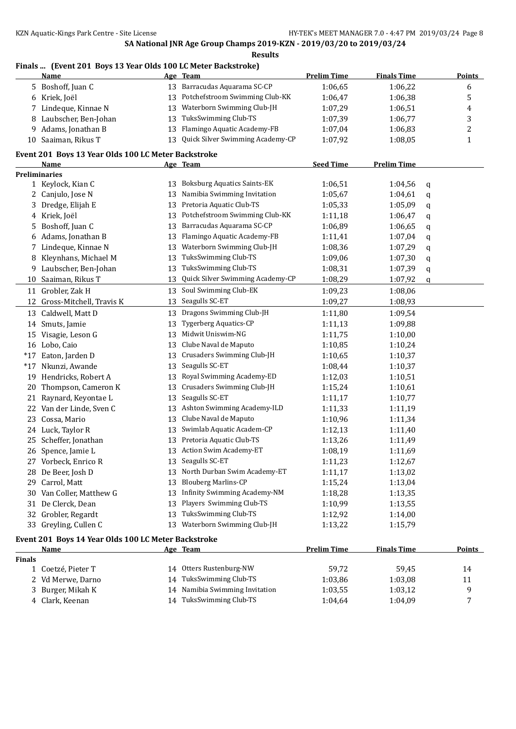# SA National JNR Age Group Champs 2019-KZN - 2019/03/20 to 2019/03/24

**Results**

## Finals ... (Event 201 Boys 13 Year Olds 100 LC Meter Backstroke)

| | Name | Age | Team | Prelim Time | Finals Time | Points |
|---|---|---|---|---|---|---|
| 5 | Boshoff, Juan C | 13 | Barracudas Aquarama SC-CP | 1:06,65 | 1:06,22 | 6 |
| 6 | Kriek, Joël | 13 | Potchefstroom Swimming Club-KK | 1:06,47 | 1:06,38 | 5 |
| 7 | Lindeque, Kinnae N | 13 | Waterborn Swimming Club-JH | 1:07,29 | 1:06,51 | 4 |
| 8 | Laubscher, Ben-Johan | 13 | TuksSwimming Club-TS | 1:07,39 | 1:06,77 | 3 |
| 9 | Adams, Jonathan B | 13 | Flamingo Aquatic Academy-FB | 1:07,04 | 1:06,83 | 2 |
| 10 | Saaiman, Rikus T | 13 | Quick Silver Swimming Academy-CP | 1:07,92 | 1:08,05 | 1 |

## Event 201 Boys 13 Year Olds 100 LC Meter Backstroke

**Preliminaries**

| | Name | Age | Team | Seed Time | Prelim Time | |
|---|---|---|---|---|---|---|
| 1 | Keylock, Kian C | 13 | Boksburg Aquatics Saints-EK | 1:06,51 | 1:04,56 | q |
| 2 | Canjulo, Jose N | 13 | Namibia Swimming Invitation | 1:05,67 | 1:04,61 | q |
| 3 | Dredge, Elijah E | 13 | Pretoria Aquatic Club-TS | 1:05,33 | 1:05,09 | q |
| 4 | Kriek, Joël | 13 | Potchefstroom Swimming Club-KK | 1:11,18 | 1:06,47 | q |
| 5 | Boshoff, Juan C | 13 | Barracudas Aquarama SC-CP | 1:06,89 | 1:06,65 | q |
| 6 | Adams, Jonathan B | 13 | Flamingo Aquatic Academy-FB | 1:11,41 | 1:07,04 | q |
| 7 | Lindeque, Kinnae N | 13 | Waterborn Swimming Club-JH | 1:08,36 | 1:07,29 | q |
| 8 | Kleynhans, Michael M | 13 | TuksSwimming Club-TS | 1:09,06 | 1:07,30 | q |
| 9 | Laubscher, Ben-Johan | 13 | TuksSwimming Club-TS | 1:08,31 | 1:07,39 | q |
| 10 | Saaiman, Rikus T | 13 | Quick Silver Swimming Academy-CP | 1:08,29 | 1:07,92 | q |
| 11 | Grobler, Zak H | 13 | Soul Swimming Club-EK | 1:09,23 | 1:08,06 | |
| 12 | Gross-Mitchell, Travis K | 13 | Seagulls SC-ET | 1:09,27 | 1:08,93 | |
| 13 | Caldwell, Matt D | 13 | Dragons Swimming Club-JH | 1:11,80 | 1:09,54 | |
| 14 | Smuts, Jamie | 13 | Tygerberg Aquatics-CP | 1:11,13 | 1:09,88 | |
| 15 | Visagie, Leson G | 13 | Midwit Uniswim-NG | 1:11,75 | 1:10,00 | |
| 16 | Lobo, Caio | 13 | Clube Naval de Maputo | 1:10,85 | 1:10,24 | |
| *17 | Eaton, Jarden D | 13 | Crusaders Swimming Club-JH | 1:10,65 | 1:10,37 | |
| *17 | Nkunzi, Awande | 13 | Seagulls SC-ET | 1:08,44 | 1:10,37 | |
| 19 | Hendricks, Robert A | 13 | Royal Swimming Academy-ED | 1:12,03 | 1:10,51 | |
| 20 | Thompson, Cameron K | 13 | Crusaders Swimming Club-JH | 1:15,24 | 1:10,61 | |
| 21 | Raynard, Keyontae L | 13 | Seagulls SC-ET | 1:11,17 | 1:10,77 | |
| 22 | Van der Linde, Sven C | 13 | Ashton Swimming Academy-ILD | 1:11,33 | 1:11,19 | |
| 23 | Cossa, Mario | 13 | Clube Naval de Maputo | 1:10,96 | 1:11,34 | |
| 24 | Luck, Taylor R | 13 | Swimlab Aquatic Academ-CP | 1:12,13 | 1:11,40 | |
| 25 | Scheffer, Jonathan | 13 | Pretoria Aquatic Club-TS | 1:13,26 | 1:11,49 | |
| 26 | Spence, Jamie L | 13 | Action Swim Academy-ET | 1:08,19 | 1:11,69 | |
| 27 | Vorbeck, Enrico R | 13 | Seagulls SC-ET | 1:11,23 | 1:12,67 | |
| 28 | De Beer, Josh D | 13 | North Durban Swim Academy-ET | 1:11,17 | 1:13,02 | |
| 29 | Carrol, Matt | 13 | Blouberg Marlins-CP | 1:15,24 | 1:13,04 | |
| 30 | Van Coller, Matthew G | 13 | Infinity Swimming Academy-NM | 1:18,28 | 1:13,35 | |
| 31 | De Clerck, Dean | 13 | Players Swimming Club-TS | 1:10,99 | 1:13,55 | |
| 32 | Grobler, Regardt | 13 | TuksSwimming Club-TS | 1:12,92 | 1:14,00 | |
| 33 | Greyling, Cullen C | 13 | Waterborn Swimming Club-JH | 1:13,22 | 1:15,79 | |

## Event 201 Boys 14 Year Olds 100 LC Meter Backstroke

**Finals**

| | Name | Age | Team | Prelim Time | Finals Time | Points |
|---|---|---|---|---|---|---|
| 1 | Coetzé, Pieter T | 14 | Otters Rustenburg-NW | 59,72 | 59,45 | 14 |
| 2 | Vd Merwe, Darno | 14 | TuksSwimming Club-TS | 1:03,86 | 1:03,08 | 11 |
| 3 | Burger, Mikah K | 14 | Namibia Swimming Invitation | 1:03,55 | 1:03,12 | 9 |
| 4 | Clark, Keenan | 14 | TuksSwimming Club-TS | 1:04,64 | 1:04,09 | 7 |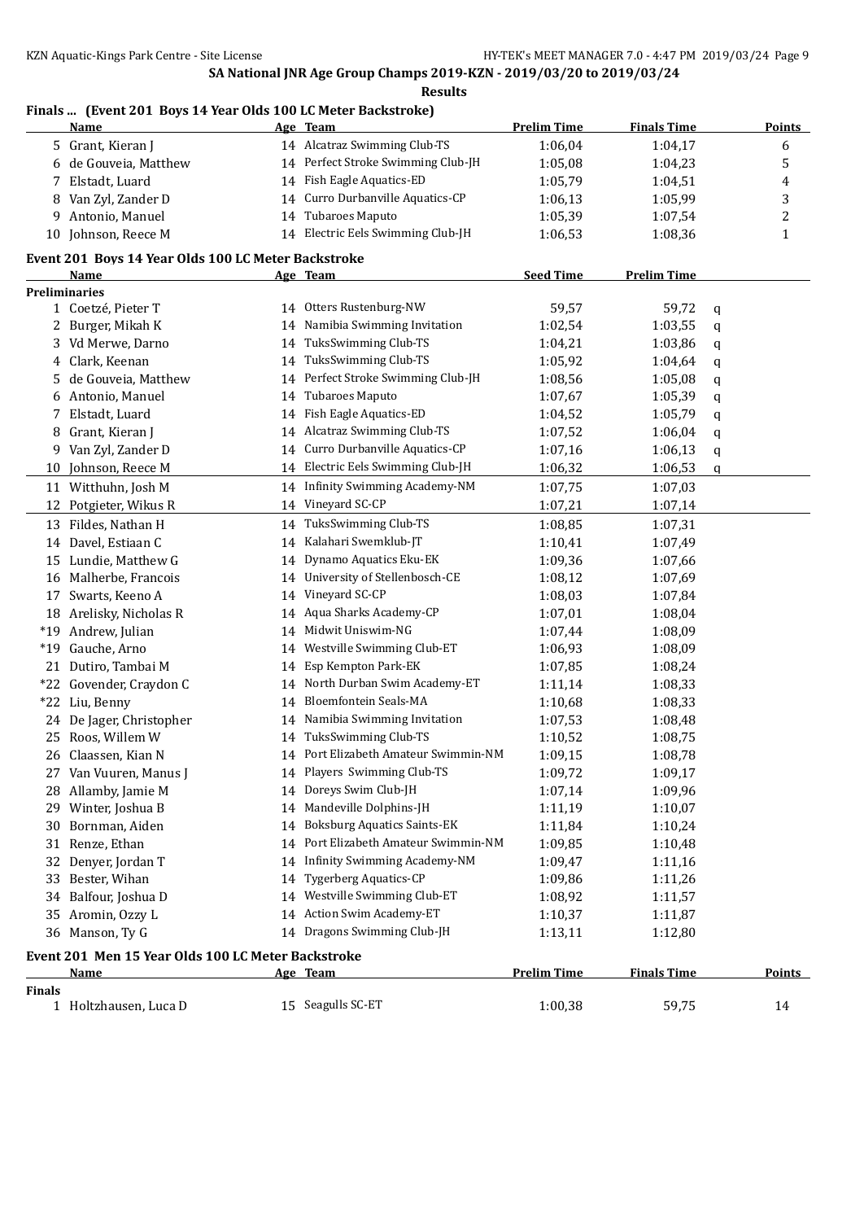**SA National JNR Age Group Champs 2019-KZN - 2019/03/20 to 2019/03/24**

**Results**

### Finals ... (Event 201 Boys 14 Year Olds 100 LC Meter Backstroke)

| | Name | Age | Team | Prelim Time | Finals Time | Points |
|---|---|---|---|---|---|---|
| 5 | Grant, Kieran J | 14 | Alcatraz Swimming Club-TS | 1:06,04 | 1:04,17 | 6 |
| 6 | de Gouveia, Matthew | 14 | Perfect Stroke Swimming Club-JH | 1:05,08 | 1:04,23 | 5 |
| 7 | Elstadt, Luard | 14 | Fish Eagle Aquatics-ED | 1:05,79 | 1:04,51 | 4 |
| 8 | Van Zyl, Zander D | 14 | Curro Durbanville Aquatics-CP | 1:06,13 | 1:05,99 | 3 |
| 9 | Antonio, Manuel | 14 | Tubaroes Maputo | 1:05,39 | 1:07,54 | 2 |
| 10 | Johnson, Reece M | 14 | Electric Eels Swimming Club-JH | 1:06,53 | 1:08,36 | 1 |

### Event 201 Boys 14 Year Olds 100 LC Meter Backstroke

**Preliminaries**

| | Name | Age | Team | Seed Time | Prelim Time | |
|---|---|---|---|---|---|---|
| 1 | Coetzé, Pieter T | 14 | Otters Rustenburg-NW | 59,57 | 59,72 | q |
| 2 | Burger, Mikah K | 14 | Namibia Swimming Invitation | 1:02,54 | 1:03,55 | q |
| 3 | Vd Merwe, Darno | 14 | TuksSwimming Club-TS | 1:04,21 | 1:03,86 | q |
| 4 | Clark, Keenan | 14 | TuksSwimming Club-TS | 1:05,92 | 1:04,64 | q |
| 5 | de Gouveia, Matthew | 14 | Perfect Stroke Swimming Club-JH | 1:08,56 | 1:05,08 | q |
| 6 | Antonio, Manuel | 14 | Tubaroes Maputo | 1:07,67 | 1:05,39 | q |
| 7 | Elstadt, Luard | 14 | Fish Eagle Aquatics-ED | 1:04,52 | 1:05,79 | q |
| 8 | Grant, Kieran J | 14 | Alcatraz Swimming Club-TS | 1:07,52 | 1:06,04 | q |
| 9 | Van Zyl, Zander D | 14 | Curro Durbanville Aquatics-CP | 1:07,16 | 1:06,13 | q |
| 10 | Johnson, Reece M | 14 | Electric Eels Swimming Club-JH | 1:06,32 | 1:06,53 | q |
| 11 | Witthuhn, Josh M | 14 | Infinity Swimming Academy-NM | 1:07,75 | 1:07,03 | |
| 12 | Potgieter, Wikus R | 14 | Vineyard SC-CP | 1:07,21 | 1:07,14 | |
| 13 | Fildes, Nathan H | 14 | TuksSwimming Club-TS | 1:08,85 | 1:07,31 | |
| 14 | Davel, Estiaan C | 14 | Kalahari Swemklub-JT | 1:10,41 | 1:07,49 | |
| 15 | Lundie, Matthew G | 14 | Dynamo Aquatics Eku-EK | 1:09,36 | 1:07,66 | |
| 16 | Malherbe, Francois | 14 | University of Stellenbosch-CE | 1:08,12 | 1:07,69 | |
| 17 | Swarts, Keeno A | 14 | Vineyard SC-CP | 1:08,03 | 1:07,84 | |
| 18 | Arelisky, Nicholas R | 14 | Aqua Sharks Academy-CP | 1:07,01 | 1:08,04 | |
| *19 | Andrew, Julian | 14 | Midwit Uniswim-NG | 1:07,44 | 1:08,09 | |
| *19 | Gauche, Arno | 14 | Westville Swimming Club-ET | 1:06,93 | 1:08,09 | |
| 21 | Dutiro, Tambai M | 14 | Esp Kempton Park-EK | 1:07,85 | 1:08,24 | |
| *22 | Govender, Craydon C | 14 | North Durban Swim Academy-ET | 1:11,14 | 1:08,33 | |
| *22 | Liu, Benny | 14 | Bloemfontein Seals-MA | 1:10,68 | 1:08,33 | |
| 24 | De Jager, Christopher | 14 | Namibia Swimming Invitation | 1:07,53 | 1:08,48 | |
| 25 | Roos, Willem W | 14 | TuksSwimming Club-TS | 1:10,52 | 1:08,75 | |
| 26 | Claassen, Kian N | 14 | Port Elizabeth Amateur Swimmin-NM | 1:09,15 | 1:08,78 | |
| 27 | Van Vuuren, Manus J | 14 | Players Swimming Club-TS | 1:09,72 | 1:09,17 | |
| 28 | Allamby, Jamie M | 14 | Doreys Swim Club-JH | 1:07,14 | 1:09,96 | |
| 29 | Winter, Joshua B | 14 | Mandeville Dolphins-JH | 1:11,19 | 1:10,07 | |
| 30 | Bornman, Aiden | 14 | Boksburg Aquatics Saints-EK | 1:11,84 | 1:10,24 | |
| 31 | Renze, Ethan | 14 | Port Elizabeth Amateur Swimmin-NM | 1:09,85 | 1:10,48 | |
| 32 | Denyer, Jordan T | 14 | Infinity Swimming Academy-NM | 1:09,47 | 1:11,16 | |
| 33 | Bester, Wihan | 14 | Tygerberg Aquatics-CP | 1:09,86 | 1:11,26 | |
| 34 | Balfour, Joshua D | 14 | Westville Swimming Club-ET | 1:08,92 | 1:11,57 | |
| 35 | Aromin, Ozzy L | 14 | Action Swim Academy-ET | 1:10,37 | 1:11,87 | |
| 36 | Manson, Ty G | 14 | Dragons Swimming Club-JH | 1:13,11 | 1:12,80 | |

### Event 201 Men 15 Year Olds 100 LC Meter Backstroke

**Finals**

| | Name | Age | Team | Prelim Time | Finals Time | Points |
|---|---|---|---|---|---|---|
| 1 | Holtzhausen, Luca D | 15 | Seagulls SC-ET | 1:00,38 | 59,75 | 14 |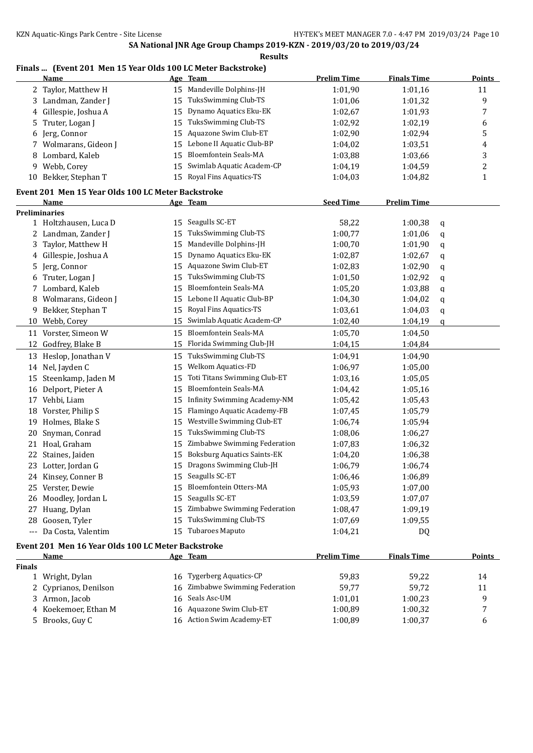SA National JNR Age Group Champs 2019-KZN - 2019/03/20 to 2019/03/24

**Results**

### Finals ... (Event 201 Men 15 Year Olds 100 LC Meter Backstroke)

| | Name | Age | Team | Prelim Time | Finals Time | Points |
|---|---|---|---|---|---|---|
| 2 | Taylor, Matthew H | 15 | Mandeville Dolphins-JH | 1:01,90 | 1:01,16 | 11 |
| 3 | Landman, Zander J | 15 | TuksSwimming Club-TS | 1:01,06 | 1:01,32 | 9 |
| 4 | Gillespie, Joshua A | 15 | Dynamo Aquatics Eku-EK | 1:02,67 | 1:01,93 | 7 |
| 5 | Truter, Logan J | 15 | TuksSwimming Club-TS | 1:02,92 | 1:02,19 | 6 |
| 6 | Jerg, Connor | 15 | Aquazone Swim Club-ET | 1:02,90 | 1:02,94 | 5 |
| 7 | Wolmarans, Gideon J | 15 | Lebone II Aquatic Club-BP | 1:04,02 | 1:03,51 | 4 |
| 8 | Lombard, Kaleb | 15 | Bloemfontein Seals-MA | 1:03,88 | 1:03,66 | 3 |
| 9 | Webb, Corey | 15 | Swimlab Aquatic Academ-CP | 1:04,19 | 1:04,59 | 2 |
| 10 | Bekker, Stephan T | 15 | Royal Fins Aquatics-TS | 1:04,03 | 1:04,82 | 1 |

### Event 201 Men 15 Year Olds 100 LC Meter Backstroke

| | Name | Age | Team | Seed Time | Prelim Time | |
|---|---|---|---|---|---|---|
| **Preliminaries** | | | | | | |
| 1 | Holtzhausen, Luca D | 15 | Seagulls SC-ET | 58,22 | 1:00,38 | q |
| 2 | Landman, Zander J | 15 | TuksSwimming Club-TS | 1:00,77 | 1:01,06 | q |
| 3 | Taylor, Matthew H | 15 | Mandeville Dolphins-JH | 1:00,70 | 1:01,90 | q |
| 4 | Gillespie, Joshua A | 15 | Dynamo Aquatics Eku-EK | 1:02,87 | 1:02,67 | q |
| 5 | Jerg, Connor | 15 | Aquazone Swim Club-ET | 1:02,83 | 1:02,90 | q |
| 6 | Truter, Logan J | 15 | TuksSwimming Club-TS | 1:01,50 | 1:02,92 | q |
| 7 | Lombard, Kaleb | 15 | Bloemfontein Seals-MA | 1:05,20 | 1:03,88 | q |
| 8 | Wolmarans, Gideon J | 15 | Lebone II Aquatic Club-BP | 1:04,30 | 1:04,02 | q |
| 9 | Bekker, Stephan T | 15 | Royal Fins Aquatics-TS | 1:03,61 | 1:04,03 | q |
| 10 | Webb, Corey | 15 | Swimlab Aquatic Academ-CP | 1:02,40 | 1:04,19 | q |
| 11 | Vorster, Simeon W | 15 | Bloemfontein Seals-MA | 1:05,70 | 1:04,50 | |
| 12 | Godfrey, Blake B | 15 | Florida Swimming Club-JH | 1:04,15 | 1:04,84 | |
| 13 | Heslop, Jonathan V | 15 | TuksSwimming Club-TS | 1:04,91 | 1:04,90 | |
| 14 | Nel, Jayden C | 15 | Welkom Aquatics-FD | 1:06,97 | 1:05,00 | |
| 15 | Steenkamp, Jaden M | 15 | Toti Titans Swimming Club-ET | 1:03,16 | 1:05,05 | |
| 16 | Delport, Pieter A | 15 | Bloemfontein Seals-MA | 1:04,42 | 1:05,16 | |
| 17 | Vehbi, Liam | 15 | Infinity Swimming Academy-NM | 1:05,42 | 1:05,43 | |
| 18 | Vorster, Philip S | 15 | Flamingo Aquatic Academy-FB | 1:07,45 | 1:05,79 | |
| 19 | Holmes, Blake S | 15 | Westville Swimming Club-ET | 1:06,74 | 1:05,94 | |
| 20 | Snyman, Conrad | 15 | TuksSwimming Club-TS | 1:08,06 | 1:06,27 | |
| 21 | Hoal, Graham | 15 | Zimbabwe Swimming Federation | 1:07,83 | 1:06,32 | |
| 22 | Staines, Jaiden | 15 | Boksburg Aquatics Saints-EK | 1:04,20 | 1:06,38 | |
| 23 | Lotter, Jordan G | 15 | Dragons Swimming Club-JH | 1:06,79 | 1:06,74 | |
| 24 | Kinsey, Conner B | 15 | Seagulls SC-ET | 1:06,46 | 1:06,89 | |
| 25 | Verster, Dewie | 15 | Bloemfontein Otters-MA | 1:05,93 | 1:07,00 | |
| 26 | Moodley, Jordan L | 15 | Seagulls SC-ET | 1:03,59 | 1:07,07 | |
| 27 | Huang, Dylan | 15 | Zimbabwe Swimming Federation | 1:08,47 | 1:09,19 | |
| 28 | Goosen, Tyler | 15 | TuksSwimming Club-TS | 1:07,69 | 1:09,55 | |
| --- | Da Costa, Valentim | 15 | Tubaroes Maputo | 1:04,21 | DQ | |

### Event 201 Men 16 Year Olds 100 LC Meter Backstroke

| | Name | Age | Team | Prelim Time | Finals Time | Points |
|---|---|---|---|---|---|---|
| **Finals** | | | | | | |
| 1 | Wright, Dylan | 16 | Tygerberg Aquatics-CP | 59,83 | 59,22 | 14 |
| 2 | Cyprianos, Denilson | 16 | Zimbabwe Swimming Federation | 59,77 | 59,72 | 11 |
| 3 | Armon, Jacob | 16 | Seals Asc-UM | 1:01,01 | 1:00,23 | 9 |
| 4 | Koekemoer, Ethan M | 16 | Aquazone Swim Club-ET | 1:00,89 | 1:00,32 | 7 |
| 5 | Brooks, Guy C | 16 | Action Swim Academy-ET | 1:00,89 | 1:00,37 | 6 |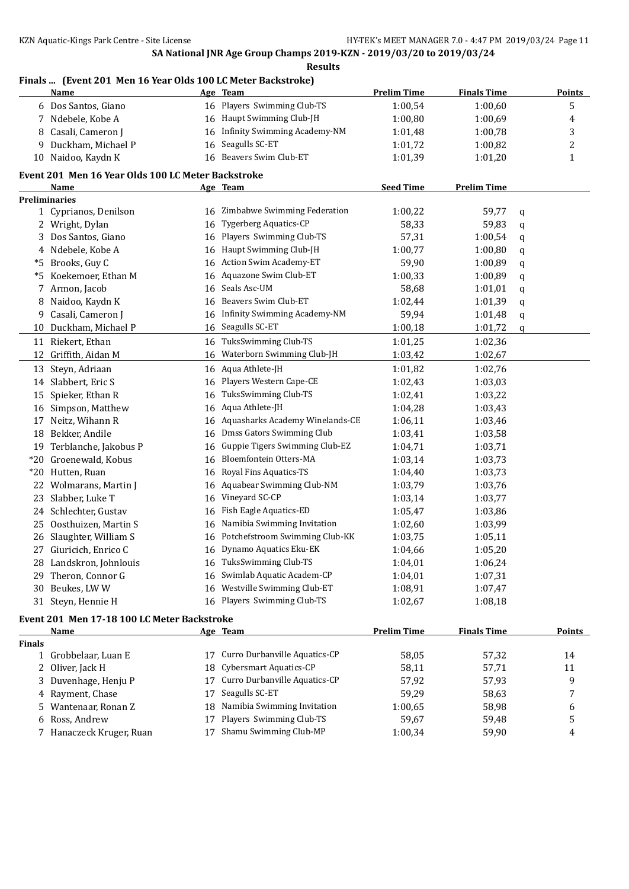SA National JNR Age Group Champs 2019-KZN - 2019/03/20 to 2019/03/24

Results

## Finals ... (Event 201 Men 16 Year Olds 100 LC Meter Backstroke)

| | Name | Age | Team | Prelim Time | Finals Time | Points |
|---|---|---|---|---|---|---|
| 6 | Dos Santos, Giano | 16 | Players Swimming Club-TS | 1:00,54 | 1:00,60 | 5 |
| 7 | Ndebele, Kobe A | 16 | Haupt Swimming Club-JH | 1:00,80 | 1:00,69 | 4 |
| 8 | Casali, Cameron J | 16 | Infinity Swimming Academy-NM | 1:01,48 | 1:00,78 | 3 |
| 9 | Duckham, Michael P | 16 | Seagulls SC-ET | 1:01,72 | 1:00,82 | 2 |
| 10 | Naidoo, Kaydn K | 16 | Beavers Swim Club-ET | 1:01,39 | 1:01,20 | 1 |

## Event 201 Men 16 Year Olds 100 LC Meter Backstroke

| | Name | Age | Team | Seed Time | Prelim Time | |
|---|---|---|---|---|---|---|
| **Preliminaries** | | | | | | |
| 1 | Cyprianos, Denilson | 16 | Zimbabwe Swimming Federation | 1:00,22 | 59,77 | q |
| 2 | Wright, Dylan | 16 | Tygerberg Aquatics-CP | 58,33 | 59,83 | q |
| 3 | Dos Santos, Giano | 16 | Players Swimming Club-TS | 57,31 | 1:00,54 | q |
| 4 | Ndebele, Kobe A | 16 | Haupt Swimming Club-JH | 1:00,77 | 1:00,80 | q |
| *5 | Brooks, Guy C | 16 | Action Swim Academy-ET | 59,90 | 1:00,89 | q |
| *5 | Koekemoer, Ethan M | 16 | Aquazone Swim Club-ET | 1:00,33 | 1:00,89 | q |
| 7 | Armon, Jacob | 16 | Seals Asc-UM | 58,68 | 1:01,01 | q |
| 8 | Naidoo, Kaydn K | 16 | Beavers Swim Club-ET | 1:02,44 | 1:01,39 | q |
| 9 | Casali, Cameron J | 16 | Infinity Swimming Academy-NM | 59,94 | 1:01,48 | q |
| 10 | Duckham, Michael P | 16 | Seagulls SC-ET | 1:00,18 | 1:01,72 | q |
| 11 | Riekert, Ethan | 16 | TuksSwimming Club-TS | 1:01,25 | 1:02,36 | |
| 12 | Griffith, Aidan M | 16 | Waterborn Swimming Club-JH | 1:03,42 | 1:02,67 | |
| 13 | Steyn, Adriaan | 16 | Aqua Athlete-JH | 1:01,82 | 1:02,76 | |
| 14 | Slabbert, Eric S | 16 | Players Western Cape-CE | 1:02,43 | 1:03,03 | |
| 15 | Spieker, Ethan R | 16 | TuksSwimming Club-TS | 1:02,41 | 1:03,22 | |
| 16 | Simpson, Matthew | 16 | Aqua Athlete-JH | 1:04,28 | 1:03,43 | |
| 17 | Neitz, Wihann R | 16 | Aquasharks Academy Winelands-CE | 1:06,11 | 1:03,46 | |
| 18 | Bekker, Andile | 16 | Dmss Gators Swimming Club | 1:03,41 | 1:03,58 | |
| 19 | Terblanche, Jakobus P | 16 | Guppie Tigers Swimming Club-EZ | 1:04,71 | 1:03,71 | |
| *20 | Groenewald, Kobus | 16 | Bloemfontein Otters-MA | 1:03,14 | 1:03,73 | |
| *20 | Hutten, Ruan | 16 | Royal Fins Aquatics-TS | 1:04,40 | 1:03,73 | |
| 22 | Wolmarans, Martin J | 16 | Aquabear Swimming Club-NM | 1:03,79 | 1:03,76 | |
| 23 | Slabber, Luke T | 16 | Vineyard SC-CP | 1:03,14 | 1:03,77 | |
| 24 | Schlechter, Gustav | 16 | Fish Eagle Aquatics-ED | 1:05,47 | 1:03,86 | |
| 25 | Oosthuizen, Martin S | 16 | Namibia Swimming Invitation | 1:02,60 | 1:03,99 | |
| 26 | Slaughter, William S | 16 | Potchefstroom Swimming Club-KK | 1:03,75 | 1:05,11 | |
| 27 | Giuricich, Enrico C | 16 | Dynamo Aquatics Eku-EK | 1:04,66 | 1:05,20 | |
| 28 | Landskron, Johnlouis | 16 | TuksSwimming Club-TS | 1:04,01 | 1:06,24 | |
| 29 | Theron, Connor G | 16 | Swimlab Aquatic Academ-CP | 1:04,01 | 1:07,31 | |
| 30 | Beukes, LW W | 16 | Westville Swimming Club-ET | 1:08,91 | 1:07,47 | |
| 31 | Steyn, Hennie H | 16 | Players Swimming Club-TS | 1:02,67 | 1:08,18 | |

## Event 201 Men 17-18 100 LC Meter Backstroke

| | Name | Age | Team | Prelim Time | Finals Time | Points |
|---|---|---|---|---|---|---|
| **Finals** | | | | | | |
| 1 | Grobbelaar, Luan E | 17 | Curro Durbanville Aquatics-CP | 58,05 | 57,32 | 14 |
| 2 | Oliver, Jack H | 18 | Cybersmart Aquatics-CP | 58,11 | 57,71 | 11 |
| 3 | Duvenhage, Henju P | 17 | Curro Durbanville Aquatics-CP | 57,92 | 57,93 | 9 |
| 4 | Rayment, Chase | 17 | Seagulls SC-ET | 59,29 | 58,63 | 7 |
| 5 | Wantenaar, Ronan Z | 18 | Namibia Swimming Invitation | 1:00,65 | 58,98 | 6 |
| 6 | Ross, Andrew | 17 | Players Swimming Club-TS | 59,67 | 59,48 | 5 |
| 7 | Hanaczeck Kruger, Ruan | 17 | Shamu Swimming Club-MP | 1:00,34 | 59,90 | 4 |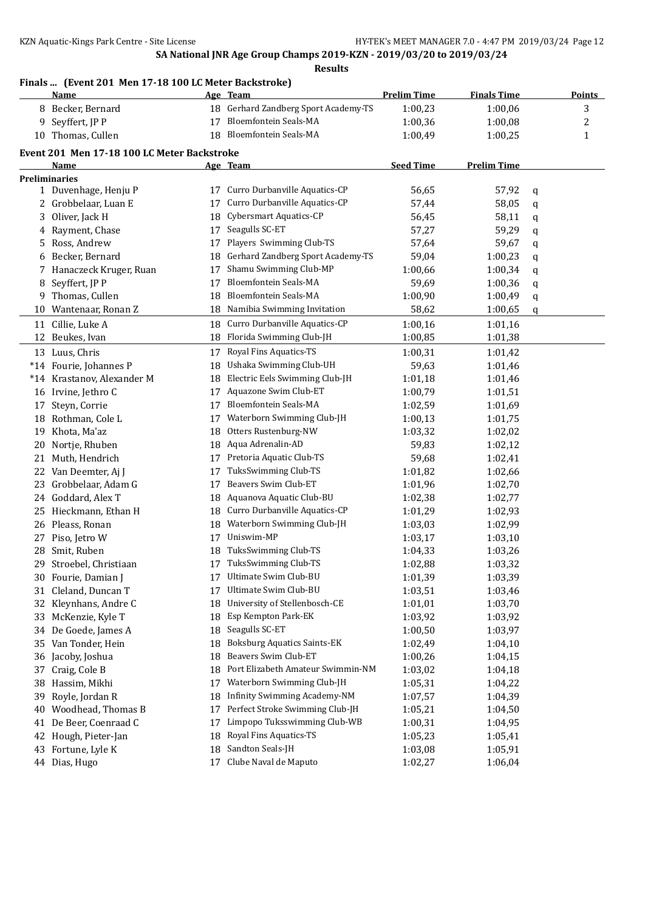SA National JNR Age Group Champs 2019-KZN - 2019/03/20 to 2019/03/24

**Results**

### Finals ... (Event 201 Men 17-18 100 LC Meter Backstroke)

| | Name | Age | Team | Prelim Time | Finals Time | Points |
|---|---|---|---|---|---|---|
| 8 | Becker, Bernard | 18 | Gerhard Zandberg Sport Academy-TS | 1:00,23 | 1:00,06 | 3 |
| 9 | Seyffert, JP P | 17 | Bloemfontein Seals-MA | 1:00,36 | 1:00,08 | 2 |
| 10 | Thomas, Cullen | 18 | Bloemfontein Seals-MA | 1:00,49 | 1:00,25 | 1 |

### Event 201 Men 17-18 100 LC Meter Backstroke

| | Name | Age | Team | Seed Time | Prelim Time | |
|---|---|---|---|---|---|---|
| **Preliminaries** | | | | | | |
| 1 | Duvenhage, Henju P | 17 | Curro Durbanville Aquatics-CP | 56,65 | 57,92 | q |
| 2 | Grobbelaar, Luan E | 17 | Curro Durbanville Aquatics-CP | 57,44 | 58,05 | q |
| 3 | Oliver, Jack H | 18 | Cybersmart Aquatics-CP | 56,45 | 58,11 | q |
| 4 | Rayment, Chase | 17 | Seagulls SC-ET | 57,27 | 59,29 | q |
| 5 | Ross, Andrew | 17 | Players Swimming Club-TS | 57,64 | 59,67 | q |
| 6 | Becker, Bernard | 18 | Gerhard Zandberg Sport Academy-TS | 59,04 | 1:00,23 | q |
| 7 | Hanaczeck Kruger, Ruan | 17 | Shamu Swimming Club-MP | 1:00,66 | 1:00,34 | q |
| 8 | Seyffert, JP P | 17 | Bloemfontein Seals-MA | 59,69 | 1:00,36 | q |
| 9 | Thomas, Cullen | 18 | Bloemfontein Seals-MA | 1:00,90 | 1:00,49 | q |
| 10 | Wantenaar, Ronan Z | 18 | Namibia Swimming Invitation | 58,62 | 1:00,65 | q |
| 11 | Cillie, Luke A | 18 | Curro Durbanville Aquatics-CP | 1:00,16 | 1:01,16 | |
| 12 | Beukes, Ivan | 18 | Florida Swimming Club-JH | 1:00,85 | 1:01,38 | |
| 13 | Luus, Chris | 17 | Royal Fins Aquatics-TS | 1:00,31 | 1:01,42 | |
| *14 | Fourie, Johannes P | 18 | Ushaka Swimming Club-UH | 59,63 | 1:01,46 | |
| *14 | Krastanov, Alexander M | 18 | Electric Eels Swimming Club-JH | 1:01,18 | 1:01,46 | |
| 16 | Irvine, Jethro C | 17 | Aquazone Swim Club-ET | 1:00,79 | 1:01,51 | |
| 17 | Steyn, Corrie | 17 | Bloemfontein Seals-MA | 1:02,59 | 1:01,69 | |
| 18 | Rothman, Cole L | 17 | Waterborn Swimming Club-JH | 1:00,13 | 1:01,75 | |
| 19 | Khota, Ma'az | 18 | Otters Rustenburg-NW | 1:03,32 | 1:02,02 | |
| 20 | Nortje, Rhuben | 18 | Aqua Adrenalin-AD | 59,83 | 1:02,12 | |
| 21 | Muth, Hendrich | 17 | Pretoria Aquatic Club-TS | 59,68 | 1:02,41 | |
| 22 | Van Deemter, Aj J | 17 | TuksSwimming Club-TS | 1:01,82 | 1:02,66 | |
| 23 | Grobbelaar, Adam G | 17 | Beavers Swim Club-ET | 1:01,96 | 1:02,70 | |
| 24 | Goddard, Alex T | 18 | Aquanova Aquatic Club-BU | 1:02,38 | 1:02,77 | |
| 25 | Hieckmann, Ethan H | 18 | Curro Durbanville Aquatics-CP | 1:01,29 | 1:02,93 | |
| 26 | Pleass, Ronan | 18 | Waterborn Swimming Club-JH | 1:03,03 | 1:02,99 | |
| 27 | Piso, Jetro W | 17 | Uniswim-MP | 1:03,17 | 1:03,10 | |
| 28 | Smit, Ruben | 18 | TuksSwimming Club-TS | 1:04,33 | 1:03,26 | |
| 29 | Stroebel, Christiaan | 17 | TuksSwimming Club-TS | 1:02,88 | 1:03,32 | |
| 30 | Fourie, Damian J | 17 | Ultimate Swim Club-BU | 1:01,39 | 1:03,39 | |
| 31 | Cleland, Duncan T | 17 | Ultimate Swim Club-BU | 1:03,51 | 1:03,46 | |
| 32 | Kleynhans, Andre C | 18 | University of Stellenbosch-CE | 1:01,01 | 1:03,70 | |
| 33 | McKenzie, Kyle T | 18 | Esp Kempton Park-EK | 1:03,92 | 1:03,92 | |
| 34 | De Goede, James A | 18 | Seagulls SC-ET | 1:00,50 | 1:03,97 | |
| 35 | Van Tonder, Hein | 18 | Boksburg Aquatics Saints-EK | 1:02,49 | 1:04,10 | |
| 36 | Jacoby, Joshua | 18 | Beavers Swim Club-ET | 1:00,26 | 1:04,15 | |
| 37 | Craig, Cole B | 18 | Port Elizabeth Amateur Swimmin-NM | 1:03,02 | 1:04,18 | |
| 38 | Hassim, Mikhi | 17 | Waterborn Swimming Club-JH | 1:05,31 | 1:04,22 | |
| 39 | Royle, Jordan R | 18 | Infinity Swimming Academy-NM | 1:07,57 | 1:04,39 | |
| 40 | Woodhead, Thomas B | 17 | Perfect Stroke Swimming Club-JH | 1:05,21 | 1:04,50 | |
| 41 | De Beer, Coenraad C | 17 | Limpopo Tuksswimming Club-WB | 1:00,31 | 1:04,95 | |
| 42 | Hough, Pieter-Jan | 18 | Royal Fins Aquatics-TS | 1:05,23 | 1:05,41 | |
| 43 | Fortune, Lyle K | 18 | Sandton Seals-JH | 1:03,08 | 1:05,91 | |
| 44 | Dias, Hugo | 17 | Clube Naval de Maputo | 1:02,27 | 1:06,04 | |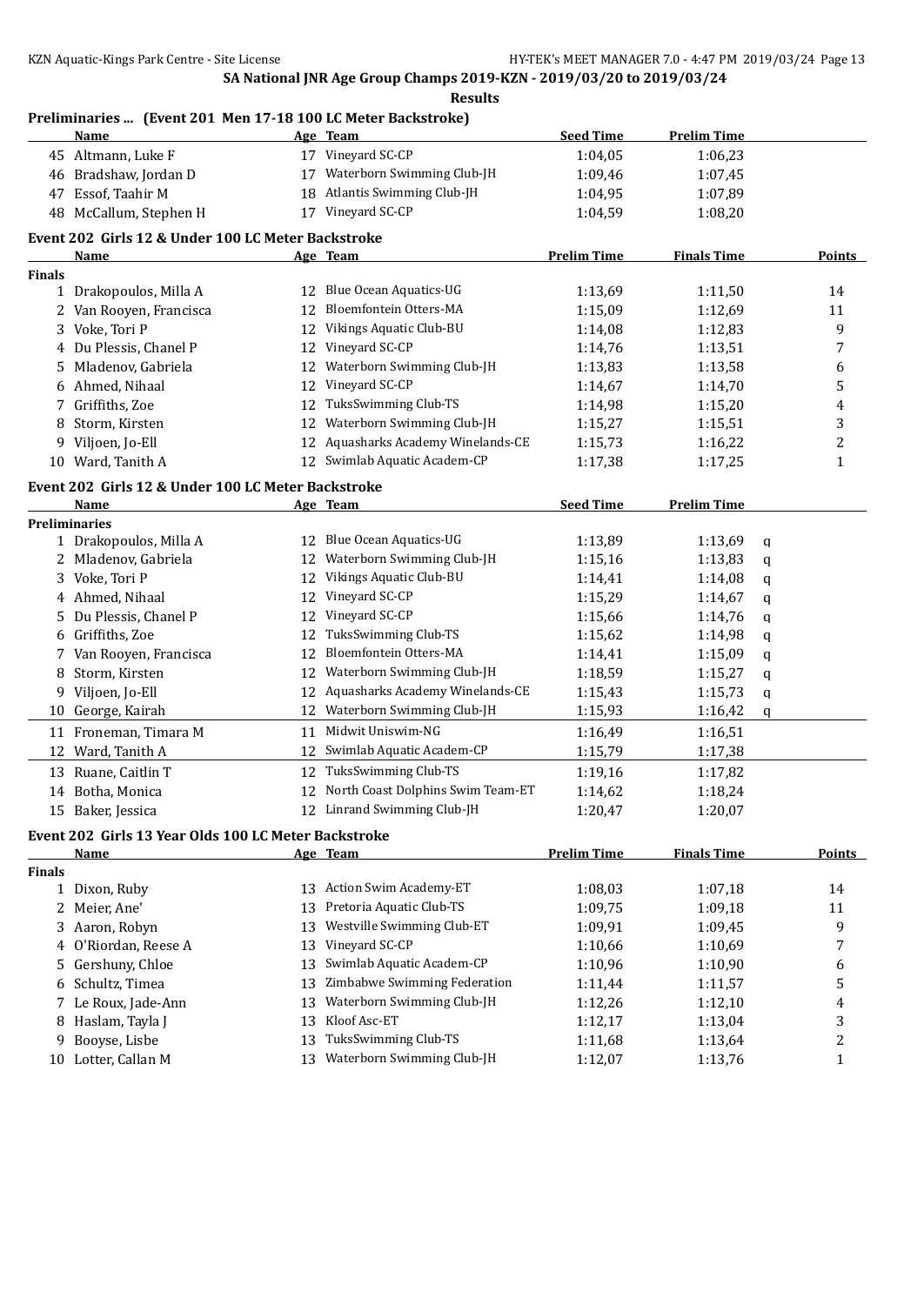SA National JNR Age Group Champs 2019-KZN - 2019/03/20 to 2019/03/24

**Results**

### Preliminaries ... (Event 201 Men 17-18 100 LC Meter Backstroke)

| | Name | Age | Team | Seed Time | Prelim Time |
|---|---|---|---|---|---|
| 45 | Altmann, Luke F | 17 | Vineyard SC-CP | 1:04,05 | 1:06,23 |
| 46 | Bradshaw, Jordan D | 17 | Waterborn Swimming Club-JH | 1:09,46 | 1:07,45 |
| 47 | Essof, Taahir M | 18 | Atlantis Swimming Club-JH | 1:04,95 | 1:07,89 |
| 48 | McCallum, Stephen H | 17 | Vineyard SC-CP | 1:04,59 | 1:08,20 |

### Event 202 Girls 12 & Under 100 LC Meter Backstroke

| | Name | Age | Team | Prelim Time | Finals Time | Points |
|---|---|---|---|---|---|---|
| **Finals** | | | | | | |
| 1 | Drakopoulos, Milla A | 12 | Blue Ocean Aquatics-UG | 1:13,69 | 1:11,50 | 14 |
| 2 | Van Rooyen, Francisca | 12 | Bloemfontein Otters-MA | 1:15,09 | 1:12,69 | 11 |
| 3 | Voke, Tori P | 12 | Vikings Aquatic Club-BU | 1:14,08 | 1:12,83 | 9 |
| 4 | Du Plessis, Chanel P | 12 | Vineyard SC-CP | 1:14,76 | 1:13,51 | 7 |
| 5 | Mladenov, Gabriela | 12 | Waterborn Swimming Club-JH | 1:13,83 | 1:13,58 | 6 |
| 6 | Ahmed, Nihaal | 12 | Vineyard SC-CP | 1:14,67 | 1:14,70 | 5 |
| 7 | Griffiths, Zoe | 12 | TuksSwimming Club-TS | 1:14,98 | 1:15,20 | 4 |
| 8 | Storm, Kirsten | 12 | Waterborn Swimming Club-JH | 1:15,27 | 1:15,51 | 3 |
| 9 | Viljoen, Jo-Ell | 12 | Aquasharks Academy Winelands-CE | 1:15,73 | 1:16,22 | 2 |
| 10 | Ward, Tanith A | 12 | Swimlab Aquatic Academ-CP | 1:17,38 | 1:17,25 | 1 |

### Event 202 Girls 12 & Under 100 LC Meter Backstroke

| | Name | Age | Team | Seed Time | Prelim Time | |
|---|---|---|---|---|---|---|
| **Preliminaries** | | | | | | |
| 1 | Drakopoulos, Milla A | 12 | Blue Ocean Aquatics-UG | 1:13,89 | 1:13,69 | q |
| 2 | Mladenov, Gabriela | 12 | Waterborn Swimming Club-JH | 1:15,16 | 1:13,83 | q |
| 3 | Voke, Tori P | 12 | Vikings Aquatic Club-BU | 1:14,41 | 1:14,08 | q |
| 4 | Ahmed, Nihaal | 12 | Vineyard SC-CP | 1:15,29 | 1:14,67 | q |
| 5 | Du Plessis, Chanel P | 12 | Vineyard SC-CP | 1:15,66 | 1:14,76 | q |
| 6 | Griffiths, Zoe | 12 | TuksSwimming Club-TS | 1:15,62 | 1:14,98 | q |
| 7 | Van Rooyen, Francisca | 12 | Bloemfontein Otters-MA | 1:14,41 | 1:15,09 | q |
| 8 | Storm, Kirsten | 12 | Waterborn Swimming Club-JH | 1:18,59 | 1:15,27 | q |
| 9 | Viljoen, Jo-Ell | 12 | Aquasharks Academy Winelands-CE | 1:15,43 | 1:15,73 | q |
| 10 | George, Kairah | 12 | Waterborn Swimming Club-JH | 1:15,93 | 1:16,42 | q |
| 11 | Froneman, Timara M | 11 | Midwit Uniswim-NG | 1:16,49 | 1:16,51 | |
| 12 | Ward, Tanith A | 12 | Swimlab Aquatic Academ-CP | 1:15,79 | 1:17,38 | |
| 13 | Ruane, Caitlin T | 12 | TuksSwimming Club-TS | 1:19,16 | 1:17,82 | |
| 14 | Botha, Monica | 12 | North Coast Dolphins Swim Team-ET | 1:14,62 | 1:18,24 | |
| 15 | Baker, Jessica | 12 | Linrand Swimming Club-JH | 1:20,47 | 1:20,07 | |

### Event 202 Girls 13 Year Olds 100 LC Meter Backstroke

| | Name | Age | Team | Prelim Time | Finals Time | Points |
|---|---|---|---|---|---|---|
| **Finals** | | | | | | |
| 1 | Dixon, Ruby | 13 | Action Swim Academy-ET | 1:08,03 | 1:07,18 | 14 |
| 2 | Meier, Ane' | 13 | Pretoria Aquatic Club-TS | 1:09,75 | 1:09,18 | 11 |
| 3 | Aaron, Robyn | 13 | Westville Swimming Club-ET | 1:09,91 | 1:09,45 | 9 |
| 4 | O'Riordan, Reese A | 13 | Vineyard SC-CP | 1:10,66 | 1:10,69 | 7 |
| 5 | Gershuny, Chloe | 13 | Swimlab Aquatic Academ-CP | 1:10,96 | 1:10,90 | 6 |
| 6 | Schultz, Timea | 13 | Zimbabwe Swimming Federation | 1:11,44 | 1:11,57 | 5 |
| 7 | Le Roux, Jade-Ann | 13 | Waterborn Swimming Club-JH | 1:12,26 | 1:12,10 | 4 |
| 8 | Haslam, Tayla J | 13 | Kloof Asc-ET | 1:12,17 | 1:13,04 | 3 |
| 9 | Booyse, Lisbe | 13 | TuksSwimming Club-TS | 1:11,68 | 1:13,64 | 2 |
| 10 | Lotter, Callan M | 13 | Waterborn Swimming Club-JH | 1:12,07 | 1:13,76 | 1 |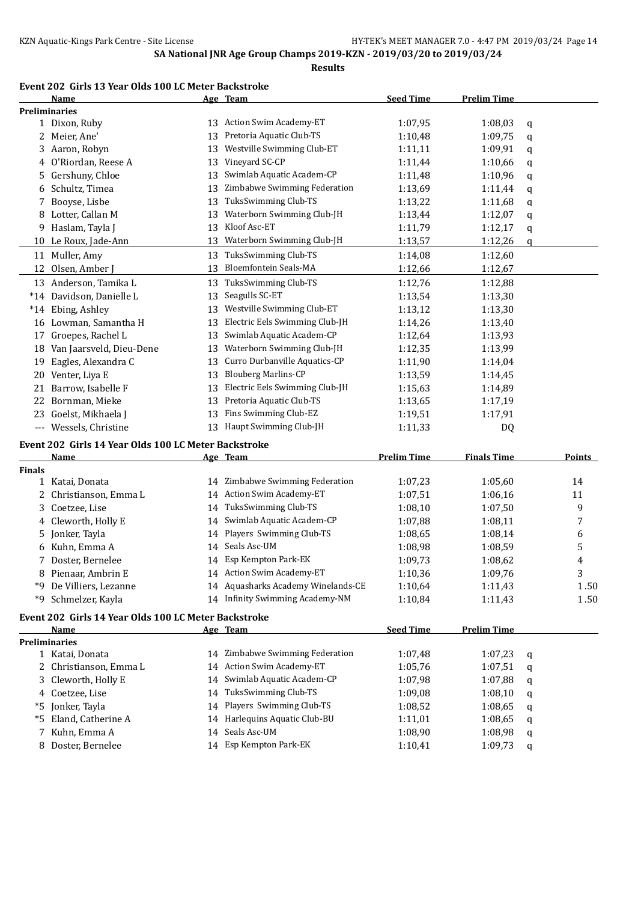SA National JNR Age Group Champs 2019-KZN - 2019/03/20 to 2019/03/24

**Results**

### Event 202 Girls 13 Year Olds 100 LC Meter Backstroke

| | Name | Age | Team | Seed Time | Prelim Time | |
|---|---|---|---|---|---|---|
| **Preliminaries** | | | | | | |
| 1 | Dixon, Ruby | 13 | Action Swim Academy-ET | 1:07,95 | 1:08,03 | q |
| 2 | Meier, Ane' | 13 | Pretoria Aquatic Club-TS | 1:10,48 | 1:09,75 | q |
| 3 | Aaron, Robyn | 13 | Westville Swimming Club-ET | 1:11,11 | 1:09,91 | q |
| 4 | O'Riordan, Reese A | 13 | Vineyard SC-CP | 1:11,44 | 1:10,66 | q |
| 5 | Gershuny, Chloe | 13 | Swimlab Aquatic Academ-CP | 1:11,48 | 1:10,96 | q |
| 6 | Schultz, Timea | 13 | Zimbabwe Swimming Federation | 1:13,69 | 1:11,44 | q |
| 7 | Booyse, Lisbe | 13 | TuksSwimming Club-TS | 1:13,22 | 1:11,68 | q |
| 8 | Lotter, Callan M | 13 | Waterborn Swimming Club-JH | 1:13,44 | 1:12,07 | q |
| 9 | Haslam, Tayla J | 13 | Kloof Asc-ET | 1:11,79 | 1:12,17 | q |
| 10 | Le Roux, Jade-Ann | 13 | Waterborn Swimming Club-JH | 1:13,57 | 1:12,26 | q |
| 11 | Muller, Amy | 13 | TuksSwimming Club-TS | 1:14,08 | 1:12,60 | |
| 12 | Olsen, Amber J | 13 | Bloemfontein Seals-MA | 1:12,66 | 1:12,67 | |
| 13 | Anderson, Tamika L | 13 | TuksSwimming Club-TS | 1:12,76 | 1:12,88 | |
| *14 | Davidson, Danielle L | 13 | Seagulls SC-ET | 1:13,54 | 1:13,30 | |
| *14 | Ebing, Ashley | 13 | Westville Swimming Club-ET | 1:13,12 | 1:13,30 | |
| 16 | Lowman, Samantha H | 13 | Electric Eels Swimming Club-JH | 1:14,26 | 1:13,40 | |
| 17 | Groepes, Rachel L | 13 | Swimlab Aquatic Academ-CP | 1:12,64 | 1:13,93 | |
| 18 | Van Jaarsveld, Dieu-Dene | 13 | Waterborn Swimming Club-JH | 1:12,35 | 1:13,99 | |
| 19 | Eagles, Alexandra C | 13 | Curro Durbanville Aquatics-CP | 1:11,90 | 1:14,04 | |
| 20 | Venter, Liya E | 13 | Blouberg Marlins-CP | 1:13,59 | 1:14,45 | |
| 21 | Barrow, Isabelle F | 13 | Electric Eels Swimming Club-JH | 1:15,63 | 1:14,89 | |
| 22 | Bornman, Mieke | 13 | Pretoria Aquatic Club-TS | 1:13,65 | 1:17,19 | |
| 23 | Goelst, Mikhaela J | 13 | Fins Swimming Club-EZ | 1:19,51 | 1:17,91 | |
| --- | Wessels, Christine | 13 | Haupt Swimming Club-JH | 1:11,33 | DQ | |

### Event 202 Girls 14 Year Olds 100 LC Meter Backstroke

| | Name | Age | Team | Prelim Time | Finals Time | Points |
|---|---|---|---|---|---|---|
| **Finals** | | | | | | |
| 1 | Katai, Donata | 14 | Zimbabwe Swimming Federation | 1:07,23 | 1:05,60 | 14 |
| 2 | Christianson, Emma L | 14 | Action Swim Academy-ET | 1:07,51 | 1:06,16 | 11 |
| 3 | Coetzee, Lise | 14 | TuksSwimming Club-TS | 1:08,10 | 1:07,50 | 9 |
| 4 | Cleworth, Holly E | 14 | Swimlab Aquatic Academ-CP | 1:07,88 | 1:08,11 | 7 |
| 5 | Jonker, Tayla | 14 | Players Swimming Club-TS | 1:08,65 | 1:08,14 | 6 |
| 6 | Kuhn, Emma A | 14 | Seals Asc-UM | 1:08,98 | 1:08,59 | 5 |
| 7 | Doster, Bernelee | 14 | Esp Kempton Park-EK | 1:09,73 | 1:08,62 | 4 |
| 8 | Pienaar, Ambrin E | 14 | Action Swim Academy-ET | 1:10,36 | 1:09,76 | 3 |
| *9 | De Villiers, Lezanne | 14 | Aquasharks Academy Winelands-CE | 1:10,64 | 1:11,43 | 1.50 |
| *9 | Schmelzer, Kayla | 14 | Infinity Swimming Academy-NM | 1:10,84 | 1:11,43 | 1.50 |

### Event 202 Girls 14 Year Olds 100 LC Meter Backstroke

| | Name | Age | Team | Seed Time | Prelim Time | |
|---|---|---|---|---|---|---|
| **Preliminaries** | | | | | | |
| 1 | Katai, Donata | 14 | Zimbabwe Swimming Federation | 1:07,48 | 1:07,23 | q |
| 2 | Christianson, Emma L | 14 | Action Swim Academy-ET | 1:05,76 | 1:07,51 | q |
| 3 | Cleworth, Holly E | 14 | Swimlab Aquatic Academ-CP | 1:07,98 | 1:07,88 | q |
| 4 | Coetzee, Lise | 14 | TuksSwimming Club-TS | 1:09,08 | 1:08,10 | q |
| *5 | Jonker, Tayla | 14 | Players Swimming Club-TS | 1:08,52 | 1:08,65 | q |
| *5 | Eland, Catherine A | 14 | Harlequins Aquatic Club-BU | 1:11,01 | 1:08,65 | q |
| 7 | Kuhn, Emma A | 14 | Seals Asc-UM | 1:08,90 | 1:08,98 | q |
| 8 | Doster, Bernelee | 14 | Esp Kempton Park-EK | 1:10,41 | 1:09,73 | q |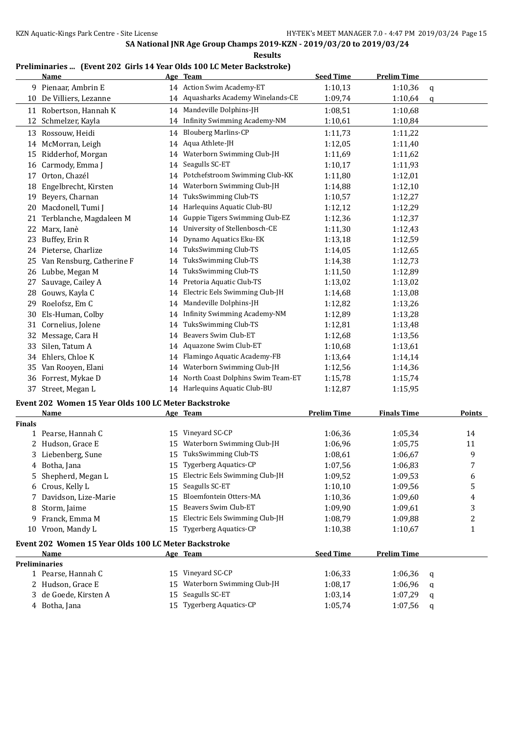## SA National JNR Age Group Champs 2019-KZN - 2019/03/20 to 2019/03/24

**Results**

### Preliminaries ... (Event 202 Girls 14 Year Olds 100 LC Meter Backstroke)

| | Name | Age | Team | Seed Time | Prelim Time | |
|---|---|---|---|---|---|---|
| 9 | Pienaar, Ambrin E | 14 | Action Swim Academy-ET | 1:10,13 | 1:10,36 | q |
| 10 | De Villiers, Lezanne | 14 | Aquasharks Academy Winelands-CE | 1:09,74 | 1:10,64 | q |
| 11 | Robertson, Hannah K | 14 | Mandeville Dolphins-JH | 1:08,51 | 1:10,68 | |
| 12 | Schmelzer, Kayla | 14 | Infinity Swimming Academy-NM | 1:10,61 | 1:10,84 | |
| 13 | Rossouw, Heidi | 14 | Blouberg Marlins-CP | 1:11,73 | 1:11,22 | |
| 14 | McMorran, Leigh | 14 | Aqua Athlete-JH | 1:12,05 | 1:11,40 | |
| 15 | Ridderhof, Morgan | 14 | Waterborn Swimming Club-JH | 1:11,69 | 1:11,62 | |
| 16 | Carmody, Emma J | 14 | Seagulls SC-ET | 1:10,17 | 1:11,93 | |
| 17 | Orton, Chazél | 14 | Potchefstroom Swimming Club-KK | 1:11,80 | 1:12,01 | |
| 18 | Engelbrecht, Kirsten | 14 | Waterborn Swimming Club-JH | 1:14,88 | 1:12,10 | |
| 19 | Beyers, Charnan | 14 | TuksSwimming Club-TS | 1:10,57 | 1:12,27 | |
| 20 | Macdonell, Tumi J | 14 | Harlequins Aquatic Club-BU | 1:12,12 | 1:12,29 | |
| 21 | Terblanche, Magdaleen M | 14 | Guppie Tigers Swimming Club-EZ | 1:12,36 | 1:12,37 | |
| 22 | Marx, Ianè | 14 | University of Stellenbosch-CE | 1:11,30 | 1:12,43 | |
| 23 | Buffey, Erin R | 14 | Dynamo Aquatics Eku-EK | 1:13,18 | 1:12,59 | |
| 24 | Pieterse, Charlize | 14 | TuksSwimming Club-TS | 1:14,05 | 1:12,65 | |
| 25 | Van Rensburg, Catherine F | 14 | TuksSwimming Club-TS | 1:14,38 | 1:12,73 | |
| 26 | Lubbe, Megan M | 14 | TuksSwimming Club-TS | 1:11,50 | 1:12,89 | |
| 27 | Sauvage, Cailey A | 14 | Pretoria Aquatic Club-TS | 1:13,02 | 1:13,02 | |
| 28 | Gouws, Kayla C | 14 | Electric Eels Swimming Club-JH | 1:14,68 | 1:13,08 | |
| 29 | Roelofsz, Em C | 14 | Mandeville Dolphins-JH | 1:12,82 | 1:13,26 | |
| 30 | Els-Human, Colby | 14 | Infinity Swimming Academy-NM | 1:12,89 | 1:13,28 | |
| 31 | Cornelius, Jolene | 14 | TuksSwimming Club-TS | 1:12,81 | 1:13,48 | |
| 32 | Message, Cara H | 14 | Beavers Swim Club-ET | 1:12,68 | 1:13,56 | |
| 33 | Silen, Tatum A | 14 | Aquazone Swim Club-ET | 1:10,68 | 1:13,61 | |
| 34 | Ehlers, Chloe K | 14 | Flamingo Aquatic Academy-FB | 1:13,64 | 1:14,14 | |
| 35 | Van Rooyen, Elani | 14 | Waterborn Swimming Club-JH | 1:12,56 | 1:14,36 | |
| 36 | Forrest, Mykae D | 14 | North Coast Dolphins Swim Team-ET | 1:15,78 | 1:15,74 | |
| 37 | Street, Megan L | 14 | Harlequins Aquatic Club-BU | 1:12,87 | 1:15,95 | |

### Event 202 Women 15 Year Olds 100 LC Meter Backstroke

| | Name | Age | Team | Prelim Time | Finals Time | Points |
|---|---|---|---|---|---|---|
| **Finals** | | | | | | |
| 1 | Pearse, Hannah C | 15 | Vineyard SC-CP | 1:06,36 | 1:05,34 | 14 |
| 2 | Hudson, Grace E | 15 | Waterborn Swimming Club-JH | 1:06,96 | 1:05,75 | 11 |
| 3 | Liebenberg, Sune | 15 | TuksSwimming Club-TS | 1:08,61 | 1:06,67 | 9 |
| 4 | Botha, Jana | 15 | Tygerberg Aquatics-CP | 1:07,56 | 1:06,83 | 7 |
| 5 | Shepherd, Megan L | 15 | Electric Eels Swimming Club-JH | 1:09,52 | 1:09,53 | 6 |
| 6 | Crous, Kelly L | 15 | Seagulls SC-ET | 1:10,10 | 1:09,56 | 5 |
| 7 | Davidson, Lize-Marie | 15 | Bloemfontein Otters-MA | 1:10,36 | 1:09,60 | 4 |
| 8 | Storm, Jaime | 15 | Beavers Swim Club-ET | 1:09,90 | 1:09,61 | 3 |
| 9 | Franck, Emma M | 15 | Electric Eels Swimming Club-JH | 1:08,79 | 1:09,88 | 2 |
| 10 | Vroon, Mandy L | 15 | Tygerberg Aquatics-CP | 1:10,38 | 1:10,67 | 1 |

### Event 202 Women 15 Year Olds 100 LC Meter Backstroke

| | Name | Age | Team | Seed Time | Prelim Time | |
|---|---|---|---|---|---|---|
| **Preliminaries** | | | | | | |
| 1 | Pearse, Hannah C | 15 | Vineyard SC-CP | 1:06,33 | 1:06,36 | q |
| 2 | Hudson, Grace E | 15 | Waterborn Swimming Club-JH | 1:08,17 | 1:06,96 | q |
| 3 | de Goede, Kirsten A | 15 | Seagulls SC-ET | 1:03,14 | 1:07,29 | q |
| 4 | Botha, Jana | 15 | Tygerberg Aquatics-CP | 1:05,74 | 1:07,56 | q |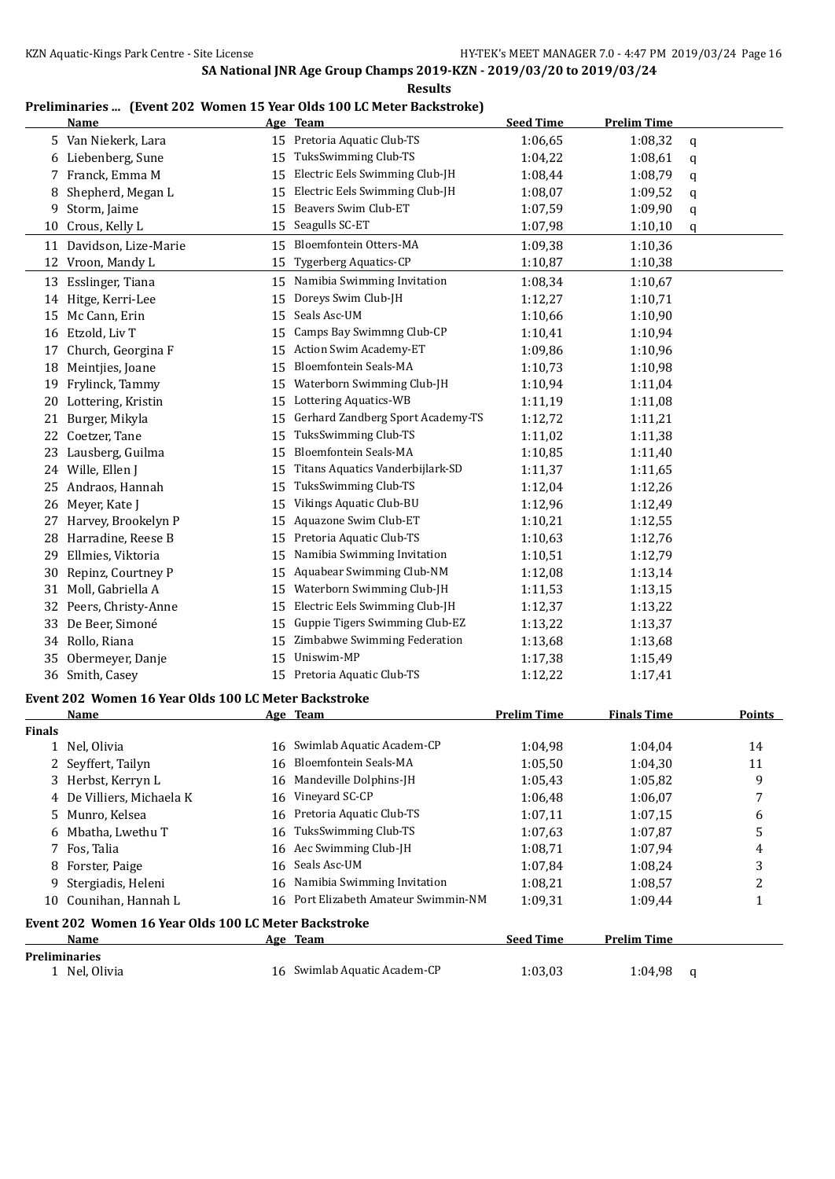SA National JNR Age Group Champs 2019-KZN - 2019/03/20 to 2019/03/24

**Results**

## Preliminaries ... (Event 202 Women 15 Year Olds 100 LC Meter Backstroke)

| | Name | Age | Team | Seed Time | Prelim Time | |
|---|---|---|---|---|---|---|
| 5 | Van Niekerk, Lara | 15 | Pretoria Aquatic Club-TS | 1:06,65 | 1:08,32 | q |
| 6 | Liebenberg, Sune | 15 | TuksSwimming Club-TS | 1:04,22 | 1:08,61 | q |
| 7 | Franck, Emma M | 15 | Electric Eels Swimming Club-JH | 1:08,44 | 1:08,79 | q |
| 8 | Shepherd, Megan L | 15 | Electric Eels Swimming Club-JH | 1:08,07 | 1:09,52 | q |
| 9 | Storm, Jaime | 15 | Beavers Swim Club-ET | 1:07,59 | 1:09,90 | q |
| 10 | Crous, Kelly L | 15 | Seagulls SC-ET | 1:07,98 | 1:10,10 | q |
| 11 | Davidson, Lize-Marie | 15 | Bloemfontein Otters-MA | 1:09,38 | 1:10,36 | |
| 12 | Vroon, Mandy L | 15 | Tygerberg Aquatics-CP | 1:10,87 | 1:10,38 | |
| 13 | Esslinger, Tiana | 15 | Namibia Swimming Invitation | 1:08,34 | 1:10,67 | |
| 14 | Hitge, Kerri-Lee | 15 | Doreys Swim Club-JH | 1:12,27 | 1:10,71 | |
| 15 | Mc Cann, Erin | 15 | Seals Asc-UM | 1:10,66 | 1:10,90 | |
| 16 | Etzold, Liv T | 15 | Camps Bay Swimmng Club-CP | 1:10,41 | 1:10,94 | |
| 17 | Church, Georgina F | 15 | Action Swim Academy-ET | 1:09,86 | 1:10,96 | |
| 18 | Meintjies, Joane | 15 | Bloemfontein Seals-MA | 1:10,73 | 1:10,98 | |
| 19 | Frylinck, Tammy | 15 | Waterborn Swimming Club-JH | 1:10,94 | 1:11,04 | |
| 20 | Lottering, Kristin | 15 | Lottering Aquatics-WB | 1:11,19 | 1:11,08 | |
| 21 | Burger, Mikyla | 15 | Gerhard Zandberg Sport Academy-TS | 1:12,72 | 1:11,21 | |
| 22 | Coetzer, Tane | 15 | TuksSwimming Club-TS | 1:11,02 | 1:11,38 | |
| 23 | Lausberg, Guilma | 15 | Bloemfontein Seals-MA | 1:10,85 | 1:11,40 | |
| 24 | Wille, Ellen J | 15 | Titans Aquatics Vanderbijlark-SD | 1:11,37 | 1:11,65 | |
| 25 | Andraos, Hannah | 15 | TuksSwimming Club-TS | 1:12,04 | 1:12,26 | |
| 26 | Meyer, Kate J | 15 | Vikings Aquatic Club-BU | 1:12,96 | 1:12,49 | |
| 27 | Harvey, Brookelyn P | 15 | Aquazone Swim Club-ET | 1:10,21 | 1:12,55 | |
| 28 | Harradine, Reese B | 15 | Pretoria Aquatic Club-TS | 1:10,63 | 1:12,76 | |
| 29 | Ellmies, Viktoria | 15 | Namibia Swimming Invitation | 1:10,51 | 1:12,79 | |
| 30 | Repinz, Courtney P | 15 | Aquabear Swimming Club-NM | 1:12,08 | 1:13,14 | |
| 31 | Moll, Gabriella A | 15 | Waterborn Swimming Club-JH | 1:11,53 | 1:13,15 | |
| 32 | Peers, Christy-Anne | 15 | Electric Eels Swimming Club-JH | 1:12,37 | 1:13,22 | |
| 33 | De Beer, Simoné | 15 | Guppie Tigers Swimming Club-EZ | 1:13,22 | 1:13,37 | |
| 34 | Rollo, Riana | 15 | Zimbabwe Swimming Federation | 1:13,68 | 1:13,68 | |
| 35 | Obermeyer, Danje | 15 | Uniswim-MP | 1:17,38 | 1:15,49 | |
| 36 | Smith, Casey | 15 | Pretoria Aquatic Club-TS | 1:12,22 | 1:17,41 | |

## Event 202 Women 16 Year Olds 100 LC Meter Backstroke

| | Name | Age | Team | Prelim Time | Finals Time | Points |
|---|---|---|---|---|---|---|
| **Finals** | | | | | | |
| 1 | Nel, Olivia | 16 | Swimlab Aquatic Academ-CP | 1:04,98 | 1:04,04 | 14 |
| 2 | Seyffert, Tailyn | 16 | Bloemfontein Seals-MA | 1:05,50 | 1:04,30 | 11 |
| 3 | Herbst, Kerryn L | 16 | Mandeville Dolphins-JH | 1:05,43 | 1:05,82 | 9 |
| 4 | De Villiers, Michaela K | 16 | Vineyard SC-CP | 1:06,48 | 1:06,07 | 7 |
| 5 | Munro, Kelsea | 16 | Pretoria Aquatic Club-TS | 1:07,11 | 1:07,15 | 6 |
| 6 | Mbatha, Lwethu T | 16 | TuksSwimming Club-TS | 1:07,63 | 1:07,87 | 5 |
| 7 | Fos, Talia | 16 | Aec Swimming Club-JH | 1:08,71 | 1:07,94 | 4 |
| 8 | Forster, Paige | 16 | Seals Asc-UM | 1:07,84 | 1:08,24 | 3 |
| 9 | Stergiadis, Heleni | 16 | Namibia Swimming Invitation | 1:08,21 | 1:08,57 | 2 |
| 10 | Counihan, Hannah L | 16 | Port Elizabeth Amateur Swimmin-NM | 1:09,31 | 1:09,44 | 1 |

## Event 202 Women 16 Year Olds 100 LC Meter Backstroke

| | Name | Age | Team | Seed Time | Prelim Time | |
|---|---|---|---|---|---|---|
| **Preliminaries** | | | | | | |
| 1 | Nel, Olivia | 16 | Swimlab Aquatic Academ-CP | 1:03,03 | 1:04,98 | q |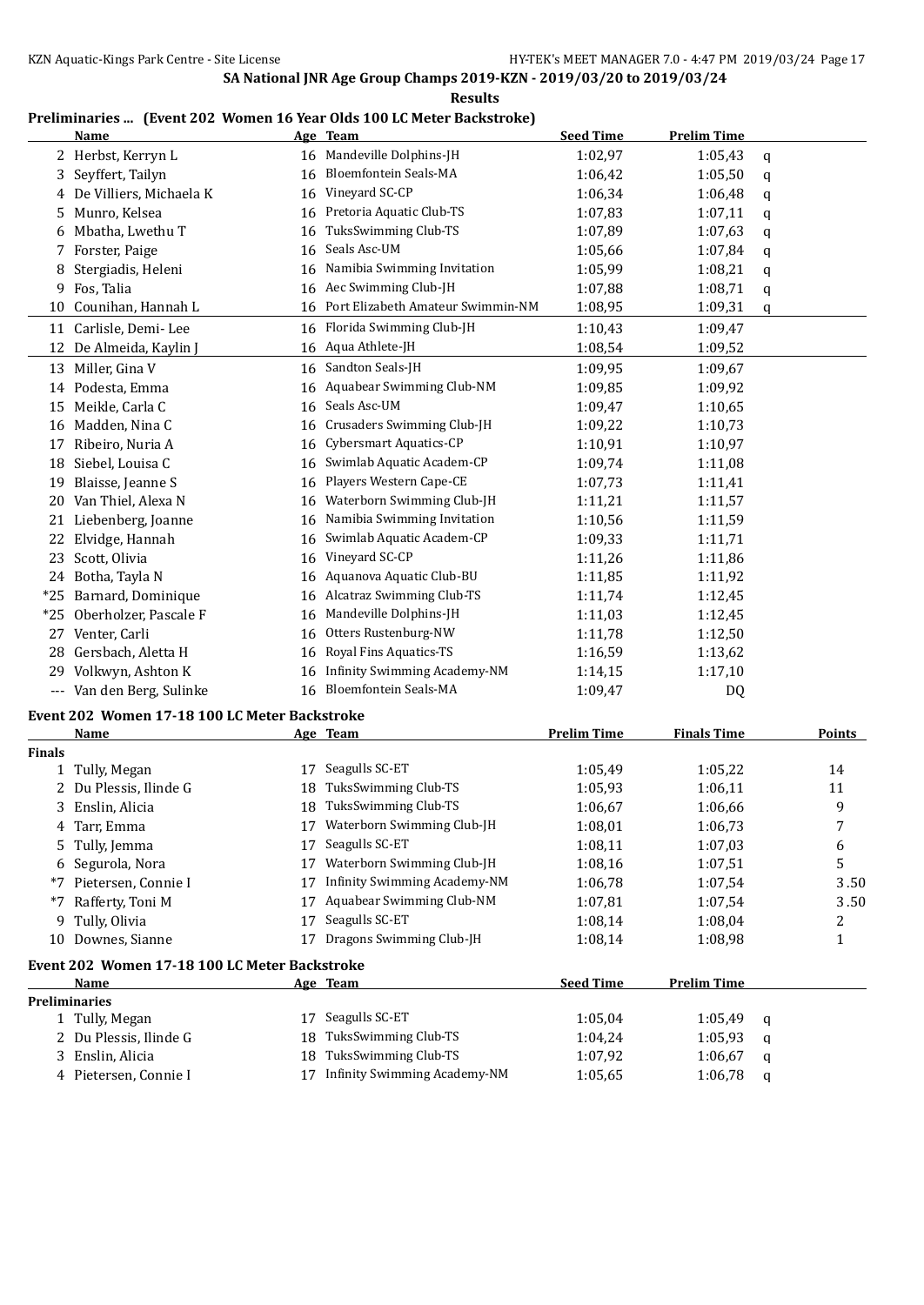SA National JNR Age Group Champs 2019-KZN - 2019/03/20 to 2019/03/24

**Results**

### Preliminaries ... (Event 202 Women 16 Year Olds 100 LC Meter Backstroke)

| | Name | Age | Team | Seed Time | Prelim Time | |
|---|---|---|---|---|---|---|
| 2 | Herbst, Kerryn L | 16 | Mandeville Dolphins-JH | 1:02,97 | 1:05,43 | q |
| 3 | Seyffert, Tailyn | 16 | Bloemfontein Seals-MA | 1:06,42 | 1:05,50 | q |
| 4 | De Villiers, Michaela K | 16 | Vineyard SC-CP | 1:06,34 | 1:06,48 | q |
| 5 | Munro, Kelsea | 16 | Pretoria Aquatic Club-TS | 1:07,83 | 1:07,11 | q |
| 6 | Mbatha, Lwethu T | 16 | TuksSwimming Club-TS | 1:07,89 | 1:07,63 | q |
| 7 | Forster, Paige | 16 | Seals Asc-UM | 1:05,66 | 1:07,84 | q |
| 8 | Stergiadis, Heleni | 16 | Namibia Swimming Invitation | 1:05,99 | 1:08,21 | q |
| 9 | Fos, Talia | 16 | Aec Swimming Club-JH | 1:07,88 | 1:08,71 | q |
| 10 | Counihan, Hannah L | 16 | Port Elizabeth Amateur Swimmin-NM | 1:08,95 | 1:09,31 | q |
| 11 | Carlisle, Demi- Lee | 16 | Florida Swimming Club-JH | 1:10,43 | 1:09,47 | |
| 12 | De Almeida, Kaylin J | 16 | Aqua Athlete-JH | 1:08,54 | 1:09,52 | |
| 13 | Miller, Gina V | 16 | Sandton Seals-JH | 1:09,95 | 1:09,67 | |
| 14 | Podesta, Emma | 16 | Aquabear Swimming Club-NM | 1:09,85 | 1:09,92 | |
| 15 | Meikle, Carla C | 16 | Seals Asc-UM | 1:09,47 | 1:10,65 | |
| 16 | Madden, Nina C | 16 | Crusaders Swimming Club-JH | 1:09,22 | 1:10,73 | |
| 17 | Ribeiro, Nuria A | 16 | Cybersmart Aquatics-CP | 1:10,91 | 1:10,97 | |
| 18 | Siebel, Louisa C | 16 | Swimlab Aquatic Academ-CP | 1:09,74 | 1:11,08 | |
| 19 | Blaisse, Jeanne S | 16 | Players Western Cape-CE | 1:07,73 | 1:11,41 | |
| 20 | Van Thiel, Alexa N | 16 | Waterborn Swimming Club-JH | 1:11,21 | 1:11,57 | |
| 21 | Liebenberg, Joanne | 16 | Namibia Swimming Invitation | 1:10,56 | 1:11,59 | |
| 22 | Elvidge, Hannah | 16 | Swimlab Aquatic Academ-CP | 1:09,33 | 1:11,71 | |
| 23 | Scott, Olivia | 16 | Vineyard SC-CP | 1:11,26 | 1:11,86 | |
| 24 | Botha, Tayla N | 16 | Aquanova Aquatic Club-BU | 1:11,85 | 1:11,92 | |
| *25 | Barnard, Dominique | 16 | Alcatraz Swimming Club-TS | 1:11,74 | 1:12,45 | |
| *25 | Oberholzer, Pascale F | 16 | Mandeville Dolphins-JH | 1:11,03 | 1:12,45 | |
| 27 | Venter, Carli | 16 | Otters Rustenburg-NW | 1:11,78 | 1:12,50 | |
| 28 | Gersbach, Aletta H | 16 | Royal Fins Aquatics-TS | 1:16,59 | 1:13,62 | |
| 29 | Volkwyn, Ashton K | 16 | Infinity Swimming Academy-NM | 1:14,15 | 1:17,10 | |
| --- | Van den Berg, Sulinke | 16 | Bloemfontein Seals-MA | 1:09,47 | DQ | |

### Event 202 Women 17-18 100 LC Meter Backstroke

| | Name | Age | Team | Prelim Time | Finals Time | Points |
|---|---|---|---|---|---|---|
| **Finals** | | | | | | |
| 1 | Tully, Megan | 17 | Seagulls SC-ET | 1:05,49 | 1:05,22 | 14 |
| 2 | Du Plessis, Ilinde G | 18 | TuksSwimming Club-TS | 1:05,93 | 1:06,11 | 11 |
| 3 | Enslin, Alicia | 18 | TuksSwimming Club-TS | 1:06,67 | 1:06,66 | 9 |
| 4 | Tarr, Emma | 17 | Waterborn Swimming Club-JH | 1:08,01 | 1:06,73 | 7 |
| 5 | Tully, Jemma | 17 | Seagulls SC-ET | 1:08,11 | 1:07,03 | 6 |
| 6 | Segurola, Nora | 17 | Waterborn Swimming Club-JH | 1:08,16 | 1:07,51 | 5 |
| *7 | Pietersen, Connie I | 17 | Infinity Swimming Academy-NM | 1:06,78 | 1:07,54 | 3.50 |
| *7 | Rafferty, Toni M | 17 | Aquabear Swimming Club-NM | 1:07,81 | 1:07,54 | 3.50 |
| 9 | Tully, Olivia | 17 | Seagulls SC-ET | 1:08,14 | 1:08,04 | 2 |
| 10 | Downes, Sianne | 17 | Dragons Swimming Club-JH | 1:08,14 | 1:08,98 | 1 |

### Event 202 Women 17-18 100 LC Meter Backstroke

| | Name | Age | Team | Seed Time | Prelim Time | |
|---|---|---|---|---|---|---|
| **Preliminaries** | | | | | | |
| 1 | Tully, Megan | 17 | Seagulls SC-ET | 1:05,04 | 1:05,49 | q |
| 2 | Du Plessis, Ilinde G | 18 | TuksSwimming Club-TS | 1:04,24 | 1:05,93 | q |
| 3 | Enslin, Alicia | 18 | TuksSwimming Club-TS | 1:07,92 | 1:06,67 | q |
| 4 | Pietersen, Connie I | 17 | Infinity Swimming Academy-NM | 1:05,65 | 1:06,78 | q |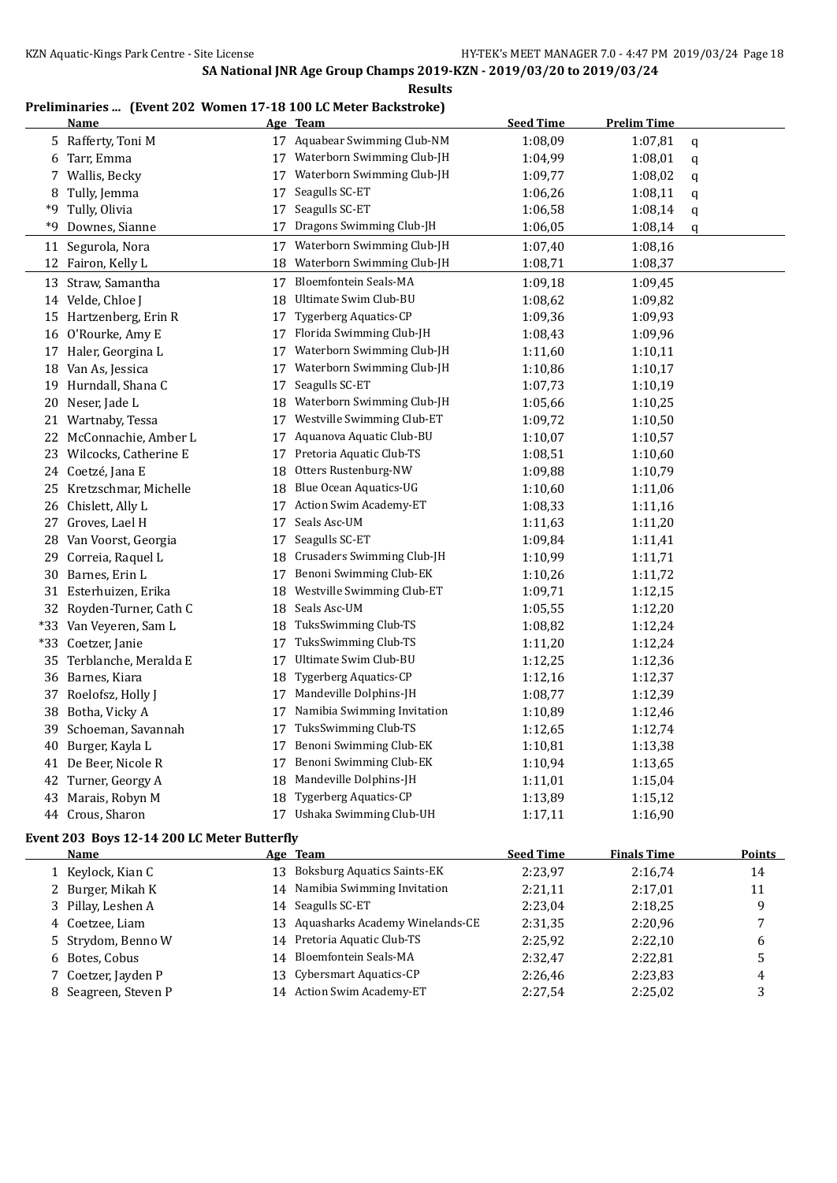## SA National JNR Age Group Champs 2019-KZN - 2019/03/20 to 2019/03/24

### Results

### Preliminaries ... (Event 202 Women 17-18 100 LC Meter Backstroke)

| | Name | Age | Team | Seed Time | Prelim Time | |
|---|---|---|---|---|---|---|
| 5 | Rafferty, Toni M | 17 | Aquabear Swimming Club-NM | 1:08,09 | 1:07,81 | q |
| 6 | Tarr, Emma | 17 | Waterborn Swimming Club-JH | 1:04,99 | 1:08,01 | q |
| 7 | Wallis, Becky | 17 | Waterborn Swimming Club-JH | 1:09,77 | 1:08,02 | q |
| 8 | Tully, Jemma | 17 | Seagulls SC-ET | 1:06,26 | 1:08,11 | q |
| *9 | Tully, Olivia | 17 | Seagulls SC-ET | 1:06,58 | 1:08,14 | q |
| *9 | Downes, Sianne | 17 | Dragons Swimming Club-JH | 1:06,05 | 1:08,14 | q |
| 11 | Segurola, Nora | 17 | Waterborn Swimming Club-JH | 1:07,40 | 1:08,16 | |
| 12 | Fairon, Kelly L | 18 | Waterborn Swimming Club-JH | 1:08,71 | 1:08,37 | |
| 13 | Straw, Samantha | 17 | Bloemfontein Seals-MA | 1:09,18 | 1:09,45 | |
| 14 | Velde, Chloe J | 18 | Ultimate Swim Club-BU | 1:08,62 | 1:09,82 | |
| 15 | Hartzenberg, Erin R | 17 | Tygerberg Aquatics-CP | 1:09,36 | 1:09,93 | |
| 16 | O'Rourke, Amy E | 17 | Florida Swimming Club-JH | 1:08,43 | 1:09,96 | |
| 17 | Haler, Georgina L | 17 | Waterborn Swimming Club-JH | 1:11,60 | 1:10,11 | |
| 18 | Van As, Jessica | 17 | Waterborn Swimming Club-JH | 1:10,86 | 1:10,17 | |
| 19 | Hurndall, Shana C | 17 | Seagulls SC-ET | 1:07,73 | 1:10,19 | |
| 20 | Neser, Jade L | 18 | Waterborn Swimming Club-JH | 1:05,66 | 1:10,25 | |
| 21 | Wartnaby, Tessa | 17 | Westville Swimming Club-ET | 1:09,72 | 1:10,50 | |
| 22 | McConnachie, Amber L | 17 | Aquanova Aquatic Club-BU | 1:10,07 | 1:10,57 | |
| 23 | Wilcocks, Catherine E | 17 | Pretoria Aquatic Club-TS | 1:08,51 | 1:10,60 | |
| 24 | Coetzé, Jana E | 18 | Otters Rustenburg-NW | 1:09,88 | 1:10,79 | |
| 25 | Kretzschmar, Michelle | 18 | Blue Ocean Aquatics-UG | 1:10,60 | 1:11,06 | |
| 26 | Chislett, Ally L | 17 | Action Swim Academy-ET | 1:08,33 | 1:11,16 | |
| 27 | Groves, Lael H | 17 | Seals Asc-UM | 1:11,63 | 1:11,20 | |
| 28 | Van Voorst, Georgia | 17 | Seagulls SC-ET | 1:09,84 | 1:11,41 | |
| 29 | Correia, Raquel L | 18 | Crusaders Swimming Club-JH | 1:10,99 | 1:11,71 | |
| 30 | Barnes, Erin L | 17 | Benoni Swimming Club-EK | 1:10,26 | 1:11,72 | |
| 31 | Esterhuizen, Erika | 18 | Westville Swimming Club-ET | 1:09,71 | 1:12,15 | |
| 32 | Royden-Turner, Cath C | 18 | Seals Asc-UM | 1:05,55 | 1:12,20 | |
| *33 | Van Veyeren, Sam L | 18 | TuksSwimming Club-TS | 1:08,82 | 1:12,24 | |
| *33 | Coetzer, Janie | 17 | TuksSwimming Club-TS | 1:11,20 | 1:12,24 | |
| 35 | Terblanche, Meralda E | 17 | Ultimate Swim Club-BU | 1:12,25 | 1:12,36 | |
| 36 | Barnes, Kiara | 18 | Tygerberg Aquatics-CP | 1:12,16 | 1:12,37 | |
| 37 | Roelofsz, Holly J | 17 | Mandeville Dolphins-JH | 1:08,77 | 1:12,39 | |
| 38 | Botha, Vicky A | 17 | Namibia Swimming Invitation | 1:10,89 | 1:12,46 | |
| 39 | Schoeman, Savannah | 17 | TuksSwimming Club-TS | 1:12,65 | 1:12,74 | |
| 40 | Burger, Kayla L | 17 | Benoni Swimming Club-EK | 1:10,81 | 1:13,38 | |
| 41 | De Beer, Nicole R | 17 | Benoni Swimming Club-EK | 1:10,94 | 1:13,65 | |
| 42 | Turner, Georgy A | 18 | Mandeville Dolphins-JH | 1:11,01 | 1:15,04 | |
| 43 | Marais, Robyn M | 18 | Tygerberg Aquatics-CP | 1:13,89 | 1:15,12 | |
| 44 | Crous, Sharon | 17 | Ushaka Swimming Club-UH | 1:17,11 | 1:16,90 | |

### Event 203 Boys 12-14 200 LC Meter Butterfly

| | Name | Age | Team | Seed Time | Finals Time | Points |
|---|---|---|---|---|---|---|
| 1 | Keylock, Kian C | 13 | Boksburg Aquatics Saints-EK | 2:23,97 | 2:16,74 | 14 |
| 2 | Burger, Mikah K | 14 | Namibia Swimming Invitation | 2:21,11 | 2:17,01 | 11 |
| 3 | Pillay, Leshen A | 14 | Seagulls SC-ET | 2:23,04 | 2:18,25 | 9 |
| 4 | Coetzee, Liam | 13 | Aquasharks Academy Winelands-CE | 2:31,35 | 2:20,96 | 7 |
| 5 | Strydom, Benno W | 14 | Pretoria Aquatic Club-TS | 2:25,92 | 2:22,10 | 6 |
| 6 | Botes, Cobus | 14 | Bloemfontein Seals-MA | 2:32,47 | 2:22,81 | 5 |
| 7 | Coetzer, Jayden P | 13 | Cybersmart Aquatics-CP | 2:26,46 | 2:23,83 | 4 |
| 8 | Seagreen, Steven P | 14 | Action Swim Academy-ET | 2:27,54 | 2:25,02 | 3 |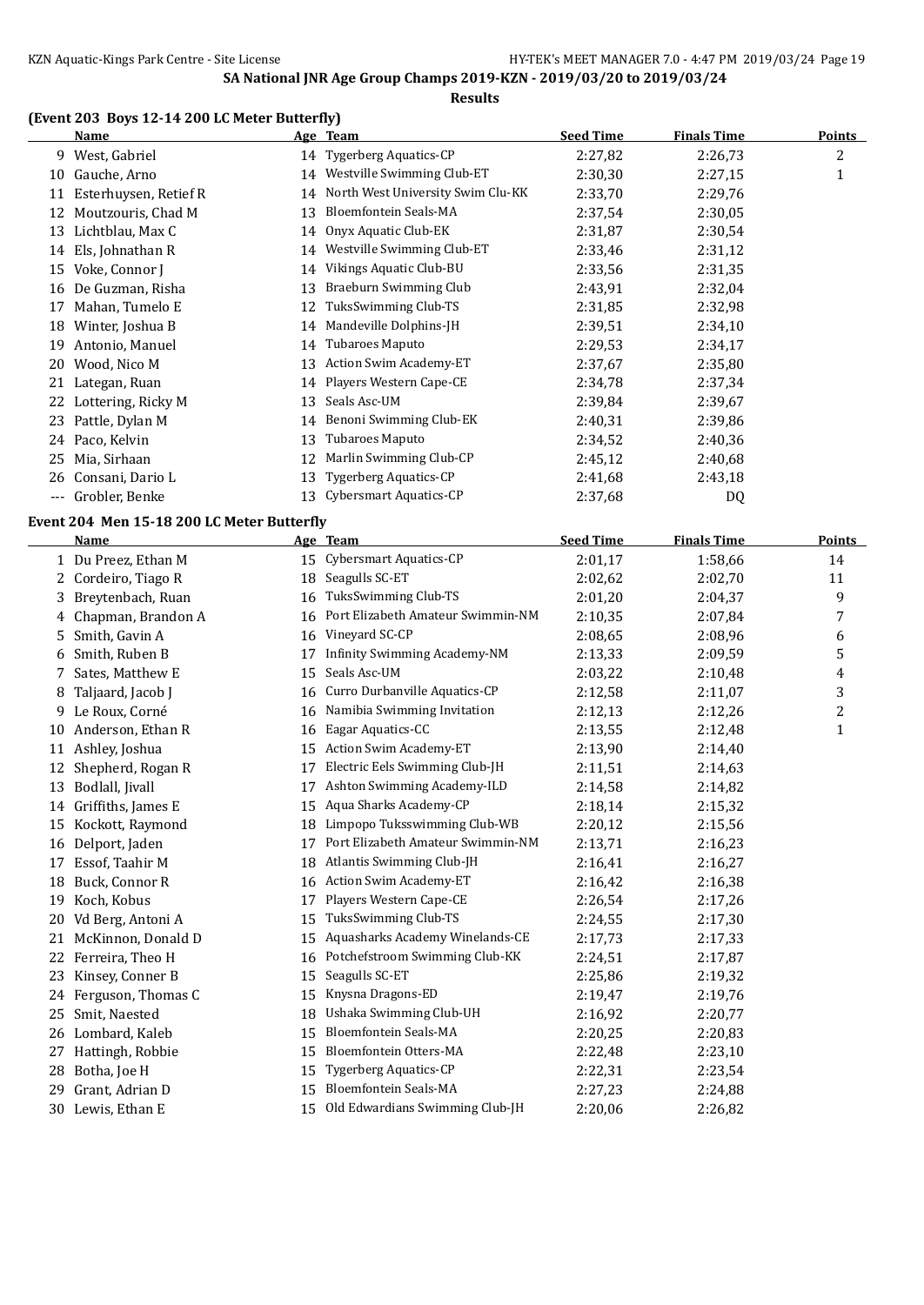## SA National JNR Age Group Champs 2019-KZN - 2019/03/20 to 2019/03/24

**Results**

### (Event 203 Boys 12-14 200 LC Meter Butterfly)

| | Name | Age | Team | Seed Time | Finals Time | Points |
|---|---|---|---|---|---|---|
| 9 | West, Gabriel | 14 | Tygerberg Aquatics-CP | 2:27,82 | 2:26,73 | 2 |
| 10 | Gauche, Arno | 14 | Westville Swimming Club-ET | 2:30,30 | 2:27,15 | 1 |
| 11 | Esterhuysen, Retief R | 14 | North West University Swim Clu-KK | 2:33,70 | 2:29,76 | |
| 12 | Moutzouris, Chad M | 13 | Bloemfontein Seals-MA | 2:37,54 | 2:30,05 | |
| 13 | Lichtblau, Max C | 14 | Onyx Aquatic Club-EK | 2:31,87 | 2:30,54 | |
| 14 | Els, Johnathan R | 14 | Westville Swimming Club-ET | 2:33,46 | 2:31,12 | |
| 15 | Voke, Connor J | 14 | Vikings Aquatic Club-BU | 2:33,56 | 2:31,35 | |
| 16 | De Guzman, Risha | 13 | Braeburn Swimming Club | 2:43,91 | 2:32,04 | |
| 17 | Mahan, Tumelo E | 12 | TuksSwimming Club-TS | 2:31,85 | 2:32,98 | |
| 18 | Winter, Joshua B | 14 | Mandeville Dolphins-JH | 2:39,51 | 2:34,10 | |
| 19 | Antonio, Manuel | 14 | Tubaroes Maputo | 2:29,53 | 2:34,17 | |
| 20 | Wood, Nico M | 13 | Action Swim Academy-ET | 2:37,67 | 2:35,80 | |
| 21 | Lategan, Ruan | 14 | Players Western Cape-CE | 2:34,78 | 2:37,34 | |
| 22 | Lottering, Ricky M | 13 | Seals Asc-UM | 2:39,84 | 2:39,67 | |
| 23 | Pattle, Dylan M | 14 | Benoni Swimming Club-EK | 2:40,31 | 2:39,86 | |
| 24 | Paco, Kelvin | 13 | Tubaroes Maputo | 2:34,52 | 2:40,36 | |
| 25 | Mia, Sirhaan | 12 | Marlin Swimming Club-CP | 2:45,12 | 2:40,68 | |
| 26 | Consani, Dario L | 13 | Tygerberg Aquatics-CP | 2:41,68 | 2:43,18 | |
| --- | Grobler, Benke | 13 | Cybersmart Aquatics-CP | 2:37,68 | DQ | |

### Event 204 Men 15-18 200 LC Meter Butterfly

| | Name | Age | Team | Seed Time | Finals Time | Points |
|---|---|---|---|---|---|---|
| 1 | Du Preez, Ethan M | 15 | Cybersmart Aquatics-CP | 2:01,17 | 1:58,66 | 14 |
| 2 | Cordeiro, Tiago R | 18 | Seagulls SC-ET | 2:02,62 | 2:02,70 | 11 |
| 3 | Breytenbach, Ruan | 16 | TuksSwimming Club-TS | 2:01,20 | 2:04,37 | 9 |
| 4 | Chapman, Brandon A | 16 | Port Elizabeth Amateur Swimmin-NM | 2:10,35 | 2:07,84 | 7 |
| 5 | Smith, Gavin A | 16 | Vineyard SC-CP | 2:08,65 | 2:08,96 | 6 |
| 6 | Smith, Ruben B | 17 | Infinity Swimming Academy-NM | 2:13,33 | 2:09,59 | 5 |
| 7 | Sates, Matthew E | 15 | Seals Asc-UM | 2:03,22 | 2:10,48 | 4 |
| 8 | Taljaard, Jacob J | 16 | Curro Durbanville Aquatics-CP | 2:12,58 | 2:11,07 | 3 |
| 9 | Le Roux, Corné | 16 | Namibia Swimming Invitation | 2:12,13 | 2:12,26 | 2 |
| 10 | Anderson, Ethan R | 16 | Eagar Aquatics-CC | 2:13,55 | 2:12,48 | 1 |
| 11 | Ashley, Joshua | 15 | Action Swim Academy-ET | 2:13,90 | 2:14,40 | |
| 12 | Shepherd, Rogan R | 17 | Electric Eels Swimming Club-JH | 2:11,51 | 2:14,63 | |
| 13 | Bodlall, Jivall | 17 | Ashton Swimming Academy-ILD | 2:14,58 | 2:14,82 | |
| 14 | Griffiths, James E | 15 | Aqua Sharks Academy-CP | 2:18,14 | 2:15,32 | |
| 15 | Kockott, Raymond | 18 | Limpopo Tuksswimming Club-WB | 2:20,12 | 2:15,56 | |
| 16 | Delport, Jaden | 17 | Port Elizabeth Amateur Swimmin-NM | 2:13,71 | 2:16,23 | |
| 17 | Essof, Taahir M | 18 | Atlantis Swimming Club-JH | 2:16,41 | 2:16,27 | |
| 18 | Buck, Connor R | 16 | Action Swim Academy-ET | 2:16,42 | 2:16,38 | |
| 19 | Koch, Kobus | 17 | Players Western Cape-CE | 2:26,54 | 2:17,26 | |
| 20 | Vd Berg, Antoni A | 15 | TuksSwimming Club-TS | 2:24,55 | 2:17,30 | |
| 21 | McKinnon, Donald D | 15 | Aquasharks Academy Winelands-CE | 2:17,73 | 2:17,33 | |
| 22 | Ferreira, Theo H | 16 | Potchefstroom Swimming Club-KK | 2:24,51 | 2:17,87 | |
| 23 | Kinsey, Conner B | 15 | Seagulls SC-ET | 2:25,86 | 2:19,32 | |
| 24 | Ferguson, Thomas C | 15 | Knysna Dragons-ED | 2:19,47 | 2:19,76 | |
| 25 | Smit, Naested | 18 | Ushaka Swimming Club-UH | 2:16,92 | 2:20,77 | |
| 26 | Lombard, Kaleb | 15 | Bloemfontein Seals-MA | 2:20,25 | 2:20,83 | |
| 27 | Hattingh, Robbie | 15 | Bloemfontein Otters-MA | 2:22,48 | 2:23,10 | |
| 28 | Botha, Joe H | 15 | Tygerberg Aquatics-CP | 2:22,31 | 2:23,54 | |
| 29 | Grant, Adrian D | 15 | Bloemfontein Seals-MA | 2:27,23 | 2:24,88 | |
| 30 | Lewis, Ethan E | 15 | Old Edwardians Swimming Club-JH | 2:20,06 | 2:26,82 | |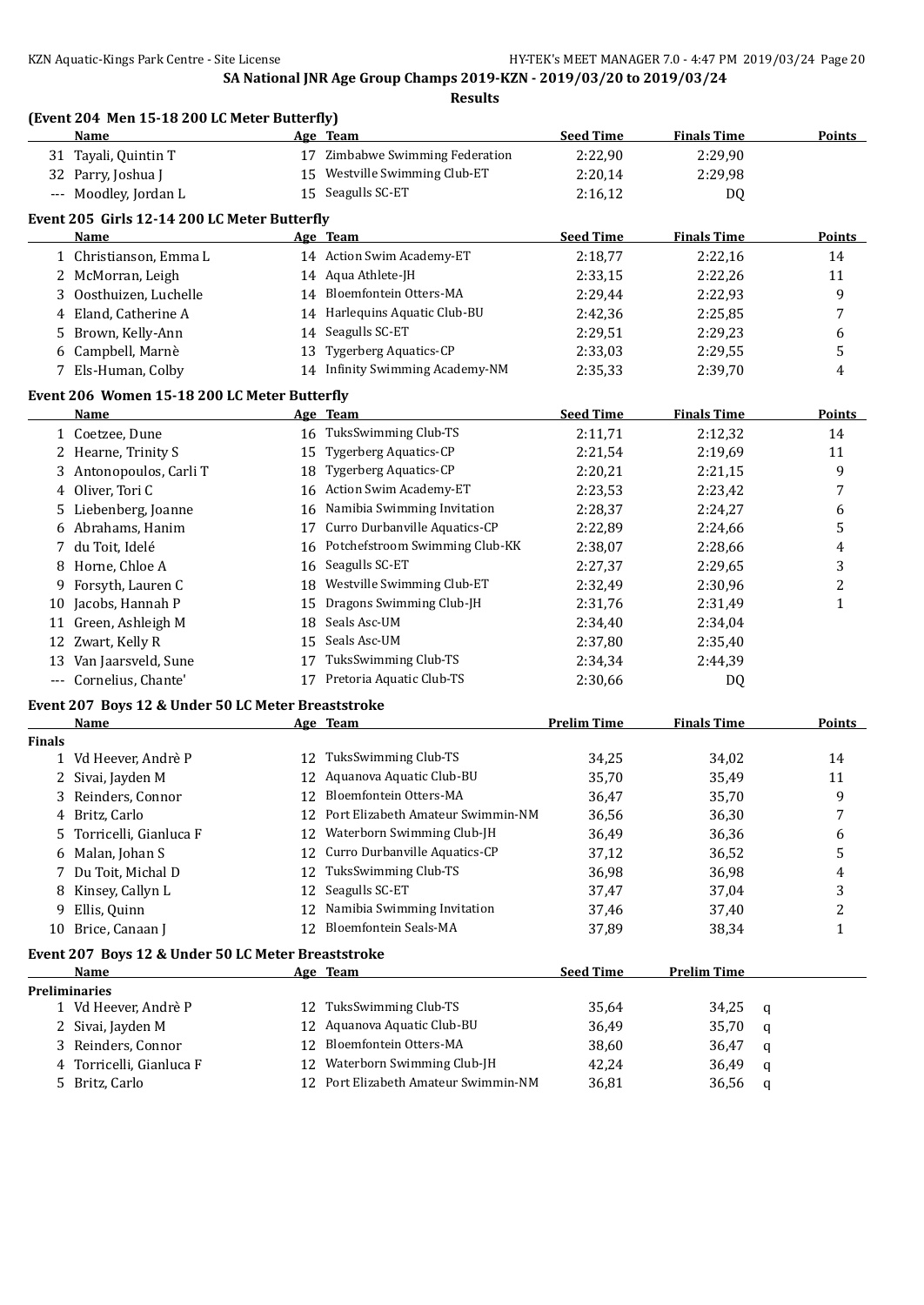**SA National JNR Age Group Champs 2019-KZN - 2019/03/20 to 2019/03/24**

**Results**

### (Event 204 Men 15-18 200 LC Meter Butterfly)

| | Name | Age | Team | Seed Time | Finals Time | Points |
|---|---|---|---|---|---|---|
| 31 | Tayali, Quintin T | 17 | Zimbabwe Swimming Federation | 2:22,90 | 2:29,90 | |
| 32 | Parry, Joshua J | 15 | Westville Swimming Club-ET | 2:20,14 | 2:29,98 | |
| --- | Moodley, Jordan L | 15 | Seagulls SC-ET | 2:16,12 | DQ | |

### Event 205 Girls 12-14 200 LC Meter Butterfly

| | Name | Age | Team | Seed Time | Finals Time | Points |
|---|---|---|---|---|---|---|
| 1 | Christianson, Emma L | 14 | Action Swim Academy-ET | 2:18,77 | 2:22,16 | 14 |
| 2 | McMorran, Leigh | 14 | Aqua Athlete-JH | 2:33,15 | 2:22,26 | 11 |
| 3 | Oosthuizen, Luchelle | 14 | Bloemfontein Otters-MA | 2:29,44 | 2:22,93 | 9 |
| 4 | Eland, Catherine A | 14 | Harlequins Aquatic Club-BU | 2:42,36 | 2:25,85 | 7 |
| 5 | Brown, Kelly-Ann | 14 | Seagulls SC-ET | 2:29,51 | 2:29,23 | 6 |
| 6 | Campbell, Marnè | 13 | Tygerberg Aquatics-CP | 2:33,03 | 2:29,55 | 5 |
| 7 | Els-Human, Colby | 14 | Infinity Swimming Academy-NM | 2:35,33 | 2:39,70 | 4 |

### Event 206 Women 15-18 200 LC Meter Butterfly

| | Name | Age | Team | Seed Time | Finals Time | Points |
|---|---|---|---|---|---|---|
| 1 | Coetzee, Dune | 16 | TuksSwimming Club-TS | 2:11,71 | 2:12,32 | 14 |
| 2 | Hearne, Trinity S | 15 | Tygerberg Aquatics-CP | 2:21,54 | 2:19,69 | 11 |
| 3 | Antonopoulos, Carli T | 18 | Tygerberg Aquatics-CP | 2:20,21 | 2:21,15 | 9 |
| 4 | Oliver, Tori C | 16 | Action Swim Academy-ET | 2:23,53 | 2:23,42 | 7 |
| 5 | Liebenberg, Joanne | 16 | Namibia Swimming Invitation | 2:28,37 | 2:24,27 | 6 |
| 6 | Abrahams, Hanim | 17 | Curro Durbanville Aquatics-CP | 2:22,89 | 2:24,66 | 5 |
| 7 | du Toit, Idelé | 16 | Potchefstroom Swimming Club-KK | 2:38,07 | 2:28,66 | 4 |
| 8 | Horne, Chloe A | 16 | Seagulls SC-ET | 2:27,37 | 2:29,65 | 3 |
| 9 | Forsyth, Lauren C | 18 | Westville Swimming Club-ET | 2:32,49 | 2:30,96 | 2 |
| 10 | Jacobs, Hannah P | 15 | Dragons Swimming Club-JH | 2:31,76 | 2:31,49 | 1 |
| 11 | Green, Ashleigh M | 18 | Seals Asc-UM | 2:34,40 | 2:34,04 | |
| 12 | Zwart, Kelly R | 15 | Seals Asc-UM | 2:37,80 | 2:35,40 | |
| 13 | Van Jaarsveld, Sune | 17 | TuksSwimming Club-TS | 2:34,34 | 2:44,39 | |
| --- | Cornelius, Chante' | 17 | Pretoria Aquatic Club-TS | 2:30,66 | DQ | |

### Event 207 Boys 12 & Under 50 LC Meter Breaststroke

| | Name | Age | Team | Prelim Time | Finals Time | Points |
|---|---|---|---|---|---|---|
| **Finals** | | | | | | |
| 1 | Vd Heever, Andrè P | 12 | TuksSwimming Club-TS | 34,25 | 34,02 | 14 |
| 2 | Sivai, Jayden M | 12 | Aquanova Aquatic Club-BU | 35,70 | 35,49 | 11 |
| 3 | Reinders, Connor | 12 | Bloemfontein Otters-MA | 36,47 | 35,70 | 9 |
| 4 | Britz, Carlo | 12 | Port Elizabeth Amateur Swimmin-NM | 36,56 | 36,30 | 7 |
| 5 | Torricelli, Gianluca F | 12 | Waterborn Swimming Club-JH | 36,49 | 36,36 | 6 |
| 6 | Malan, Johan S | 12 | Curro Durbanville Aquatics-CP | 37,12 | 36,52 | 5 |
| 7 | Du Toit, Michal D | 12 | TuksSwimming Club-TS | 36,98 | 36,98 | 4 |
| 8 | Kinsey, Callyn L | 12 | Seagulls SC-ET | 37,47 | 37,04 | 3 |
| 9 | Ellis, Quinn | 12 | Namibia Swimming Invitation | 37,46 | 37,40 | 2 |
| 10 | Brice, Canaan J | 12 | Bloemfontein Seals-MA | 37,89 | 38,34 | 1 |

### Event 207 Boys 12 & Under 50 LC Meter Breaststroke

| | Name | Age | Team | Seed Time | Prelim Time | |
|---|---|---|---|---|---|---|
| **Preliminaries** | | | | | | |
| 1 | Vd Heever, Andrè P | 12 | TuksSwimming Club-TS | 35,64 | 34,25 | q |
| 2 | Sivai, Jayden M | 12 | Aquanova Aquatic Club-BU | 36,49 | 35,70 | q |
| 3 | Reinders, Connor | 12 | Bloemfontein Otters-MA | 38,60 | 36,47 | q |
| 4 | Torricelli, Gianluca F | 12 | Waterborn Swimming Club-JH | 42,24 | 36,49 | q |
| 5 | Britz, Carlo | 12 | Port Elizabeth Amateur Swimmin-NM | 36,81 | 36,56 | q |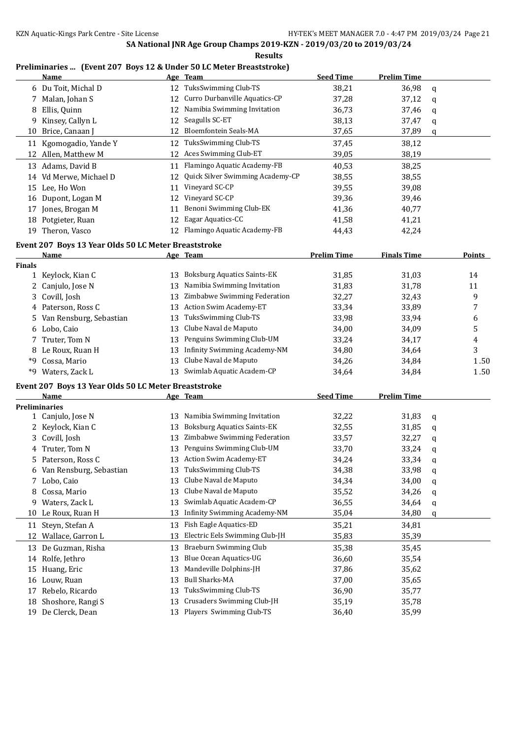SA National JNR Age Group Champs 2019-KZN - 2019/03/20 to 2019/03/24

**Results**

**Preliminaries ... (Event 207 Boys 12 & Under 50 LC Meter Breaststroke)**

| | Name | Age | Team | Seed Time | Prelim Time | |
|---|---|---|---|---|---|---|
| 6 | Du Toit, Michal D | 12 | TuksSwimming Club-TS | 38,21 | 36,98 | q |
| 7 | Malan, Johan S | 12 | Curro Durbanville Aquatics-CP | 37,28 | 37,12 | q |
| 8 | Ellis, Quinn | 12 | Namibia Swimming Invitation | 36,73 | 37,46 | q |
| 9 | Kinsey, Callyn L | 12 | Seagulls SC-ET | 38,13 | 37,47 | q |
| 10 | Brice, Canaan J | 12 | Bloemfontein Seals-MA | 37,65 | 37,89 | q |
| 11 | Kgomogadio, Yande Y | 12 | TuksSwimming Club-TS | 37,45 | 38,12 | |
| 12 | Allen, Matthew M | 12 | Aces Swimming Club-ET | 39,05 | 38,19 | |
| 13 | Adams, David B | 11 | Flamingo Aquatic Academy-FB | 40,53 | 38,25 | |
| 14 | Vd Merwe, Michael D | 12 | Quick Silver Swimming Academy-CP | 38,55 | 38,55 | |
| 15 | Lee, Ho Won | 11 | Vineyard SC-CP | 39,55 | 39,08 | |
| 16 | Dupont, Logan M | 12 | Vineyard SC-CP | 39,36 | 39,46 | |
| 17 | Jones, Brogan M | 11 | Benoni Swimming Club-EK | 41,36 | 40,77 | |
| 18 | Potgieter, Ruan | 12 | Eagar Aquatics-CC | 41,58 | 41,21 | |
| 19 | Theron, Vasco | 12 | Flamingo Aquatic Academy-FB | 44,43 | 42,24 | |

**Event 207 Boys 13 Year Olds 50 LC Meter Breaststroke**

| | Name | Age | Team | Prelim Time | Finals Time | Points |
|---|---|---|---|---|---|---|
| **Finals** | | | | | | |
| 1 | Keylock, Kian C | 13 | Boksburg Aquatics Saints-EK | 31,85 | 31,03 | 14 |
| 2 | Canjulo, Jose N | 13 | Namibia Swimming Invitation | 31,83 | 31,78 | 11 |
| 3 | Covill, Josh | 13 | Zimbabwe Swimming Federation | 32,27 | 32,43 | 9 |
| 4 | Paterson, Ross C | 13 | Action Swim Academy-ET | 33,34 | 33,89 | 7 |
| 5 | Van Rensburg, Sebastian | 13 | TuksSwimming Club-TS | 33,98 | 33,94 | 6 |
| 6 | Lobo, Caio | 13 | Clube Naval de Maputo | 34,00 | 34,09 | 5 |
| 7 | Truter, Tom N | 13 | Penguins Swimming Club-UM | 33,24 | 34,17 | 4 |
| 8 | Le Roux, Ruan H | 13 | Infinity Swimming Academy-NM | 34,80 | 34,64 | 3 |
| *9 | Cossa, Mario | 13 | Clube Naval de Maputo | 34,26 | 34,84 | 1.50 |
| *9 | Waters, Zack L | 13 | Swimlab Aquatic Academ-CP | 34,64 | 34,84 | 1.50 |

**Event 207 Boys 13 Year Olds 50 LC Meter Breaststroke**

| | Name | Age | Team | Seed Time | Prelim Time | |
|---|---|---|---|---|---|---|
| **Preliminaries** | | | | | | |
| 1 | Canjulo, Jose N | 13 | Namibia Swimming Invitation | 32,22 | 31,83 | q |
| 2 | Keylock, Kian C | 13 | Boksburg Aquatics Saints-EK | 32,55 | 31,85 | q |
| 3 | Covill, Josh | 13 | Zimbabwe Swimming Federation | 33,57 | 32,27 | q |
| 4 | Truter, Tom N | 13 | Penguins Swimming Club-UM | 33,70 | 33,24 | q |
| 5 | Paterson, Ross C | 13 | Action Swim Academy-ET | 34,24 | 33,34 | q |
| 6 | Van Rensburg, Sebastian | 13 | TuksSwimming Club-TS | 34,38 | 33,98 | q |
| 7 | Lobo, Caio | 13 | Clube Naval de Maputo | 34,34 | 34,00 | q |
| 8 | Cossa, Mario | 13 | Clube Naval de Maputo | 35,52 | 34,26 | q |
| 9 | Waters, Zack L | 13 | Swimlab Aquatic Academ-CP | 36,55 | 34,64 | q |
| 10 | Le Roux, Ruan H | 13 | Infinity Swimming Academy-NM | 35,04 | 34,80 | q |
| 11 | Steyn, Stefan A | 13 | Fish Eagle Aquatics-ED | 35,21 | 34,81 | |
| 12 | Wallace, Garron L | 13 | Electric Eels Swimming Club-JH | 35,83 | 35,39 | |
| 13 | De Guzman, Risha | 13 | Braeburn Swimming Club | 35,38 | 35,45 | |
| 14 | Rolfe, Jethro | 13 | Blue Ocean Aquatics-UG | 36,60 | 35,54 | |
| 15 | Huang, Eric | 13 | Mandeville Dolphins-JH | 37,86 | 35,62 | |
| 16 | Louw, Ruan | 13 | Bull Sharks-MA | 37,00 | 35,65 | |
| 17 | Rebelo, Ricardo | 13 | TuksSwimming Club-TS | 36,90 | 35,77 | |
| 18 | Shoshore, Rangi S | 13 | Crusaders Swimming Club-JH | 35,19 | 35,78 | |
| 19 | De Clerck, Dean | 13 | Players Swimming Club-TS | 36,40 | 35,99 | |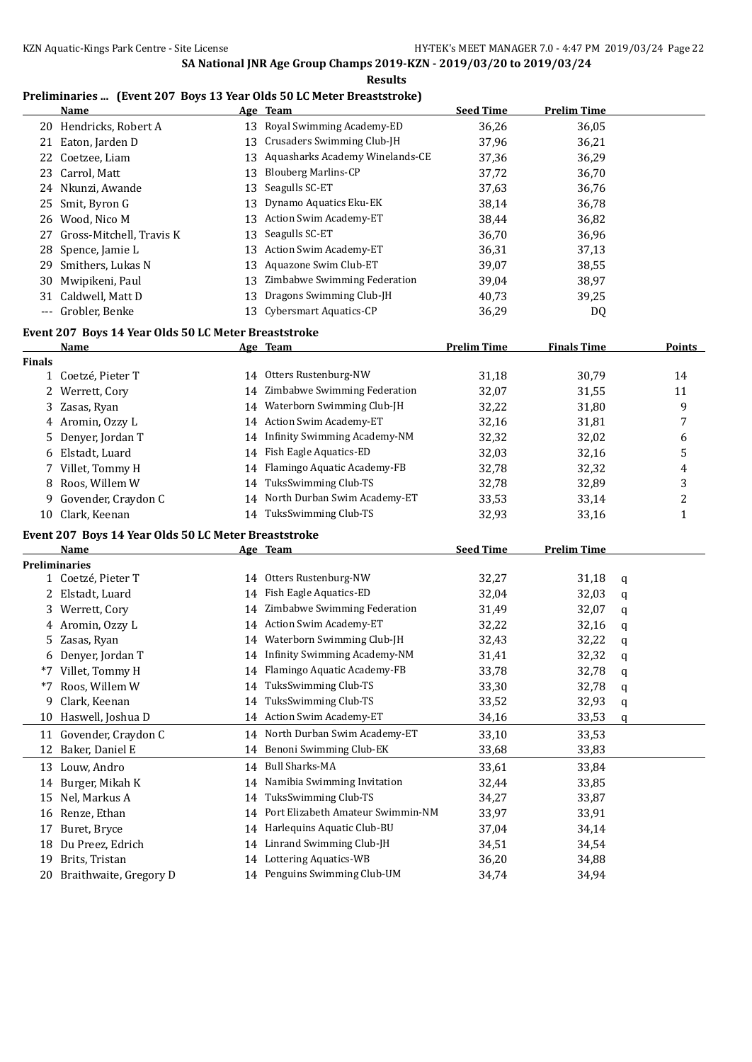## SA National JNR Age Group Champs 2019-KZN - 2019/03/20 to 2019/03/24

**Results**

### Preliminaries ... (Event 207 Boys 13 Year Olds 50 LC Meter Breaststroke)

| | Name | Age | Team | Seed Time | Prelim Time |
|---|---|---|---|---|---|
| 20 | Hendricks, Robert A | 13 | Royal Swimming Academy-ED | 36,26 | 36,05 |
| 21 | Eaton, Jarden D | 13 | Crusaders Swimming Club-JH | 37,96 | 36,21 |
| 22 | Coetzee, Liam | 13 | Aquasharks Academy Winelands-CE | 37,36 | 36,29 |
| 23 | Carrol, Matt | 13 | Blouberg Marlins-CP | 37,72 | 36,70 |
| 24 | Nkunzi, Awande | 13 | Seagulls SC-ET | 37,63 | 36,76 |
| 25 | Smit, Byron G | 13 | Dynamo Aquatics Eku-EK | 38,14 | 36,78 |
| 26 | Wood, Nico M | 13 | Action Swim Academy-ET | 38,44 | 36,82 |
| 27 | Gross-Mitchell, Travis K | 13 | Seagulls SC-ET | 36,70 | 36,96 |
| 28 | Spence, Jamie L | 13 | Action Swim Academy-ET | 36,31 | 37,13 |
| 29 | Smithers, Lukas N | 13 | Aquazone Swim Club-ET | 39,07 | 38,55 |
| 30 | Mwipikeni, Paul | 13 | Zimbabwe Swimming Federation | 39,04 | 38,97 |
| 31 | Caldwell, Matt D | 13 | Dragons Swimming Club-JH | 40,73 | 39,25 |
| --- | Grobler, Benke | 13 | Cybersmart Aquatics-CP | 36,29 | DQ |

### Event 207 Boys 14 Year Olds 50 LC Meter Breaststroke

| | Name | Age | Team | Prelim Time | Finals Time | Points |
|---|---|---|---|---|---|---|
| **Finals** | | | | | | |
| 1 | Coetzé, Pieter T | 14 | Otters Rustenburg-NW | 31,18 | 30,79 | 14 |
| 2 | Werrett, Cory | 14 | Zimbabwe Swimming Federation | 32,07 | 31,55 | 11 |
| 3 | Zasas, Ryan | 14 | Waterborn Swimming Club-JH | 32,22 | 31,80 | 9 |
| 4 | Aromin, Ozzy L | 14 | Action Swim Academy-ET | 32,16 | 31,81 | 7 |
| 5 | Denyer, Jordan T | 14 | Infinity Swimming Academy-NM | 32,32 | 32,02 | 6 |
| 6 | Elstadt, Luard | 14 | Fish Eagle Aquatics-ED | 32,03 | 32,16 | 5 |
| 7 | Villet, Tommy H | 14 | Flamingo Aquatic Academy-FB | 32,78 | 32,32 | 4 |
| 8 | Roos, Willem W | 14 | TuksSwimming Club-TS | 32,78 | 32,89 | 3 |
| 9 | Govender, Craydon C | 14 | North Durban Swim Academy-ET | 33,53 | 33,14 | 2 |
| 10 | Clark, Keenan | 14 | TuksSwimming Club-TS | 32,93 | 33,16 | 1 |

### Event 207 Boys 14 Year Olds 50 LC Meter Breaststroke

| | Name | Age | Team | Seed Time | Prelim Time | |
|---|---|---|---|---|---|---|
| **Preliminaries** | | | | | | |
| 1 | Coetzé, Pieter T | 14 | Otters Rustenburg-NW | 32,27 | 31,18 | q |
| 2 | Elstadt, Luard | 14 | Fish Eagle Aquatics-ED | 32,04 | 32,03 | q |
| 3 | Werrett, Cory | 14 | Zimbabwe Swimming Federation | 31,49 | 32,07 | q |
| 4 | Aromin, Ozzy L | 14 | Action Swim Academy-ET | 32,22 | 32,16 | q |
| 5 | Zasas, Ryan | 14 | Waterborn Swimming Club-JH | 32,43 | 32,22 | q |
| 6 | Denyer, Jordan T | 14 | Infinity Swimming Academy-NM | 31,41 | 32,32 | q |
| *7 | Villet, Tommy H | 14 | Flamingo Aquatic Academy-FB | 33,78 | 32,78 | q |
| *7 | Roos, Willem W | 14 | TuksSwimming Club-TS | 33,30 | 32,78 | q |
| 9 | Clark, Keenan | 14 | TuksSwimming Club-TS | 33,52 | 32,93 | q |
| 10 | Haswell, Joshua D | 14 | Action Swim Academy-ET | 34,16 | 33,53 | q |
| 11 | Govender, Craydon C | 14 | North Durban Swim Academy-ET | 33,10 | 33,53 | |
| 12 | Baker, Daniel E | 14 | Benoni Swimming Club-EK | 33,68 | 33,83 | |
| 13 | Louw, Andro | 14 | Bull Sharks-MA | 33,61 | 33,84 | |
| 14 | Burger, Mikah K | 14 | Namibia Swimming Invitation | 32,44 | 33,85 | |
| 15 | Nel, Markus A | 14 | TuksSwimming Club-TS | 34,27 | 33,87 | |
| 16 | Renze, Ethan | 14 | Port Elizabeth Amateur Swimmin-NM | 33,97 | 33,91 | |
| 17 | Buret, Bryce | 14 | Harlequins Aquatic Club-BU | 37,04 | 34,14 | |
| 18 | Du Preez, Edrich | 14 | Linrand Swimming Club-JH | 34,51 | 34,54 | |
| 19 | Brits, Tristan | 14 | Lottering Aquatics-WB | 36,20 | 34,88 | |
| 20 | Braithwaite, Gregory D | 14 | Penguins Swimming Club-UM | 34,74 | 34,94 | |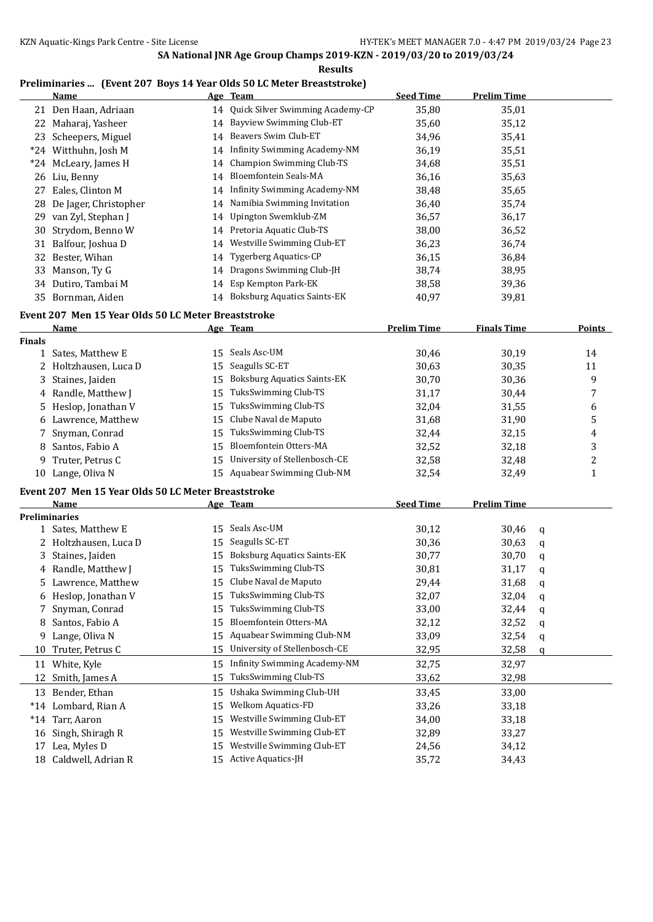SA National JNR Age Group Champs 2019-KZN - 2019/03/20 to 2019/03/24

**Results**

### Preliminaries ... (Event 207 Boys 14 Year Olds 50 LC Meter Breaststroke)

| | Name | Age | Team | Seed Time | Prelim Time |
|---|---|---|---|---|---|
| 21 | Den Haan, Adriaan | 14 | Quick Silver Swimming Academy-CP | 35,80 | 35,01 |
| 22 | Maharaj, Yasheer | 14 | Bayview Swimming Club-ET | 35,60 | 35,12 |
| 23 | Scheepers, Miguel | 14 | Beavers Swim Club-ET | 34,96 | 35,41 |
| *24 | Witthuhn, Josh M | 14 | Infinity Swimming Academy-NM | 36,19 | 35,51 |
| *24 | McLeary, James H | 14 | Champion Swimming Club-TS | 34,68 | 35,51 |
| 26 | Liu, Benny | 14 | Bloemfontein Seals-MA | 36,16 | 35,63 |
| 27 | Eales, Clinton M | 14 | Infinity Swimming Academy-NM | 38,48 | 35,65 |
| 28 | De Jager, Christopher | 14 | Namibia Swimming Invitation | 36,40 | 35,74 |
| 29 | van Zyl, Stephan J | 14 | Upington Swemklub-ZM | 36,57 | 36,17 |
| 30 | Strydom, Benno W | 14 | Pretoria Aquatic Club-TS | 38,00 | 36,52 |
| 31 | Balfour, Joshua D | 14 | Westville Swimming Club-ET | 36,23 | 36,74 |
| 32 | Bester, Wihan | 14 | Tygerberg Aquatics-CP | 36,15 | 36,84 |
| 33 | Manson, Ty G | 14 | Dragons Swimming Club-JH | 38,74 | 38,95 |
| 34 | Dutiro, Tambai M | 14 | Esp Kempton Park-EK | 38,58 | 39,36 |
| 35 | Bornman, Aiden | 14 | Boksburg Aquatics Saints-EK | 40,97 | 39,81 |

### Event 207 Men 15 Year Olds 50 LC Meter Breaststroke

| | Name | Age | Team | Prelim Time | Finals Time | Points |
|---|---|---|---|---|---|---|
| **Finals** | | | | | | |
| 1 | Sates, Matthew E | 15 | Seals Asc-UM | 30,46 | 30,19 | 14 |
| 2 | Holtzhausen, Luca D | 15 | Seagulls SC-ET | 30,63 | 30,35 | 11 |
| 3 | Staines, Jaiden | 15 | Boksburg Aquatics Saints-EK | 30,70 | 30,36 | 9 |
| 4 | Randle, Matthew J | 15 | TuksSwimming Club-TS | 31,17 | 30,44 | 7 |
| 5 | Heslop, Jonathan V | 15 | TuksSwimming Club-TS | 32,04 | 31,55 | 6 |
| 6 | Lawrence, Matthew | 15 | Clube Naval de Maputo | 31,68 | 31,90 | 5 |
| 7 | Snyman, Conrad | 15 | TuksSwimming Club-TS | 32,44 | 32,15 | 4 |
| 8 | Santos, Fabio A | 15 | Bloemfontein Otters-MA | 32,52 | 32,18 | 3 |
| 9 | Truter, Petrus C | 15 | University of Stellenbosch-CE | 32,58 | 32,48 | 2 |
| 10 | Lange, Oliva N | 15 | Aquabear Swimming Club-NM | 32,54 | 32,49 | 1 |

### Event 207 Men 15 Year Olds 50 LC Meter Breaststroke

| | Name | Age | Team | Seed Time | Prelim Time | |
|---|---|---|---|---|---|---|
| **Preliminaries** | | | | | | |
| 1 | Sates, Matthew E | 15 | Seals Asc-UM | 30,12 | 30,46 | q |
| 2 | Holtzhausen, Luca D | 15 | Seagulls SC-ET | 30,36 | 30,63 | q |
| 3 | Staines, Jaiden | 15 | Boksburg Aquatics Saints-EK | 30,77 | 30,70 | q |
| 4 | Randle, Matthew J | 15 | TuksSwimming Club-TS | 30,81 | 31,17 | q |
| 5 | Lawrence, Matthew | 15 | Clube Naval de Maputo | 29,44 | 31,68 | q |
| 6 | Heslop, Jonathan V | 15 | TuksSwimming Club-TS | 32,07 | 32,04 | q |
| 7 | Snyman, Conrad | 15 | TuksSwimming Club-TS | 33,00 | 32,44 | q |
| 8 | Santos, Fabio A | 15 | Bloemfontein Otters-MA | 32,12 | 32,52 | q |
| 9 | Lange, Oliva N | 15 | Aquabear Swimming Club-NM | 33,09 | 32,54 | q |
| 10 | Truter, Petrus C | 15 | University of Stellenbosch-CE | 32,95 | 32,58 | q |
| 11 | White, Kyle | 15 | Infinity Swimming Academy-NM | 32,75 | 32,97 | |
| 12 | Smith, James A | 15 | TuksSwimming Club-TS | 33,62 | 32,98 | |
| 13 | Bender, Ethan | 15 | Ushaka Swimming Club-UH | 33,45 | 33,00 | |
| *14 | Lombard, Rian A | 15 | Welkom Aquatics-FD | 33,26 | 33,18 | |
| *14 | Tarr, Aaron | 15 | Westville Swimming Club-ET | 34,00 | 33,18 | |
| 16 | Singh, Shiragh R | 15 | Westville Swimming Club-ET | 32,89 | 33,27 | |
| 17 | Lea, Myles D | 15 | Westville Swimming Club-ET | 24,56 | 34,12 | |
| 18 | Caldwell, Adrian R | 15 | Active Aquatics-JH | 35,72 | 34,43 | |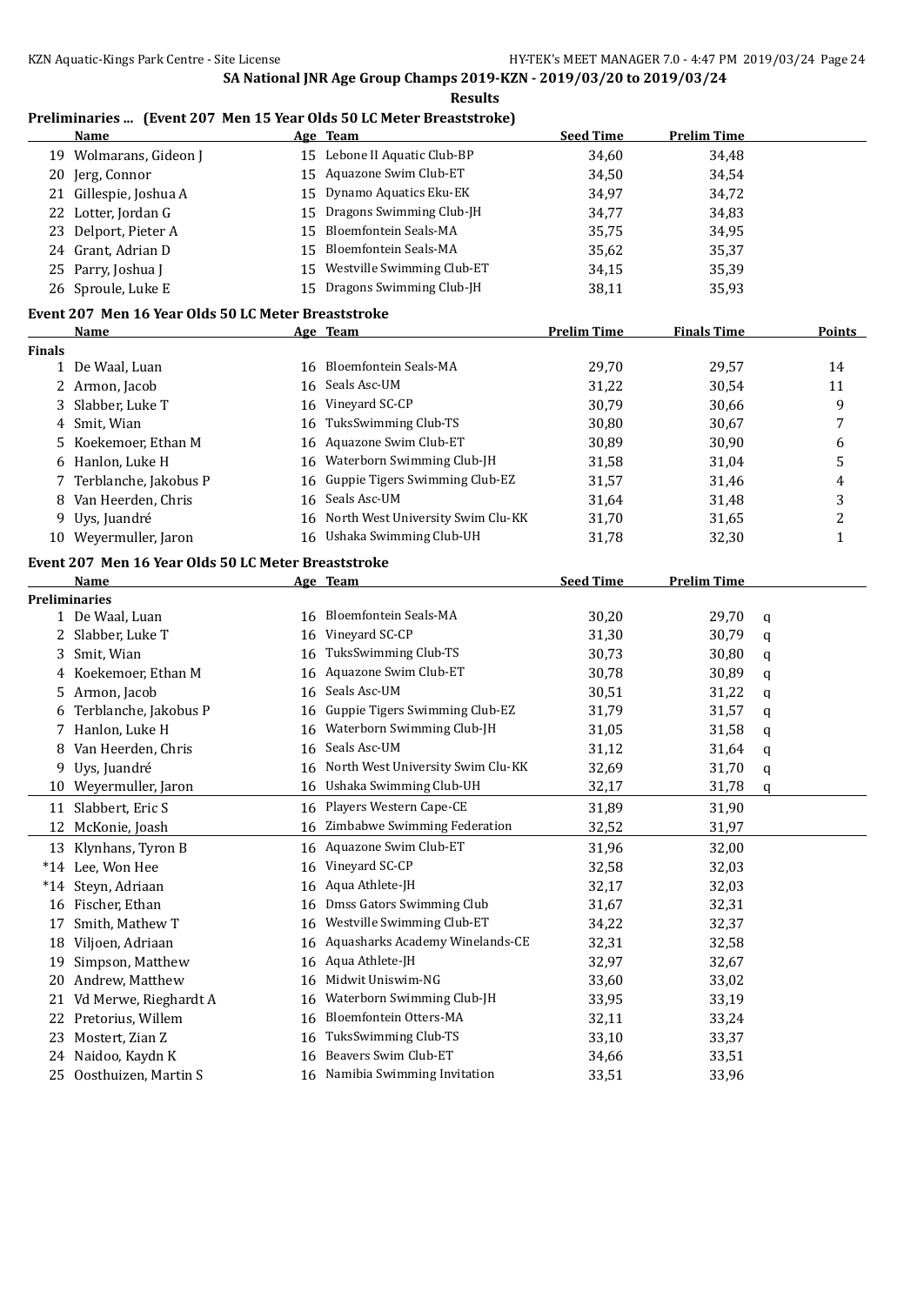## SA National JNR Age Group Champs 2019-KZN - 2019/03/20 to 2019/03/24

**Results**

### Preliminaries ... (Event 207 Men 15 Year Olds 50 LC Meter Breaststroke)

| | Name | Age | Team | Seed Time | Prelim Time |
|---|---|---|---|---|---|
| 19 | Wolmarans, Gideon J | 15 | Lebone II Aquatic Club-BP | 34,60 | 34,48 |
| 20 | Jerg, Connor | 15 | Aquazone Swim Club-ET | 34,50 | 34,54 |
| 21 | Gillespie, Joshua A | 15 | Dynamo Aquatics Eku-EK | 34,97 | 34,72 |
| 22 | Lotter, Jordan G | 15 | Dragons Swimming Club-JH | 34,77 | 34,83 |
| 23 | Delport, Pieter A | 15 | Bloemfontein Seals-MA | 35,75 | 34,95 |
| 24 | Grant, Adrian D | 15 | Bloemfontein Seals-MA | 35,62 | 35,37 |
| 25 | Parry, Joshua J | 15 | Westville Swimming Club-ET | 34,15 | 35,39 |
| 26 | Sproule, Luke E | 15 | Dragons Swimming Club-JH | 38,11 | 35,93 |

### Event 207 Men 16 Year Olds 50 LC Meter Breaststroke

| | Name | Age | Team | Prelim Time | Finals Time | Points |
|---|---|---|---|---|---|---|
| **Finals** | | | | | | |
| 1 | De Waal, Luan | 16 | Bloemfontein Seals-MA | 29,70 | 29,57 | 14 |
| 2 | Armon, Jacob | 16 | Seals Asc-UM | 31,22 | 30,54 | 11 |
| 3 | Slabber, Luke T | 16 | Vineyard SC-CP | 30,79 | 30,66 | 9 |
| 4 | Smit, Wian | 16 | TuksSwimming Club-TS | 30,80 | 30,67 | 7 |
| 5 | Koekemoer, Ethan M | 16 | Aquazone Swim Club-ET | 30,89 | 30,90 | 6 |
| 6 | Hanlon, Luke H | 16 | Waterborn Swimming Club-JH | 31,58 | 31,04 | 5 |
| 7 | Terblanche, Jakobus P | 16 | Guppie Tigers Swimming Club-EZ | 31,57 | 31,46 | 4 |
| 8 | Van Heerden, Chris | 16 | Seals Asc-UM | 31,64 | 31,48 | 3 |
| 9 | Uys, Juandré | 16 | North West University Swim Clu-KK | 31,70 | 31,65 | 2 |
| 10 | Weyermuller, Jaron | 16 | Ushaka Swimming Club-UH | 31,78 | 32,30 | 1 |

### Event 207 Men 16 Year Olds 50 LC Meter Breaststroke

| | Name | Age | Team | Seed Time | Prelim Time | |
|---|---|---|---|---|---|---|
| **Preliminaries** | | | | | | |
| 1 | De Waal, Luan | 16 | Bloemfontein Seals-MA | 30,20 | 29,70 | q |
| 2 | Slabber, Luke T | 16 | Vineyard SC-CP | 31,30 | 30,79 | q |
| 3 | Smit, Wian | 16 | TuksSwimming Club-TS | 30,73 | 30,80 | q |
| 4 | Koekemoer, Ethan M | 16 | Aquazone Swim Club-ET | 30,78 | 30,89 | q |
| 5 | Armon, Jacob | 16 | Seals Asc-UM | 30,51 | 31,22 | q |
| 6 | Terblanche, Jakobus P | 16 | Guppie Tigers Swimming Club-EZ | 31,79 | 31,57 | q |
| 7 | Hanlon, Luke H | 16 | Waterborn Swimming Club-JH | 31,05 | 31,58 | q |
| 8 | Van Heerden, Chris | 16 | Seals Asc-UM | 31,12 | 31,64 | q |
| 9 | Uys, Juandré | 16 | North West University Swim Clu-KK | 32,69 | 31,70 | q |
| 10 | Weyermuller, Jaron | 16 | Ushaka Swimming Club-UH | 32,17 | 31,78 | q |
| 11 | Slabbert, Eric S | 16 | Players Western Cape-CE | 31,89 | 31,90 | |
| 12 | McKonie, Joash | 16 | Zimbabwe Swimming Federation | 32,52 | 31,97 | |
| 13 | Klynhans, Tyron B | 16 | Aquazone Swim Club-ET | 31,96 | 32,00 | |
| *14 | Lee, Won Hee | 16 | Vineyard SC-CP | 32,58 | 32,03 | |
| *14 | Steyn, Adriaan | 16 | Aqua Athlete-JH | 32,17 | 32,03 | |
| 16 | Fischer, Ethan | 16 | Dmss Gators Swimming Club | 31,67 | 32,31 | |
| 17 | Smith, Mathew T | 16 | Westville Swimming Club-ET | 34,22 | 32,37 | |
| 18 | Viljoen, Adriaan | 16 | Aquasharks Academy Winelands-CE | 32,31 | 32,58 | |
| 19 | Simpson, Matthew | 16 | Aqua Athlete-JH | 32,97 | 32,67 | |
| 20 | Andrew, Matthew | 16 | Midwit Uniswim-NG | 33,60 | 33,02 | |
| 21 | Vd Merwe, Rieghardt A | 16 | Waterborn Swimming Club-JH | 33,95 | 33,19 | |
| 22 | Pretorius, Willem | 16 | Bloemfontein Otters-MA | 32,11 | 33,24 | |
| 23 | Mostert, Zian Z | 16 | TuksSwimming Club-TS | 33,10 | 33,37 | |
| 24 | Naidoo, Kaydn K | 16 | Beavers Swim Club-ET | 34,66 | 33,51 | |
| 25 | Oosthuizen, Martin S | 16 | Namibia Swimming Invitation | 33,51 | 33,96 | |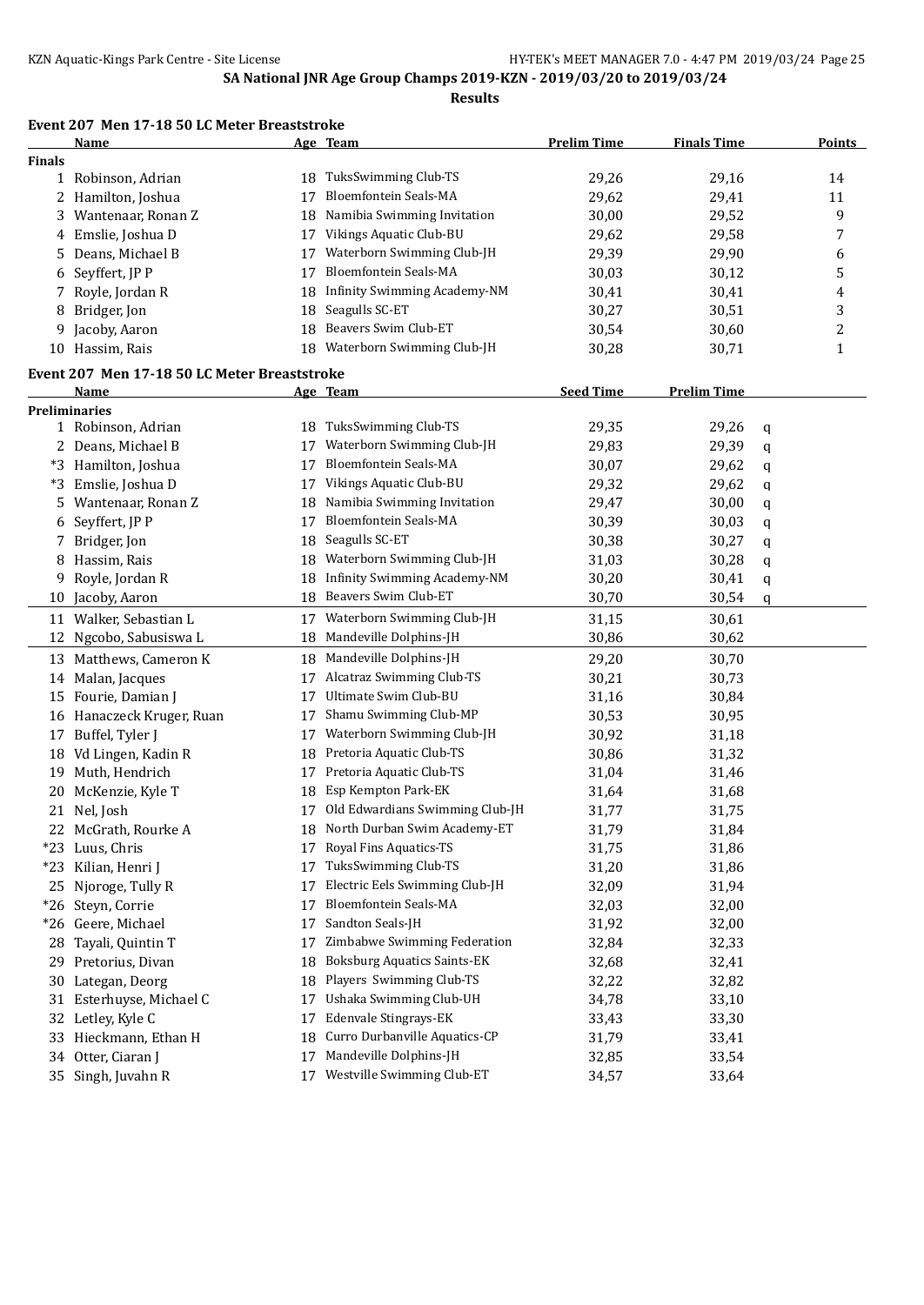SA National JNR Age Group Champs 2019-KZN - 2019/03/20 to 2019/03/24

**Results**

## Event 207 Men 17-18 50 LC Meter Breaststroke

| | Name | Age | Team | Prelim Time | Finals Time | Points |
|---|---|---|---|---|---|---|
| **Finals** | | | | | | |
| 1 | Robinson, Adrian | 18 | TuksSwimming Club-TS | 29,26 | 29,16 | 14 |
| 2 | Hamilton, Joshua | 17 | Bloemfontein Seals-MA | 29,62 | 29,41 | 11 |
| 3 | Wantenaar, Ronan Z | 18 | Namibia Swimming Invitation | 30,00 | 29,52 | 9 |
| 4 | Emslie, Joshua D | 17 | Vikings Aquatic Club-BU | 29,62 | 29,58 | 7 |
| 5 | Deans, Michael B | 17 | Waterborn Swimming Club-JH | 29,39 | 29,90 | 6 |
| 6 | Seyffert, JP P | 17 | Bloemfontein Seals-MA | 30,03 | 30,12 | 5 |
| 7 | Royle, Jordan R | 18 | Infinity Swimming Academy-NM | 30,41 | 30,41 | 4 |
| 8 | Bridger, Jon | 18 | Seagulls SC-ET | 30,27 | 30,51 | 3 |
| 9 | Jacoby, Aaron | 18 | Beavers Swim Club-ET | 30,54 | 30,60 | 2 |
| 10 | Hassim, Rais | 18 | Waterborn Swimming Club-JH | 30,28 | 30,71 | 1 |

## Event 207 Men 17-18 50 LC Meter Breaststroke

| | Name | Age | Team | Seed Time | Prelim Time | |
|---|---|---|---|---|---|---|
| **Preliminaries** | | | | | | |
| 1 | Robinson, Adrian | 18 | TuksSwimming Club-TS | 29,35 | 29,26 | q |
| 2 | Deans, Michael B | 17 | Waterborn Swimming Club-JH | 29,83 | 29,39 | q |
| *3 | Hamilton, Joshua | 17 | Bloemfontein Seals-MA | 30,07 | 29,62 | q |
| *3 | Emslie, Joshua D | 17 | Vikings Aquatic Club-BU | 29,32 | 29,62 | q |
| 5 | Wantenaar, Ronan Z | 18 | Namibia Swimming Invitation | 29,47 | 30,00 | q |
| 6 | Seyffert, JP P | 17 | Bloemfontein Seals-MA | 30,39 | 30,03 | q |
| 7 | Bridger, Jon | 18 | Seagulls SC-ET | 30,38 | 30,27 | q |
| 8 | Hassim, Rais | 18 | Waterborn Swimming Club-JH | 31,03 | 30,28 | q |
| 9 | Royle, Jordan R | 18 | Infinity Swimming Academy-NM | 30,20 | 30,41 | q |
| 10 | Jacoby, Aaron | 18 | Beavers Swim Club-ET | 30,70 | 30,54 | q |
| 11 | Walker, Sebastian L | 17 | Waterborn Swimming Club-JH | 31,15 | 30,61 | |
| 12 | Ngcobo, Sabusiswa L | 18 | Mandeville Dolphins-JH | 30,86 | 30,62 | |
| 13 | Matthews, Cameron K | 18 | Mandeville Dolphins-JH | 29,20 | 30,70 | |
| 14 | Malan, Jacques | 17 | Alcatraz Swimming Club-TS | 30,21 | 30,73 | |
| 15 | Fourie, Damian J | 17 | Ultimate Swim Club-BU | 31,16 | 30,84 | |
| 16 | Hanaczeck Kruger, Ruan | 17 | Shamu Swimming Club-MP | 30,53 | 30,95 | |
| 17 | Buffel, Tyler J | 17 | Waterborn Swimming Club-JH | 30,92 | 31,18 | |
| 18 | Vd Lingen, Kadin R | 18 | Pretoria Aquatic Club-TS | 30,86 | 31,32 | |
| 19 | Muth, Hendrich | 17 | Pretoria Aquatic Club-TS | 31,04 | 31,46 | |
| 20 | McKenzie, Kyle T | 18 | Esp Kempton Park-EK | 31,64 | 31,68 | |
| 21 | Nel, Josh | 17 | Old Edwardians Swimming Club-JH | 31,77 | 31,75 | |
| 22 | McGrath, Rourke A | 18 | North Durban Swim Academy-ET | 31,79 | 31,84 | |
| *23 | Luus, Chris | 17 | Royal Fins Aquatics-TS | 31,75 | 31,86 | |
| *23 | Kilian, Henri J | 17 | TuksSwimming Club-TS | 31,20 | 31,86 | |
| 25 | Njoroge, Tully R | 17 | Electric Eels Swimming Club-JH | 32,09 | 31,94 | |
| *26 | Steyn, Corrie | 17 | Bloemfontein Seals-MA | 32,03 | 32,00 | |
| *26 | Geere, Michael | 17 | Sandton Seals-JH | 31,92 | 32,00 | |
| 28 | Tayali, Quintin T | 17 | Zimbabwe Swimming Federation | 32,84 | 32,33 | |
| 29 | Pretorius, Divan | 18 | Boksburg Aquatics Saints-EK | 32,68 | 32,41 | |
| 30 | Lategan, Deorg | 18 | Players Swimming Club-TS | 32,22 | 32,82 | |
| 31 | Esterhuyse, Michael C | 17 | Ushaka Swimming Club-UH | 34,78 | 33,10 | |
| 32 | Letley, Kyle C | 17 | Edenvale Stingrays-EK | 33,43 | 33,30 | |
| 33 | Hieckmann, Ethan H | 18 | Curro Durbanville Aquatics-CP | 31,79 | 33,41 | |
| 34 | Otter, Ciaran J | 17 | Mandeville Dolphins-JH | 32,85 | 33,54 | |
| 35 | Singh, Juvahn R | 17 | Westville Swimming Club-ET | 34,57 | 33,64 | |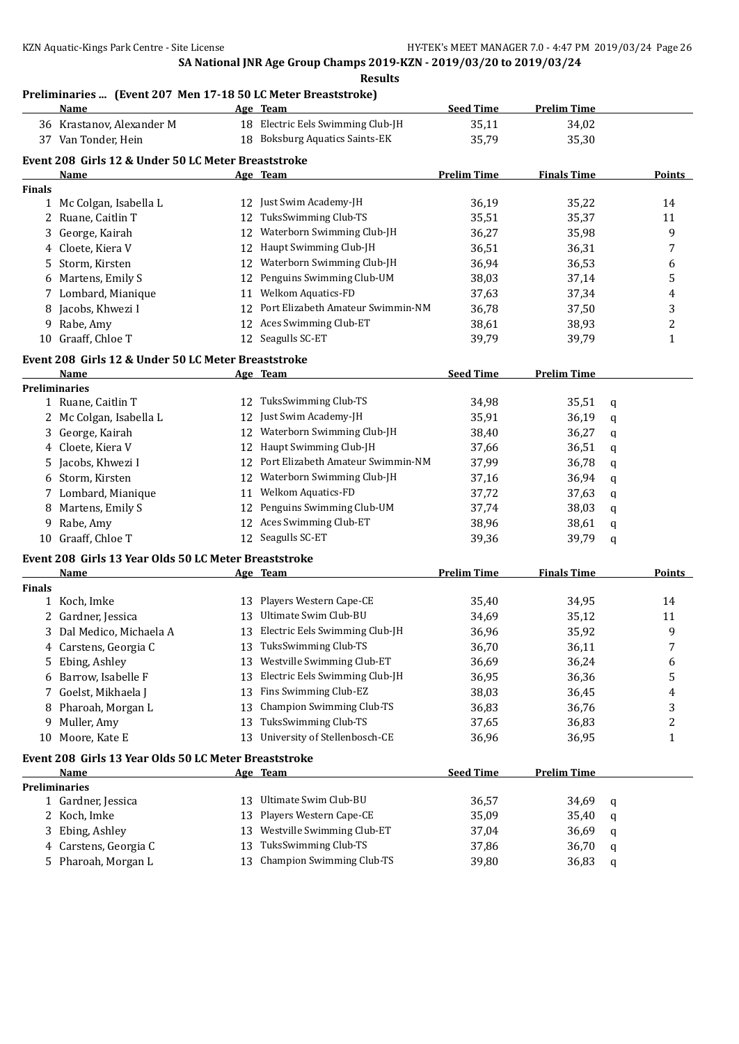## SA National JNR Age Group Champs 2019-KZN - 2019/03/20 to 2019/03/24

**Results**

### Preliminaries ... (Event 207 Men 17-18 50 LC Meter Breaststroke)

| | Name | Age | Team | Seed Time | Prelim Time |
|---|---|---|---|---|---|
| 36 | Krastanov, Alexander M | 18 | Electric Eels Swimming Club-JH | 35,11 | 34,02 |
| 37 | Van Tonder, Hein | 18 | Boksburg Aquatics Saints-EK | 35,79 | 35,30 |

### Event 208 Girls 12 & Under 50 LC Meter Breaststroke

| | Name | Age | Team | Prelim Time | Finals Time | Points |
|---|---|---|---|---|---|---|
| **Finals** | | | | | | |
| 1 | Mc Colgan, Isabella L | 12 | Just Swim Academy-JH | 36,19 | 35,22 | 14 |
| 2 | Ruane, Caitlin T | 12 | TuksSwimming Club-TS | 35,51 | 35,37 | 11 |
| 3 | George, Kairah | 12 | Waterborn Swimming Club-JH | 36,27 | 35,98 | 9 |
| 4 | Cloete, Kiera V | 12 | Haupt Swimming Club-JH | 36,51 | 36,31 | 7 |
| 5 | Storm, Kirsten | 12 | Waterborn Swimming Club-JH | 36,94 | 36,53 | 6 |
| 6 | Martens, Emily S | 12 | Penguins Swimming Club-UM | 38,03 | 37,14 | 5 |
| 7 | Lombard, Mianique | 11 | Welkom Aquatics-FD | 37,63 | 37,34 | 4 |
| 8 | Jacobs, Khwezi I | 12 | Port Elizabeth Amateur Swimmin-NM | 36,78 | 37,50 | 3 |
| 9 | Rabe, Amy | 12 | Aces Swimming Club-ET | 38,61 | 38,93 | 2 |
| 10 | Graaff, Chloe T | 12 | Seagulls SC-ET | 39,79 | 39,79 | 1 |

### Event 208 Girls 12 & Under 50 LC Meter Breaststroke

| | Name | Age | Team | Seed Time | Prelim Time | |
|---|---|---|---|---|---|---|
| **Preliminaries** | | | | | | |
| 1 | Ruane, Caitlin T | 12 | TuksSwimming Club-TS | 34,98 | 35,51 | q |
| 2 | Mc Colgan, Isabella L | 12 | Just Swim Academy-JH | 35,91 | 36,19 | q |
| 3 | George, Kairah | 12 | Waterborn Swimming Club-JH | 38,40 | 36,27 | q |
| 4 | Cloete, Kiera V | 12 | Haupt Swimming Club-JH | 37,66 | 36,51 | q |
| 5 | Jacobs, Khwezi I | 12 | Port Elizabeth Amateur Swimmin-NM | 37,99 | 36,78 | q |
| 6 | Storm, Kirsten | 12 | Waterborn Swimming Club-JH | 37,16 | 36,94 | q |
| 7 | Lombard, Mianique | 11 | Welkom Aquatics-FD | 37,72 | 37,63 | q |
| 8 | Martens, Emily S | 12 | Penguins Swimming Club-UM | 37,74 | 38,03 | q |
| 9 | Rabe, Amy | 12 | Aces Swimming Club-ET | 38,96 | 38,61 | q |
| 10 | Graaff, Chloe T | 12 | Seagulls SC-ET | 39,36 | 39,79 | q |

### Event 208 Girls 13 Year Olds 50 LC Meter Breaststroke

| | Name | Age | Team | Prelim Time | Finals Time | Points |
|---|---|---|---|---|---|---|
| **Finals** | | | | | | |
| 1 | Koch, Imke | 13 | Players Western Cape-CE | 35,40 | 34,95 | 14 |
| 2 | Gardner, Jessica | 13 | Ultimate Swim Club-BU | 34,69 | 35,12 | 11 |
| 3 | Dal Medico, Michaela A | 13 | Electric Eels Swimming Club-JH | 36,96 | 35,92 | 9 |
| 4 | Carstens, Georgia C | 13 | TuksSwimming Club-TS | 36,70 | 36,11 | 7 |
| 5 | Ebing, Ashley | 13 | Westville Swimming Club-ET | 36,69 | 36,24 | 6 |
| 6 | Barrow, Isabelle F | 13 | Electric Eels Swimming Club-JH | 36,95 | 36,36 | 5 |
| 7 | Goelst, Mikhaela J | 13 | Fins Swimming Club-EZ | 38,03 | 36,45 | 4 |
| 8 | Pharoah, Morgan L | 13 | Champion Swimming Club-TS | 36,83 | 36,76 | 3 |
| 9 | Muller, Amy | 13 | TuksSwimming Club-TS | 37,65 | 36,83 | 2 |
| 10 | Moore, Kate E | 13 | University of Stellenbosch-CE | 36,96 | 36,95 | 1 |

### Event 208 Girls 13 Year Olds 50 LC Meter Breaststroke

| | Name | Age | Team | Seed Time | Prelim Time | |
|---|---|---|---|---|---|---|
| **Preliminaries** | | | | | | |
| 1 | Gardner, Jessica | 13 | Ultimate Swim Club-BU | 36,57 | 34,69 | q |
| 2 | Koch, Imke | 13 | Players Western Cape-CE | 35,09 | 35,40 | q |
| 3 | Ebing, Ashley | 13 | Westville Swimming Club-ET | 37,04 | 36,69 | q |
| 4 | Carstens, Georgia C | 13 | TuksSwimming Club-TS | 37,86 | 36,70 | q |
| 5 | Pharoah, Morgan L | 13 | Champion Swimming Club-TS | 39,80 | 36,83 | q |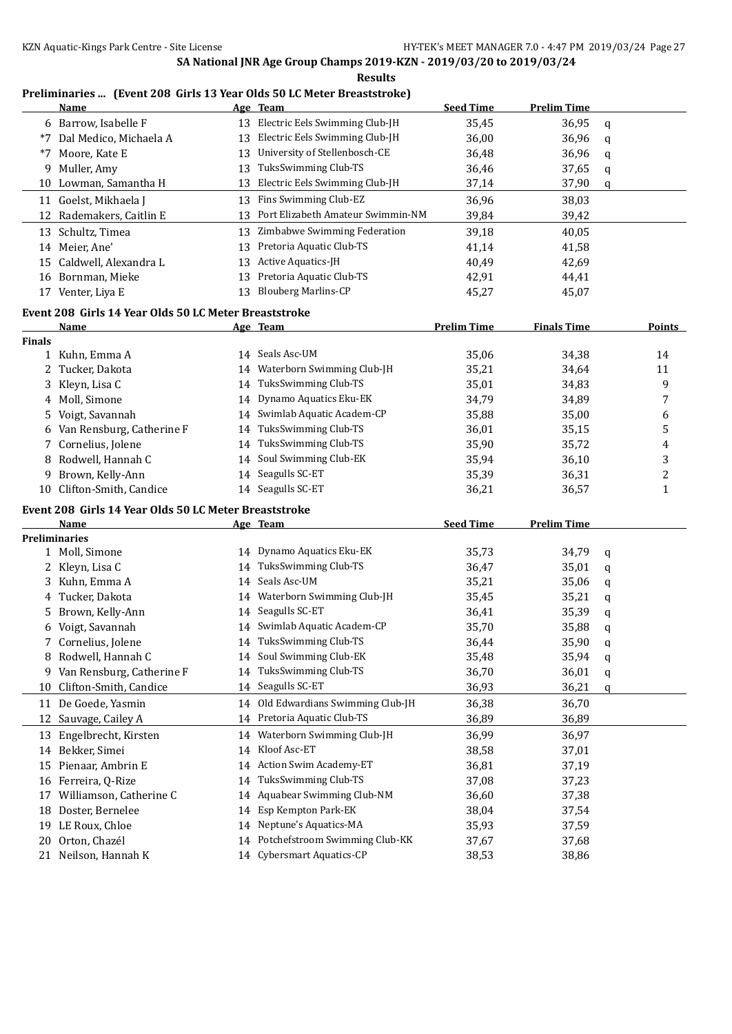SA National JNR Age Group Champs 2019-KZN - 2019/03/20 to 2019/03/24

Results

## Preliminaries ... (Event 208 Girls 13 Year Olds 50 LC Meter Breaststroke)

| | Name | Age | Team | Seed Time | Prelim Time | |
|---|---|---|---|---|---|---|
| 6 | Barrow, Isabelle F | 13 | Electric Eels Swimming Club-JH | 35,45 | 36,95 | q |
| *7 | Dal Medico, Michaela A | 13 | Electric Eels Swimming Club-JH | 36,00 | 36,96 | q |
| *7 | Moore, Kate E | 13 | University of Stellenbosch-CE | 36,48 | 36,96 | q |
| 9 | Muller, Amy | 13 | TuksSwimming Club-TS | 36,46 | 37,65 | q |
| 10 | Lowman, Samantha H | 13 | Electric Eels Swimming Club-JH | 37,14 | 37,90 | q |
| 11 | Goelst, Mikhaela J | 13 | Fins Swimming Club-EZ | 36,96 | 38,03 | |
| 12 | Rademakers, Caitlin E | 13 | Port Elizabeth Amateur Swimmin-NM | 39,84 | 39,42 | |
| 13 | Schultz, Timea | 13 | Zimbabwe Swimming Federation | 39,18 | 40,05 | |
| 14 | Meier, Ane' | 13 | Pretoria Aquatic Club-TS | 41,14 | 41,58 | |
| 15 | Caldwell, Alexandra L | 13 | Active Aquatics-JH | 40,49 | 42,69 | |
| 16 | Bornman, Mieke | 13 | Pretoria Aquatic Club-TS | 42,91 | 44,41 | |
| 17 | Venter, Liya E | 13 | Blouberg Marlins-CP | 45,27 | 45,07 | |

## Event 208 Girls 14 Year Olds 50 LC Meter Breaststroke

**Finals**

| | Name | Age | Team | Prelim Time | Finals Time | Points |
|---|---|---|---|---|---|---|
| 1 | Kuhn, Emma A | 14 | Seals Asc-UM | 35,06 | 34,38 | 14 |
| 2 | Tucker, Dakota | 14 | Waterborn Swimming Club-JH | 35,21 | 34,64 | 11 |
| 3 | Kleyn, Lisa C | 14 | TuksSwimming Club-TS | 35,01 | 34,83 | 9 |
| 4 | Moll, Simone | 14 | Dynamo Aquatics Eku-EK | 34,79 | 34,89 | 7 |
| 5 | Voigt, Savannah | 14 | Swimlab Aquatic Academ-CP | 35,88 | 35,00 | 6 |
| 6 | Van Rensburg, Catherine F | 14 | TuksSwimming Club-TS | 36,01 | 35,15 | 5 |
| 7 | Cornelius, Jolene | 14 | TuksSwimming Club-TS | 35,90 | 35,72 | 4 |
| 8 | Rodwell, Hannah C | 14 | Soul Swimming Club-EK | 35,94 | 36,10 | 3 |
| 9 | Brown, Kelly-Ann | 14 | Seagulls SC-ET | 35,39 | 36,31 | 2 |
| 10 | Clifton-Smith, Candice | 14 | Seagulls SC-ET | 36,21 | 36,57 | 1 |

## Event 208 Girls 14 Year Olds 50 LC Meter Breaststroke

**Preliminaries**

| | Name | Age | Team | Seed Time | Prelim Time | |
|---|---|---|---|---|---|---|
| 1 | Moll, Simone | 14 | Dynamo Aquatics Eku-EK | 35,73 | 34,79 | q |
| 2 | Kleyn, Lisa C | 14 | TuksSwimming Club-TS | 36,47 | 35,01 | q |
| 3 | Kuhn, Emma A | 14 | Seals Asc-UM | 35,21 | 35,06 | q |
| 4 | Tucker, Dakota | 14 | Waterborn Swimming Club-JH | 35,45 | 35,21 | q |
| 5 | Brown, Kelly-Ann | 14 | Seagulls SC-ET | 36,41 | 35,39 | q |
| 6 | Voigt, Savannah | 14 | Swimlab Aquatic Academ-CP | 35,70 | 35,88 | q |
| 7 | Cornelius, Jolene | 14 | TuksSwimming Club-TS | 36,44 | 35,90 | q |
| 8 | Rodwell, Hannah C | 14 | Soul Swimming Club-EK | 35,48 | 35,94 | q |
| 9 | Van Rensburg, Catherine F | 14 | TuksSwimming Club-TS | 36,70 | 36,01 | q |
| 10 | Clifton-Smith, Candice | 14 | Seagulls SC-ET | 36,93 | 36,21 | q |
| 11 | De Goede, Yasmin | 14 | Old Edwardians Swimming Club-JH | 36,38 | 36,70 | |
| 12 | Sauvage, Cailey A | 14 | Pretoria Aquatic Club-TS | 36,89 | 36,89 | |
| 13 | Engelbrecht, Kirsten | 14 | Waterborn Swimming Club-JH | 36,99 | 36,97 | |
| 14 | Bekker, Simei | 14 | Kloof Asc-ET | 38,58 | 37,01 | |
| 15 | Pienaar, Ambrin E | 14 | Action Swim Academy-ET | 36,81 | 37,19 | |
| 16 | Ferreira, Q-Rize | 14 | TuksSwimming Club-TS | 37,08 | 37,23 | |
| 17 | Williamson, Catherine C | 14 | Aquabear Swimming Club-NM | 36,60 | 37,38 | |
| 18 | Doster, Bernelee | 14 | Esp Kempton Park-EK | 38,04 | 37,54 | |
| 19 | LE Roux, Chloe | 14 | Neptune's Aquatics-MA | 35,93 | 37,59 | |
| 20 | Orton, Chazél | 14 | Potchefstroom Swimming Club-KK | 37,67 | 37,68 | |
| 21 | Neilson, Hannah K | 14 | Cybersmart Aquatics-CP | 38,53 | 38,86 | |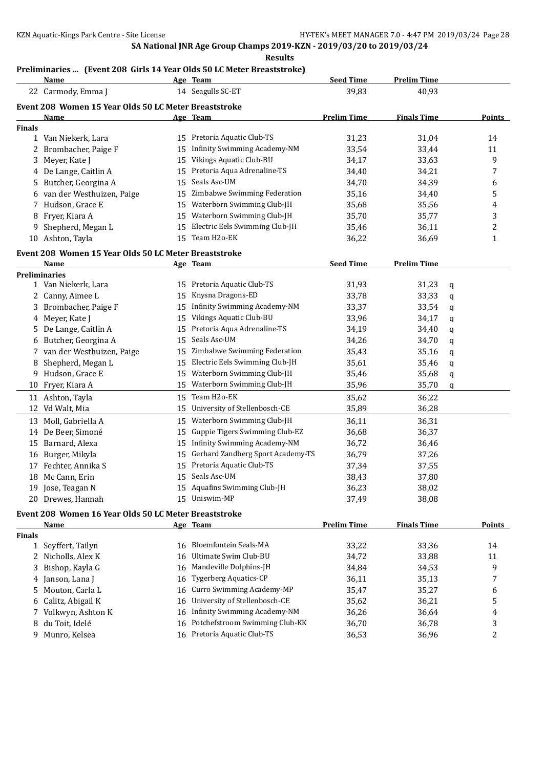## SA National JNR Age Group Champs 2019-KZN - 2019/03/20 to 2019/03/24

**Results**

### Preliminaries ... (Event 208 Girls 14 Year Olds 50 LC Meter Breaststroke)

| | Name | Age | Team | Seed Time | Prelim Time |
|---|---|---|---|---|---|
| 22 | Carmody, Emma J | 14 | Seagulls SC-ET | 39,83 | 40,93 |

### Event 208 Women 15 Year Olds 50 LC Meter Breaststroke

| | Name | Age | Team | Prelim Time | Finals Time | Points |
|---|---|---|---|---|---|---|
| **Finals** | | | | | | |
| 1 | Van Niekerk, Lara | 15 | Pretoria Aquatic Club-TS | 31,23 | 31,04 | 14 |
| 2 | Brombacher, Paige F | 15 | Infinity Swimming Academy-NM | 33,54 | 33,44 | 11 |
| 3 | Meyer, Kate J | 15 | Vikings Aquatic Club-BU | 34,17 | 33,63 | 9 |
| 4 | De Lange, Caitlin A | 15 | Pretoria Aqua Adrenaline-TS | 34,40 | 34,21 | 7 |
| 5 | Butcher, Georgina A | 15 | Seals Asc-UM | 34,70 | 34,39 | 6 |
| 6 | van der Westhuizen, Paige | 15 | Zimbabwe Swimming Federation | 35,16 | 34,40 | 5 |
| 7 | Hudson, Grace E | 15 | Waterborn Swimming Club-JH | 35,68 | 35,56 | 4 |
| 8 | Fryer, Kiara A | 15 | Waterborn Swimming Club-JH | 35,70 | 35,77 | 3 |
| 9 | Shepherd, Megan L | 15 | Electric Eels Swimming Club-JH | 35,46 | 36,11 | 2 |
| 10 | Ashton, Tayla | 15 | Team H2o-EK | 36,22 | 36,69 | 1 |

### Event 208 Women 15 Year Olds 50 LC Meter Breaststroke

| | Name | Age | Team | Seed Time | Prelim Time | |
|---|---|---|---|---|---|---|
| **Preliminaries** | | | | | | |
| 1 | Van Niekerk, Lara | 15 | Pretoria Aquatic Club-TS | 31,93 | 31,23 | q |
| 2 | Canny, Aimee L | 15 | Knysna Dragons-ED | 33,78 | 33,33 | q |
| 3 | Brombacher, Paige F | 15 | Infinity Swimming Academy-NM | 33,37 | 33,54 | q |
| 4 | Meyer, Kate J | 15 | Vikings Aquatic Club-BU | 33,96 | 34,17 | q |
| 5 | De Lange, Caitlin A | 15 | Pretoria Aqua Adrenaline-TS | 34,19 | 34,40 | q |
| 6 | Butcher, Georgina A | 15 | Seals Asc-UM | 34,26 | 34,70 | q |
| 7 | van der Westhuizen, Paige | 15 | Zimbabwe Swimming Federation | 35,43 | 35,16 | q |
| 8 | Shepherd, Megan L | 15 | Electric Eels Swimming Club-JH | 35,61 | 35,46 | q |
| 9 | Hudson, Grace E | 15 | Waterborn Swimming Club-JH | 35,46 | 35,68 | q |
| 10 | Fryer, Kiara A | 15 | Waterborn Swimming Club-JH | 35,96 | 35,70 | q |
| 11 | Ashton, Tayla | 15 | Team H2o-EK | 35,62 | 36,22 | |
| 12 | Vd Walt, Mia | 15 | University of Stellenbosch-CE | 35,89 | 36,28 | |
| 13 | Moll, Gabriella A | 15 | Waterborn Swimming Club-JH | 36,11 | 36,31 | |
| 14 | De Beer, Simoné | 15 | Guppie Tigers Swimming Club-EZ | 36,68 | 36,37 | |
| 15 | Barnard, Alexa | 15 | Infinity Swimming Academy-NM | 36,72 | 36,46 | |
| 16 | Burger, Mikyla | 15 | Gerhard Zandberg Sport Academy-TS | 36,79 | 37,26 | |
| 17 | Fechter, Annika S | 15 | Pretoria Aquatic Club-TS | 37,34 | 37,55 | |
| 18 | Mc Cann, Erin | 15 | Seals Asc-UM | 38,43 | 37,80 | |
| 19 | Jose, Teagan N | 15 | Aquafins Swimming Club-JH | 36,23 | 38,02 | |
| 20 | Drewes, Hannah | 15 | Uniswim-MP | 37,49 | 38,08 | |

### Event 208 Women 16 Year Olds 50 LC Meter Breaststroke

| | Name | Age | Team | Prelim Time | Finals Time | Points |
|---|---|---|---|---|---|---|
| **Finals** | | | | | | |
| 1 | Seyffert, Tailyn | 16 | Bloemfontein Seals-MA | 33,22 | 33,36 | 14 |
| 2 | Nicholls, Alex K | 16 | Ultimate Swim Club-BU | 34,72 | 33,88 | 11 |
| 3 | Bishop, Kayla G | 16 | Mandeville Dolphins-JH | 34,84 | 34,53 | 9 |
| 4 | Janson, Lana J | 16 | Tygerberg Aquatics-CP | 36,11 | 35,13 | 7 |
| 5 | Mouton, Carla L | 16 | Curro Swimming Academy-MP | 35,47 | 35,27 | 6 |
| 6 | Calitz, Abigail K | 16 | University of Stellenbosch-CE | 35,62 | 36,21 | 5 |
| 7 | Volkwyn, Ashton K | 16 | Infinity Swimming Academy-NM | 36,26 | 36,64 | 4 |
| 8 | du Toit, Idelé | 16 | Potchefstroom Swimming Club-KK | 36,70 | 36,78 | 3 |
| 9 | Munro, Kelsea | 16 | Pretoria Aquatic Club-TS | 36,53 | 36,96 | 2 |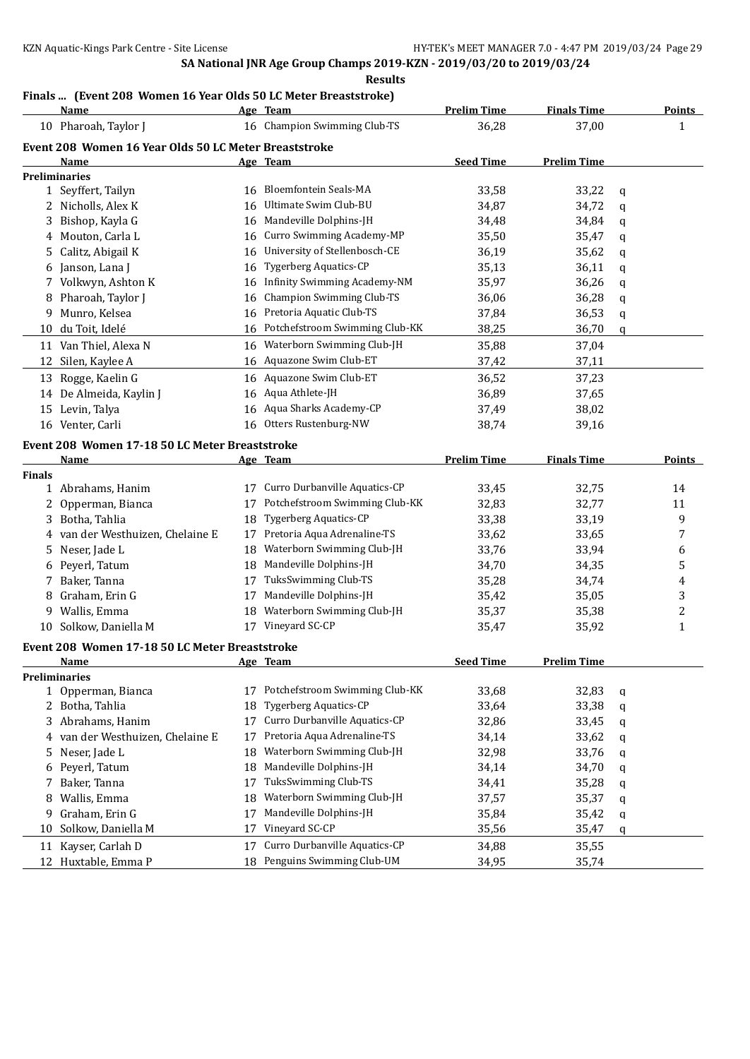SA National JNR Age Group Champs 2019-KZN - 2019/03/20 to 2019/03/24

Results

## Finals ... (Event 208 Women 16 Year Olds 50 LC Meter Breaststroke)

| | Name | Age | Team | Prelim Time | Finals Time | Points |
|---|---|---|---|---|---|---|
| 10 | Pharoah, Taylor J | 16 | Champion Swimming Club-TS | 36,28 | 37,00 | 1 |

## Event 208 Women 16 Year Olds 50 LC Meter Breaststroke

| | Name | Age | Team | Seed Time | Prelim Time | |
|---|---|---|---|---|---|---|
| **Preliminaries** | | | | | | |
| 1 | Seyffert, Tailyn | 16 | Bloemfontein Seals-MA | 33,58 | 33,22 | q |
| 2 | Nicholls, Alex K | 16 | Ultimate Swim Club-BU | 34,87 | 34,72 | q |
| 3 | Bishop, Kayla G | 16 | Mandeville Dolphins-JH | 34,48 | 34,84 | q |
| 4 | Mouton, Carla L | 16 | Curro Swimming Academy-MP | 35,50 | 35,47 | q |
| 5 | Calitz, Abigail K | 16 | University of Stellenbosch-CE | 36,19 | 35,62 | q |
| 6 | Janson, Lana J | 16 | Tygerberg Aquatics-CP | 35,13 | 36,11 | q |
| 7 | Volkwyn, Ashton K | 16 | Infinity Swimming Academy-NM | 35,97 | 36,26 | q |
| 8 | Pharoah, Taylor J | 16 | Champion Swimming Club-TS | 36,06 | 36,28 | q |
| 9 | Munro, Kelsea | 16 | Pretoria Aquatic Club-TS | 37,84 | 36,53 | q |
| 10 | du Toit, Idelé | 16 | Potchefstroom Swimming Club-KK | 38,25 | 36,70 | q |
| 11 | Van Thiel, Alexa N | 16 | Waterborn Swimming Club-JH | 35,88 | 37,04 | |
| 12 | Silen, Kaylee A | 16 | Aquazone Swim Club-ET | 37,42 | 37,11 | |
| 13 | Rogge, Kaelin G | 16 | Aquazone Swim Club-ET | 36,52 | 37,23 | |
| 14 | De Almeida, Kaylin J | 16 | Aqua Athlete-JH | 36,89 | 37,65 | |
| 15 | Levin, Talya | 16 | Aqua Sharks Academy-CP | 37,49 | 38,02 | |
| 16 | Venter, Carli | 16 | Otters Rustenburg-NW | 38,74 | 39,16 | |

## Event 208 Women 17-18 50 LC Meter Breaststroke

| | Name | Age | Team | Prelim Time | Finals Time | Points |
|---|---|---|---|---|---|---|
| **Finals** | | | | | | |
| 1 | Abrahams, Hanim | 17 | Curro Durbanville Aquatics-CP | 33,45 | 32,75 | 14 |
| 2 | Opperman, Bianca | 17 | Potchefstroom Swimming Club-KK | 32,83 | 32,77 | 11 |
| 3 | Botha, Tahlia | 18 | Tygerberg Aquatics-CP | 33,38 | 33,19 | 9 |
| 4 | van der Westhuizen, Chelaine E | 17 | Pretoria Aqua Adrenaline-TS | 33,62 | 33,65 | 7 |
| 5 | Neser, Jade L | 18 | Waterborn Swimming Club-JH | 33,76 | 33,94 | 6 |
| 6 | Peyerl, Tatum | 18 | Mandeville Dolphins-JH | 34,70 | 34,35 | 5 |
| 7 | Baker, Tanna | 17 | TuksSwimming Club-TS | 35,28 | 34,74 | 4 |
| 8 | Graham, Erin G | 17 | Mandeville Dolphins-JH | 35,42 | 35,05 | 3 |
| 9 | Wallis, Emma | 18 | Waterborn Swimming Club-JH | 35,37 | 35,38 | 2 |
| 10 | Solkow, Daniella M | 17 | Vineyard SC-CP | 35,47 | 35,92 | 1 |

## Event 208 Women 17-18 50 LC Meter Breaststroke

| | Name | Age | Team | Seed Time | Prelim Time | |
|---|---|---|---|---|---|---|
| **Preliminaries** | | | | | | |
| 1 | Opperman, Bianca | 17 | Potchefstroom Swimming Club-KK | 33,68 | 32,83 | q |
| 2 | Botha, Tahlia | 18 | Tygerberg Aquatics-CP | 33,64 | 33,38 | q |
| 3 | Abrahams, Hanim | 17 | Curro Durbanville Aquatics-CP | 32,86 | 33,45 | q |
| 4 | van der Westhuizen, Chelaine E | 17 | Pretoria Aqua Adrenaline-TS | 34,14 | 33,62 | q |
| 5 | Neser, Jade L | 18 | Waterborn Swimming Club-JH | 32,98 | 33,76 | q |
| 6 | Peyerl, Tatum | 18 | Mandeville Dolphins-JH | 34,14 | 34,70 | q |
| 7 | Baker, Tanna | 17 | TuksSwimming Club-TS | 34,41 | 35,28 | q |
| 8 | Wallis, Emma | 18 | Waterborn Swimming Club-JH | 37,57 | 35,37 | q |
| 9 | Graham, Erin G | 17 | Mandeville Dolphins-JH | 35,84 | 35,42 | q |
| 10 | Solkow, Daniella M | 17 | Vineyard SC-CP | 35,56 | 35,47 | q |
| 11 | Kayser, Carlah D | 17 | Curro Durbanville Aquatics-CP | 34,88 | 35,55 | |
| 12 | Huxtable, Emma P | 18 | Penguins Swimming Club-UM | 34,95 | 35,74 | |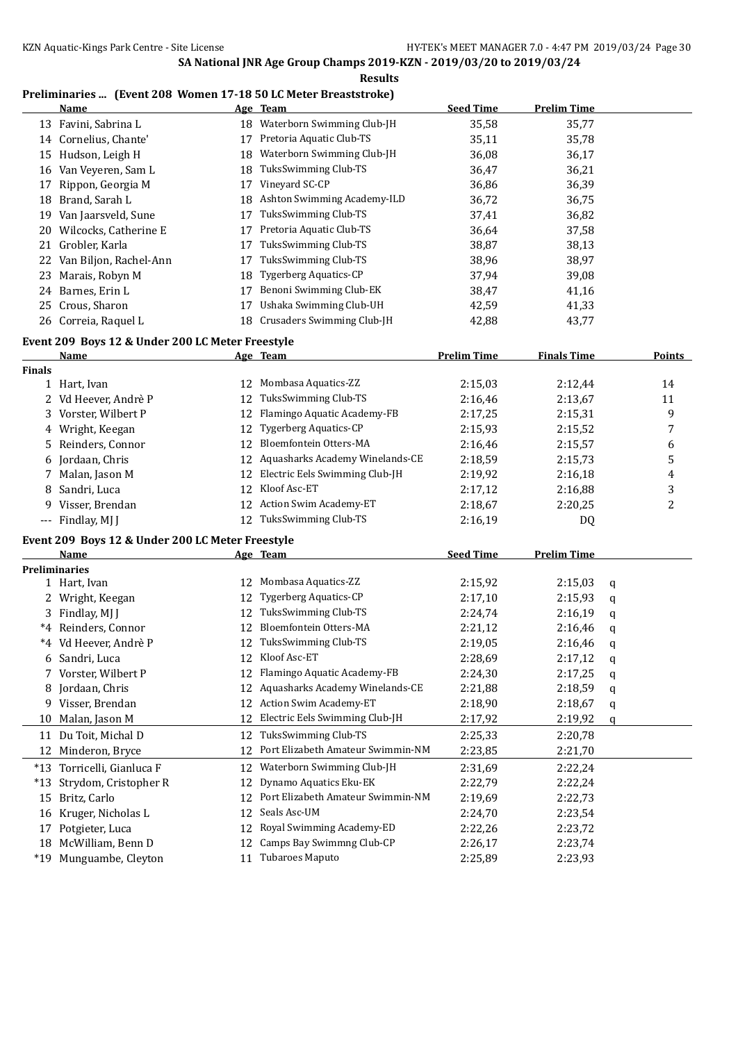## SA National JNR Age Group Champs 2019-KZN - 2019/03/20 to 2019/03/24

**Results**

### Preliminaries ... (Event 208 Women 17-18 50 LC Meter Breaststroke)

| | Name | Age | Team | Seed Time | Prelim Time |
|---|---|---|---|---|---|
| 13 | Favini, Sabrina L | 18 | Waterborn Swimming Club-JH | 35,58 | 35,77 |
| 14 | Cornelius, Chante' | 17 | Pretoria Aquatic Club-TS | 35,11 | 35,78 |
| 15 | Hudson, Leigh H | 18 | Waterborn Swimming Club-JH | 36,08 | 36,17 |
| 16 | Van Veyeren, Sam L | 18 | TuksSwimming Club-TS | 36,47 | 36,21 |
| 17 | Rippon, Georgia M | 17 | Vineyard SC-CP | 36,86 | 36,39 |
| 18 | Brand, Sarah L | 18 | Ashton Swimming Academy-ILD | 36,72 | 36,75 |
| 19 | Van Jaarsveld, Sune | 17 | TuksSwimming Club-TS | 37,41 | 36,82 |
| 20 | Wilcocks, Catherine E | 17 | Pretoria Aquatic Club-TS | 36,64 | 37,58 |
| 21 | Grobler, Karla | 17 | TuksSwimming Club-TS | 38,87 | 38,13 |
| 22 | Van Biljon, Rachel-Ann | 17 | TuksSwimming Club-TS | 38,96 | 38,97 |
| 23 | Marais, Robyn M | 18 | Tygerberg Aquatics-CP | 37,94 | 39,08 |
| 24 | Barnes, Erin L | 17 | Benoni Swimming Club-EK | 38,47 | 41,16 |
| 25 | Crous, Sharon | 17 | Ushaka Swimming Club-UH | 42,59 | 41,33 |
| 26 | Correia, Raquel L | 18 | Crusaders Swimming Club-JH | 42,88 | 43,77 |

### Event 209 Boys 12 & Under 200 LC Meter Freestyle

| | Name | Age | Team | Prelim Time | Finals Time | Points |
|---|---|---|---|---|---|---|
| **Finals** | | | | | | |
| 1 | Hart, Ivan | 12 | Mombasa Aquatics-ZZ | 2:15,03 | 2:12,44 | 14 |
| 2 | Vd Heever, Andrè P | 12 | TuksSwimming Club-TS | 2:16,46 | 2:13,67 | 11 |
| 3 | Vorster, Wilbert P | 12 | Flamingo Aquatic Academy-FB | 2:17,25 | 2:15,31 | 9 |
| 4 | Wright, Keegan | 12 | Tygerberg Aquatics-CP | 2:15,93 | 2:15,52 | 7 |
| 5 | Reinders, Connor | 12 | Bloemfontein Otters-MA | 2:16,46 | 2:15,57 | 6 |
| 6 | Jordaan, Chris | 12 | Aquasharks Academy Winelands-CE | 2:18,59 | 2:15,73 | 5 |
| 7 | Malan, Jason M | 12 | Electric Eels Swimming Club-JH | 2:19,92 | 2:16,18 | 4 |
| 8 | Sandri, Luca | 12 | Kloof Asc-ET | 2:17,12 | 2:16,88 | 3 |
| 9 | Visser, Brendan | 12 | Action Swim Academy-ET | 2:18,67 | 2:20,25 | 2 |
| --- | Findlay, MJ J | 12 | TuksSwimming Club-TS | 2:16,19 | DQ | |

### Event 209 Boys 12 & Under 200 LC Meter Freestyle

| | Name | Age | Team | Seed Time | Prelim Time | |
|---|---|---|---|---|---|---|
| **Preliminaries** | | | | | | |
| 1 | Hart, Ivan | 12 | Mombasa Aquatics-ZZ | 2:15,92 | 2:15,03 | q |
| 2 | Wright, Keegan | 12 | Tygerberg Aquatics-CP | 2:17,10 | 2:15,93 | q |
| 3 | Findlay, MJ J | 12 | TuksSwimming Club-TS | 2:24,74 | 2:16,19 | q |
| *4 | Reinders, Connor | 12 | Bloemfontein Otters-MA | 2:21,12 | 2:16,46 | q |
| *4 | Vd Heever, Andrè P | 12 | TuksSwimming Club-TS | 2:19,05 | 2:16,46 | q |
| 6 | Sandri, Luca | 12 | Kloof Asc-ET | 2:28,69 | 2:17,12 | q |
| 7 | Vorster, Wilbert P | 12 | Flamingo Aquatic Academy-FB | 2:24,30 | 2:17,25 | q |
| 8 | Jordaan, Chris | 12 | Aquasharks Academy Winelands-CE | 2:21,88 | 2:18,59 | q |
| 9 | Visser, Brendan | 12 | Action Swim Academy-ET | 2:18,90 | 2:18,67 | q |
| 10 | Malan, Jason M | 12 | Electric Eels Swimming Club-JH | 2:17,92 | 2:19,92 | q |
| 11 | Du Toit, Michal D | 12 | TuksSwimming Club-TS | 2:25,33 | 2:20,78 | |
| 12 | Minderon, Bryce | 12 | Port Elizabeth Amateur Swimmin-NM | 2:23,85 | 2:21,70 | |
| *13 | Torricelli, Gianluca F | 12 | Waterborn Swimming Club-JH | 2:31,69 | 2:22,24 | |
| *13 | Strydom, Cristopher R | 12 | Dynamo Aquatics Eku-EK | 2:22,79 | 2:22,24 | |
| 15 | Britz, Carlo | 12 | Port Elizabeth Amateur Swimmin-NM | 2:19,69 | 2:22,73 | |
| 16 | Kruger, Nicholas L | 12 | Seals Asc-UM | 2:24,70 | 2:23,54 | |
| 17 | Potgieter, Luca | 12 | Royal Swimming Academy-ED | 2:22,26 | 2:23,72 | |
| 18 | McWilliam, Benn D | 12 | Camps Bay Swimmng Club-CP | 2:26,17 | 2:23,74 | |
| *19 | Munguambe, Cleyton | 11 | Tubaroes Maputo | 2:25,89 | 2:23,93 | |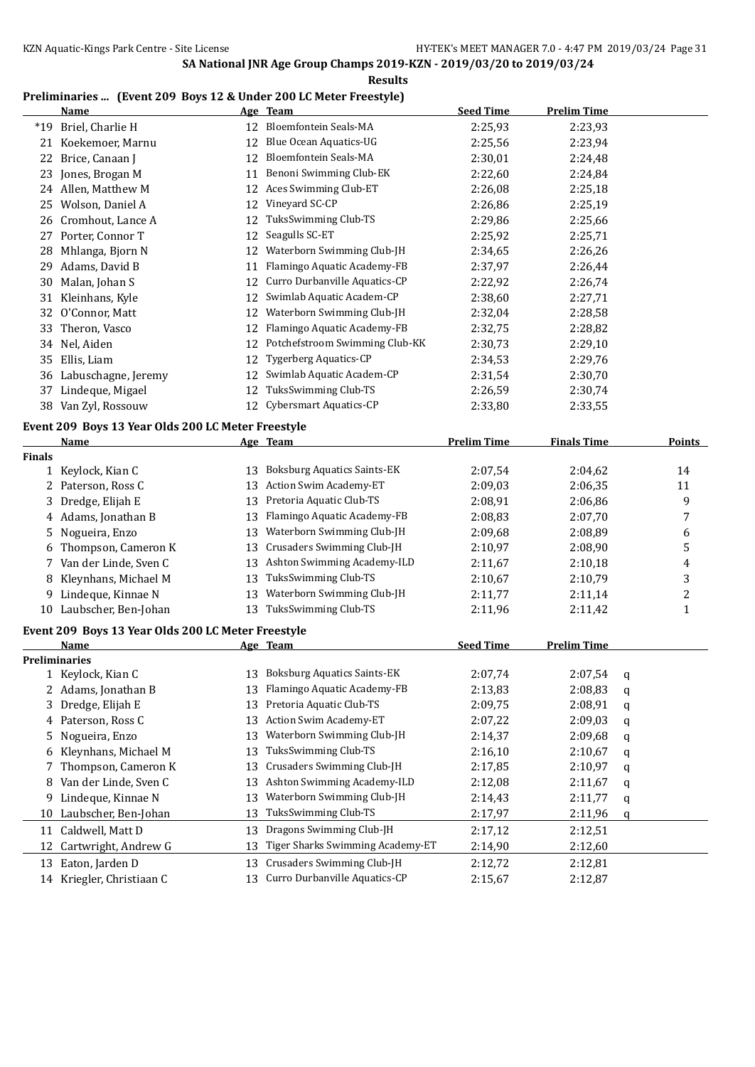## SA National JNR Age Group Champs 2019-KZN - 2019/03/20 to 2019/03/24

### Results

### Preliminaries ... (Event 209 Boys 12 & Under 200 LC Meter Freestyle)

| | Name | Age | Team | Seed Time | Prelim Time |
|---|---|---|---|---|---|
| *19 | Briel, Charlie H | 12 | Bloemfontein Seals-MA | 2:25,93 | 2:23,93 |
| 21 | Koekemoer, Marnu | 12 | Blue Ocean Aquatics-UG | 2:25,56 | 2:23,94 |
| 22 | Brice, Canaan J | 12 | Bloemfontein Seals-MA | 2:30,01 | 2:24,48 |
| 23 | Jones, Brogan M | 11 | Benoni Swimming Club-EK | 2:22,60 | 2:24,84 |
| 24 | Allen, Matthew M | 12 | Aces Swimming Club-ET | 2:26,08 | 2:25,18 |
| 25 | Wolson, Daniel A | 12 | Vineyard SC-CP | 2:26,86 | 2:25,19 |
| 26 | Cromhout, Lance A | 12 | TuksSwimming Club-TS | 2:29,86 | 2:25,66 |
| 27 | Porter, Connor T | 12 | Seagulls SC-ET | 2:25,92 | 2:25,71 |
| 28 | Mhlanga, Bjorn N | 12 | Waterborn Swimming Club-JH | 2:34,65 | 2:26,26 |
| 29 | Adams, David B | 11 | Flamingo Aquatic Academy-FB | 2:37,97 | 2:26,44 |
| 30 | Malan, Johan S | 12 | Curro Durbanville Aquatics-CP | 2:22,92 | 2:26,74 |
| 31 | Kleinhans, Kyle | 12 | Swimlab Aquatic Academ-CP | 2:38,60 | 2:27,71 |
| 32 | O'Connor, Matt | 12 | Waterborn Swimming Club-JH | 2:32,04 | 2:28,58 |
| 33 | Theron, Vasco | 12 | Flamingo Aquatic Academy-FB | 2:32,75 | 2:28,82 |
| 34 | Nel, Aiden | 12 | Potchefstroom Swimming Club-KK | 2:30,73 | 2:29,10 |
| 35 | Ellis, Liam | 12 | Tygerberg Aquatics-CP | 2:34,53 | 2:29,76 |
| 36 | Labuschagne, Jeremy | 12 | Swimlab Aquatic Academ-CP | 2:31,54 | 2:30,70 |
| 37 | Lindeque, Migael | 12 | TuksSwimming Club-TS | 2:26,59 | 2:30,74 |
| 38 | Van Zyl, Rossouw | 12 | Cybersmart Aquatics-CP | 2:33,80 | 2:33,55 |

### Event 209 Boys 13 Year Olds 200 LC Meter Freestyle

| | Name | Age | Team | Prelim Time | Finals Time | Points |
|---|---|---|---|---|---|---|
| **Finals** | | | | | | |
| 1 | Keylock, Kian C | 13 | Boksburg Aquatics Saints-EK | 2:07,54 | 2:04,62 | 14 |
| 2 | Paterson, Ross C | 13 | Action Swim Academy-ET | 2:09,03 | 2:06,35 | 11 |
| 3 | Dredge, Elijah E | 13 | Pretoria Aquatic Club-TS | 2:08,91 | 2:06,86 | 9 |
| 4 | Adams, Jonathan B | 13 | Flamingo Aquatic Academy-FB | 2:08,83 | 2:07,70 | 7 |
| 5 | Nogueira, Enzo | 13 | Waterborn Swimming Club-JH | 2:09,68 | 2:08,89 | 6 |
| 6 | Thompson, Cameron K | 13 | Crusaders Swimming Club-JH | 2:10,97 | 2:08,90 | 5 |
| 7 | Van der Linde, Sven C | 13 | Ashton Swimming Academy-ILD | 2:11,67 | 2:10,18 | 4 |
| 8 | Kleynhans, Michael M | 13 | TuksSwimming Club-TS | 2:10,67 | 2:10,79 | 3 |
| 9 | Lindeque, Kinnae N | 13 | Waterborn Swimming Club-JH | 2:11,77 | 2:11,14 | 2 |
| 10 | Laubscher, Ben-Johan | 13 | TuksSwimming Club-TS | 2:11,96 | 2:11,42 | 1 |

### Event 209 Boys 13 Year Olds 200 LC Meter Freestyle

| | Name | Age | Team | Seed Time | Prelim Time | |
|---|---|---|---|---|---|---|
| **Preliminaries** | | | | | | |
| 1 | Keylock, Kian C | 13 | Boksburg Aquatics Saints-EK | 2:07,74 | 2:07,54 | q |
| 2 | Adams, Jonathan B | 13 | Flamingo Aquatic Academy-FB | 2:13,83 | 2:08,83 | q |
| 3 | Dredge, Elijah E | 13 | Pretoria Aquatic Club-TS | 2:09,75 | 2:08,91 | q |
| 4 | Paterson, Ross C | 13 | Action Swim Academy-ET | 2:07,22 | 2:09,03 | q |
| 5 | Nogueira, Enzo | 13 | Waterborn Swimming Club-JH | 2:14,37 | 2:09,68 | q |
| 6 | Kleynhans, Michael M | 13 | TuksSwimming Club-TS | 2:16,10 | 2:10,67 | q |
| 7 | Thompson, Cameron K | 13 | Crusaders Swimming Club-JH | 2:17,85 | 2:10,97 | q |
| 8 | Van der Linde, Sven C | 13 | Ashton Swimming Academy-ILD | 2:12,08 | 2:11,67 | q |
| 9 | Lindeque, Kinnae N | 13 | Waterborn Swimming Club-JH | 2:14,43 | 2:11,77 | q |
| 10 | Laubscher, Ben-Johan | 13 | TuksSwimming Club-TS | 2:17,97 | 2:11,96 | q |
| 11 | Caldwell, Matt D | 13 | Dragons Swimming Club-JH | 2:17,12 | 2:12,51 | |
| 12 | Cartwright, Andrew G | 13 | Tiger Sharks Swimming Academy-ET | 2:14,90 | 2:12,60 | |
| 13 | Eaton, Jarden D | 13 | Crusaders Swimming Club-JH | 2:12,72 | 2:12,81 | |
| 14 | Kriegler, Christiaan C | 13 | Curro Durbanville Aquatics-CP | 2:15,67 | 2:12,87 | |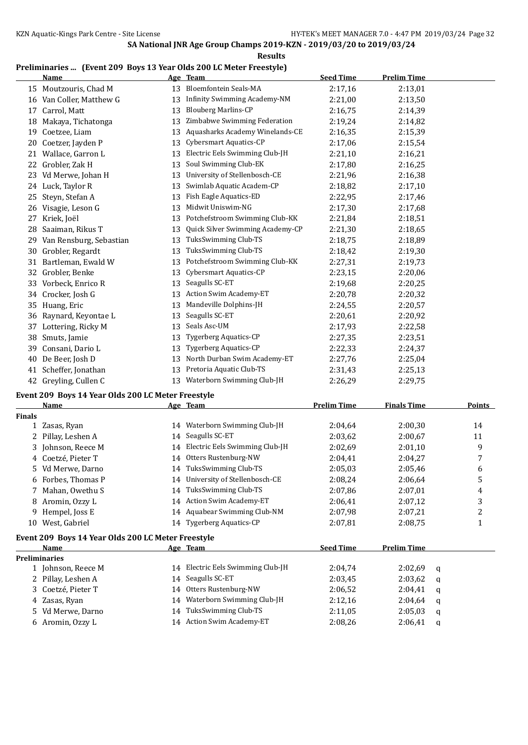**SA National JNR Age Group Champs 2019-KZN - 2019/03/20 to 2019/03/24**

**Results**

### Preliminaries ... (Event 209 Boys 13 Year Olds 200 LC Meter Freestyle)

| | Name | Age | Team | Seed Time | Prelim Time |
|---|---|---|---|---|---|
| 15 | Moutzouris, Chad M | 13 | Bloemfontein Seals-MA | 2:17,16 | 2:13,01 |
| 16 | Van Coller, Matthew G | 13 | Infinity Swimming Academy-NM | 2:21,00 | 2:13,50 |
| 17 | Carrol, Matt | 13 | Blouberg Marlins-CP | 2:16,75 | 2:14,39 |
| 18 | Makaya, Tichatonga | 13 | Zimbabwe Swimming Federation | 2:19,24 | 2:14,82 |
| 19 | Coetzee, Liam | 13 | Aquasharks Academy Winelands-CE | 2:16,35 | 2:15,39 |
| 20 | Coetzer, Jayden P | 13 | Cybersmart Aquatics-CP | 2:17,06 | 2:15,54 |
| 21 | Wallace, Garron L | 13 | Electric Eels Swimming Club-JH | 2:21,10 | 2:16,21 |
| 22 | Grobler, Zak H | 13 | Soul Swimming Club-EK | 2:17,80 | 2:16,25 |
| 23 | Vd Merwe, Johan H | 13 | University of Stellenbosch-CE | 2:21,96 | 2:16,38 |
| 24 | Luck, Taylor R | 13 | Swimlab Aquatic Academ-CP | 2:18,82 | 2:17,10 |
| 25 | Steyn, Stefan A | 13 | Fish Eagle Aquatics-ED | 2:22,95 | 2:17,46 |
| 26 | Visagie, Leson G | 13 | Midwit Uniswim-NG | 2:17,30 | 2:17,68 |
| 27 | Kriek, Joël | 13 | Potchefstroom Swimming Club-KK | 2:21,84 | 2:18,51 |
| 28 | Saaiman, Rikus T | 13 | Quick Silver Swimming Academy-CP | 2:21,30 | 2:18,65 |
| 29 | Van Rensburg, Sebastian | 13 | TuksSwimming Club-TS | 2:18,75 | 2:18,89 |
| 30 | Grobler, Regardt | 13 | TuksSwimming Club-TS | 2:18,42 | 2:19,30 |
| 31 | Bartleman, Ewald W | 13 | Potchefstroom Swimming Club-KK | 2:27,31 | 2:19,73 |
| 32 | Grobler, Benke | 13 | Cybersmart Aquatics-CP | 2:23,15 | 2:20,06 |
| 33 | Vorbeck, Enrico R | 13 | Seagulls SC-ET | 2:19,68 | 2:20,25 |
| 34 | Crocker, Josh G | 13 | Action Swim Academy-ET | 2:20,78 | 2:20,32 |
| 35 | Huang, Eric | 13 | Mandeville Dolphins-JH | 2:24,55 | 2:20,57 |
| 36 | Raynard, Keyontae L | 13 | Seagulls SC-ET | 2:20,61 | 2:20,92 |
| 37 | Lottering, Ricky M | 13 | Seals Asc-UM | 2:17,93 | 2:22,58 |
| 38 | Smuts, Jamie | 13 | Tygerberg Aquatics-CP | 2:27,35 | 2:23,51 |
| 39 | Consani, Dario L | 13 | Tygerberg Aquatics-CP | 2:22,33 | 2:24,37 |
| 40 | De Beer, Josh D | 13 | North Durban Swim Academy-ET | 2:27,76 | 2:25,04 |
| 41 | Scheffer, Jonathan | 13 | Pretoria Aquatic Club-TS | 2:31,43 | 2:25,13 |
| 42 | Greyling, Cullen C | 13 | Waterborn Swimming Club-JH | 2:26,29 | 2:29,75 |

### Event 209 Boys 14 Year Olds 200 LC Meter Freestyle

| | Name | Age | Team | Prelim Time | Finals Time | Points |
|---|---|---|---|---|---|---|
| **Finals** | | | | | | |
| 1 | Zasas, Ryan | 14 | Waterborn Swimming Club-JH | 2:04,64 | 2:00,30 | 14 |
| 2 | Pillay, Leshen A | 14 | Seagulls SC-ET | 2:03,62 | 2:00,67 | 11 |
| 3 | Johnson, Reece M | 14 | Electric Eels Swimming Club-JH | 2:02,69 | 2:01,10 | 9 |
| 4 | Coetzé, Pieter T | 14 | Otters Rustenburg-NW | 2:04,41 | 2:04,27 | 7 |
| 5 | Vd Merwe, Darno | 14 | TuksSwimming Club-TS | 2:05,03 | 2:05,46 | 6 |
| 6 | Forbes, Thomas P | 14 | University of Stellenbosch-CE | 2:08,24 | 2:06,64 | 5 |
| 7 | Mahan, Owethu S | 14 | TuksSwimming Club-TS | 2:07,86 | 2:07,01 | 4 |
| 8 | Aromin, Ozzy L | 14 | Action Swim Academy-ET | 2:06,41 | 2:07,12 | 3 |
| 9 | Hempel, Joss E | 14 | Aquabear Swimming Club-NM | 2:07,98 | 2:07,21 | 2 |
| 10 | West, Gabriel | 14 | Tygerberg Aquatics-CP | 2:07,81 | 2:08,75 | 1 |

### Event 209 Boys 14 Year Olds 200 LC Meter Freestyle

| | Name | Age | Team | Seed Time | Prelim Time | |
|---|---|---|---|---|---|---|
| **Preliminaries** | | | | | | |
| 1 | Johnson, Reece M | 14 | Electric Eels Swimming Club-JH | 2:04,74 | 2:02,69 | q |
| 2 | Pillay, Leshen A | 14 | Seagulls SC-ET | 2:03,45 | 2:03,62 | q |
| 3 | Coetzé, Pieter T | 14 | Otters Rustenburg-NW | 2:06,52 | 2:04,41 | q |
| 4 | Zasas, Ryan | 14 | Waterborn Swimming Club-JH | 2:12,16 | 2:04,64 | q |
| 5 | Vd Merwe, Darno | 14 | TuksSwimming Club-TS | 2:11,05 | 2:05,03 | q |
| 6 | Aromin, Ozzy L | 14 | Action Swim Academy-ET | 2:08,26 | 2:06,41 | q |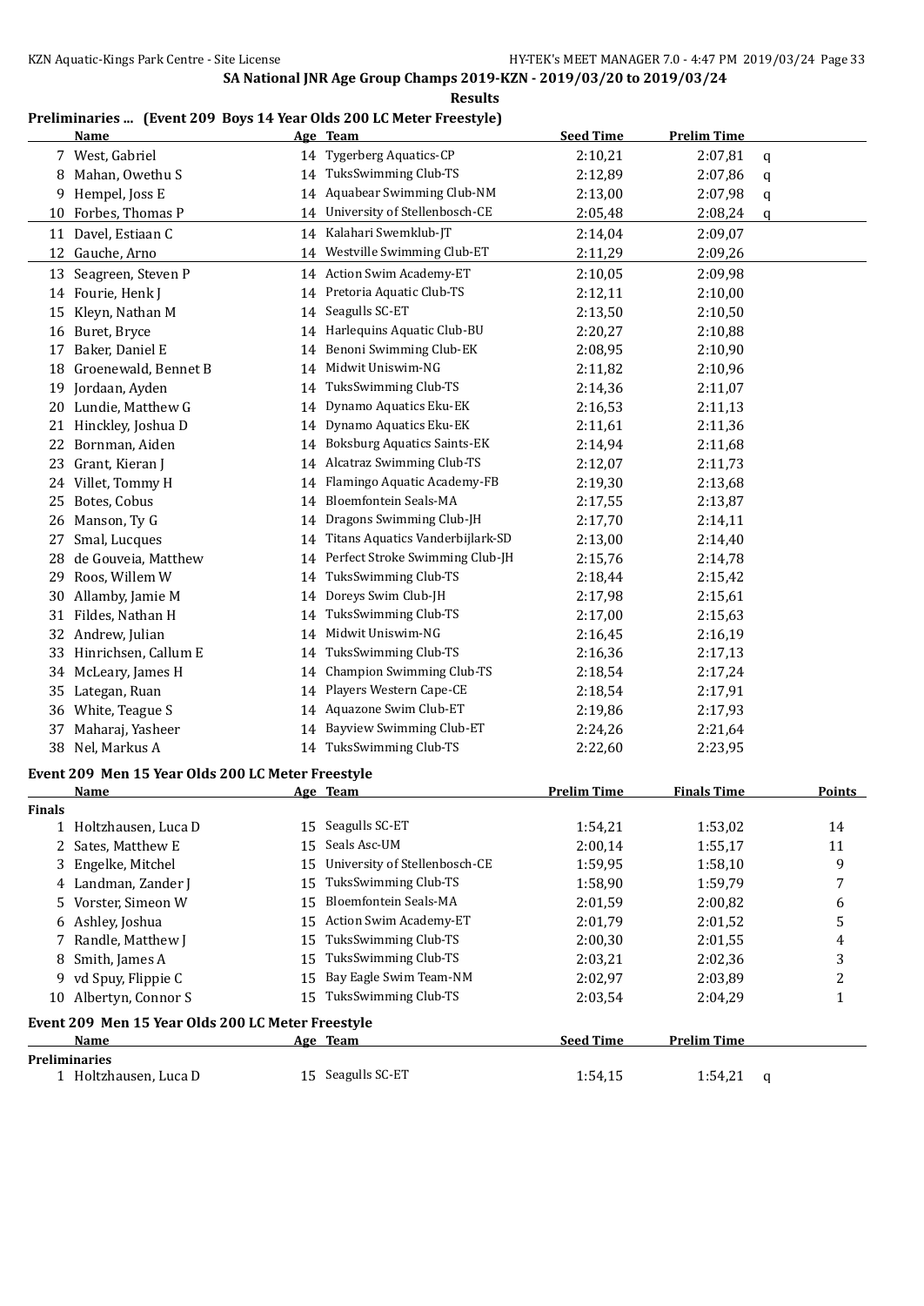**SA National JNR Age Group Champs 2019-KZN - 2019/03/20 to 2019/03/24**

**Results**

## Preliminaries ... (Event 209 Boys 14 Year Olds 200 LC Meter Freestyle)

| | Name | Age | Team | Seed Time | Prelim Time | |
|---|---|---|---|---|---|---|
| 7 | West, Gabriel | 14 | Tygerberg Aquatics-CP | 2:10,21 | 2:07,81 | q |
| 8 | Mahan, Owethu S | 14 | TuksSwimming Club-TS | 2:12,89 | 2:07,86 | q |
| 9 | Hempel, Joss E | 14 | Aquabear Swimming Club-NM | 2:13,00 | 2:07,98 | q |
| 10 | Forbes, Thomas P | 14 | University of Stellenbosch-CE | 2:05,48 | 2:08,24 | q |
| 11 | Davel, Estiaan C | 14 | Kalahari Swemklub-JT | 2:14,04 | 2:09,07 | |
| 12 | Gauche, Arno | 14 | Westville Swimming Club-ET | 2:11,29 | 2:09,26 | |
| 13 | Seagreen, Steven P | 14 | Action Swim Academy-ET | 2:10,05 | 2:09,98 | |
| 14 | Fourie, Henk J | 14 | Pretoria Aquatic Club-TS | 2:12,11 | 2:10,00 | |
| 15 | Kleyn, Nathan M | 14 | Seagulls SC-ET | 2:13,50 | 2:10,50 | |
| 16 | Buret, Bryce | 14 | Harlequins Aquatic Club-BU | 2:20,27 | 2:10,88 | |
| 17 | Baker, Daniel E | 14 | Benoni Swimming Club-EK | 2:08,95 | 2:10,90 | |
| 18 | Groenewald, Bennet B | 14 | Midwit Uniswim-NG | 2:11,82 | 2:10,96 | |
| 19 | Jordaan, Ayden | 14 | TuksSwimming Club-TS | 2:14,36 | 2:11,07 | |
| 20 | Lundie, Matthew G | 14 | Dynamo Aquatics Eku-EK | 2:16,53 | 2:11,13 | |
| 21 | Hinckley, Joshua D | 14 | Dynamo Aquatics Eku-EK | 2:11,61 | 2:11,36 | |
| 22 | Bornman, Aiden | 14 | Boksburg Aquatics Saints-EK | 2:14,94 | 2:11,68 | |
| 23 | Grant, Kieran J | 14 | Alcatraz Swimming Club-TS | 2:12,07 | 2:11,73 | |
| 24 | Villet, Tommy H | 14 | Flamingo Aquatic Academy-FB | 2:19,30 | 2:13,68 | |
| 25 | Botes, Cobus | 14 | Bloemfontein Seals-MA | 2:17,55 | 2:13,87 | |
| 26 | Manson, Ty G | 14 | Dragons Swimming Club-JH | 2:17,70 | 2:14,11 | |
| 27 | Smal, Lucques | 14 | Titans Aquatics Vanderbijlark-SD | 2:13,00 | 2:14,40 | |
| 28 | de Gouveia, Matthew | 14 | Perfect Stroke Swimming Club-JH | 2:15,76 | 2:14,78 | |
| 29 | Roos, Willem W | 14 | TuksSwimming Club-TS | 2:18,44 | 2:15,42 | |
| 30 | Allamby, Jamie M | 14 | Doreys Swim Club-JH | 2:17,98 | 2:15,61 | |
| 31 | Fildes, Nathan H | 14 | TuksSwimming Club-TS | 2:17,00 | 2:15,63 | |
| 32 | Andrew, Julian | 14 | Midwit Uniswim-NG | 2:16,45 | 2:16,19 | |
| 33 | Hinrichsen, Callum E | 14 | TuksSwimming Club-TS | 2:16,36 | 2:17,13 | |
| 34 | McLeary, James H | 14 | Champion Swimming Club-TS | 2:18,54 | 2:17,24 | |
| 35 | Lategan, Ruan | 14 | Players Western Cape-CE | 2:18,54 | 2:17,91 | |
| 36 | White, Teague S | 14 | Aquazone Swim Club-ET | 2:19,86 | 2:17,93 | |
| 37 | Maharaj, Yasheer | 14 | Bayview Swimming Club-ET | 2:24,26 | 2:21,64 | |
| 38 | Nel, Markus A | 14 | TuksSwimming Club-TS | 2:22,60 | 2:23,95 | |

## Event 209 Men 15 Year Olds 200 LC Meter Freestyle

| | Name | Age | Team | Prelim Time | Finals Time | Points |
|---|---|---|---|---|---|---|
| **Finals** | | | | | | |
| 1 | Holtzhausen, Luca D | 15 | Seagulls SC-ET | 1:54,21 | 1:53,02 | 14 |
| 2 | Sates, Matthew E | 15 | Seals Asc-UM | 2:00,14 | 1:55,17 | 11 |
| 3 | Engelke, Mitchel | 15 | University of Stellenbosch-CE | 1:59,95 | 1:58,10 | 9 |
| 4 | Landman, Zander J | 15 | TuksSwimming Club-TS | 1:58,90 | 1:59,79 | 7 |
| 5 | Vorster, Simeon W | 15 | Bloemfontein Seals-MA | 2:01,59 | 2:00,82 | 6 |
| 6 | Ashley, Joshua | 15 | Action Swim Academy-ET | 2:01,79 | 2:01,52 | 5 |
| 7 | Randle, Matthew J | 15 | TuksSwimming Club-TS | 2:00,30 | 2:01,55 | 4 |
| 8 | Smith, James A | 15 | TuksSwimming Club-TS | 2:03,21 | 2:02,36 | 3 |
| 9 | vd Spuy, Flippie C | 15 | Bay Eagle Swim Team-NM | 2:02,97 | 2:03,89 | 2 |
| 10 | Albertyn, Connor S | 15 | TuksSwimming Club-TS | 2:03,54 | 2:04,29 | 1 |

## Event 209 Men 15 Year Olds 200 LC Meter Freestyle

| | Name | Age | Team | Seed Time | Prelim Time | |
|---|---|---|---|---|---|---|
| **Preliminaries** | | | | | | |
| 1 | Holtzhausen, Luca D | 15 | Seagulls SC-ET | 1:54,15 | 1:54,21 | q |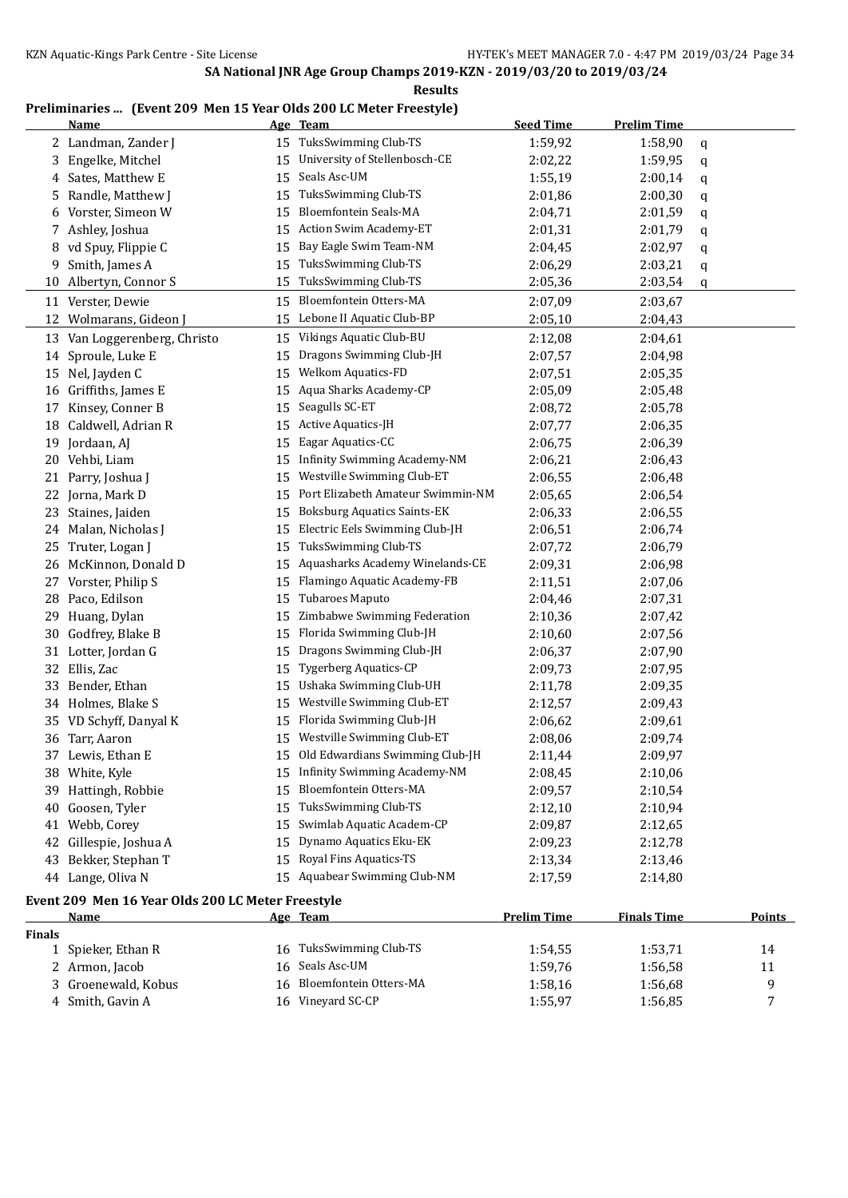SA National JNR Age Group Champs 2019-KZN - 2019/03/20 to 2019/03/24

**Results**

### Preliminaries ... (Event 209 Men 15 Year Olds 200 LC Meter Freestyle)

| | Name | Age | Team | Seed Time | Prelim Time | |
|---|---|---|---|---|---|---|
| 2 | Landman, Zander J | 15 | TuksSwimming Club-TS | 1:59,92 | 1:58,90 | q |
| 3 | Engelke, Mitchel | 15 | University of Stellenbosch-CE | 2:02,22 | 1:59,95 | q |
| 4 | Sates, Matthew E | 15 | Seals Asc-UM | 1:55,19 | 2:00,14 | q |
| 5 | Randle, Matthew J | 15 | TuksSwimming Club-TS | 2:01,86 | 2:00,30 | q |
| 6 | Vorster, Simeon W | 15 | Bloemfontein Seals-MA | 2:04,71 | 2:01,59 | q |
| 7 | Ashley, Joshua | 15 | Action Swim Academy-ET | 2:01,31 | 2:01,79 | q |
| 8 | vd Spuy, Flippie C | 15 | Bay Eagle Swim Team-NM | 2:04,45 | 2:02,97 | q |
| 9 | Smith, James A | 15 | TuksSwimming Club-TS | 2:06,29 | 2:03,21 | q |
| 10 | Albertyn, Connor S | 15 | TuksSwimming Club-TS | 2:05,36 | 2:03,54 | q |
| 11 | Verster, Dewie | 15 | Bloemfontein Otters-MA | 2:07,09 | 2:03,67 | |
| 12 | Wolmarans, Gideon J | 15 | Lebone II Aquatic Club-BP | 2:05,10 | 2:04,43 | |
| 13 | Van Loggerenberg, Christo | 15 | Vikings Aquatic Club-BU | 2:12,08 | 2:04,61 | |
| 14 | Sproule, Luke E | 15 | Dragons Swimming Club-JH | 2:07,57 | 2:04,98 | |
| 15 | Nel, Jayden C | 15 | Welkom Aquatics-FD | 2:07,51 | 2:05,35 | |
| 16 | Griffiths, James E | 15 | Aqua Sharks Academy-CP | 2:05,09 | 2:05,48 | |
| 17 | Kinsey, Conner B | 15 | Seagulls SC-ET | 2:08,72 | 2:05,78 | |
| 18 | Caldwell, Adrian R | 15 | Active Aquatics-JH | 2:07,77 | 2:06,35 | |
| 19 | Jordaan, AJ | 15 | Eagar Aquatics-CC | 2:06,75 | 2:06,39 | |
| 20 | Vehbi, Liam | 15 | Infinity Swimming Academy-NM | 2:06,21 | 2:06,43 | |
| 21 | Parry, Joshua J | 15 | Westville Swimming Club-ET | 2:06,55 | 2:06,48 | |
| 22 | Jorna, Mark D | 15 | Port Elizabeth Amateur Swimmin-NM | 2:05,65 | 2:06,54 | |
| 23 | Staines, Jaiden | 15 | Boksburg Aquatics Saints-EK | 2:06,33 | 2:06,55 | |
| 24 | Malan, Nicholas J | 15 | Electric Eels Swimming Club-JH | 2:06,51 | 2:06,74 | |
| 25 | Truter, Logan J | 15 | TuksSwimming Club-TS | 2:07,72 | 2:06,79 | |
| 26 | McKinnon, Donald D | 15 | Aquasharks Academy Winelands-CE | 2:09,31 | 2:06,98 | |
| 27 | Vorster, Philip S | 15 | Flamingo Aquatic Academy-FB | 2:11,51 | 2:07,06 | |
| 28 | Paco, Edilson | 15 | Tubaroes Maputo | 2:04,46 | 2:07,31 | |
| 29 | Huang, Dylan | 15 | Zimbabwe Swimming Federation | 2:10,36 | 2:07,42 | |
| 30 | Godfrey, Blake B | 15 | Florida Swimming Club-JH | 2:10,60 | 2:07,56 | |
| 31 | Lotter, Jordan G | 15 | Dragons Swimming Club-JH | 2:06,37 | 2:07,90 | |
| 32 | Ellis, Zac | 15 | Tygerberg Aquatics-CP | 2:09,73 | 2:07,95 | |
| 33 | Bender, Ethan | 15 | Ushaka Swimming Club-UH | 2:11,78 | 2:09,35 | |
| 34 | Holmes, Blake S | 15 | Westville Swimming Club-ET | 2:12,57 | 2:09,43 | |
| 35 | VD Schyff, Danyal K | 15 | Florida Swimming Club-JH | 2:06,62 | 2:09,61 | |
| 36 | Tarr, Aaron | 15 | Westville Swimming Club-ET | 2:08,06 | 2:09,74 | |
| 37 | Lewis, Ethan E | 15 | Old Edwardians Swimming Club-JH | 2:11,44 | 2:09,97 | |
| 38 | White, Kyle | 15 | Infinity Swimming Academy-NM | 2:08,45 | 2:10,06 | |
| 39 | Hattingh, Robbie | 15 | Bloemfontein Otters-MA | 2:09,57 | 2:10,54 | |
| 40 | Goosen, Tyler | 15 | TuksSwimming Club-TS | 2:12,10 | 2:10,94 | |
| 41 | Webb, Corey | 15 | Swimlab Aquatic Academ-CP | 2:09,87 | 2:12,65 | |
| 42 | Gillespie, Joshua A | 15 | Dynamo Aquatics Eku-EK | 2:09,23 | 2:12,78 | |
| 43 | Bekker, Stephan T | 15 | Royal Fins Aquatics-TS | 2:13,34 | 2:13,46 | |
| 44 | Lange, Oliva N | 15 | Aquabear Swimming Club-NM | 2:17,59 | 2:14,80 | |

### Event 209 Men 16 Year Olds 200 LC Meter Freestyle

| | Name | Age | Team | Prelim Time | Finals Time | Points |
|---|---|---|---|---|---|---|
| **Finals** | | | | | | |
| 1 | Spieker, Ethan R | 16 | TuksSwimming Club-TS | 1:54,55 | 1:53,71 | 14 |
| 2 | Armon, Jacob | 16 | Seals Asc-UM | 1:59,76 | 1:56,58 | 11 |
| 3 | Groenewald, Kobus | 16 | Bloemfontein Otters-MA | 1:58,16 | 1:56,68 | 9 |
| 4 | Smith, Gavin A | 16 | Vineyard SC-CP | 1:55,97 | 1:56,85 | 7 |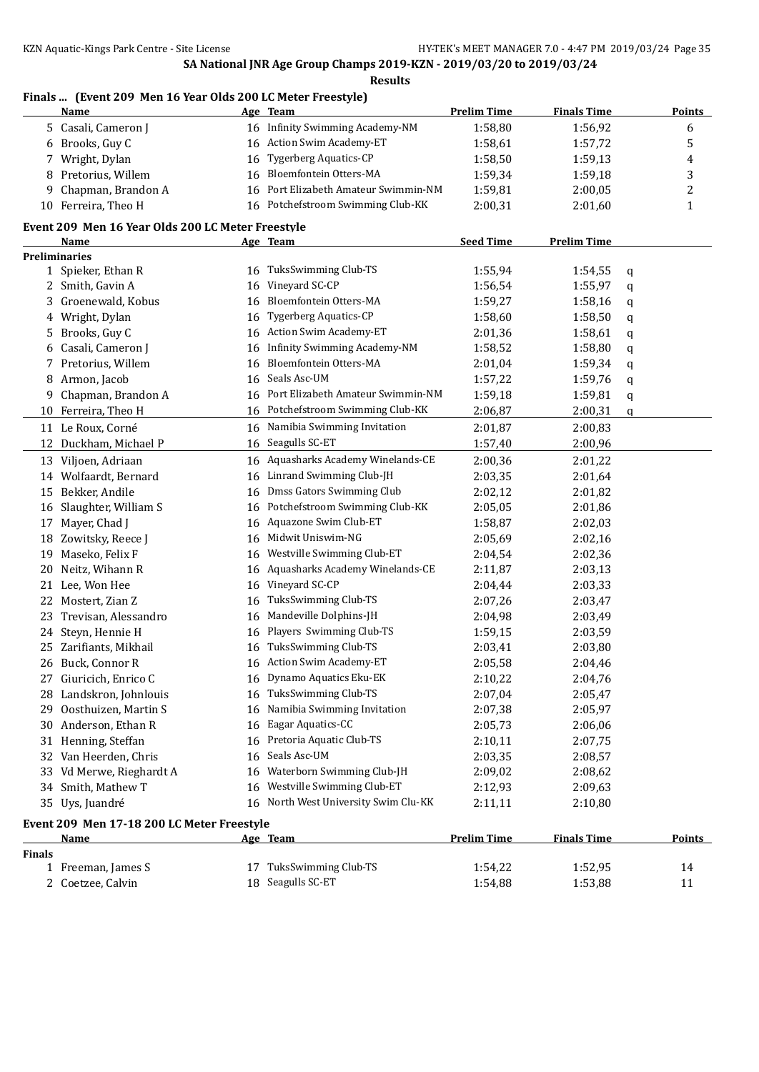SA National JNR Age Group Champs 2019-KZN - 2019/03/20 to 2019/03/24

**Results**

### Finals ... (Event 209 Men 16 Year Olds 200 LC Meter Freestyle)

| | Name | Age | Team | Prelim Time | Finals Time | Points |
|---|---|---|---|---|---|---|
| 5 | Casali, Cameron J | 16 | Infinity Swimming Academy-NM | 1:58,80 | 1:56,92 | 6 |
| 6 | Brooks, Guy C | 16 | Action Swim Academy-ET | 1:58,61 | 1:57,72 | 5 |
| 7 | Wright, Dylan | 16 | Tygerberg Aquatics-CP | 1:58,50 | 1:59,13 | 4 |
| 8 | Pretorius, Willem | 16 | Bloemfontein Otters-MA | 1:59,34 | 1:59,18 | 3 |
| 9 | Chapman, Brandon A | 16 | Port Elizabeth Amateur Swimmin-NM | 1:59,81 | 2:00,05 | 2 |
| 10 | Ferreira, Theo H | 16 | Potchefstroom Swimming Club-KK | 2:00,31 | 2:01,60 | 1 |

### Event 209 Men 16 Year Olds 200 LC Meter Freestyle

| | Name | Age | Team | Seed Time | Prelim Time | |
|---|---|---|---|---|---|---|
| **Preliminaries** | | | | | | |
| 1 | Spieker, Ethan R | 16 | TuksSwimming Club-TS | 1:55,94 | 1:54,55 | q |
| 2 | Smith, Gavin A | 16 | Vineyard SC-CP | 1:56,54 | 1:55,97 | q |
| 3 | Groenewald, Kobus | 16 | Bloemfontein Otters-MA | 1:59,27 | 1:58,16 | q |
| 4 | Wright, Dylan | 16 | Tygerberg Aquatics-CP | 1:58,60 | 1:58,50 | q |
| 5 | Brooks, Guy C | 16 | Action Swim Academy-ET | 2:01,36 | 1:58,61 | q |
| 6 | Casali, Cameron J | 16 | Infinity Swimming Academy-NM | 1:58,52 | 1:58,80 | q |
| 7 | Pretorius, Willem | 16 | Bloemfontein Otters-MA | 2:01,04 | 1:59,34 | q |
| 8 | Armon, Jacob | 16 | Seals Asc-UM | 1:57,22 | 1:59,76 | q |
| 9 | Chapman, Brandon A | 16 | Port Elizabeth Amateur Swimmin-NM | 1:59,18 | 1:59,81 | q |
| 10 | Ferreira, Theo H | 16 | Potchefstroom Swimming Club-KK | 2:06,87 | 2:00,31 | q |
| 11 | Le Roux, Corné | 16 | Namibia Swimming Invitation | 2:01,87 | 2:00,83 | |
| 12 | Duckham, Michael P | 16 | Seagulls SC-ET | 1:57,40 | 2:00,96 | |
| 13 | Viljoen, Adriaan | 16 | Aquasharks Academy Winelands-CE | 2:00,36 | 2:01,22 | |
| 14 | Wolfaardt, Bernard | 16 | Linrand Swimming Club-JH | 2:03,35 | 2:01,64 | |
| 15 | Bekker, Andile | 16 | Dmss Gators Swimming Club | 2:02,12 | 2:01,82 | |
| 16 | Slaughter, William S | 16 | Potchefstroom Swimming Club-KK | 2:05,05 | 2:01,86 | |
| 17 | Mayer, Chad J | 16 | Aquazone Swim Club-ET | 1:58,87 | 2:02,03 | |
| 18 | Zowitsky, Reece J | 16 | Midwit Uniswim-NG | 2:05,69 | 2:02,16 | |
| 19 | Maseko, Felix F | 16 | Westville Swimming Club-ET | 2:04,54 | 2:02,36 | |
| 20 | Neitz, Wihann R | 16 | Aquasharks Academy Winelands-CE | 2:11,87 | 2:03,13 | |
| 21 | Lee, Won Hee | 16 | Vineyard SC-CP | 2:04,44 | 2:03,33 | |
| 22 | Mostert, Zian Z | 16 | TuksSwimming Club-TS | 2:07,26 | 2:03,47 | |
| 23 | Trevisan, Alessandro | 16 | Mandeville Dolphins-JH | 2:04,98 | 2:03,49 | |
| 24 | Steyn, Hennie H | 16 | Players Swimming Club-TS | 1:59,15 | 2:03,59 | |
| 25 | Zarifiants, Mikhail | 16 | TuksSwimming Club-TS | 2:03,41 | 2:03,80 | |
| 26 | Buck, Connor R | 16 | Action Swim Academy-ET | 2:05,58 | 2:04,46 | |
| 27 | Giuricich, Enrico C | 16 | Dynamo Aquatics Eku-EK | 2:10,22 | 2:04,76 | |
| 28 | Landskron, Johnlouis | 16 | TuksSwimming Club-TS | 2:07,04 | 2:05,47 | |
| 29 | Oosthuizen, Martin S | 16 | Namibia Swimming Invitation | 2:07,38 | 2:05,97 | |
| 30 | Anderson, Ethan R | 16 | Eagar Aquatics-CC | 2:05,73 | 2:06,06 | |
| 31 | Henning, Steffan | 16 | Pretoria Aquatic Club-TS | 2:10,11 | 2:07,75 | |
| 32 | Van Heerden, Chris | 16 | Seals Asc-UM | 2:03,35 | 2:08,57 | |
| 33 | Vd Merwe, Rieghardt A | 16 | Waterborn Swimming Club-JH | 2:09,02 | 2:08,62 | |
| 34 | Smith, Mathew T | 16 | Westville Swimming Club-ET | 2:12,93 | 2:09,63 | |
| 35 | Uys, Juandré | 16 | North West University Swim Clu-KK | 2:11,11 | 2:10,80 | |

### Event 209 Men 17-18 200 LC Meter Freestyle

| | Name | Age | Team | Prelim Time | Finals Time | Points |
|---|---|---|---|---|---|---|
| **Finals** | | | | | | |
| 1 | Freeman, James S | 17 | TuksSwimming Club-TS | 1:54,22 | 1:52,95 | 14 |
| 2 | Coetzee, Calvin | 18 | Seagulls SC-ET | 1:54,88 | 1:53,88 | 11 |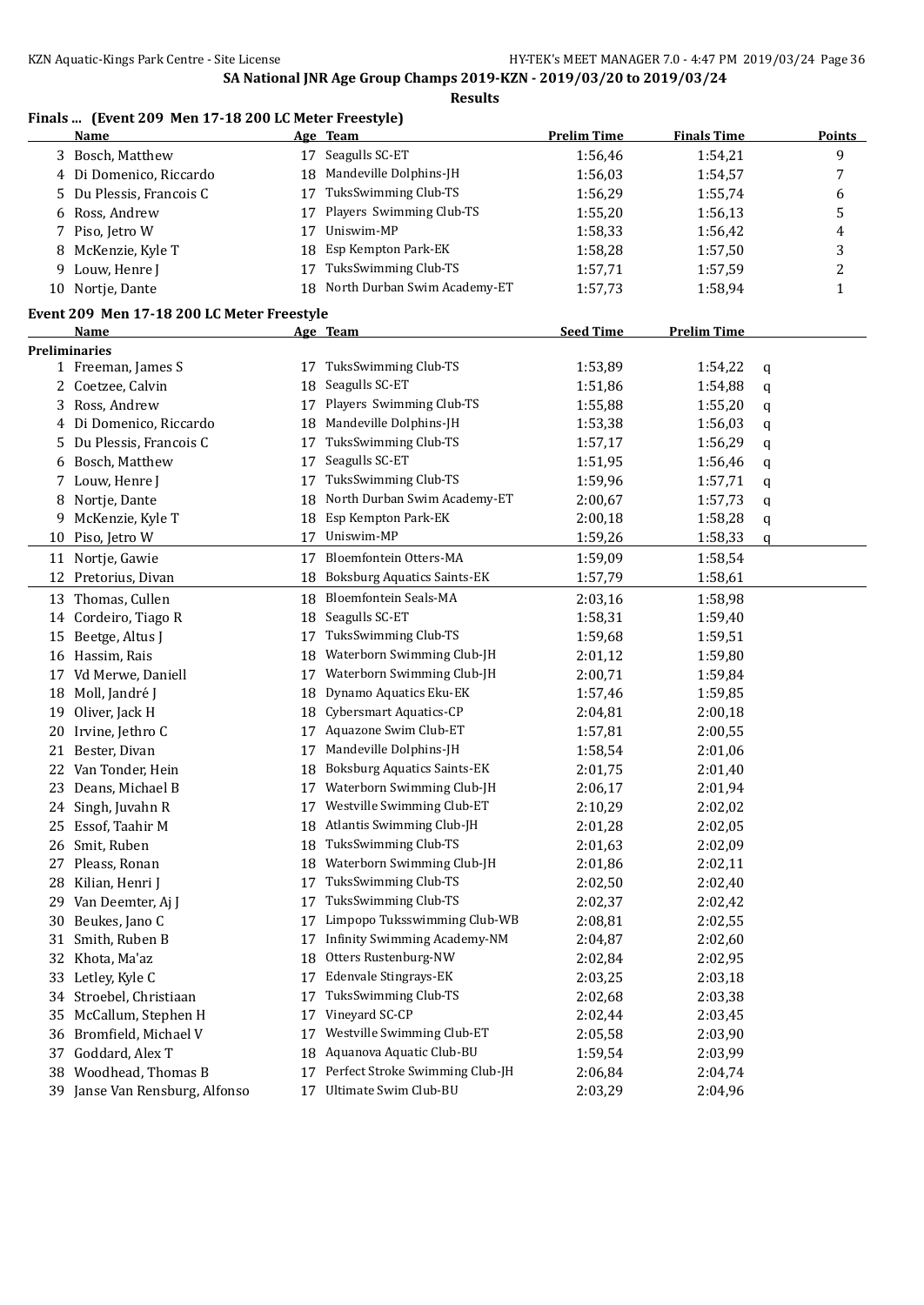## SA National JNR Age Group Champs 2019-KZN - 2019/03/20 to 2019/03/24

**Results**

### Finals ... (Event 209 Men 17-18 200 LC Meter Freestyle)

| | Name | Age | Team | Prelim Time | Finals Time | Points |
|---|---|---|---|---|---|---|
| 3 | Bosch, Matthew | 17 | Seagulls SC-ET | 1:56,46 | 1:54,21 | 9 |
| 4 | Di Domenico, Riccardo | 18 | Mandeville Dolphins-JH | 1:56,03 | 1:54,57 | 7 |
| 5 | Du Plessis, Francois C | 17 | TuksSwimming Club-TS | 1:56,29 | 1:55,74 | 6 |
| 6 | Ross, Andrew | 17 | Players Swimming Club-TS | 1:55,20 | 1:56,13 | 5 |
| 7 | Piso, Jetro W | 17 | Uniswim-MP | 1:58,33 | 1:56,42 | 4 |
| 8 | McKenzie, Kyle T | 18 | Esp Kempton Park-EK | 1:58,28 | 1:57,50 | 3 |
| 9 | Louw, Henre J | 17 | TuksSwimming Club-TS | 1:57,71 | 1:57,59 | 2 |
| 10 | Nortje, Dante | 18 | North Durban Swim Academy-ET | 1:57,73 | 1:58,94 | 1 |

### Event 209 Men 17-18 200 LC Meter Freestyle

**Preliminaries**

| | Name | Age | Team | Seed Time | Prelim Time | |
|---|---|---|---|---|---|---|
| 1 | Freeman, James S | 17 | TuksSwimming Club-TS | 1:53,89 | 1:54,22 | q |
| 2 | Coetzee, Calvin | 18 | Seagulls SC-ET | 1:51,86 | 1:54,88 | q |
| 3 | Ross, Andrew | 17 | Players Swimming Club-TS | 1:55,88 | 1:55,20 | q |
| 4 | Di Domenico, Riccardo | 18 | Mandeville Dolphins-JH | 1:53,38 | 1:56,03 | q |
| 5 | Du Plessis, Francois C | 17 | TuksSwimming Club-TS | 1:57,17 | 1:56,29 | q |
| 6 | Bosch, Matthew | 17 | Seagulls SC-ET | 1:51,95 | 1:56,46 | q |
| 7 | Louw, Henre J | 17 | TuksSwimming Club-TS | 1:59,96 | 1:57,71 | q |
| 8 | Nortje, Dante | 18 | North Durban Swim Academy-ET | 2:00,67 | 1:57,73 | q |
| 9 | McKenzie, Kyle T | 18 | Esp Kempton Park-EK | 2:00,18 | 1:58,28 | q |
| 10 | Piso, Jetro W | 17 | Uniswim-MP | 1:59,26 | 1:58,33 | q |
| 11 | Nortje, Gawie | 17 | Bloemfontein Otters-MA | 1:59,09 | 1:58,54 | |
| 12 | Pretorius, Divan | 18 | Boksburg Aquatics Saints-EK | 1:57,79 | 1:58,61 | |
| 13 | Thomas, Cullen | 18 | Bloemfontein Seals-MA | 2:03,16 | 1:58,98 | |
| 14 | Cordeiro, Tiago R | 18 | Seagulls SC-ET | 1:58,31 | 1:59,40 | |
| 15 | Beetge, Altus J | 17 | TuksSwimming Club-TS | 1:59,68 | 1:59,51 | |
| 16 | Hassim, Rais | 18 | Waterborn Swimming Club-JH | 2:01,12 | 1:59,80 | |
| 17 | Vd Merwe, Daniell | 17 | Waterborn Swimming Club-JH | 2:00,71 | 1:59,84 | |
| 18 | Moll, Jandré J | 18 | Dynamo Aquatics Eku-EK | 1:57,46 | 1:59,85 | |
| 19 | Oliver, Jack H | 18 | Cybersmart Aquatics-CP | 2:04,81 | 2:00,18 | |
| 20 | Irvine, Jethro C | 17 | Aquazone Swim Club-ET | 1:57,81 | 2:00,55 | |
| 21 | Bester, Divan | 17 | Mandeville Dolphins-JH | 1:58,54 | 2:01,06 | |
| 22 | Van Tonder, Hein | 18 | Boksburg Aquatics Saints-EK | 2:01,75 | 2:01,40 | |
| 23 | Deans, Michael B | 17 | Waterborn Swimming Club-JH | 2:06,17 | 2:01,94 | |
| 24 | Singh, Juvahn R | 17 | Westville Swimming Club-ET | 2:10,29 | 2:02,02 | |
| 25 | Essof, Taahir M | 18 | Atlantis Swimming Club-JH | 2:01,28 | 2:02,05 | |
| 26 | Smit, Ruben | 18 | TuksSwimming Club-TS | 2:01,63 | 2:02,09 | |
| 27 | Pleass, Ronan | 18 | Waterborn Swimming Club-JH | 2:01,86 | 2:02,11 | |
| 28 | Kilian, Henri J | 17 | TuksSwimming Club-TS | 2:02,50 | 2:02,40 | |
| 29 | Van Deemter, Aj J | 17 | TuksSwimming Club-TS | 2:02,37 | 2:02,42 | |
| 30 | Beukes, Jano C | 17 | Limpopo Tuksswimming Club-WB | 2:08,81 | 2:02,55 | |
| 31 | Smith, Ruben B | 17 | Infinity Swimming Academy-NM | 2:04,87 | 2:02,60 | |
| 32 | Khota, Ma'az | 18 | Otters Rustenburg-NW | 2:02,84 | 2:02,95 | |
| 33 | Letley, Kyle C | 17 | Edenvale Stingrays-EK | 2:03,25 | 2:03,18 | |
| 34 | Stroebel, Christiaan | 17 | TuksSwimming Club-TS | 2:02,68 | 2:03,38 | |
| 35 | McCallum, Stephen H | 17 | Vineyard SC-CP | 2:02,44 | 2:03,45 | |
| 36 | Bromfield, Michael V | 17 | Westville Swimming Club-ET | 2:05,58 | 2:03,90 | |
| 37 | Goddard, Alex T | 18 | Aquanova Aquatic Club-BU | 1:59,54 | 2:03,99 | |
| 38 | Woodhead, Thomas B | 17 | Perfect Stroke Swimming Club-JH | 2:06,84 | 2:04,74 | |
| 39 | Janse Van Rensburg, Alfonso | 17 | Ultimate Swim Club-BU | 2:03,29 | 2:04,96 | |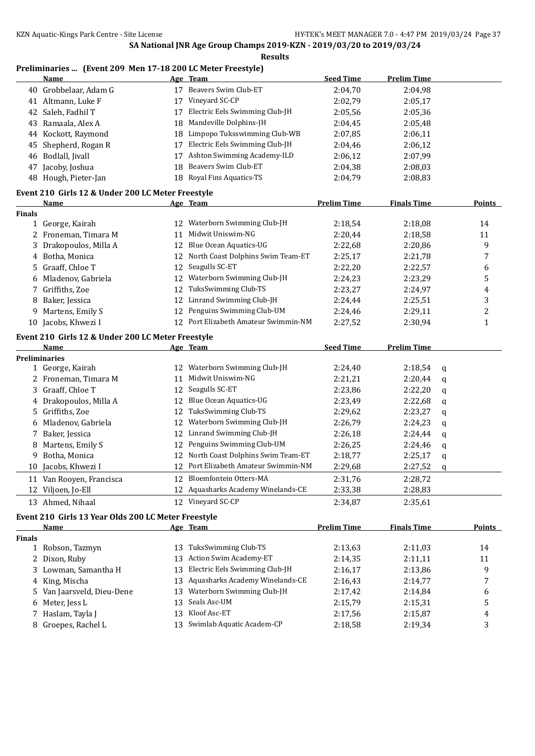## SA National JNR Age Group Champs 2019-KZN - 2019/03/20 to 2019/03/24

**Results**

### Preliminaries ... (Event 209 Men 17-18 200 LC Meter Freestyle)

| | Name | Age | Team | Seed Time | Prelim Time |
|---|---|---|---|---|---|
| 40 | Grobbelaar, Adam G | 17 | Beavers Swim Club-ET | 2:04,70 | 2:04,98 |
| 41 | Altmann, Luke F | 17 | Vineyard SC-CP | 2:02,79 | 2:05,17 |
| 42 | Saleh, Fadhil T | 17 | Electric Eels Swimming Club-JH | 2:05,56 | 2:05,36 |
| 43 | Ramaala, Alex A | 18 | Mandeville Dolphins-JH | 2:04,45 | 2:05,48 |
| 44 | Kockott, Raymond | 18 | Limpopo Tuksswimming Club-WB | 2:07,85 | 2:06,11 |
| 45 | Shepherd, Rogan R | 17 | Electric Eels Swimming Club-JH | 2:04,46 | 2:06,12 |
| 46 | Bodlall, Jivall | 17 | Ashton Swimming Academy-ILD | 2:06,12 | 2:07,99 |
| 47 | Jacoby, Joshua | 18 | Beavers Swim Club-ET | 2:04,38 | 2:08,03 |
| 48 | Hough, Pieter-Jan | 18 | Royal Fins Aquatics-TS | 2:04,79 | 2:08,83 |

### Event 210 Girls 12 & Under 200 LC Meter Freestyle

| | Name | Age | Team | Prelim Time | Finals Time | Points |
|---|---|---|---|---|---|---|
| **Finals** | | | | | | |
| 1 | George, Kairah | 12 | Waterborn Swimming Club-JH | 2:18,54 | 2:18,08 | 14 |
| 2 | Froneman, Timara M | 11 | Midwit Uniswim-NG | 2:20,44 | 2:18,58 | 11 |
| 3 | Drakopoulos, Milla A | 12 | Blue Ocean Aquatics-UG | 2:22,68 | 2:20,86 | 9 |
| 4 | Botha, Monica | 12 | North Coast Dolphins Swim Team-ET | 2:25,17 | 2:21,78 | 7 |
| 5 | Graaff, Chloe T | 12 | Seagulls SC-ET | 2:22,20 | 2:22,57 | 6 |
| 6 | Mladenov, Gabriela | 12 | Waterborn Swimming Club-JH | 2:24,23 | 2:23,29 | 5 |
| 7 | Griffiths, Zoe | 12 | TuksSwimming Club-TS | 2:23,27 | 2:24,97 | 4 |
| 8 | Baker, Jessica | 12 | Linrand Swimming Club-JH | 2:24,44 | 2:25,51 | 3 |
| 9 | Martens, Emily S | 12 | Penguins Swimming Club-UM | 2:24,46 | 2:29,11 | 2 |
| 10 | Jacobs, Khwezi I | 12 | Port Elizabeth Amateur Swimmin-NM | 2:27,52 | 2:30,94 | 1 |

### Event 210 Girls 12 & Under 200 LC Meter Freestyle

| | Name | Age | Team | Seed Time | Prelim Time | |
|---|---|---|---|---|---|---|
| **Preliminaries** | | | | | | |
| 1 | George, Kairah | 12 | Waterborn Swimming Club-JH | 2:24,40 | 2:18,54 | q |
| 2 | Froneman, Timara M | 11 | Midwit Uniswim-NG | 2:21,21 | 2:20,44 | q |
| 3 | Graaff, Chloe T | 12 | Seagulls SC-ET | 2:23,86 | 2:22,20 | q |
| 4 | Drakopoulos, Milla A | 12 | Blue Ocean Aquatics-UG | 2:23,49 | 2:22,68 | q |
| 5 | Griffiths, Zoe | 12 | TuksSwimming Club-TS | 2:29,62 | 2:23,27 | q |
| 6 | Mladenov, Gabriela | 12 | Waterborn Swimming Club-JH | 2:26,79 | 2:24,23 | q |
| 7 | Baker, Jessica | 12 | Linrand Swimming Club-JH | 2:26,18 | 2:24,44 | q |
| 8 | Martens, Emily S | 12 | Penguins Swimming Club-UM | 2:26,25 | 2:24,46 | q |
| 9 | Botha, Monica | 12 | North Coast Dolphins Swim Team-ET | 2:18,77 | 2:25,17 | q |
| 10 | Jacobs, Khwezi I | 12 | Port Elizabeth Amateur Swimmin-NM | 2:29,68 | 2:27,52 | q |
| 11 | Van Rooyen, Francisca | 12 | Bloemfontein Otters-MA | 2:31,76 | 2:28,72 | |
| 12 | Viljoen, Jo-Ell | 12 | Aquasharks Academy Winelands-CE | 2:33,38 | 2:28,83 | |
| 13 | Ahmed, Nihaal | 12 | Vineyard SC-CP | 2:34,87 | 2:35,61 | |

### Event 210 Girls 13 Year Olds 200 LC Meter Freestyle

| | Name | Age | Team | Prelim Time | Finals Time | Points |
|---|---|---|---|---|---|---|
| **Finals** | | | | | | |
| 1 | Robson, Tazmyn | 13 | TuksSwimming Club-TS | 2:13,63 | 2:11,03 | 14 |
| 2 | Dixon, Ruby | 13 | Action Swim Academy-ET | 2:14,35 | 2:11,11 | 11 |
| 3 | Lowman, Samantha H | 13 | Electric Eels Swimming Club-JH | 2:16,17 | 2:13,86 | 9 |
| 4 | King, Mischa | 13 | Aquasharks Academy Winelands-CE | 2:16,43 | 2:14,77 | 7 |
| 5 | Van Jaarsveld, Dieu-Dene | 13 | Waterborn Swimming Club-JH | 2:17,42 | 2:14,84 | 6 |
| 6 | Meter, Jess L | 13 | Seals Asc-UM | 2:15,79 | 2:15,31 | 5 |
| 7 | Haslam, Tayla J | 13 | Kloof Asc-ET | 2:17,56 | 2:15,87 | 4 |
| 8 | Groepes, Rachel L | 13 | Swimlab Aquatic Academ-CP | 2:18,58 | 2:19,34 | 3 |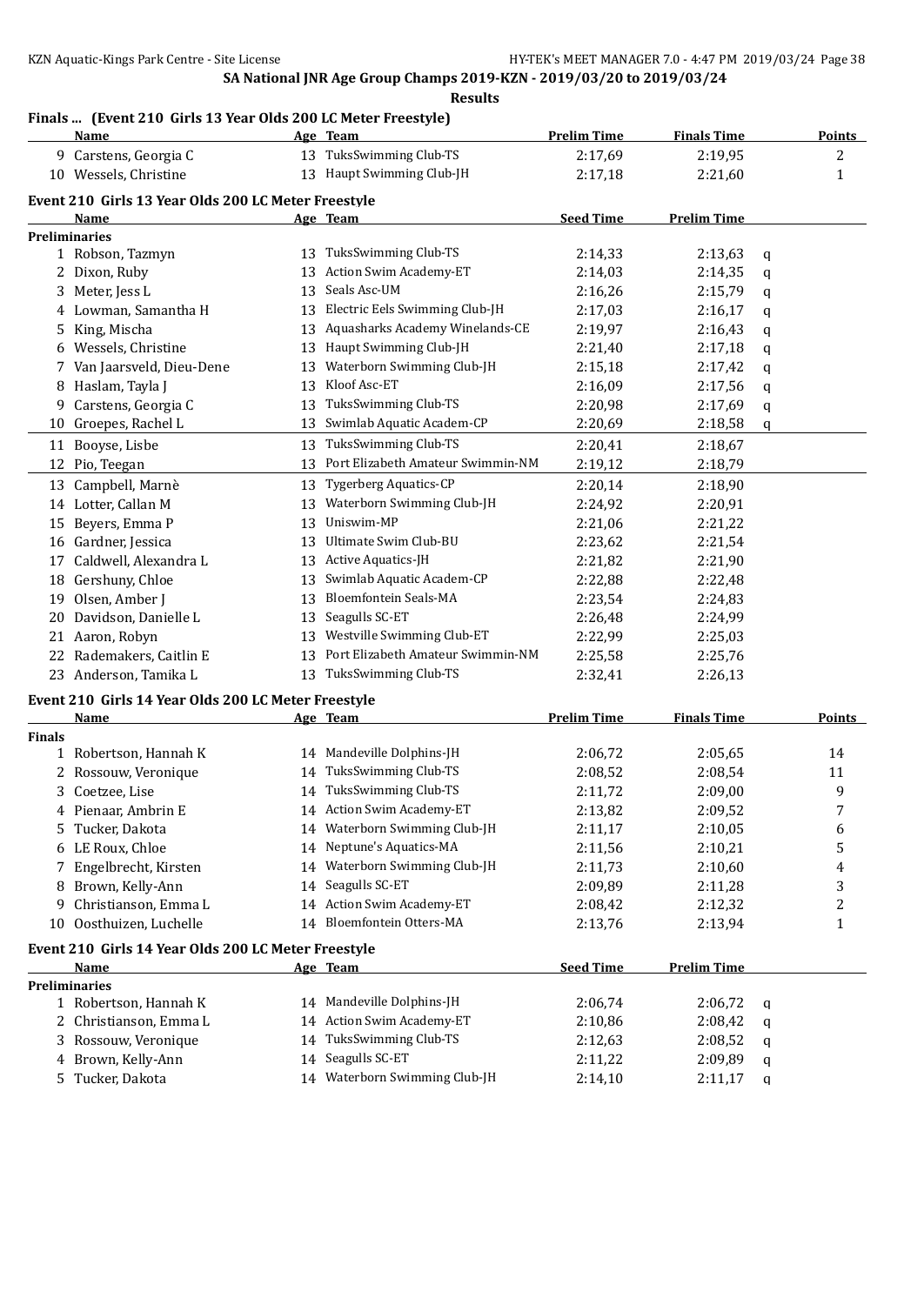SA National JNR Age Group Champs 2019-KZN - 2019/03/20 to 2019/03/24

**Results**

### Finals ... (Event 210 Girls 13 Year Olds 200 LC Meter Freestyle)

| | Name | Age | Team | Prelim Time | Finals Time | Points |
|---|---|---|---|---|---|---|
| 9 | Carstens, Georgia C | 13 | TuksSwimming Club-TS | 2:17,69 | 2:19,95 | 2 |
| 10 | Wessels, Christine | 13 | Haupt Swimming Club-JH | 2:17,18 | 2:21,60 | 1 |

### Event 210 Girls 13 Year Olds 200 LC Meter Freestyle

| | Name | Age | Team | Seed Time | Prelim Time | |
|---|---|---|---|---|---|---|
| **Preliminaries** | | | | | | |
| 1 | Robson, Tazmyn | 13 | TuksSwimming Club-TS | 2:14,33 | 2:13,63 | q |
| 2 | Dixon, Ruby | 13 | Action Swim Academy-ET | 2:14,03 | 2:14,35 | q |
| 3 | Meter, Jess L | 13 | Seals Asc-UM | 2:16,26 | 2:15,79 | q |
| 4 | Lowman, Samantha H | 13 | Electric Eels Swimming Club-JH | 2:17,03 | 2:16,17 | q |
| 5 | King, Mischa | 13 | Aquasharks Academy Winelands-CE | 2:19,97 | 2:16,43 | q |
| 6 | Wessels, Christine | 13 | Haupt Swimming Club-JH | 2:21,40 | 2:17,18 | q |
| 7 | Van Jaarsveld, Dieu-Dene | 13 | Waterborn Swimming Club-JH | 2:15,18 | 2:17,42 | q |
| 8 | Haslam, Tayla J | 13 | Kloof Asc-ET | 2:16,09 | 2:17,56 | q |
| 9 | Carstens, Georgia C | 13 | TuksSwimming Club-TS | 2:20,98 | 2:17,69 | q |
| 10 | Groepes, Rachel L | 13 | Swimlab Aquatic Academ-CP | 2:20,69 | 2:18,58 | q |
| 11 | Booyse, Lisbe | 13 | TuksSwimming Club-TS | 2:20,41 | 2:18,67 | |
| 12 | Pio, Teegan | 13 | Port Elizabeth Amateur Swimmin-NM | 2:19,12 | 2:18,79 | |
| 13 | Campbell, Marnè | 13 | Tygerberg Aquatics-CP | 2:20,14 | 2:18,90 | |
| 14 | Lotter, Callan M | 13 | Waterborn Swimming Club-JH | 2:24,92 | 2:20,91 | |
| 15 | Beyers, Emma P | 13 | Uniswim-MP | 2:21,06 | 2:21,22 | |
| 16 | Gardner, Jessica | 13 | Ultimate Swim Club-BU | 2:23,62 | 2:21,54 | |
| 17 | Caldwell, Alexandra L | 13 | Active Aquatics-JH | 2:21,82 | 2:21,90 | |
| 18 | Gershuny, Chloe | 13 | Swimlab Aquatic Academ-CP | 2:22,88 | 2:22,48 | |
| 19 | Olsen, Amber J | 13 | Bloemfontein Seals-MA | 2:23,54 | 2:24,83 | |
| 20 | Davidson, Danielle L | 13 | Seagulls SC-ET | 2:26,48 | 2:24,99 | |
| 21 | Aaron, Robyn | 13 | Westville Swimming Club-ET | 2:22,99 | 2:25,03 | |
| 22 | Rademakers, Caitlin E | 13 | Port Elizabeth Amateur Swimmin-NM | 2:25,58 | 2:25,76 | |
| 23 | Anderson, Tamika L | 13 | TuksSwimming Club-TS | 2:32,41 | 2:26,13 | |

### Event 210 Girls 14 Year Olds 200 LC Meter Freestyle

| | Name | Age | Team | Prelim Time | Finals Time | Points |
|---|---|---|---|---|---|---|
| **Finals** | | | | | | |
| 1 | Robertson, Hannah K | 14 | Mandeville Dolphins-JH | 2:06,72 | 2:05,65 | 14 |
| 2 | Rossouw, Veronique | 14 | TuksSwimming Club-TS | 2:08,52 | 2:08,54 | 11 |
| 3 | Coetzee, Lise | 14 | TuksSwimming Club-TS | 2:11,72 | 2:09,00 | 9 |
| 4 | Pienaar, Ambrin E | 14 | Action Swim Academy-ET | 2:13,82 | 2:09,52 | 7 |
| 5 | Tucker, Dakota | 14 | Waterborn Swimming Club-JH | 2:11,17 | 2:10,05 | 6 |
| 6 | LE Roux, Chloe | 14 | Neptune's Aquatics-MA | 2:11,56 | 2:10,21 | 5 |
| 7 | Engelbrecht, Kirsten | 14 | Waterborn Swimming Club-JH | 2:11,73 | 2:10,60 | 4 |
| 8 | Brown, Kelly-Ann | 14 | Seagulls SC-ET | 2:09,89 | 2:11,28 | 3 |
| 9 | Christianson, Emma L | 14 | Action Swim Academy-ET | 2:08,42 | 2:12,32 | 2 |
| 10 | Oosthuizen, Luchelle | 14 | Bloemfontein Otters-MA | 2:13,76 | 2:13,94 | 1 |

### Event 210 Girls 14 Year Olds 200 LC Meter Freestyle

| | Name | Age | Team | Seed Time | Prelim Time | |
|---|---|---|---|---|---|---|
| **Preliminaries** | | | | | | |
| 1 | Robertson, Hannah K | 14 | Mandeville Dolphins-JH | 2:06,74 | 2:06,72 | q |
| 2 | Christianson, Emma L | 14 | Action Swim Academy-ET | 2:10,86 | 2:08,42 | q |
| 3 | Rossouw, Veronique | 14 | TuksSwimming Club-TS | 2:12,63 | 2:08,52 | q |
| 4 | Brown, Kelly-Ann | 14 | Seagulls SC-ET | 2:11,22 | 2:09,89 | q |
| 5 | Tucker, Dakota | 14 | Waterborn Swimming Club-JH | 2:14,10 | 2:11,17 | q |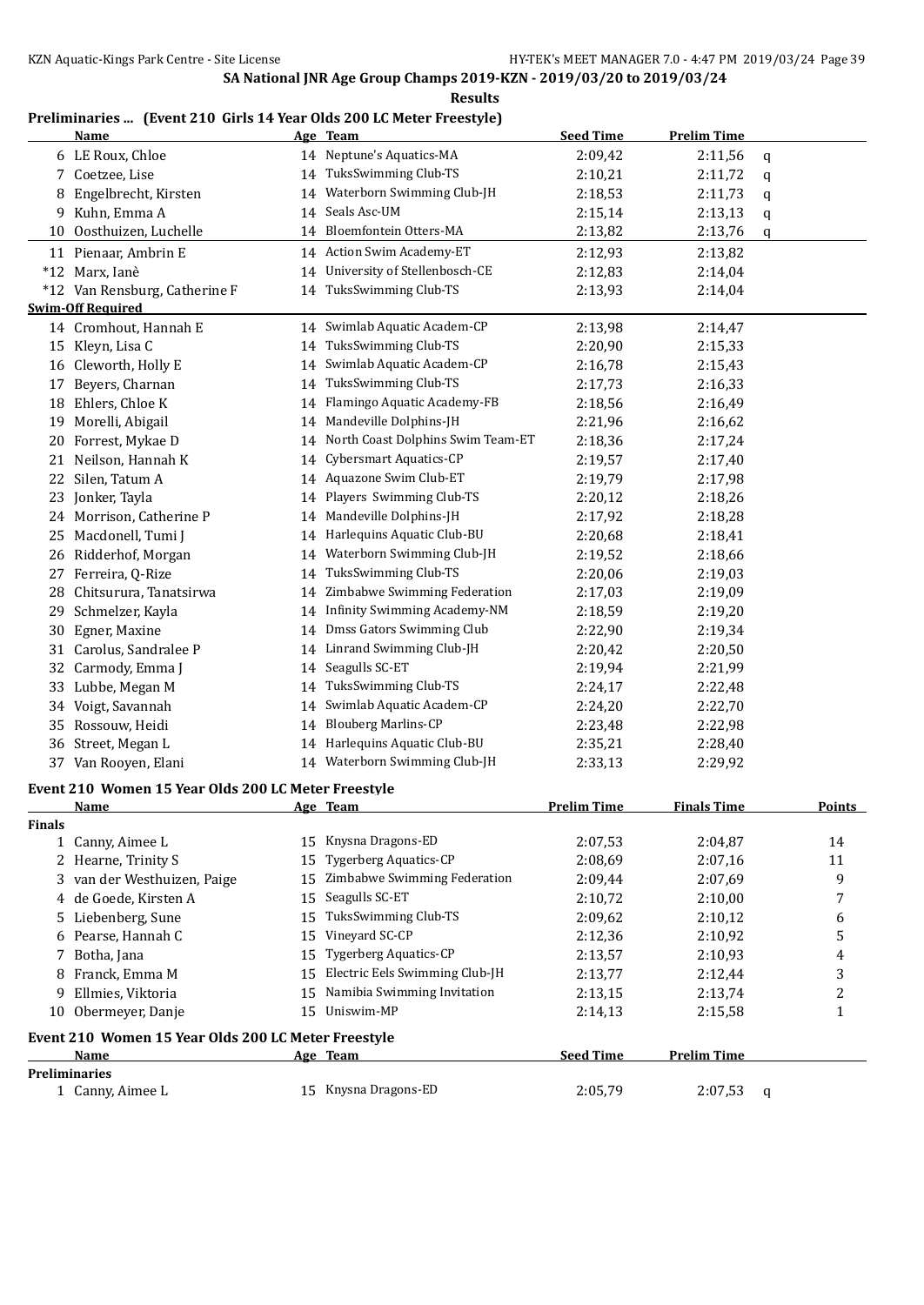**SA National JNR Age Group Champs 2019-KZN - 2019/03/20 to 2019/03/24**

**Results**

## Preliminaries ... (Event 210 Girls 14 Year Olds 200 LC Meter Freestyle)

| | Name | Age | Team | Seed Time | Prelim Time | |
|---|---|---|---|---|---|---|
| 6 | LE Roux, Chloe | 14 | Neptune's Aquatics-MA | 2:09,42 | 2:11,56 | q |
| 7 | Coetzee, Lise | 14 | TuksSwimming Club-TS | 2:10,21 | 2:11,72 | q |
| 8 | Engelbrecht, Kirsten | 14 | Waterborn Swimming Club-JH | 2:18,53 | 2:11,73 | q |
| 9 | Kuhn, Emma A | 14 | Seals Asc-UM | 2:15,14 | 2:13,13 | q |
| 10 | Oosthuizen, Luchelle | 14 | Bloemfontein Otters-MA | 2:13,82 | 2:13,76 | q |
| 11 | Pienaar, Ambrin E | 14 | Action Swim Academy-ET | 2:12,93 | 2:13,82 | |
| *12 | Marx, Ianè | 14 | University of Stellenbosch-CE | 2:12,83 | 2:14,04 | |
| *12 | Van Rensburg, Catherine F | 14 | TuksSwimming Club-TS | 2:13,93 | 2:14,04 | |
| **Swim-Off Required** | | | | | | |
| 14 | Cromhout, Hannah E | 14 | Swimlab Aquatic Academ-CP | 2:13,98 | 2:14,47 | |
| 15 | Kleyn, Lisa C | 14 | TuksSwimming Club-TS | 2:20,90 | 2:15,33 | |
| 16 | Cleworth, Holly E | 14 | Swimlab Aquatic Academ-CP | 2:16,78 | 2:15,43 | |
| 17 | Beyers, Charnan | 14 | TuksSwimming Club-TS | 2:17,73 | 2:16,33 | |
| 18 | Ehlers, Chloe K | 14 | Flamingo Aquatic Academy-FB | 2:18,56 | 2:16,49 | |
| 19 | Morelli, Abigail | 14 | Mandeville Dolphins-JH | 2:21,96 | 2:16,62 | |
| 20 | Forrest, Mykae D | 14 | North Coast Dolphins Swim Team-ET | 2:18,36 | 2:17,24 | |
| 21 | Neilson, Hannah K | 14 | Cybersmart Aquatics-CP | 2:19,57 | 2:17,40 | |
| 22 | Silen, Tatum A | 14 | Aquazone Swim Club-ET | 2:19,79 | 2:17,98 | |
| 23 | Jonker, Tayla | 14 | Players Swimming Club-TS | 2:20,12 | 2:18,26 | |
| 24 | Morrison, Catherine P | 14 | Mandeville Dolphins-JH | 2:17,92 | 2:18,28 | |
| 25 | Macdonell, Tumi J | 14 | Harlequins Aquatic Club-BU | 2:20,68 | 2:18,41 | |
| 26 | Ridderhof, Morgan | 14 | Waterborn Swimming Club-JH | 2:19,52 | 2:18,66 | |
| 27 | Ferreira, Q-Rize | 14 | TuksSwimming Club-TS | 2:20,06 | 2:19,03 | |
| 28 | Chitsurura, Tanatsirwa | 14 | Zimbabwe Swimming Federation | 2:17,03 | 2:19,09 | |
| 29 | Schmelzer, Kayla | 14 | Infinity Swimming Academy-NM | 2:18,59 | 2:19,20 | |
| 30 | Egner, Maxine | 14 | Dmss Gators Swimming Club | 2:22,90 | 2:19,34 | |
| 31 | Carolus, Sandralee P | 14 | Linrand Swimming Club-JH | 2:20,42 | 2:20,50 | |
| 32 | Carmody, Emma J | 14 | Seagulls SC-ET | 2:19,94 | 2:21,99 | |
| 33 | Lubbe, Megan M | 14 | TuksSwimming Club-TS | 2:24,17 | 2:22,48 | |
| 34 | Voigt, Savannah | 14 | Swimlab Aquatic Academ-CP | 2:24,20 | 2:22,70 | |
| 35 | Rossouw, Heidi | 14 | Blouberg Marlins-CP | 2:23,48 | 2:22,98 | |
| 36 | Street, Megan L | 14 | Harlequins Aquatic Club-BU | 2:35,21 | 2:28,40 | |
| 37 | Van Rooyen, Elani | 14 | Waterborn Swimming Club-JH | 2:33,13 | 2:29,92 | |

## Event 210 Women 15 Year Olds 200 LC Meter Freestyle

| | Name | Age | Team | Prelim Time | Finals Time | Points |
|---|---|---|---|---|---|---|
| **Finals** | | | | | | |
| 1 | Canny, Aimee L | 15 | Knysna Dragons-ED | 2:07,53 | 2:04,87 | 14 |
| 2 | Hearne, Trinity S | 15 | Tygerberg Aquatics-CP | 2:08,69 | 2:07,16 | 11 |
| 3 | van der Westhuizen, Paige | 15 | Zimbabwe Swimming Federation | 2:09,44 | 2:07,69 | 9 |
| 4 | de Goede, Kirsten A | 15 | Seagulls SC-ET | 2:10,72 | 2:10,00 | 7 |
| 5 | Liebenberg, Sune | 15 | TuksSwimming Club-TS | 2:09,62 | 2:10,12 | 6 |
| 6 | Pearse, Hannah C | 15 | Vineyard SC-CP | 2:12,36 | 2:10,92 | 5 |
| 7 | Botha, Jana | 15 | Tygerberg Aquatics-CP | 2:13,57 | 2:10,93 | 4 |
| 8 | Franck, Emma M | 15 | Electric Eels Swimming Club-JH | 2:13,77 | 2:12,44 | 3 |
| 9 | Ellmies, Viktoria | 15 | Namibia Swimming Invitation | 2:13,15 | 2:13,74 | 2 |
| 10 | Obermeyer, Danje | 15 | Uniswim-MP | 2:14,13 | 2:15,58 | 1 |

## Event 210 Women 15 Year Olds 200 LC Meter Freestyle

| | Name | Age | Team | Seed Time | Prelim Time | |
|---|---|---|---|---|---|---|
| **Preliminaries** | | | | | | |
| 1 | Canny, Aimee L | 15 | Knysna Dragons-ED | 2:05,79 | 2:07,53 | q |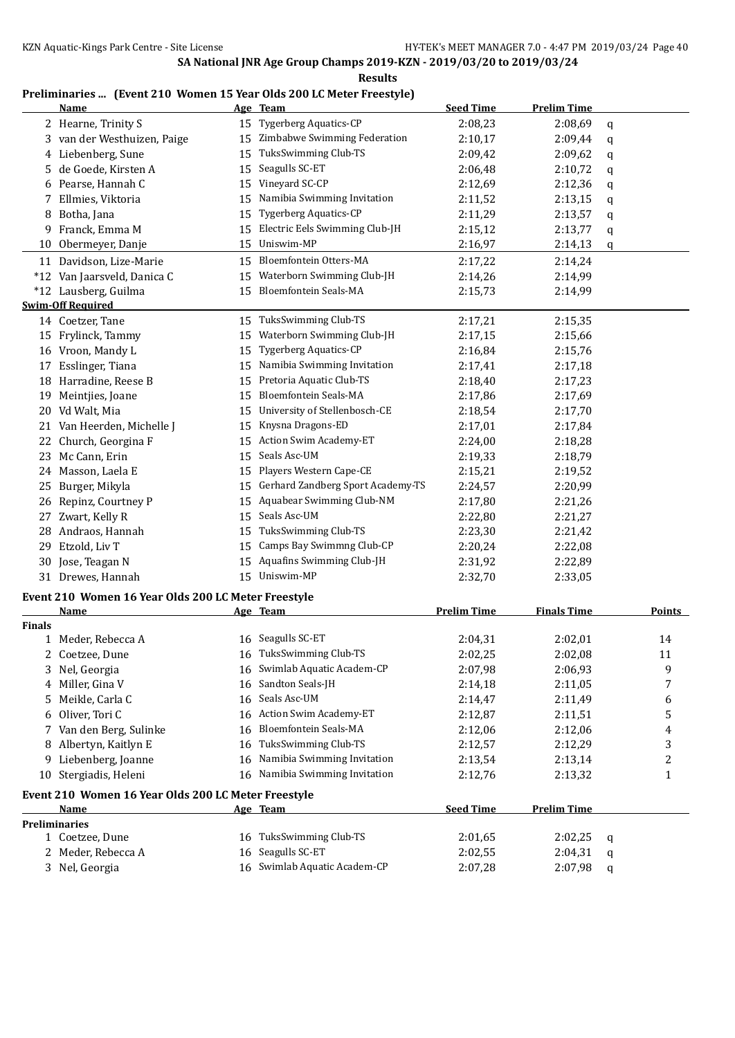## SA National JNR Age Group Champs 2019-KZN - 2019/03/20 to 2019/03/24

### Results

### Preliminaries ... (Event 210 Women 15 Year Olds 200 LC Meter Freestyle)

| | Name | Age | Team | Seed Time | Prelim Time | |
|---|---|---|---|---|---|---|
| 2 | Hearne, Trinity S | 15 | Tygerberg Aquatics-CP | 2:08,23 | 2:08,69 | q |
| 3 | van der Westhuizen, Paige | 15 | Zimbabwe Swimming Federation | 2:10,17 | 2:09,44 | q |
| 4 | Liebenberg, Sune | 15 | TuksSwimming Club-TS | 2:09,42 | 2:09,62 | q |
| 5 | de Goede, Kirsten A | 15 | Seagulls SC-ET | 2:06,48 | 2:10,72 | q |
| 6 | Pearse, Hannah C | 15 | Vineyard SC-CP | 2:12,69 | 2:12,36 | q |
| 7 | Ellmies, Viktoria | 15 | Namibia Swimming Invitation | 2:11,52 | 2:13,15 | q |
| 8 | Botha, Jana | 15 | Tygerberg Aquatics-CP | 2:11,29 | 2:13,57 | q |
| 9 | Franck, Emma M | 15 | Electric Eels Swimming Club-JH | 2:15,12 | 2:13,77 | q |
| 10 | Obermeyer, Danje | 15 | Uniswim-MP | 2:16,97 | 2:14,13 | q |
| 11 | Davidson, Lize-Marie | 15 | Bloemfontein Otters-MA | 2:17,22 | 2:14,24 | |
| *12 | Van Jaarsveld, Danica C | 15 | Waterborn Swimming Club-JH | 2:14,26 | 2:14,99 | |
| *12 | Lausberg, Guilma | 15 | Bloemfontein Seals-MA | 2:15,73 | 2:14,99 | |
| **Swim-Off Required** | | | | | | |
| 14 | Coetzer, Tane | 15 | TuksSwimming Club-TS | 2:17,21 | 2:15,35 | |
| 15 | Frylinck, Tammy | 15 | Waterborn Swimming Club-JH | 2:17,15 | 2:15,66 | |
| 16 | Vroon, Mandy L | 15 | Tygerberg Aquatics-CP | 2:16,84 | 2:15,76 | |
| 17 | Esslinger, Tiana | 15 | Namibia Swimming Invitation | 2:17,41 | 2:17,18 | |
| 18 | Harradine, Reese B | 15 | Pretoria Aquatic Club-TS | 2:18,40 | 2:17,23 | |
| 19 | Meintjies, Joane | 15 | Bloemfontein Seals-MA | 2:17,86 | 2:17,69 | |
| 20 | Vd Walt, Mia | 15 | University of Stellenbosch-CE | 2:18,54 | 2:17,70 | |
| 21 | Van Heerden, Michelle J | 15 | Knysna Dragons-ED | 2:17,01 | 2:17,84 | |
| 22 | Church, Georgina F | 15 | Action Swim Academy-ET | 2:24,00 | 2:18,28 | |
| 23 | Mc Cann, Erin | 15 | Seals Asc-UM | 2:19,33 | 2:18,79 | |
| 24 | Masson, Laela E | 15 | Players Western Cape-CE | 2:15,21 | 2:19,52 | |
| 25 | Burger, Mikyla | 15 | Gerhard Zandberg Sport Academy-TS | 2:24,57 | 2:20,99 | |
| 26 | Repinz, Courtney P | 15 | Aquabear Swimming Club-NM | 2:17,80 | 2:21,26 | |
| 27 | Zwart, Kelly R | 15 | Seals Asc-UM | 2:22,80 | 2:21,27 | |
| 28 | Andraos, Hannah | 15 | TuksSwimming Club-TS | 2:23,30 | 2:21,42 | |
| 29 | Etzold, Liv T | 15 | Camps Bay Swimmng Club-CP | 2:20,24 | 2:22,08 | |
| 30 | Jose, Teagan N | 15 | Aquafins Swimming Club-JH | 2:31,92 | 2:22,89 | |
| 31 | Drewes, Hannah | 15 | Uniswim-MP | 2:32,70 | 2:33,05 | |

### Event 210 Women 16 Year Olds 200 LC Meter Freestyle

| | Name | Age | Team | Prelim Time | Finals Time | Points |
|---|---|---|---|---|---|---|
| **Finals** | | | | | | |
| 1 | Meder, Rebecca A | 16 | Seagulls SC-ET | 2:04,31 | 2:02,01 | 14 |
| 2 | Coetzee, Dune | 16 | TuksSwimming Club-TS | 2:02,25 | 2:02,08 | 11 |
| 3 | Nel, Georgia | 16 | Swimlab Aquatic Academ-CP | 2:07,98 | 2:06,93 | 9 |
| 4 | Miller, Gina V | 16 | Sandton Seals-JH | 2:14,18 | 2:11,05 | 7 |
| 5 | Meikle, Carla C | 16 | Seals Asc-UM | 2:14,47 | 2:11,49 | 6 |
| 6 | Oliver, Tori C | 16 | Action Swim Academy-ET | 2:12,87 | 2:11,51 | 5 |
| 7 | Van den Berg, Sulinke | 16 | Bloemfontein Seals-MA | 2:12,06 | 2:12,06 | 4 |
| 8 | Albertyn, Kaitlyn E | 16 | TuksSwimming Club-TS | 2:12,57 | 2:12,29 | 3 |
| 9 | Liebenberg, Joanne | 16 | Namibia Swimming Invitation | 2:13,54 | 2:13,14 | 2 |
| 10 | Stergiadis, Heleni | 16 | Namibia Swimming Invitation | 2:12,76 | 2:13,32 | 1 |

### Event 210 Women 16 Year Olds 200 LC Meter Freestyle

| | Name | Age | Team | Seed Time | Prelim Time | |
|---|---|---|---|---|---|---|
| **Preliminaries** | | | | | | |
| 1 | Coetzee, Dune | 16 | TuksSwimming Club-TS | 2:01,65 | 2:02,25 | q |
| 2 | Meder, Rebecca A | 16 | Seagulls SC-ET | 2:02,55 | 2:04,31 | q |
| 3 | Nel, Georgia | 16 | Swimlab Aquatic Academ-CP | 2:07,28 | 2:07,98 | q |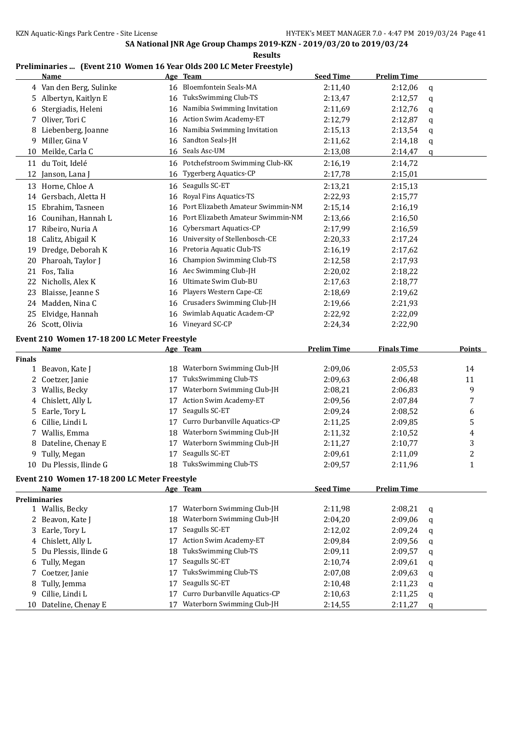SA National JNR Age Group Champs 2019-KZN - 2019/03/20 to 2019/03/24

**Results**

## Preliminaries ... (Event 210 Women 16 Year Olds 200 LC Meter Freestyle)

| | Name | Age | Team | Seed Time | Prelim Time | |
|---|---|---|---|---|---|---|
| 4 | Van den Berg, Sulinke | 16 | Bloemfontein Seals-MA | 2:11,40 | 2:12,06 | q |
| 5 | Albertyn, Kaitlyn E | 16 | TuksSwimming Club-TS | 2:13,47 | 2:12,57 | q |
| 6 | Stergiadis, Heleni | 16 | Namibia Swimming Invitation | 2:11,69 | 2:12,76 | q |
| 7 | Oliver, Tori C | 16 | Action Swim Academy-ET | 2:12,79 | 2:12,87 | q |
| 8 | Liebenberg, Joanne | 16 | Namibia Swimming Invitation | 2:15,13 | 2:13,54 | q |
| 9 | Miller, Gina V | 16 | Sandton Seals-JH | 2:11,62 | 2:14,18 | q |
| 10 | Meikle, Carla C | 16 | Seals Asc-UM | 2:13,08 | 2:14,47 | q |
| 11 | du Toit, Idelé | 16 | Potchefstroom Swimming Club-KK | 2:16,19 | 2:14,72 | |
| 12 | Janson, Lana J | 16 | Tygerberg Aquatics-CP | 2:17,78 | 2:15,01 | |
| 13 | Horne, Chloe A | 16 | Seagulls SC-ET | 2:13,21 | 2:15,13 | |
| 14 | Gersbach, Aletta H | 16 | Royal Fins Aquatics-TS | 2:22,93 | 2:15,77 | |
| 15 | Ebrahim, Tasneen | 16 | Port Elizabeth Amateur Swimmin-NM | 2:15,14 | 2:16,19 | |
| 16 | Counihan, Hannah L | 16 | Port Elizabeth Amateur Swimmin-NM | 2:13,66 | 2:16,50 | |
| 17 | Ribeiro, Nuria A | 16 | Cybersmart Aquatics-CP | 2:17,99 | 2:16,59 | |
| 18 | Calitz, Abigail K | 16 | University of Stellenbosch-CE | 2:20,33 | 2:17,24 | |
| 19 | Dredge, Deborah K | 16 | Pretoria Aquatic Club-TS | 2:16,19 | 2:17,62 | |
| 20 | Pharoah, Taylor J | 16 | Champion Swimming Club-TS | 2:12,58 | 2:17,93 | |
| 21 | Fos, Talia | 16 | Aec Swimming Club-JH | 2:20,02 | 2:18,22 | |
| 22 | Nicholls, Alex K | 16 | Ultimate Swim Club-BU | 2:17,63 | 2:18,77 | |
| 23 | Blaisse, Jeanne S | 16 | Players Western Cape-CE | 2:18,69 | 2:19,62 | |
| 24 | Madden, Nina C | 16 | Crusaders Swimming Club-JH | 2:19,66 | 2:21,93 | |
| 25 | Elvidge, Hannah | 16 | Swimlab Aquatic Academ-CP | 2:22,92 | 2:22,09 | |
| 26 | Scott, Olivia | 16 | Vineyard SC-CP | 2:24,34 | 2:22,90 | |

## Event 210 Women 17-18 200 LC Meter Freestyle

| | Name | Age | Team | Prelim Time | Finals Time | Points |
|---|---|---|---|---|---|---|
| **Finals** | | | | | | |
| 1 | Beavon, Kate J | 18 | Waterborn Swimming Club-JH | 2:09,06 | 2:05,53 | 14 |
| 2 | Coetzer, Janie | 17 | TuksSwimming Club-TS | 2:09,63 | 2:06,48 | 11 |
| 3 | Wallis, Becky | 17 | Waterborn Swimming Club-JH | 2:08,21 | 2:06,83 | 9 |
| 4 | Chislett, Ally L | 17 | Action Swim Academy-ET | 2:09,56 | 2:07,84 | 7 |
| 5 | Earle, Tory L | 17 | Seagulls SC-ET | 2:09,24 | 2:08,52 | 6 |
| 6 | Cillie, Lindi L | 17 | Curro Durbanville Aquatics-CP | 2:11,25 | 2:09,85 | 5 |
| 7 | Wallis, Emma | 18 | Waterborn Swimming Club-JH | 2:11,32 | 2:10,52 | 4 |
| 8 | Dateline, Chenay E | 17 | Waterborn Swimming Club-JH | 2:11,27 | 2:10,77 | 3 |
| 9 | Tully, Megan | 17 | Seagulls SC-ET | 2:09,61 | 2:11,09 | 2 |
| 10 | Du Plessis, Ilinde G | 18 | TuksSwimming Club-TS | 2:09,57 | 2:11,96 | 1 |

## Event 210 Women 17-18 200 LC Meter Freestyle

| | Name | Age | Team | Seed Time | Prelim Time | |
|---|---|---|---|---|---|---|
| **Preliminaries** | | | | | | |
| 1 | Wallis, Becky | 17 | Waterborn Swimming Club-JH | 2:11,98 | 2:08,21 | q |
| 2 | Beavon, Kate J | 18 | Waterborn Swimming Club-JH | 2:04,20 | 2:09,06 | q |
| 3 | Earle, Tory L | 17 | Seagulls SC-ET | 2:12,02 | 2:09,24 | q |
| 4 | Chislett, Ally L | 17 | Action Swim Academy-ET | 2:09,84 | 2:09,56 | q |
| 5 | Du Plessis, Ilinde G | 18 | TuksSwimming Club-TS | 2:09,11 | 2:09,57 | q |
| 6 | Tully, Megan | 17 | Seagulls SC-ET | 2:10,74 | 2:09,61 | q |
| 7 | Coetzer, Janie | 17 | TuksSwimming Club-TS | 2:07,08 | 2:09,63 | q |
| 8 | Tully, Jemma | 17 | Seagulls SC-ET | 2:10,48 | 2:11,23 | q |
| 9 | Cillie, Lindi L | 17 | Curro Durbanville Aquatics-CP | 2:10,63 | 2:11,25 | q |
| 10 | Dateline, Chenay E | 17 | Waterborn Swimming Club-JH | 2:14,55 | 2:11,27 | q |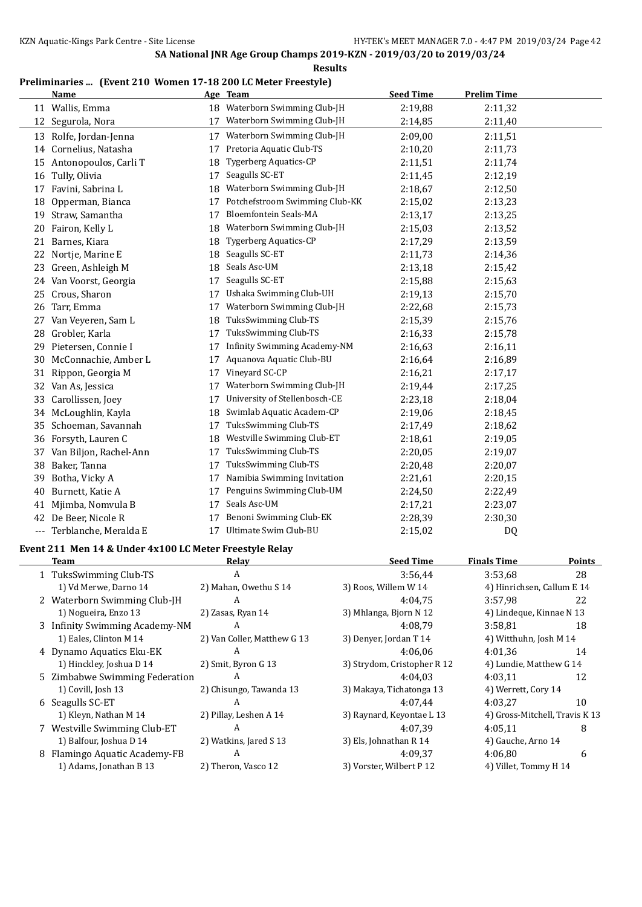SA National JNR Age Group Champs 2019-KZN - 2019/03/20 to 2019/03/24

**Results**

### Preliminaries ... (Event 210 Women 17-18 200 LC Meter Freestyle)

| | Name | Age | Team | Seed Time | Prelim Time |
|---|---|---|---|---|---|
| 11 | Wallis, Emma | 18 | Waterborn Swimming Club-JH | 2:19,88 | 2:11,32 |
| 12 | Segurola, Nora | 17 | Waterborn Swimming Club-JH | 2:14,85 | 2:11,40 |
| 13 | Rolfe, Jordan-Jenna | 17 | Waterborn Swimming Club-JH | 2:09,00 | 2:11,51 |
| 14 | Cornelius, Natasha | 17 | Pretoria Aquatic Club-TS | 2:10,20 | 2:11,73 |
| 15 | Antonopoulos, Carli T | 18 | Tygerberg Aquatics-CP | 2:11,51 | 2:11,74 |
| 16 | Tully, Olivia | 17 | Seagulls SC-ET | 2:11,45 | 2:12,19 |
| 17 | Favini, Sabrina L | 18 | Waterborn Swimming Club-JH | 2:18,67 | 2:12,50 |
| 18 | Opperman, Bianca | 17 | Potchefstroom Swimming Club-KK | 2:15,02 | 2:13,23 |
| 19 | Straw, Samantha | 17 | Bloemfontein Seals-MA | 2:13,17 | 2:13,25 |
| 20 | Fairon, Kelly L | 18 | Waterborn Swimming Club-JH | 2:15,03 | 2:13,52 |
| 21 | Barnes, Kiara | 18 | Tygerberg Aquatics-CP | 2:17,29 | 2:13,59 |
| 22 | Nortje, Marine E | 18 | Seagulls SC-ET | 2:11,73 | 2:14,36 |
| 23 | Green, Ashleigh M | 18 | Seals Asc-UM | 2:13,18 | 2:15,42 |
| 24 | Van Voorst, Georgia | 17 | Seagulls SC-ET | 2:15,88 | 2:15,63 |
| 25 | Crous, Sharon | 17 | Ushaka Swimming Club-UH | 2:19,13 | 2:15,70 |
| 26 | Tarr, Emma | 17 | Waterborn Swimming Club-JH | 2:22,68 | 2:15,73 |
| 27 | Van Veyeren, Sam L | 18 | TuksSwimming Club-TS | 2:15,39 | 2:15,76 |
| 28 | Grobler, Karla | 17 | TuksSwimming Club-TS | 2:16,33 | 2:15,78 |
| 29 | Pietersen, Connie I | 17 | Infinity Swimming Academy-NM | 2:16,63 | 2:16,11 |
| 30 | McConnachie, Amber L | 17 | Aquanova Aquatic Club-BU | 2:16,64 | 2:16,89 |
| 31 | Rippon, Georgia M | 17 | Vineyard SC-CP | 2:16,21 | 2:17,17 |
| 32 | Van As, Jessica | 17 | Waterborn Swimming Club-JH | 2:19,44 | 2:17,25 |
| 33 | Carollissen, Joey | 17 | University of Stellenbosch-CE | 2:23,18 | 2:18,04 |
| 34 | McLoughlin, Kayla | 18 | Swimlab Aquatic Academ-CP | 2:19,06 | 2:18,45 |
| 35 | Schoeman, Savannah | 17 | TuksSwimming Club-TS | 2:17,49 | 2:18,62 |
| 36 | Forsyth, Lauren C | 18 | Westville Swimming Club-ET | 2:18,61 | 2:19,05 |
| 37 | Van Biljon, Rachel-Ann | 17 | TuksSwimming Club-TS | 2:20,05 | 2:19,07 |
| 38 | Baker, Tanna | 17 | TuksSwimming Club-TS | 2:20,48 | 2:20,07 |
| 39 | Botha, Vicky A | 17 | Namibia Swimming Invitation | 2:21,61 | 2:20,15 |
| 40 | Burnett, Katie A | 17 | Penguins Swimming Club-UM | 2:24,50 | 2:22,49 |
| 41 | Mjimba, Nomvula B | 17 | Seals Asc-UM | 2:17,21 | 2:23,07 |
| 42 | De Beer, Nicole R | 17 | Benoni Swimming Club-EK | 2:28,39 | 2:30,30 |
| --- | Terblanche, Meralda E | 17 | Ultimate Swim Club-BU | 2:15,02 | DQ |

### Event 211 Men 14 & Under 4x100 LC Meter Freestyle Relay

| | Team | Relay | Seed Time | Finals Time | Points |
|---|---|---|---|---|---|
| 1 | TuksSwimming Club-TS | A | 3:56,44 | 3:53,68 | 28 |
| | 1) Vd Merwe, Darno 14 | 2) Mahan, Owethu S 14 | 3) Roos, Willem W 14 | 4) Hinrichsen, Callum E 14 | |
| 2 | Waterborn Swimming Club-JH | A | 4:04,75 | 3:57,98 | 22 |
| | 1) Nogueira, Enzo 13 | 2) Zasas, Ryan 14 | 3) Mhlanga, Bjorn N 12 | 4) Lindeque, Kinnae N 13 | |
| 3 | Infinity Swimming Academy-NM | A | 4:08,79 | 3:58,81 | 18 |
| | 1) Eales, Clinton M 14 | 2) Van Coller, Matthew G 13 | 3) Denyer, Jordan T 14 | 4) Witthuhn, Josh M 14 | |
| 4 | Dynamo Aquatics Eku-EK | A | 4:06,06 | 4:01,36 | 14 |
| | 1) Hinckley, Joshua D 14 | 2) Smit, Byron G 13 | 3) Strydom, Cristopher R 12 | 4) Lundie, Matthew G 14 | |
| 5 | Zimbabwe Swimming Federation | A | 4:04,03 | 4:03,11 | 12 |
| | 1) Covill, Josh 13 | 2) Chisungo, Tawanda 13 | 3) Makaya, Tichatonga 13 | 4) Werrett, Cory 14 | |
| 6 | Seagulls SC-ET | A | 4:07,44 | 4:03,27 | 10 |
| | 1) Kleyn, Nathan M 14 | 2) Pillay, Leshen A 14 | 3) Raynard, Keyontae L 13 | 4) Gross-Mitchell, Travis K 13 | |
| 7 | Westville Swimming Club-ET | A | 4:07,39 | 4:05,11 | 8 |
| | 1) Balfour, Joshua D 14 | 2) Watkins, Jared S 13 | 3) Els, Johnathan R 14 | 4) Gauche, Arno 14 | |
| 8 | Flamingo Aquatic Academy-FB | A | 4:09,37 | 4:06,80 | 6 |
| | 1) Adams, Jonathan B 13 | 2) Theron, Vasco 12 | 3) Vorster, Wilbert P 12 | 4) Villet, Tommy H 14 | |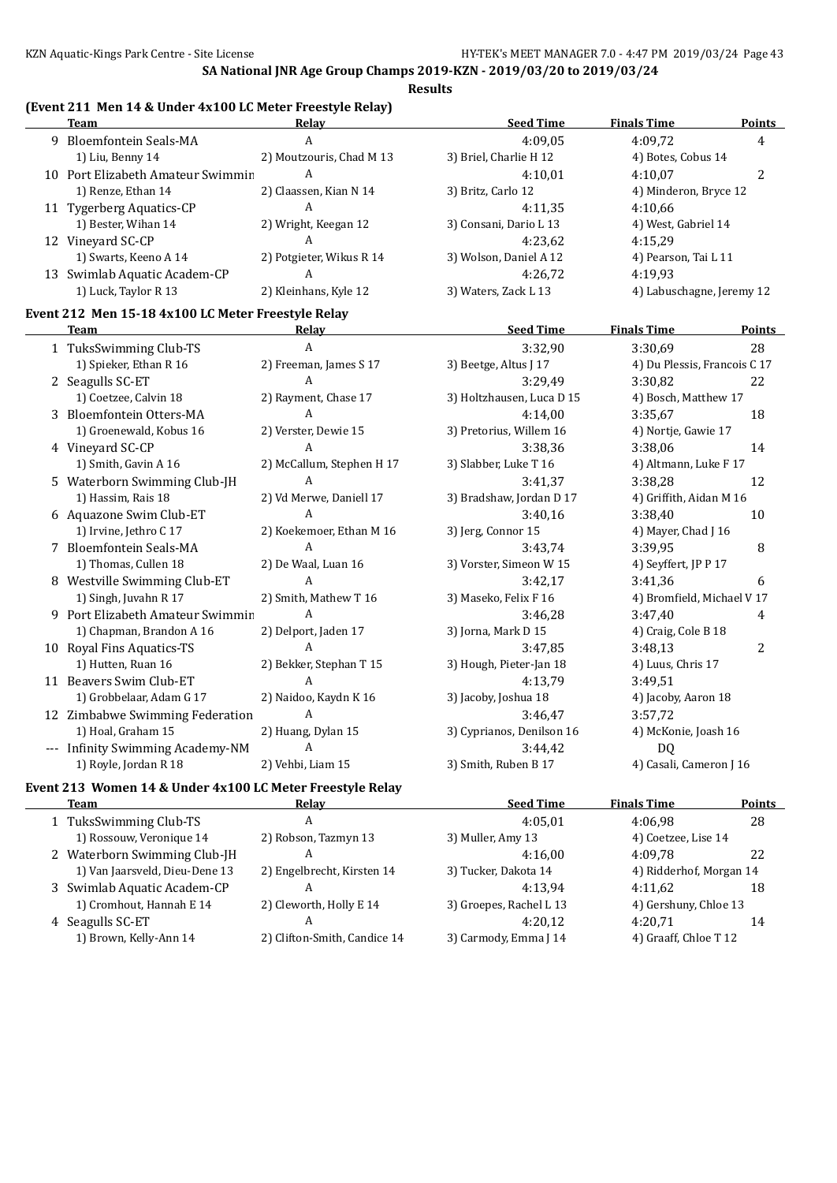## SA National JNR Age Group Champs 2019-KZN - 2019/03/20 to 2019/03/24

**Results**

### (Event 211 Men 14 & Under 4x100 LC Meter Freestyle Relay)

| | Team | Relay | Seed Time | Finals Time | Points |
|---|---|---|---|---|---|
| 9 | Bloemfontein Seals-MA | A | 4:09,05 | 4:09,72 | 4 |
| | 1) Liu, Benny 14 | 2) Moutzouris, Chad M 13 | 3) Briel, Charlie H 12 | 4) Botes, Cobus 14 | |
| 10 | Port Elizabeth Amateur Swimmin | A | 4:10,01 | 4:10,07 | 2 |
| | 1) Renze, Ethan 14 | 2) Claassen, Kian N 14 | 3) Britz, Carlo 12 | 4) Minderon, Bryce 12 | |
| 11 | Tygerberg Aquatics-CP | A | 4:11,35 | 4:10,66 | |
| | 1) Bester, Wihan 14 | 2) Wright, Keegan 12 | 3) Consani, Dario L 13 | 4) West, Gabriel 14 | |
| 12 | Vineyard SC-CP | A | 4:23,62 | 4:15,29 | |
| | 1) Swarts, Keeno A 14 | 2) Potgieter, Wikus R 14 | 3) Wolson, Daniel A 12 | 4) Pearson, Tai L 11 | |
| 13 | Swimlab Aquatic Academ-CP | A | 4:26,72 | 4:19,93 | |
| | 1) Luck, Taylor R 13 | 2) Kleinhans, Kyle 12 | 3) Waters, Zack L 13 | 4) Labuschagne, Jeremy 12 | |

### Event 212 Men 15-18 4x100 LC Meter Freestyle Relay

| | Team | Relay | Seed Time | Finals Time | Points |
|---|---|---|---|---|---|
| 1 | TuksSwimming Club-TS | A | 3:32,90 | 3:30,69 | 28 |
| | 1) Spieker, Ethan R 16 | 2) Freeman, James S 17 | 3) Beetge, Altus J 17 | 4) Du Plessis, Francois C 17 | |
| 2 | Seagulls SC-ET | A | 3:29,49 | 3:30,82 | 22 |
| | 1) Coetzee, Calvin 18 | 2) Rayment, Chase 17 | 3) Holtzhausen, Luca D 15 | 4) Bosch, Matthew 17 | |
| 3 | Bloemfontein Otters-MA | A | 4:14,00 | 3:35,67 | 18 |
| | 1) Groenewald, Kobus 16 | 2) Verster, Dewie 15 | 3) Pretorius, Willem 16 | 4) Nortje, Gawie 17 | |
| 4 | Vineyard SC-CP | A | 3:38,36 | 3:38,06 | 14 |
| | 1) Smith, Gavin A 16 | 2) McCallum, Stephen H 17 | 3) Slabber, Luke T 16 | 4) Altmann, Luke F 17 | |
| 5 | Waterborn Swimming Club-JH | A | 3:41,37 | 3:38,28 | 12 |
| | 1) Hassim, Rais 18 | 2) Vd Merwe, Daniell 17 | 3) Bradshaw, Jordan D 17 | 4) Griffith, Aidan M 16 | |
| 6 | Aquazone Swim Club-ET | A | 3:40,16 | 3:38,40 | 10 |
| | 1) Irvine, Jethro C 17 | 2) Koekemoer, Ethan M 16 | 3) Jerg, Connor 15 | 4) Mayer, Chad J 16 | |
| 7 | Bloemfontein Seals-MA | A | 3:43,74 | 3:39,95 | 8 |
| | 1) Thomas, Cullen 18 | 2) De Waal, Luan 16 | 3) Vorster, Simeon W 15 | 4) Seyffert, JP P 17 | |
| 8 | Westville Swimming Club-ET | A | 3:42,17 | 3:41,36 | 6 |
| | 1) Singh, Juvahn R 17 | 2) Smith, Mathew T 16 | 3) Maseko, Felix F 16 | 4) Bromfield, Michael V 17 | |
| 9 | Port Elizabeth Amateur Swimmin | A | 3:46,28 | 3:47,40 | 4 |
| | 1) Chapman, Brandon A 16 | 2) Delport, Jaden 17 | 3) Jorna, Mark D 15 | 4) Craig, Cole B 18 | |
| 10 | Royal Fins Aquatics-TS | A | 3:47,85 | 3:48,13 | 2 |
| | 1) Hutten, Ruan 16 | 2) Bekker, Stephan T 15 | 3) Hough, Pieter-Jan 18 | 4) Luus, Chris 17 | |
| 11 | Beavers Swim Club-ET | A | 4:13,79 | 3:49,51 | |
| | 1) Grobbelaar, Adam G 17 | 2) Naidoo, Kaydn K 16 | 3) Jacoby, Joshua 18 | 4) Jacoby, Aaron 18 | |
| 12 | Zimbabwe Swimming Federation | A | 3:46,47 | 3:57,72 | |
| | 1) Hoal, Graham 15 | 2) Huang, Dylan 15 | 3) Cyprianos, Denilson 16 | 4) McKonie, Joash 16 | |
| --- | Infinity Swimming Academy-NM | A | 3:44,42 | DQ | |
| | 1) Royle, Jordan R 18 | 2) Vehbi, Liam 15 | 3) Smith, Ruben B 17 | 4) Casali, Cameron J 16 | |

### Event 213 Women 14 & Under 4x100 LC Meter Freestyle Relay

| | Team | Relay | Seed Time | Finals Time | Points |
|---|---|---|---|---|---|
| 1 | TuksSwimming Club-TS | A | 4:05,01 | 4:06,98 | 28 |
| | 1) Rossouw, Veronique 14 | 2) Robson, Tazmyn 13 | 3) Muller, Amy 13 | 4) Coetzee, Lise 14 | |
| 2 | Waterborn Swimming Club-JH | A | 4:16,00 | 4:09,78 | 22 |
| | 1) Van Jaarsveld, Dieu-Dene 13 | 2) Engelbrecht, Kirsten 14 | 3) Tucker, Dakota 14 | 4) Ridderhof, Morgan 14 | |
| 3 | Swimlab Aquatic Academ-CP | A | 4:13,94 | 4:11,62 | 18 |
| | 1) Cromhout, Hannah E 14 | 2) Cleworth, Holly E 14 | 3) Groepes, Rachel L 13 | 4) Gershuny, Chloe 13 | |
| 4 | Seagulls SC-ET | A | 4:20,12 | 4:20,71 | 14 |
| | 1) Brown, Kelly-Ann 14 | 2) Clifton-Smith, Candice 14 | 3) Carmody, Emma J 14 | 4) Graaff, Chloe T 12 | |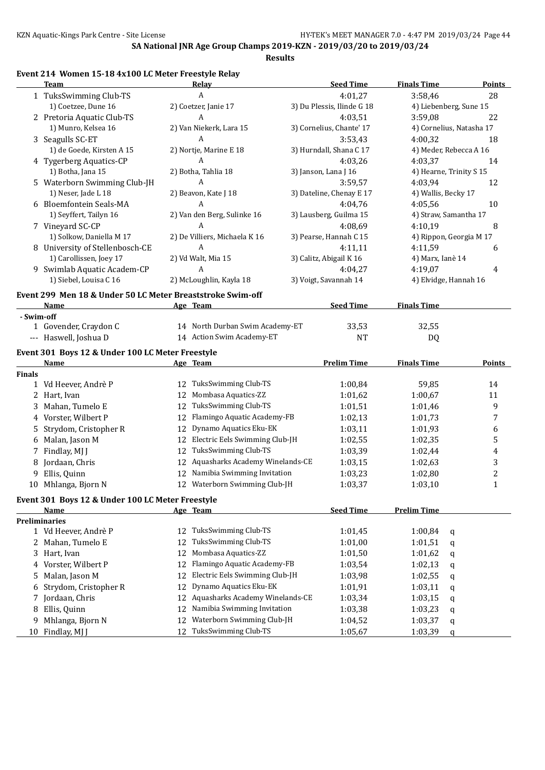SA National JNR Age Group Champs 2019-KZN - 2019/03/20 to 2019/03/24

**Results**

### Event 214 Women 15-18 4x100 LC Meter Freestyle Relay

| | Team | Relay | Seed Time | Finals Time | Points |
|---|---|---|---|---|---|
| 1 | TuksSwimming Club-TS | A | 4:01,27 | 3:58,46 | 28 |
| | 1) Coetzee, Dune 16 | 2) Coetzer, Janie 17 | 3) Du Plessis, Ilinde G 18 | 4) Liebenberg, Sune 15 | |
| 2 | Pretoria Aquatic Club-TS | A | 4:03,51 | 3:59,08 | 22 |
| | 1) Munro, Kelsea 16 | 2) Van Niekerk, Lara 15 | 3) Cornelius, Chante' 17 | 4) Cornelius, Natasha 17 | |
| 3 | Seagulls SC-ET | A | 3:53,43 | 4:00,32 | 18 |
| | 1) de Goede, Kirsten A 15 | 2) Nortje, Marine E 18 | 3) Hurndall, Shana C 17 | 4) Meder, Rebecca A 16 | |
| 4 | Tygerberg Aquatics-CP | A | 4:03,26 | 4:03,37 | 14 |
| | 1) Botha, Jana 15 | 2) Botha, Tahlia 18 | 3) Janson, Lana J 16 | 4) Hearne, Trinity S 15 | |
| 5 | Waterborn Swimming Club-JH | A | 3:59,57 | 4:03,94 | 12 |
| | 1) Neser, Jade L 18 | 2) Beavon, Kate J 18 | 3) Dateline, Chenay E 17 | 4) Wallis, Becky 17 | |
| 6 | Bloemfontein Seals-MA | A | 4:04,76 | 4:05,56 | 10 |
| | 1) Seyffert, Tailyn 16 | 2) Van den Berg, Sulinke 16 | 3) Lausberg, Guilma 15 | 4) Straw, Samantha 17 | |
| 7 | Vineyard SC-CP | A | 4:08,69 | 4:10,19 | 8 |
| | 1) Solkow, Daniella M 17 | 2) De Villiers, Michaela K 16 | 3) Pearse, Hannah C 15 | 4) Rippon, Georgia M 17 | |
| 8 | University of Stellenbosch-CE | A | 4:11,11 | 4:11,59 | 6 |
| | 1) Carollissen, Joey 17 | 2) Vd Walt, Mia 15 | 3) Calitz, Abigail K 16 | 4) Marx, Ianè 14 | |
| 9 | Swimlab Aquatic Academ-CP | A | 4:04,27 | 4:19,07 | 4 |
| | 1) Siebel, Louisa C 16 | 2) McLoughlin, Kayla 18 | 3) Voigt, Savannah 14 | 4) Elvidge, Hannah 16 | |

### Event 299 Men 18 & Under 50 LC Meter Breaststroke Swim-off

| | Name | Age | Team | Seed Time | Finals Time |
|---|---|---|---|---|---|
| **- Swim-off** | | | | | |
| 1 | Govender, Craydon C | 14 | North Durban Swim Academy-ET | 33,53 | 32,55 |
| --- | Haswell, Joshua D | 14 | Action Swim Academy-ET | NT | DQ |

### Event 301 Boys 12 & Under 100 LC Meter Freestyle

| | Name | Age | Team | Prelim Time | Finals Time | Points |
|---|---|---|---|---|---|---|
| **Finals** | | | | | | |
| 1 | Vd Heever, Andrè P | 12 | TuksSwimming Club-TS | 1:00,84 | 59,85 | 14 |
| 2 | Hart, Ivan | 12 | Mombasa Aquatics-ZZ | 1:01,62 | 1:00,67 | 11 |
| 3 | Mahan, Tumelo E | 12 | TuksSwimming Club-TS | 1:01,51 | 1:01,46 | 9 |
| 4 | Vorster, Wilbert P | 12 | Flamingo Aquatic Academy-FB | 1:02,13 | 1:01,73 | 7 |
| 5 | Strydom, Cristopher R | 12 | Dynamo Aquatics Eku-EK | 1:03,11 | 1:01,93 | 6 |
| 6 | Malan, Jason M | 12 | Electric Eels Swimming Club-JH | 1:02,55 | 1:02,35 | 5 |
| 7 | Findlay, MJ J | 12 | TuksSwimming Club-TS | 1:03,39 | 1:02,44 | 4 |
| 8 | Jordaan, Chris | 12 | Aquasharks Academy Winelands-CE | 1:03,15 | 1:02,63 | 3 |
| 9 | Ellis, Quinn | 12 | Namibia Swimming Invitation | 1:03,23 | 1:02,80 | 2 |
| 10 | Mhlanga, Bjorn N | 12 | Waterborn Swimming Club-JH | 1:03,37 | 1:03,10 | 1 |

### Event 301 Boys 12 & Under 100 LC Meter Freestyle

| | Name | Age | Team | Seed Time | Prelim Time | |
|---|---|---|---|---|---|---|
| **Preliminaries** | | | | | | |
| 1 | Vd Heever, Andrè P | 12 | TuksSwimming Club-TS | 1:01,45 | 1:00,84 | q |
| 2 | Mahan, Tumelo E | 12 | TuksSwimming Club-TS | 1:01,00 | 1:01,51 | q |
| 3 | Hart, Ivan | 12 | Mombasa Aquatics-ZZ | 1:01,50 | 1:01,62 | q |
| 4 | Vorster, Wilbert P | 12 | Flamingo Aquatic Academy-FB | 1:03,54 | 1:02,13 | q |
| 5 | Malan, Jason M | 12 | Electric Eels Swimming Club-JH | 1:03,98 | 1:02,55 | q |
| 6 | Strydom, Cristopher R | 12 | Dynamo Aquatics Eku-EK | 1:01,91 | 1:03,11 | q |
| 7 | Jordaan, Chris | 12 | Aquasharks Academy Winelands-CE | 1:03,34 | 1:03,15 | q |
| 8 | Ellis, Quinn | 12 | Namibia Swimming Invitation | 1:03,38 | 1:03,23 | q |
| 9 | Mhlanga, Bjorn N | 12 | Waterborn Swimming Club-JH | 1:04,52 | 1:03,37 | q |
| 10 | Findlay, MJ J | 12 | TuksSwimming Club-TS | 1:05,67 | 1:03,39 | q |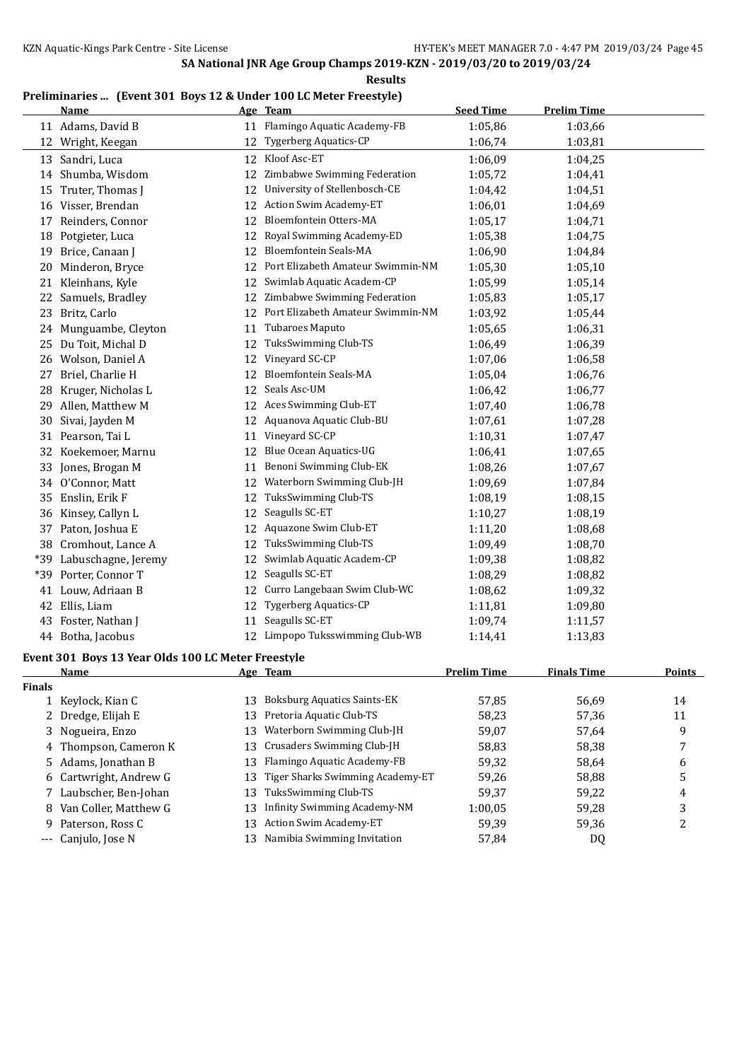SA National JNR Age Group Champs 2019-KZN - 2019/03/20 to 2019/03/24

**Results**

## Preliminaries ... (Event 301 Boys 12 & Under 100 LC Meter Freestyle)

| | Name | Age | Team | Seed Time | Prelim Time |
|---|---|---|---|---|---|
| 11 | Adams, David B | 11 | Flamingo Aquatic Academy-FB | 1:05,86 | 1:03,66 |
| 12 | Wright, Keegan | 12 | Tygerberg Aquatics-CP | 1:06,74 | 1:03,81 |
| 13 | Sandri, Luca | 12 | Kloof Asc-ET | 1:06,09 | 1:04,25 |
| 14 | Shumba, Wisdom | 12 | Zimbabwe Swimming Federation | 1:05,72 | 1:04,41 |
| 15 | Truter, Thomas J | 12 | University of Stellenbosch-CE | 1:04,42 | 1:04,51 |
| 16 | Visser, Brendan | 12 | Action Swim Academy-ET | 1:06,01 | 1:04,69 |
| 17 | Reinders, Connor | 12 | Bloemfontein Otters-MA | 1:05,17 | 1:04,71 |
| 18 | Potgieter, Luca | 12 | Royal Swimming Academy-ED | 1:05,38 | 1:04,75 |
| 19 | Brice, Canaan J | 12 | Bloemfontein Seals-MA | 1:06,90 | 1:04,84 |
| 20 | Minderon, Bryce | 12 | Port Elizabeth Amateur Swimmin-NM | 1:05,30 | 1:05,10 |
| 21 | Kleinhans, Kyle | 12 | Swimlab Aquatic Academ-CP | 1:05,99 | 1:05,14 |
| 22 | Samuels, Bradley | 12 | Zimbabwe Swimming Federation | 1:05,83 | 1:05,17 |
| 23 | Britz, Carlo | 12 | Port Elizabeth Amateur Swimmin-NM | 1:03,92 | 1:05,44 |
| 24 | Munguambe, Cleyton | 11 | Tubaroes Maputo | 1:05,65 | 1:06,31 |
| 25 | Du Toit, Michal D | 12 | TuksSwimming Club-TS | 1:06,49 | 1:06,39 |
| 26 | Wolson, Daniel A | 12 | Vineyard SC-CP | 1:07,06 | 1:06,58 |
| 27 | Briel, Charlie H | 12 | Bloemfontein Seals-MA | 1:05,04 | 1:06,76 |
| 28 | Kruger, Nicholas L | 12 | Seals Asc-UM | 1:06,42 | 1:06,77 |
| 29 | Allen, Matthew M | 12 | Aces Swimming Club-ET | 1:07,40 | 1:06,78 |
| 30 | Sivai, Jayden M | 12 | Aquanova Aquatic Club-BU | 1:07,61 | 1:07,28 |
| 31 | Pearson, Tai L | 11 | Vineyard SC-CP | 1:10,31 | 1:07,47 |
| 32 | Koekemoer, Marnu | 12 | Blue Ocean Aquatics-UG | 1:06,41 | 1:07,65 |
| 33 | Jones, Brogan M | 11 | Benoni Swimming Club-EK | 1:08,26 | 1:07,67 |
| 34 | O'Connor, Matt | 12 | Waterborn Swimming Club-JH | 1:09,69 | 1:07,84 |
| 35 | Enslin, Erik F | 12 | TuksSwimming Club-TS | 1:08,19 | 1:08,15 |
| 36 | Kinsey, Callyn L | 12 | Seagulls SC-ET | 1:10,27 | 1:08,19 |
| 37 | Paton, Joshua E | 12 | Aquazone Swim Club-ET | 1:11,20 | 1:08,68 |
| 38 | Cromhout, Lance A | 12 | TuksSwimming Club-TS | 1:09,49 | 1:08,70 |
| *39 | Labuschagne, Jeremy | 12 | Swimlab Aquatic Academ-CP | 1:09,38 | 1:08,82 |
| *39 | Porter, Connor T | 12 | Seagulls SC-ET | 1:08,29 | 1:08,82 |
| 41 | Louw, Adriaan B | 12 | Curro Langebaan Swim Club-WC | 1:08,62 | 1:09,32 |
| 42 | Ellis, Liam | 12 | Tygerberg Aquatics-CP | 1:11,81 | 1:09,80 |
| 43 | Foster, Nathan J | 11 | Seagulls SC-ET | 1:09,74 | 1:11,57 |
| 44 | Botha, Jacobus | 12 | Limpopo Tuksswimming Club-WB | 1:14,41 | 1:13,83 |

## Event 301 Boys 13 Year Olds 100 LC Meter Freestyle

| | Name | Age | Team | Prelim Time | Finals Time | Points |
|---|---|---|---|---|---|---|
| **Finals** | | | | | | |
| 1 | Keylock, Kian C | 13 | Boksburg Aquatics Saints-EK | 57,85 | 56,69 | 14 |
| 2 | Dredge, Elijah E | 13 | Pretoria Aquatic Club-TS | 58,23 | 57,36 | 11 |
| 3 | Nogueira, Enzo | 13 | Waterborn Swimming Club-JH | 59,07 | 57,64 | 9 |
| 4 | Thompson, Cameron K | 13 | Crusaders Swimming Club-JH | 58,83 | 58,38 | 7 |
| 5 | Adams, Jonathan B | 13 | Flamingo Aquatic Academy-FB | 59,32 | 58,64 | 6 |
| 6 | Cartwright, Andrew G | 13 | Tiger Sharks Swimming Academy-ET | 59,26 | 58,88 | 5 |
| 7 | Laubscher, Ben-Johan | 13 | TuksSwimming Club-TS | 59,37 | 59,22 | 4 |
| 8 | Van Coller, Matthew G | 13 | Infinity Swimming Academy-NM | 1:00,05 | 59,28 | 3 |
| 9 | Paterson, Ross C | 13 | Action Swim Academy-ET | 59,39 | 59,36 | 2 |
| --- | Canjulo, Jose N | 13 | Namibia Swimming Invitation | 57,84 | DQ | |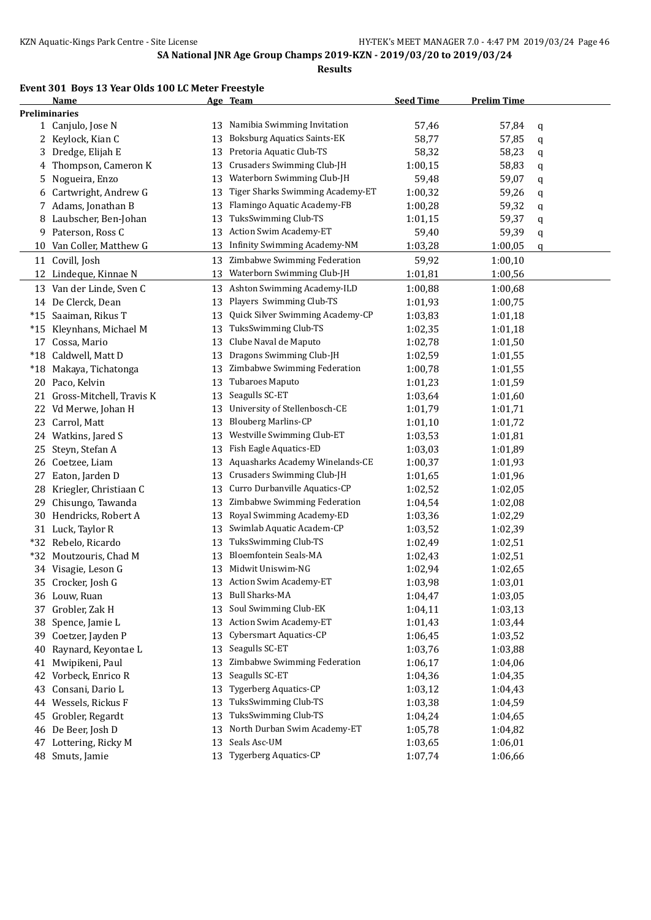SA National JNR Age Group Champs 2019-KZN - 2019/03/20 to 2019/03/24

**Results**

### Event 301 Boys 13 Year Olds 100 LC Meter Freestyle

| | Name | Age | Team | Seed Time | Prelim Time | |
|---|---|---|---|---|---|---|
| **Preliminaries** | | | | | | |
| 1 | Canjulo, Jose N | 13 | Namibia Swimming Invitation | 57,46 | 57,84 | q |
| 2 | Keylock, Kian C | 13 | Boksburg Aquatics Saints-EK | 58,77 | 57,85 | q |
| 3 | Dredge, Elijah E | 13 | Pretoria Aquatic Club-TS | 58,32 | 58,23 | q |
| 4 | Thompson, Cameron K | 13 | Crusaders Swimming Club-JH | 1:00,15 | 58,83 | q |
| 5 | Nogueira, Enzo | 13 | Waterborn Swimming Club-JH | 59,48 | 59,07 | q |
| 6 | Cartwright, Andrew G | 13 | Tiger Sharks Swimming Academy-ET | 1:00,32 | 59,26 | q |
| 7 | Adams, Jonathan B | 13 | Flamingo Aquatic Academy-FB | 1:00,28 | 59,32 | q |
| 8 | Laubscher, Ben-Johan | 13 | TuksSwimming Club-TS | 1:01,15 | 59,37 | q |
| 9 | Paterson, Ross C | 13 | Action Swim Academy-ET | 59,40 | 59,39 | q |
| 10 | Van Coller, Matthew G | 13 | Infinity Swimming Academy-NM | 1:03,28 | 1:00,05 | q |
| 11 | Covill, Josh | 13 | Zimbabwe Swimming Federation | 59,92 | 1:00,10 | |
| 12 | Lindeque, Kinnae N | 13 | Waterborn Swimming Club-JH | 1:01,81 | 1:00,56 | |
| 13 | Van der Linde, Sven C | 13 | Ashton Swimming Academy-ILD | 1:00,88 | 1:00,68 | |
| 14 | De Clerck, Dean | 13 | Players Swimming Club-TS | 1:01,93 | 1:00,75 | |
| *15 | Saaiman, Rikus T | 13 | Quick Silver Swimming Academy-CP | 1:03,83 | 1:01,18 | |
| *15 | Kleynhans, Michael M | 13 | TuksSwimming Club-TS | 1:02,35 | 1:01,18 | |
| 17 | Cossa, Mario | 13 | Clube Naval de Maputo | 1:02,78 | 1:01,50 | |
| *18 | Caldwell, Matt D | 13 | Dragons Swimming Club-JH | 1:02,59 | 1:01,55 | |
| *18 | Makaya, Tichatonga | 13 | Zimbabwe Swimming Federation | 1:00,78 | 1:01,55 | |
| 20 | Paco, Kelvin | 13 | Tubaroes Maputo | 1:01,23 | 1:01,59 | |
| 21 | Gross-Mitchell, Travis K | 13 | Seagulls SC-ET | 1:03,64 | 1:01,60 | |
| 22 | Vd Merwe, Johan H | 13 | University of Stellenbosch-CE | 1:01,79 | 1:01,71 | |
| 23 | Carrol, Matt | 13 | Blouberg Marlins-CP | 1:01,10 | 1:01,72 | |
| 24 | Watkins, Jared S | 13 | Westville Swimming Club-ET | 1:03,53 | 1:01,81 | |
| 25 | Steyn, Stefan A | 13 | Fish Eagle Aquatics-ED | 1:03,03 | 1:01,89 | |
| 26 | Coetzee, Liam | 13 | Aquasharks Academy Winelands-CE | 1:00,37 | 1:01,93 | |
| 27 | Eaton, Jarden D | 13 | Crusaders Swimming Club-JH | 1:01,65 | 1:01,96 | |
| 28 | Kriegler, Christiaan C | 13 | Curro Durbanville Aquatics-CP | 1:02,52 | 1:02,05 | |
| 29 | Chisungo, Tawanda | 13 | Zimbabwe Swimming Federation | 1:04,54 | 1:02,08 | |
| 30 | Hendricks, Robert A | 13 | Royal Swimming Academy-ED | 1:03,36 | 1:02,29 | |
| 31 | Luck, Taylor R | 13 | Swimlab Aquatic Academ-CP | 1:03,52 | 1:02,39 | |
| *32 | Rebelo, Ricardo | 13 | TuksSwimming Club-TS | 1:02,49 | 1:02,51 | |
| *32 | Moutzouris, Chad M | 13 | Bloemfontein Seals-MA | 1:02,43 | 1:02,51 | |
| 34 | Visagie, Leson G | 13 | Midwit Uniswim-NG | 1:02,94 | 1:02,65 | |
| 35 | Crocker, Josh G | 13 | Action Swim Academy-ET | 1:03,98 | 1:03,01 | |
| 36 | Louw, Ruan | 13 | Bull Sharks-MA | 1:04,47 | 1:03,05 | |
| 37 | Grobler, Zak H | 13 | Soul Swimming Club-EK | 1:04,11 | 1:03,13 | |
| 38 | Spence, Jamie L | 13 | Action Swim Academy-ET | 1:01,43 | 1:03,44 | |
| 39 | Coetzer, Jayden P | 13 | Cybersmart Aquatics-CP | 1:06,45 | 1:03,52 | |
| 40 | Raynard, Keyontae L | 13 | Seagulls SC-ET | 1:03,76 | 1:03,88 | |
| 41 | Mwipikeni, Paul | 13 | Zimbabwe Swimming Federation | 1:06,17 | 1:04,06 | |
| 42 | Vorbeck, Enrico R | 13 | Seagulls SC-ET | 1:04,36 | 1:04,35 | |
| 43 | Consani, Dario L | 13 | Tygerberg Aquatics-CP | 1:03,12 | 1:04,43 | |
| 44 | Wessels, Rickus F | 13 | TuksSwimming Club-TS | 1:03,38 | 1:04,59 | |
| 45 | Grobler, Regardt | 13 | TuksSwimming Club-TS | 1:04,24 | 1:04,65 | |
| 46 | De Beer, Josh D | 13 | North Durban Swim Academy-ET | 1:05,78 | 1:04,82 | |
| 47 | Lottering, Ricky M | 13 | Seals Asc-UM | 1:03,65 | 1:06,01 | |
| 48 | Smuts, Jamie | 13 | Tygerberg Aquatics-CP | 1:07,74 | 1:06,66 | |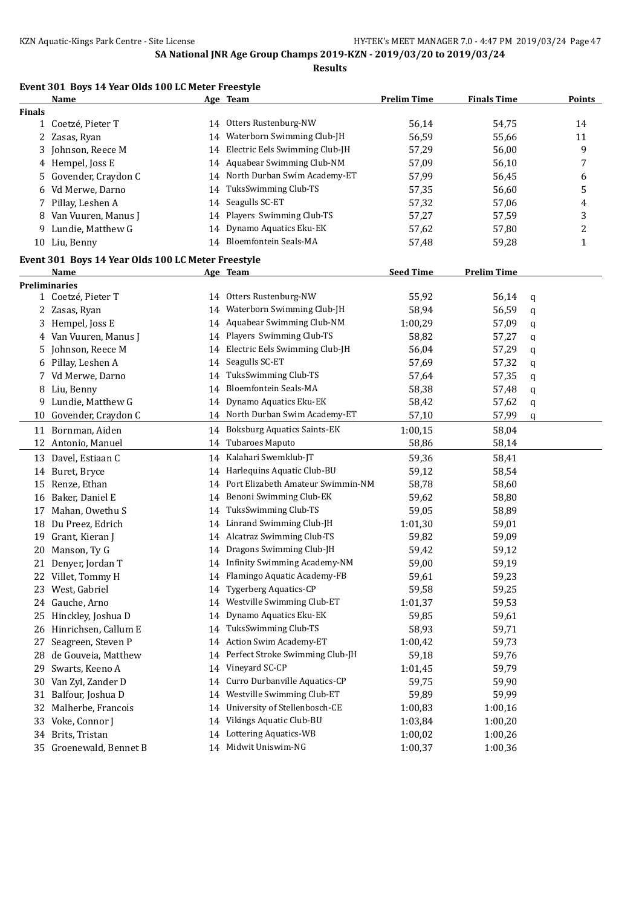## SA National JNR Age Group Champs 2019-KZN - 2019/03/20 to 2019/03/24

**Results**

### Event 301 Boys 14 Year Olds 100 LC Meter Freestyle

| | Name | Age | Team | Prelim Time | Finals Time | Points |
|---|---|---|---|---|---|---|
| **Finals** | | | | | | |
| 1 | Coetzé, Pieter T | 14 | Otters Rustenburg-NW | 56,14 | 54,75 | 14 |
| 2 | Zasas, Ryan | 14 | Waterborn Swimming Club-JH | 56,59 | 55,66 | 11 |
| 3 | Johnson, Reece M | 14 | Electric Eels Swimming Club-JH | 57,29 | 56,00 | 9 |
| 4 | Hempel, Joss E | 14 | Aquabear Swimming Club-NM | 57,09 | 56,10 | 7 |
| 5 | Govender, Craydon C | 14 | North Durban Swim Academy-ET | 57,99 | 56,45 | 6 |
| 6 | Vd Merwe, Darno | 14 | TuksSwimming Club-TS | 57,35 | 56,60 | 5 |
| 7 | Pillay, Leshen A | 14 | Seagulls SC-ET | 57,32 | 57,06 | 4 |
| 8 | Van Vuuren, Manus J | 14 | Players Swimming Club-TS | 57,27 | 57,59 | 3 |
| 9 | Lundie, Matthew G | 14 | Dynamo Aquatics Eku-EK | 57,62 | 57,80 | 2 |
| 10 | Liu, Benny | 14 | Bloemfontein Seals-MA | 57,48 | 59,28 | 1 |

### Event 301 Boys 14 Year Olds 100 LC Meter Freestyle

| | Name | Age | Team | Seed Time | Prelim Time | |
|---|---|---|---|---|---|---|
| **Preliminaries** | | | | | | |
| 1 | Coetzé, Pieter T | 14 | Otters Rustenburg-NW | 55,92 | 56,14 | q |
| 2 | Zasas, Ryan | 14 | Waterborn Swimming Club-JH | 58,94 | 56,59 | q |
| 3 | Hempel, Joss E | 14 | Aquabear Swimming Club-NM | 1:00,29 | 57,09 | q |
| 4 | Van Vuuren, Manus J | 14 | Players Swimming Club-TS | 58,82 | 57,27 | q |
| 5 | Johnson, Reece M | 14 | Electric Eels Swimming Club-JH | 56,04 | 57,29 | q |
| 6 | Pillay, Leshen A | 14 | Seagulls SC-ET | 57,69 | 57,32 | q |
| 7 | Vd Merwe, Darno | 14 | TuksSwimming Club-TS | 57,64 | 57,35 | q |
| 8 | Liu, Benny | 14 | Bloemfontein Seals-MA | 58,38 | 57,48 | q |
| 9 | Lundie, Matthew G | 14 | Dynamo Aquatics Eku-EK | 58,42 | 57,62 | q |
| 10 | Govender, Craydon C | 14 | North Durban Swim Academy-ET | 57,10 | 57,99 | q |
| 11 | Bornman, Aiden | 14 | Boksburg Aquatics Saints-EK | 1:00,15 | 58,04 | |
| 12 | Antonio, Manuel | 14 | Tubaroes Maputo | 58,86 | 58,14 | |
| 13 | Davel, Estiaan C | 14 | Kalahari Swemklub-JT | 59,36 | 58,41 | |
| 14 | Buret, Bryce | 14 | Harlequins Aquatic Club-BU | 59,12 | 58,54 | |
| 15 | Renze, Ethan | 14 | Port Elizabeth Amateur Swimmin-NM | 58,78 | 58,60 | |
| 16 | Baker, Daniel E | 14 | Benoni Swimming Club-EK | 59,62 | 58,80 | |
| 17 | Mahan, Owethu S | 14 | TuksSwimming Club-TS | 59,05 | 58,89 | |
| 18 | Du Preez, Edrich | 14 | Linrand Swimming Club-JH | 1:01,30 | 59,01 | |
| 19 | Grant, Kieran J | 14 | Alcatraz Swimming Club-TS | 59,82 | 59,09 | |
| 20 | Manson, Ty G | 14 | Dragons Swimming Club-JH | 59,42 | 59,12 | |
| 21 | Denyer, Jordan T | 14 | Infinity Swimming Academy-NM | 59,00 | 59,19 | |
| 22 | Villet, Tommy H | 14 | Flamingo Aquatic Academy-FB | 59,61 | 59,23 | |
| 23 | West, Gabriel | 14 | Tygerberg Aquatics-CP | 59,58 | 59,25 | |
| 24 | Gauche, Arno | 14 | Westville Swimming Club-ET | 1:01,37 | 59,53 | |
| 25 | Hinckley, Joshua D | 14 | Dynamo Aquatics Eku-EK | 59,85 | 59,61 | |
| 26 | Hinrichsen, Callum E | 14 | TuksSwimming Club-TS | 58,93 | 59,71 | |
| 27 | Seagreen, Steven P | 14 | Action Swim Academy-ET | 1:00,42 | 59,73 | |
| 28 | de Gouveia, Matthew | 14 | Perfect Stroke Swimming Club-JH | 59,18 | 59,76 | |
| 29 | Swarts, Keeno A | 14 | Vineyard SC-CP | 1:01,45 | 59,79 | |
| 30 | Van Zyl, Zander D | 14 | Curro Durbanville Aquatics-CP | 59,75 | 59,90 | |
| 31 | Balfour, Joshua D | 14 | Westville Swimming Club-ET | 59,89 | 59,99 | |
| 32 | Malherbe, Francois | 14 | University of Stellenbosch-CE | 1:00,83 | 1:00,16 | |
| 33 | Voke, Connor J | 14 | Vikings Aquatic Club-BU | 1:03,84 | 1:00,20 | |
| 34 | Brits, Tristan | 14 | Lottering Aquatics-WB | 1:00,02 | 1:00,26 | |
| 35 | Groenewald, Bennet B | 14 | Midwit Uniswim-NG | 1:00,37 | 1:00,36 | |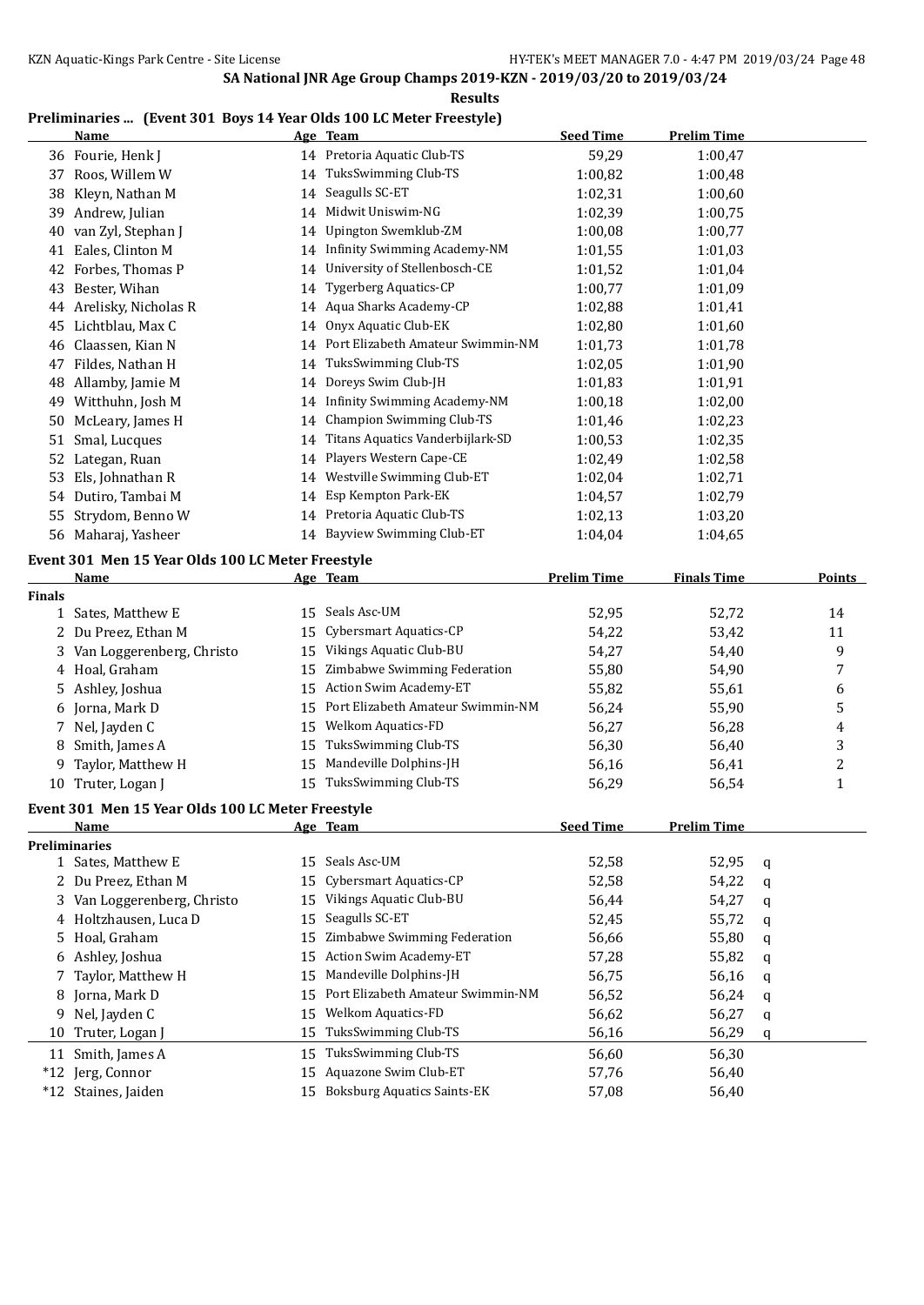**SA National JNR Age Group Champs 2019-KZN - 2019/03/20 to 2019/03/24**

**Results**

### Preliminaries ... (Event 301 Boys 14 Year Olds 100 LC Meter Freestyle)

| | Name | Age | Team | Seed Time | Prelim Time |
|---|---|---|---|---|---|
| 36 | Fourie, Henk J | 14 | Pretoria Aquatic Club-TS | 59,29 | 1:00,47 |
| 37 | Roos, Willem W | 14 | TuksSwimming Club-TS | 1:00,82 | 1:00,48 |
| 38 | Kleyn, Nathan M | 14 | Seagulls SC-ET | 1:02,31 | 1:00,60 |
| 39 | Andrew, Julian | 14 | Midwit Uniswim-NG | 1:02,39 | 1:00,75 |
| 40 | van Zyl, Stephan J | 14 | Upington Swemklub-ZM | 1:00,08 | 1:00,77 |
| 41 | Eales, Clinton M | 14 | Infinity Swimming Academy-NM | 1:01,55 | 1:01,03 |
| 42 | Forbes, Thomas P | 14 | University of Stellenbosch-CE | 1:01,52 | 1:01,04 |
| 43 | Bester, Wihan | 14 | Tygerberg Aquatics-CP | 1:00,77 | 1:01,09 |
| 44 | Arelisky, Nicholas R | 14 | Aqua Sharks Academy-CP | 1:02,88 | 1:01,41 |
| 45 | Lichtblau, Max C | 14 | Onyx Aquatic Club-EK | 1:02,80 | 1:01,60 |
| 46 | Claassen, Kian N | 14 | Port Elizabeth Amateur Swimmin-NM | 1:01,73 | 1:01,78 |
| 47 | Fildes, Nathan H | 14 | TuksSwimming Club-TS | 1:02,05 | 1:01,90 |
| 48 | Allamby, Jamie M | 14 | Doreys Swim Club-JH | 1:01,83 | 1:01,91 |
| 49 | Witthuhn, Josh M | 14 | Infinity Swimming Academy-NM | 1:00,18 | 1:02,00 |
| 50 | McLeary, James H | 14 | Champion Swimming Club-TS | 1:01,46 | 1:02,23 |
| 51 | Smal, Lucques | 14 | Titans Aquatics Vanderbijlark-SD | 1:00,53 | 1:02,35 |
| 52 | Lategan, Ruan | 14 | Players Western Cape-CE | 1:02,49 | 1:02,58 |
| 53 | Els, Johnathan R | 14 | Westville Swimming Club-ET | 1:02,04 | 1:02,71 |
| 54 | Dutiro, Tambai M | 14 | Esp Kempton Park-EK | 1:04,57 | 1:02,79 |
| 55 | Strydom, Benno W | 14 | Pretoria Aquatic Club-TS | 1:02,13 | 1:03,20 |
| 56 | Maharaj, Yasheer | 14 | Bayview Swimming Club-ET | 1:04,04 | 1:04,65 |

### Event 301 Men 15 Year Olds 100 LC Meter Freestyle

| | Name | Age | Team | Prelim Time | Finals Time | Points |
|---|---|---|---|---|---|---|
| **Finals** | | | | | | |
| 1 | Sates, Matthew E | 15 | Seals Asc-UM | 52,95 | 52,72 | 14 |
| 2 | Du Preez, Ethan M | 15 | Cybersmart Aquatics-CP | 54,22 | 53,42 | 11 |
| 3 | Van Loggerenberg, Christo | 15 | Vikings Aquatic Club-BU | 54,27 | 54,40 | 9 |
| 4 | Hoal, Graham | 15 | Zimbabwe Swimming Federation | 55,80 | 54,90 | 7 |
| 5 | Ashley, Joshua | 15 | Action Swim Academy-ET | 55,82 | 55,61 | 6 |
| 6 | Jorna, Mark D | 15 | Port Elizabeth Amateur Swimmin-NM | 56,24 | 55,90 | 5 |
| 7 | Nel, Jayden C | 15 | Welkom Aquatics-FD | 56,27 | 56,28 | 4 |
| 8 | Smith, James A | 15 | TuksSwimming Club-TS | 56,30 | 56,40 | 3 |
| 9 | Taylor, Matthew H | 15 | Mandeville Dolphins-JH | 56,16 | 56,41 | 2 |
| 10 | Truter, Logan J | 15 | TuksSwimming Club-TS | 56,29 | 56,54 | 1 |

### Event 301 Men 15 Year Olds 100 LC Meter Freestyle

| | Name | Age | Team | Seed Time | Prelim Time | |
|---|---|---|---|---|---|---|
| **Preliminaries** | | | | | | |
| 1 | Sates, Matthew E | 15 | Seals Asc-UM | 52,58 | 52,95 | q |
| 2 | Du Preez, Ethan M | 15 | Cybersmart Aquatics-CP | 52,58 | 54,22 | q |
| 3 | Van Loggerenberg, Christo | 15 | Vikings Aquatic Club-BU | 56,44 | 54,27 | q |
| 4 | Holtzhausen, Luca D | 15 | Seagulls SC-ET | 52,45 | 55,72 | q |
| 5 | Hoal, Graham | 15 | Zimbabwe Swimming Federation | 56,66 | 55,80 | q |
| 6 | Ashley, Joshua | 15 | Action Swim Academy-ET | 57,28 | 55,82 | q |
| 7 | Taylor, Matthew H | 15 | Mandeville Dolphins-JH | 56,75 | 56,16 | q |
| 8 | Jorna, Mark D | 15 | Port Elizabeth Amateur Swimmin-NM | 56,52 | 56,24 | q |
| 9 | Nel, Jayden C | 15 | Welkom Aquatics-FD | 56,62 | 56,27 | q |
| 10 | Truter, Logan J | 15 | TuksSwimming Club-TS | 56,16 | 56,29 | q |
| 11 | Smith, James A | 15 | TuksSwimming Club-TS | 56,60 | 56,30 | |
| *12 | Jerg, Connor | 15 | Aquazone Swim Club-ET | 57,76 | 56,40 | |
| *12 | Staines, Jaiden | 15 | Boksburg Aquatics Saints-EK | 57,08 | 56,40 | |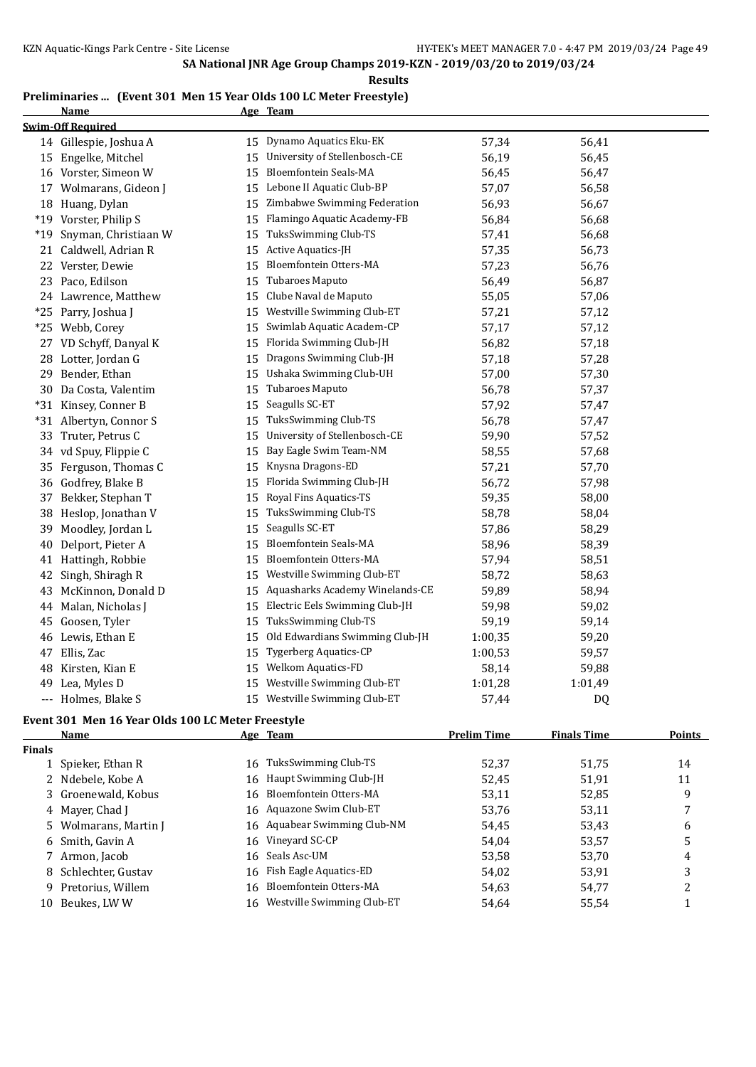SA National JNR Age Group Champs 2019-KZN - 2019/03/20 to 2019/03/24

**Results**

### Preliminaries ... (Event 301 Men 15 Year Olds 100 LC Meter Freestyle)

| | Name | Age | Team | | |
|---|---|---|---|---|---|
| **Swim-Off Required** | | | | | |
| 14 | Gillespie, Joshua A | 15 | Dynamo Aquatics Eku-EK | 57,34 | 56,41 |
| 15 | Engelke, Mitchel | 15 | University of Stellenbosch-CE | 56,19 | 56,45 |
| 16 | Vorster, Simeon W | 15 | Bloemfontein Seals-MA | 56,45 | 56,47 |
| 17 | Wolmarans, Gideon J | 15 | Lebone II Aquatic Club-BP | 57,07 | 56,58 |
| 18 | Huang, Dylan | 15 | Zimbabwe Swimming Federation | 56,93 | 56,67 |
| *19 | Vorster, Philip S | 15 | Flamingo Aquatic Academy-FB | 56,84 | 56,68 |
| *19 | Snyman, Christiaan W | 15 | TuksSwimming Club-TS | 57,41 | 56,68 |
| 21 | Caldwell, Adrian R | 15 | Active Aquatics-JH | 57,35 | 56,73 |
| 22 | Verster, Dewie | 15 | Bloemfontein Otters-MA | 57,23 | 56,76 |
| 23 | Paco, Edilson | 15 | Tubaroes Maputo | 56,49 | 56,87 |
| 24 | Lawrence, Matthew | 15 | Clube Naval de Maputo | 55,05 | 57,06 |
| *25 | Parry, Joshua J | 15 | Westville Swimming Club-ET | 57,21 | 57,12 |
| *25 | Webb, Corey | 15 | Swimlab Aquatic Academ-CP | 57,17 | 57,12 |
| 27 | VD Schyff, Danyal K | 15 | Florida Swimming Club-JH | 56,82 | 57,18 |
| 28 | Lotter, Jordan G | 15 | Dragons Swimming Club-JH | 57,18 | 57,28 |
| 29 | Bender, Ethan | 15 | Ushaka Swimming Club-UH | 57,00 | 57,30 |
| 30 | Da Costa, Valentim | 15 | Tubaroes Maputo | 56,78 | 57,37 |
| *31 | Kinsey, Conner B | 15 | Seagulls SC-ET | 57,92 | 57,47 |
| *31 | Albertyn, Connor S | 15 | TuksSwimming Club-TS | 56,78 | 57,47 |
| 33 | Truter, Petrus C | 15 | University of Stellenbosch-CE | 59,90 | 57,52 |
| 34 | vd Spuy, Flippie C | 15 | Bay Eagle Swim Team-NM | 58,55 | 57,68 |
| 35 | Ferguson, Thomas C | 15 | Knysna Dragons-ED | 57,21 | 57,70 |
| 36 | Godfrey, Blake B | 15 | Florida Swimming Club-JH | 56,72 | 57,98 |
| 37 | Bekker, Stephan T | 15 | Royal Fins Aquatics-TS | 59,35 | 58,00 |
| 38 | Heslop, Jonathan V | 15 | TuksSwimming Club-TS | 58,78 | 58,04 |
| 39 | Moodley, Jordan L | 15 | Seagulls SC-ET | 57,86 | 58,29 |
| 40 | Delport, Pieter A | 15 | Bloemfontein Seals-MA | 58,96 | 58,39 |
| 41 | Hattingh, Robbie | 15 | Bloemfontein Otters-MA | 57,94 | 58,51 |
| 42 | Singh, Shiragh R | 15 | Westville Swimming Club-ET | 58,72 | 58,63 |
| 43 | McKinnon, Donald D | 15 | Aquasharks Academy Winelands-CE | 59,89 | 58,94 |
| 44 | Malan, Nicholas J | 15 | Electric Eels Swimming Club-JH | 59,98 | 59,02 |
| 45 | Goosen, Tyler | 15 | TuksSwimming Club-TS | 59,19 | 59,14 |
| 46 | Lewis, Ethan E | 15 | Old Edwardians Swimming Club-JH | 1:00,35 | 59,20 |
| 47 | Ellis, Zac | 15 | Tygerberg Aquatics-CP | 1:00,53 | 59,57 |
| 48 | Kirsten, Kian E | 15 | Welkom Aquatics-FD | 58,14 | 59,88 |
| 49 | Lea, Myles D | 15 | Westville Swimming Club-ET | 1:01,28 | 1:01,49 |
| --- | Holmes, Blake S | 15 | Westville Swimming Club-ET | 57,44 | DQ |

### Event 301 Men 16 Year Olds 100 LC Meter Freestyle

| | Name | Age | Team | Prelim Time | Finals Time | Points |
|---|---|---|---|---|---|---|
| **Finals** | | | | | | |
| 1 | Spieker, Ethan R | 16 | TuksSwimming Club-TS | 52,37 | 51,75 | 14 |
| 2 | Ndebele, Kobe A | 16 | Haupt Swimming Club-JH | 52,45 | 51,91 | 11 |
| 3 | Groenewald, Kobus | 16 | Bloemfontein Otters-MA | 53,11 | 52,85 | 9 |
| 4 | Mayer, Chad J | 16 | Aquazone Swim Club-ET | 53,76 | 53,11 | 7 |
| 5 | Wolmarans, Martin J | 16 | Aquabear Swimming Club-NM | 54,45 | 53,43 | 6 |
| 6 | Smith, Gavin A | 16 | Vineyard SC-CP | 54,04 | 53,57 | 5 |
| 7 | Armon, Jacob | 16 | Seals Asc-UM | 53,58 | 53,70 | 4 |
| 8 | Schlechter, Gustav | 16 | Fish Eagle Aquatics-ED | 54,02 | 53,91 | 3 |
| 9 | Pretorius, Willem | 16 | Bloemfontein Otters-MA | 54,63 | 54,77 | 2 |
| 10 | Beukes, LW W | 16 | Westville Swimming Club-ET | 54,64 | 55,54 | 1 |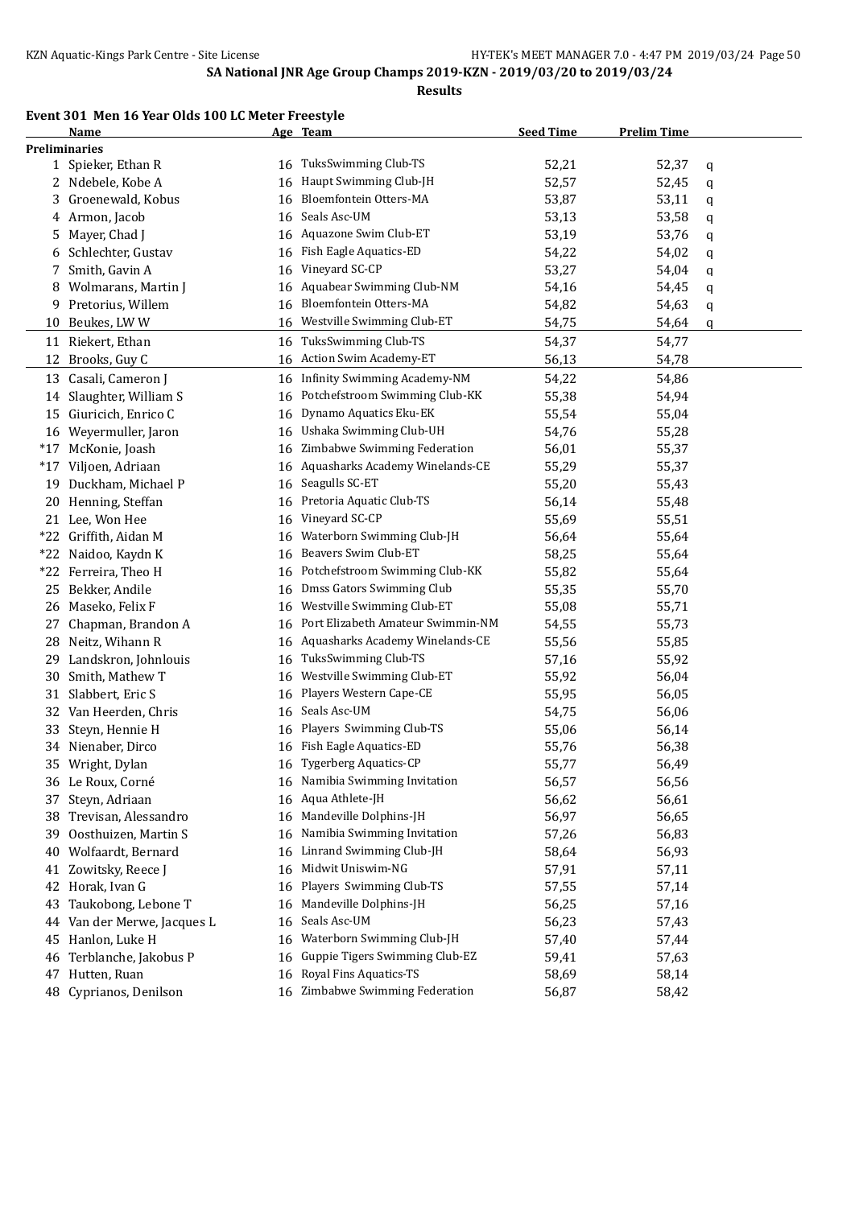SA National JNR Age Group Champs 2019-KZN - 2019/03/20 to 2019/03/24

**Results**

### Event 301 Men 16 Year Olds 100 LC Meter Freestyle

| | Name | Age | Team | Seed Time | Prelim Time | |
|---|---|---|---|---|---|---|
| **Preliminaries** | | | | | | |
| 1 | Spieker, Ethan R | 16 | TuksSwimming Club-TS | 52,21 | 52,37 | q |
| 2 | Ndebele, Kobe A | 16 | Haupt Swimming Club-JH | 52,57 | 52,45 | q |
| 3 | Groenewald, Kobus | 16 | Bloemfontein Otters-MA | 53,87 | 53,11 | q |
| 4 | Armon, Jacob | 16 | Seals Asc-UM | 53,13 | 53,58 | q |
| 5 | Mayer, Chad J | 16 | Aquazone Swim Club-ET | 53,19 | 53,76 | q |
| 6 | Schlechter, Gustav | 16 | Fish Eagle Aquatics-ED | 54,22 | 54,02 | q |
| 7 | Smith, Gavin A | 16 | Vineyard SC-CP | 53,27 | 54,04 | q |
| 8 | Wolmarans, Martin J | 16 | Aquabear Swimming Club-NM | 54,16 | 54,45 | q |
| 9 | Pretorius, Willem | 16 | Bloemfontein Otters-MA | 54,82 | 54,63 | q |
| 10 | Beukes, LW W | 16 | Westville Swimming Club-ET | 54,75 | 54,64 | q |
| 11 | Riekert, Ethan | 16 | TuksSwimming Club-TS | 54,37 | 54,77 | |
| 12 | Brooks, Guy C | 16 | Action Swim Academy-ET | 56,13 | 54,78 | |
| 13 | Casali, Cameron J | 16 | Infinity Swimming Academy-NM | 54,22 | 54,86 | |
| 14 | Slaughter, William S | 16 | Potchefstroom Swimming Club-KK | 55,38 | 54,94 | |
| 15 | Giuricich, Enrico C | 16 | Dynamo Aquatics Eku-EK | 55,54 | 55,04 | |
| 16 | Weyermuller, Jaron | 16 | Ushaka Swimming Club-UH | 54,76 | 55,28 | |
| *17 | McKonie, Joash | 16 | Zimbabwe Swimming Federation | 56,01 | 55,37 | |
| *17 | Viljoen, Adriaan | 16 | Aquasharks Academy Winelands-CE | 55,29 | 55,37 | |
| 19 | Duckham, Michael P | 16 | Seagulls SC-ET | 55,20 | 55,43 | |
| 20 | Henning, Steffan | 16 | Pretoria Aquatic Club-TS | 56,14 | 55,48 | |
| 21 | Lee, Won Hee | 16 | Vineyard SC-CP | 55,69 | 55,51 | |
| *22 | Griffith, Aidan M | 16 | Waterborn Swimming Club-JH | 56,64 | 55,64 | |
| *22 | Naidoo, Kaydn K | 16 | Beavers Swim Club-ET | 58,25 | 55,64 | |
| *22 | Ferreira, Theo H | 16 | Potchefstroom Swimming Club-KK | 55,82 | 55,64 | |
| 25 | Bekker, Andile | 16 | Dmss Gators Swimming Club | 55,35 | 55,70 | |
| 26 | Maseko, Felix F | 16 | Westville Swimming Club-ET | 55,08 | 55,71 | |
| 27 | Chapman, Brandon A | 16 | Port Elizabeth Amateur Swimmin-NM | 54,55 | 55,73 | |
| 28 | Neitz, Wihann R | 16 | Aquasharks Academy Winelands-CE | 55,56 | 55,85 | |
| 29 | Landskron, Johnlouis | 16 | TuksSwimming Club-TS | 57,16 | 55,92 | |
| 30 | Smith, Mathew T | 16 | Westville Swimming Club-ET | 55,92 | 56,04 | |
| 31 | Slabbert, Eric S | 16 | Players Western Cape-CE | 55,95 | 56,05 | |
| 32 | Van Heerden, Chris | 16 | Seals Asc-UM | 54,75 | 56,06 | |
| 33 | Steyn, Hennie H | 16 | Players Swimming Club-TS | 55,06 | 56,14 | |
| 34 | Nienaber, Dirco | 16 | Fish Eagle Aquatics-ED | 55,76 | 56,38 | |
| 35 | Wright, Dylan | 16 | Tygerberg Aquatics-CP | 55,77 | 56,49 | |
| 36 | Le Roux, Corné | 16 | Namibia Swimming Invitation | 56,57 | 56,56 | |
| 37 | Steyn, Adriaan | 16 | Aqua Athlete-JH | 56,62 | 56,61 | |
| 38 | Trevisan, Alessandro | 16 | Mandeville Dolphins-JH | 56,97 | 56,65 | |
| 39 | Oosthuizen, Martin S | 16 | Namibia Swimming Invitation | 57,26 | 56,83 | |
| 40 | Wolfaardt, Bernard | 16 | Linrand Swimming Club-JH | 58,64 | 56,93 | |
| 41 | Zowitsky, Reece J | 16 | Midwit Uniswim-NG | 57,91 | 57,11 | |
| 42 | Horak, Ivan G | 16 | Players Swimming Club-TS | 57,55 | 57,14 | |
| 43 | Taukobong, Lebone T | 16 | Mandeville Dolphins-JH | 56,25 | 57,16 | |
| 44 | Van der Merwe, Jacques L | 16 | Seals Asc-UM | 56,23 | 57,43 | |
| 45 | Hanlon, Luke H | 16 | Waterborn Swimming Club-JH | 57,40 | 57,44 | |
| 46 | Terblanche, Jakobus P | 16 | Guppie Tigers Swimming Club-EZ | 59,41 | 57,63 | |
| 47 | Hutten, Ruan | 16 | Royal Fins Aquatics-TS | 58,69 | 58,14 | |
| 48 | Cyprianos, Denilson | 16 | Zimbabwe Swimming Federation | 56,87 | 58,42 | |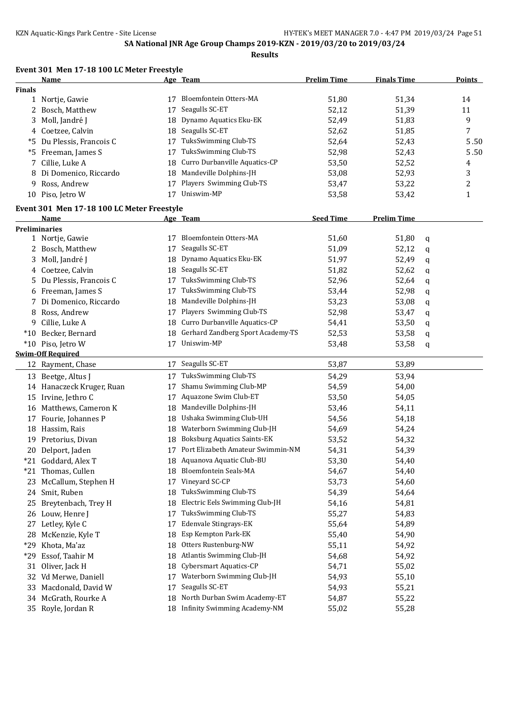**SA National JNR Age Group Champs 2019-KZN - 2019/03/20 to 2019/03/24**

**Results**

### Event 301 Men 17-18 100 LC Meter Freestyle

| | Name | Age | Team | Prelim Time | Finals Time | Points |
|---|---|---|---|---|---|---|
| **Finals** | | | | | | |
| 1 | Nortje, Gawie | 17 | Bloemfontein Otters-MA | 51,80 | 51,34 | 14 |
| 2 | Bosch, Matthew | 17 | Seagulls SC-ET | 52,12 | 51,39 | 11 |
| 3 | Moll, Jandré J | 18 | Dynamo Aquatics Eku-EK | 52,49 | 51,83 | 9 |
| 4 | Coetzee, Calvin | 18 | Seagulls SC-ET | 52,62 | 51,85 | 7 |
| *5 | Du Plessis, Francois C | 17 | TuksSwimming Club-TS | 52,64 | 52,43 | 5.50 |
| *5 | Freeman, James S | 17 | TuksSwimming Club-TS | 52,98 | 52,43 | 5.50 |
| 7 | Cillie, Luke A | 18 | Curro Durbanville Aquatics-CP | 53,50 | 52,52 | 4 |
| 8 | Di Domenico, Riccardo | 18 | Mandeville Dolphins-JH | 53,08 | 52,93 | 3 |
| 9 | Ross, Andrew | 17 | Players Swimming Club-TS | 53,47 | 53,22 | 2 |
| 10 | Piso, Jetro W | 17 | Uniswim-MP | 53,58 | 53,42 | 1 |

### Event 301 Men 17-18 100 LC Meter Freestyle

| | Name | Age | Team | Seed Time | Prelim Time | |
|---|---|---|---|---|---|---|
| **Preliminaries** | | | | | | |
| 1 | Nortje, Gawie | 17 | Bloemfontein Otters-MA | 51,60 | 51,80 | q |
| 2 | Bosch, Matthew | 17 | Seagulls SC-ET | 51,09 | 52,12 | q |
| 3 | Moll, Jandré J | 18 | Dynamo Aquatics Eku-EK | 51,97 | 52,49 | q |
| 4 | Coetzee, Calvin | 18 | Seagulls SC-ET | 51,82 | 52,62 | q |
| 5 | Du Plessis, Francois C | 17 | TuksSwimming Club-TS | 52,96 | 52,64 | q |
| 6 | Freeman, James S | 17 | TuksSwimming Club-TS | 53,44 | 52,98 | q |
| 7 | Di Domenico, Riccardo | 18 | Mandeville Dolphins-JH | 53,23 | 53,08 | q |
| 8 | Ross, Andrew | 17 | Players Swimming Club-TS | 52,98 | 53,47 | q |
| 9 | Cillie, Luke A | 18 | Curro Durbanville Aquatics-CP | 54,41 | 53,50 | q |
| *10 | Becker, Bernard | 18 | Gerhard Zandberg Sport Academy-TS | 52,53 | 53,58 | q |
| *10 | Piso, Jetro W | 17 | Uniswim-MP | 53,48 | 53,58 | q |
| **Swim-Off Required** | | | | | | |
| 12 | Rayment, Chase | 17 | Seagulls SC-ET | 53,87 | 53,89 | |
| 13 | Beetge, Altus J | 17 | TuksSwimming Club-TS | 54,29 | 53,94 | |
| 14 | Hanaczeck Kruger, Ruan | 17 | Shamu Swimming Club-MP | 54,59 | 54,00 | |
| 15 | Irvine, Jethro C | 17 | Aquazone Swim Club-ET | 53,50 | 54,05 | |
| 16 | Matthews, Cameron K | 18 | Mandeville Dolphins-JH | 53,46 | 54,11 | |
| 17 | Fourie, Johannes P | 18 | Ushaka Swimming Club-UH | 54,56 | 54,18 | |
| 18 | Hassim, Rais | 18 | Waterborn Swimming Club-JH | 54,69 | 54,24 | |
| 19 | Pretorius, Divan | 18 | Boksburg Aquatics Saints-EK | 53,52 | 54,32 | |
| 20 | Delport, Jaden | 17 | Port Elizabeth Amateur Swimmin-NM | 54,31 | 54,39 | |
| *21 | Goddard, Alex T | 18 | Aquanova Aquatic Club-BU | 53,30 | 54,40 | |
| *21 | Thomas, Cullen | 18 | Bloemfontein Seals-MA | 54,67 | 54,40 | |
| 23 | McCallum, Stephen H | 17 | Vineyard SC-CP | 53,73 | 54,60 | |
| 24 | Smit, Ruben | 18 | TuksSwimming Club-TS | 54,39 | 54,64 | |
| 25 | Breytenbach, Trey H | 18 | Electric Eels Swimming Club-JH | 54,16 | 54,81 | |
| 26 | Louw, Henre J | 17 | TuksSwimming Club-TS | 55,27 | 54,83 | |
| 27 | Letley, Kyle C | 17 | Edenvale Stingrays-EK | 55,64 | 54,89 | |
| 28 | McKenzie, Kyle T | 18 | Esp Kempton Park-EK | 55,40 | 54,90 | |
| *29 | Khota, Ma'az | 18 | Otters Rustenburg-NW | 55,11 | 54,92 | |
| *29 | Essof, Taahir M | 18 | Atlantis Swimming Club-JH | 54,68 | 54,92 | |
| 31 | Oliver, Jack H | 18 | Cybersmart Aquatics-CP | 54,71 | 55,02 | |
| 32 | Vd Merwe, Daniell | 17 | Waterborn Swimming Club-JH | 54,93 | 55,10 | |
| 33 | Macdonald, David W | 17 | Seagulls SC-ET | 54,93 | 55,21 | |
| 34 | McGrath, Rourke A | 18 | North Durban Swim Academy-ET | 54,87 | 55,22 | |
| 35 | Royle, Jordan R | 18 | Infinity Swimming Academy-NM | 55,02 | 55,28 | |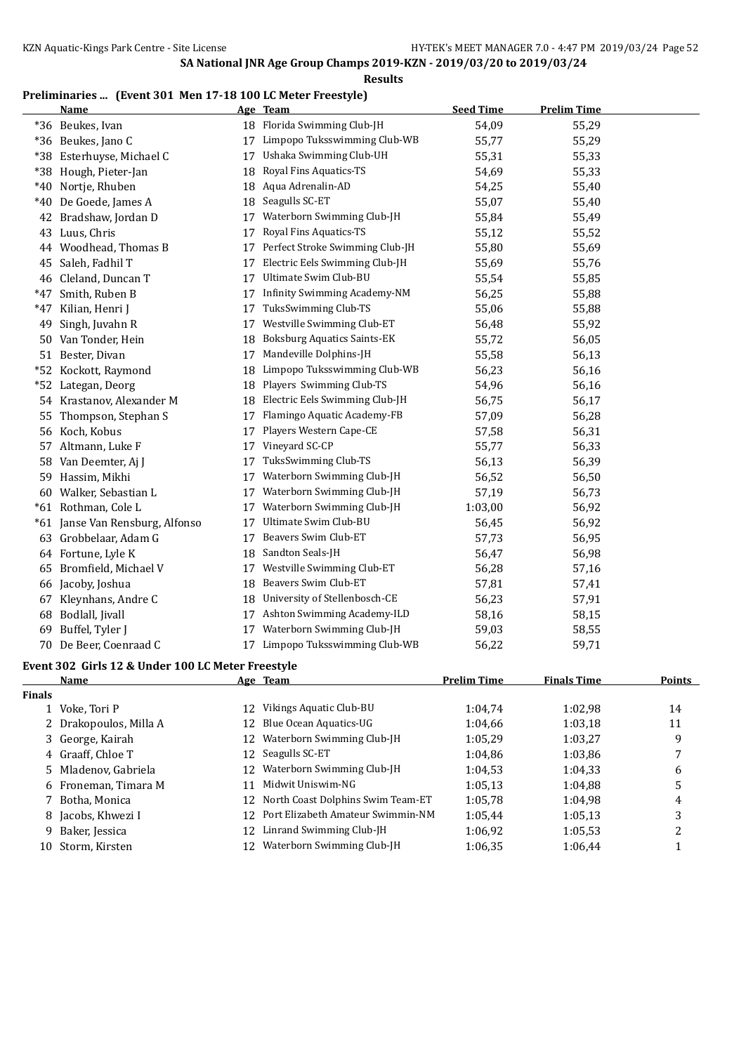SA National JNR Age Group Champs 2019-KZN - 2019/03/20 to 2019/03/24

**Results**

## Preliminaries ... (Event 301 Men 17-18 100 LC Meter Freestyle)

| | Name | Age | Team | Seed Time | Prelim Time |
|---|---|---|---|---|---|
| *36 | Beukes, Ivan | 18 | Florida Swimming Club-JH | 54,09 | 55,29 |
| *36 | Beukes, Jano C | 17 | Limpopo Tuksswimming Club-WB | 55,77 | 55,29 |
| *38 | Esterhuyse, Michael C | 17 | Ushaka Swimming Club-UH | 55,31 | 55,33 |
| *38 | Hough, Pieter-Jan | 18 | Royal Fins Aquatics-TS | 54,69 | 55,33 |
| *40 | Nortje, Rhuben | 18 | Aqua Adrenalin-AD | 54,25 | 55,40 |
| *40 | De Goede, James A | 18 | Seagulls SC-ET | 55,07 | 55,40 |
| 42 | Bradshaw, Jordan D | 17 | Waterborn Swimming Club-JH | 55,84 | 55,49 |
| 43 | Luus, Chris | 17 | Royal Fins Aquatics-TS | 55,12 | 55,52 |
| 44 | Woodhead, Thomas B | 17 | Perfect Stroke Swimming Club-JH | 55,80 | 55,69 |
| 45 | Saleh, Fadhil T | 17 | Electric Eels Swimming Club-JH | 55,69 | 55,76 |
| 46 | Cleland, Duncan T | 17 | Ultimate Swim Club-BU | 55,54 | 55,85 |
| *47 | Smith, Ruben B | 17 | Infinity Swimming Academy-NM | 56,25 | 55,88 |
| *47 | Kilian, Henri J | 17 | TuksSwimming Club-TS | 55,06 | 55,88 |
| 49 | Singh, Juvahn R | 17 | Westville Swimming Club-ET | 56,48 | 55,92 |
| 50 | Van Tonder, Hein | 18 | Boksburg Aquatics Saints-EK | 55,72 | 56,05 |
| 51 | Bester, Divan | 17 | Mandeville Dolphins-JH | 55,58 | 56,13 |
| *52 | Kockott, Raymond | 18 | Limpopo Tuksswimming Club-WB | 56,23 | 56,16 |
| *52 | Lategan, Deorg | 18 | Players Swimming Club-TS | 54,96 | 56,16 |
| 54 | Krastanov, Alexander M | 18 | Electric Eels Swimming Club-JH | 56,75 | 56,17 |
| 55 | Thompson, Stephan S | 17 | Flamingo Aquatic Academy-FB | 57,09 | 56,28 |
| 56 | Koch, Kobus | 17 | Players Western Cape-CE | 57,58 | 56,31 |
| 57 | Altmann, Luke F | 17 | Vineyard SC-CP | 55,77 | 56,33 |
| 58 | Van Deemter, Aj J | 17 | TuksSwimming Club-TS | 56,13 | 56,39 |
| 59 | Hassim, Mikhi | 17 | Waterborn Swimming Club-JH | 56,52 | 56,50 |
| 60 | Walker, Sebastian L | 17 | Waterborn Swimming Club-JH | 57,19 | 56,73 |
| *61 | Rothman, Cole L | 17 | Waterborn Swimming Club-JH | 1:03,00 | 56,92 |
| *61 | Janse Van Rensburg, Alfonso | 17 | Ultimate Swim Club-BU | 56,45 | 56,92 |
| 63 | Grobbelaar, Adam G | 17 | Beavers Swim Club-ET | 57,73 | 56,95 |
| 64 | Fortune, Lyle K | 18 | Sandton Seals-JH | 56,47 | 56,98 |
| 65 | Bromfield, Michael V | 17 | Westville Swimming Club-ET | 56,28 | 57,16 |
| 66 | Jacoby, Joshua | 18 | Beavers Swim Club-ET | 57,81 | 57,41 |
| 67 | Kleynhans, Andre C | 18 | University of Stellenbosch-CE | 56,23 | 57,91 |
| 68 | Bodlall, Jivall | 17 | Ashton Swimming Academy-ILD | 58,16 | 58,15 |
| 69 | Buffel, Tyler J | 17 | Waterborn Swimming Club-JH | 59,03 | 58,55 |
| 70 | De Beer, Coenraad C | 17 | Limpopo Tuksswimming Club-WB | 56,22 | 59,71 |

## Event 302 Girls 12 & Under 100 LC Meter Freestyle

| | Name | Age | Team | Prelim Time | Finals Time | Points |
|---|---|---|---|---|---|---|
| **Finals** | | | | | | |
| 1 | Voke, Tori P | 12 | Vikings Aquatic Club-BU | 1:04,74 | 1:02,98 | 14 |
| 2 | Drakopoulos, Milla A | 12 | Blue Ocean Aquatics-UG | 1:04,66 | 1:03,18 | 11 |
| 3 | George, Kairah | 12 | Waterborn Swimming Club-JH | 1:05,29 | 1:03,27 | 9 |
| 4 | Graaff, Chloe T | 12 | Seagulls SC-ET | 1:04,86 | 1:03,86 | 7 |
| 5 | Mladenov, Gabriela | 12 | Waterborn Swimming Club-JH | 1:04,53 | 1:04,33 | 6 |
| 6 | Froneman, Timara M | 11 | Midwit Uniswim-NG | 1:05,13 | 1:04,88 | 5 |
| 7 | Botha, Monica | 12 | North Coast Dolphins Swim Team-ET | 1:05,78 | 1:04,98 | 4 |
| 8 | Jacobs, Khwezi I | 12 | Port Elizabeth Amateur Swimmin-NM | 1:05,44 | 1:05,13 | 3 |
| 9 | Baker, Jessica | 12 | Linrand Swimming Club-JH | 1:06,92 | 1:05,53 | 2 |
| 10 | Storm, Kirsten | 12 | Waterborn Swimming Club-JH | 1:06,35 | 1:06,44 | 1 |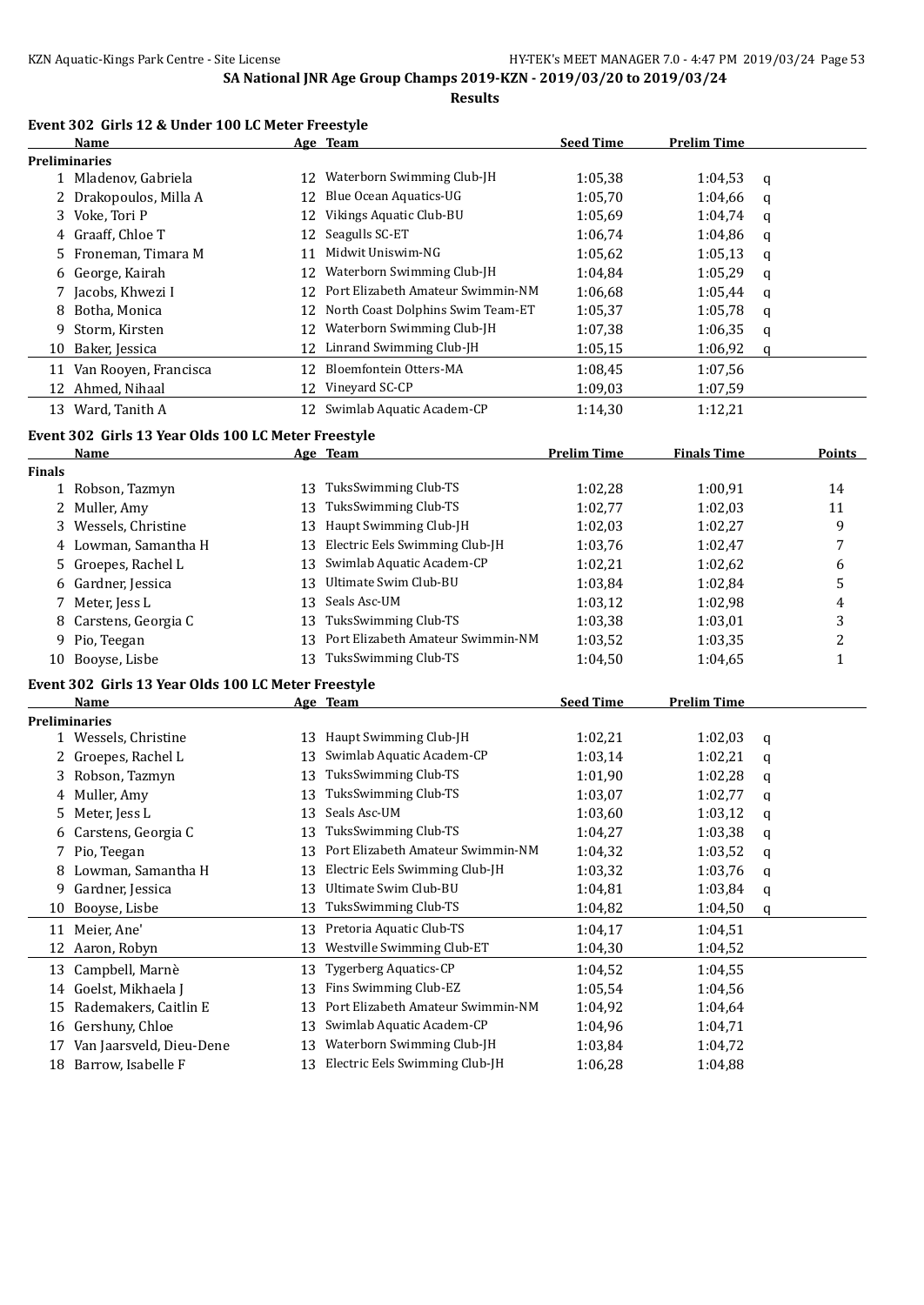**SA National JNR Age Group Champs 2019-KZN - 2019/03/20 to 2019/03/24**

**Results**

### Event 302 Girls 12 & Under 100 LC Meter Freestyle

| | Name | Age | Team | Seed Time | Prelim Time | |
|---|---|---|---|---|---|---|
| **Preliminaries** | | | | | | |
| 1 | Mladenov, Gabriela | 12 | Waterborn Swimming Club-JH | 1:05,38 | 1:04,53 | q |
| 2 | Drakopoulos, Milla A | 12 | Blue Ocean Aquatics-UG | 1:05,70 | 1:04,66 | q |
| 3 | Voke, Tori P | 12 | Vikings Aquatic Club-BU | 1:05,69 | 1:04,74 | q |
| 4 | Graaff, Chloe T | 12 | Seagulls SC-ET | 1:06,74 | 1:04,86 | q |
| 5 | Froneman, Timara M | 11 | Midwit Uniswim-NG | 1:05,62 | 1:05,13 | q |
| 6 | George, Kairah | 12 | Waterborn Swimming Club-JH | 1:04,84 | 1:05,29 | q |
| 7 | Jacobs, Khwezi I | 12 | Port Elizabeth Amateur Swimmin-NM | 1:06,68 | 1:05,44 | q |
| 8 | Botha, Monica | 12 | North Coast Dolphins Swim Team-ET | 1:05,37 | 1:05,78 | q |
| 9 | Storm, Kirsten | 12 | Waterborn Swimming Club-JH | 1:07,38 | 1:06,35 | q |
| 10 | Baker, Jessica | 12 | Linrand Swimming Club-JH | 1:05,15 | 1:06,92 | q |
| 11 | Van Rooyen, Francisca | 12 | Bloemfontein Otters-MA | 1:08,45 | 1:07,56 | |
| 12 | Ahmed, Nihaal | 12 | Vineyard SC-CP | 1:09,03 | 1:07,59 | |
| 13 | Ward, Tanith A | 12 | Swimlab Aquatic Academ-CP | 1:14,30 | 1:12,21 | |

### Event 302 Girls 13 Year Olds 100 LC Meter Freestyle

| | Name | Age | Team | Prelim Time | Finals Time | Points |
|---|---|---|---|---|---|---|
| **Finals** | | | | | | |
| 1 | Robson, Tazmyn | 13 | TuksSwimming Club-TS | 1:02,28 | 1:00,91 | 14 |
| 2 | Muller, Amy | 13 | TuksSwimming Club-TS | 1:02,77 | 1:02,03 | 11 |
| 3 | Wessels, Christine | 13 | Haupt Swimming Club-JH | 1:02,03 | 1:02,27 | 9 |
| 4 | Lowman, Samantha H | 13 | Electric Eels Swimming Club-JH | 1:03,76 | 1:02,47 | 7 |
| 5 | Groepes, Rachel L | 13 | Swimlab Aquatic Academ-CP | 1:02,21 | 1:02,62 | 6 |
| 6 | Gardner, Jessica | 13 | Ultimate Swim Club-BU | 1:03,84 | 1:02,84 | 5 |
| 7 | Meter, Jess L | 13 | Seals Asc-UM | 1:03,12 | 1:02,98 | 4 |
| 8 | Carstens, Georgia C | 13 | TuksSwimming Club-TS | 1:03,38 | 1:03,01 | 3 |
| 9 | Pio, Teegan | 13 | Port Elizabeth Amateur Swimmin-NM | 1:03,52 | 1:03,35 | 2 |
| 10 | Booyse, Lisbe | 13 | TuksSwimming Club-TS | 1:04,50 | 1:04,65 | 1 |

### Event 302 Girls 13 Year Olds 100 LC Meter Freestyle

| | Name | Age | Team | Seed Time | Prelim Time | |
|---|---|---|---|---|---|---|
| **Preliminaries** | | | | | | |
| 1 | Wessels, Christine | 13 | Haupt Swimming Club-JH | 1:02,21 | 1:02,03 | q |
| 2 | Groepes, Rachel L | 13 | Swimlab Aquatic Academ-CP | 1:03,14 | 1:02,21 | q |
| 3 | Robson, Tazmyn | 13 | TuksSwimming Club-TS | 1:01,90 | 1:02,28 | q |
| 4 | Muller, Amy | 13 | TuksSwimming Club-TS | 1:03,07 | 1:02,77 | q |
| 5 | Meter, Jess L | 13 | Seals Asc-UM | 1:03,60 | 1:03,12 | q |
| 6 | Carstens, Georgia C | 13 | TuksSwimming Club-TS | 1:04,27 | 1:03,38 | q |
| 7 | Pio, Teegan | 13 | Port Elizabeth Amateur Swimmin-NM | 1:04,32 | 1:03,52 | q |
| 8 | Lowman, Samantha H | 13 | Electric Eels Swimming Club-JH | 1:03,32 | 1:03,76 | q |
| 9 | Gardner, Jessica | 13 | Ultimate Swim Club-BU | 1:04,81 | 1:03,84 | q |
| 10 | Booyse, Lisbe | 13 | TuksSwimming Club-TS | 1:04,82 | 1:04,50 | q |
| 11 | Meier, Ane' | 13 | Pretoria Aquatic Club-TS | 1:04,17 | 1:04,51 | |
| 12 | Aaron, Robyn | 13 | Westville Swimming Club-ET | 1:04,30 | 1:04,52 | |
| 13 | Campbell, Marnè | 13 | Tygerberg Aquatics-CP | 1:04,52 | 1:04,55 | |
| 14 | Goelst, Mikhaela J | 13 | Fins Swimming Club-EZ | 1:05,54 | 1:04,56 | |
| 15 | Rademakers, Caitlin E | 13 | Port Elizabeth Amateur Swimmin-NM | 1:04,92 | 1:04,64 | |
| 16 | Gershuny, Chloe | 13 | Swimlab Aquatic Academ-CP | 1:04,96 | 1:04,71 | |
| 17 | Van Jaarsveld, Dieu-Dene | 13 | Waterborn Swimming Club-JH | 1:03,84 | 1:04,72 | |
| 18 | Barrow, Isabelle F | 13 | Electric Eels Swimming Club-JH | 1:06,28 | 1:04,88 | |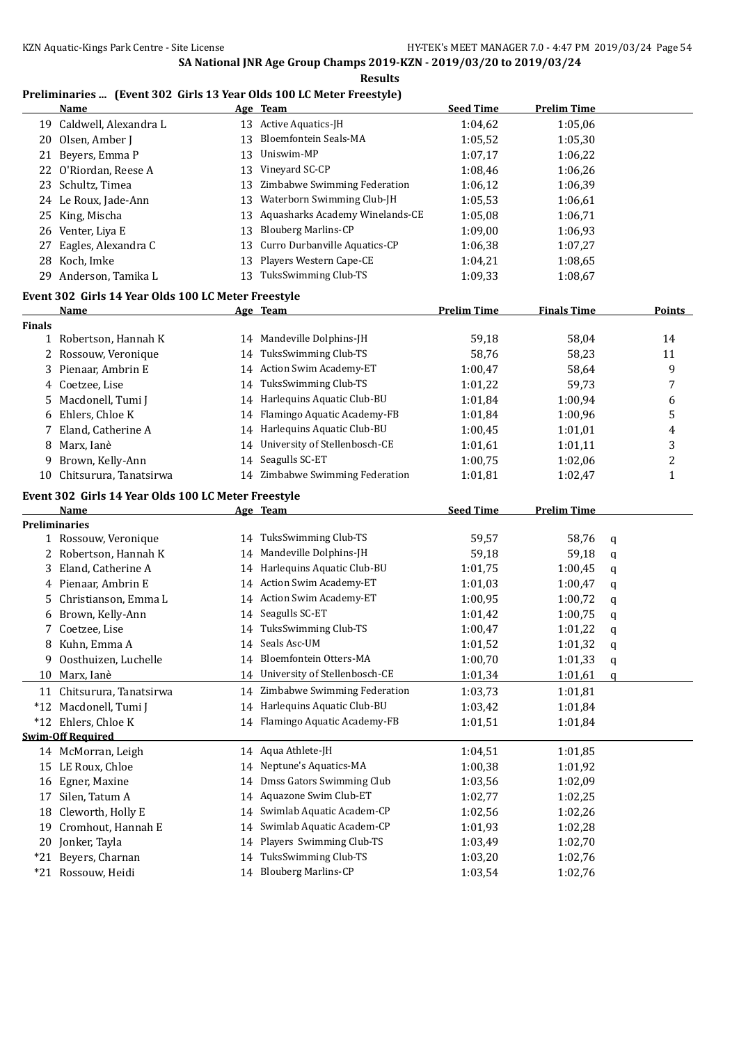SA National JNR Age Group Champs 2019-KZN - 2019/03/20 to 2019/03/24

**Results**

### Preliminaries ... (Event 302 Girls 13 Year Olds 100 LC Meter Freestyle)

| | Name | Age | Team | Seed Time | Prelim Time |
|---|---|---|---|---|---|
| 19 | Caldwell, Alexandra L | 13 | Active Aquatics-JH | 1:04,62 | 1:05,06 |
| 20 | Olsen, Amber J | 13 | Bloemfontein Seals-MA | 1:05,52 | 1:05,30 |
| 21 | Beyers, Emma P | 13 | Uniswim-MP | 1:07,17 | 1:06,22 |
| 22 | O'Riordan, Reese A | 13 | Vineyard SC-CP | 1:08,46 | 1:06,26 |
| 23 | Schultz, Timea | 13 | Zimbabwe Swimming Federation | 1:06,12 | 1:06,39 |
| 24 | Le Roux, Jade-Ann | 13 | Waterborn Swimming Club-JH | 1:05,53 | 1:06,61 |
| 25 | King, Mischa | 13 | Aquasharks Academy Winelands-CE | 1:05,08 | 1:06,71 |
| 26 | Venter, Liya E | 13 | Blouberg Marlins-CP | 1:09,00 | 1:06,93 |
| 27 | Eagles, Alexandra C | 13 | Curro Durbanville Aquatics-CP | 1:06,38 | 1:07,27 |
| 28 | Koch, Imke | 13 | Players Western Cape-CE | 1:04,21 | 1:08,65 |
| 29 | Anderson, Tamika L | 13 | TuksSwimming Club-TS | 1:09,33 | 1:08,67 |

### Event 302 Girls 14 Year Olds 100 LC Meter Freestyle

| | Name | Age | Team | Prelim Time | Finals Time | Points |
|---|---|---|---|---|---|---|
| **Finals** | | | | | | |
| 1 | Robertson, Hannah K | 14 | Mandeville Dolphins-JH | 59,18 | 58,04 | 14 |
| 2 | Rossouw, Veronique | 14 | TuksSwimming Club-TS | 58,76 | 58,23 | 11 |
| 3 | Pienaar, Ambrin E | 14 | Action Swim Academy-ET | 1:00,47 | 58,64 | 9 |
| 4 | Coetzee, Lise | 14 | TuksSwimming Club-TS | 1:01,22 | 59,73 | 7 |
| 5 | Macdonell, Tumi J | 14 | Harlequins Aquatic Club-BU | 1:01,84 | 1:00,94 | 6 |
| 6 | Ehlers, Chloe K | 14 | Flamingo Aquatic Academy-FB | 1:01,84 | 1:00,96 | 5 |
| 7 | Eland, Catherine A | 14 | Harlequins Aquatic Club-BU | 1:00,45 | 1:01,01 | 4 |
| 8 | Marx, Ianè | 14 | University of Stellenbosch-CE | 1:01,61 | 1:01,11 | 3 |
| 9 | Brown, Kelly-Ann | 14 | Seagulls SC-ET | 1:00,75 | 1:02,06 | 2 |
| 10 | Chitsurura, Tanatsirwa | 14 | Zimbabwe Swimming Federation | 1:01,81 | 1:02,47 | 1 |

### Event 302 Girls 14 Year Olds 100 LC Meter Freestyle

| | Name | Age | Team | Seed Time | Prelim Time | |
|---|---|---|---|---|---|---|
| **Preliminaries** | | | | | | |
| 1 | Rossouw, Veronique | 14 | TuksSwimming Club-TS | 59,57 | 58,76 | q |
| 2 | Robertson, Hannah K | 14 | Mandeville Dolphins-JH | 59,18 | 59,18 | q |
| 3 | Eland, Catherine A | 14 | Harlequins Aquatic Club-BU | 1:01,75 | 1:00,45 | q |
| 4 | Pienaar, Ambrin E | 14 | Action Swim Academy-ET | 1:01,03 | 1:00,47 | q |
| 5 | Christianson, Emma L | 14 | Action Swim Academy-ET | 1:00,95 | 1:00,72 | q |
| 6 | Brown, Kelly-Ann | 14 | Seagulls SC-ET | 1:01,42 | 1:00,75 | q |
| 7 | Coetzee, Lise | 14 | TuksSwimming Club-TS | 1:00,47 | 1:01,22 | q |
| 8 | Kuhn, Emma A | 14 | Seals Asc-UM | 1:01,52 | 1:01,32 | q |
| 9 | Oosthuizen, Luchelle | 14 | Bloemfontein Otters-MA | 1:00,70 | 1:01,33 | q |
| 10 | Marx, Ianè | 14 | University of Stellenbosch-CE | 1:01,34 | 1:01,61 | q |
| 11 | Chitsurura, Tanatsirwa | 14 | Zimbabwe Swimming Federation | 1:03,73 | 1:01,81 | |
| *12 | Macdonell, Tumi J | 14 | Harlequins Aquatic Club-BU | 1:03,42 | 1:01,84 | |
| *12 | Ehlers, Chloe K | 14 | Flamingo Aquatic Academy-FB | 1:01,51 | 1:01,84 | |
| **Swim-Off Required** | | | | | | |
| 14 | McMorran, Leigh | 14 | Aqua Athlete-JH | 1:04,51 | 1:01,85 | |
| 15 | LE Roux, Chloe | 14 | Neptune's Aquatics-MA | 1:00,38 | 1:01,92 | |
| 16 | Egner, Maxine | 14 | Dmss Gators Swimming Club | 1:03,56 | 1:02,09 | |
| 17 | Silen, Tatum A | 14 | Aquazone Swim Club-ET | 1:02,77 | 1:02,25 | |
| 18 | Cleworth, Holly E | 14 | Swimlab Aquatic Academ-CP | 1:02,56 | 1:02,26 | |
| 19 | Cromhout, Hannah E | 14 | Swimlab Aquatic Academ-CP | 1:01,93 | 1:02,28 | |
| 20 | Jonker, Tayla | 14 | Players Swimming Club-TS | 1:03,49 | 1:02,70 | |
| *21 | Beyers, Charnan | 14 | TuksSwimming Club-TS | 1:03,20 | 1:02,76 | |
| *21 | Rossouw, Heidi | 14 | Blouberg Marlins-CP | 1:03,54 | 1:02,76 | |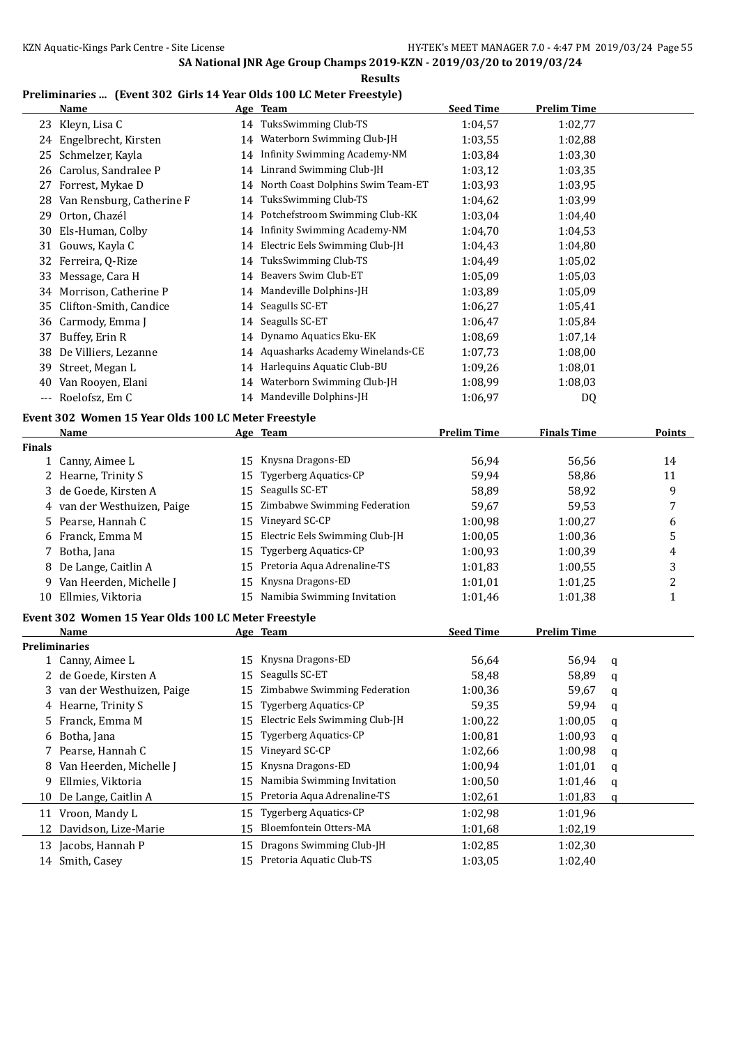SA National JNR Age Group Champs 2019-KZN - 2019/03/20 to 2019/03/24

**Results**

### Preliminaries ... (Event 302 Girls 14 Year Olds 100 LC Meter Freestyle)

| | Name | Age | Team | Seed Time | Prelim Time |
|---|---|---|---|---|---|
| 23 | Kleyn, Lisa C | 14 | TuksSwimming Club-TS | 1:04,57 | 1:02,77 |
| 24 | Engelbrecht, Kirsten | 14 | Waterborn Swimming Club-JH | 1:03,55 | 1:02,88 |
| 25 | Schmelzer, Kayla | 14 | Infinity Swimming Academy-NM | 1:03,84 | 1:03,30 |
| 26 | Carolus, Sandralee P | 14 | Linrand Swimming Club-JH | 1:03,12 | 1:03,35 |
| 27 | Forrest, Mykae D | 14 | North Coast Dolphins Swim Team-ET | 1:03,93 | 1:03,95 |
| 28 | Van Rensburg, Catherine F | 14 | TuksSwimming Club-TS | 1:04,62 | 1:03,99 |
| 29 | Orton, Chazél | 14 | Potchefstroom Swimming Club-KK | 1:03,04 | 1:04,40 |
| 30 | Els-Human, Colby | 14 | Infinity Swimming Academy-NM | 1:04,70 | 1:04,53 |
| 31 | Gouws, Kayla C | 14 | Electric Eels Swimming Club-JH | 1:04,43 | 1:04,80 |
| 32 | Ferreira, Q-Rize | 14 | TuksSwimming Club-TS | 1:04,49 | 1:05,02 |
| 33 | Message, Cara H | 14 | Beavers Swim Club-ET | 1:05,09 | 1:05,03 |
| 34 | Morrison, Catherine P | 14 | Mandeville Dolphins-JH | 1:03,89 | 1:05,09 |
| 35 | Clifton-Smith, Candice | 14 | Seagulls SC-ET | 1:06,27 | 1:05,41 |
| 36 | Carmody, Emma J | 14 | Seagulls SC-ET | 1:06,47 | 1:05,84 |
| 37 | Buffey, Erin R | 14 | Dynamo Aquatics Eku-EK | 1:08,69 | 1:07,14 |
| 38 | De Villiers, Lezanne | 14 | Aquasharks Academy Winelands-CE | 1:07,73 | 1:08,00 |
| 39 | Street, Megan L | 14 | Harlequins Aquatic Club-BU | 1:09,26 | 1:08,01 |
| 40 | Van Rooyen, Elani | 14 | Waterborn Swimming Club-JH | 1:08,99 | 1:08,03 |
| --- | Roelofsz, Em C | 14 | Mandeville Dolphins-JH | 1:06,97 | DQ |

### Event 302 Women 15 Year Olds 100 LC Meter Freestyle

| | Name | Age | Team | Prelim Time | Finals Time | Points |
|---|---|---|---|---|---|---|
| **Finals** | | | | | | |
| 1 | Canny, Aimee L | 15 | Knysna Dragons-ED | 56,94 | 56,56 | 14 |
| 2 | Hearne, Trinity S | 15 | Tygerberg Aquatics-CP | 59,94 | 58,86 | 11 |
| 3 | de Goede, Kirsten A | 15 | Seagulls SC-ET | 58,89 | 58,92 | 9 |
| 4 | van der Westhuizen, Paige | 15 | Zimbabwe Swimming Federation | 59,67 | 59,53 | 7 |
| 5 | Pearse, Hannah C | 15 | Vineyard SC-CP | 1:00,98 | 1:00,27 | 6 |
| 6 | Franck, Emma M | 15 | Electric Eels Swimming Club-JH | 1:00,05 | 1:00,36 | 5 |
| 7 | Botha, Jana | 15 | Tygerberg Aquatics-CP | 1:00,93 | 1:00,39 | 4 |
| 8 | De Lange, Caitlin A | 15 | Pretoria Aqua Adrenaline-TS | 1:01,83 | 1:00,55 | 3 |
| 9 | Van Heerden, Michelle J | 15 | Knysna Dragons-ED | 1:01,01 | 1:01,25 | 2 |
| 10 | Ellmies, Viktoria | 15 | Namibia Swimming Invitation | 1:01,46 | 1:01,38 | 1 |

### Event 302 Women 15 Year Olds 100 LC Meter Freestyle

| | Name | Age | Team | Seed Time | Prelim Time | |
|---|---|---|---|---|---|---|
| **Preliminaries** | | | | | | |
| 1 | Canny, Aimee L | 15 | Knysna Dragons-ED | 56,64 | 56,94 | q |
| 2 | de Goede, Kirsten A | 15 | Seagulls SC-ET | 58,48 | 58,89 | q |
| 3 | van der Westhuizen, Paige | 15 | Zimbabwe Swimming Federation | 1:00,36 | 59,67 | q |
| 4 | Hearne, Trinity S | 15 | Tygerberg Aquatics-CP | 59,35 | 59,94 | q |
| 5 | Franck, Emma M | 15 | Electric Eels Swimming Club-JH | 1:00,22 | 1:00,05 | q |
| 6 | Botha, Jana | 15 | Tygerberg Aquatics-CP | 1:00,81 | 1:00,93 | q |
| 7 | Pearse, Hannah C | 15 | Vineyard SC-CP | 1:02,66 | 1:00,98 | q |
| 8 | Van Heerden, Michelle J | 15 | Knysna Dragons-ED | 1:00,94 | 1:01,01 | q |
| 9 | Ellmies, Viktoria | 15 | Namibia Swimming Invitation | 1:00,50 | 1:01,46 | q |
| 10 | De Lange, Caitlin A | 15 | Pretoria Aqua Adrenaline-TS | 1:02,61 | 1:01,83 | q |
| 11 | Vroon, Mandy L | 15 | Tygerberg Aquatics-CP | 1:02,98 | 1:01,96 | |
| 12 | Davidson, Lize-Marie | 15 | Bloemfontein Otters-MA | 1:01,68 | 1:02,19 | |
| 13 | Jacobs, Hannah P | 15 | Dragons Swimming Club-JH | 1:02,85 | 1:02,30 | |
| 14 | Smith, Casey | 15 | Pretoria Aquatic Club-TS | 1:03,05 | 1:02,40 | |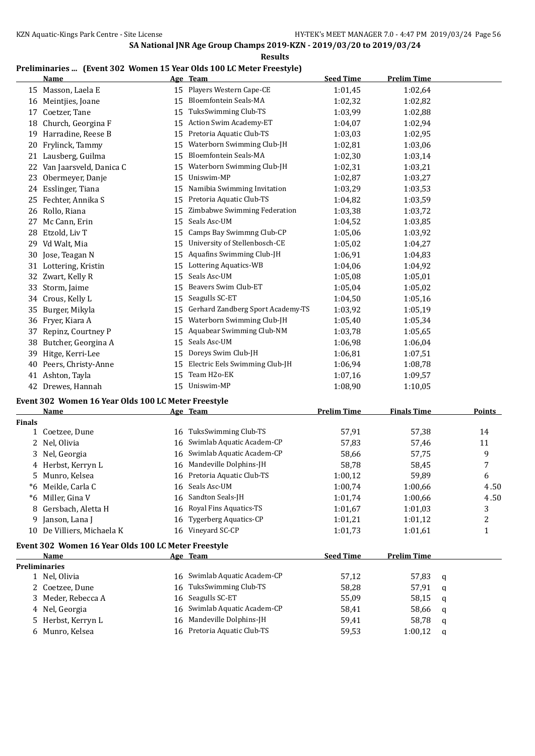## SA National JNR Age Group Champs 2019-KZN - 2019/03/20 to 2019/03/24

### Results

### Preliminaries ... (Event 302 Women 15 Year Olds 100 LC Meter Freestyle)

| | Name | Age | Team | Seed Time | Prelim Time |
|---|---|---|---|---|---|
| 15 | Masson, Laela E | 15 | Players Western Cape-CE | 1:01,45 | 1:02,64 |
| 16 | Meintjies, Joane | 15 | Bloemfontein Seals-MA | 1:02,32 | 1:02,82 |
| 17 | Coetzer, Tane | 15 | TuksSwimming Club-TS | 1:03,99 | 1:02,88 |
| 18 | Church, Georgina F | 15 | Action Swim Academy-ET | 1:04,07 | 1:02,94 |
| 19 | Harradine, Reese B | 15 | Pretoria Aquatic Club-TS | 1:03,03 | 1:02,95 |
| 20 | Frylinck, Tammy | 15 | Waterborn Swimming Club-JH | 1:02,81 | 1:03,06 |
| 21 | Lausberg, Guilma | 15 | Bloemfontein Seals-MA | 1:02,30 | 1:03,14 |
| 22 | Van Jaarsveld, Danica C | 15 | Waterborn Swimming Club-JH | 1:02,31 | 1:03,21 |
| 23 | Obermeyer, Danje | 15 | Uniswim-MP | 1:02,87 | 1:03,27 |
| 24 | Esslinger, Tiana | 15 | Namibia Swimming Invitation | 1:03,29 | 1:03,53 |
| 25 | Fechter, Annika S | 15 | Pretoria Aquatic Club-TS | 1:04,82 | 1:03,59 |
| 26 | Rollo, Riana | 15 | Zimbabwe Swimming Federation | 1:03,38 | 1:03,72 |
| 27 | Mc Cann, Erin | 15 | Seals Asc-UM | 1:04,52 | 1:03,85 |
| 28 | Etzold, Liv T | 15 | Camps Bay Swimmng Club-CP | 1:05,06 | 1:03,92 |
| 29 | Vd Walt, Mia | 15 | University of Stellenbosch-CE | 1:05,02 | 1:04,27 |
| 30 | Jose, Teagan N | 15 | Aquafins Swimming Club-JH | 1:06,91 | 1:04,83 |
| 31 | Lottering, Kristin | 15 | Lottering Aquatics-WB | 1:04,06 | 1:04,92 |
| 32 | Zwart, Kelly R | 15 | Seals Asc-UM | 1:05,08 | 1:05,01 |
| 33 | Storm, Jaime | 15 | Beavers Swim Club-ET | 1:05,04 | 1:05,02 |
| 34 | Crous, Kelly L | 15 | Seagulls SC-ET | 1:04,50 | 1:05,16 |
| 35 | Burger, Mikyla | 15 | Gerhard Zandberg Sport Academy-TS | 1:03,92 | 1:05,19 |
| 36 | Fryer, Kiara A | 15 | Waterborn Swimming Club-JH | 1:05,40 | 1:05,34 |
| 37 | Repinz, Courtney P | 15 | Aquabear Swimming Club-NM | 1:03,78 | 1:05,65 |
| 38 | Butcher, Georgina A | 15 | Seals Asc-UM | 1:06,98 | 1:06,04 |
| 39 | Hitge, Kerri-Lee | 15 | Doreys Swim Club-JH | 1:06,81 | 1:07,51 |
| 40 | Peers, Christy-Anne | 15 | Electric Eels Swimming Club-JH | 1:06,94 | 1:08,78 |
| 41 | Ashton, Tayla | 15 | Team H2o-EK | 1:07,16 | 1:09,57 |
| 42 | Drewes, Hannah | 15 | Uniswim-MP | 1:08,90 | 1:10,05 |

### Event 302 Women 16 Year Olds 100 LC Meter Freestyle

| | Name | Age | Team | Prelim Time | Finals Time | Points |
|---|---|---|---|---|---|---|
| **Finals** | | | | | | |
| 1 | Coetzee, Dune | 16 | TuksSwimming Club-TS | 57,91 | 57,38 | 14 |
| 2 | Nel, Olivia | 16 | Swimlab Aquatic Academ-CP | 57,83 | 57,46 | 11 |
| 3 | Nel, Georgia | 16 | Swimlab Aquatic Academ-CP | 58,66 | 57,75 | 9 |
| 4 | Herbst, Kerryn L | 16 | Mandeville Dolphins-JH | 58,78 | 58,45 | 7 |
| 5 | Munro, Kelsea | 16 | Pretoria Aquatic Club-TS | 1:00,12 | 59,89 | 6 |
| *6 | Meikle, Carla C | 16 | Seals Asc-UM | 1:00,74 | 1:00,66 | 4.50 |
| *6 | Miller, Gina V | 16 | Sandton Seals-JH | 1:01,74 | 1:00,66 | 4.50 |
| 8 | Gersbach, Aletta H | 16 | Royal Fins Aquatics-TS | 1:01,67 | 1:01,03 | 3 |
| 9 | Janson, Lana J | 16 | Tygerberg Aquatics-CP | 1:01,21 | 1:01,12 | 2 |
| 10 | De Villiers, Michaela K | 16 | Vineyard SC-CP | 1:01,73 | 1:01,61 | 1 |

### Event 302 Women 16 Year Olds 100 LC Meter Freestyle

| | Name | Age | Team | Seed Time | Prelim Time | |
|---|---|---|---|---|---|---|
| **Preliminaries** | | | | | | |
| 1 | Nel, Olivia | 16 | Swimlab Aquatic Academ-CP | 57,12 | 57,83 | q |
| 2 | Coetzee, Dune | 16 | TuksSwimming Club-TS | 58,28 | 57,91 | q |
| 3 | Meder, Rebecca A | 16 | Seagulls SC-ET | 55,09 | 58,15 | q |
| 4 | Nel, Georgia | 16 | Swimlab Aquatic Academ-CP | 58,41 | 58,66 | q |
| 5 | Herbst, Kerryn L | 16 | Mandeville Dolphins-JH | 59,41 | 58,78 | q |
| 6 | Munro, Kelsea | 16 | Pretoria Aquatic Club-TS | 59,53 | 1:00,12 | q |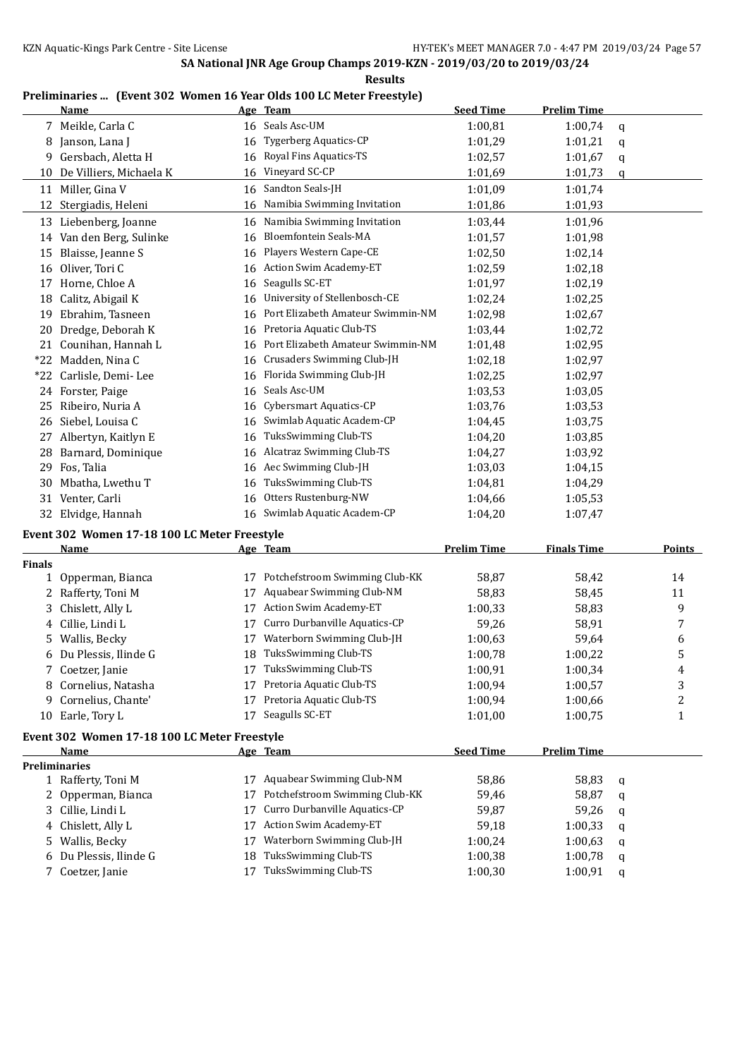SA National JNR Age Group Champs 2019-KZN - 2019/03/20 to 2019/03/24

**Results**

### Preliminaries ... (Event 302 Women 16 Year Olds 100 LC Meter Freestyle)

| | Name | Age | Team | Seed Time | Prelim Time | |
|---|---|---|---|---|---|---|
| 7 | Meikle, Carla C | 16 | Seals Asc-UM | 1:00,81 | 1:00,74 | q |
| 8 | Janson, Lana J | 16 | Tygerberg Aquatics-CP | 1:01,29 | 1:01,21 | q |
| 9 | Gersbach, Aletta H | 16 | Royal Fins Aquatics-TS | 1:02,57 | 1:01,67 | q |
| 10 | De Villiers, Michaela K | 16 | Vineyard SC-CP | 1:01,69 | 1:01,73 | q |
| 11 | Miller, Gina V | 16 | Sandton Seals-JH | 1:01,09 | 1:01,74 | |
| 12 | Stergiadis, Heleni | 16 | Namibia Swimming Invitation | 1:01,86 | 1:01,93 | |
| 13 | Liebenberg, Joanne | 16 | Namibia Swimming Invitation | 1:03,44 | 1:01,96 | |
| 14 | Van den Berg, Sulinke | 16 | Bloemfontein Seals-MA | 1:01,57 | 1:01,98 | |
| 15 | Blaisse, Jeanne S | 16 | Players Western Cape-CE | 1:02,50 | 1:02,14 | |
| 16 | Oliver, Tori C | 16 | Action Swim Academy-ET | 1:02,59 | 1:02,18 | |
| 17 | Horne, Chloe A | 16 | Seagulls SC-ET | 1:01,97 | 1:02,19 | |
| 18 | Calitz, Abigail K | 16 | University of Stellenbosch-CE | 1:02,24 | 1:02,25 | |
| 19 | Ebrahim, Tasneen | 16 | Port Elizabeth Amateur Swimmin-NM | 1:02,98 | 1:02,67 | |
| 20 | Dredge, Deborah K | 16 | Pretoria Aquatic Club-TS | 1:03,44 | 1:02,72 | |
| 21 | Counihan, Hannah L | 16 | Port Elizabeth Amateur Swimmin-NM | 1:01,48 | 1:02,95 | |
| *22 | Madden, Nina C | 16 | Crusaders Swimming Club-JH | 1:02,18 | 1:02,97 | |
| *22 | Carlisle, Demi- Lee | 16 | Florida Swimming Club-JH | 1:02,25 | 1:02,97 | |
| 24 | Forster, Paige | 16 | Seals Asc-UM | 1:03,53 | 1:03,05 | |
| 25 | Ribeiro, Nuria A | 16 | Cybersmart Aquatics-CP | 1:03,76 | 1:03,53 | |
| 26 | Siebel, Louisa C | 16 | Swimlab Aquatic Academ-CP | 1:04,45 | 1:03,75 | |
| 27 | Albertyn, Kaitlyn E | 16 | TuksSwimming Club-TS | 1:04,20 | 1:03,85 | |
| 28 | Barnard, Dominique | 16 | Alcatraz Swimming Club-TS | 1:04,27 | 1:03,92 | |
| 29 | Fos, Talia | 16 | Aec Swimming Club-JH | 1:03,03 | 1:04,15 | |
| 30 | Mbatha, Lwethu T | 16 | TuksSwimming Club-TS | 1:04,81 | 1:04,29 | |
| 31 | Venter, Carli | 16 | Otters Rustenburg-NW | 1:04,66 | 1:05,53 | |
| 32 | Elvidge, Hannah | 16 | Swimlab Aquatic Academ-CP | 1:04,20 | 1:07,47 | |

### Event 302 Women 17-18 100 LC Meter Freestyle

| | Name | Age | Team | Prelim Time | Finals Time | Points |
|---|---|---|---|---|---|---|
| **Finals** | | | | | | |
| 1 | Opperman, Bianca | 17 | Potchefstroom Swimming Club-KK | 58,87 | 58,42 | 14 |
| 2 | Rafferty, Toni M | 17 | Aquabear Swimming Club-NM | 58,83 | 58,45 | 11 |
| 3 | Chislett, Ally L | 17 | Action Swim Academy-ET | 1:00,33 | 58,83 | 9 |
| 4 | Cillie, Lindi L | 17 | Curro Durbanville Aquatics-CP | 59,26 | 58,91 | 7 |
| 5 | Wallis, Becky | 17 | Waterborn Swimming Club-JH | 1:00,63 | 59,64 | 6 |
| 6 | Du Plessis, Ilinde G | 18 | TuksSwimming Club-TS | 1:00,78 | 1:00,22 | 5 |
| 7 | Coetzer, Janie | 17 | TuksSwimming Club-TS | 1:00,91 | 1:00,34 | 4 |
| 8 | Cornelius, Natasha | 17 | Pretoria Aquatic Club-TS | 1:00,94 | 1:00,57 | 3 |
| 9 | Cornelius, Chante' | 17 | Pretoria Aquatic Club-TS | 1:00,94 | 1:00,66 | 2 |
| 10 | Earle, Tory L | 17 | Seagulls SC-ET | 1:01,00 | 1:00,75 | 1 |

### Event 302 Women 17-18 100 LC Meter Freestyle

| | Name | Age | Team | Seed Time | Prelim Time | |
|---|---|---|---|---|---|---|
| **Preliminaries** | | | | | | |
| 1 | Rafferty, Toni M | 17 | Aquabear Swimming Club-NM | 58,86 | 58,83 | q |
| 2 | Opperman, Bianca | 17 | Potchefstroom Swimming Club-KK | 59,46 | 58,87 | q |
| 3 | Cillie, Lindi L | 17 | Curro Durbanville Aquatics-CP | 59,87 | 59,26 | q |
| 4 | Chislett, Ally L | 17 | Action Swim Academy-ET | 59,18 | 1:00,33 | q |
| 5 | Wallis, Becky | 17 | Waterborn Swimming Club-JH | 1:00,24 | 1:00,63 | q |
| 6 | Du Plessis, Ilinde G | 18 | TuksSwimming Club-TS | 1:00,38 | 1:00,78 | q |
| 7 | Coetzer, Janie | 17 | TuksSwimming Club-TS | 1:00,30 | 1:00,91 | q |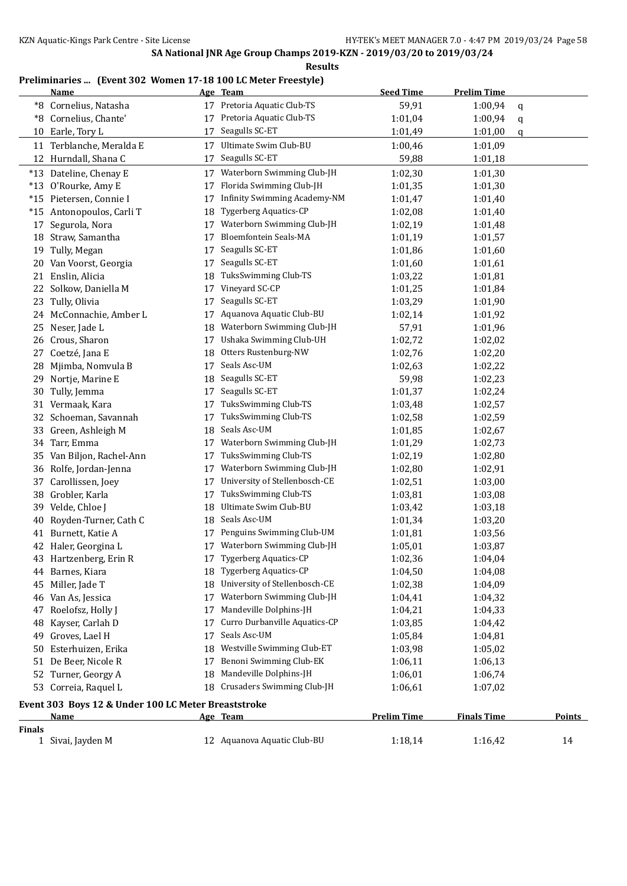SA National JNR Age Group Champs 2019-KZN - 2019/03/20 to 2019/03/24

**Results**

**Preliminaries ... (Event 302 Women 17-18 100 LC Meter Freestyle)**

| | Name | Age | Team | Seed Time | Prelim Time | |
|---|---|---|---|---|---|---|
| *8 | Cornelius, Natasha | 17 | Pretoria Aquatic Club-TS | 59,91 | 1:00,94 | q |
| *8 | Cornelius, Chante' | 17 | Pretoria Aquatic Club-TS | 1:01,04 | 1:00,94 | q |
| 10 | Earle, Tory L | 17 | Seagulls SC-ET | 1:01,49 | 1:01,00 | q |
| 11 | Terblanche, Meralda E | 17 | Ultimate Swim Club-BU | 1:00,46 | 1:01,09 | |
| 12 | Hurndall, Shana C | 17 | Seagulls SC-ET | 59,88 | 1:01,18 | |
| *13 | Dateline, Chenay E | 17 | Waterborn Swimming Club-JH | 1:02,30 | 1:01,30 | |
| *13 | O'Rourke, Amy E | 17 | Florida Swimming Club-JH | 1:01,35 | 1:01,30 | |
| *15 | Pietersen, Connie I | 17 | Infinity Swimming Academy-NM | 1:01,47 | 1:01,40 | |
| *15 | Antonopoulos, Carli T | 18 | Tygerberg Aquatics-CP | 1:02,08 | 1:01,40 | |
| 17 | Segurola, Nora | 17 | Waterborn Swimming Club-JH | 1:02,19 | 1:01,48 | |
| 18 | Straw, Samantha | 17 | Bloemfontein Seals-MA | 1:01,19 | 1:01,57 | |
| 19 | Tully, Megan | 17 | Seagulls SC-ET | 1:01,86 | 1:01,60 | |
| 20 | Van Voorst, Georgia | 17 | Seagulls SC-ET | 1:01,60 | 1:01,61 | |
| 21 | Enslin, Alicia | 18 | TuksSwimming Club-TS | 1:03,22 | 1:01,81 | |
| 22 | Solkow, Daniella M | 17 | Vineyard SC-CP | 1:01,25 | 1:01,84 | |
| 23 | Tully, Olivia | 17 | Seagulls SC-ET | 1:03,29 | 1:01,90 | |
| 24 | McConnachie, Amber L | 17 | Aquanova Aquatic Club-BU | 1:02,14 | 1:01,92 | |
| 25 | Neser, Jade L | 18 | Waterborn Swimming Club-JH | 57,91 | 1:01,96 | |
| 26 | Crous, Sharon | 17 | Ushaka Swimming Club-UH | 1:02,72 | 1:02,02 | |
| 27 | Coetzé, Jana E | 18 | Otters Rustenburg-NW | 1:02,76 | 1:02,20 | |
| 28 | Mjimba, Nomvula B | 17 | Seals Asc-UM | 1:02,63 | 1:02,22 | |
| 29 | Nortje, Marine E | 18 | Seagulls SC-ET | 59,98 | 1:02,23 | |
| 30 | Tully, Jemma | 17 | Seagulls SC-ET | 1:01,37 | 1:02,24 | |
| 31 | Vermaak, Kara | 17 | TuksSwimming Club-TS | 1:03,48 | 1:02,57 | |
| 32 | Schoeman, Savannah | 17 | TuksSwimming Club-TS | 1:02,58 | 1:02,59 | |
| 33 | Green, Ashleigh M | 18 | Seals Asc-UM | 1:01,85 | 1:02,67 | |
| 34 | Tarr, Emma | 17 | Waterborn Swimming Club-JH | 1:01,29 | 1:02,73 | |
| 35 | Van Biljon, Rachel-Ann | 17 | TuksSwimming Club-TS | 1:02,19 | 1:02,80 | |
| 36 | Rolfe, Jordan-Jenna | 17 | Waterborn Swimming Club-JH | 1:02,80 | 1:02,91 | |
| 37 | Carollissen, Joey | 17 | University of Stellenbosch-CE | 1:02,51 | 1:03,00 | |
| 38 | Grobler, Karla | 17 | TuksSwimming Club-TS | 1:03,81 | 1:03,08 | |
| 39 | Velde, Chloe J | 18 | Ultimate Swim Club-BU | 1:03,42 | 1:03,18 | |
| 40 | Royden-Turner, Cath C | 18 | Seals Asc-UM | 1:01,34 | 1:03,20 | |
| 41 | Burnett, Katie A | 17 | Penguins Swimming Club-UM | 1:01,81 | 1:03,56 | |
| 42 | Haler, Georgina L | 17 | Waterborn Swimming Club-JH | 1:05,01 | 1:03,87 | |
| 43 | Hartzenberg, Erin R | 17 | Tygerberg Aquatics-CP | 1:02,36 | 1:04,04 | |
| 44 | Barnes, Kiara | 18 | Tygerberg Aquatics-CP | 1:04,50 | 1:04,08 | |
| 45 | Miller, Jade T | 18 | University of Stellenbosch-CE | 1:02,38 | 1:04,09 | |
| 46 | Van As, Jessica | 17 | Waterborn Swimming Club-JH | 1:04,41 | 1:04,32 | |
| 47 | Roelofsz, Holly J | 17 | Mandeville Dolphins-JH | 1:04,21 | 1:04,33 | |
| 48 | Kayser, Carlah D | 17 | Curro Durbanville Aquatics-CP | 1:03,85 | 1:04,42 | |
| 49 | Groves, Lael H | 17 | Seals Asc-UM | 1:05,84 | 1:04,81 | |
| 50 | Esterhuizen, Erika | 18 | Westville Swimming Club-ET | 1:03,98 | 1:05,02 | |
| 51 | De Beer, Nicole R | 17 | Benoni Swimming Club-EK | 1:06,11 | 1:06,13 | |
| 52 | Turner, Georgy A | 18 | Mandeville Dolphins-JH | 1:06,01 | 1:06,74 | |
| 53 | Correia, Raquel L | 18 | Crusaders Swimming Club-JH | 1:06,61 | 1:07,02 | |

**Event 303 Boys 12 & Under 100 LC Meter Breaststroke**

| | Name | Age | Team | Prelim Time | Finals Time | Points |
|---|---|---|---|---|---|---|
| **Finals** | | | | | | |
| 1 | Sivai, Jayden M | 12 | Aquanova Aquatic Club-BU | 1:18,14 | 1:16,42 | 14 |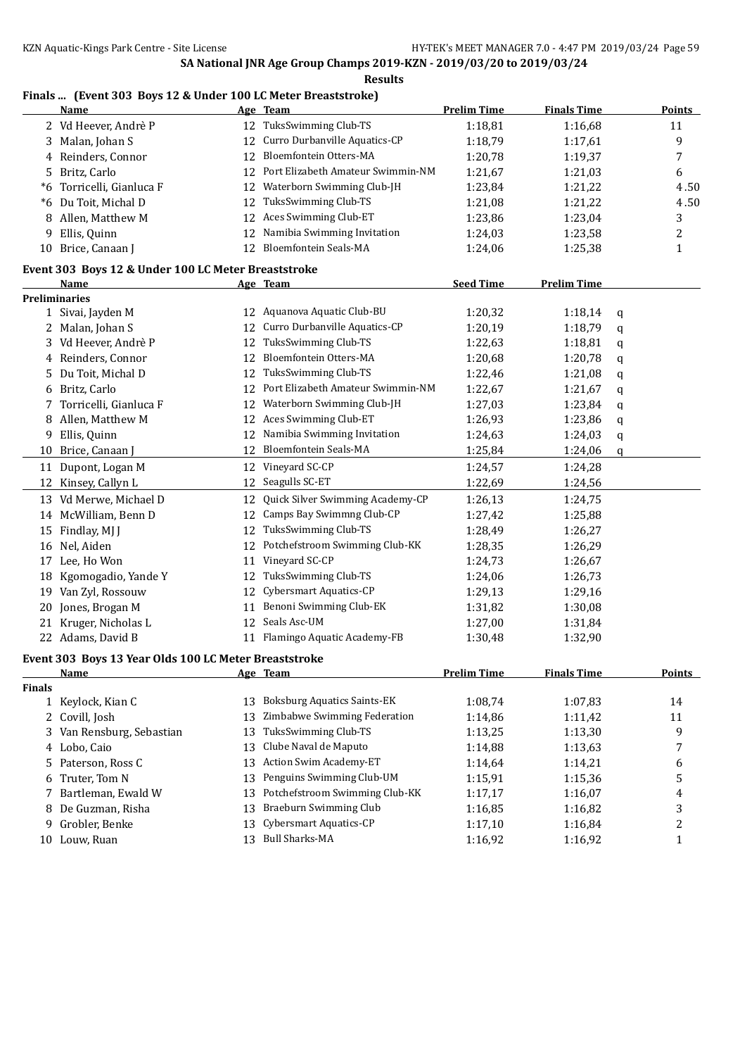## SA National JNR Age Group Champs 2019-KZN - 2019/03/20 to 2019/03/24

**Results**

### Finals ... (Event 303 Boys 12 & Under 100 LC Meter Breaststroke)

| | Name | Age | Team | Prelim Time | Finals Time | Points |
|---|---|---|---|---|---|---|
| 2 | Vd Heever, Andrè P | 12 | TuksSwimming Club-TS | 1:18,81 | 1:16,68 | 11 |
| 3 | Malan, Johan S | 12 | Curro Durbanville Aquatics-CP | 1:18,79 | 1:17,61 | 9 |
| 4 | Reinders, Connor | 12 | Bloemfontein Otters-MA | 1:20,78 | 1:19,37 | 7 |
| 5 | Britz, Carlo | 12 | Port Elizabeth Amateur Swimmin-NM | 1:21,67 | 1:21,03 | 6 |
| *6 | Torricelli, Gianluca F | 12 | Waterborn Swimming Club-JH | 1:23,84 | 1:21,22 | 4.50 |
| *6 | Du Toit, Michal D | 12 | TuksSwimming Club-TS | 1:21,08 | 1:21,22 | 4.50 |
| 8 | Allen, Matthew M | 12 | Aces Swimming Club-ET | 1:23,86 | 1:23,04 | 3 |
| 9 | Ellis, Quinn | 12 | Namibia Swimming Invitation | 1:24,03 | 1:23,58 | 2 |
| 10 | Brice, Canaan J | 12 | Bloemfontein Seals-MA | 1:24,06 | 1:25,38 | 1 |

### Event 303 Boys 12 & Under 100 LC Meter Breaststroke

| | Name | Age | Team | Seed Time | Prelim Time | |
|---|---|---|---|---|---|---|
| **Preliminaries** | | | | | | |
| 1 | Sivai, Jayden M | 12 | Aquanova Aquatic Club-BU | 1:20,32 | 1:18,14 | q |
| 2 | Malan, Johan S | 12 | Curro Durbanville Aquatics-CP | 1:20,19 | 1:18,79 | q |
| 3 | Vd Heever, Andrè P | 12 | TuksSwimming Club-TS | 1:22,63 | 1:18,81 | q |
| 4 | Reinders, Connor | 12 | Bloemfontein Otters-MA | 1:20,68 | 1:20,78 | q |
| 5 | Du Toit, Michal D | 12 | TuksSwimming Club-TS | 1:22,46 | 1:21,08 | q |
| 6 | Britz, Carlo | 12 | Port Elizabeth Amateur Swimmin-NM | 1:22,67 | 1:21,67 | q |
| 7 | Torricelli, Gianluca F | 12 | Waterborn Swimming Club-JH | 1:27,03 | 1:23,84 | q |
| 8 | Allen, Matthew M | 12 | Aces Swimming Club-ET | 1:26,93 | 1:23,86 | q |
| 9 | Ellis, Quinn | 12 | Namibia Swimming Invitation | 1:24,63 | 1:24,03 | q |
| 10 | Brice, Canaan J | 12 | Bloemfontein Seals-MA | 1:25,84 | 1:24,06 | q |
| 11 | Dupont, Logan M | 12 | Vineyard SC-CP | 1:24,57 | 1:24,28 | |
| 12 | Kinsey, Callyn L | 12 | Seagulls SC-ET | 1:22,69 | 1:24,56 | |
| 13 | Vd Merwe, Michael D | 12 | Quick Silver Swimming Academy-CP | 1:26,13 | 1:24,75 | |
| 14 | McWilliam, Benn D | 12 | Camps Bay Swimmng Club-CP | 1:27,42 | 1:25,88 | |
| 15 | Findlay, MJ J | 12 | TuksSwimming Club-TS | 1:28,49 | 1:26,27 | |
| 16 | Nel, Aiden | 12 | Potchefstroom Swimming Club-KK | 1:28,35 | 1:26,29 | |
| 17 | Lee, Ho Won | 11 | Vineyard SC-CP | 1:24,73 | 1:26,67 | |
| 18 | Kgomogadio, Yande Y | 12 | TuksSwimming Club-TS | 1:24,06 | 1:26,73 | |
| 19 | Van Zyl, Rossouw | 12 | Cybersmart Aquatics-CP | 1:29,13 | 1:29,16 | |
| 20 | Jones, Brogan M | 11 | Benoni Swimming Club-EK | 1:31,82 | 1:30,08 | |
| 21 | Kruger, Nicholas L | 12 | Seals Asc-UM | 1:27,00 | 1:31,84 | |
| 22 | Adams, David B | 11 | Flamingo Aquatic Academy-FB | 1:30,48 | 1:32,90 | |

### Event 303 Boys 13 Year Olds 100 LC Meter Breaststroke

| | Name | Age | Team | Prelim Time | Finals Time | Points |
|---|---|---|---|---|---|---|
| **Finals** | | | | | | |
| 1 | Keylock, Kian C | 13 | Boksburg Aquatics Saints-EK | 1:08,74 | 1:07,83 | 14 |
| 2 | Covill, Josh | 13 | Zimbabwe Swimming Federation | 1:14,86 | 1:11,42 | 11 |
| 3 | Van Rensburg, Sebastian | 13 | TuksSwimming Club-TS | 1:13,25 | 1:13,30 | 9 |
| 4 | Lobo, Caio | 13 | Clube Naval de Maputo | 1:14,88 | 1:13,63 | 7 |
| 5 | Paterson, Ross C | 13 | Action Swim Academy-ET | 1:14,64 | 1:14,21 | 6 |
| 6 | Truter, Tom N | 13 | Penguins Swimming Club-UM | 1:15,91 | 1:15,36 | 5 |
| 7 | Bartleman, Ewald W | 13 | Potchefstroom Swimming Club-KK | 1:17,17 | 1:16,07 | 4 |
| 8 | De Guzman, Risha | 13 | Braeburn Swimming Club | 1:16,85 | 1:16,82 | 3 |
| 9 | Grobler, Benke | 13 | Cybersmart Aquatics-CP | 1:17,10 | 1:16,84 | 2 |
| 10 | Louw, Ruan | 13 | Bull Sharks-MA | 1:16,92 | 1:16,92 | 1 |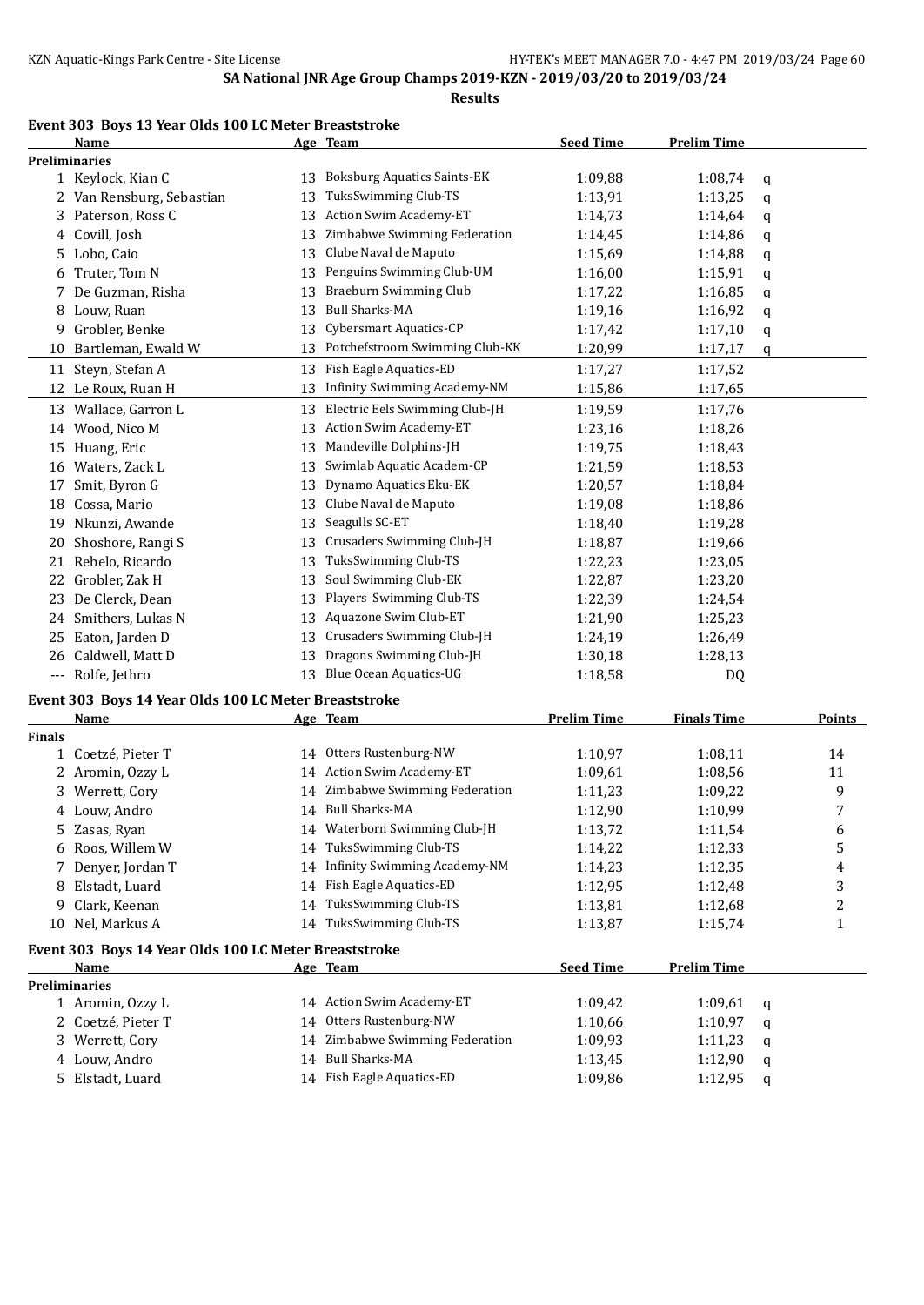SA National JNR Age Group Champs 2019-KZN - 2019/03/20 to 2019/03/24

**Results**

## Event 303 Boys 13 Year Olds 100 LC Meter Breaststroke

| | Name | Age | Team | Seed Time | Prelim Time | |
|---|---|---|---|---|---|---|
| **Preliminaries** | | | | | | |
| 1 | Keylock, Kian C | 13 | Boksburg Aquatics Saints-EK | 1:09,88 | 1:08,74 | q |
| 2 | Van Rensburg, Sebastian | 13 | TuksSwimming Club-TS | 1:13,91 | 1:13,25 | q |
| 3 | Paterson, Ross C | 13 | Action Swim Academy-ET | 1:14,73 | 1:14,64 | q |
| 4 | Covill, Josh | 13 | Zimbabwe Swimming Federation | 1:14,45 | 1:14,86 | q |
| 5 | Lobo, Caio | 13 | Clube Naval de Maputo | 1:15,69 | 1:14,88 | q |
| 6 | Truter, Tom N | 13 | Penguins Swimming Club-UM | 1:16,00 | 1:15,91 | q |
| 7 | De Guzman, Risha | 13 | Braeburn Swimming Club | 1:17,22 | 1:16,85 | q |
| 8 | Louw, Ruan | 13 | Bull Sharks-MA | 1:19,16 | 1:16,92 | q |
| 9 | Grobler, Benke | 13 | Cybersmart Aquatics-CP | 1:17,42 | 1:17,10 | q |
| 10 | Bartleman, Ewald W | 13 | Potchefstroom Swimming Club-KK | 1:20,99 | 1:17,17 | q |
| 11 | Steyn, Stefan A | 13 | Fish Eagle Aquatics-ED | 1:17,27 | 1:17,52 | |
| 12 | Le Roux, Ruan H | 13 | Infinity Swimming Academy-NM | 1:15,86 | 1:17,65 | |
| 13 | Wallace, Garron L | 13 | Electric Eels Swimming Club-JH | 1:19,59 | 1:17,76 | |
| 14 | Wood, Nico M | 13 | Action Swim Academy-ET | 1:23,16 | 1:18,26 | |
| 15 | Huang, Eric | 13 | Mandeville Dolphins-JH | 1:19,75 | 1:18,43 | |
| 16 | Waters, Zack L | 13 | Swimlab Aquatic Academ-CP | 1:21,59 | 1:18,53 | |
| 17 | Smit, Byron G | 13 | Dynamo Aquatics Eku-EK | 1:20,57 | 1:18,84 | |
| 18 | Cossa, Mario | 13 | Clube Naval de Maputo | 1:19,08 | 1:18,86 | |
| 19 | Nkunzi, Awande | 13 | Seagulls SC-ET | 1:18,40 | 1:19,28 | |
| 20 | Shoshore, Rangi S | 13 | Crusaders Swimming Club-JH | 1:18,87 | 1:19,66 | |
| 21 | Rebelo, Ricardo | 13 | TuksSwimming Club-TS | 1:22,23 | 1:23,05 | |
| 22 | Grobler, Zak H | 13 | Soul Swimming Club-EK | 1:22,87 | 1:23,20 | |
| 23 | De Clerck, Dean | 13 | Players Swimming Club-TS | 1:22,39 | 1:24,54 | |
| 24 | Smithers, Lukas N | 13 | Aquazone Swim Club-ET | 1:21,90 | 1:25,23 | |
| 25 | Eaton, Jarden D | 13 | Crusaders Swimming Club-JH | 1:24,19 | 1:26,49 | |
| 26 | Caldwell, Matt D | 13 | Dragons Swimming Club-JH | 1:30,18 | 1:28,13 | |
| --- | Rolfe, Jethro | 13 | Blue Ocean Aquatics-UG | 1:18,58 | DQ | |

## Event 303 Boys 14 Year Olds 100 LC Meter Breaststroke

| | Name | Age | Team | Prelim Time | Finals Time | Points |
|---|---|---|---|---|---|---|
| **Finals** | | | | | | |
| 1 | Coetzé, Pieter T | 14 | Otters Rustenburg-NW | 1:10,97 | 1:08,11 | 14 |
| 2 | Aromin, Ozzy L | 14 | Action Swim Academy-ET | 1:09,61 | 1:08,56 | 11 |
| 3 | Werrett, Cory | 14 | Zimbabwe Swimming Federation | 1:11,23 | 1:09,22 | 9 |
| 4 | Louw, Andro | 14 | Bull Sharks-MA | 1:12,90 | 1:10,99 | 7 |
| 5 | Zasas, Ryan | 14 | Waterborn Swimming Club-JH | 1:13,72 | 1:11,54 | 6 |
| 6 | Roos, Willem W | 14 | TuksSwimming Club-TS | 1:14,22 | 1:12,33 | 5 |
| 7 | Denyer, Jordan T | 14 | Infinity Swimming Academy-NM | 1:14,23 | 1:12,35 | 4 |
| 8 | Elstadt, Luard | 14 | Fish Eagle Aquatics-ED | 1:12,95 | 1:12,48 | 3 |
| 9 | Clark, Keenan | 14 | TuksSwimming Club-TS | 1:13,81 | 1:12,68 | 2 |
| 10 | Nel, Markus A | 14 | TuksSwimming Club-TS | 1:13,87 | 1:15,74 | 1 |

## Event 303 Boys 14 Year Olds 100 LC Meter Breaststroke

| | Name | Age | Team | Seed Time | Prelim Time | |
|---|---|---|---|---|---|---|
| **Preliminaries** | | | | | | |
| 1 | Aromin, Ozzy L | 14 | Action Swim Academy-ET | 1:09,42 | 1:09,61 | q |
| 2 | Coetzé, Pieter T | 14 | Otters Rustenburg-NW | 1:10,66 | 1:10,97 | q |
| 3 | Werrett, Cory | 14 | Zimbabwe Swimming Federation | 1:09,93 | 1:11,23 | q |
| 4 | Louw, Andro | 14 | Bull Sharks-MA | 1:13,45 | 1:12,90 | q |
| 5 | Elstadt, Luard | 14 | Fish Eagle Aquatics-ED | 1:09,86 | 1:12,95 | q |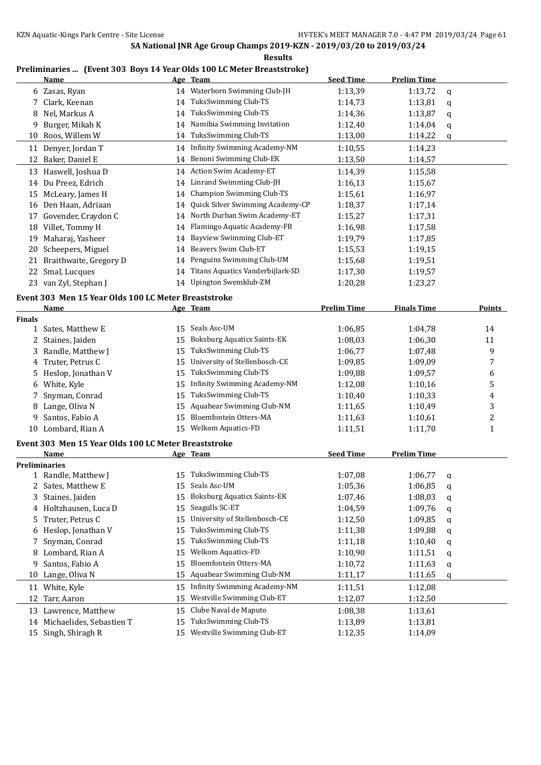## SA National JNR Age Group Champs 2019-KZN - 2019/03/20 to 2019/03/24

**Results**

### Preliminaries ... (Event 303 Boys 14 Year Olds 100 LC Meter Breaststroke)

| | Name | Age | Team | Seed Time | Prelim Time | |
|---|---|---|---|---|---|---|
| 6 | Zasas, Ryan | 14 | Waterborn Swimming Club-JH | 1:13,39 | 1:13,72 | q |
| 7 | Clark, Keenan | 14 | TuksSwimming Club-TS | 1:14,73 | 1:13,81 | q |
| 8 | Nel, Markus A | 14 | TuksSwimming Club-TS | 1:14,36 | 1:13,87 | q |
| 9 | Burger, Mikah K | 14 | Namibia Swimming Invitation | 1:12,40 | 1:14,04 | q |
| 10 | Roos, Willem W | 14 | TuksSwimming Club-TS | 1:13,00 | 1:14,22 | q |
| 11 | Denyer, Jordan T | 14 | Infinity Swimming Academy-NM | 1:10,55 | 1:14,23 | |
| 12 | Baker, Daniel E | 14 | Benoni Swimming Club-EK | 1:13,50 | 1:14,57 | |
| 13 | Haswell, Joshua D | 14 | Action Swim Academy-ET | 1:14,39 | 1:15,58 | |
| 14 | Du Preez, Edrich | 14 | Linrand Swimming Club-JH | 1:16,13 | 1:15,67 | |
| 15 | McLeary, James H | 14 | Champion Swimming Club-TS | 1:15,61 | 1:16,97 | |
| 16 | Den Haan, Adriaan | 14 | Quick Silver Swimming Academy-CP | 1:18,37 | 1:17,14 | |
| 17 | Govender, Craydon C | 14 | North Durban Swim Academy-ET | 1:15,27 | 1:17,31 | |
| 18 | Villet, Tommy H | 14 | Flamingo Aquatic Academy-FB | 1:16,98 | 1:17,58 | |
| 19 | Maharaj, Yasheer | 14 | Bayview Swimming Club-ET | 1:19,79 | 1:17,85 | |
| 20 | Scheepers, Miguel | 14 | Beavers Swim Club-ET | 1:15,53 | 1:19,15 | |
| 21 | Braithwaite, Gregory D | 14 | Penguins Swimming Club-UM | 1:15,68 | 1:19,51 | |
| 22 | Smal, Lucques | 14 | Titans Aquatics Vanderbijlark-SD | 1:17,30 | 1:19,57 | |
| 23 | van Zyl, Stephan J | 14 | Upington Swemklub-ZM | 1:20,28 | 1:23,27 | |

### Event 303 Men 15 Year Olds 100 LC Meter Breaststroke

| | Name | Age | Team | Prelim Time | Finals Time | Points |
|---|---|---|---|---|---|---|
| **Finals** | | | | | | |
| 1 | Sates, Matthew E | 15 | Seals Asc-UM | 1:06,85 | 1:04,78 | 14 |
| 2 | Staines, Jaiden | 15 | Boksburg Aquatics Saints-EK | 1:08,03 | 1:06,30 | 11 |
| 3 | Randle, Matthew J | 15 | TuksSwimming Club-TS | 1:06,77 | 1:07,48 | 9 |
| 4 | Truter, Petrus C | 15 | University of Stellenbosch-CE | 1:09,85 | 1:09,09 | 7 |
| 5 | Heslop, Jonathan V | 15 | TuksSwimming Club-TS | 1:09,88 | 1:09,57 | 6 |
| 6 | White, Kyle | 15 | Infinity Swimming Academy-NM | 1:12,08 | 1:10,16 | 5 |
| 7 | Snyman, Conrad | 15 | TuksSwimming Club-TS | 1:10,40 | 1:10,33 | 4 |
| 8 | Lange, Oliva N | 15 | Aquabear Swimming Club-NM | 1:11,65 | 1:10,49 | 3 |
| 9 | Santos, Fabio A | 15 | Bloemfontein Otters-MA | 1:11,63 | 1:10,61 | 2 |
| 10 | Lombard, Rian A | 15 | Welkom Aquatics-FD | 1:11,51 | 1:11,70 | 1 |

### Event 303 Men 15 Year Olds 100 LC Meter Breaststroke

| | Name | Age | Team | Seed Time | Prelim Time | |
|---|---|---|---|---|---|---|
| **Preliminaries** | | | | | | |
| 1 | Randle, Matthew J | 15 | TuksSwimming Club-TS | 1:07,08 | 1:06,77 | q |
| 2 | Sates, Matthew E | 15 | Seals Asc-UM | 1:05,36 | 1:06,85 | q |
| 3 | Staines, Jaiden | 15 | Boksburg Aquatics Saints-EK | 1:07,46 | 1:08,03 | q |
| 4 | Holtzhausen, Luca D | 15 | Seagulls SC-ET | 1:04,59 | 1:09,76 | q |
| 5 | Truter, Petrus C | 15 | University of Stellenbosch-CE | 1:12,50 | 1:09,85 | q |
| 6 | Heslop, Jonathan V | 15 | TuksSwimming Club-TS | 1:11,38 | 1:09,88 | q |
| 7 | Snyman, Conrad | 15 | TuksSwimming Club-TS | 1:11,18 | 1:10,40 | q |
| 8 | Lombard, Rian A | 15 | Welkom Aquatics-FD | 1:10,90 | 1:11,51 | q |
| 9 | Santos, Fabio A | 15 | Bloemfontein Otters-MA | 1:10,72 | 1:11,63 | q |
| 10 | Lange, Oliva N | 15 | Aquabear Swimming Club-NM | 1:11,17 | 1:11,65 | q |
| 11 | White, Kyle | 15 | Infinity Swimming Academy-NM | 1:11,51 | 1:12,08 | |
| 12 | Tarr, Aaron | 15 | Westville Swimming Club-ET | 1:12,07 | 1:12,50 | |
| 13 | Lawrence, Matthew | 15 | Clube Naval de Maputo | 1:08,38 | 1:13,61 | |
| 14 | Michaelides, Sebastien T | 15 | TuksSwimming Club-TS | 1:13,89 | 1:13,81 | |
| 15 | Singh, Shiragh R | 15 | Westville Swimming Club-ET | 1:12,35 | 1:14,09 | |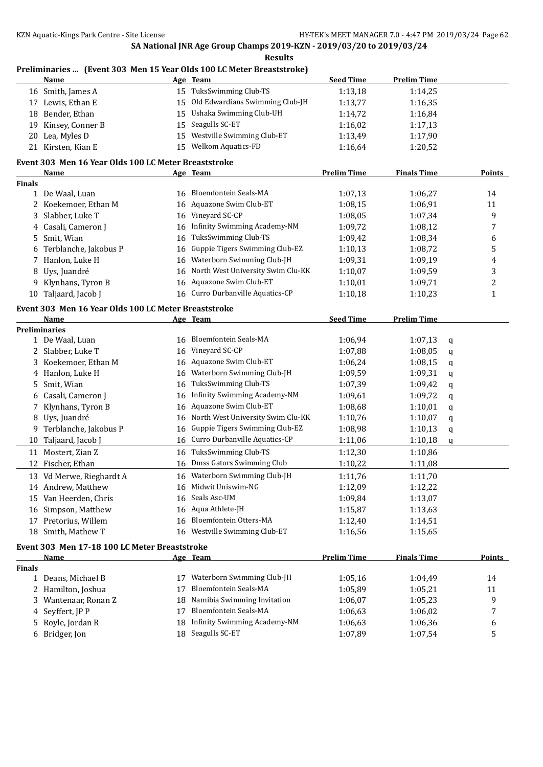SA National JNR Age Group Champs 2019-KZN - 2019/03/20 to 2019/03/24

**Results**

**Preliminaries ... (Event 303 Men 15 Year Olds 100 LC Meter Breaststroke)**

| | Name | Age | Team | Seed Time | Prelim Time |
|---|---|---|---|---|---|
| 16 | Smith, James A | 15 | TuksSwimming Club-TS | 1:13,18 | 1:14,25 |
| 17 | Lewis, Ethan E | 15 | Old Edwardians Swimming Club-JH | 1:13,77 | 1:16,35 |
| 18 | Bender, Ethan | 15 | Ushaka Swimming Club-UH | 1:14,72 | 1:16,84 |
| 19 | Kinsey, Conner B | 15 | Seagulls SC-ET | 1:16,02 | 1:17,13 |
| 20 | Lea, Myles D | 15 | Westville Swimming Club-ET | 1:13,49 | 1:17,90 |
| 21 | Kirsten, Kian E | 15 | Welkom Aquatics-FD | 1:16,64 | 1:20,52 |

**Event 303 Men 16 Year Olds 100 LC Meter Breaststroke**

| | Name | Age | Team | Prelim Time | Finals Time | Points |
|---|---|---|---|---|---|---|
| **Finals** | | | | | | |
| 1 | De Waal, Luan | 16 | Bloemfontein Seals-MA | 1:07,13 | 1:06,27 | 14 |
| 2 | Koekemoer, Ethan M | 16 | Aquazone Swim Club-ET | 1:08,15 | 1:06,91 | 11 |
| 3 | Slabber, Luke T | 16 | Vineyard SC-CP | 1:08,05 | 1:07,34 | 9 |
| 4 | Casali, Cameron J | 16 | Infinity Swimming Academy-NM | 1:09,72 | 1:08,12 | 7 |
| 5 | Smit, Wian | 16 | TuksSwimming Club-TS | 1:09,42 | 1:08,34 | 6 |
| 6 | Terblanche, Jakobus P | 16 | Guppie Tigers Swimming Club-EZ | 1:10,13 | 1:08,72 | 5 |
| 7 | Hanlon, Luke H | 16 | Waterborn Swimming Club-JH | 1:09,31 | 1:09,19 | 4 |
| 8 | Uys, Juandré | 16 | North West University Swim Clu-KK | 1:10,07 | 1:09,59 | 3 |
| 9 | Klynhans, Tyron B | 16 | Aquazone Swim Club-ET | 1:10,01 | 1:09,71 | 2 |
| 10 | Taljaard, Jacob J | 16 | Curro Durbanville Aquatics-CP | 1:10,18 | 1:10,23 | 1 |

**Event 303 Men 16 Year Olds 100 LC Meter Breaststroke**

| | Name | Age | Team | Seed Time | Prelim Time | |
|---|---|---|---|---|---|---|
| **Preliminaries** | | | | | | |
| 1 | De Waal, Luan | 16 | Bloemfontein Seals-MA | 1:06,94 | 1:07,13 | q |
| 2 | Slabber, Luke T | 16 | Vineyard SC-CP | 1:07,88 | 1:08,05 | q |
| 3 | Koekemoer, Ethan M | 16 | Aquazone Swim Club-ET | 1:06,24 | 1:08,15 | q |
| 4 | Hanlon, Luke H | 16 | Waterborn Swimming Club-JH | 1:09,59 | 1:09,31 | q |
| 5 | Smit, Wian | 16 | TuksSwimming Club-TS | 1:07,39 | 1:09,42 | q |
| 6 | Casali, Cameron J | 16 | Infinity Swimming Academy-NM | 1:09,61 | 1:09,72 | q |
| 7 | Klynhans, Tyron B | 16 | Aquazone Swim Club-ET | 1:08,68 | 1:10,01 | q |
| 8 | Uys, Juandré | 16 | North West University Swim Clu-KK | 1:10,76 | 1:10,07 | q |
| 9 | Terblanche, Jakobus P | 16 | Guppie Tigers Swimming Club-EZ | 1:08,98 | 1:10,13 | q |
| 10 | Taljaard, Jacob J | 16 | Curro Durbanville Aquatics-CP | 1:11,06 | 1:10,18 | q |
| 11 | Mostert, Zian Z | 16 | TuksSwimming Club-TS | 1:12,30 | 1:10,86 | |
| 12 | Fischer, Ethan | 16 | Dmss Gators Swimming Club | 1:10,22 | 1:11,08 | |
| 13 | Vd Merwe, Rieghardt A | 16 | Waterborn Swimming Club-JH | 1:11,76 | 1:11,70 | |
| 14 | Andrew, Matthew | 16 | Midwit Uniswim-NG | 1:12,09 | 1:12,22 | |
| 15 | Van Heerden, Chris | 16 | Seals Asc-UM | 1:09,84 | 1:13,07 | |
| 16 | Simpson, Matthew | 16 | Aqua Athlete-JH | 1:15,87 | 1:13,63 | |
| 17 | Pretorius, Willem | 16 | Bloemfontein Otters-MA | 1:12,40 | 1:14,51 | |
| 18 | Smith, Mathew T | 16 | Westville Swimming Club-ET | 1:16,56 | 1:15,65 | |

**Event 303 Men 17-18 100 LC Meter Breaststroke**

| | Name | Age | Team | Prelim Time | Finals Time | Points |
|---|---|---|---|---|---|---|
| **Finals** | | | | | | |
| 1 | Deans, Michael B | 17 | Waterborn Swimming Club-JH | 1:05,16 | 1:04,49 | 14 |
| 2 | Hamilton, Joshua | 17 | Bloemfontein Seals-MA | 1:05,89 | 1:05,21 | 11 |
| 3 | Wantenaar, Ronan Z | 18 | Namibia Swimming Invitation | 1:06,07 | 1:05,23 | 9 |
| 4 | Seyffert, JP P | 17 | Bloemfontein Seals-MA | 1:06,63 | 1:06,02 | 7 |
| 5 | Royle, Jordan R | 18 | Infinity Swimming Academy-NM | 1:06,63 | 1:06,36 | 6 |
| 6 | Bridger, Jon | 18 | Seagulls SC-ET | 1:07,89 | 1:07,54 | 5 |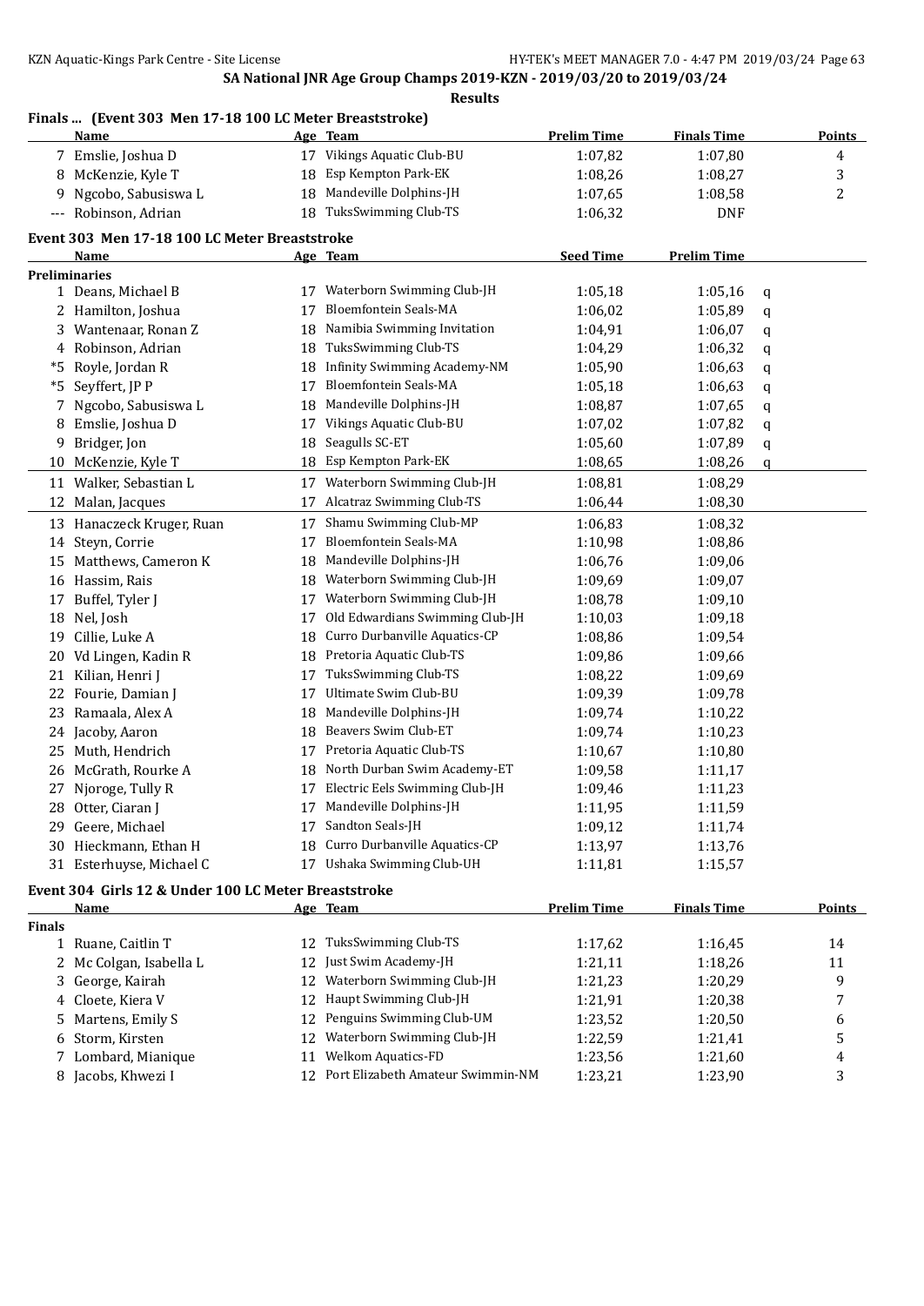## SA National JNR Age Group Champs 2019-KZN - 2019/03/20 to 2019/03/24

**Results**

### Finals ... (Event 303 Men 17-18 100 LC Meter Breaststroke)

| | Name | Age | Team | Prelim Time | Finals Time | Points |
|---|---|---|---|---|---|---|
| 7 | Emslie, Joshua D | 17 | Vikings Aquatic Club-BU | 1:07,82 | 1:07,80 | 4 |
| 8 | McKenzie, Kyle T | 18 | Esp Kempton Park-EK | 1:08,26 | 1:08,27 | 3 |
| 9 | Ngcobo, Sabusiswa L | 18 | Mandeville Dolphins-JH | 1:07,65 | 1:08,58 | 2 |
| --- | Robinson, Adrian | 18 | TuksSwimming Club-TS | 1:06,32 | DNF | |

### Event 303 Men 17-18 100 LC Meter Breaststroke

| | Name | Age | Team | Seed Time | Prelim Time | |
|---|---|---|---|---|---|---|
| **Preliminaries** | | | | | | |
| 1 | Deans, Michael B | 17 | Waterborn Swimming Club-JH | 1:05,18 | 1:05,16 | q |
| 2 | Hamilton, Joshua | 17 | Bloemfontein Seals-MA | 1:06,02 | 1:05,89 | q |
| 3 | Wantenaar, Ronan Z | 18 | Namibia Swimming Invitation | 1:04,91 | 1:06,07 | q |
| 4 | Robinson, Adrian | 18 | TuksSwimming Club-TS | 1:04,29 | 1:06,32 | q |
| *5 | Royle, Jordan R | 18 | Infinity Swimming Academy-NM | 1:05,90 | 1:06,63 | q |
| *5 | Seyffert, JP P | 17 | Bloemfontein Seals-MA | 1:05,18 | 1:06,63 | q |
| 7 | Ngcobo, Sabusiswa L | 18 | Mandeville Dolphins-JH | 1:08,87 | 1:07,65 | q |
| 8 | Emslie, Joshua D | 17 | Vikings Aquatic Club-BU | 1:07,02 | 1:07,82 | q |
| 9 | Bridger, Jon | 18 | Seagulls SC-ET | 1:05,60 | 1:07,89 | q |
| 10 | McKenzie, Kyle T | 18 | Esp Kempton Park-EK | 1:08,65 | 1:08,26 | q |
| 11 | Walker, Sebastian L | 17 | Waterborn Swimming Club-JH | 1:08,81 | 1:08,29 | |
| 12 | Malan, Jacques | 17 | Alcatraz Swimming Club-TS | 1:06,44 | 1:08,30 | |
| 13 | Hanaczeck Kruger, Ruan | 17 | Shamu Swimming Club-MP | 1:06,83 | 1:08,32 | |
| 14 | Steyn, Corrie | 17 | Bloemfontein Seals-MA | 1:10,98 | 1:08,86 | |
| 15 | Matthews, Cameron K | 18 | Mandeville Dolphins-JH | 1:06,76 | 1:09,06 | |
| 16 | Hassim, Rais | 18 | Waterborn Swimming Club-JH | 1:09,69 | 1:09,07 | |
| 17 | Buffel, Tyler J | 17 | Waterborn Swimming Club-JH | 1:08,78 | 1:09,10 | |
| 18 | Nel, Josh | 17 | Old Edwardians Swimming Club-JH | 1:10,03 | 1:09,18 | |
| 19 | Cillie, Luke A | 18 | Curro Durbanville Aquatics-CP | 1:08,86 | 1:09,54 | |
| 20 | Vd Lingen, Kadin R | 18 | Pretoria Aquatic Club-TS | 1:09,86 | 1:09,66 | |
| 21 | Kilian, Henri J | 17 | TuksSwimming Club-TS | 1:08,22 | 1:09,69 | |
| 22 | Fourie, Damian J | 17 | Ultimate Swim Club-BU | 1:09,39 | 1:09,78 | |
| 23 | Ramaala, Alex A | 18 | Mandeville Dolphins-JH | 1:09,74 | 1:10,22 | |
| 24 | Jacoby, Aaron | 18 | Beavers Swim Club-ET | 1:09,74 | 1:10,23 | |
| 25 | Muth, Hendrich | 17 | Pretoria Aquatic Club-TS | 1:10,67 | 1:10,80 | |
| 26 | McGrath, Rourke A | 18 | North Durban Swim Academy-ET | 1:09,58 | 1:11,17 | |
| 27 | Njoroge, Tully R | 17 | Electric Eels Swimming Club-JH | 1:09,46 | 1:11,23 | |
| 28 | Otter, Ciaran J | 17 | Mandeville Dolphins-JH | 1:11,95 | 1:11,59 | |
| 29 | Geere, Michael | 17 | Sandton Seals-JH | 1:09,12 | 1:11,74 | |
| 30 | Hieckmann, Ethan H | 18 | Curro Durbanville Aquatics-CP | 1:13,97 | 1:13,76 | |
| 31 | Esterhuyse, Michael C | 17 | Ushaka Swimming Club-UH | 1:11,81 | 1:15,57 | |

### Event 304 Girls 12 & Under 100 LC Meter Breaststroke

| | Name | Age | Team | Prelim Time | Finals Time | Points |
|---|---|---|---|---|---|---|
| **Finals** | | | | | | |
| 1 | Ruane, Caitlin T | 12 | TuksSwimming Club-TS | 1:17,62 | 1:16,45 | 14 |
| 2 | Mc Colgan, Isabella L | 12 | Just Swim Academy-JH | 1:21,11 | 1:18,26 | 11 |
| 3 | George, Kairah | 12 | Waterborn Swimming Club-JH | 1:21,23 | 1:20,29 | 9 |
| 4 | Cloete, Kiera V | 12 | Haupt Swimming Club-JH | 1:21,91 | 1:20,38 | 7 |
| 5 | Martens, Emily S | 12 | Penguins Swimming Club-UM | 1:23,52 | 1:20,50 | 6 |
| 6 | Storm, Kirsten | 12 | Waterborn Swimming Club-JH | 1:22,59 | 1:21,41 | 5 |
| 7 | Lombard, Mianique | 11 | Welkom Aquatics-FD | 1:23,56 | 1:21,60 | 4 |
| 8 | Jacobs, Khwezi I | 12 | Port Elizabeth Amateur Swimmin-NM | 1:23,21 | 1:23,90 | 3 |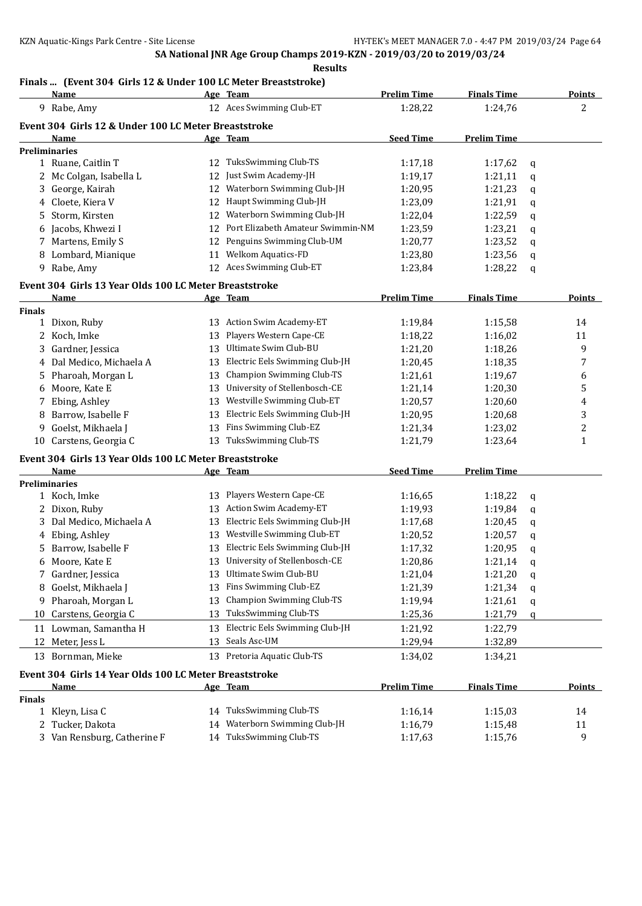**SA National JNR Age Group Champs 2019-KZN - 2019/03/20 to 2019/03/24**

**Results**

### Finals ... (Event 304 Girls 12 & Under 100 LC Meter Breaststroke)

| | Name | Age | Team | Prelim Time | Finals Time | Points |
|---|---|---|---|---|---|---|
| 9 | Rabe, Amy | 12 | Aces Swimming Club-ET | 1:28,22 | 1:24,76 | 2 |

### Event 304 Girls 12 & Under 100 LC Meter Breaststroke

| | Name | Age | Team | Seed Time | Prelim Time | |
|---|---|---|---|---|---|---|
| **Preliminaries** | | | | | | |
| 1 | Ruane, Caitlin T | 12 | TuksSwimming Club-TS | 1:17,18 | 1:17,62 | q |
| 2 | Mc Colgan, Isabella L | 12 | Just Swim Academy-JH | 1:19,17 | 1:21,11 | q |
| 3 | George, Kairah | 12 | Waterborn Swimming Club-JH | 1:20,95 | 1:21,23 | q |
| 4 | Cloete, Kiera V | 12 | Haupt Swimming Club-JH | 1:23,09 | 1:21,91 | q |
| 5 | Storm, Kirsten | 12 | Waterborn Swimming Club-JH | 1:22,04 | 1:22,59 | q |
| 6 | Jacobs, Khwezi I | 12 | Port Elizabeth Amateur Swimmin-NM | 1:23,59 | 1:23,21 | q |
| 7 | Martens, Emily S | 12 | Penguins Swimming Club-UM | 1:20,77 | 1:23,52 | q |
| 8 | Lombard, Mianique | 11 | Welkom Aquatics-FD | 1:23,80 | 1:23,56 | q |
| 9 | Rabe, Amy | 12 | Aces Swimming Club-ET | 1:23,84 | 1:28,22 | q |

### Event 304 Girls 13 Year Olds 100 LC Meter Breaststroke

| | Name | Age | Team | Prelim Time | Finals Time | Points |
|---|---|---|---|---|---|---|
| **Finals** | | | | | | |
| 1 | Dixon, Ruby | 13 | Action Swim Academy-ET | 1:19,84 | 1:15,58 | 14 |
| 2 | Koch, Imke | 13 | Players Western Cape-CE | 1:18,22 | 1:16,02 | 11 |
| 3 | Gardner, Jessica | 13 | Ultimate Swim Club-BU | 1:21,20 | 1:18,26 | 9 |
| 4 | Dal Medico, Michaela A | 13 | Electric Eels Swimming Club-JH | 1:20,45 | 1:18,35 | 7 |
| 5 | Pharoah, Morgan L | 13 | Champion Swimming Club-TS | 1:21,61 | 1:19,67 | 6 |
| 6 | Moore, Kate E | 13 | University of Stellenbosch-CE | 1:21,14 | 1:20,30 | 5 |
| 7 | Ebing, Ashley | 13 | Westville Swimming Club-ET | 1:20,57 | 1:20,60 | 4 |
| 8 | Barrow, Isabelle F | 13 | Electric Eels Swimming Club-JH | 1:20,95 | 1:20,68 | 3 |
| 9 | Goelst, Mikhaela J | 13 | Fins Swimming Club-EZ | 1:21,34 | 1:23,02 | 2 |
| 10 | Carstens, Georgia C | 13 | TuksSwimming Club-TS | 1:21,79 | 1:23,64 | 1 |

### Event 304 Girls 13 Year Olds 100 LC Meter Breaststroke

| | Name | Age | Team | Seed Time | Prelim Time | |
|---|---|---|---|---|---|---|
| **Preliminaries** | | | | | | |
| 1 | Koch, Imke | 13 | Players Western Cape-CE | 1:16,65 | 1:18,22 | q |
| 2 | Dixon, Ruby | 13 | Action Swim Academy-ET | 1:19,93 | 1:19,84 | q |
| 3 | Dal Medico, Michaela A | 13 | Electric Eels Swimming Club-JH | 1:17,68 | 1:20,45 | q |
| 4 | Ebing, Ashley | 13 | Westville Swimming Club-ET | 1:20,52 | 1:20,57 | q |
| 5 | Barrow, Isabelle F | 13 | Electric Eels Swimming Club-JH | 1:17,32 | 1:20,95 | q |
| 6 | Moore, Kate E | 13 | University of Stellenbosch-CE | 1:20,86 | 1:21,14 | q |
| 7 | Gardner, Jessica | 13 | Ultimate Swim Club-BU | 1:21,04 | 1:21,20 | q |
| 8 | Goelst, Mikhaela J | 13 | Fins Swimming Club-EZ | 1:21,39 | 1:21,34 | q |
| 9 | Pharoah, Morgan L | 13 | Champion Swimming Club-TS | 1:19,94 | 1:21,61 | q |
| 10 | Carstens, Georgia C | 13 | TuksSwimming Club-TS | 1:25,36 | 1:21,79 | q |
| 11 | Lowman, Samantha H | 13 | Electric Eels Swimming Club-JH | 1:21,92 | 1:22,79 | |
| 12 | Meter, Jess L | 13 | Seals Asc-UM | 1:29,94 | 1:32,89 | |
| 13 | Bornman, Mieke | 13 | Pretoria Aquatic Club-TS | 1:34,02 | 1:34,21 | |

### Event 304 Girls 14 Year Olds 100 LC Meter Breaststroke

| | Name | Age | Team | Prelim Time | Finals Time | Points |
|---|---|---|---|---|---|---|
| **Finals** | | | | | | |
| 1 | Kleyn, Lisa C | 14 | TuksSwimming Club-TS | 1:16,14 | 1:15,03 | 14 |
| 2 | Tucker, Dakota | 14 | Waterborn Swimming Club-JH | 1:16,79 | 1:15,48 | 11 |
| 3 | Van Rensburg, Catherine F | 14 | TuksSwimming Club-TS | 1:17,63 | 1:15,76 | 9 |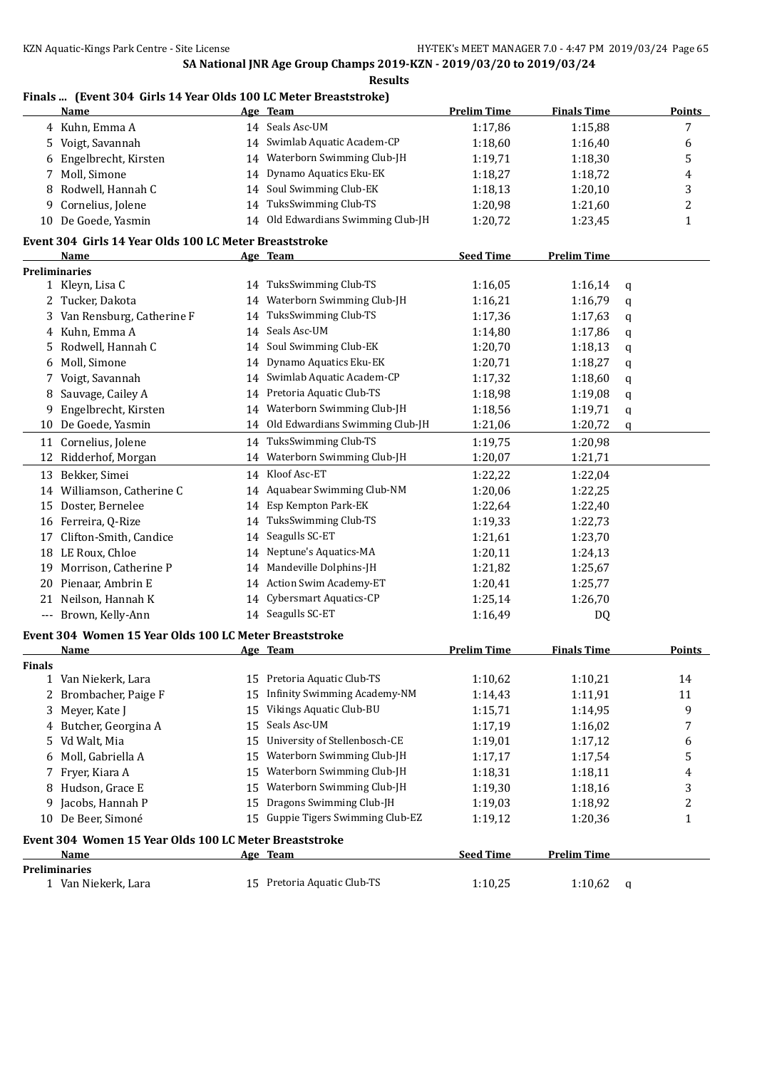**SA National JNR Age Group Champs 2019-KZN - 2019/03/20 to 2019/03/24**

**Results**

### Finals ... (Event 304 Girls 14 Year Olds 100 LC Meter Breaststroke)

| | Name | Age | Team | Prelim Time | Finals Time | Points |
|---|---|---|---|---|---|---|
| 4 | Kuhn, Emma A | 14 | Seals Asc-UM | 1:17,86 | 1:15,88 | 7 |
| 5 | Voigt, Savannah | 14 | Swimlab Aquatic Academ-CP | 1:18,60 | 1:16,40 | 6 |
| 6 | Engelbrecht, Kirsten | 14 | Waterborn Swimming Club-JH | 1:19,71 | 1:18,30 | 5 |
| 7 | Moll, Simone | 14 | Dynamo Aquatics Eku-EK | 1:18,27 | 1:18,72 | 4 |
| 8 | Rodwell, Hannah C | 14 | Soul Swimming Club-EK | 1:18,13 | 1:20,10 | 3 |
| 9 | Cornelius, Jolene | 14 | TuksSwimming Club-TS | 1:20,98 | 1:21,60 | 2 |
| 10 | De Goede, Yasmin | 14 | Old Edwardians Swimming Club-JH | 1:20,72 | 1:23,45 | 1 |

### Event 304 Girls 14 Year Olds 100 LC Meter Breaststroke

| | Name | Age | Team | Seed Time | Prelim Time | |
|---|---|---|---|---|---|---|
| **Preliminaries** | | | | | | |
| 1 | Kleyn, Lisa C | 14 | TuksSwimming Club-TS | 1:16,05 | 1:16,14 | q |
| 2 | Tucker, Dakota | 14 | Waterborn Swimming Club-JH | 1:16,21 | 1:16,79 | q |
| 3 | Van Rensburg, Catherine F | 14 | TuksSwimming Club-TS | 1:17,36 | 1:17,63 | q |
| 4 | Kuhn, Emma A | 14 | Seals Asc-UM | 1:14,80 | 1:17,86 | q |
| 5 | Rodwell, Hannah C | 14 | Soul Swimming Club-EK | 1:20,70 | 1:18,13 | q |
| 6 | Moll, Simone | 14 | Dynamo Aquatics Eku-EK | 1:20,71 | 1:18,27 | q |
| 7 | Voigt, Savannah | 14 | Swimlab Aquatic Academ-CP | 1:17,32 | 1:18,60 | q |
| 8 | Sauvage, Cailey A | 14 | Pretoria Aquatic Club-TS | 1:18,98 | 1:19,08 | q |
| 9 | Engelbrecht, Kirsten | 14 | Waterborn Swimming Club-JH | 1:18,56 | 1:19,71 | q |
| 10 | De Goede, Yasmin | 14 | Old Edwardians Swimming Club-JH | 1:21,06 | 1:20,72 | q |
| 11 | Cornelius, Jolene | 14 | TuksSwimming Club-TS | 1:19,75 | 1:20,98 | |
| 12 | Ridderhof, Morgan | 14 | Waterborn Swimming Club-JH | 1:20,07 | 1:21,71 | |
| 13 | Bekker, Simei | 14 | Kloof Asc-ET | 1:22,22 | 1:22,04 | |
| 14 | Williamson, Catherine C | 14 | Aquabear Swimming Club-NM | 1:20,06 | 1:22,25 | |
| 15 | Doster, Bernelee | 14 | Esp Kempton Park-EK | 1:22,64 | 1:22,40 | |
| 16 | Ferreira, Q-Rize | 14 | TuksSwimming Club-TS | 1:19,33 | 1:22,73 | |
| 17 | Clifton-Smith, Candice | 14 | Seagulls SC-ET | 1:21,61 | 1:23,70 | |
| 18 | LE Roux, Chloe | 14 | Neptune's Aquatics-MA | 1:20,11 | 1:24,13 | |
| 19 | Morrison, Catherine P | 14 | Mandeville Dolphins-JH | 1:21,82 | 1:25,67 | |
| 20 | Pienaar, Ambrin E | 14 | Action Swim Academy-ET | 1:20,41 | 1:25,77 | |
| 21 | Neilson, Hannah K | 14 | Cybersmart Aquatics-CP | 1:25,14 | 1:26,70 | |
| --- | Brown, Kelly-Ann | 14 | Seagulls SC-ET | 1:16,49 | DQ | |

### Event 304 Women 15 Year Olds 100 LC Meter Breaststroke

| | Name | Age | Team | Prelim Time | Finals Time | Points |
|---|---|---|---|---|---|---|
| **Finals** | | | | | | |
| 1 | Van Niekerk, Lara | 15 | Pretoria Aquatic Club-TS | 1:10,62 | 1:10,21 | 14 |
| 2 | Brombacher, Paige F | 15 | Infinity Swimming Academy-NM | 1:14,43 | 1:11,91 | 11 |
| 3 | Meyer, Kate J | 15 | Vikings Aquatic Club-BU | 1:15,71 | 1:14,95 | 9 |
| 4 | Butcher, Georgina A | 15 | Seals Asc-UM | 1:17,19 | 1:16,02 | 7 |
| 5 | Vd Walt, Mia | 15 | University of Stellenbosch-CE | 1:19,01 | 1:17,12 | 6 |
| 6 | Moll, Gabriella A | 15 | Waterborn Swimming Club-JH | 1:17,17 | 1:17,54 | 5 |
| 7 | Fryer, Kiara A | 15 | Waterborn Swimming Club-JH | 1:18,31 | 1:18,11 | 4 |
| 8 | Hudson, Grace E | 15 | Waterborn Swimming Club-JH | 1:19,30 | 1:18,16 | 3 |
| 9 | Jacobs, Hannah P | 15 | Dragons Swimming Club-JH | 1:19,03 | 1:18,92 | 2 |
| 10 | De Beer, Simoné | 15 | Guppie Tigers Swimming Club-EZ | 1:19,12 | 1:20,36 | 1 |

### Event 304 Women 15 Year Olds 100 LC Meter Breaststroke

| | Name | Age | Team | Seed Time | Prelim Time | |
|---|---|---|---|---|---|---|
| **Preliminaries** | | | | | | |
| 1 | Van Niekerk, Lara | 15 | Pretoria Aquatic Club-TS | 1:10,25 | 1:10,62 | q |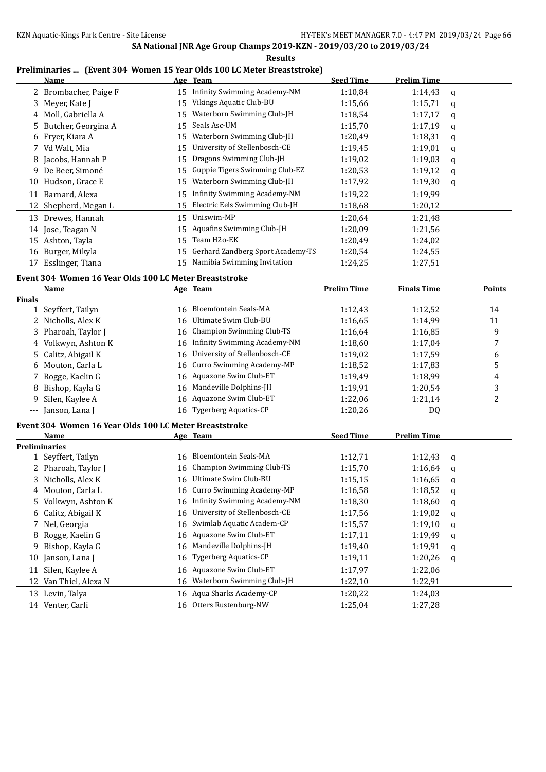## SA National JNR Age Group Champs 2019-KZN - 2019/03/20 to 2019/03/24

### Results

### Preliminaries ... (Event 304 Women 15 Year Olds 100 LC Meter Breaststroke)

| | Name | Age | Team | Seed Time | Prelim Time | |
|---|---|---|---|---|---|---|
| 2 | Brombacher, Paige F | 15 | Infinity Swimming Academy-NM | 1:10,84 | 1:14,43 | q |
| 3 | Meyer, Kate J | 15 | Vikings Aquatic Club-BU | 1:15,66 | 1:15,71 | q |
| 4 | Moll, Gabriella A | 15 | Waterborn Swimming Club-JH | 1:18,54 | 1:17,17 | q |
| 5 | Butcher, Georgina A | 15 | Seals Asc-UM | 1:15,70 | 1:17,19 | q |
| 6 | Fryer, Kiara A | 15 | Waterborn Swimming Club-JH | 1:20,49 | 1:18,31 | q |
| 7 | Vd Walt, Mia | 15 | University of Stellenbosch-CE | 1:19,45 | 1:19,01 | q |
| 8 | Jacobs, Hannah P | 15 | Dragons Swimming Club-JH | 1:19,02 | 1:19,03 | q |
| 9 | De Beer, Simoné | 15 | Guppie Tigers Swimming Club-EZ | 1:20,53 | 1:19,12 | q |
| 10 | Hudson, Grace E | 15 | Waterborn Swimming Club-JH | 1:17,92 | 1:19,30 | q |
| 11 | Barnard, Alexa | 15 | Infinity Swimming Academy-NM | 1:19,22 | 1:19,99 | |
| 12 | Shepherd, Megan L | 15 | Electric Eels Swimming Club-JH | 1:18,68 | 1:20,12 | |
| 13 | Drewes, Hannah | 15 | Uniswim-MP | 1:20,64 | 1:21,48 | |
| 14 | Jose, Teagan N | 15 | Aquafins Swimming Club-JH | 1:20,09 | 1:21,56 | |
| 15 | Ashton, Tayla | 15 | Team H2o-EK | 1:20,49 | 1:24,02 | |
| 16 | Burger, Mikyla | 15 | Gerhard Zandberg Sport Academy-TS | 1:20,54 | 1:24,55 | |
| 17 | Esslinger, Tiana | 15 | Namibia Swimming Invitation | 1:24,25 | 1:27,51 | |

### Event 304 Women 16 Year Olds 100 LC Meter Breaststroke

| | Name | Age | Team | Prelim Time | Finals Time | Points |
|---|---|---|---|---|---|---|
| **Finals** | | | | | | |
| 1 | Seyffert, Tailyn | 16 | Bloemfontein Seals-MA | 1:12,43 | 1:12,52 | 14 |
| 2 | Nicholls, Alex K | 16 | Ultimate Swim Club-BU | 1:16,65 | 1:14,99 | 11 |
| 3 | Pharoah, Taylor J | 16 | Champion Swimming Club-TS | 1:16,64 | 1:16,85 | 9 |
| 4 | Volkwyn, Ashton K | 16 | Infinity Swimming Academy-NM | 1:18,60 | 1:17,04 | 7 |
| 5 | Calitz, Abigail K | 16 | University of Stellenbosch-CE | 1:19,02 | 1:17,59 | 6 |
| 6 | Mouton, Carla L | 16 | Curro Swimming Academy-MP | 1:18,52 | 1:17,83 | 5 |
| 7 | Rogge, Kaelin G | 16 | Aquazone Swim Club-ET | 1:19,49 | 1:18,99 | 4 |
| 8 | Bishop, Kayla G | 16 | Mandeville Dolphins-JH | 1:19,91 | 1:20,54 | 3 |
| 9 | Silen, Kaylee A | 16 | Aquazone Swim Club-ET | 1:22,06 | 1:21,14 | 2 |
| --- | Janson, Lana J | 16 | Tygerberg Aquatics-CP | 1:20,26 | DQ | |

### Event 304 Women 16 Year Olds 100 LC Meter Breaststroke

| | Name | Age | Team | Seed Time | Prelim Time | |
|---|---|---|---|---|---|---|
| **Preliminaries** | | | | | | |
| 1 | Seyffert, Tailyn | 16 | Bloemfontein Seals-MA | 1:12,71 | 1:12,43 | q |
| 2 | Pharoah, Taylor J | 16 | Champion Swimming Club-TS | 1:15,70 | 1:16,64 | q |
| 3 | Nicholls, Alex K | 16 | Ultimate Swim Club-BU | 1:15,15 | 1:16,65 | q |
| 4 | Mouton, Carla L | 16 | Curro Swimming Academy-MP | 1:16,58 | 1:18,52 | q |
| 5 | Volkwyn, Ashton K | 16 | Infinity Swimming Academy-NM | 1:18,30 | 1:18,60 | q |
| 6 | Calitz, Abigail K | 16 | University of Stellenbosch-CE | 1:17,56 | 1:19,02 | q |
| 7 | Nel, Georgia | 16 | Swimlab Aquatic Academ-CP | 1:15,57 | 1:19,10 | q |
| 8 | Rogge, Kaelin G | 16 | Aquazone Swim Club-ET | 1:17,11 | 1:19,49 | q |
| 9 | Bishop, Kayla G | 16 | Mandeville Dolphins-JH | 1:19,40 | 1:19,91 | q |
| 10 | Janson, Lana J | 16 | Tygerberg Aquatics-CP | 1:19,11 | 1:20,26 | q |
| 11 | Silen, Kaylee A | 16 | Aquazone Swim Club-ET | 1:17,97 | 1:22,06 | |
| 12 | Van Thiel, Alexa N | 16 | Waterborn Swimming Club-JH | 1:22,10 | 1:22,91 | |
| 13 | Levin, Talya | 16 | Aqua Sharks Academy-CP | 1:20,22 | 1:24,03 | |
| 14 | Venter, Carli | 16 | Otters Rustenburg-NW | 1:25,04 | 1:27,28 | |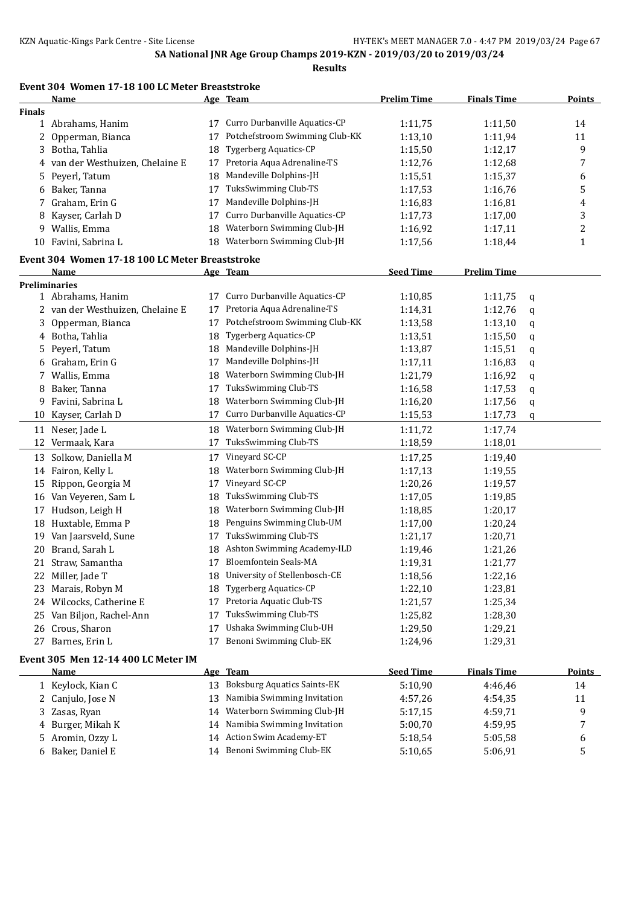SA National JNR Age Group Champs 2019-KZN - 2019/03/20 to 2019/03/24

**Results**

### Event 304 Women 17-18 100 LC Meter Breaststroke

| | Name | Age | Team | Prelim Time | Finals Time | Points |
|---|---|---|---|---|---|---|
| **Finals** | | | | | | |
| 1 | Abrahams, Hanim | 17 | Curro Durbanville Aquatics-CP | 1:11,75 | 1:11,50 | 14 |
| 2 | Opperman, Bianca | 17 | Potchefstroom Swimming Club-KK | 1:13,10 | 1:11,94 | 11 |
| 3 | Botha, Tahlia | 18 | Tygerberg Aquatics-CP | 1:15,50 | 1:12,17 | 9 |
| 4 | van der Westhuizen, Chelaine E | 17 | Pretoria Aqua Adrenaline-TS | 1:12,76 | 1:12,68 | 7 |
| 5 | Peyerl, Tatum | 18 | Mandeville Dolphins-JH | 1:15,51 | 1:15,37 | 6 |
| 6 | Baker, Tanna | 17 | TuksSwimming Club-TS | 1:17,53 | 1:16,76 | 5 |
| 7 | Graham, Erin G | 17 | Mandeville Dolphins-JH | 1:16,83 | 1:16,81 | 4 |
| 8 | Kayser, Carlah D | 17 | Curro Durbanville Aquatics-CP | 1:17,73 | 1:17,00 | 3 |
| 9 | Wallis, Emma | 18 | Waterborn Swimming Club-JH | 1:16,92 | 1:17,11 | 2 |
| 10 | Favini, Sabrina L | 18 | Waterborn Swimming Club-JH | 1:17,56 | 1:18,44 | 1 |

### Event 304 Women 17-18 100 LC Meter Breaststroke

| | Name | Age | Team | Seed Time | Prelim Time | |
|---|---|---|---|---|---|---|
| **Preliminaries** | | | | | | |
| 1 | Abrahams, Hanim | 17 | Curro Durbanville Aquatics-CP | 1:10,85 | 1:11,75 | q |
| 2 | van der Westhuizen, Chelaine E | 17 | Pretoria Aqua Adrenaline-TS | 1:14,31 | 1:12,76 | q |
| 3 | Opperman, Bianca | 17 | Potchefstroom Swimming Club-KK | 1:13,58 | 1:13,10 | q |
| 4 | Botha, Tahlia | 18 | Tygerberg Aquatics-CP | 1:13,51 | 1:15,50 | q |
| 5 | Peyerl, Tatum | 18 | Mandeville Dolphins-JH | 1:13,87 | 1:15,51 | q |
| 6 | Graham, Erin G | 17 | Mandeville Dolphins-JH | 1:17,11 | 1:16,83 | q |
| 7 | Wallis, Emma | 18 | Waterborn Swimming Club-JH | 1:21,79 | 1:16,92 | q |
| 8 | Baker, Tanna | 17 | TuksSwimming Club-TS | 1:16,58 | 1:17,53 | q |
| 9 | Favini, Sabrina L | 18 | Waterborn Swimming Club-JH | 1:16,20 | 1:17,56 | q |
| 10 | Kayser, Carlah D | 17 | Curro Durbanville Aquatics-CP | 1:15,53 | 1:17,73 | q |
| 11 | Neser, Jade L | 18 | Waterborn Swimming Club-JH | 1:11,72 | 1:17,74 | |
| 12 | Vermaak, Kara | 17 | TuksSwimming Club-TS | 1:18,59 | 1:18,01 | |
| 13 | Solkow, Daniella M | 17 | Vineyard SC-CP | 1:17,25 | 1:19,40 | |
| 14 | Fairon, Kelly L | 18 | Waterborn Swimming Club-JH | 1:17,13 | 1:19,55 | |
| 15 | Rippon, Georgia M | 17 | Vineyard SC-CP | 1:20,26 | 1:19,57 | |
| 16 | Van Veyeren, Sam L | 18 | TuksSwimming Club-TS | 1:17,05 | 1:19,85 | |
| 17 | Hudson, Leigh H | 18 | Waterborn Swimming Club-JH | 1:18,85 | 1:20,17 | |
| 18 | Huxtable, Emma P | 18 | Penguins Swimming Club-UM | 1:17,00 | 1:20,24 | |
| 19 | Van Jaarsveld, Sune | 17 | TuksSwimming Club-TS | 1:21,17 | 1:20,71 | |
| 20 | Brand, Sarah L | 18 | Ashton Swimming Academy-ILD | 1:19,46 | 1:21,26 | |
| 21 | Straw, Samantha | 17 | Bloemfontein Seals-MA | 1:19,31 | 1:21,77 | |
| 22 | Miller, Jade T | 18 | University of Stellenbosch-CE | 1:18,56 | 1:22,16 | |
| 23 | Marais, Robyn M | 18 | Tygerberg Aquatics-CP | 1:22,10 | 1:23,81 | |
| 24 | Wilcocks, Catherine E | 17 | Pretoria Aquatic Club-TS | 1:21,57 | 1:25,34 | |
| 25 | Van Biljon, Rachel-Ann | 17 | TuksSwimming Club-TS | 1:25,82 | 1:28,30 | |
| 26 | Crous, Sharon | 17 | Ushaka Swimming Club-UH | 1:29,50 | 1:29,21 | |
| 27 | Barnes, Erin L | 17 | Benoni Swimming Club-EK | 1:24,96 | 1:29,31 | |

### Event 305 Men 12-14 400 LC Meter IM

| | Name | Age | Team | Seed Time | Finals Time | Points |
|---|---|---|---|---|---|---|
| 1 | Keylock, Kian C | 13 | Boksburg Aquatics Saints-EK | 5:10,90 | 4:46,46 | 14 |
| 2 | Canjulo, Jose N | 13 | Namibia Swimming Invitation | 4:57,26 | 4:54,35 | 11 |
| 3 | Zasas, Ryan | 14 | Waterborn Swimming Club-JH | 5:17,15 | 4:59,71 | 9 |
| 4 | Burger, Mikah K | 14 | Namibia Swimming Invitation | 5:00,70 | 4:59,95 | 7 |
| 5 | Aromin, Ozzy L | 14 | Action Swim Academy-ET | 5:18,54 | 5:05,58 | 6 |
| 6 | Baker, Daniel E | 14 | Benoni Swimming Club-EK | 5:10,65 | 5:06,91 | 5 |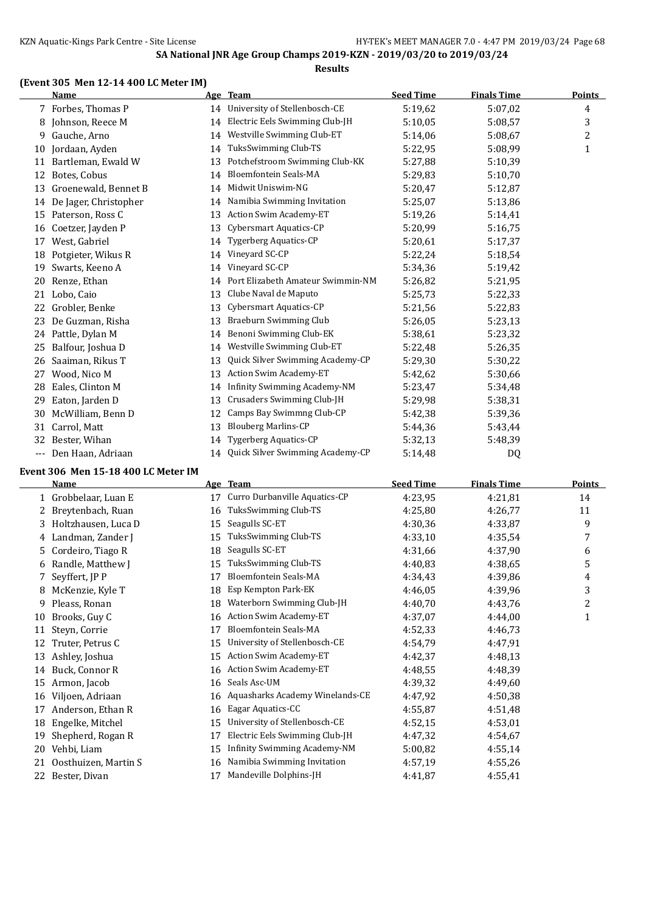SA National JNR Age Group Champs 2019-KZN - 2019/03/20 to 2019/03/24

**Results**

### (Event 305 Men 12-14 400 LC Meter IM)

| | Name | Age | Team | Seed Time | Finals Time | Points |
|---|---|---|---|---|---|---|
| 7 | Forbes, Thomas P | 14 | University of Stellenbosch-CE | 5:19,62 | 5:07,02 | 4 |
| 8 | Johnson, Reece M | 14 | Electric Eels Swimming Club-JH | 5:10,05 | 5:08,57 | 3 |
| 9 | Gauche, Arno | 14 | Westville Swimming Club-ET | 5:14,06 | 5:08,67 | 2 |
| 10 | Jordaan, Ayden | 14 | TuksSwimming Club-TS | 5:22,95 | 5:08,99 | 1 |
| 11 | Bartleman, Ewald W | 13 | Potchefstroom Swimming Club-KK | 5:27,88 | 5:10,39 | |
| 12 | Botes, Cobus | 14 | Bloemfontein Seals-MA | 5:29,83 | 5:10,70 | |
| 13 | Groenewald, Bennet B | 14 | Midwit Uniswim-NG | 5:20,47 | 5:12,87 | |
| 14 | De Jager, Christopher | 14 | Namibia Swimming Invitation | 5:25,07 | 5:13,86 | |
| 15 | Paterson, Ross C | 13 | Action Swim Academy-ET | 5:19,26 | 5:14,41 | |
| 16 | Coetzer, Jayden P | 13 | Cybersmart Aquatics-CP | 5:20,99 | 5:16,75 | |
| 17 | West, Gabriel | 14 | Tygerberg Aquatics-CP | 5:20,61 | 5:17,37 | |
| 18 | Potgieter, Wikus R | 14 | Vineyard SC-CP | 5:22,24 | 5:18,54 | |
| 19 | Swarts, Keeno A | 14 | Vineyard SC-CP | 5:34,36 | 5:19,42 | |
| 20 | Renze, Ethan | 14 | Port Elizabeth Amateur Swimmin-NM | 5:26,82 | 5:21,95 | |
| 21 | Lobo, Caio | 13 | Clube Naval de Maputo | 5:25,73 | 5:22,33 | |
| 22 | Grobler, Benke | 13 | Cybersmart Aquatics-CP | 5:21,56 | 5:22,83 | |
| 23 | De Guzman, Risha | 13 | Braeburn Swimming Club | 5:26,05 | 5:23,13 | |
| 24 | Pattle, Dylan M | 14 | Benoni Swimming Club-EK | 5:38,61 | 5:23,32 | |
| 25 | Balfour, Joshua D | 14 | Westville Swimming Club-ET | 5:22,48 | 5:26,35 | |
| 26 | Saaiman, Rikus T | 13 | Quick Silver Swimming Academy-CP | 5:29,30 | 5:30,22 | |
| 27 | Wood, Nico M | 13 | Action Swim Academy-ET | 5:42,62 | 5:30,66 | |
| 28 | Eales, Clinton M | 14 | Infinity Swimming Academy-NM | 5:23,47 | 5:34,48 | |
| 29 | Eaton, Jarden D | 13 | Crusaders Swimming Club-JH | 5:29,98 | 5:38,31 | |
| 30 | McWilliam, Benn D | 12 | Camps Bay Swimmng Club-CP | 5:42,38 | 5:39,36 | |
| 31 | Carrol, Matt | 13 | Blouberg Marlins-CP | 5:44,36 | 5:43,44 | |
| 32 | Bester, Wihan | 14 | Tygerberg Aquatics-CP | 5:32,13 | 5:48,39 | |
| --- | Den Haan, Adriaan | 14 | Quick Silver Swimming Academy-CP | 5:14,48 | DQ | |

### Event 306 Men 15-18 400 LC Meter IM

| | Name | Age | Team | Seed Time | Finals Time | Points |
|---|---|---|---|---|---|---|
| 1 | Grobbelaar, Luan E | 17 | Curro Durbanville Aquatics-CP | 4:23,95 | 4:21,81 | 14 |
| 2 | Breytenbach, Ruan | 16 | TuksSwimming Club-TS | 4:25,80 | 4:26,77 | 11 |
| 3 | Holtzhausen, Luca D | 15 | Seagulls SC-ET | 4:30,36 | 4:33,87 | 9 |
| 4 | Landman, Zander J | 15 | TuksSwimming Club-TS | 4:33,10 | 4:35,54 | 7 |
| 5 | Cordeiro, Tiago R | 18 | Seagulls SC-ET | 4:31,66 | 4:37,90 | 6 |
| 6 | Randle, Matthew J | 15 | TuksSwimming Club-TS | 4:40,83 | 4:38,65 | 5 |
| 7 | Seyffert, JP P | 17 | Bloemfontein Seals-MA | 4:34,43 | 4:39,86 | 4 |
| 8 | McKenzie, Kyle T | 18 | Esp Kempton Park-EK | 4:46,05 | 4:39,96 | 3 |
| 9 | Pleass, Ronan | 18 | Waterborn Swimming Club-JH | 4:40,70 | 4:43,76 | 2 |
| 10 | Brooks, Guy C | 16 | Action Swim Academy-ET | 4:37,07 | 4:44,00 | 1 |
| 11 | Steyn, Corrie | 17 | Bloemfontein Seals-MA | 4:52,33 | 4:46,73 | |
| 12 | Truter, Petrus C | 15 | University of Stellenbosch-CE | 4:54,79 | 4:47,91 | |
| 13 | Ashley, Joshua | 15 | Action Swim Academy-ET | 4:42,37 | 4:48,13 | |
| 14 | Buck, Connor R | 16 | Action Swim Academy-ET | 4:48,55 | 4:48,39 | |
| 15 | Armon, Jacob | 16 | Seals Asc-UM | 4:39,32 | 4:49,60 | |
| 16 | Viljoen, Adriaan | 16 | Aquasharks Academy Winelands-CE | 4:47,92 | 4:50,38 | |
| 17 | Anderson, Ethan R | 16 | Eagar Aquatics-CC | 4:55,87 | 4:51,48 | |
| 18 | Engelke, Mitchel | 15 | University of Stellenbosch-CE | 4:52,15 | 4:53,01 | |
| 19 | Shepherd, Rogan R | 17 | Electric Eels Swimming Club-JH | 4:47,32 | 4:54,67 | |
| 20 | Vehbi, Liam | 15 | Infinity Swimming Academy-NM | 5:00,82 | 4:55,14 | |
| 21 | Oosthuizen, Martin S | 16 | Namibia Swimming Invitation | 4:57,19 | 4:55,26 | |
| 22 | Bester, Divan | 17 | Mandeville Dolphins-JH | 4:41,87 | 4:55,41 | |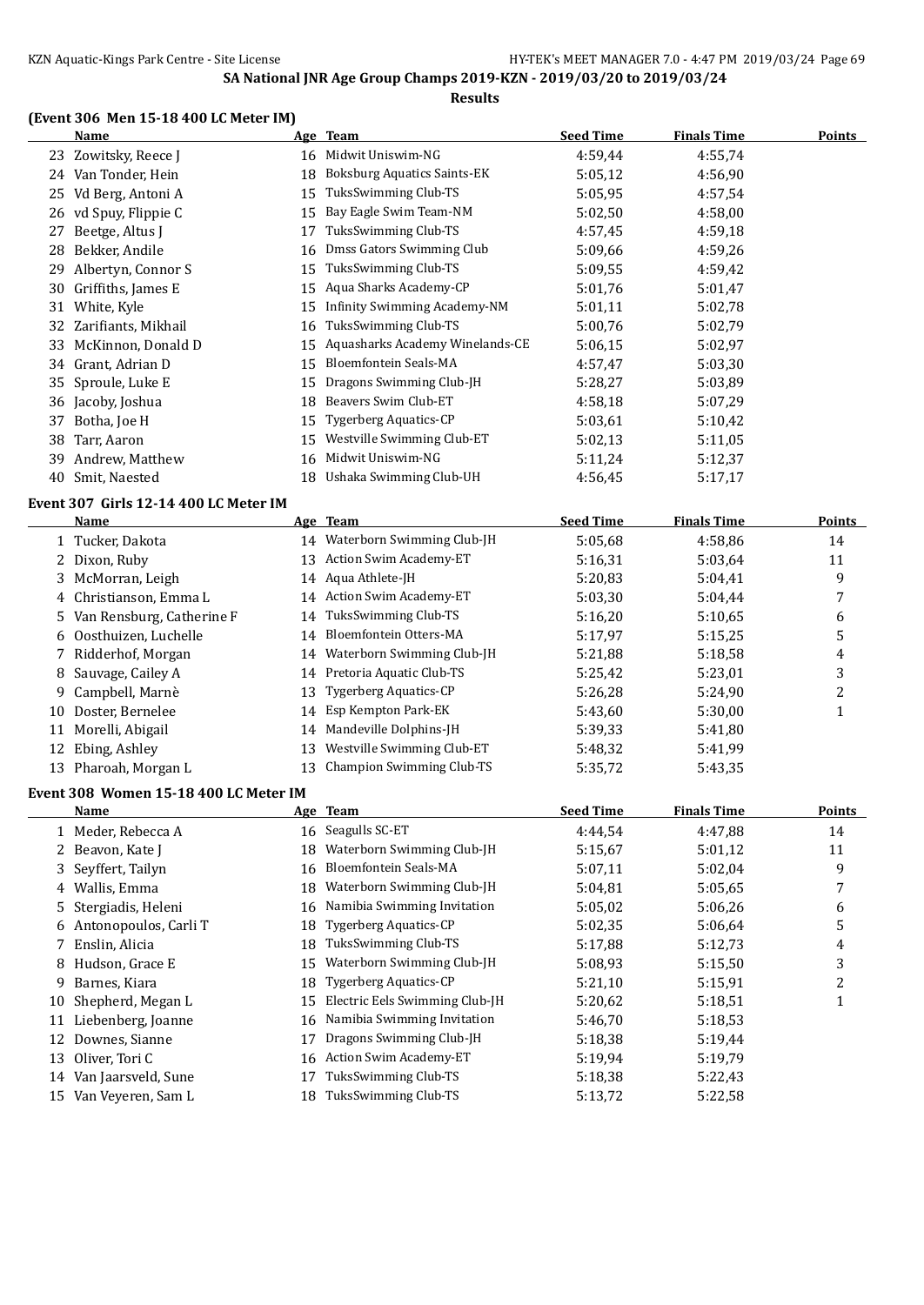## SA National JNR Age Group Champs 2019-KZN - 2019/03/20 to 2019/03/24

### Results

#### (Event 306 Men 15-18 400 LC Meter IM)

| | Name | Age | Team | Seed Time | Finals Time | Points |
|---|---|---|---|---|---|---|
| 23 | Zowitsky, Reece J | 16 | Midwit Uniswim-NG | 4:59,44 | 4:55,74 | |
| 24 | Van Tonder, Hein | 18 | Boksburg Aquatics Saints-EK | 5:05,12 | 4:56,90 | |
| 25 | Vd Berg, Antoni A | 15 | TuksSwimming Club-TS | 5:05,95 | 4:57,54 | |
| 26 | vd Spuy, Flippie C | 15 | Bay Eagle Swim Team-NM | 5:02,50 | 4:58,00 | |
| 27 | Beetge, Altus J | 17 | TuksSwimming Club-TS | 4:57,45 | 4:59,18 | |
| 28 | Bekker, Andile | 16 | Dmss Gators Swimming Club | 5:09,66 | 4:59,26 | |
| 29 | Albertyn, Connor S | 15 | TuksSwimming Club-TS | 5:09,55 | 4:59,42 | |
| 30 | Griffiths, James E | 15 | Aqua Sharks Academy-CP | 5:01,76 | 5:01,47 | |
| 31 | White, Kyle | 15 | Infinity Swimming Academy-NM | 5:01,11 | 5:02,78 | |
| 32 | Zarifiants, Mikhail | 16 | TuksSwimming Club-TS | 5:00,76 | 5:02,79 | |
| 33 | McKinnon, Donald D | 15 | Aquasharks Academy Winelands-CE | 5:06,15 | 5:02,97 | |
| 34 | Grant, Adrian D | 15 | Bloemfontein Seals-MA | 4:57,47 | 5:03,30 | |
| 35 | Sproule, Luke E | 15 | Dragons Swimming Club-JH | 5:28,27 | 5:03,89 | |
| 36 | Jacoby, Joshua | 18 | Beavers Swim Club-ET | 4:58,18 | 5:07,29 | |
| 37 | Botha, Joe H | 15 | Tygerberg Aquatics-CP | 5:03,61 | 5:10,42 | |
| 38 | Tarr, Aaron | 15 | Westville Swimming Club-ET | 5:02,13 | 5:11,05 | |
| 39 | Andrew, Matthew | 16 | Midwit Uniswim-NG | 5:11,24 | 5:12,37 | |
| 40 | Smit, Naested | 18 | Ushaka Swimming Club-UH | 4:56,45 | 5:17,17 | |

#### Event 307 Girls 12-14 400 LC Meter IM

| | Name | Age | Team | Seed Time | Finals Time | Points |
|---|---|---|---|---|---|---|
| 1 | Tucker, Dakota | 14 | Waterborn Swimming Club-JH | 5:05,68 | 4:58,86 | 14 |
| 2 | Dixon, Ruby | 13 | Action Swim Academy-ET | 5:16,31 | 5:03,64 | 11 |
| 3 | McMorran, Leigh | 14 | Aqua Athlete-JH | 5:20,83 | 5:04,41 | 9 |
| 4 | Christianson, Emma L | 14 | Action Swim Academy-ET | 5:03,30 | 5:04,44 | 7 |
| 5 | Van Rensburg, Catherine F | 14 | TuksSwimming Club-TS | 5:16,20 | 5:10,65 | 6 |
| 6 | Oosthuizen, Luchelle | 14 | Bloemfontein Otters-MA | 5:17,97 | 5:15,25 | 5 |
| 7 | Ridderhof, Morgan | 14 | Waterborn Swimming Club-JH | 5:21,88 | 5:18,58 | 4 |
| 8 | Sauvage, Cailey A | 14 | Pretoria Aquatic Club-TS | 5:25,42 | 5:23,01 | 3 |
| 9 | Campbell, Marnè | 13 | Tygerberg Aquatics-CP | 5:26,28 | 5:24,90 | 2 |
| 10 | Doster, Bernelee | 14 | Esp Kempton Park-EK | 5:43,60 | 5:30,00 | 1 |
| 11 | Morelli, Abigail | 14 | Mandeville Dolphins-JH | 5:39,33 | 5:41,80 | |
| 12 | Ebing, Ashley | 13 | Westville Swimming Club-ET | 5:48,32 | 5:41,99 | |
| 13 | Pharoah, Morgan L | 13 | Champion Swimming Club-TS | 5:35,72 | 5:43,35 | |

#### Event 308 Women 15-18 400 LC Meter IM

| | Name | Age | Team | Seed Time | Finals Time | Points |
|---|---|---|---|---|---|---|
| 1 | Meder, Rebecca A | 16 | Seagulls SC-ET | 4:44,54 | 4:47,88 | 14 |
| 2 | Beavon, Kate J | 18 | Waterborn Swimming Club-JH | 5:15,67 | 5:01,12 | 11 |
| 3 | Seyffert, Tailyn | 16 | Bloemfontein Seals-MA | 5:07,11 | 5:02,04 | 9 |
| 4 | Wallis, Emma | 18 | Waterborn Swimming Club-JH | 5:04,81 | 5:05,65 | 7 |
| 5 | Stergiadis, Heleni | 16 | Namibia Swimming Invitation | 5:05,02 | 5:06,26 | 6 |
| 6 | Antonopoulos, Carli T | 18 | Tygerberg Aquatics-CP | 5:02,35 | 5:06,64 | 5 |
| 7 | Enslin, Alicia | 18 | TuksSwimming Club-TS | 5:17,88 | 5:12,73 | 4 |
| 8 | Hudson, Grace E | 15 | Waterborn Swimming Club-JH | 5:08,93 | 5:15,50 | 3 |
| 9 | Barnes, Kiara | 18 | Tygerberg Aquatics-CP | 5:21,10 | 5:15,91 | 2 |
| 10 | Shepherd, Megan L | 15 | Electric Eels Swimming Club-JH | 5:20,62 | 5:18,51 | 1 |
| 11 | Liebenberg, Joanne | 16 | Namibia Swimming Invitation | 5:46,70 | 5:18,53 | |
| 12 | Downes, Sianne | 17 | Dragons Swimming Club-JH | 5:18,38 | 5:19,44 | |
| 13 | Oliver, Tori C | 16 | Action Swim Academy-ET | 5:19,94 | 5:19,79 | |
| 14 | Van Jaarsveld, Sune | 17 | TuksSwimming Club-TS | 5:18,38 | 5:22,43 | |
| 15 | Van Veyeren, Sam L | 18 | TuksSwimming Club-TS | 5:13,72 | 5:22,58 | |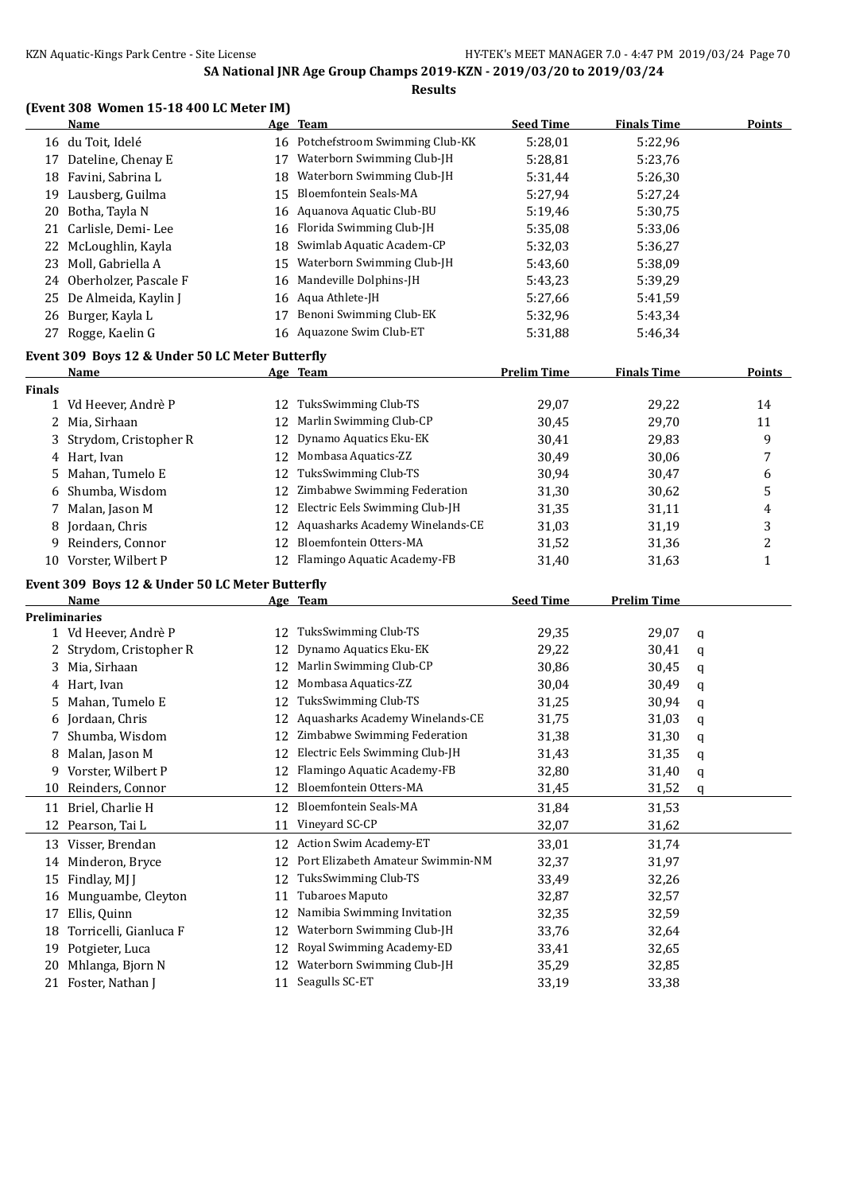## SA National JNR Age Group Champs 2019-KZN - 2019/03/20 to 2019/03/24

### Results

### (Event 308 Women 15-18 400 LC Meter IM)

| | Name | Age | Team | Seed Time | Finals Time | Points |
|---|---|---|---|---|---|---|
| 16 | du Toit, Idelé | 16 | Potchefstroom Swimming Club-KK | 5:28,01 | 5:22,96 | |
| 17 | Dateline, Chenay E | 17 | Waterborn Swimming Club-JH | 5:28,81 | 5:23,76 | |
| 18 | Favini, Sabrina L | 18 | Waterborn Swimming Club-JH | 5:31,44 | 5:26,30 | |
| 19 | Lausberg, Guilma | 15 | Bloemfontein Seals-MA | 5:27,94 | 5:27,24 | |
| 20 | Botha, Tayla N | 16 | Aquanova Aquatic Club-BU | 5:19,46 | 5:30,75 | |
| 21 | Carlisle, Demi- Lee | 16 | Florida Swimming Club-JH | 5:35,08 | 5:33,06 | |
| 22 | McLoughlin, Kayla | 18 | Swimlab Aquatic Academ-CP | 5:32,03 | 5:36,27 | |
| 23 | Moll, Gabriella A | 15 | Waterborn Swimming Club-JH | 5:43,60 | 5:38,09 | |
| 24 | Oberholzer, Pascale F | 16 | Mandeville Dolphins-JH | 5:43,23 | 5:39,29 | |
| 25 | De Almeida, Kaylin J | 16 | Aqua Athlete-JH | 5:27,66 | 5:41,59 | |
| 26 | Burger, Kayla L | 17 | Benoni Swimming Club-EK | 5:32,96 | 5:43,34 | |
| 27 | Rogge, Kaelin G | 16 | Aquazone Swim Club-ET | 5:31,88 | 5:46,34 | |

### Event 309 Boys 12 & Under 50 LC Meter Butterfly

| | Name | Age | Team | Prelim Time | Finals Time | Points |
|---|---|---|---|---|---|---|
| **Finals** | | | | | | |
| 1 | Vd Heever, Andrè P | 12 | TuksSwimming Club-TS | 29,07 | 29,22 | 14 |
| 2 | Mia, Sirhaan | 12 | Marlin Swimming Club-CP | 30,45 | 29,70 | 11 |
| 3 | Strydom, Cristopher R | 12 | Dynamo Aquatics Eku-EK | 30,41 | 29,83 | 9 |
| 4 | Hart, Ivan | 12 | Mombasa Aquatics-ZZ | 30,49 | 30,06 | 7 |
| 5 | Mahan, Tumelo E | 12 | TuksSwimming Club-TS | 30,94 | 30,47 | 6 |
| 6 | Shumba, Wisdom | 12 | Zimbabwe Swimming Federation | 31,30 | 30,62 | 5 |
| 7 | Malan, Jason M | 12 | Electric Eels Swimming Club-JH | 31,35 | 31,11 | 4 |
| 8 | Jordaan, Chris | 12 | Aquasharks Academy Winelands-CE | 31,03 | 31,19 | 3 |
| 9 | Reinders, Connor | 12 | Bloemfontein Otters-MA | 31,52 | 31,36 | 2 |
| 10 | Vorster, Wilbert P | 12 | Flamingo Aquatic Academy-FB | 31,40 | 31,63 | 1 |

### Event 309 Boys 12 & Under 50 LC Meter Butterfly

| | Name | Age | Team | Seed Time | Prelim Time | |
|---|---|---|---|---|---|---|
| **Preliminaries** | | | | | | |
| 1 | Vd Heever, Andrè P | 12 | TuksSwimming Club-TS | 29,35 | 29,07 | q |
| 2 | Strydom, Cristopher R | 12 | Dynamo Aquatics Eku-EK | 29,22 | 30,41 | q |
| 3 | Mia, Sirhaan | 12 | Marlin Swimming Club-CP | 30,86 | 30,45 | q |
| 4 | Hart, Ivan | 12 | Mombasa Aquatics-ZZ | 30,04 | 30,49 | q |
| 5 | Mahan, Tumelo E | 12 | TuksSwimming Club-TS | 31,25 | 30,94 | q |
| 6 | Jordaan, Chris | 12 | Aquasharks Academy Winelands-CE | 31,75 | 31,03 | q |
| 7 | Shumba, Wisdom | 12 | Zimbabwe Swimming Federation | 31,38 | 31,30 | q |
| 8 | Malan, Jason M | 12 | Electric Eels Swimming Club-JH | 31,43 | 31,35 | q |
| 9 | Vorster, Wilbert P | 12 | Flamingo Aquatic Academy-FB | 32,80 | 31,40 | q |
| 10 | Reinders, Connor | 12 | Bloemfontein Otters-MA | 31,45 | 31,52 | q |
| 11 | Briel, Charlie H | 12 | Bloemfontein Seals-MA | 31,84 | 31,53 | |
| 12 | Pearson, Tai L | 11 | Vineyard SC-CP | 32,07 | 31,62 | |
| 13 | Visser, Brendan | 12 | Action Swim Academy-ET | 33,01 | 31,74 | |
| 14 | Minderon, Bryce | 12 | Port Elizabeth Amateur Swimmin-NM | 32,37 | 31,97 | |
| 15 | Findlay, MJ J | 12 | TuksSwimming Club-TS | 33,49 | 32,26 | |
| 16 | Munguambe, Cleyton | 11 | Tubaroes Maputo | 32,87 | 32,57 | |
| 17 | Ellis, Quinn | 12 | Namibia Swimming Invitation | 32,35 | 32,59 | |
| 18 | Torricelli, Gianluca F | 12 | Waterborn Swimming Club-JH | 33,76 | 32,64 | |
| 19 | Potgieter, Luca | 12 | Royal Swimming Academy-ED | 33,41 | 32,65 | |
| 20 | Mhlanga, Bjorn N | 12 | Waterborn Swimming Club-JH | 35,29 | 32,85 | |
| 21 | Foster, Nathan J | 11 | Seagulls SC-ET | 33,19 | 33,38 | |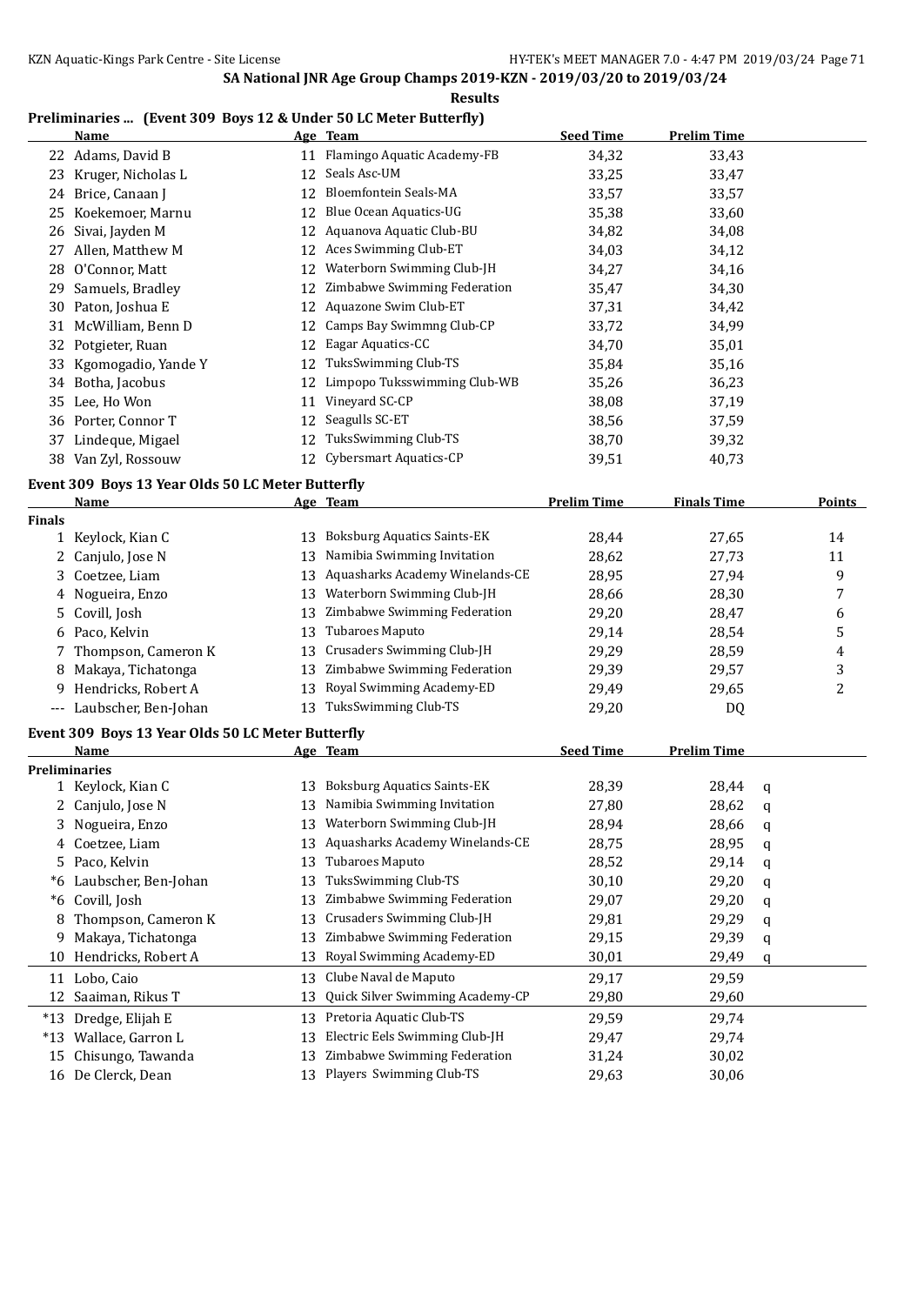SA National JNR Age Group Champs 2019-KZN - 2019/03/20 to 2019/03/24

**Results**

## Preliminaries ... (Event 309 Boys 12 & Under 50 LC Meter Butterfly)

| | Name | Age | Team | Seed Time | Prelim Time |
|---|---|---|---|---|---|
| 22 | Adams, David B | 11 | Flamingo Aquatic Academy-FB | 34,32 | 33,43 |
| 23 | Kruger, Nicholas L | 12 | Seals Asc-UM | 33,25 | 33,47 |
| 24 | Brice, Canaan J | 12 | Bloemfontein Seals-MA | 33,57 | 33,57 |
| 25 | Koekemoer, Marnu | 12 | Blue Ocean Aquatics-UG | 35,38 | 33,60 |
| 26 | Sivai, Jayden M | 12 | Aquanova Aquatic Club-BU | 34,82 | 34,08 |
| 27 | Allen, Matthew M | 12 | Aces Swimming Club-ET | 34,03 | 34,12 |
| 28 | O'Connor, Matt | 12 | Waterborn Swimming Club-JH | 34,27 | 34,16 |
| 29 | Samuels, Bradley | 12 | Zimbabwe Swimming Federation | 35,47 | 34,30 |
| 30 | Paton, Joshua E | 12 | Aquazone Swim Club-ET | 37,31 | 34,42 |
| 31 | McWilliam, Benn D | 12 | Camps Bay Swimmng Club-CP | 33,72 | 34,99 |
| 32 | Potgieter, Ruan | 12 | Eagar Aquatics-CC | 34,70 | 35,01 |
| 33 | Kgomogadio, Yande Y | 12 | TuksSwimming Club-TS | 35,84 | 35,16 |
| 34 | Botha, Jacobus | 12 | Limpopo Tuksswimming Club-WB | 35,26 | 36,23 |
| 35 | Lee, Ho Won | 11 | Vineyard SC-CP | 38,08 | 37,19 |
| 36 | Porter, Connor T | 12 | Seagulls SC-ET | 38,56 | 37,59 |
| 37 | Lindeque, Migael | 12 | TuksSwimming Club-TS | 38,70 | 39,32 |
| 38 | Van Zyl, Rossouw | 12 | Cybersmart Aquatics-CP | 39,51 | 40,73 |

## Event 309 Boys 13 Year Olds 50 LC Meter Butterfly

| | Name | Age | Team | Prelim Time | Finals Time | Points |
|---|---|---|---|---|---|---|
| **Finals** | | | | | | |
| 1 | Keylock, Kian C | 13 | Boksburg Aquatics Saints-EK | 28,44 | 27,65 | 14 |
| 2 | Canjulo, Jose N | 13 | Namibia Swimming Invitation | 28,62 | 27,73 | 11 |
| 3 | Coetzee, Liam | 13 | Aquasharks Academy Winelands-CE | 28,95 | 27,94 | 9 |
| 4 | Nogueira, Enzo | 13 | Waterborn Swimming Club-JH | 28,66 | 28,30 | 7 |
| 5 | Covill, Josh | 13 | Zimbabwe Swimming Federation | 29,20 | 28,47 | 6 |
| 6 | Paco, Kelvin | 13 | Tubaroes Maputo | 29,14 | 28,54 | 5 |
| 7 | Thompson, Cameron K | 13 | Crusaders Swimming Club-JH | 29,29 | 28,59 | 4 |
| 8 | Makaya, Tichatonga | 13 | Zimbabwe Swimming Federation | 29,39 | 29,57 | 3 |
| 9 | Hendricks, Robert A | 13 | Royal Swimming Academy-ED | 29,49 | 29,65 | 2 |
| --- | Laubscher, Ben-Johan | 13 | TuksSwimming Club-TS | 29,20 | DQ | |

## Event 309 Boys 13 Year Olds 50 LC Meter Butterfly

| | Name | Age | Team | Seed Time | Prelim Time | |
|---|---|---|---|---|---|---|
| **Preliminaries** | | | | | | |
| 1 | Keylock, Kian C | 13 | Boksburg Aquatics Saints-EK | 28,39 | 28,44 | q |
| 2 | Canjulo, Jose N | 13 | Namibia Swimming Invitation | 27,80 | 28,62 | q |
| 3 | Nogueira, Enzo | 13 | Waterborn Swimming Club-JH | 28,94 | 28,66 | q |
| 4 | Coetzee, Liam | 13 | Aquasharks Academy Winelands-CE | 28,75 | 28,95 | q |
| 5 | Paco, Kelvin | 13 | Tubaroes Maputo | 28,52 | 29,14 | q |
| *6 | Laubscher, Ben-Johan | 13 | TuksSwimming Club-TS | 30,10 | 29,20 | q |
| *6 | Covill, Josh | 13 | Zimbabwe Swimming Federation | 29,07 | 29,20 | q |
| 8 | Thompson, Cameron K | 13 | Crusaders Swimming Club-JH | 29,81 | 29,29 | q |
| 9 | Makaya, Tichatonga | 13 | Zimbabwe Swimming Federation | 29,15 | 29,39 | q |
| 10 | Hendricks, Robert A | 13 | Royal Swimming Academy-ED | 30,01 | 29,49 | q |
| 11 | Lobo, Caio | 13 | Clube Naval de Maputo | 29,17 | 29,59 | |
| 12 | Saaiman, Rikus T | 13 | Quick Silver Swimming Academy-CP | 29,80 | 29,60 | |
| *13 | Dredge, Elijah E | 13 | Pretoria Aquatic Club-TS | 29,59 | 29,74 | |
| *13 | Wallace, Garron L | 13 | Electric Eels Swimming Club-JH | 29,47 | 29,74 | |
| 15 | Chisungo, Tawanda | 13 | Zimbabwe Swimming Federation | 31,24 | 30,02 | |
| 16 | De Clerck, Dean | 13 | Players Swimming Club-TS | 29,63 | 30,06 | |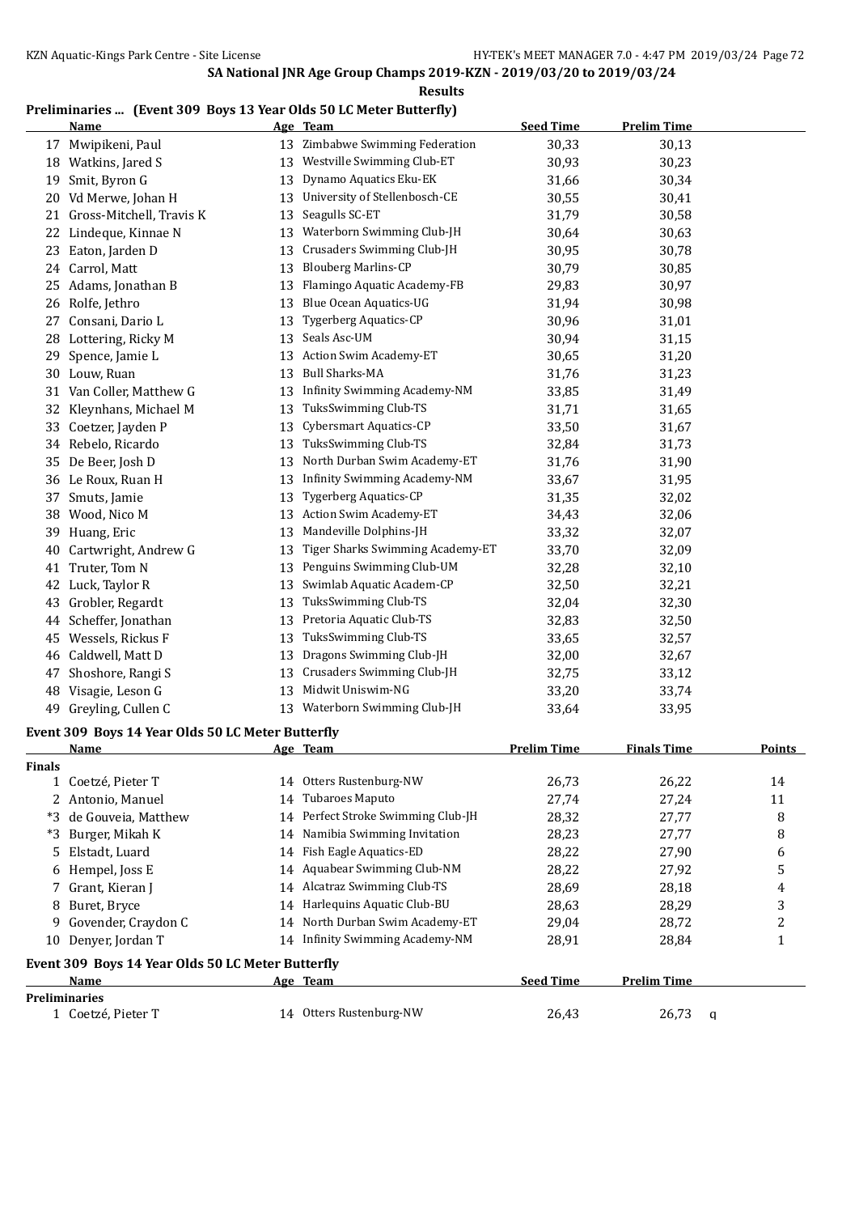SA National JNR Age Group Champs 2019-KZN - 2019/03/20 to 2019/03/24

**Results**

### Preliminaries ... (Event 309 Boys 13 Year Olds 50 LC Meter Butterfly)

| | Name | Age | Team | Seed Time | Prelim Time |
|---|---|---|---|---|---|
| 17 | Mwipikeni, Paul | 13 | Zimbabwe Swimming Federation | 30,33 | 30,13 |
| 18 | Watkins, Jared S | 13 | Westville Swimming Club-ET | 30,93 | 30,23 |
| 19 | Smit, Byron G | 13 | Dynamo Aquatics Eku-EK | 31,66 | 30,34 |
| 20 | Vd Merwe, Johan H | 13 | University of Stellenbosch-CE | 30,55 | 30,41 |
| 21 | Gross-Mitchell, Travis K | 13 | Seagulls SC-ET | 31,79 | 30,58 |
| 22 | Lindeque, Kinnae N | 13 | Waterborn Swimming Club-JH | 30,64 | 30,63 |
| 23 | Eaton, Jarden D | 13 | Crusaders Swimming Club-JH | 30,95 | 30,78 |
| 24 | Carrol, Matt | 13 | Blouberg Marlins-CP | 30,79 | 30,85 |
| 25 | Adams, Jonathan B | 13 | Flamingo Aquatic Academy-FB | 29,83 | 30,97 |
| 26 | Rolfe, Jethro | 13 | Blue Ocean Aquatics-UG | 31,94 | 30,98 |
| 27 | Consani, Dario L | 13 | Tygerberg Aquatics-CP | 30,96 | 31,01 |
| 28 | Lottering, Ricky M | 13 | Seals Asc-UM | 30,94 | 31,15 |
| 29 | Spence, Jamie L | 13 | Action Swim Academy-ET | 30,65 | 31,20 |
| 30 | Louw, Ruan | 13 | Bull Sharks-MA | 31,76 | 31,23 |
| 31 | Van Coller, Matthew G | 13 | Infinity Swimming Academy-NM | 33,85 | 31,49 |
| 32 | Kleynhans, Michael M | 13 | TuksSwimming Club-TS | 31,71 | 31,65 |
| 33 | Coetzer, Jayden P | 13 | Cybersmart Aquatics-CP | 33,50 | 31,67 |
| 34 | Rebelo, Ricardo | 13 | TuksSwimming Club-TS | 32,84 | 31,73 |
| 35 | De Beer, Josh D | 13 | North Durban Swim Academy-ET | 31,76 | 31,90 |
| 36 | Le Roux, Ruan H | 13 | Infinity Swimming Academy-NM | 33,67 | 31,95 |
| 37 | Smuts, Jamie | 13 | Tygerberg Aquatics-CP | 31,35 | 32,02 |
| 38 | Wood, Nico M | 13 | Action Swim Academy-ET | 34,43 | 32,06 |
| 39 | Huang, Eric | 13 | Mandeville Dolphins-JH | 33,32 | 32,07 |
| 40 | Cartwright, Andrew G | 13 | Tiger Sharks Swimming Academy-ET | 33,70 | 32,09 |
| 41 | Truter, Tom N | 13 | Penguins Swimming Club-UM | 32,28 | 32,10 |
| 42 | Luck, Taylor R | 13 | Swimlab Aquatic Academ-CP | 32,50 | 32,21 |
| 43 | Grobler, Regardt | 13 | TuksSwimming Club-TS | 32,04 | 32,30 |
| 44 | Scheffer, Jonathan | 13 | Pretoria Aquatic Club-TS | 32,83 | 32,50 |
| 45 | Wessels, Rickus F | 13 | TuksSwimming Club-TS | 33,65 | 32,57 |
| 46 | Caldwell, Matt D | 13 | Dragons Swimming Club-JH | 32,00 | 32,67 |
| 47 | Shoshore, Rangi S | 13 | Crusaders Swimming Club-JH | 32,75 | 33,12 |
| 48 | Visagie, Leson G | 13 | Midwit Uniswim-NG | 33,20 | 33,74 |
| 49 | Greyling, Cullen C | 13 | Waterborn Swimming Club-JH | 33,64 | 33,95 |

### Event 309 Boys 14 Year Olds 50 LC Meter Butterfly

| | Name | Age | Team | Prelim Time | Finals Time | Points |
|---|---|---|---|---|---|---|
| **Finals** | | | | | | |
| 1 | Coetzé, Pieter T | 14 | Otters Rustenburg-NW | 26,73 | 26,22 | 14 |
| 2 | Antonio, Manuel | 14 | Tubaroes Maputo | 27,74 | 27,24 | 11 |
| *3 | de Gouveia, Matthew | 14 | Perfect Stroke Swimming Club-JH | 28,32 | 27,77 | 8 |
| *3 | Burger, Mikah K | 14 | Namibia Swimming Invitation | 28,23 | 27,77 | 8 |
| 5 | Elstadt, Luard | 14 | Fish Eagle Aquatics-ED | 28,22 | 27,90 | 6 |
| 6 | Hempel, Joss E | 14 | Aquabear Swimming Club-NM | 28,22 | 27,92 | 5 |
| 7 | Grant, Kieran J | 14 | Alcatraz Swimming Club-TS | 28,69 | 28,18 | 4 |
| 8 | Buret, Bryce | 14 | Harlequins Aquatic Club-BU | 28,63 | 28,29 | 3 |
| 9 | Govender, Craydon C | 14 | North Durban Swim Academy-ET | 29,04 | 28,72 | 2 |
| 10 | Denyer, Jordan T | 14 | Infinity Swimming Academy-NM | 28,91 | 28,84 | 1 |

### Event 309 Boys 14 Year Olds 50 LC Meter Butterfly

| | Name | Age | Team | Seed Time | Prelim Time | |
|---|---|---|---|---|---|---|
| **Preliminaries** | | | | | | |
| 1 | Coetzé, Pieter T | 14 | Otters Rustenburg-NW | 26,43 | 26,73 | q |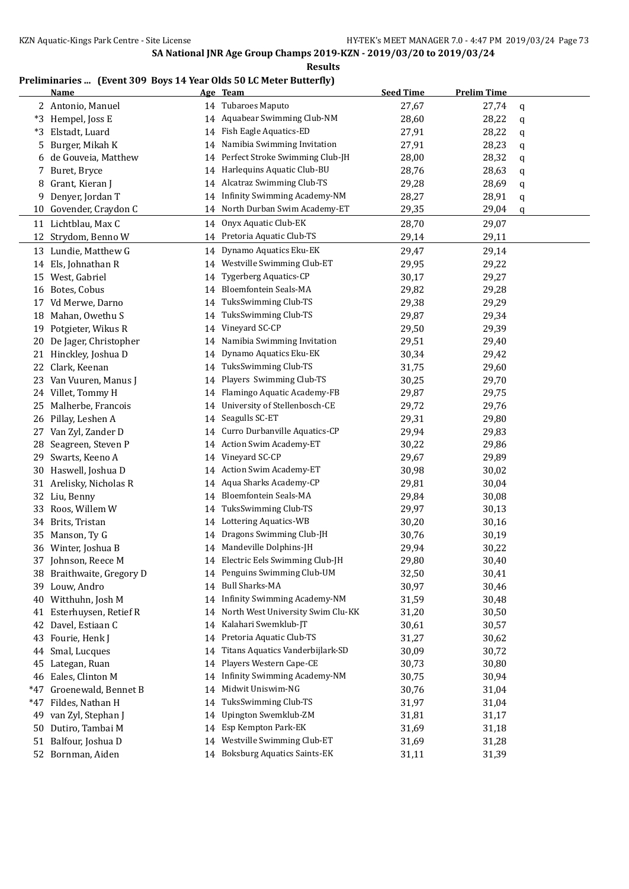SA National JNR Age Group Champs 2019-KZN - 2019/03/20 to 2019/03/24

**Results**

**Preliminaries ... (Event 309 Boys 14 Year Olds 50 LC Meter Butterfly)**

| | Name | Age | Team | Seed Time | Prelim Time | |
|---|---|---|---|---|---|---|
| 2 | Antonio, Manuel | 14 | Tubaroes Maputo | 27,67 | 27,74 | q |
| *3 | Hempel, Joss E | 14 | Aquabear Swimming Club-NM | 28,60 | 28,22 | q |
| *3 | Elstadt, Luard | 14 | Fish Eagle Aquatics-ED | 27,91 | 28,22 | q |
| 5 | Burger, Mikah K | 14 | Namibia Swimming Invitation | 27,91 | 28,23 | q |
| 6 | de Gouveia, Matthew | 14 | Perfect Stroke Swimming Club-JH | 28,00 | 28,32 | q |
| 7 | Buret, Bryce | 14 | Harlequins Aquatic Club-BU | 28,76 | 28,63 | q |
| 8 | Grant, Kieran J | 14 | Alcatraz Swimming Club-TS | 29,28 | 28,69 | q |
| 9 | Denyer, Jordan T | 14 | Infinity Swimming Academy-NM | 28,27 | 28,91 | q |
| 10 | Govender, Craydon C | 14 | North Durban Swim Academy-ET | 29,35 | 29,04 | q |
| 11 | Lichtblau, Max C | 14 | Onyx Aquatic Club-EK | 28,70 | 29,07 | |
| 12 | Strydom, Benno W | 14 | Pretoria Aquatic Club-TS | 29,14 | 29,11 | |
| 13 | Lundie, Matthew G | 14 | Dynamo Aquatics Eku-EK | 29,47 | 29,14 | |
| 14 | Els, Johnathan R | 14 | Westville Swimming Club-ET | 29,95 | 29,22 | |
| 15 | West, Gabriel | 14 | Tygerberg Aquatics-CP | 30,17 | 29,27 | |
| 16 | Botes, Cobus | 14 | Bloemfontein Seals-MA | 29,82 | 29,28 | |
| 17 | Vd Merwe, Darno | 14 | TuksSwimming Club-TS | 29,38 | 29,29 | |
| 18 | Mahan, Owethu S | 14 | TuksSwimming Club-TS | 29,87 | 29,34 | |
| 19 | Potgieter, Wikus R | 14 | Vineyard SC-CP | 29,50 | 29,39 | |
| 20 | De Jager, Christopher | 14 | Namibia Swimming Invitation | 29,51 | 29,40 | |
| 21 | Hinckley, Joshua D | 14 | Dynamo Aquatics Eku-EK | 30,34 | 29,42 | |
| 22 | Clark, Keenan | 14 | TuksSwimming Club-TS | 31,75 | 29,60 | |
| 23 | Van Vuuren, Manus J | 14 | Players Swimming Club-TS | 30,25 | 29,70 | |
| 24 | Villet, Tommy H | 14 | Flamingo Aquatic Academy-FB | 29,87 | 29,75 | |
| 25 | Malherbe, Francois | 14 | University of Stellenbosch-CE | 29,72 | 29,76 | |
| 26 | Pillay, Leshen A | 14 | Seagulls SC-ET | 29,31 | 29,80 | |
| 27 | Van Zyl, Zander D | 14 | Curro Durbanville Aquatics-CP | 29,94 | 29,83 | |
| 28 | Seagreen, Steven P | 14 | Action Swim Academy-ET | 30,22 | 29,86 | |
| 29 | Swarts, Keeno A | 14 | Vineyard SC-CP | 29,67 | 29,89 | |
| 30 | Haswell, Joshua D | 14 | Action Swim Academy-ET | 30,98 | 30,02 | |
| 31 | Arelisky, Nicholas R | 14 | Aqua Sharks Academy-CP | 29,81 | 30,04 | |
| 32 | Liu, Benny | 14 | Bloemfontein Seals-MA | 29,84 | 30,08 | |
| 33 | Roos, Willem W | 14 | TuksSwimming Club-TS | 29,97 | 30,13 | |
| 34 | Brits, Tristan | 14 | Lottering Aquatics-WB | 30,20 | 30,16 | |
| 35 | Manson, Ty G | 14 | Dragons Swimming Club-JH | 30,76 | 30,19 | |
| 36 | Winter, Joshua B | 14 | Mandeville Dolphins-JH | 29,94 | 30,22 | |
| 37 | Johnson, Reece M | 14 | Electric Eels Swimming Club-JH | 29,80 | 30,40 | |
| 38 | Braithwaite, Gregory D | 14 | Penguins Swimming Club-UM | 32,50 | 30,41 | |
| 39 | Louw, Andro | 14 | Bull Sharks-MA | 30,97 | 30,46 | |
| 40 | Witthuhn, Josh M | 14 | Infinity Swimming Academy-NM | 31,59 | 30,48 | |
| 41 | Esterhuysen, Retief R | 14 | North West University Swim Clu-KK | 31,20 | 30,50 | |
| 42 | Davel, Estiaan C | 14 | Kalahari Swemklub-JT | 30,61 | 30,57 | |
| 43 | Fourie, Henk J | 14 | Pretoria Aquatic Club-TS | 31,27 | 30,62 | |
| 44 | Smal, Lucques | 14 | Titans Aquatics Vanderbijlark-SD | 30,09 | 30,72 | |
| 45 | Lategan, Ruan | 14 | Players Western Cape-CE | 30,73 | 30,80 | |
| 46 | Eales, Clinton M | 14 | Infinity Swimming Academy-NM | 30,75 | 30,94 | |
| *47 | Groenewald, Bennet B | 14 | Midwit Uniswim-NG | 30,76 | 31,04 | |
| *47 | Fildes, Nathan H | 14 | TuksSwimming Club-TS | 31,97 | 31,04 | |
| 49 | van Zyl, Stephan J | 14 | Upington Swemklub-ZM | 31,81 | 31,17 | |
| 50 | Dutiro, Tambai M | 14 | Esp Kempton Park-EK | 31,69 | 31,18 | |
| 51 | Balfour, Joshua D | 14 | Westville Swimming Club-ET | 31,69 | 31,28 | |
| 52 | Bornman, Aiden | 14 | Boksburg Aquatics Saints-EK | 31,11 | 31,39 | |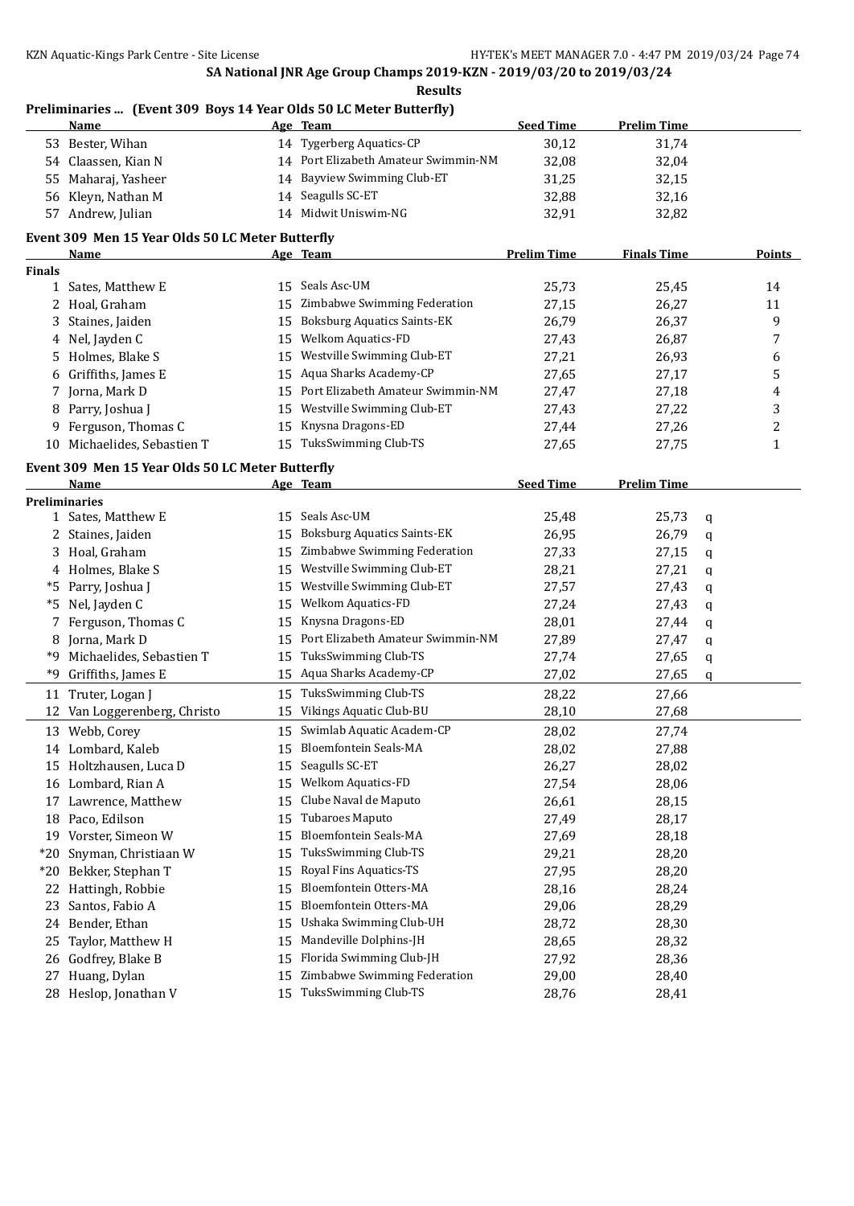SA National JNR Age Group Champs 2019-KZN - 2019/03/20 to 2019/03/24

**Results**

### Preliminaries ... (Event 309 Boys 14 Year Olds 50 LC Meter Butterfly)

| | Name | Age | Team | Seed Time | Prelim Time |
|---|---|---|---|---|---|
| 53 | Bester, Wihan | 14 | Tygerberg Aquatics-CP | 30,12 | 31,74 |
| 54 | Claassen, Kian N | 14 | Port Elizabeth Amateur Swimmin-NM | 32,08 | 32,04 |
| 55 | Maharaj, Yasheer | 14 | Bayview Swimming Club-ET | 31,25 | 32,15 |
| 56 | Kleyn, Nathan M | 14 | Seagulls SC-ET | 32,88 | 32,16 |
| 57 | Andrew, Julian | 14 | Midwit Uniswim-NG | 32,91 | 32,82 |

### Event 309 Men 15 Year Olds 50 LC Meter Butterfly

| | Name | Age | Team | Prelim Time | Finals Time | Points |
|---|---|---|---|---|---|---|
| **Finals** | | | | | | |
| 1 | Sates, Matthew E | 15 | Seals Asc-UM | 25,73 | 25,45 | 14 |
| 2 | Hoal, Graham | 15 | Zimbabwe Swimming Federation | 27,15 | 26,27 | 11 |
| 3 | Staines, Jaiden | 15 | Boksburg Aquatics Saints-EK | 26,79 | 26,37 | 9 |
| 4 | Nel, Jayden C | 15 | Welkom Aquatics-FD | 27,43 | 26,87 | 7 |
| 5 | Holmes, Blake S | 15 | Westville Swimming Club-ET | 27,21 | 26,93 | 6 |
| 6 | Griffiths, James E | 15 | Aqua Sharks Academy-CP | 27,65 | 27,17 | 5 |
| 7 | Jorna, Mark D | 15 | Port Elizabeth Amateur Swimmin-NM | 27,47 | 27,18 | 4 |
| 8 | Parry, Joshua J | 15 | Westville Swimming Club-ET | 27,43 | 27,22 | 3 |
| 9 | Ferguson, Thomas C | 15 | Knysna Dragons-ED | 27,44 | 27,26 | 2 |
| 10 | Michaelides, Sebastien T | 15 | TuksSwimming Club-TS | 27,65 | 27,75 | 1 |

### Event 309 Men 15 Year Olds 50 LC Meter Butterfly

| | Name | Age | Team | Seed Time | Prelim Time | |
|---|---|---|---|---|---|---|
| **Preliminaries** | | | | | | |
| 1 | Sates, Matthew E | 15 | Seals Asc-UM | 25,48 | 25,73 | q |
| 2 | Staines, Jaiden | 15 | Boksburg Aquatics Saints-EK | 26,95 | 26,79 | q |
| 3 | Hoal, Graham | 15 | Zimbabwe Swimming Federation | 27,33 | 27,15 | q |
| 4 | Holmes, Blake S | 15 | Westville Swimming Club-ET | 28,21 | 27,21 | q |
| *5 | Parry, Joshua J | 15 | Westville Swimming Club-ET | 27,57 | 27,43 | q |
| *5 | Nel, Jayden C | 15 | Welkom Aquatics-FD | 27,24 | 27,43 | q |
| 7 | Ferguson, Thomas C | 15 | Knysna Dragons-ED | 28,01 | 27,44 | q |
| 8 | Jorna, Mark D | 15 | Port Elizabeth Amateur Swimmin-NM | 27,89 | 27,47 | q |
| *9 | Michaelides, Sebastien T | 15 | TuksSwimming Club-TS | 27,74 | 27,65 | q |
| *9 | Griffiths, James E | 15 | Aqua Sharks Academy-CP | 27,02 | 27,65 | q |
| 11 | Truter, Logan J | 15 | TuksSwimming Club-TS | 28,22 | 27,66 | |
| 12 | Van Loggerenberg, Christo | 15 | Vikings Aquatic Club-BU | 28,10 | 27,68 | |
| 13 | Webb, Corey | 15 | Swimlab Aquatic Academ-CP | 28,02 | 27,74 | |
| 14 | Lombard, Kaleb | 15 | Bloemfontein Seals-MA | 28,02 | 27,88 | |
| 15 | Holtzhausen, Luca D | 15 | Seagulls SC-ET | 26,27 | 28,02 | |
| 16 | Lombard, Rian A | 15 | Welkom Aquatics-FD | 27,54 | 28,06 | |
| 17 | Lawrence, Matthew | 15 | Clube Naval de Maputo | 26,61 | 28,15 | |
| 18 | Paco, Edilson | 15 | Tubaroes Maputo | 27,49 | 28,17 | |
| 19 | Vorster, Simeon W | 15 | Bloemfontein Seals-MA | 27,69 | 28,18 | |
| *20 | Snyman, Christiaan W | 15 | TuksSwimming Club-TS | 29,21 | 28,20 | |
| *20 | Bekker, Stephan T | 15 | Royal Fins Aquatics-TS | 27,95 | 28,20 | |
| 22 | Hattingh, Robbie | 15 | Bloemfontein Otters-MA | 28,16 | 28,24 | |
| 23 | Santos, Fabio A | 15 | Bloemfontein Otters-MA | 29,06 | 28,29 | |
| 24 | Bender, Ethan | 15 | Ushaka Swimming Club-UH | 28,72 | 28,30 | |
| 25 | Taylor, Matthew H | 15 | Mandeville Dolphins-JH | 28,65 | 28,32 | |
| 26 | Godfrey, Blake B | 15 | Florida Swimming Club-JH | 27,92 | 28,36 | |
| 27 | Huang, Dylan | 15 | Zimbabwe Swimming Federation | 29,00 | 28,40 | |
| 28 | Heslop, Jonathan V | 15 | TuksSwimming Club-TS | 28,76 | 28,41 | |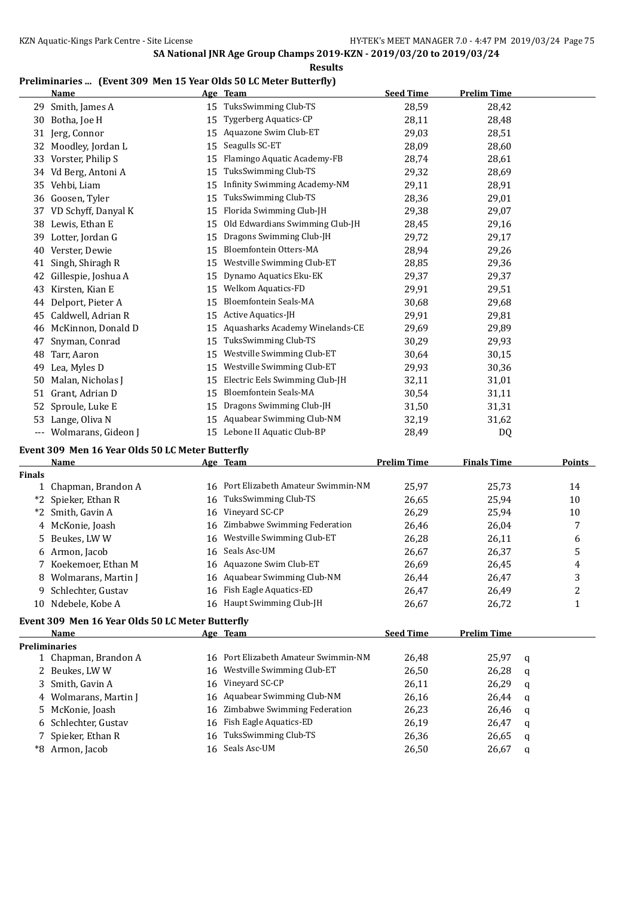SA National JNR Age Group Champs 2019-KZN - 2019/03/20 to 2019/03/24

**Results**

## Preliminaries ... (Event 309 Men 15 Year Olds 50 LC Meter Butterfly)

| | Name | Age | Team | Seed Time | Prelim Time |
|---|---|---|---|---|---|
| 29 | Smith, James A | 15 | TuksSwimming Club-TS | 28,59 | 28,42 |
| 30 | Botha, Joe H | 15 | Tygerberg Aquatics-CP | 28,11 | 28,48 |
| 31 | Jerg, Connor | 15 | Aquazone Swim Club-ET | 29,03 | 28,51 |
| 32 | Moodley, Jordan L | 15 | Seagulls SC-ET | 28,09 | 28,60 |
| 33 | Vorster, Philip S | 15 | Flamingo Aquatic Academy-FB | 28,74 | 28,61 |
| 34 | Vd Berg, Antoni A | 15 | TuksSwimming Club-TS | 29,32 | 28,69 |
| 35 | Vehbi, Liam | 15 | Infinity Swimming Academy-NM | 29,11 | 28,91 |
| 36 | Goosen, Tyler | 15 | TuksSwimming Club-TS | 28,36 | 29,01 |
| 37 | VD Schyff, Danyal K | 15 | Florida Swimming Club-JH | 29,38 | 29,07 |
| 38 | Lewis, Ethan E | 15 | Old Edwardians Swimming Club-JH | 28,45 | 29,16 |
| 39 | Lotter, Jordan G | 15 | Dragons Swimming Club-JH | 29,72 | 29,17 |
| 40 | Verster, Dewie | 15 | Bloemfontein Otters-MA | 28,94 | 29,26 |
| 41 | Singh, Shiragh R | 15 | Westville Swimming Club-ET | 28,85 | 29,36 |
| 42 | Gillespie, Joshua A | 15 | Dynamo Aquatics Eku-EK | 29,37 | 29,37 |
| 43 | Kirsten, Kian E | 15 | Welkom Aquatics-FD | 29,91 | 29,51 |
| 44 | Delport, Pieter A | 15 | Bloemfontein Seals-MA | 30,68 | 29,68 |
| 45 | Caldwell, Adrian R | 15 | Active Aquatics-JH | 29,91 | 29,81 |
| 46 | McKinnon, Donald D | 15 | Aquasharks Academy Winelands-CE | 29,69 | 29,89 |
| 47 | Snyman, Conrad | 15 | TuksSwimming Club-TS | 30,29 | 29,93 |
| 48 | Tarr, Aaron | 15 | Westville Swimming Club-ET | 30,64 | 30,15 |
| 49 | Lea, Myles D | 15 | Westville Swimming Club-ET | 29,93 | 30,36 |
| 50 | Malan, Nicholas J | 15 | Electric Eels Swimming Club-JH | 32,11 | 31,01 |
| 51 | Grant, Adrian D | 15 | Bloemfontein Seals-MA | 30,54 | 31,11 |
| 52 | Sproule, Luke E | 15 | Dragons Swimming Club-JH | 31,50 | 31,31 |
| 53 | Lange, Oliva N | 15 | Aquabear Swimming Club-NM | 32,19 | 31,62 |
| --- | Wolmarans, Gideon J | 15 | Lebone II Aquatic Club-BP | 28,49 | DQ |

## Event 309 Men 16 Year Olds 50 LC Meter Butterfly

| | Name | Age | Team | Prelim Time | Finals Time | Points |
|---|---|---|---|---|---|---|
| **Finals** | | | | | | |
| 1 | Chapman, Brandon A | 16 | Port Elizabeth Amateur Swimmin-NM | 25,97 | 25,73 | 14 |
| *2 | Spieker, Ethan R | 16 | TuksSwimming Club-TS | 26,65 | 25,94 | 10 |
| *2 | Smith, Gavin A | 16 | Vineyard SC-CP | 26,29 | 25,94 | 10 |
| 4 | McKonie, Joash | 16 | Zimbabwe Swimming Federation | 26,46 | 26,04 | 7 |
| 5 | Beukes, LW W | 16 | Westville Swimming Club-ET | 26,28 | 26,11 | 6 |
| 6 | Armon, Jacob | 16 | Seals Asc-UM | 26,67 | 26,37 | 5 |
| 7 | Koekemoer, Ethan M | 16 | Aquazone Swim Club-ET | 26,69 | 26,45 | 4 |
| 8 | Wolmarans, Martin J | 16 | Aquabear Swimming Club-NM | 26,44 | 26,47 | 3 |
| 9 | Schlechter, Gustav | 16 | Fish Eagle Aquatics-ED | 26,47 | 26,49 | 2 |
| 10 | Ndebele, Kobe A | 16 | Haupt Swimming Club-JH | 26,67 | 26,72 | 1 |

## Event 309 Men 16 Year Olds 50 LC Meter Butterfly

| | Name | Age | Team | Seed Time | Prelim Time | |
|---|---|---|---|---|---|---|
| **Preliminaries** | | | | | | |
| 1 | Chapman, Brandon A | 16 | Port Elizabeth Amateur Swimmin-NM | 26,48 | 25,97 | q |
| 2 | Beukes, LW W | 16 | Westville Swimming Club-ET | 26,50 | 26,28 | q |
| 3 | Smith, Gavin A | 16 | Vineyard SC-CP | 26,11 | 26,29 | q |
| 4 | Wolmarans, Martin J | 16 | Aquabear Swimming Club-NM | 26,16 | 26,44 | q |
| 5 | McKonie, Joash | 16 | Zimbabwe Swimming Federation | 26,23 | 26,46 | q |
| 6 | Schlechter, Gustav | 16 | Fish Eagle Aquatics-ED | 26,19 | 26,47 | q |
| 7 | Spieker, Ethan R | 16 | TuksSwimming Club-TS | 26,36 | 26,65 | q |
| *8 | Armon, Jacob | 16 | Seals Asc-UM | 26,50 | 26,67 | q |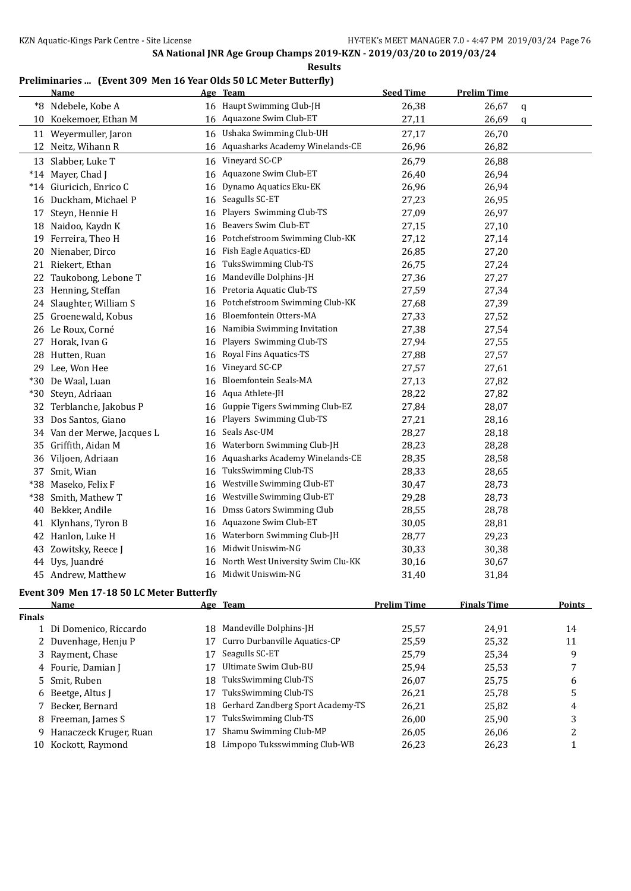SA National JNR Age Group Champs 2019-KZN - 2019/03/20 to 2019/03/24

**Results**

### Preliminaries ... (Event 309 Men 16 Year Olds 50 LC Meter Butterfly)

| | Name | Age | Team | Seed Time | Prelim Time | |
|---|---|---|---|---|---|---|
| *8 | Ndebele, Kobe A | 16 | Haupt Swimming Club-JH | 26,38 | 26,67 | q |
| 10 | Koekemoer, Ethan M | 16 | Aquazone Swim Club-ET | 27,11 | 26,69 | q |
| 11 | Weyermuller, Jaron | 16 | Ushaka Swimming Club-UH | 27,17 | 26,70 | |
| 12 | Neitz, Wihann R | 16 | Aquasharks Academy Winelands-CE | 26,96 | 26,82 | |
| 13 | Slabber, Luke T | 16 | Vineyard SC-CP | 26,79 | 26,88 | |
| *14 | Mayer, Chad J | 16 | Aquazone Swim Club-ET | 26,40 | 26,94 | |
| *14 | Giuricich, Enrico C | 16 | Dynamo Aquatics Eku-EK | 26,96 | 26,94 | |
| 16 | Duckham, Michael P | 16 | Seagulls SC-ET | 27,23 | 26,95 | |
| 17 | Steyn, Hennie H | 16 | Players Swimming Club-TS | 27,09 | 26,97 | |
| 18 | Naidoo, Kaydn K | 16 | Beavers Swim Club-ET | 27,15 | 27,10 | |
| 19 | Ferreira, Theo H | 16 | Potchefstroom Swimming Club-KK | 27,12 | 27,14 | |
| 20 | Nienaber, Dirco | 16 | Fish Eagle Aquatics-ED | 26,85 | 27,20 | |
| 21 | Riekert, Ethan | 16 | TuksSwimming Club-TS | 26,75 | 27,24 | |
| 22 | Taukobong, Lebone T | 16 | Mandeville Dolphins-JH | 27,36 | 27,27 | |
| 23 | Henning, Steffan | 16 | Pretoria Aquatic Club-TS | 27,59 | 27,34 | |
| 24 | Slaughter, William S | 16 | Potchefstroom Swimming Club-KK | 27,68 | 27,39 | |
| 25 | Groenewald, Kobus | 16 | Bloemfontein Otters-MA | 27,33 | 27,52 | |
| 26 | Le Roux, Corné | 16 | Namibia Swimming Invitation | 27,38 | 27,54 | |
| 27 | Horak, Ivan G | 16 | Players Swimming Club-TS | 27,94 | 27,55 | |
| 28 | Hutten, Ruan | 16 | Royal Fins Aquatics-TS | 27,88 | 27,57 | |
| 29 | Lee, Won Hee | 16 | Vineyard SC-CP | 27,57 | 27,61 | |
| *30 | De Waal, Luan | 16 | Bloemfontein Seals-MA | 27,13 | 27,82 | |
| *30 | Steyn, Adriaan | 16 | Aqua Athlete-JH | 28,22 | 27,82 | |
| 32 | Terblanche, Jakobus P | 16 | Guppie Tigers Swimming Club-EZ | 27,84 | 28,07 | |
| 33 | Dos Santos, Giano | 16 | Players Swimming Club-TS | 27,21 | 28,16 | |
| 34 | Van der Merwe, Jacques L | 16 | Seals Asc-UM | 28,27 | 28,18 | |
| 35 | Griffith, Aidan M | 16 | Waterborn Swimming Club-JH | 28,23 | 28,28 | |
| 36 | Viljoen, Adriaan | 16 | Aquasharks Academy Winelands-CE | 28,35 | 28,58 | |
| 37 | Smit, Wian | 16 | TuksSwimming Club-TS | 28,33 | 28,65 | |
| *38 | Maseko, Felix F | 16 | Westville Swimming Club-ET | 30,47 | 28,73 | |
| *38 | Smith, Mathew T | 16 | Westville Swimming Club-ET | 29,28 | 28,73 | |
| 40 | Bekker, Andile | 16 | Dmss Gators Swimming Club | 28,55 | 28,78 | |
| 41 | Klynhans, Tyron B | 16 | Aquazone Swim Club-ET | 30,05 | 28,81 | |
| 42 | Hanlon, Luke H | 16 | Waterborn Swimming Club-JH | 28,77 | 29,23 | |
| 43 | Zowitsky, Reece J | 16 | Midwit Uniswim-NG | 30,33 | 30,38 | |
| 44 | Uys, Juandré | 16 | North West University Swim Clu-KK | 30,16 | 30,67 | |
| 45 | Andrew, Matthew | 16 | Midwit Uniswim-NG | 31,40 | 31,84 | |

### Event 309 Men 17-18 50 LC Meter Butterfly

| | Name | Age | Team | Prelim Time | Finals Time | Points |
|---|---|---|---|---|---|---|
| **Finals** | | | | | | |
| 1 | Di Domenico, Riccardo | 18 | Mandeville Dolphins-JH | 25,57 | 24,91 | 14 |
| 2 | Duvenhage, Henju P | 17 | Curro Durbanville Aquatics-CP | 25,59 | 25,32 | 11 |
| 3 | Rayment, Chase | 17 | Seagulls SC-ET | 25,79 | 25,34 | 9 |
| 4 | Fourie, Damian J | 17 | Ultimate Swim Club-BU | 25,94 | 25,53 | 7 |
| 5 | Smit, Ruben | 18 | TuksSwimming Club-TS | 26,07 | 25,75 | 6 |
| 6 | Beetge, Altus J | 17 | TuksSwimming Club-TS | 26,21 | 25,78 | 5 |
| 7 | Becker, Bernard | 18 | Gerhard Zandberg Sport Academy-TS | 26,21 | 25,82 | 4 |
| 8 | Freeman, James S | 17 | TuksSwimming Club-TS | 26,00 | 25,90 | 3 |
| 9 | Hanaczeck Kruger, Ruan | 17 | Shamu Swimming Club-MP | 26,05 | 26,06 | 2 |
| 10 | Kockott, Raymond | 18 | Limpopo Tuksswimming Club-WB | 26,23 | 26,23 | 1 |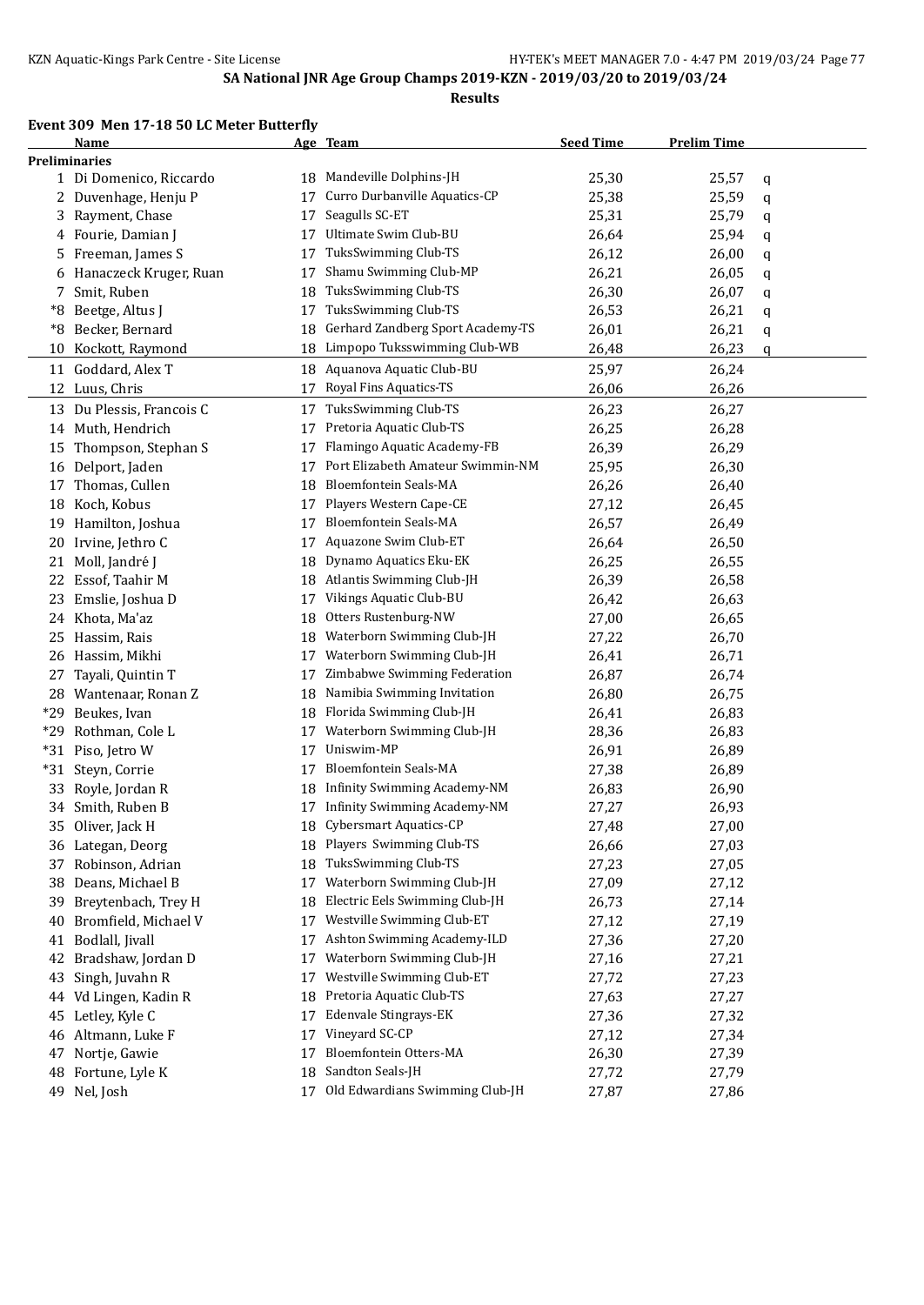SA National JNR Age Group Champs 2019-KZN - 2019/03/20 to 2019/03/24

**Results**

### Event 309 Men 17-18 50 LC Meter Butterfly

| | Name | Age | Team | Seed Time | Prelim Time | |
|---|---|---|---|---|---|---|
| **Preliminaries** | | | | | | |
| 1 | Di Domenico, Riccardo | 18 | Mandeville Dolphins-JH | 25,30 | 25,57 | q |
| 2 | Duvenhage, Henju P | 17 | Curro Durbanville Aquatics-CP | 25,38 | 25,59 | q |
| 3 | Rayment, Chase | 17 | Seagulls SC-ET | 25,31 | 25,79 | q |
| 4 | Fourie, Damian J | 17 | Ultimate Swim Club-BU | 26,64 | 25,94 | q |
| 5 | Freeman, James S | 17 | TuksSwimming Club-TS | 26,12 | 26,00 | q |
| 6 | Hanaczeck Kruger, Ruan | 17 | Shamu Swimming Club-MP | 26,21 | 26,05 | q |
| 7 | Smit, Ruben | 18 | TuksSwimming Club-TS | 26,30 | 26,07 | q |
| *8 | Beetge, Altus J | 17 | TuksSwimming Club-TS | 26,53 | 26,21 | q |
| *8 | Becker, Bernard | 18 | Gerhard Zandberg Sport Academy-TS | 26,01 | 26,21 | q |
| 10 | Kockott, Raymond | 18 | Limpopo Tuksswimming Club-WB | 26,48 | 26,23 | q |
| 11 | Goddard, Alex T | 18 | Aquanova Aquatic Club-BU | 25,97 | 26,24 | |
| 12 | Luus, Chris | 17 | Royal Fins Aquatics-TS | 26,06 | 26,26 | |
| 13 | Du Plessis, Francois C | 17 | TuksSwimming Club-TS | 26,23 | 26,27 | |
| 14 | Muth, Hendrich | 17 | Pretoria Aquatic Club-TS | 26,25 | 26,28 | |
| 15 | Thompson, Stephan S | 17 | Flamingo Aquatic Academy-FB | 26,39 | 26,29 | |
| 16 | Delport, Jaden | 17 | Port Elizabeth Amateur Swimmin-NM | 25,95 | 26,30 | |
| 17 | Thomas, Cullen | 18 | Bloemfontein Seals-MA | 26,26 | 26,40 | |
| 18 | Koch, Kobus | 17 | Players Western Cape-CE | 27,12 | 26,45 | |
| 19 | Hamilton, Joshua | 17 | Bloemfontein Seals-MA | 26,57 | 26,49 | |
| 20 | Irvine, Jethro C | 17 | Aquazone Swim Club-ET | 26,64 | 26,50 | |
| 21 | Moll, Jandré J | 18 | Dynamo Aquatics Eku-EK | 26,25 | 26,55 | |
| 22 | Essof, Taahir M | 18 | Atlantis Swimming Club-JH | 26,39 | 26,58 | |
| 23 | Emslie, Joshua D | 17 | Vikings Aquatic Club-BU | 26,42 | 26,63 | |
| 24 | Khota, Ma'az | 18 | Otters Rustenburg-NW | 27,00 | 26,65 | |
| 25 | Hassim, Rais | 18 | Waterborn Swimming Club-JH | 27,22 | 26,70 | |
| 26 | Hassim, Mikhi | 17 | Waterborn Swimming Club-JH | 26,41 | 26,71 | |
| 27 | Tayali, Quintin T | 17 | Zimbabwe Swimming Federation | 26,87 | 26,74 | |
| 28 | Wantenaar, Ronan Z | 18 | Namibia Swimming Invitation | 26,80 | 26,75 | |
| *29 | Beukes, Ivan | 18 | Florida Swimming Club-JH | 26,41 | 26,83 | |
| *29 | Rothman, Cole L | 17 | Waterborn Swimming Club-JH | 28,36 | 26,83 | |
| *31 | Piso, Jetro W | 17 | Uniswim-MP | 26,91 | 26,89 | |
| *31 | Steyn, Corrie | 17 | Bloemfontein Seals-MA | 27,38 | 26,89 | |
| 33 | Royle, Jordan R | 18 | Infinity Swimming Academy-NM | 26,83 | 26,90 | |
| 34 | Smith, Ruben B | 17 | Infinity Swimming Academy-NM | 27,27 | 26,93 | |
| 35 | Oliver, Jack H | 18 | Cybersmart Aquatics-CP | 27,48 | 27,00 | |
| 36 | Lategan, Deorg | 18 | Players Swimming Club-TS | 26,66 | 27,03 | |
| 37 | Robinson, Adrian | 18 | TuksSwimming Club-TS | 27,23 | 27,05 | |
| 38 | Deans, Michael B | 17 | Waterborn Swimming Club-JH | 27,09 | 27,12 | |
| 39 | Breytenbach, Trey H | 18 | Electric Eels Swimming Club-JH | 26,73 | 27,14 | |
| 40 | Bromfield, Michael V | 17 | Westville Swimming Club-ET | 27,12 | 27,19 | |
| 41 | Bodlall, Jivall | 17 | Ashton Swimming Academy-ILD | 27,36 | 27,20 | |
| 42 | Bradshaw, Jordan D | 17 | Waterborn Swimming Club-JH | 27,16 | 27,21 | |
| 43 | Singh, Juvahn R | 17 | Westville Swimming Club-ET | 27,72 | 27,23 | |
| 44 | Vd Lingen, Kadin R | 18 | Pretoria Aquatic Club-TS | 27,63 | 27,27 | |
| 45 | Letley, Kyle C | 17 | Edenvale Stingrays-EK | 27,36 | 27,32 | |
| 46 | Altmann, Luke F | 17 | Vineyard SC-CP | 27,12 | 27,34 | |
| 47 | Nortje, Gawie | 17 | Bloemfontein Otters-MA | 26,30 | 27,39 | |
| 48 | Fortune, Lyle K | 18 | Sandton Seals-JH | 27,72 | 27,79 | |
| 49 | Nel, Josh | 17 | Old Edwardians Swimming Club-JH | 27,87 | 27,86 | |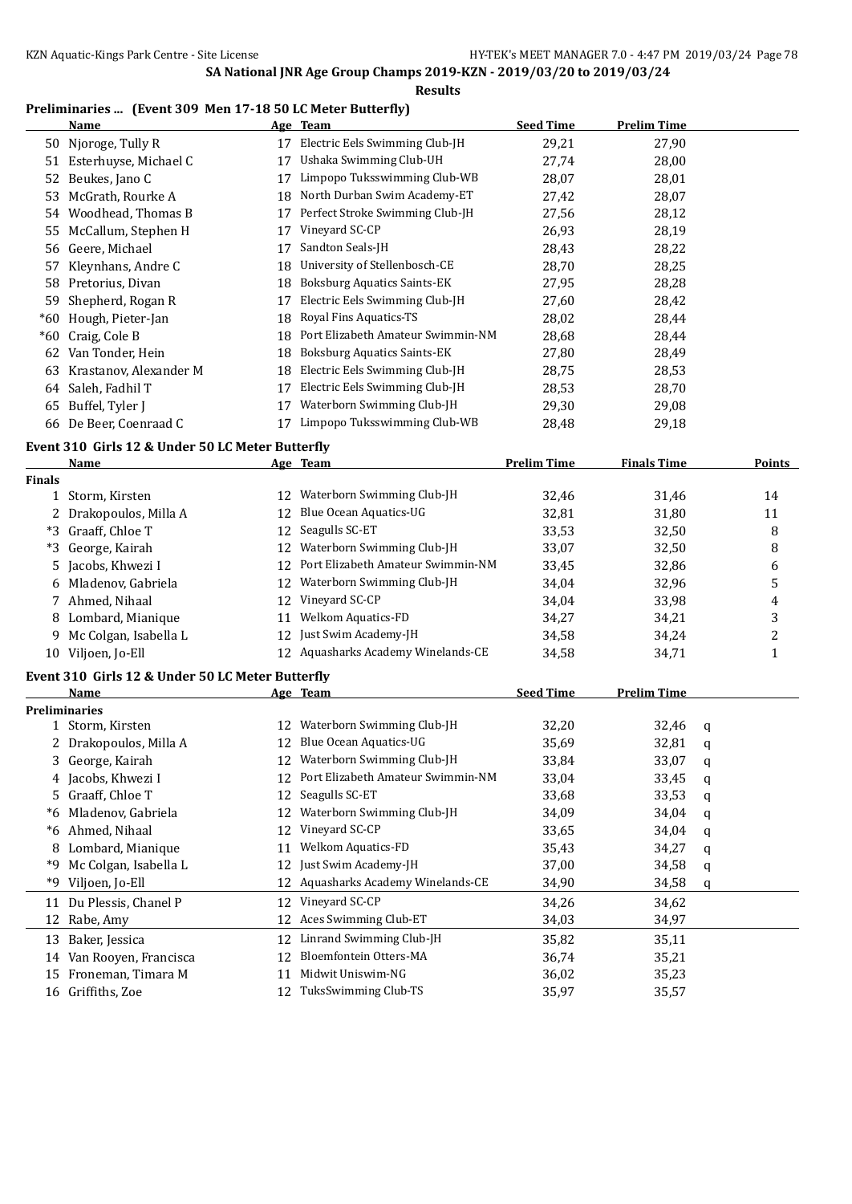## SA National JNR Age Group Champs 2019-KZN - 2019/03/20 to 2019/03/24

**Results**

### Preliminaries ... (Event 309 Men 17-18 50 LC Meter Butterfly)

| | Name | Age | Team | Seed Time | Prelim Time |
|---|---|---|---|---|---|
| 50 | Njoroge, Tully R | 17 | Electric Eels Swimming Club-JH | 29,21 | 27,90 |
| 51 | Esterhuyse, Michael C | 17 | Ushaka Swimming Club-UH | 27,74 | 28,00 |
| 52 | Beukes, Jano C | 17 | Limpopo Tuksswimming Club-WB | 28,07 | 28,01 |
| 53 | McGrath, Rourke A | 18 | North Durban Swim Academy-ET | 27,42 | 28,07 |
| 54 | Woodhead, Thomas B | 17 | Perfect Stroke Swimming Club-JH | 27,56 | 28,12 |
| 55 | McCallum, Stephen H | 17 | Vineyard SC-CP | 26,93 | 28,19 |
| 56 | Geere, Michael | 17 | Sandton Seals-JH | 28,43 | 28,22 |
| 57 | Kleynhans, Andre C | 18 | University of Stellenbosch-CE | 28,70 | 28,25 |
| 58 | Pretorius, Divan | 18 | Boksburg Aquatics Saints-EK | 27,95 | 28,28 |
| 59 | Shepherd, Rogan R | 17 | Electric Eels Swimming Club-JH | 27,60 | 28,42 |
| *60 | Hough, Pieter-Jan | 18 | Royal Fins Aquatics-TS | 28,02 | 28,44 |
| *60 | Craig, Cole B | 18 | Port Elizabeth Amateur Swimmin-NM | 28,68 | 28,44 |
| 62 | Van Tonder, Hein | 18 | Boksburg Aquatics Saints-EK | 27,80 | 28,49 |
| 63 | Krastanov, Alexander M | 18 | Electric Eels Swimming Club-JH | 28,75 | 28,53 |
| 64 | Saleh, Fadhil T | 17 | Electric Eels Swimming Club-JH | 28,53 | 28,70 |
| 65 | Buffel, Tyler J | 17 | Waterborn Swimming Club-JH | 29,30 | 29,08 |
| 66 | De Beer, Coenraad C | 17 | Limpopo Tuksswimming Club-WB | 28,48 | 29,18 |

### Event 310 Girls 12 & Under 50 LC Meter Butterfly

| | Name | Age | Team | Prelim Time | Finals Time | Points |
|---|---|---|---|---|---|---|
| **Finals** | | | | | | |
| 1 | Storm, Kirsten | 12 | Waterborn Swimming Club-JH | 32,46 | 31,46 | 14 |
| 2 | Drakopoulos, Milla A | 12 | Blue Ocean Aquatics-UG | 32,81 | 31,80 | 11 |
| *3 | Graaff, Chloe T | 12 | Seagulls SC-ET | 33,53 | 32,50 | 8 |
| *3 | George, Kairah | 12 | Waterborn Swimming Club-JH | 33,07 | 32,50 | 8 |
| 5 | Jacobs, Khwezi I | 12 | Port Elizabeth Amateur Swimmin-NM | 33,45 | 32,86 | 6 |
| 6 | Mladenov, Gabriela | 12 | Waterborn Swimming Club-JH | 34,04 | 32,96 | 5 |
| 7 | Ahmed, Nihaal | 12 | Vineyard SC-CP | 34,04 | 33,98 | 4 |
| 8 | Lombard, Mianique | 11 | Welkom Aquatics-FD | 34,27 | 34,21 | 3 |
| 9 | Mc Colgan, Isabella L | 12 | Just Swim Academy-JH | 34,58 | 34,24 | 2 |
| 10 | Viljoen, Jo-Ell | 12 | Aquasharks Academy Winelands-CE | 34,58 | 34,71 | 1 |

### Event 310 Girls 12 & Under 50 LC Meter Butterfly

| | Name | Age | Team | Seed Time | Prelim Time | |
|---|---|---|---|---|---|---|
| **Preliminaries** | | | | | | |
| 1 | Storm, Kirsten | 12 | Waterborn Swimming Club-JH | 32,20 | 32,46 | q |
| 2 | Drakopoulos, Milla A | 12 | Blue Ocean Aquatics-UG | 35,69 | 32,81 | q |
| 3 | George, Kairah | 12 | Waterborn Swimming Club-JH | 33,84 | 33,07 | q |
| 4 | Jacobs, Khwezi I | 12 | Port Elizabeth Amateur Swimmin-NM | 33,04 | 33,45 | q |
| 5 | Graaff, Chloe T | 12 | Seagulls SC-ET | 33,68 | 33,53 | q |
| *6 | Mladenov, Gabriela | 12 | Waterborn Swimming Club-JH | 34,09 | 34,04 | q |
| *6 | Ahmed, Nihaal | 12 | Vineyard SC-CP | 33,65 | 34,04 | q |
| 8 | Lombard, Mianique | 11 | Welkom Aquatics-FD | 35,43 | 34,27 | q |
| *9 | Mc Colgan, Isabella L | 12 | Just Swim Academy-JH | 37,00 | 34,58 | q |
| *9 | Viljoen, Jo-Ell | 12 | Aquasharks Academy Winelands-CE | 34,90 | 34,58 | q |
| 11 | Du Plessis, Chanel P | 12 | Vineyard SC-CP | 34,26 | 34,62 | |
| 12 | Rabe, Amy | 12 | Aces Swimming Club-ET | 34,03 | 34,97 | |
| 13 | Baker, Jessica | 12 | Linrand Swimming Club-JH | 35,82 | 35,11 | |
| 14 | Van Rooyen, Francisca | 12 | Bloemfontein Otters-MA | 36,74 | 35,21 | |
| 15 | Froneman, Timara M | 11 | Midwit Uniswim-NG | 36,02 | 35,23 | |
| 16 | Griffiths, Zoe | 12 | TuksSwimming Club-TS | 35,97 | 35,57 | |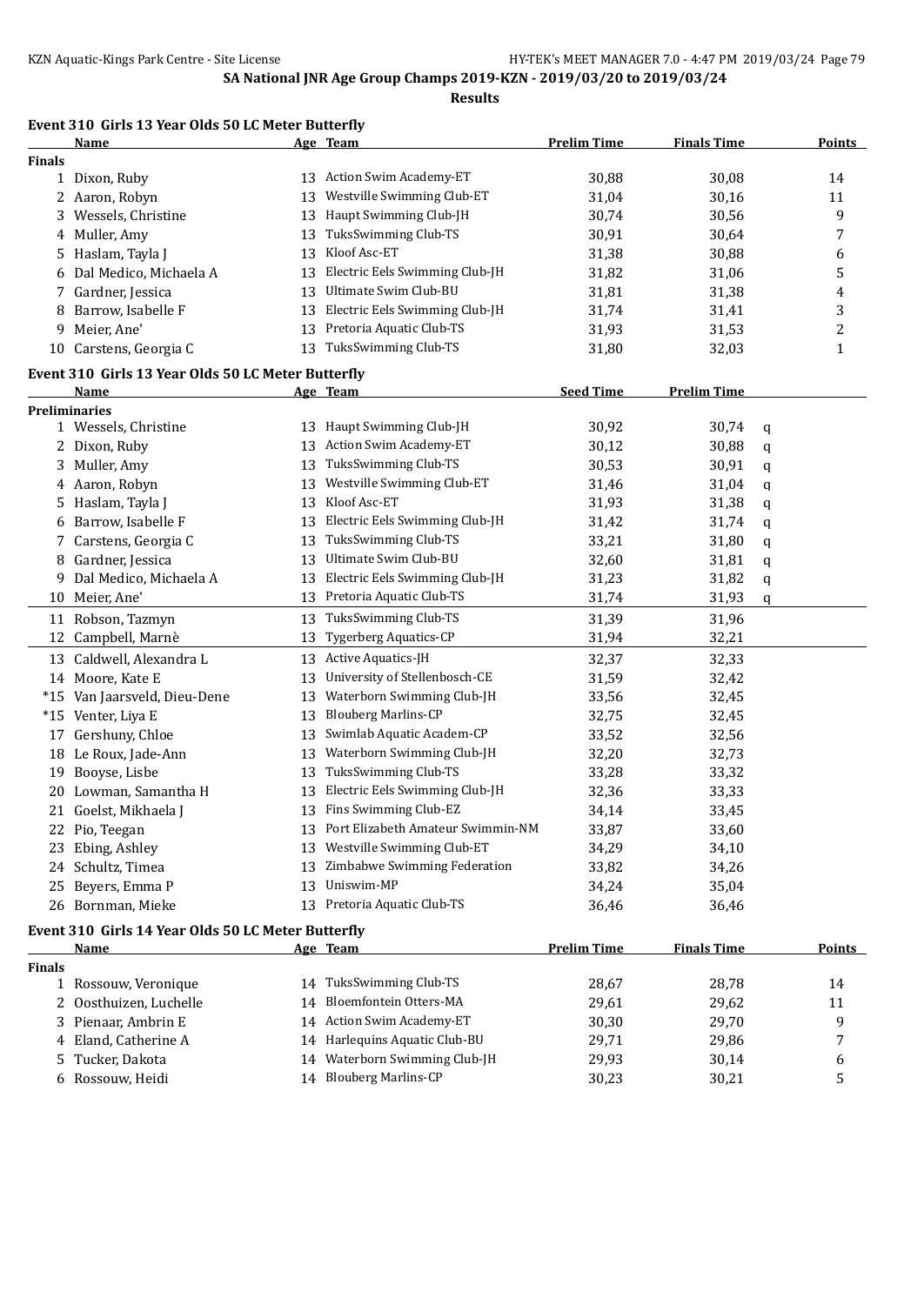## SA National JNR Age Group Champs 2019-KZN - 2019/03/20 to 2019/03/24

**Results**

### Event 310 Girls 13 Year Olds 50 LC Meter Butterfly

| | Name | Age | Team | Prelim Time | Finals Time | Points |
|---|---|---|---|---|---|---|
| **Finals** | | | | | | |
| 1 | Dixon, Ruby | 13 | Action Swim Academy-ET | 30,88 | 30,08 | 14 |
| 2 | Aaron, Robyn | 13 | Westville Swimming Club-ET | 31,04 | 30,16 | 11 |
| 3 | Wessels, Christine | 13 | Haupt Swimming Club-JH | 30,74 | 30,56 | 9 |
| 4 | Muller, Amy | 13 | TuksSwimming Club-TS | 30,91 | 30,64 | 7 |
| 5 | Haslam, Tayla J | 13 | Kloof Asc-ET | 31,38 | 30,88 | 6 |
| 6 | Dal Medico, Michaela A | 13 | Electric Eels Swimming Club-JH | 31,82 | 31,06 | 5 |
| 7 | Gardner, Jessica | 13 | Ultimate Swim Club-BU | 31,81 | 31,38 | 4 |
| 8 | Barrow, Isabelle F | 13 | Electric Eels Swimming Club-JH | 31,74 | 31,41 | 3 |
| 9 | Meier, Ane' | 13 | Pretoria Aquatic Club-TS | 31,93 | 31,53 | 2 |
| 10 | Carstens, Georgia C | 13 | TuksSwimming Club-TS | 31,80 | 32,03 | 1 |

### Event 310 Girls 13 Year Olds 50 LC Meter Butterfly

| | Name | Age | Team | Seed Time | Prelim Time | |
|---|---|---|---|---|---|---|
| **Preliminaries** | | | | | | |
| 1 | Wessels, Christine | 13 | Haupt Swimming Club-JH | 30,92 | 30,74 | q |
| 2 | Dixon, Ruby | 13 | Action Swim Academy-ET | 30,12 | 30,88 | q |
| 3 | Muller, Amy | 13 | TuksSwimming Club-TS | 30,53 | 30,91 | q |
| 4 | Aaron, Robyn | 13 | Westville Swimming Club-ET | 31,46 | 31,04 | q |
| 5 | Haslam, Tayla J | 13 | Kloof Asc-ET | 31,93 | 31,38 | q |
| 6 | Barrow, Isabelle F | 13 | Electric Eels Swimming Club-JH | 31,42 | 31,74 | q |
| 7 | Carstens, Georgia C | 13 | TuksSwimming Club-TS | 33,21 | 31,80 | q |
| 8 | Gardner, Jessica | 13 | Ultimate Swim Club-BU | 32,60 | 31,81 | q |
| 9 | Dal Medico, Michaela A | 13 | Electric Eels Swimming Club-JH | 31,23 | 31,82 | q |
| 10 | Meier, Ane' | 13 | Pretoria Aquatic Club-TS | 31,74 | 31,93 | q |
| 11 | Robson, Tazmyn | 13 | TuksSwimming Club-TS | 31,39 | 31,96 | |
| 12 | Campbell, Marnè | 13 | Tygerberg Aquatics-CP | 31,94 | 32,21 | |
| 13 | Caldwell, Alexandra L | 13 | Active Aquatics-JH | 32,37 | 32,33 | |
| 14 | Moore, Kate E | 13 | University of Stellenbosch-CE | 31,59 | 32,42 | |
| *15 | Van Jaarsveld, Dieu-Dene | 13 | Waterborn Swimming Club-JH | 33,56 | 32,45 | |
| *15 | Venter, Liya E | 13 | Blouberg Marlins-CP | 32,75 | 32,45 | |
| 17 | Gershuny, Chloe | 13 | Swimlab Aquatic Academ-CP | 33,52 | 32,56 | |
| 18 | Le Roux, Jade-Ann | 13 | Waterborn Swimming Club-JH | 32,20 | 32,73 | |
| 19 | Booyse, Lisbe | 13 | TuksSwimming Club-TS | 33,28 | 33,32 | |
| 20 | Lowman, Samantha H | 13 | Electric Eels Swimming Club-JH | 32,36 | 33,33 | |
| 21 | Goelst, Mikhaela J | 13 | Fins Swimming Club-EZ | 34,14 | 33,45 | |
| 22 | Pio, Teegan | 13 | Port Elizabeth Amateur Swimmin-NM | 33,87 | 33,60 | |
| 23 | Ebing, Ashley | 13 | Westville Swimming Club-ET | 34,29 | 34,10 | |
| 24 | Schultz, Timea | 13 | Zimbabwe Swimming Federation | 33,82 | 34,26 | |
| 25 | Beyers, Emma P | 13 | Uniswim-MP | 34,24 | 35,04 | |
| 26 | Bornman, Mieke | 13 | Pretoria Aquatic Club-TS | 36,46 | 36,46 | |

### Event 310 Girls 14 Year Olds 50 LC Meter Butterfly

| | Name | Age | Team | Prelim Time | Finals Time | Points |
|---|---|---|---|---|---|---|
| **Finals** | | | | | | |
| 1 | Rossouw, Veronique | 14 | TuksSwimming Club-TS | 28,67 | 28,78 | 14 |
| 2 | Oosthuizen, Luchelle | 14 | Bloemfontein Otters-MA | 29,61 | 29,62 | 11 |
| 3 | Pienaar, Ambrin E | 14 | Action Swim Academy-ET | 30,30 | 29,70 | 9 |
| 4 | Eland, Catherine A | 14 | Harlequins Aquatic Club-BU | 29,71 | 29,86 | 7 |
| 5 | Tucker, Dakota | 14 | Waterborn Swimming Club-JH | 29,93 | 30,14 | 6 |
| 6 | Rossouw, Heidi | 14 | Blouberg Marlins-CP | 30,23 | 30,21 | 5 |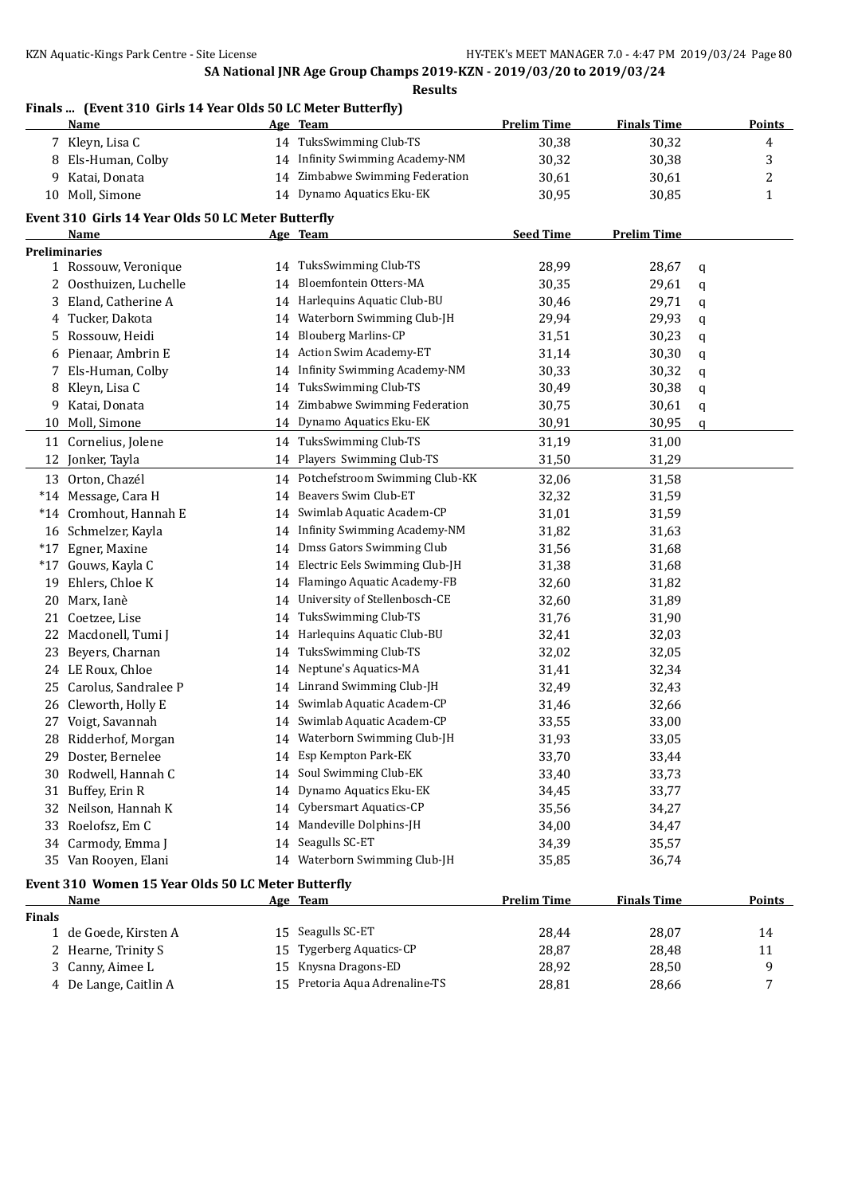SA National JNR Age Group Champs 2019-KZN - 2019/03/20 to 2019/03/24

**Results**

### Finals ... (Event 310 Girls 14 Year Olds 50 LC Meter Butterfly)

| | Name | Age | Team | Prelim Time | Finals Time | Points |
|---|---|---|---|---|---|---|
| 7 | Kleyn, Lisa C | 14 | TuksSwimming Club-TS | 30,38 | 30,32 | 4 |
| 8 | Els-Human, Colby | 14 | Infinity Swimming Academy-NM | 30,32 | 30,38 | 3 |
| 9 | Katai, Donata | 14 | Zimbabwe Swimming Federation | 30,61 | 30,61 | 2 |
| 10 | Moll, Simone | 14 | Dynamo Aquatics Eku-EK | 30,95 | 30,85 | 1 |

### Event 310 Girls 14 Year Olds 50 LC Meter Butterfly

| | Name | Age | Team | Seed Time | Prelim Time | |
|---|---|---|---|---|---|---|
| **Preliminaries** | | | | | | |
| 1 | Rossouw, Veronique | 14 | TuksSwimming Club-TS | 28,99 | 28,67 | q |
| 2 | Oosthuizen, Luchelle | 14 | Bloemfontein Otters-MA | 30,35 | 29,61 | q |
| 3 | Eland, Catherine A | 14 | Harlequins Aquatic Club-BU | 30,46 | 29,71 | q |
| 4 | Tucker, Dakota | 14 | Waterborn Swimming Club-JH | 29,94 | 29,93 | q |
| 5 | Rossouw, Heidi | 14 | Blouberg Marlins-CP | 31,51 | 30,23 | q |
| 6 | Pienaar, Ambrin E | 14 | Action Swim Academy-ET | 31,14 | 30,30 | q |
| 7 | Els-Human, Colby | 14 | Infinity Swimming Academy-NM | 30,33 | 30,32 | q |
| 8 | Kleyn, Lisa C | 14 | TuksSwimming Club-TS | 30,49 | 30,38 | q |
| 9 | Katai, Donata | 14 | Zimbabwe Swimming Federation | 30,75 | 30,61 | q |
| 10 | Moll, Simone | 14 | Dynamo Aquatics Eku-EK | 30,91 | 30,95 | q |
| 11 | Cornelius, Jolene | 14 | TuksSwimming Club-TS | 31,19 | 31,00 | |
| 12 | Jonker, Tayla | 14 | Players Swimming Club-TS | 31,50 | 31,29 | |
| 13 | Orton, Chazél | 14 | Potchefstroom Swimming Club-KK | 32,06 | 31,58 | |
| *14 | Message, Cara H | 14 | Beavers Swim Club-ET | 32,32 | 31,59 | |
| *14 | Cromhout, Hannah E | 14 | Swimlab Aquatic Academ-CP | 31,01 | 31,59 | |
| 16 | Schmelzer, Kayla | 14 | Infinity Swimming Academy-NM | 31,82 | 31,63 | |
| *17 | Egner, Maxine | 14 | Dmss Gators Swimming Club | 31,56 | 31,68 | |
| *17 | Gouws, Kayla C | 14 | Electric Eels Swimming Club-JH | 31,38 | 31,68 | |
| 19 | Ehlers, Chloe K | 14 | Flamingo Aquatic Academy-FB | 32,60 | 31,82 | |
| 20 | Marx, Ianè | 14 | University of Stellenbosch-CE | 32,60 | 31,89 | |
| 21 | Coetzee, Lise | 14 | TuksSwimming Club-TS | 31,76 | 31,90 | |
| 22 | Macdonell, Tumi J | 14 | Harlequins Aquatic Club-BU | 32,41 | 32,03 | |
| 23 | Beyers, Charnan | 14 | TuksSwimming Club-TS | 32,02 | 32,05 | |
| 24 | LE Roux, Chloe | 14 | Neptune's Aquatics-MA | 31,41 | 32,34 | |
| 25 | Carolus, Sandralee P | 14 | Linrand Swimming Club-JH | 32,49 | 32,43 | |
| 26 | Cleworth, Holly E | 14 | Swimlab Aquatic Academ-CP | 31,46 | 32,66 | |
| 27 | Voigt, Savannah | 14 | Swimlab Aquatic Academ-CP | 33,55 | 33,00 | |
| 28 | Ridderhof, Morgan | 14 | Waterborn Swimming Club-JH | 31,93 | 33,05 | |
| 29 | Doster, Bernelee | 14 | Esp Kempton Park-EK | 33,70 | 33,44 | |
| 30 | Rodwell, Hannah C | 14 | Soul Swimming Club-EK | 33,40 | 33,73 | |
| 31 | Buffey, Erin R | 14 | Dynamo Aquatics Eku-EK | 34,45 | 33,77 | |
| 32 | Neilson, Hannah K | 14 | Cybersmart Aquatics-CP | 35,56 | 34,27 | |
| 33 | Roelofsz, Em C | 14 | Mandeville Dolphins-JH | 34,00 | 34,47 | |
| 34 | Carmody, Emma J | 14 | Seagulls SC-ET | 34,39 | 35,57 | |
| 35 | Van Rooyen, Elani | 14 | Waterborn Swimming Club-JH | 35,85 | 36,74 | |

### Event 310 Women 15 Year Olds 50 LC Meter Butterfly

| | Name | Age | Team | Prelim Time | Finals Time | Points |
|---|---|---|---|---|---|---|
| **Finals** | | | | | | |
| 1 | de Goede, Kirsten A | 15 | Seagulls SC-ET | 28,44 | 28,07 | 14 |
| 2 | Hearne, Trinity S | 15 | Tygerberg Aquatics-CP | 28,87 | 28,48 | 11 |
| 3 | Canny, Aimee L | 15 | Knysna Dragons-ED | 28,92 | 28,50 | 9 |
| 4 | De Lange, Caitlin A | 15 | Pretoria Aqua Adrenaline-TS | 28,81 | 28,66 | 7 |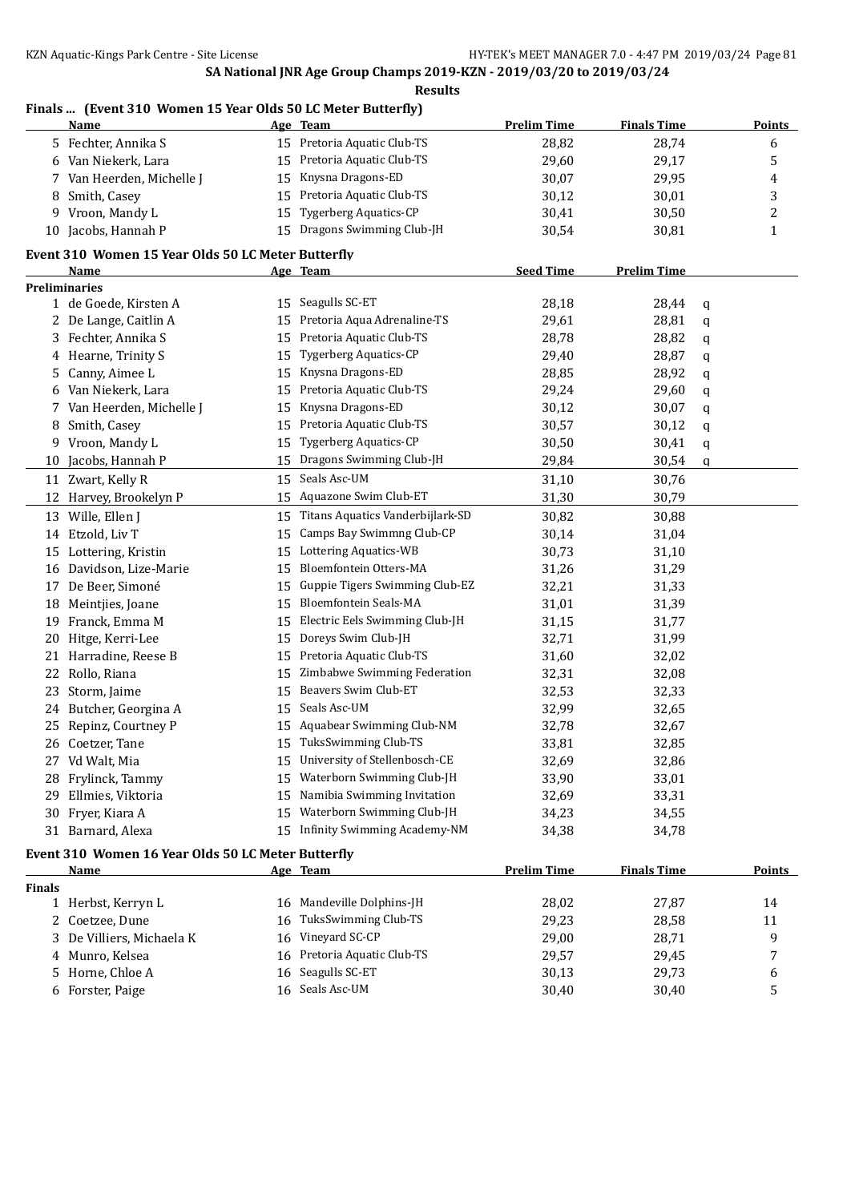SA National JNR Age Group Champs 2019-KZN - 2019/03/20 to 2019/03/24

**Results**

## Finals ... (Event 310 Women 15 Year Olds 50 LC Meter Butterfly)

| | Name | Age | Team | Prelim Time | Finals Time | Points |
|---|---|---|---|---|---|---|
| 5 | Fechter, Annika S | 15 | Pretoria Aquatic Club-TS | 28,82 | 28,74 | 6 |
| 6 | Van Niekerk, Lara | 15 | Pretoria Aquatic Club-TS | 29,60 | 29,17 | 5 |
| 7 | Van Heerden, Michelle J | 15 | Knysna Dragons-ED | 30,07 | 29,95 | 4 |
| 8 | Smith, Casey | 15 | Pretoria Aquatic Club-TS | 30,12 | 30,01 | 3 |
| 9 | Vroon, Mandy L | 15 | Tygerberg Aquatics-CP | 30,41 | 30,50 | 2 |
| 10 | Jacobs, Hannah P | 15 | Dragons Swimming Club-JH | 30,54 | 30,81 | 1 |

## Event 310 Women 15 Year Olds 50 LC Meter Butterfly

| | Name | Age | Team | Seed Time | Prelim Time | |
|---|---|---|---|---|---|---|
| **Preliminaries** | | | | | | |
| 1 | de Goede, Kirsten A | 15 | Seagulls SC-ET | 28,18 | 28,44 | q |
| 2 | De Lange, Caitlin A | 15 | Pretoria Aqua Adrenaline-TS | 29,61 | 28,81 | q |
| 3 | Fechter, Annika S | 15 | Pretoria Aquatic Club-TS | 28,78 | 28,82 | q |
| 4 | Hearne, Trinity S | 15 | Tygerberg Aquatics-CP | 29,40 | 28,87 | q |
| 5 | Canny, Aimee L | 15 | Knysna Dragons-ED | 28,85 | 28,92 | q |
| 6 | Van Niekerk, Lara | 15 | Pretoria Aquatic Club-TS | 29,24 | 29,60 | q |
| 7 | Van Heerden, Michelle J | 15 | Knysna Dragons-ED | 30,12 | 30,07 | q |
| 8 | Smith, Casey | 15 | Pretoria Aquatic Club-TS | 30,57 | 30,12 | q |
| 9 | Vroon, Mandy L | 15 | Tygerberg Aquatics-CP | 30,50 | 30,41 | q |
| 10 | Jacobs, Hannah P | 15 | Dragons Swimming Club-JH | 29,84 | 30,54 | q |
| 11 | Zwart, Kelly R | 15 | Seals Asc-UM | 31,10 | 30,76 | |
| 12 | Harvey, Brookelyn P | 15 | Aquazone Swim Club-ET | 31,30 | 30,79 | |
| 13 | Wille, Ellen J | 15 | Titans Aquatics Vanderbijlark-SD | 30,82 | 30,88 | |
| 14 | Etzold, Liv T | 15 | Camps Bay Swimmng Club-CP | 30,14 | 31,04 | |
| 15 | Lottering, Kristin | 15 | Lottering Aquatics-WB | 30,73 | 31,10 | |
| 16 | Davidson, Lize-Marie | 15 | Bloemfontein Otters-MA | 31,26 | 31,29 | |
| 17 | De Beer, Simoné | 15 | Guppie Tigers Swimming Club-EZ | 32,21 | 31,33 | |
| 18 | Meintjies, Joane | 15 | Bloemfontein Seals-MA | 31,01 | 31,39 | |
| 19 | Franck, Emma M | 15 | Electric Eels Swimming Club-JH | 31,15 | 31,77 | |
| 20 | Hitge, Kerri-Lee | 15 | Doreys Swim Club-JH | 32,71 | 31,99 | |
| 21 | Harradine, Reese B | 15 | Pretoria Aquatic Club-TS | 31,60 | 32,02 | |
| 22 | Rollo, Riana | 15 | Zimbabwe Swimming Federation | 32,31 | 32,08 | |
| 23 | Storm, Jaime | 15 | Beavers Swim Club-ET | 32,53 | 32,33 | |
| 24 | Butcher, Georgina A | 15 | Seals Asc-UM | 32,99 | 32,65 | |
| 25 | Repinz, Courtney P | 15 | Aquabear Swimming Club-NM | 32,78 | 32,67 | |
| 26 | Coetzer, Tane | 15 | TuksSwimming Club-TS | 33,81 | 32,85 | |
| 27 | Vd Walt, Mia | 15 | University of Stellenbosch-CE | 32,69 | 32,86 | |
| 28 | Frylinck, Tammy | 15 | Waterborn Swimming Club-JH | 33,90 | 33,01 | |
| 29 | Ellmies, Viktoria | 15 | Namibia Swimming Invitation | 32,69 | 33,31 | |
| 30 | Fryer, Kiara A | 15 | Waterborn Swimming Club-JH | 34,23 | 34,55 | |
| 31 | Barnard, Alexa | 15 | Infinity Swimming Academy-NM | 34,38 | 34,78 | |

## Event 310 Women 16 Year Olds 50 LC Meter Butterfly

| | Name | Age | Team | Prelim Time | Finals Time | Points |
|---|---|---|---|---|---|---|
| **Finals** | | | | | | |
| 1 | Herbst, Kerryn L | 16 | Mandeville Dolphins-JH | 28,02 | 27,87 | 14 |
| 2 | Coetzee, Dune | 16 | TuksSwimming Club-TS | 29,23 | 28,58 | 11 |
| 3 | De Villiers, Michaela K | 16 | Vineyard SC-CP | 29,00 | 28,71 | 9 |
| 4 | Munro, Kelsea | 16 | Pretoria Aquatic Club-TS | 29,57 | 29,45 | 7 |
| 5 | Horne, Chloe A | 16 | Seagulls SC-ET | 30,13 | 29,73 | 6 |
| 6 | Forster, Paige | 16 | Seals Asc-UM | 30,40 | 30,40 | 5 |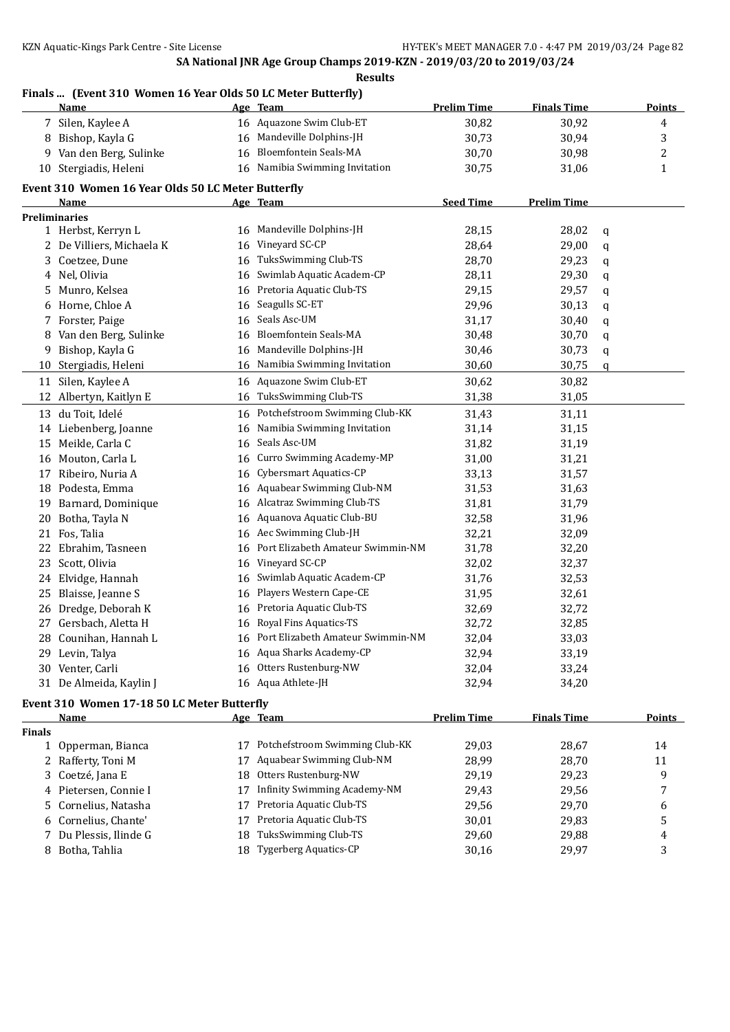SA National JNR Age Group Champs 2019-KZN - 2019/03/20 to 2019/03/24

**Results**

**Finals ... (Event 310 Women 16 Year Olds 50 LC Meter Butterfly)**

| | Name | Age | Team | Prelim Time | Finals Time | Points |
|---|---|---|---|---|---|---|
| 7 | Silen, Kaylee A | 16 | Aquazone Swim Club-ET | 30,82 | 30,92 | 4 |
| 8 | Bishop, Kayla G | 16 | Mandeville Dolphins-JH | 30,73 | 30,94 | 3 |
| 9 | Van den Berg, Sulinke | 16 | Bloemfontein Seals-MA | 30,70 | 30,98 | 2 |
| 10 | Stergiadis, Heleni | 16 | Namibia Swimming Invitation | 30,75 | 31,06 | 1 |

**Event 310 Women 16 Year Olds 50 LC Meter Butterfly**

| | Name | Age | Team | Seed Time | Prelim Time | |
|---|---|---|---|---|---|---|
| **Preliminaries** | | | | | | |
| 1 | Herbst, Kerryn L | 16 | Mandeville Dolphins-JH | 28,15 | 28,02 | q |
| 2 | De Villiers, Michaela K | 16 | Vineyard SC-CP | 28,64 | 29,00 | q |
| 3 | Coetzee, Dune | 16 | TuksSwimming Club-TS | 28,70 | 29,23 | q |
| 4 | Nel, Olivia | 16 | Swimlab Aquatic Academ-CP | 28,11 | 29,30 | q |
| 5 | Munro, Kelsea | 16 | Pretoria Aquatic Club-TS | 29,15 | 29,57 | q |
| 6 | Horne, Chloe A | 16 | Seagulls SC-ET | 29,96 | 30,13 | q |
| 7 | Forster, Paige | 16 | Seals Asc-UM | 31,17 | 30,40 | q |
| 8 | Van den Berg, Sulinke | 16 | Bloemfontein Seals-MA | 30,48 | 30,70 | q |
| 9 | Bishop, Kayla G | 16 | Mandeville Dolphins-JH | 30,46 | 30,73 | q |
| 10 | Stergiadis, Heleni | 16 | Namibia Swimming Invitation | 30,60 | 30,75 | q |
| 11 | Silen, Kaylee A | 16 | Aquazone Swim Club-ET | 30,62 | 30,82 | |
| 12 | Albertyn, Kaitlyn E | 16 | TuksSwimming Club-TS | 31,38 | 31,05 | |
| 13 | du Toit, Idelé | 16 | Potchefstroom Swimming Club-KK | 31,43 | 31,11 | |
| 14 | Liebenberg, Joanne | 16 | Namibia Swimming Invitation | 31,14 | 31,15 | |
| 15 | Meikle, Carla C | 16 | Seals Asc-UM | 31,82 | 31,19 | |
| 16 | Mouton, Carla L | 16 | Curro Swimming Academy-MP | 31,00 | 31,21 | |
| 17 | Ribeiro, Nuria A | 16 | Cybersmart Aquatics-CP | 33,13 | 31,57 | |
| 18 | Podesta, Emma | 16 | Aquabear Swimming Club-NM | 31,53 | 31,63 | |
| 19 | Barnard, Dominique | 16 | Alcatraz Swimming Club-TS | 31,81 | 31,79 | |
| 20 | Botha, Tayla N | 16 | Aquanova Aquatic Club-BU | 32,58 | 31,96 | |
| 21 | Fos, Talia | 16 | Aec Swimming Club-JH | 32,21 | 32,09 | |
| 22 | Ebrahim, Tasneen | 16 | Port Elizabeth Amateur Swimmin-NM | 31,78 | 32,20 | |
| 23 | Scott, Olivia | 16 | Vineyard SC-CP | 32,02 | 32,37 | |
| 24 | Elvidge, Hannah | 16 | Swimlab Aquatic Academ-CP | 31,76 | 32,53 | |
| 25 | Blaisse, Jeanne S | 16 | Players Western Cape-CE | 31,95 | 32,61 | |
| 26 | Dredge, Deborah K | 16 | Pretoria Aquatic Club-TS | 32,69 | 32,72 | |
| 27 | Gersbach, Aletta H | 16 | Royal Fins Aquatics-TS | 32,72 | 32,85 | |
| 28 | Counihan, Hannah L | 16 | Port Elizabeth Amateur Swimmin-NM | 32,04 | 33,03 | |
| 29 | Levin, Talya | 16 | Aqua Sharks Academy-CP | 32,94 | 33,19 | |
| 30 | Venter, Carli | 16 | Otters Rustenburg-NW | 32,04 | 33,24 | |
| 31 | De Almeida, Kaylin J | 16 | Aqua Athlete-JH | 32,94 | 34,20 | |

**Event 310 Women 17-18 50 LC Meter Butterfly**

| | Name | Age | Team | Prelim Time | Finals Time | Points |
|---|---|---|---|---|---|---|
| **Finals** | | | | | | |
| 1 | Opperman, Bianca | 17 | Potchefstroom Swimming Club-KK | 29,03 | 28,67 | 14 |
| 2 | Rafferty, Toni M | 17 | Aquabear Swimming Club-NM | 28,99 | 28,70 | 11 |
| 3 | Coetzé, Jana E | 18 | Otters Rustenburg-NW | 29,19 | 29,23 | 9 |
| 4 | Pietersen, Connie I | 17 | Infinity Swimming Academy-NM | 29,43 | 29,56 | 7 |
| 5 | Cornelius, Natasha | 17 | Pretoria Aquatic Club-TS | 29,56 | 29,70 | 6 |
| 6 | Cornelius, Chante' | 17 | Pretoria Aquatic Club-TS | 30,01 | 29,83 | 5 |
| 7 | Du Plessis, Ilinde G | 18 | TuksSwimming Club-TS | 29,60 | 29,88 | 4 |
| 8 | Botha, Tahlia | 18 | Tygerberg Aquatics-CP | 30,16 | 29,97 | 3 |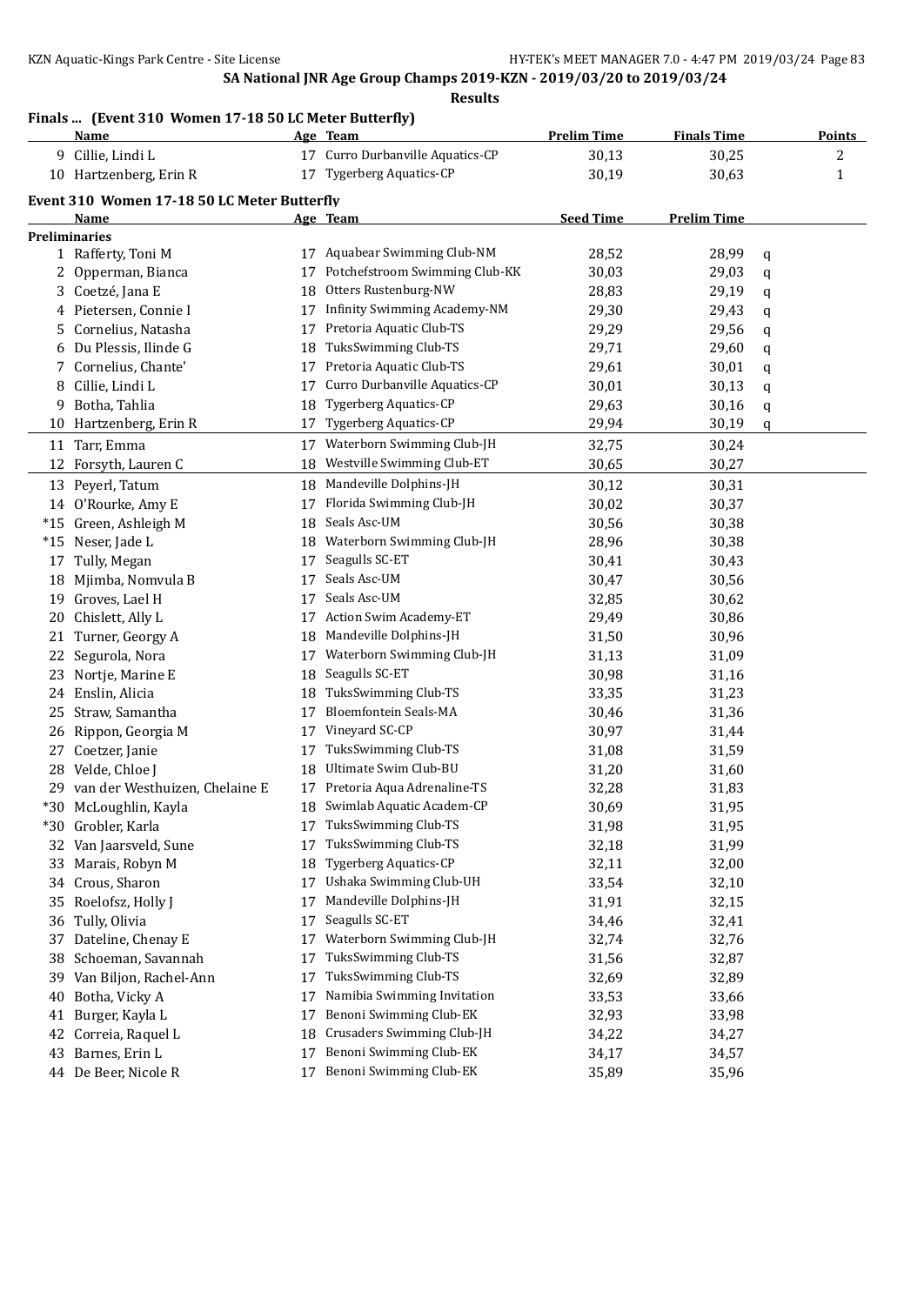## SA National JNR Age Group Champs 2019-KZN - 2019/03/20 to 2019/03/24

**Results**

### Finals ... (Event 310 Women 17-18 50 LC Meter Butterfly)

| | Name | Age | Team | Prelim Time | Finals Time | Points |
|---|---|---|---|---|---|---|
| 9 | Cillie, Lindi L | 17 | Curro Durbanville Aquatics-CP | 30,13 | 30,25 | 2 |
| 10 | Hartzenberg, Erin R | 17 | Tygerberg Aquatics-CP | 30,19 | 30,63 | 1 |

### Event 310 Women 17-18 50 LC Meter Butterfly

**Preliminaries**

| | Name | Age | Team | Seed Time | Prelim Time | |
|---|---|---|---|---|---|---|
| 1 | Rafferty, Toni M | 17 | Aquabear Swimming Club-NM | 28,52 | 28,99 | q |
| 2 | Opperman, Bianca | 17 | Potchefstroom Swimming Club-KK | 30,03 | 29,03 | q |
| 3 | Coetzé, Jana E | 18 | Otters Rustenburg-NW | 28,83 | 29,19 | q |
| 4 | Pietersen, Connie I | 17 | Infinity Swimming Academy-NM | 29,30 | 29,43 | q |
| 5 | Cornelius, Natasha | 17 | Pretoria Aquatic Club-TS | 29,29 | 29,56 | q |
| 6 | Du Plessis, Ilinde G | 18 | TuksSwimming Club-TS | 29,71 | 29,60 | q |
| 7 | Cornelius, Chante' | 17 | Pretoria Aquatic Club-TS | 29,61 | 30,01 | q |
| 8 | Cillie, Lindi L | 17 | Curro Durbanville Aquatics-CP | 30,01 | 30,13 | q |
| 9 | Botha, Tahlia | 18 | Tygerberg Aquatics-CP | 29,63 | 30,16 | q |
| 10 | Hartzenberg, Erin R | 17 | Tygerberg Aquatics-CP | 29,94 | 30,19 | q |
| 11 | Tarr, Emma | 17 | Waterborn Swimming Club-JH | 32,75 | 30,24 | |
| 12 | Forsyth, Lauren C | 18 | Westville Swimming Club-ET | 30,65 | 30,27 | |
| 13 | Peyerl, Tatum | 18 | Mandeville Dolphins-JH | 30,12 | 30,31 | |
| 14 | O'Rourke, Amy E | 17 | Florida Swimming Club-JH | 30,02 | 30,37 | |
| *15 | Green, Ashleigh M | 18 | Seals Asc-UM | 30,56 | 30,38 | |
| *15 | Neser, Jade L | 18 | Waterborn Swimming Club-JH | 28,96 | 30,38 | |
| 17 | Tully, Megan | 17 | Seagulls SC-ET | 30,41 | 30,43 | |
| 18 | Mjimba, Nomvula B | 17 | Seals Asc-UM | 30,47 | 30,56 | |
| 19 | Groves, Lael H | 17 | Seals Asc-UM | 32,85 | 30,62 | |
| 20 | Chislett, Ally L | 17 | Action Swim Academy-ET | 29,49 | 30,86 | |
| 21 | Turner, Georgy A | 18 | Mandeville Dolphins-JH | 31,50 | 30,96 | |
| 22 | Segurola, Nora | 17 | Waterborn Swimming Club-JH | 31,13 | 31,09 | |
| 23 | Nortje, Marine E | 18 | Seagulls SC-ET | 30,98 | 31,16 | |
| 24 | Enslin, Alicia | 18 | TuksSwimming Club-TS | 33,35 | 31,23 | |
| 25 | Straw, Samantha | 17 | Bloemfontein Seals-MA | 30,46 | 31,36 | |
| 26 | Rippon, Georgia M | 17 | Vineyard SC-CP | 30,97 | 31,44 | |
| 27 | Coetzer, Janie | 17 | TuksSwimming Club-TS | 31,08 | 31,59 | |
| 28 | Velde, Chloe J | 18 | Ultimate Swim Club-BU | 31,20 | 31,60 | |
| 29 | van der Westhuizen, Chelaine E | 17 | Pretoria Aqua Adrenaline-TS | 32,28 | 31,83 | |
| *30 | McLoughlin, Kayla | 18 | Swimlab Aquatic Academ-CP | 30,69 | 31,95 | |
| *30 | Grobler, Karla | 17 | TuksSwimming Club-TS | 31,98 | 31,95 | |
| 32 | Van Jaarsveld, Sune | 17 | TuksSwimming Club-TS | 32,18 | 31,99 | |
| 33 | Marais, Robyn M | 18 | Tygerberg Aquatics-CP | 32,11 | 32,00 | |
| 34 | Crous, Sharon | 17 | Ushaka Swimming Club-UH | 33,54 | 32,10 | |
| 35 | Roelofsz, Holly J | 17 | Mandeville Dolphins-JH | 31,91 | 32,15 | |
| 36 | Tully, Olivia | 17 | Seagulls SC-ET | 34,46 | 32,41 | |
| 37 | Dateline, Chenay E | 17 | Waterborn Swimming Club-JH | 32,74 | 32,76 | |
| 38 | Schoeman, Savannah | 17 | TuksSwimming Club-TS | 31,56 | 32,87 | |
| 39 | Van Biljon, Rachel-Ann | 17 | TuksSwimming Club-TS | 32,69 | 32,89 | |
| 40 | Botha, Vicky A | 17 | Namibia Swimming Invitation | 33,53 | 33,66 | |
| 41 | Burger, Kayla L | 17 | Benoni Swimming Club-EK | 32,93 | 33,98 | |
| 42 | Correia, Raquel L | 18 | Crusaders Swimming Club-JH | 34,22 | 34,27 | |
| 43 | Barnes, Erin L | 17 | Benoni Swimming Club-EK | 34,17 | 34,57 | |
| 44 | De Beer, Nicole R | 17 | Benoni Swimming Club-EK | 35,89 | 35,96 | |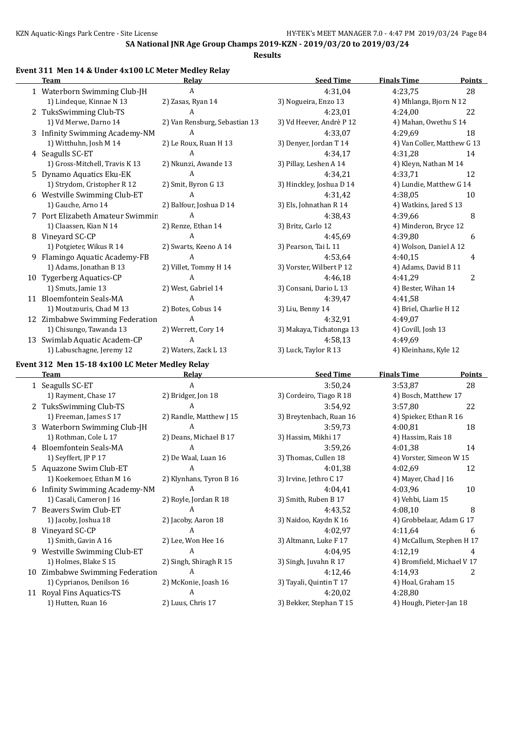SA National JNR Age Group Champs 2019-KZN - 2019/03/20 to 2019/03/24

**Results**

### Event 311 Men 14 & Under 4x100 LC Meter Medley Relay

| | Team | Relay | Seed Time | Finals Time | Points |
|---|---|---|---|---|---|
| 1 | Waterborn Swimming Club-JH | A | 4:31,04 | 4:23,75 | 28 |
| | 1) Lindeque, Kinnae N 13 | 2) Zasas, Ryan 14 | 3) Nogueira, Enzo 13 | 4) Mhlanga, Bjorn N 12 | |
| 2 | TuksSwimming Club-TS | A | 4:23,01 | 4:24,00 | 22 |
| | 1) Vd Merwe, Darno 14 | 2) Van Rensburg, Sebastian 13 | 3) Vd Heever, Andrè P 12 | 4) Mahan, Owethu S 14 | |
| 3 | Infinity Swimming Academy-NM | A | 4:33,07 | 4:29,69 | 18 |
| | 1) Witthuhn, Josh M 14 | 2) Le Roux, Ruan H 13 | 3) Denyer, Jordan T 14 | 4) Van Coller, Matthew G 13 | |
| 4 | Seagulls SC-ET | A | 4:34,17 | 4:31,28 | 14 |
| | 1) Gross-Mitchell, Travis K 13 | 2) Nkunzi, Awande 13 | 3) Pillay, Leshen A 14 | 4) Kleyn, Nathan M 14 | |
| 5 | Dynamo Aquatics Eku-EK | A | 4:34,21 | 4:33,71 | 12 |
| | 1) Strydom, Cristopher R 12 | 2) Smit, Byron G 13 | 3) Hinckley, Joshua D 14 | 4) Lundie, Matthew G 14 | |
| 6 | Westville Swimming Club-ET | A | 4:31,42 | 4:38,05 | 10 |
| | 1) Gauche, Arno 14 | 2) Balfour, Joshua D 14 | 3) Els, Johnathan R 14 | 4) Watkins, Jared S 13 | |
| 7 | Port Elizabeth Amateur Swimmin | A | 4:38,43 | 4:39,66 | 8 |
| | 1) Claassen, Kian N 14 | 2) Renze, Ethan 14 | 3) Britz, Carlo 12 | 4) Minderon, Bryce 12 | |
| 8 | Vineyard SC-CP | A | 4:45,69 | 4:39,80 | 6 |
| | 1) Potgieter, Wikus R 14 | 2) Swarts, Keeno A 14 | 3) Pearson, Tai L 11 | 4) Wolson, Daniel A 12 | |
| 9 | Flamingo Aquatic Academy-FB | A | 4:53,64 | 4:40,15 | 4 |
| | 1) Adams, Jonathan B 13 | 2) Villet, Tommy H 14 | 3) Vorster, Wilbert P 12 | 4) Adams, David B 11 | |
| 10 | Tygerberg Aquatics-CP | A | 4:46,18 | 4:41,29 | 2 |
| | 1) Smuts, Jamie 13 | 2) West, Gabriel 14 | 3) Consani, Dario L 13 | 4) Bester, Wihan 14 | |
| 11 | Bloemfontein Seals-MA | A | 4:39,47 | 4:41,58 | |
| | 1) Moutzouris, Chad M 13 | 2) Botes, Cobus 14 | 3) Liu, Benny 14 | 4) Briel, Charlie H 12 | |
| 12 | Zimbabwe Swimming Federation | A | 4:32,91 | 4:49,07 | |
| | 1) Chisungo, Tawanda 13 | 2) Werrett, Cory 14 | 3) Makaya, Tichatonga 13 | 4) Covill, Josh 13 | |
| 13 | Swimlab Aquatic Academ-CP | A | 4:58,13 | 4:49,69 | |
| | 1) Labuschagne, Jeremy 12 | 2) Waters, Zack L 13 | 3) Luck, Taylor R 13 | 4) Kleinhans, Kyle 12 | |

### Event 312 Men 15-18 4x100 LC Meter Medley Relay

| | Team | Relay | Seed Time | Finals Time | Points |
|---|---|---|---|---|---|
| 1 | Seagulls SC-ET | A | 3:50,24 | 3:53,87 | 28 |
| | 1) Rayment, Chase 17 | 2) Bridger, Jon 18 | 3) Cordeiro, Tiago R 18 | 4) Bosch, Matthew 17 | |
| 2 | TuksSwimming Club-TS | A | 3:54,92 | 3:57,80 | 22 |
| | 1) Freeman, James S 17 | 2) Randle, Matthew J 15 | 3) Breytenbach, Ruan 16 | 4) Spieker, Ethan R 16 | |
| 3 | Waterborn Swimming Club-JH | A | 3:59,73 | 4:00,81 | 18 |
| | 1) Rothman, Cole L 17 | 2) Deans, Michael B 17 | 3) Hassim, Mikhi 17 | 4) Hassim, Rais 18 | |
| 4 | Bloemfontein Seals-MA | A | 3:59,26 | 4:01,38 | 14 |
| | 1) Seyffert, JP P 17 | 2) De Waal, Luan 16 | 3) Thomas, Cullen 18 | 4) Vorster, Simeon W 15 | |
| 5 | Aquazone Swim Club-ET | A | 4:01,38 | 4:02,69 | 12 |
| | 1) Koekemoer, Ethan M 16 | 2) Klynhans, Tyron B 16 | 3) Irvine, Jethro C 17 | 4) Mayer, Chad J 16 | |
| 6 | Infinity Swimming Academy-NM | A | 4:04,41 | 4:03,96 | 10 |
| | 1) Casali, Cameron J 16 | 2) Royle, Jordan R 18 | 3) Smith, Ruben B 17 | 4) Vehbi, Liam 15 | |
| 7 | Beavers Swim Club-ET | A | 4:43,52 | 4:08,10 | 8 |
| | 1) Jacoby, Joshua 18 | 2) Jacoby, Aaron 18 | 3) Naidoo, Kaydn K 16 | 4) Grobbelaar, Adam G 17 | |
| 8 | Vineyard SC-CP | A | 4:02,97 | 4:11,64 | 6 |
| | 1) Smith, Gavin A 16 | 2) Lee, Won Hee 16 | 3) Altmann, Luke F 17 | 4) McCallum, Stephen H 17 | |
| 9 | Westville Swimming Club-ET | A | 4:04,95 | 4:12,19 | 4 |
| | 1) Holmes, Blake S 15 | 2) Singh, Shiragh R 15 | 3) Singh, Juvahn R 17 | 4) Bromfield, Michael V 17 | |
| 10 | Zimbabwe Swimming Federation | A | 4:12,46 | 4:14,93 | 2 |
| | 1) Cyprianos, Denilson 16 | 2) McKonie, Joash 16 | 3) Tayali, Quintin T 17 | 4) Hoal, Graham 15 | |
| 11 | Royal Fins Aquatics-TS | A | 4:20,02 | 4:28,80 | |
| | 1) Hutten, Ruan 16 | 2) Luus, Chris 17 | 3) Bekker, Stephan T 15 | 4) Hough, Pieter-Jan 18 | |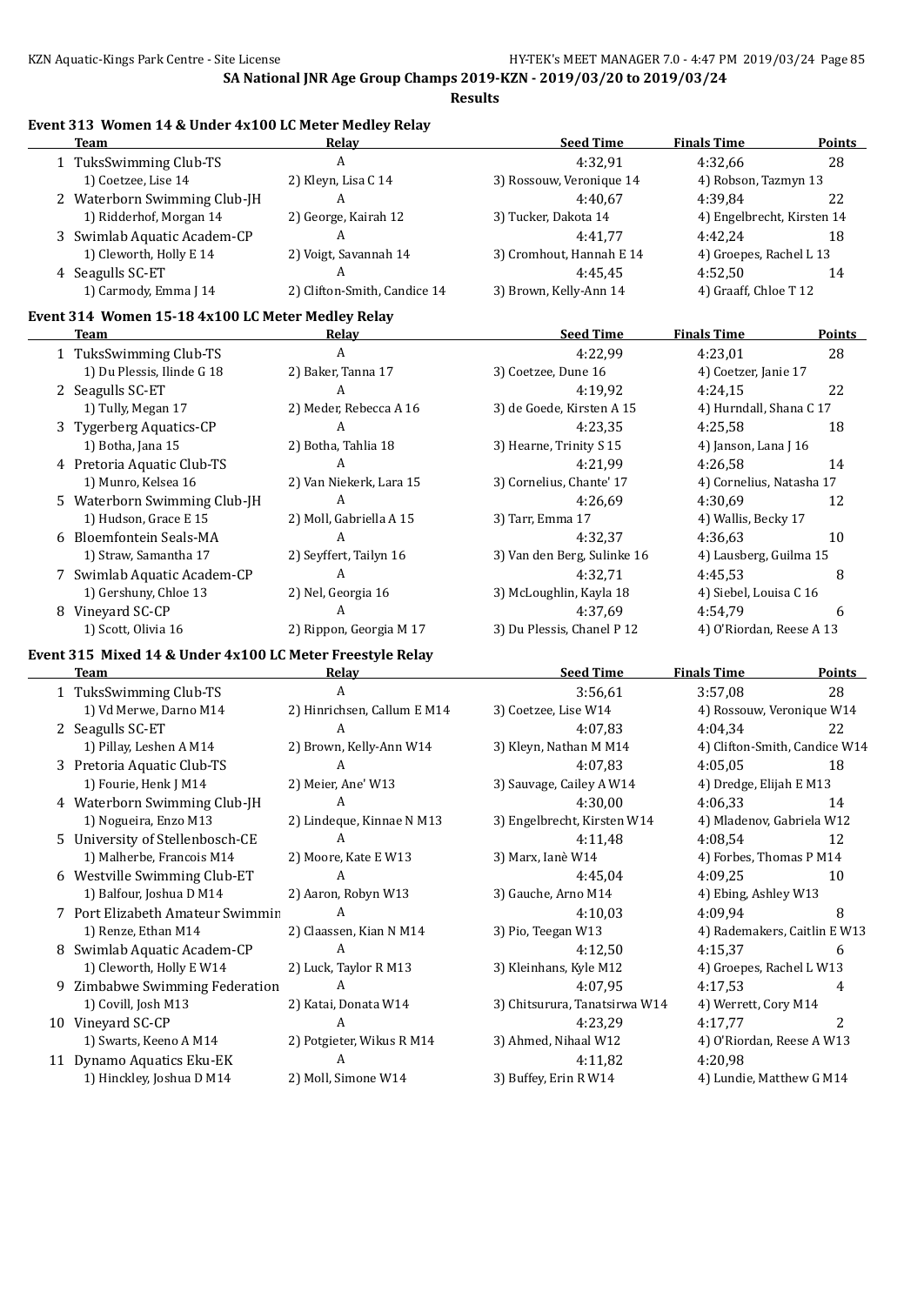SA National JNR Age Group Champs 2019-KZN - 2019/03/20 to 2019/03/24

**Results**

## Event 313 Women 14 & Under 4x100 LC Meter Medley Relay

| | Team | Relay | Seed Time | Finals Time | Points |
|---|---|---|---|---|---|
| 1 | TuksSwimming Club-TS | A | 4:32,91 | 4:32,66 | 28 |
| | 1) Coetzee, Lise 14 | 2) Kleyn, Lisa C 14 | 3) Rossouw, Veronique 14 | 4) Robson, Tazmyn 13 | |
| 2 | Waterborn Swimming Club-JH | A | 4:40,67 | 4:39,84 | 22 |
| | 1) Ridderhof, Morgan 14 | 2) George, Kairah 12 | 3) Tucker, Dakota 14 | 4) Engelbrecht, Kirsten 14 | |
| 3 | Swimlab Aquatic Academ-CP | A | 4:41,77 | 4:42,24 | 18 |
| | 1) Cleworth, Holly E 14 | 2) Voigt, Savannah 14 | 3) Cromhout, Hannah E 14 | 4) Groepes, Rachel L 13 | |
| 4 | Seagulls SC-ET | A | 4:45,45 | 4:52,50 | 14 |
| | 1) Carmody, Emma J 14 | 2) Clifton-Smith, Candice 14 | 3) Brown, Kelly-Ann 14 | 4) Graaff, Chloe T 12 | |

## Event 314 Women 15-18 4x100 LC Meter Medley Relay

| | Team | Relay | Seed Time | Finals Time | Points |
|---|---|---|---|---|---|
| 1 | TuksSwimming Club-TS | A | 4:22,99 | 4:23,01 | 28 |
| | 1) Du Plessis, Ilinde G 18 | 2) Baker, Tanna 17 | 3) Coetzee, Dune 16 | 4) Coetzer, Janie 17 | |
| 2 | Seagulls SC-ET | A | 4:19,92 | 4:24,15 | 22 |
| | 1) Tully, Megan 17 | 2) Meder, Rebecca A 16 | 3) de Goede, Kirsten A 15 | 4) Hurndall, Shana C 17 | |
| 3 | Tygerberg Aquatics-CP | A | 4:23,35 | 4:25,58 | 18 |
| | 1) Botha, Jana 15 | 2) Botha, Tahlia 18 | 3) Hearne, Trinity S 15 | 4) Janson, Lana J 16 | |
| 4 | Pretoria Aquatic Club-TS | A | 4:21,99 | 4:26,58 | 14 |
| | 1) Munro, Kelsea 16 | 2) Van Niekerk, Lara 15 | 3) Cornelius, Chante' 17 | 4) Cornelius, Natasha 17 | |
| 5 | Waterborn Swimming Club-JH | A | 4:26,69 | 4:30,69 | 12 |
| | 1) Hudson, Grace E 15 | 2) Moll, Gabriella A 15 | 3) Tarr, Emma 17 | 4) Wallis, Becky 17 | |
| 6 | Bloemfontein Seals-MA | A | 4:32,37 | 4:36,63 | 10 |
| | 1) Straw, Samantha 17 | 2) Seyffert, Tailyn 16 | 3) Van den Berg, Sulinke 16 | 4) Lausberg, Guilma 15 | |
| 7 | Swimlab Aquatic Academ-CP | A | 4:32,71 | 4:45,53 | 8 |
| | 1) Gershuny, Chloe 13 | 2) Nel, Georgia 16 | 3) McLoughlin, Kayla 18 | 4) Siebel, Louisa C 16 | |
| 8 | Vineyard SC-CP | A | 4:37,69 | 4:54,79 | 6 |
| | 1) Scott, Olivia 16 | 2) Rippon, Georgia M 17 | 3) Du Plessis, Chanel P 12 | 4) O'Riordan, Reese A 13 | |

## Event 315 Mixed 14 & Under 4x100 LC Meter Freestyle Relay

| | Team | Relay | Seed Time | Finals Time | Points |
|---|---|---|---|---|---|
| 1 | TuksSwimming Club-TS | A | 3:56,61 | 3:57,08 | 28 |
| | 1) Vd Merwe, Darno M14 | 2) Hinrichsen, Callum E M14 | 3) Coetzee, Lise W14 | 4) Rossouw, Veronique W14 | |
| 2 | Seagulls SC-ET | A | 4:07,83 | 4:04,34 | 22 |
| | 1) Pillay, Leshen A M14 | 2) Brown, Kelly-Ann W14 | 3) Kleyn, Nathan M M14 | 4) Clifton-Smith, Candice W14 | |
| 3 | Pretoria Aquatic Club-TS | A | 4:07,83 | 4:05,05 | 18 |
| | 1) Fourie, Henk J M14 | 2) Meier, Ane' W13 | 3) Sauvage, Cailey A W14 | 4) Dredge, Elijah E M13 | |
| 4 | Waterborn Swimming Club-JH | A | 4:30,00 | 4:06,33 | 14 |
| | 1) Nogueira, Enzo M13 | 2) Lindeque, Kinnae N M13 | 3) Engelbrecht, Kirsten W14 | 4) Mladenov, Gabriela W12 | |
| 5 | University of Stellenbosch-CE | A | 4:11,48 | 4:08,54 | 12 |
| | 1) Malherbe, Francois M14 | 2) Moore, Kate E W13 | 3) Marx, Ianè W14 | 4) Forbes, Thomas P M14 | |
| 6 | Westville Swimming Club-ET | A | 4:45,04 | 4:09,25 | 10 |
| | 1) Balfour, Joshua D M14 | 2) Aaron, Robyn W13 | 3) Gauche, Arno M14 | 4) Ebing, Ashley W13 | |
| 7 | Port Elizabeth Amateur Swimmin | A | 4:10,03 | 4:09,94 | 8 |
| | 1) Renze, Ethan M14 | 2) Claassen, Kian N M14 | 3) Pio, Teegan W13 | 4) Rademakers, Caitlin E W13 | |
| 8 | Swimlab Aquatic Academ-CP | A | 4:12,50 | 4:15,37 | 6 |
| | 1) Cleworth, Holly E W14 | 2) Luck, Taylor R M13 | 3) Kleinhans, Kyle M12 | 4) Groepes, Rachel L W13 | |
| 9 | Zimbabwe Swimming Federation | A | 4:07,95 | 4:17,53 | 4 |
| | 1) Covill, Josh M13 | 2) Katai, Donata W14 | 3) Chitsurura, Tanatsirwa W14 | 4) Werrett, Cory M14 | |
| 10 | Vineyard SC-CP | A | 4:23,29 | 4:17,77 | 2 |
| | 1) Swarts, Keeno A M14 | 2) Potgieter, Wikus R M14 | 3) Ahmed, Nihaal W12 | 4) O'Riordan, Reese A W13 | |
| 11 | Dynamo Aquatics Eku-EK | A | 4:11,82 | 4:20,98 | |
| | 1) Hinckley, Joshua D M14 | 2) Moll, Simone W14 | 3) Buffey, Erin R W14 | 4) Lundie, Matthew G M14 | |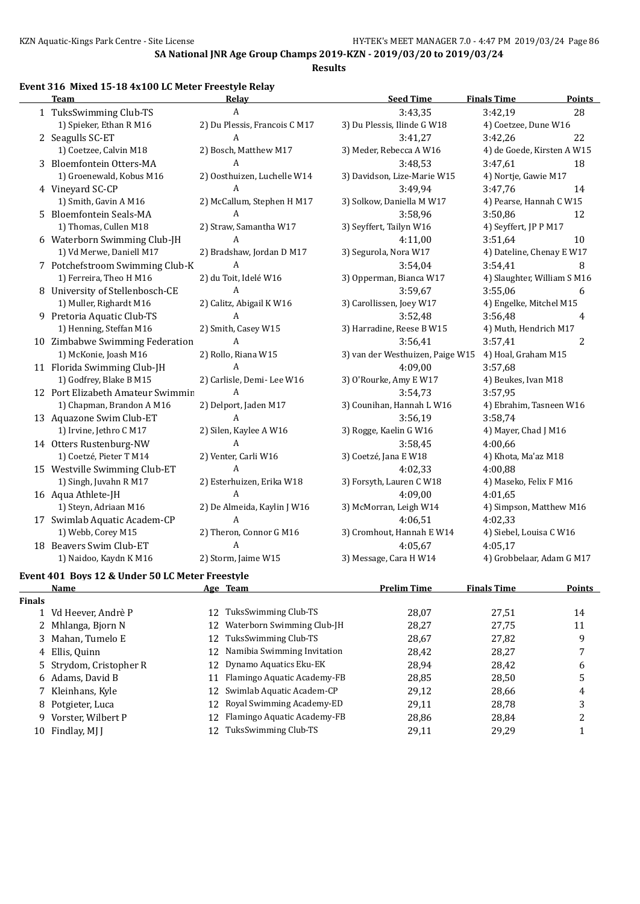## SA National JNR Age Group Champs 2019-KZN - 2019/03/20 to 2019/03/24

**Results**

### Event 316 Mixed 15-18 4x100 LC Meter Freestyle Relay

| | Team | Relay | Seed Time | Finals Time | Points |
|---|---|---|---|---|---|
| 1 | TuksSwimming Club-TS | A | 3:43,35 | 3:42,19 | 28 |
| | 1) Spieker, Ethan R M16 | 2) Du Plessis, Francois C M17 | 3) Du Plessis, Ilinde G W18 | 4) Coetzee, Dune W16 | |
| 2 | Seagulls SC-ET | A | 3:41,27 | 3:42,26 | 22 |
| | 1) Coetzee, Calvin M18 | 2) Bosch, Matthew M17 | 3) Meder, Rebecca A W16 | 4) de Goede, Kirsten A W15 | |
| 3 | Bloemfontein Otters-MA | A | 3:48,53 | 3:47,61 | 18 |
| | 1) Groenewald, Kobus M16 | 2) Oosthuizen, Luchelle W14 | 3) Davidson, Lize-Marie W15 | 4) Nortje, Gawie M17 | |
| 4 | Vineyard SC-CP | A | 3:49,94 | 3:47,76 | 14 |
| | 1) Smith, Gavin A M16 | 2) McCallum, Stephen H M17 | 3) Solkow, Daniella M W17 | 4) Pearse, Hannah C W15 | |
| 5 | Bloemfontein Seals-MA | A | 3:58,96 | 3:50,86 | 12 |
| | 1) Thomas, Cullen M18 | 2) Straw, Samantha W17 | 3) Seyffert, Tailyn W16 | 4) Seyffert, JP P M17 | |
| 6 | Waterborn Swimming Club-JH | A | 4:11,00 | 3:51,64 | 10 |
| | 1) Vd Merwe, Daniell M17 | 2) Bradshaw, Jordan D M17 | 3) Segurola, Nora W17 | 4) Dateline, Chenay E W17 | |
| 7 | Potchefstroom Swimming Club-K | A | 3:54,04 | 3:54,41 | 8 |
| | 1) Ferreira, Theo H M16 | 2) du Toit, Idelé W16 | 3) Opperman, Bianca W17 | 4) Slaughter, William S M16 | |
| 8 | University of Stellenbosch-CE | A | 3:59,67 | 3:55,06 | 6 |
| | 1) Muller, Righardt M16 | 2) Calitz, Abigail K W16 | 3) Carollissen, Joey W17 | 4) Engelke, Mitchel M15 | |
| 9 | Pretoria Aquatic Club-TS | A | 3:52,48 | 3:56,48 | 4 |
| | 1) Henning, Steffan M16 | 2) Smith, Casey W15 | 3) Harradine, Reese B W15 | 4) Muth, Hendrich M17 | |
| 10 | Zimbabwe Swimming Federation | A | 3:56,41 | 3:57,41 | 2 |
| | 1) McKonie, Joash M16 | 2) Rollo, Riana W15 | 3) van der Westhuizen, Paige W15 | 4) Hoal, Graham M15 | |
| 11 | Florida Swimming Club-JH | A | 4:09,00 | 3:57,68 | |
| | 1) Godfrey, Blake B M15 | 2) Carlisle, Demi- Lee W16 | 3) O'Rourke, Amy E W17 | 4) Beukes, Ivan M18 | |
| 12 | Port Elizabeth Amateur Swimmin | A | 3:54,73 | 3:57,95 | |
| | 1) Chapman, Brandon A M16 | 2) Delport, Jaden M17 | 3) Counihan, Hannah L W16 | 4) Ebrahim, Tasneen W16 | |
| 13 | Aquazone Swim Club-ET | A | 3:56,19 | 3:58,74 | |
| | 1) Irvine, Jethro C M17 | 2) Silen, Kaylee A W16 | 3) Rogge, Kaelin G W16 | 4) Mayer, Chad J M16 | |
| 14 | Otters Rustenburg-NW | A | 3:58,45 | 4:00,66 | |
| | 1) Coetzé, Pieter T M14 | 2) Venter, Carli W16 | 3) Coetzé, Jana E W18 | 4) Khota, Ma'az M18 | |
| 15 | Westville Swimming Club-ET | A | 4:02,33 | 4:00,88 | |
| | 1) Singh, Juvahn R M17 | 2) Esterhuizen, Erika W18 | 3) Forsyth, Lauren C W18 | 4) Maseko, Felix F M16 | |
| 16 | Aqua Athlete-JH | A | 4:09,00 | 4:01,65 | |
| | 1) Steyn, Adriaan M16 | 2) De Almeida, Kaylin J W16 | 3) McMorran, Leigh W14 | 4) Simpson, Matthew M16 | |
| 17 | Swimlab Aquatic Academ-CP | A | 4:06,51 | 4:02,33 | |
| | 1) Webb, Corey M15 | 2) Theron, Connor G M16 | 3) Cromhout, Hannah E W14 | 4) Siebel, Louisa C W16 | |
| 18 | Beavers Swim Club-ET | A | 4:05,67 | 4:05,17 | |
| | 1) Naidoo, Kaydn K M16 | 2) Storm, Jaime W15 | 3) Message, Cara H W14 | 4) Grobbelaar, Adam G M17 | |

### Event 401 Boys 12 & Under 50 LC Meter Freestyle

| | Name | Age | Team | Prelim Time | Finals Time | Points |
|---|---|---|---|---|---|---|
| **Finals** | | | | | | |
| 1 | Vd Heever, Andrè P | 12 | TuksSwimming Club-TS | 28,07 | 27,51 | 14 |
| 2 | Mhlanga, Bjorn N | 12 | Waterborn Swimming Club-JH | 28,27 | 27,75 | 11 |
| 3 | Mahan, Tumelo E | 12 | TuksSwimming Club-TS | 28,67 | 27,82 | 9 |
| 4 | Ellis, Quinn | 12 | Namibia Swimming Invitation | 28,42 | 28,27 | 7 |
| 5 | Strydom, Cristopher R | 12 | Dynamo Aquatics Eku-EK | 28,94 | 28,42 | 6 |
| 6 | Adams, David B | 11 | Flamingo Aquatic Academy-FB | 28,85 | 28,50 | 5 |
| 7 | Kleinhans, Kyle | 12 | Swimlab Aquatic Academ-CP | 29,12 | 28,66 | 4 |
| 8 | Potgieter, Luca | 12 | Royal Swimming Academy-ED | 29,11 | 28,78 | 3 |
| 9 | Vorster, Wilbert P | 12 | Flamingo Aquatic Academy-FB | 28,86 | 28,84 | 2 |
| 10 | Findlay, MJ J | 12 | TuksSwimming Club-TS | 29,11 | 29,29 | 1 |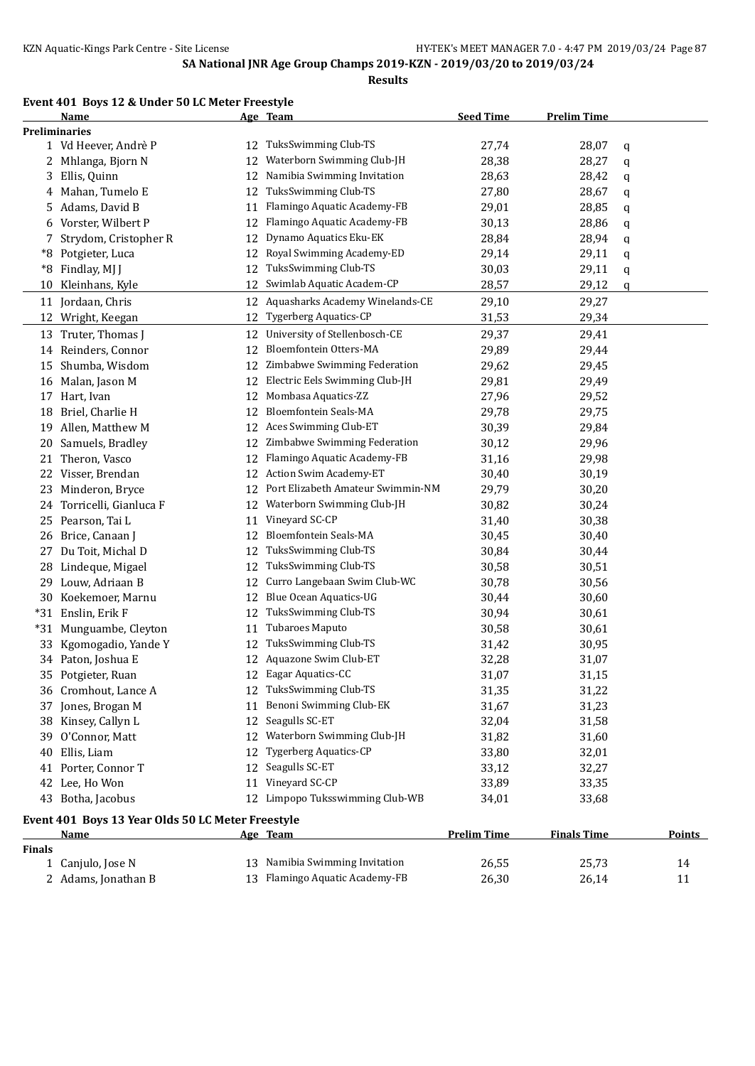**SA National JNR Age Group Champs 2019-KZN - 2019/03/20 to 2019/03/24**

**Results**

### Event 401 Boys 12 & Under 50 LC Meter Freestyle

| | Name | Age | Team | Seed Time | Prelim Time | |
|---|---|---|---|---|---|---|
| **Preliminaries** | | | | | | |
| 1 | Vd Heever, Andrè P | 12 | TuksSwimming Club-TS | 27,74 | 28,07 | q |
| 2 | Mhlanga, Bjorn N | 12 | Waterborn Swimming Club-JH | 28,38 | 28,27 | q |
| 3 | Ellis, Quinn | 12 | Namibia Swimming Invitation | 28,63 | 28,42 | q |
| 4 | Mahan, Tumelo E | 12 | TuksSwimming Club-TS | 27,80 | 28,67 | q |
| 5 | Adams, David B | 11 | Flamingo Aquatic Academy-FB | 29,01 | 28,85 | q |
| 6 | Vorster, Wilbert P | 12 | Flamingo Aquatic Academy-FB | 30,13 | 28,86 | q |
| 7 | Strydom, Cristopher R | 12 | Dynamo Aquatics Eku-EK | 28,84 | 28,94 | q |
| *8 | Potgieter, Luca | 12 | Royal Swimming Academy-ED | 29,14 | 29,11 | q |
| *8 | Findlay, MJ J | 12 | TuksSwimming Club-TS | 30,03 | 29,11 | q |
| 10 | Kleinhans, Kyle | 12 | Swimlab Aquatic Academ-CP | 28,57 | 29,12 | q |
| 11 | Jordaan, Chris | 12 | Aquasharks Academy Winelands-CE | 29,10 | 29,27 | |
| 12 | Wright, Keegan | 12 | Tygerberg Aquatics-CP | 31,53 | 29,34 | |
| 13 | Truter, Thomas J | 12 | University of Stellenbosch-CE | 29,37 | 29,41 | |
| 14 | Reinders, Connor | 12 | Bloemfontein Otters-MA | 29,89 | 29,44 | |
| 15 | Shumba, Wisdom | 12 | Zimbabwe Swimming Federation | 29,62 | 29,45 | |
| 16 | Malan, Jason M | 12 | Electric Eels Swimming Club-JH | 29,81 | 29,49 | |
| 17 | Hart, Ivan | 12 | Mombasa Aquatics-ZZ | 27,96 | 29,52 | |
| 18 | Briel, Charlie H | 12 | Bloemfontein Seals-MA | 29,78 | 29,75 | |
| 19 | Allen, Matthew M | 12 | Aces Swimming Club-ET | 30,39 | 29,84 | |
| 20 | Samuels, Bradley | 12 | Zimbabwe Swimming Federation | 30,12 | 29,96 | |
| 21 | Theron, Vasco | 12 | Flamingo Aquatic Academy-FB | 31,16 | 29,98 | |
| 22 | Visser, Brendan | 12 | Action Swim Academy-ET | 30,40 | 30,19 | |
| 23 | Minderon, Bryce | 12 | Port Elizabeth Amateur Swimmin-NM | 29,79 | 30,20 | |
| 24 | Torricelli, Gianluca F | 12 | Waterborn Swimming Club-JH | 30,82 | 30,24 | |
| 25 | Pearson, Tai L | 11 | Vineyard SC-CP | 31,40 | 30,38 | |
| 26 | Brice, Canaan J | 12 | Bloemfontein Seals-MA | 30,45 | 30,40 | |
| 27 | Du Toit, Michal D | 12 | TuksSwimming Club-TS | 30,84 | 30,44 | |
| 28 | Lindeque, Migael | 12 | TuksSwimming Club-TS | 30,58 | 30,51 | |
| 29 | Louw, Adriaan B | 12 | Curro Langebaan Swim Club-WC | 30,78 | 30,56 | |
| 30 | Koekemoer, Marnu | 12 | Blue Ocean Aquatics-UG | 30,44 | 30,60 | |
| *31 | Enslin, Erik F | 12 | TuksSwimming Club-TS | 30,94 | 30,61 | |
| *31 | Munguambe, Cleyton | 11 | Tubaroes Maputo | 30,58 | 30,61 | |
| 33 | Kgomogadio, Yande Y | 12 | TuksSwimming Club-TS | 31,42 | 30,95 | |
| 34 | Paton, Joshua E | 12 | Aquazone Swim Club-ET | 32,28 | 31,07 | |
| 35 | Potgieter, Ruan | 12 | Eagar Aquatics-CC | 31,07 | 31,15 | |
| 36 | Cromhout, Lance A | 12 | TuksSwimming Club-TS | 31,35 | 31,22 | |
| 37 | Jones, Brogan M | 11 | Benoni Swimming Club-EK | 31,67 | 31,23 | |
| 38 | Kinsey, Callyn L | 12 | Seagulls SC-ET | 32,04 | 31,58 | |
| 39 | O'Connor, Matt | 12 | Waterborn Swimming Club-JH | 31,82 | 31,60 | |
| 40 | Ellis, Liam | 12 | Tygerberg Aquatics-CP | 33,80 | 32,01 | |
| 41 | Porter, Connor T | 12 | Seagulls SC-ET | 33,12 | 32,27 | |
| 42 | Lee, Ho Won | 11 | Vineyard SC-CP | 33,89 | 33,35 | |
| 43 | Botha, Jacobus | 12 | Limpopo Tuksswimming Club-WB | 34,01 | 33,68 | |

### Event 401 Boys 13 Year Olds 50 LC Meter Freestyle

| | Name | Age | Team | Prelim Time | Finals Time | Points |
|---|---|---|---|---|---|---|
| **Finals** | | | | | | |
| 1 | Canjulo, Jose N | 13 | Namibia Swimming Invitation | 26,55 | 25,73 | 14 |
| 2 | Adams, Jonathan B | 13 | Flamingo Aquatic Academy-FB | 26,30 | 26,14 | 11 |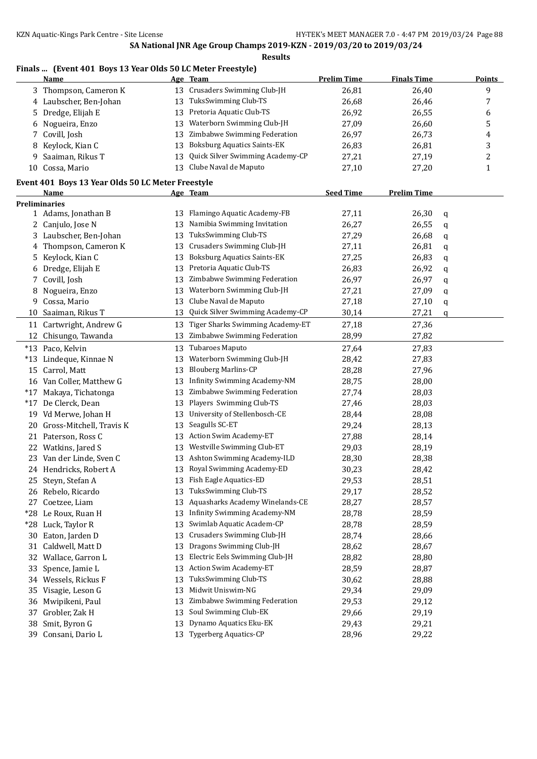SA National JNR Age Group Champs 2019-KZN - 2019/03/20 to 2019/03/24

**Results**

## Finals ... (Event 401 Boys 13 Year Olds 50 LC Meter Freestyle)

| | Name | Age | Team | Prelim Time | Finals Time | Points |
|---|---|---|---|---|---|---|
| 3 | Thompson, Cameron K | 13 | Crusaders Swimming Club-JH | 26,81 | 26,40 | 9 |
| 4 | Laubscher, Ben-Johan | 13 | TuksSwimming Club-TS | 26,68 | 26,46 | 7 |
| 5 | Dredge, Elijah E | 13 | Pretoria Aquatic Club-TS | 26,92 | 26,55 | 6 |
| 6 | Nogueira, Enzo | 13 | Waterborn Swimming Club-JH | 27,09 | 26,60 | 5 |
| 7 | Covill, Josh | 13 | Zimbabwe Swimming Federation | 26,97 | 26,73 | 4 |
| 8 | Keylock, Kian C | 13 | Boksburg Aquatics Saints-EK | 26,83 | 26,81 | 3 |
| 9 | Saaiman, Rikus T | 13 | Quick Silver Swimming Academy-CP | 27,21 | 27,19 | 2 |
| 10 | Cossa, Mario | 13 | Clube Naval de Maputo | 27,10 | 27,20 | 1 |

## Event 401 Boys 13 Year Olds 50 LC Meter Freestyle

| | Name | Age | Team | Seed Time | Prelim Time | |
|---|---|---|---|---|---|---|
| **Preliminaries** | | | | | | |
| 1 | Adams, Jonathan B | 13 | Flamingo Aquatic Academy-FB | 27,11 | 26,30 | q |
| 2 | Canjulo, Jose N | 13 | Namibia Swimming Invitation | 26,27 | 26,55 | q |
| 3 | Laubscher, Ben-Johan | 13 | TuksSwimming Club-TS | 27,29 | 26,68 | q |
| 4 | Thompson, Cameron K | 13 | Crusaders Swimming Club-JH | 27,11 | 26,81 | q |
| 5 | Keylock, Kian C | 13 | Boksburg Aquatics Saints-EK | 27,25 | 26,83 | q |
| 6 | Dredge, Elijah E | 13 | Pretoria Aquatic Club-TS | 26,83 | 26,92 | q |
| 7 | Covill, Josh | 13 | Zimbabwe Swimming Federation | 26,97 | 26,97 | q |
| 8 | Nogueira, Enzo | 13 | Waterborn Swimming Club-JH | 27,21 | 27,09 | q |
| 9 | Cossa, Mario | 13 | Clube Naval de Maputo | 27,18 | 27,10 | q |
| 10 | Saaiman, Rikus T | 13 | Quick Silver Swimming Academy-CP | 30,14 | 27,21 | q |
| 11 | Cartwright, Andrew G | 13 | Tiger Sharks Swimming Academy-ET | 27,18 | 27,36 | |
| 12 | Chisungo, Tawanda | 13 | Zimbabwe Swimming Federation | 28,99 | 27,82 | |
| *13 | Paco, Kelvin | 13 | Tubaroes Maputo | 27,64 | 27,83 | |
| *13 | Lindeque, Kinnae N | 13 | Waterborn Swimming Club-JH | 28,42 | 27,83 | |
| 15 | Carrol, Matt | 13 | Blouberg Marlins-CP | 28,28 | 27,96 | |
| 16 | Van Coller, Matthew G | 13 | Infinity Swimming Academy-NM | 28,75 | 28,00 | |
| *17 | Makaya, Tichatonga | 13 | Zimbabwe Swimming Federation | 27,74 | 28,03 | |
| *17 | De Clerck, Dean | 13 | Players Swimming Club-TS | 27,46 | 28,03 | |
| 19 | Vd Merwe, Johan H | 13 | University of Stellenbosch-CE | 28,44 | 28,08 | |
| 20 | Gross-Mitchell, Travis K | 13 | Seagulls SC-ET | 29,24 | 28,13 | |
| 21 | Paterson, Ross C | 13 | Action Swim Academy-ET | 27,88 | 28,14 | |
| 22 | Watkins, Jared S | 13 | Westville Swimming Club-ET | 29,03 | 28,19 | |
| 23 | Van der Linde, Sven C | 13 | Ashton Swimming Academy-ILD | 28,30 | 28,38 | |
| 24 | Hendricks, Robert A | 13 | Royal Swimming Academy-ED | 30,23 | 28,42 | |
| 25 | Steyn, Stefan A | 13 | Fish Eagle Aquatics-ED | 29,53 | 28,51 | |
| 26 | Rebelo, Ricardo | 13 | TuksSwimming Club-TS | 29,17 | 28,52 | |
| 27 | Coetzee, Liam | 13 | Aquasharks Academy Winelands-CE | 28,27 | 28,57 | |
| *28 | Le Roux, Ruan H | 13 | Infinity Swimming Academy-NM | 28,78 | 28,59 | |
| *28 | Luck, Taylor R | 13 | Swimlab Aquatic Academ-CP | 28,78 | 28,59 | |
| 30 | Eaton, Jarden D | 13 | Crusaders Swimming Club-JH | 28,74 | 28,66 | |
| 31 | Caldwell, Matt D | 13 | Dragons Swimming Club-JH | 28,62 | 28,67 | |
| 32 | Wallace, Garron L | 13 | Electric Eels Swimming Club-JH | 28,82 | 28,80 | |
| 33 | Spence, Jamie L | 13 | Action Swim Academy-ET | 28,59 | 28,87 | |
| 34 | Wessels, Rickus F | 13 | TuksSwimming Club-TS | 30,62 | 28,88 | |
| 35 | Visagie, Leson G | 13 | Midwit Uniswim-NG | 29,34 | 29,09 | |
| 36 | Mwipikeni, Paul | 13 | Zimbabwe Swimming Federation | 29,53 | 29,12 | |
| 37 | Grobler, Zak H | 13 | Soul Swimming Club-EK | 29,66 | 29,19 | |
| 38 | Smit, Byron G | 13 | Dynamo Aquatics Eku-EK | 29,43 | 29,21 | |
| 39 | Consani, Dario L | 13 | Tygerberg Aquatics-CP | 28,96 | 29,22 | |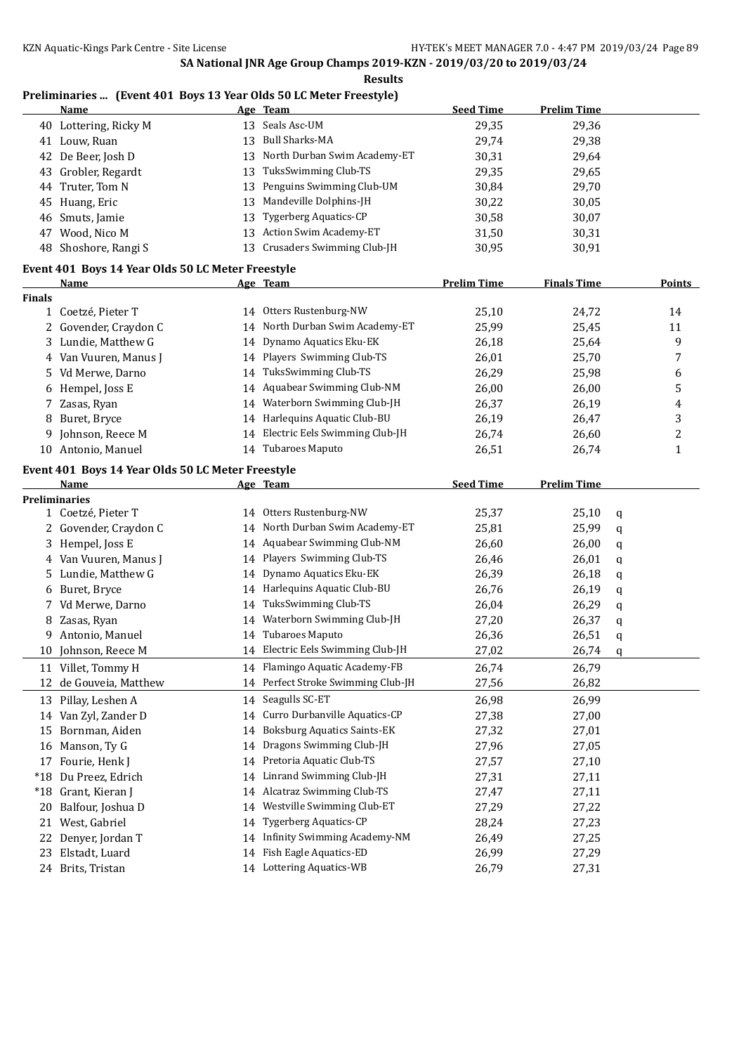## SA National JNR Age Group Champs 2019-KZN - 2019/03/20 to 2019/03/24

**Results**

### Preliminaries ... (Event 401 Boys 13 Year Olds 50 LC Meter Freestyle)

| | Name | Age | Team | Seed Time | Prelim Time |
|---|---|---|---|---|---|
| 40 | Lottering, Ricky M | 13 | Seals Asc-UM | 29,35 | 29,36 |
| 41 | Louw, Ruan | 13 | Bull Sharks-MA | 29,74 | 29,38 |
| 42 | De Beer, Josh D | 13 | North Durban Swim Academy-ET | 30,31 | 29,64 |
| 43 | Grobler, Regardt | 13 | TuksSwimming Club-TS | 29,35 | 29,65 |
| 44 | Truter, Tom N | 13 | Penguins Swimming Club-UM | 30,84 | 29,70 |
| 45 | Huang, Eric | 13 | Mandeville Dolphins-JH | 30,22 | 30,05 |
| 46 | Smuts, Jamie | 13 | Tygerberg Aquatics-CP | 30,58 | 30,07 |
| 47 | Wood, Nico M | 13 | Action Swim Academy-ET | 31,50 | 30,31 |
| 48 | Shoshore, Rangi S | 13 | Crusaders Swimming Club-JH | 30,95 | 30,91 |

### Event 401 Boys 14 Year Olds 50 LC Meter Freestyle

| | Name | Age | Team | Prelim Time | Finals Time | Points |
|---|---|---|---|---|---|---|
| **Finals** | | | | | | |
| 1 | Coetzé, Pieter T | 14 | Otters Rustenburg-NW | 25,10 | 24,72 | 14 |
| 2 | Govender, Craydon C | 14 | North Durban Swim Academy-ET | 25,99 | 25,45 | 11 |
| 3 | Lundie, Matthew G | 14 | Dynamo Aquatics Eku-EK | 26,18 | 25,64 | 9 |
| 4 | Van Vuuren, Manus J | 14 | Players Swimming Club-TS | 26,01 | 25,70 | 7 |
| 5 | Vd Merwe, Darno | 14 | TuksSwimming Club-TS | 26,29 | 25,98 | 6 |
| 6 | Hempel, Joss E | 14 | Aquabear Swimming Club-NM | 26,00 | 26,00 | 5 |
| 7 | Zasas, Ryan | 14 | Waterborn Swimming Club-JH | 26,37 | 26,19 | 4 |
| 8 | Buret, Bryce | 14 | Harlequins Aquatic Club-BU | 26,19 | 26,47 | 3 |
| 9 | Johnson, Reece M | 14 | Electric Eels Swimming Club-JH | 26,74 | 26,60 | 2 |
| 10 | Antonio, Manuel | 14 | Tubaroes Maputo | 26,51 | 26,74 | 1 |

### Event 401 Boys 14 Year Olds 50 LC Meter Freestyle

| | Name | Age | Team | Seed Time | Prelim Time | |
|---|---|---|---|---|---|---|
| **Preliminaries** | | | | | | |
| 1 | Coetzé, Pieter T | 14 | Otters Rustenburg-NW | 25,37 | 25,10 | q |
| 2 | Govender, Craydon C | 14 | North Durban Swim Academy-ET | 25,81 | 25,99 | q |
| 3 | Hempel, Joss E | 14 | Aquabear Swimming Club-NM | 26,60 | 26,00 | q |
| 4 | Van Vuuren, Manus J | 14 | Players Swimming Club-TS | 26,46 | 26,01 | q |
| 5 | Lundie, Matthew G | 14 | Dynamo Aquatics Eku-EK | 26,39 | 26,18 | q |
| 6 | Buret, Bryce | 14 | Harlequins Aquatic Club-BU | 26,76 | 26,19 | q |
| 7 | Vd Merwe, Darno | 14 | TuksSwimming Club-TS | 26,04 | 26,29 | q |
| 8 | Zasas, Ryan | 14 | Waterborn Swimming Club-JH | 27,20 | 26,37 | q |
| 9 | Antonio, Manuel | 14 | Tubaroes Maputo | 26,36 | 26,51 | q |
| 10 | Johnson, Reece M | 14 | Electric Eels Swimming Club-JH | 27,02 | 26,74 | q |
| 11 | Villet, Tommy H | 14 | Flamingo Aquatic Academy-FB | 26,74 | 26,79 | |
| 12 | de Gouveia, Matthew | 14 | Perfect Stroke Swimming Club-JH | 27,56 | 26,82 | |
| 13 | Pillay, Leshen A | 14 | Seagulls SC-ET | 26,98 | 26,99 | |
| 14 | Van Zyl, Zander D | 14 | Curro Durbanville Aquatics-CP | 27,38 | 27,00 | |
| 15 | Bornman, Aiden | 14 | Boksburg Aquatics Saints-EK | 27,32 | 27,01 | |
| 16 | Manson, Ty G | 14 | Dragons Swimming Club-JH | 27,96 | 27,05 | |
| 17 | Fourie, Henk J | 14 | Pretoria Aquatic Club-TS | 27,57 | 27,10 | |
| *18 | Du Preez, Edrich | 14 | Linrand Swimming Club-JH | 27,31 | 27,11 | |
| *18 | Grant, Kieran J | 14 | Alcatraz Swimming Club-TS | 27,47 | 27,11 | |
| 20 | Balfour, Joshua D | 14 | Westville Swimming Club-ET | 27,29 | 27,22 | |
| 21 | West, Gabriel | 14 | Tygerberg Aquatics-CP | 28,24 | 27,23 | |
| 22 | Denyer, Jordan T | 14 | Infinity Swimming Academy-NM | 26,49 | 27,25 | |
| 23 | Elstadt, Luard | 14 | Fish Eagle Aquatics-ED | 26,99 | 27,29 | |
| 24 | Brits, Tristan | 14 | Lottering Aquatics-WB | 26,79 | 27,31 | |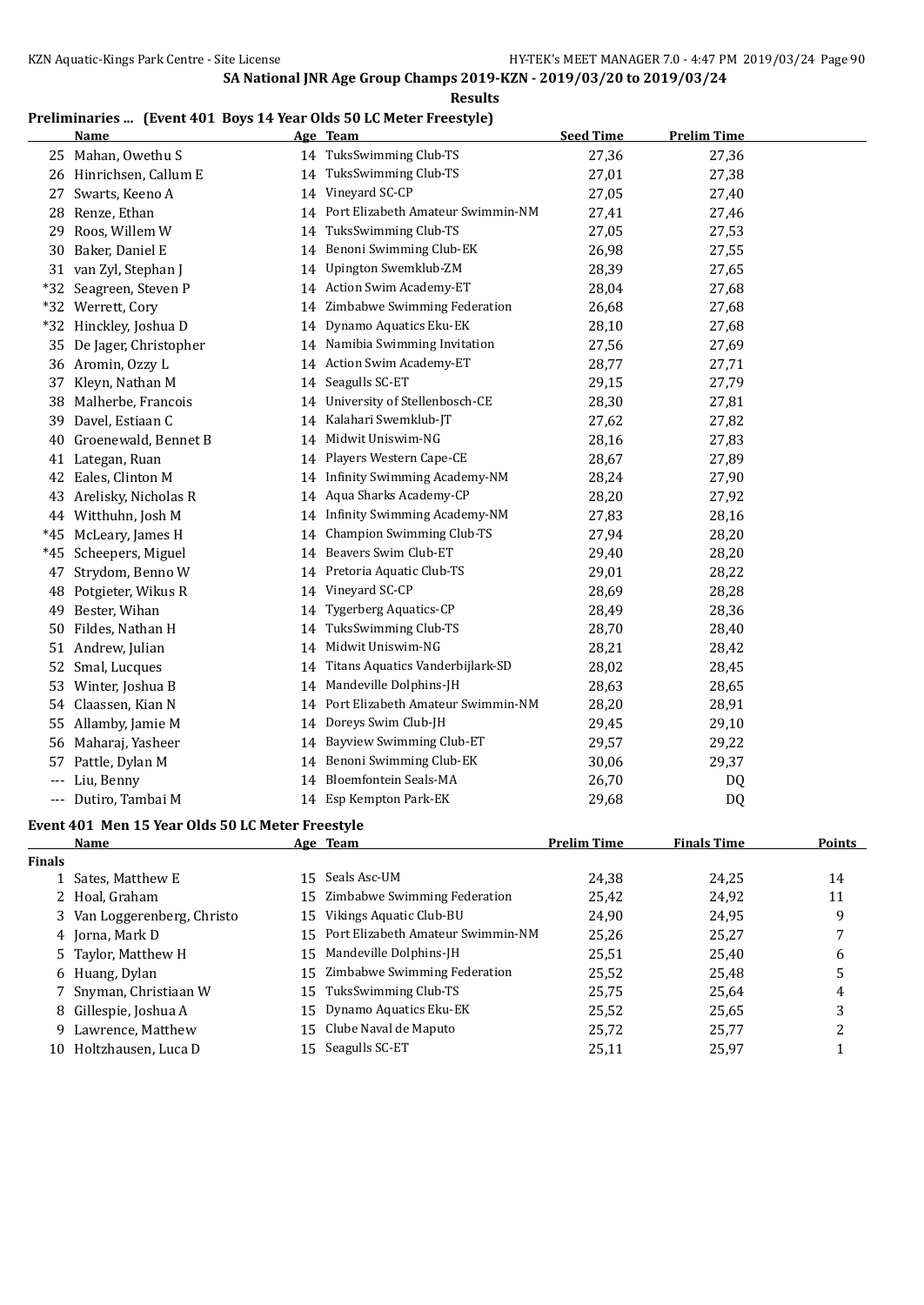SA National JNR Age Group Champs 2019-KZN - 2019/03/20 to 2019/03/24

**Results**

**Preliminaries ... (Event 401 Boys 14 Year Olds 50 LC Meter Freestyle)**

| | Name | Age | Team | Seed Time | Prelim Time |
|---|---|---|---|---|---|
| 25 | Mahan, Owethu S | 14 | TuksSwimming Club-TS | 27,36 | 27,36 |
| 26 | Hinrichsen, Callum E | 14 | TuksSwimming Club-TS | 27,01 | 27,38 |
| 27 | Swarts, Keeno A | 14 | Vineyard SC-CP | 27,05 | 27,40 |
| 28 | Renze, Ethan | 14 | Port Elizabeth Amateur Swimmin-NM | 27,41 | 27,46 |
| 29 | Roos, Willem W | 14 | TuksSwimming Club-TS | 27,05 | 27,53 |
| 30 | Baker, Daniel E | 14 | Benoni Swimming Club-EK | 26,98 | 27,55 |
| 31 | van Zyl, Stephan J | 14 | Upington Swemklub-ZM | 28,39 | 27,65 |
| *32 | Seagreen, Steven P | 14 | Action Swim Academy-ET | 28,04 | 27,68 |
| *32 | Werrett, Cory | 14 | Zimbabwe Swimming Federation | 26,68 | 27,68 |
| *32 | Hinckley, Joshua D | 14 | Dynamo Aquatics Eku-EK | 28,10 | 27,68 |
| 35 | De Jager, Christopher | 14 | Namibia Swimming Invitation | 27,56 | 27,69 |
| 36 | Aromin, Ozzy L | 14 | Action Swim Academy-ET | 28,77 | 27,71 |
| 37 | Kleyn, Nathan M | 14 | Seagulls SC-ET | 29,15 | 27,79 |
| 38 | Malherbe, Francois | 14 | University of Stellenbosch-CE | 28,30 | 27,81 |
| 39 | Davel, Estiaan C | 14 | Kalahari Swemklub-JT | 27,62 | 27,82 |
| 40 | Groenewald, Bennet B | 14 | Midwit Uniswim-NG | 28,16 | 27,83 |
| 41 | Lategan, Ruan | 14 | Players Western Cape-CE | 28,67 | 27,89 |
| 42 | Eales, Clinton M | 14 | Infinity Swimming Academy-NM | 28,24 | 27,90 |
| 43 | Arelisky, Nicholas R | 14 | Aqua Sharks Academy-CP | 28,20 | 27,92 |
| 44 | Witthuhn, Josh M | 14 | Infinity Swimming Academy-NM | 27,83 | 28,16 |
| *45 | McLeary, James H | 14 | Champion Swimming Club-TS | 27,94 | 28,20 |
| *45 | Scheepers, Miguel | 14 | Beavers Swim Club-ET | 29,40 | 28,20 |
| 47 | Strydom, Benno W | 14 | Pretoria Aquatic Club-TS | 29,01 | 28,22 |
| 48 | Potgieter, Wikus R | 14 | Vineyard SC-CP | 28,69 | 28,28 |
| 49 | Bester, Wihan | 14 | Tygerberg Aquatics-CP | 28,49 | 28,36 |
| 50 | Fildes, Nathan H | 14 | TuksSwimming Club-TS | 28,70 | 28,40 |
| 51 | Andrew, Julian | 14 | Midwit Uniswim-NG | 28,21 | 28,42 |
| 52 | Smal, Lucques | 14 | Titans Aquatics Vanderbijlark-SD | 28,02 | 28,45 |
| 53 | Winter, Joshua B | 14 | Mandeville Dolphins-JH | 28,63 | 28,65 |
| 54 | Claassen, Kian N | 14 | Port Elizabeth Amateur Swimmin-NM | 28,20 | 28,91 |
| 55 | Allamby, Jamie M | 14 | Doreys Swim Club-JH | 29,45 | 29,10 |
| 56 | Maharaj, Yasheer | 14 | Bayview Swimming Club-ET | 29,57 | 29,22 |
| 57 | Pattle, Dylan M | 14 | Benoni Swimming Club-EK | 30,06 | 29,37 |
| --- | Liu, Benny | 14 | Bloemfontein Seals-MA | 26,70 | DQ |
| --- | Dutiro, Tambai M | 14 | Esp Kempton Park-EK | 29,68 | DQ |

**Event 401 Men 15 Year Olds 50 LC Meter Freestyle**

| | Name | Age | Team | Prelim Time | Finals Time | Points |
|---|---|---|---|---|---|---|
| **Finals** | | | | | | |
| 1 | Sates, Matthew E | 15 | Seals Asc-UM | 24,38 | 24,25 | 14 |
| 2 | Hoal, Graham | 15 | Zimbabwe Swimming Federation | 25,42 | 24,92 | 11 |
| 3 | Van Loggerenberg, Christo | 15 | Vikings Aquatic Club-BU | 24,90 | 24,95 | 9 |
| 4 | Jorna, Mark D | 15 | Port Elizabeth Amateur Swimmin-NM | 25,26 | 25,27 | 7 |
| 5 | Taylor, Matthew H | 15 | Mandeville Dolphins-JH | 25,51 | 25,40 | 6 |
| 6 | Huang, Dylan | 15 | Zimbabwe Swimming Federation | 25,52 | 25,48 | 5 |
| 7 | Snyman, Christiaan W | 15 | TuksSwimming Club-TS | 25,75 | 25,64 | 4 |
| 8 | Gillespie, Joshua A | 15 | Dynamo Aquatics Eku-EK | 25,52 | 25,65 | 3 |
| 9 | Lawrence, Matthew | 15 | Clube Naval de Maputo | 25,72 | 25,77 | 2 |
| 10 | Holtzhausen, Luca D | 15 | Seagulls SC-ET | 25,11 | 25,97 | 1 |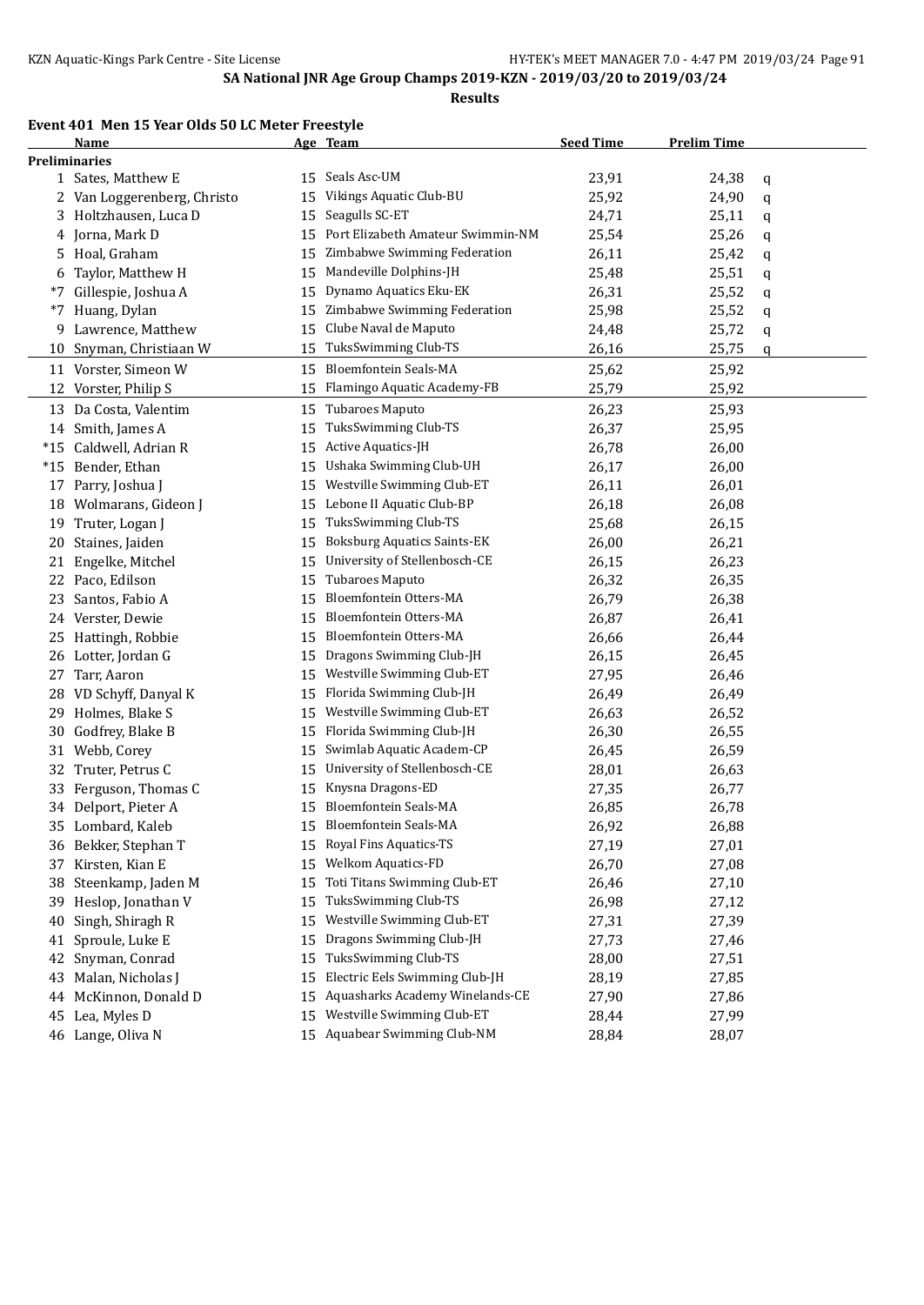**SA National JNR Age Group Champs 2019-KZN - 2019/03/20 to 2019/03/24**

**Results**

### Event 401 Men 15 Year Olds 50 LC Meter Freestyle

| | Name | Age | Team | Seed Time | Prelim Time | |
|---|---|---|---|---|---|---|
| **Preliminaries** | | | | | | |
| 1 | Sates, Matthew E | 15 | Seals Asc-UM | 23,91 | 24,38 | q |
| 2 | Van Loggerenberg, Christo | 15 | Vikings Aquatic Club-BU | 25,92 | 24,90 | q |
| 3 | Holtzhausen, Luca D | 15 | Seagulls SC-ET | 24,71 | 25,11 | q |
| 4 | Jorna, Mark D | 15 | Port Elizabeth Amateur Swimmin-NM | 25,54 | 25,26 | q |
| 5 | Hoal, Graham | 15 | Zimbabwe Swimming Federation | 26,11 | 25,42 | q |
| 6 | Taylor, Matthew H | 15 | Mandeville Dolphins-JH | 25,48 | 25,51 | q |
| *7 | Gillespie, Joshua A | 15 | Dynamo Aquatics Eku-EK | 26,31 | 25,52 | q |
| *7 | Huang, Dylan | 15 | Zimbabwe Swimming Federation | 25,98 | 25,52 | q |
| 9 | Lawrence, Matthew | 15 | Clube Naval de Maputo | 24,48 | 25,72 | q |
| 10 | Snyman, Christiaan W | 15 | TuksSwimming Club-TS | 26,16 | 25,75 | q |
| 11 | Vorster, Simeon W | 15 | Bloemfontein Seals-MA | 25,62 | 25,92 | |
| 12 | Vorster, Philip S | 15 | Flamingo Aquatic Academy-FB | 25,79 | 25,92 | |
| 13 | Da Costa, Valentim | 15 | Tubaroes Maputo | 26,23 | 25,93 | |
| 14 | Smith, James A | 15 | TuksSwimming Club-TS | 26,37 | 25,95 | |
| *15 | Caldwell, Adrian R | 15 | Active Aquatics-JH | 26,78 | 26,00 | |
| *15 | Bender, Ethan | 15 | Ushaka Swimming Club-UH | 26,17 | 26,00 | |
| 17 | Parry, Joshua J | 15 | Westville Swimming Club-ET | 26,11 | 26,01 | |
| 18 | Wolmarans, Gideon J | 15 | Lebone II Aquatic Club-BP | 26,18 | 26,08 | |
| 19 | Truter, Logan J | 15 | TuksSwimming Club-TS | 25,68 | 26,15 | |
| 20 | Staines, Jaiden | 15 | Boksburg Aquatics Saints-EK | 26,00 | 26,21 | |
| 21 | Engelke, Mitchel | 15 | University of Stellenbosch-CE | 26,15 | 26,23 | |
| 22 | Paco, Edilson | 15 | Tubaroes Maputo | 26,32 | 26,35 | |
| 23 | Santos, Fabio A | 15 | Bloemfontein Otters-MA | 26,79 | 26,38 | |
| 24 | Verster, Dewie | 15 | Bloemfontein Otters-MA | 26,87 | 26,41 | |
| 25 | Hattingh, Robbie | 15 | Bloemfontein Otters-MA | 26,66 | 26,44 | |
| 26 | Lotter, Jordan G | 15 | Dragons Swimming Club-JH | 26,15 | 26,45 | |
| 27 | Tarr, Aaron | 15 | Westville Swimming Club-ET | 27,95 | 26,46 | |
| 28 | VD Schyff, Danyal K | 15 | Florida Swimming Club-JH | 26,49 | 26,49 | |
| 29 | Holmes, Blake S | 15 | Westville Swimming Club-ET | 26,63 | 26,52 | |
| 30 | Godfrey, Blake B | 15 | Florida Swimming Club-JH | 26,30 | 26,55 | |
| 31 | Webb, Corey | 15 | Swimlab Aquatic Academ-CP | 26,45 | 26,59 | |
| 32 | Truter, Petrus C | 15 | University of Stellenbosch-CE | 28,01 | 26,63 | |
| 33 | Ferguson, Thomas C | 15 | Knysna Dragons-ED | 27,35 | 26,77 | |
| 34 | Delport, Pieter A | 15 | Bloemfontein Seals-MA | 26,85 | 26,78 | |
| 35 | Lombard, Kaleb | 15 | Bloemfontein Seals-MA | 26,92 | 26,88 | |
| 36 | Bekker, Stephan T | 15 | Royal Fins Aquatics-TS | 27,19 | 27,01 | |
| 37 | Kirsten, Kian E | 15 | Welkom Aquatics-FD | 26,70 | 27,08 | |
| 38 | Steenkamp, Jaden M | 15 | Toti Titans Swimming Club-ET | 26,46 | 27,10 | |
| 39 | Heslop, Jonathan V | 15 | TuksSwimming Club-TS | 26,98 | 27,12 | |
| 40 | Singh, Shiragh R | 15 | Westville Swimming Club-ET | 27,31 | 27,39 | |
| 41 | Sproule, Luke E | 15 | Dragons Swimming Club-JH | 27,73 | 27,46 | |
| 42 | Snyman, Conrad | 15 | TuksSwimming Club-TS | 28,00 | 27,51 | |
| 43 | Malan, Nicholas J | 15 | Electric Eels Swimming Club-JH | 28,19 | 27,85 | |
| 44 | McKinnon, Donald D | 15 | Aquasharks Academy Winelands-CE | 27,90 | 27,86 | |
| 45 | Lea, Myles D | 15 | Westville Swimming Club-ET | 28,44 | 27,99 | |
| 46 | Lange, Oliva N | 15 | Aquabear Swimming Club-NM | 28,84 | 28,07 | |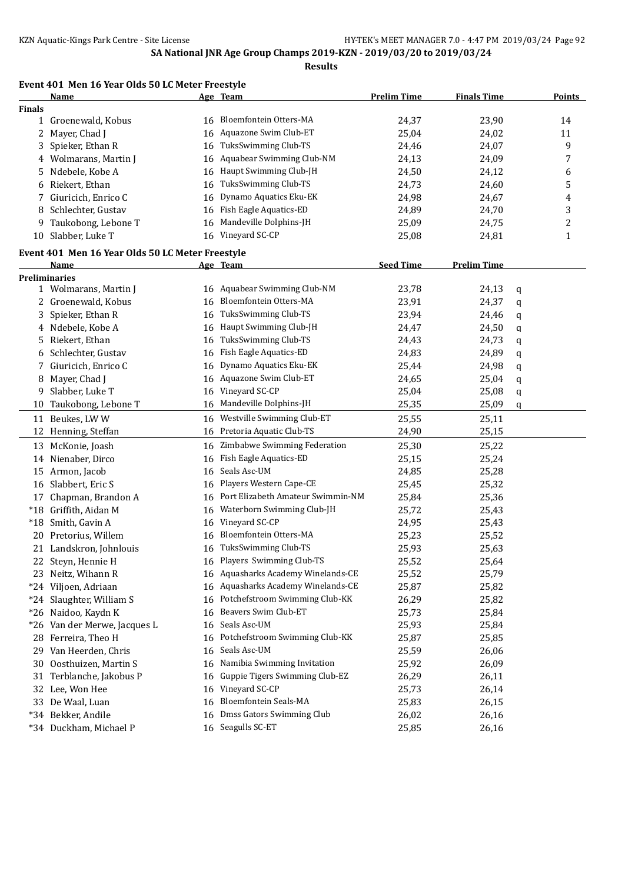## SA National JNR Age Group Champs 2019-KZN - 2019/03/20 to 2019/03/24

**Results**

### Event 401 Men 16 Year Olds 50 LC Meter Freestyle

| | Name | Age | Team | Prelim Time | Finals Time | Points |
|---|---|---|---|---|---|---|
| **Finals** | | | | | | |
| 1 | Groenewald, Kobus | 16 | Bloemfontein Otters-MA | 24,37 | 23,90 | 14 |
| 2 | Mayer, Chad J | 16 | Aquazone Swim Club-ET | 25,04 | 24,02 | 11 |
| 3 | Spieker, Ethan R | 16 | TuksSwimming Club-TS | 24,46 | 24,07 | 9 |
| 4 | Wolmarans, Martin J | 16 | Aquabear Swimming Club-NM | 24,13 | 24,09 | 7 |
| 5 | Ndebele, Kobe A | 16 | Haupt Swimming Club-JH | 24,50 | 24,12 | 6 |
| 6 | Riekert, Ethan | 16 | TuksSwimming Club-TS | 24,73 | 24,60 | 5 |
| 7 | Giuricich, Enrico C | 16 | Dynamo Aquatics Eku-EK | 24,98 | 24,67 | 4 |
| 8 | Schlechter, Gustav | 16 | Fish Eagle Aquatics-ED | 24,89 | 24,70 | 3 |
| 9 | Taukobong, Lebone T | 16 | Mandeville Dolphins-JH | 25,09 | 24,75 | 2 |
| 10 | Slabber, Luke T | 16 | Vineyard SC-CP | 25,08 | 24,81 | 1 |

### Event 401 Men 16 Year Olds 50 LC Meter Freestyle

| | Name | Age | Team | Seed Time | Prelim Time | |
|---|---|---|---|---|---|---|
| **Preliminaries** | | | | | | |
| 1 | Wolmarans, Martin J | 16 | Aquabear Swimming Club-NM | 23,78 | 24,13 | q |
| 2 | Groenewald, Kobus | 16 | Bloemfontein Otters-MA | 23,91 | 24,37 | q |
| 3 | Spieker, Ethan R | 16 | TuksSwimming Club-TS | 23,94 | 24,46 | q |
| 4 | Ndebele, Kobe A | 16 | Haupt Swimming Club-JH | 24,47 | 24,50 | q |
| 5 | Riekert, Ethan | 16 | TuksSwimming Club-TS | 24,43 | 24,73 | q |
| 6 | Schlechter, Gustav | 16 | Fish Eagle Aquatics-ED | 24,83 | 24,89 | q |
| 7 | Giuricich, Enrico C | 16 | Dynamo Aquatics Eku-EK | 25,44 | 24,98 | q |
| 8 | Mayer, Chad J | 16 | Aquazone Swim Club-ET | 24,65 | 25,04 | q |
| 9 | Slabber, Luke T | 16 | Vineyard SC-CP | 25,04 | 25,08 | q |
| 10 | Taukobong, Lebone T | 16 | Mandeville Dolphins-JH | 25,35 | 25,09 | q |
| 11 | Beukes, LW W | 16 | Westville Swimming Club-ET | 25,55 | 25,11 | |
| 12 | Henning, Steffan | 16 | Pretoria Aquatic Club-TS | 24,90 | 25,15 | |
| 13 | McKonie, Joash | 16 | Zimbabwe Swimming Federation | 25,30 | 25,22 | |
| 14 | Nienaber, Dirco | 16 | Fish Eagle Aquatics-ED | 25,15 | 25,24 | |
| 15 | Armon, Jacob | 16 | Seals Asc-UM | 24,85 | 25,28 | |
| 16 | Slabbert, Eric S | 16 | Players Western Cape-CE | 25,45 | 25,32 | |
| 17 | Chapman, Brandon A | 16 | Port Elizabeth Amateur Swimmin-NM | 25,84 | 25,36 | |
| *18 | Griffith, Aidan M | 16 | Waterborn Swimming Club-JH | 25,72 | 25,43 | |
| *18 | Smith, Gavin A | 16 | Vineyard SC-CP | 24,95 | 25,43 | |
| 20 | Pretorius, Willem | 16 | Bloemfontein Otters-MA | 25,23 | 25,52 | |
| 21 | Landskron, Johnlouis | 16 | TuksSwimming Club-TS | 25,93 | 25,63 | |
| 22 | Steyn, Hennie H | 16 | Players Swimming Club-TS | 25,52 | 25,64 | |
| 23 | Neitz, Wihann R | 16 | Aquasharks Academy Winelands-CE | 25,52 | 25,79 | |
| *24 | Viljoen, Adriaan | 16 | Aquasharks Academy Winelands-CE | 25,87 | 25,82 | |
| *24 | Slaughter, William S | 16 | Potchefstroom Swimming Club-KK | 26,29 | 25,82 | |
| *26 | Naidoo, Kaydn K | 16 | Beavers Swim Club-ET | 25,73 | 25,84 | |
| *26 | Van der Merwe, Jacques L | 16 | Seals Asc-UM | 25,93 | 25,84 | |
| 28 | Ferreira, Theo H | 16 | Potchefstroom Swimming Club-KK | 25,87 | 25,85 | |
| 29 | Van Heerden, Chris | 16 | Seals Asc-UM | 25,59 | 26,06 | |
| 30 | Oosthuizen, Martin S | 16 | Namibia Swimming Invitation | 25,92 | 26,09 | |
| 31 | Terblanche, Jakobus P | 16 | Guppie Tigers Swimming Club-EZ | 26,29 | 26,11 | |
| 32 | Lee, Won Hee | 16 | Vineyard SC-CP | 25,73 | 26,14 | |
| 33 | De Waal, Luan | 16 | Bloemfontein Seals-MA | 25,83 | 26,15 | |
| *34 | Bekker, Andile | 16 | Dmss Gators Swimming Club | 26,02 | 26,16 | |
| *34 | Duckham, Michael P | 16 | Seagulls SC-ET | 25,85 | 26,16 | |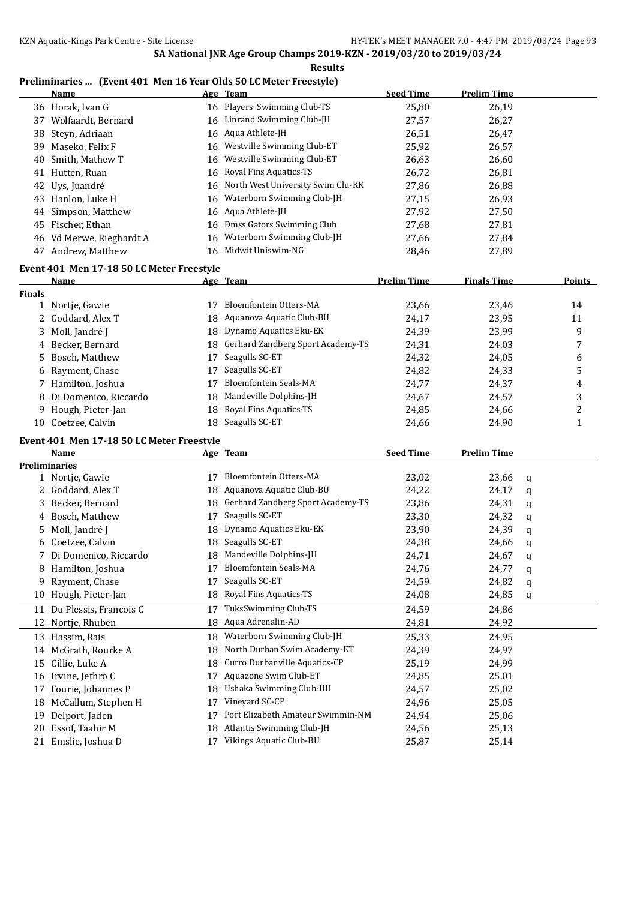## SA National JNR Age Group Champs 2019-KZN - 2019/03/20 to 2019/03/24

### Results

### Preliminaries ... (Event 401 Men 16 Year Olds 50 LC Meter Freestyle)

| | Name | Age | Team | Seed Time | Prelim Time |
|---|---|---|---|---|---|
| 36 | Horak, Ivan G | 16 | Players Swimming Club-TS | 25,80 | 26,19 |
| 37 | Wolfaardt, Bernard | 16 | Linrand Swimming Club-JH | 27,57 | 26,27 |
| 38 | Steyn, Adriaan | 16 | Aqua Athlete-JH | 26,51 | 26,47 |
| 39 | Maseko, Felix F | 16 | Westville Swimming Club-ET | 25,92 | 26,57 |
| 40 | Smith, Mathew T | 16 | Westville Swimming Club-ET | 26,63 | 26,60 |
| 41 | Hutten, Ruan | 16 | Royal Fins Aquatics-TS | 26,72 | 26,81 |
| 42 | Uys, Juandré | 16 | North West University Swim Clu-KK | 27,86 | 26,88 |
| 43 | Hanlon, Luke H | 16 | Waterborn Swimming Club-JH | 27,15 | 26,93 |
| 44 | Simpson, Matthew | 16 | Aqua Athlete-JH | 27,92 | 27,50 |
| 45 | Fischer, Ethan | 16 | Dmss Gators Swimming Club | 27,68 | 27,81 |
| 46 | Vd Merwe, Rieghardt A | 16 | Waterborn Swimming Club-JH | 27,66 | 27,84 |
| 47 | Andrew, Matthew | 16 | Midwit Uniswim-NG | 28,46 | 27,89 |

### Event 401 Men 17-18 50 LC Meter Freestyle

| | Name | Age | Team | Prelim Time | Finals Time | Points |
|---|---|---|---|---|---|---|
| **Finals** | | | | | | |
| 1 | Nortje, Gawie | 17 | Bloemfontein Otters-MA | 23,66 | 23,46 | 14 |
| 2 | Goddard, Alex T | 18 | Aquanova Aquatic Club-BU | 24,17 | 23,95 | 11 |
| 3 | Moll, Jandré J | 18 | Dynamo Aquatics Eku-EK | 24,39 | 23,99 | 9 |
| 4 | Becker, Bernard | 18 | Gerhard Zandberg Sport Academy-TS | 24,31 | 24,03 | 7 |
| 5 | Bosch, Matthew | 17 | Seagulls SC-ET | 24,32 | 24,05 | 6 |
| 6 | Rayment, Chase | 17 | Seagulls SC-ET | 24,82 | 24,33 | 5 |
| 7 | Hamilton, Joshua | 17 | Bloemfontein Seals-MA | 24,77 | 24,37 | 4 |
| 8 | Di Domenico, Riccardo | 18 | Mandeville Dolphins-JH | 24,67 | 24,57 | 3 |
| 9 | Hough, Pieter-Jan | 18 | Royal Fins Aquatics-TS | 24,85 | 24,66 | 2 |
| 10 | Coetzee, Calvin | 18 | Seagulls SC-ET | 24,66 | 24,90 | 1 |

### Event 401 Men 17-18 50 LC Meter Freestyle

| | Name | Age | Team | Seed Time | Prelim Time | |
|---|---|---|---|---|---|---|
| **Preliminaries** | | | | | | |
| 1 | Nortje, Gawie | 17 | Bloemfontein Otters-MA | 23,02 | 23,66 | q |
| 2 | Goddard, Alex T | 18 | Aquanova Aquatic Club-BU | 24,22 | 24,17 | q |
| 3 | Becker, Bernard | 18 | Gerhard Zandberg Sport Academy-TS | 23,86 | 24,31 | q |
| 4 | Bosch, Matthew | 17 | Seagulls SC-ET | 23,30 | 24,32 | q |
| 5 | Moll, Jandré J | 18 | Dynamo Aquatics Eku-EK | 23,90 | 24,39 | q |
| 6 | Coetzee, Calvin | 18 | Seagulls SC-ET | 24,38 | 24,66 | q |
| 7 | Di Domenico, Riccardo | 18 | Mandeville Dolphins-JH | 24,71 | 24,67 | q |
| 8 | Hamilton, Joshua | 17 | Bloemfontein Seals-MA | 24,76 | 24,77 | q |
| 9 | Rayment, Chase | 17 | Seagulls SC-ET | 24,59 | 24,82 | q |
| 10 | Hough, Pieter-Jan | 18 | Royal Fins Aquatics-TS | 24,08 | 24,85 | q |
| 11 | Du Plessis, Francois C | 17 | TuksSwimming Club-TS | 24,59 | 24,86 | |
| 12 | Nortje, Rhuben | 18 | Aqua Adrenalin-AD | 24,81 | 24,92 | |
| 13 | Hassim, Rais | 18 | Waterborn Swimming Club-JH | 25,33 | 24,95 | |
| 14 | McGrath, Rourke A | 18 | North Durban Swim Academy-ET | 24,39 | 24,97 | |
| 15 | Cillie, Luke A | 18 | Curro Durbanville Aquatics-CP | 25,19 | 24,99 | |
| 16 | Irvine, Jethro C | 17 | Aquazone Swim Club-ET | 24,85 | 25,01 | |
| 17 | Fourie, Johannes P | 18 | Ushaka Swimming Club-UH | 24,57 | 25,02 | |
| 18 | McCallum, Stephen H | 17 | Vineyard SC-CP | 24,96 | 25,05 | |
| 19 | Delport, Jaden | 17 | Port Elizabeth Amateur Swimmin-NM | 24,94 | 25,06 | |
| 20 | Essof, Taahir M | 18 | Atlantis Swimming Club-JH | 24,56 | 25,13 | |
| 21 | Emslie, Joshua D | 17 | Vikings Aquatic Club-BU | 25,87 | 25,14 | |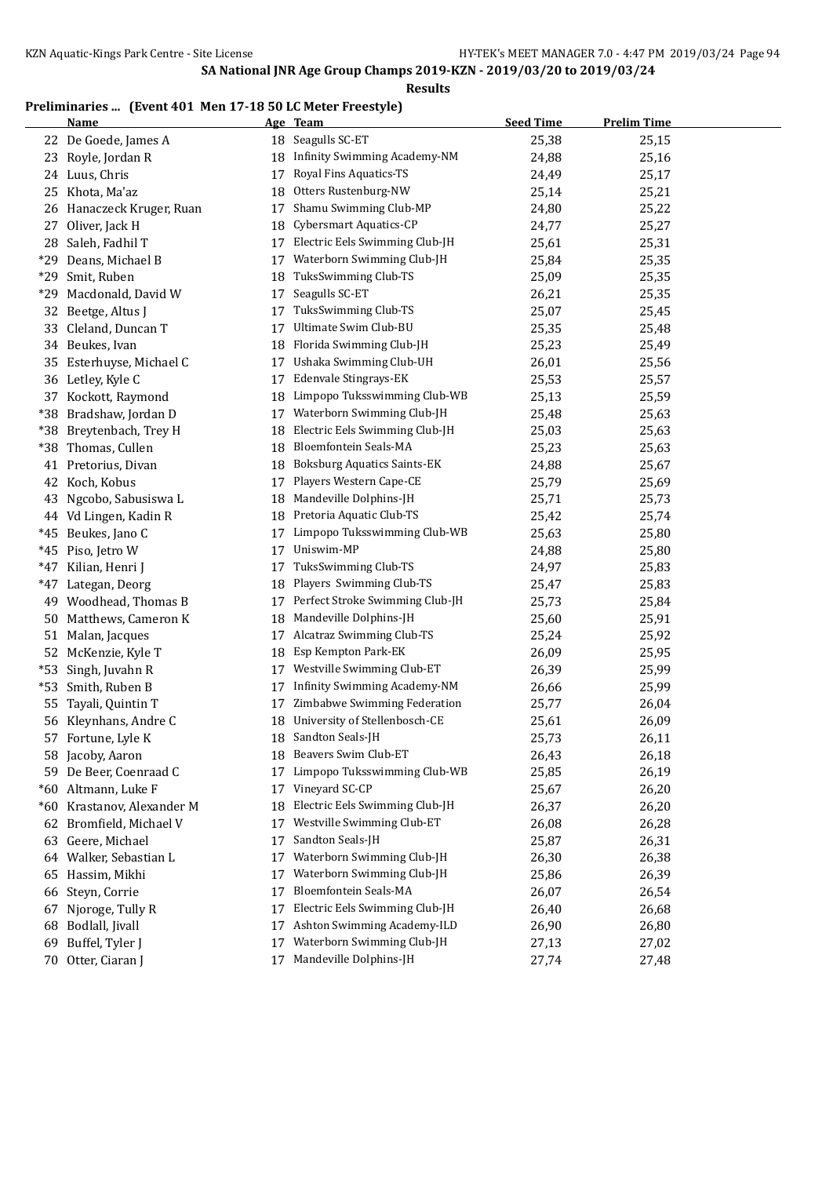SA National JNR Age Group Champs 2019-KZN - 2019/03/20 to 2019/03/24

**Results**

**Preliminaries ... (Event 401 Men 17-18 50 LC Meter Freestyle)**

| | Name | Age | Team | Seed Time | Prelim Time |
|---|---|---|---|---|---|
| 22 | De Goede, James A | 18 | Seagulls SC-ET | 25,38 | 25,15 |
| 23 | Royle, Jordan R | 18 | Infinity Swimming Academy-NM | 24,88 | 25,16 |
| 24 | Luus, Chris | 17 | Royal Fins Aquatics-TS | 24,49 | 25,17 |
| 25 | Khota, Ma'az | 18 | Otters Rustenburg-NW | 25,14 | 25,21 |
| 26 | Hanaczeck Kruger, Ruan | 17 | Shamu Swimming Club-MP | 24,80 | 25,22 |
| 27 | Oliver, Jack H | 18 | Cybersmart Aquatics-CP | 24,77 | 25,27 |
| 28 | Saleh, Fadhil T | 17 | Electric Eels Swimming Club-JH | 25,61 | 25,31 |
| *29 | Deans, Michael B | 17 | Waterborn Swimming Club-JH | 25,84 | 25,35 |
| *29 | Smit, Ruben | 18 | TuksSwimming Club-TS | 25,09 | 25,35 |
| *29 | Macdonald, David W | 17 | Seagulls SC-ET | 26,21 | 25,35 |
| 32 | Beetge, Altus J | 17 | TuksSwimming Club-TS | 25,07 | 25,45 |
| 33 | Cleland, Duncan T | 17 | Ultimate Swim Club-BU | 25,35 | 25,48 |
| 34 | Beukes, Ivan | 18 | Florida Swimming Club-JH | 25,23 | 25,49 |
| 35 | Esterhuyse, Michael C | 17 | Ushaka Swimming Club-UH | 26,01 | 25,56 |
| 36 | Letley, Kyle C | 17 | Edenvale Stingrays-EK | 25,53 | 25,57 |
| 37 | Kockott, Raymond | 18 | Limpopo Tuksswimming Club-WB | 25,13 | 25,59 |
| *38 | Bradshaw, Jordan D | 17 | Waterborn Swimming Club-JH | 25,48 | 25,63 |
| *38 | Breytenbach, Trey H | 18 | Electric Eels Swimming Club-JH | 25,03 | 25,63 |
| *38 | Thomas, Cullen | 18 | Bloemfontein Seals-MA | 25,23 | 25,63 |
| 41 | Pretorius, Divan | 18 | Boksburg Aquatics Saints-EK | 24,88 | 25,67 |
| 42 | Koch, Kobus | 17 | Players Western Cape-CE | 25,79 | 25,69 |
| 43 | Ngcobo, Sabusiswa L | 18 | Mandeville Dolphins-JH | 25,71 | 25,73 |
| 44 | Vd Lingen, Kadin R | 18 | Pretoria Aquatic Club-TS | 25,42 | 25,74 |
| *45 | Beukes, Jano C | 17 | Limpopo Tuksswimming Club-WB | 25,63 | 25,80 |
| *45 | Piso, Jetro W | 17 | Uniswim-MP | 24,88 | 25,80 |
| *47 | Kilian, Henri J | 17 | TuksSwimming Club-TS | 24,97 | 25,83 |
| *47 | Lategan, Deorg | 18 | Players Swimming Club-TS | 25,47 | 25,83 |
| 49 | Woodhead, Thomas B | 17 | Perfect Stroke Swimming Club-JH | 25,73 | 25,84 |
| 50 | Matthews, Cameron K | 18 | Mandeville Dolphins-JH | 25,60 | 25,91 |
| 51 | Malan, Jacques | 17 | Alcatraz Swimming Club-TS | 25,24 | 25,92 |
| 52 | McKenzie, Kyle T | 18 | Esp Kempton Park-EK | 26,09 | 25,95 |
| *53 | Singh, Juvahn R | 17 | Westville Swimming Club-ET | 26,39 | 25,99 |
| *53 | Smith, Ruben B | 17 | Infinity Swimming Academy-NM | 26,66 | 25,99 |
| 55 | Tayali, Quintin T | 17 | Zimbabwe Swimming Federation | 25,77 | 26,04 |
| 56 | Kleynhans, Andre C | 18 | University of Stellenbosch-CE | 25,61 | 26,09 |
| 57 | Fortune, Lyle K | 18 | Sandton Seals-JH | 25,73 | 26,11 |
| 58 | Jacoby, Aaron | 18 | Beavers Swim Club-ET | 26,43 | 26,18 |
| 59 | De Beer, Coenraad C | 17 | Limpopo Tuksswimming Club-WB | 25,85 | 26,19 |
| *60 | Altmann, Luke F | 17 | Vineyard SC-CP | 25,67 | 26,20 |
| *60 | Krastanov, Alexander M | 18 | Electric Eels Swimming Club-JH | 26,37 | 26,20 |
| 62 | Bromfield, Michael V | 17 | Westville Swimming Club-ET | 26,08 | 26,28 |
| 63 | Geere, Michael | 17 | Sandton Seals-JH | 25,87 | 26,31 |
| 64 | Walker, Sebastian L | 17 | Waterborn Swimming Club-JH | 26,30 | 26,38 |
| 65 | Hassim, Mikhi | 17 | Waterborn Swimming Club-JH | 25,86 | 26,39 |
| 66 | Steyn, Corrie | 17 | Bloemfontein Seals-MA | 26,07 | 26,54 |
| 67 | Njoroge, Tully R | 17 | Electric Eels Swimming Club-JH | 26,40 | 26,68 |
| 68 | Bodlall, Jivall | 17 | Ashton Swimming Academy-ILD | 26,90 | 26,80 |
| 69 | Buffel, Tyler J | 17 | Waterborn Swimming Club-JH | 27,13 | 27,02 |
| 70 | Otter, Ciaran J | 17 | Mandeville Dolphins-JH | 27,74 | 27,48 |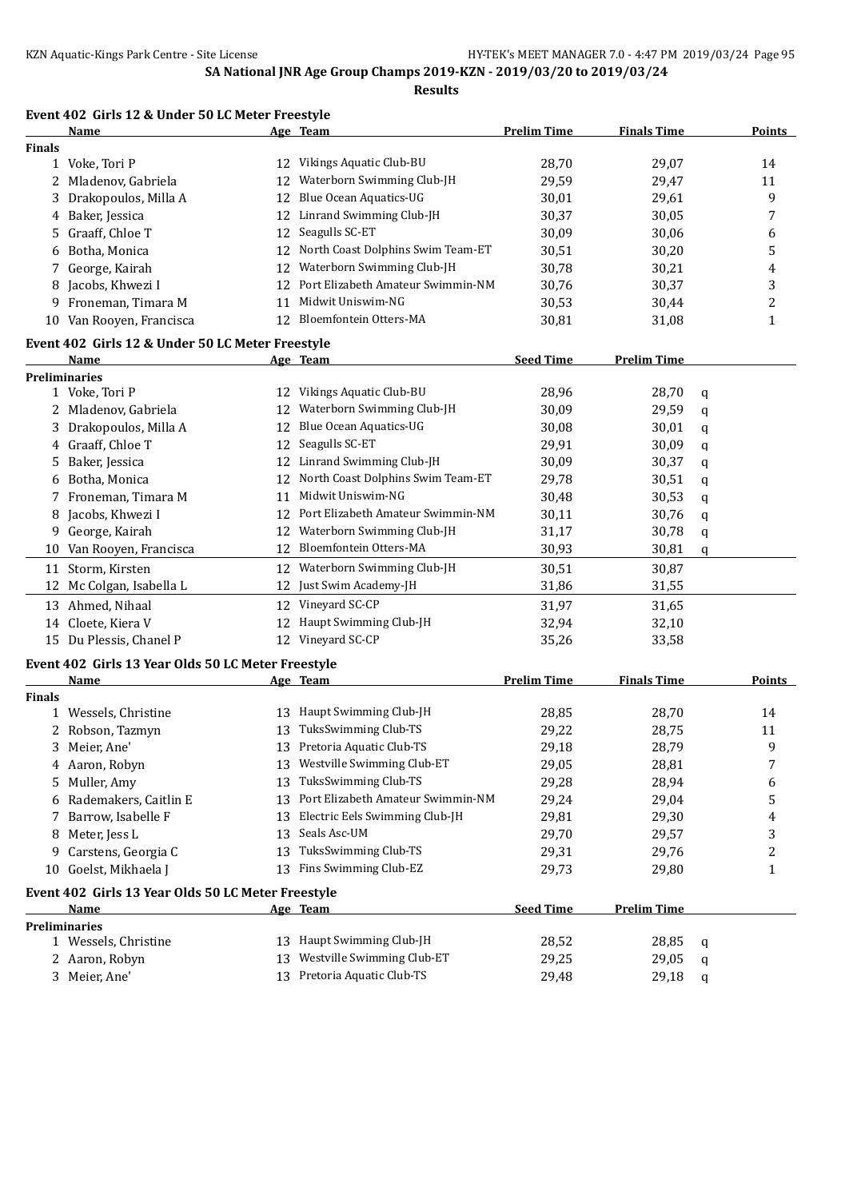## SA National JNR Age Group Champs 2019-KZN - 2019/03/20 to 2019/03/24

**Results**

### Event 402 Girls 12 & Under 50 LC Meter Freestyle

| | Name | Age | Team | Prelim Time | Finals Time | Points |
|---|---|---|---|---|---|---|
| **Finals** | | | | | | |
| 1 | Voke, Tori P | 12 | Vikings Aquatic Club-BU | 28,70 | 29,07 | 14 |
| 2 | Mladenov, Gabriela | 12 | Waterborn Swimming Club-JH | 29,59 | 29,47 | 11 |
| 3 | Drakopoulos, Milla A | 12 | Blue Ocean Aquatics-UG | 30,01 | 29,61 | 9 |
| 4 | Baker, Jessica | 12 | Linrand Swimming Club-JH | 30,37 | 30,05 | 7 |
| 5 | Graaff, Chloe T | 12 | Seagulls SC-ET | 30,09 | 30,06 | 6 |
| 6 | Botha, Monica | 12 | North Coast Dolphins Swim Team-ET | 30,51 | 30,20 | 5 |
| 7 | George, Kairah | 12 | Waterborn Swimming Club-JH | 30,78 | 30,21 | 4 |
| 8 | Jacobs, Khwezi I | 12 | Port Elizabeth Amateur Swimmin-NM | 30,76 | 30,37 | 3 |
| 9 | Froneman, Timara M | 11 | Midwit Uniswim-NG | 30,53 | 30,44 | 2 |
| 10 | Van Rooyen, Francisca | 12 | Bloemfontein Otters-MA | 30,81 | 31,08 | 1 |

### Event 402 Girls 12 & Under 50 LC Meter Freestyle

| | Name | Age | Team | Seed Time | Prelim Time | |
|---|---|---|---|---|---|---|
| **Preliminaries** | | | | | | |
| 1 | Voke, Tori P | 12 | Vikings Aquatic Club-BU | 28,96 | 28,70 | q |
| 2 | Mladenov, Gabriela | 12 | Waterborn Swimming Club-JH | 30,09 | 29,59 | q |
| 3 | Drakopoulos, Milla A | 12 | Blue Ocean Aquatics-UG | 30,08 | 30,01 | q |
| 4 | Graaff, Chloe T | 12 | Seagulls SC-ET | 29,91 | 30,09 | q |
| 5 | Baker, Jessica | 12 | Linrand Swimming Club-JH | 30,09 | 30,37 | q |
| 6 | Botha, Monica | 12 | North Coast Dolphins Swim Team-ET | 29,78 | 30,51 | q |
| 7 | Froneman, Timara M | 11 | Midwit Uniswim-NG | 30,48 | 30,53 | q |
| 8 | Jacobs, Khwezi I | 12 | Port Elizabeth Amateur Swimmin-NM | 30,11 | 30,76 | q |
| 9 | George, Kairah | 12 | Waterborn Swimming Club-JH | 31,17 | 30,78 | q |
| 10 | Van Rooyen, Francisca | 12 | Bloemfontein Otters-MA | 30,93 | 30,81 | q |
| 11 | Storm, Kirsten | 12 | Waterborn Swimming Club-JH | 30,51 | 30,87 | |
| 12 | Mc Colgan, Isabella L | 12 | Just Swim Academy-JH | 31,86 | 31,55 | |
| 13 | Ahmed, Nihaal | 12 | Vineyard SC-CP | 31,97 | 31,65 | |
| 14 | Cloete, Kiera V | 12 | Haupt Swimming Club-JH | 32,94 | 32,10 | |
| 15 | Du Plessis, Chanel P | 12 | Vineyard SC-CP | 35,26 | 33,58 | |

### Event 402 Girls 13 Year Olds 50 LC Meter Freestyle

| | Name | Age | Team | Prelim Time | Finals Time | Points |
|---|---|---|---|---|---|---|
| **Finals** | | | | | | |
| 1 | Wessels, Christine | 13 | Haupt Swimming Club-JH | 28,85 | 28,70 | 14 |
| 2 | Robson, Tazmyn | 13 | TuksSwimming Club-TS | 29,22 | 28,75 | 11 |
| 3 | Meier, Ane' | 13 | Pretoria Aquatic Club-TS | 29,18 | 28,79 | 9 |
| 4 | Aaron, Robyn | 13 | Westville Swimming Club-ET | 29,05 | 28,81 | 7 |
| 5 | Muller, Amy | 13 | TuksSwimming Club-TS | 29,28 | 28,94 | 6 |
| 6 | Rademakers, Caitlin E | 13 | Port Elizabeth Amateur Swimmin-NM | 29,24 | 29,04 | 5 |
| 7 | Barrow, Isabelle F | 13 | Electric Eels Swimming Club-JH | 29,81 | 29,30 | 4 |
| 8 | Meter, Jess L | 13 | Seals Asc-UM | 29,70 | 29,57 | 3 |
| 9 | Carstens, Georgia C | 13 | TuksSwimming Club-TS | 29,31 | 29,76 | 2 |
| 10 | Goelst, Mikhaela J | 13 | Fins Swimming Club-EZ | 29,73 | 29,80 | 1 |

### Event 402 Girls 13 Year Olds 50 LC Meter Freestyle

| | Name | Age | Team | Seed Time | Prelim Time | |
|---|---|---|---|---|---|---|
| **Preliminaries** | | | | | | |
| 1 | Wessels, Christine | 13 | Haupt Swimming Club-JH | 28,52 | 28,85 | q |
| 2 | Aaron, Robyn | 13 | Westville Swimming Club-ET | 29,25 | 29,05 | q |
| 3 | Meier, Ane' | 13 | Pretoria Aquatic Club-TS | 29,48 | 29,18 | q |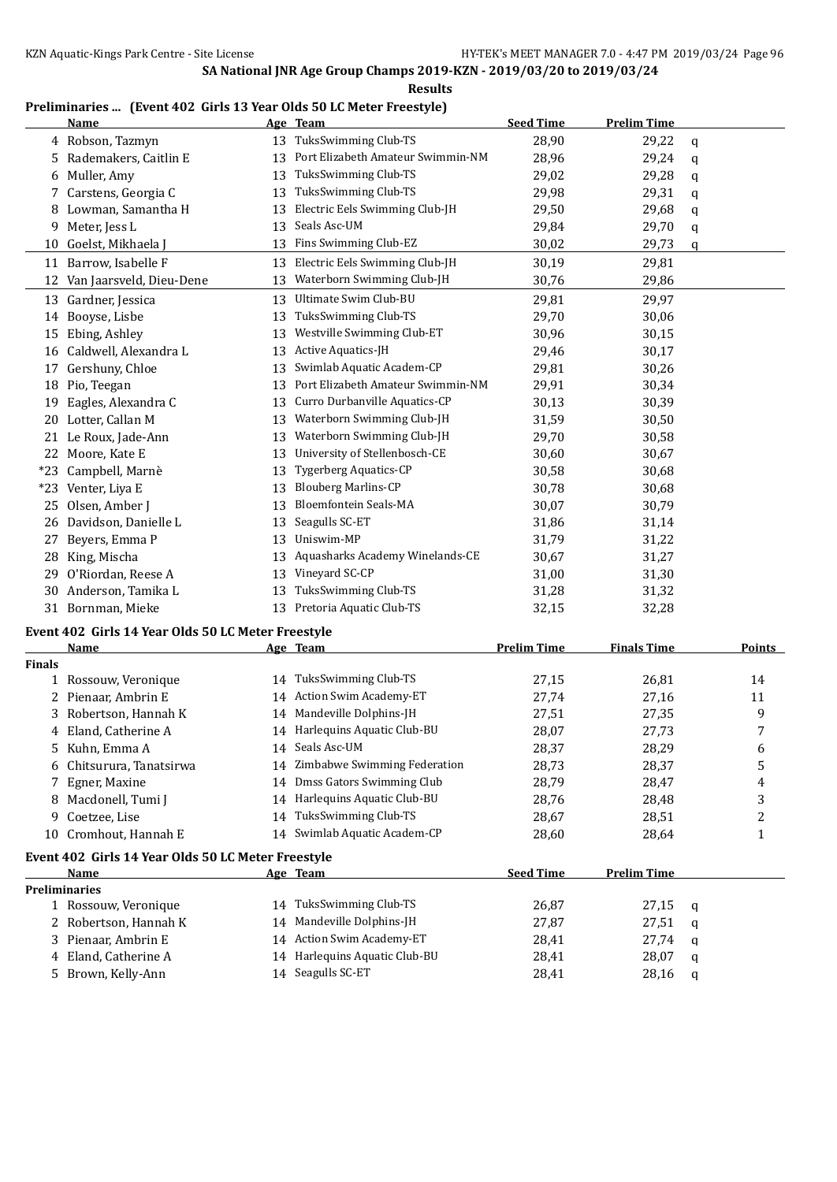## SA National JNR Age Group Champs 2019-KZN - 2019/03/20 to 2019/03/24

**Results**

### Preliminaries ... (Event 402 Girls 13 Year Olds 50 LC Meter Freestyle)

| | Name | Age | Team | Seed Time | Prelim Time | |
|---|---|---|---|---|---|---|
| 4 | Robson, Tazmyn | 13 | TuksSwimming Club-TS | 28,90 | 29,22 | q |
| 5 | Rademakers, Caitlin E | 13 | Port Elizabeth Amateur Swimmin-NM | 28,96 | 29,24 | q |
| 6 | Muller, Amy | 13 | TuksSwimming Club-TS | 29,02 | 29,28 | q |
| 7 | Carstens, Georgia C | 13 | TuksSwimming Club-TS | 29,98 | 29,31 | q |
| 8 | Lowman, Samantha H | 13 | Electric Eels Swimming Club-JH | 29,50 | 29,68 | q |
| 9 | Meter, Jess L | 13 | Seals Asc-UM | 29,84 | 29,70 | q |
| 10 | Goelst, Mikhaela J | 13 | Fins Swimming Club-EZ | 30,02 | 29,73 | q |
| 11 | Barrow, Isabelle F | 13 | Electric Eels Swimming Club-JH | 30,19 | 29,81 | |
| 12 | Van Jaarsveld, Dieu-Dene | 13 | Waterborn Swimming Club-JH | 30,76 | 29,86 | |
| 13 | Gardner, Jessica | 13 | Ultimate Swim Club-BU | 29,81 | 29,97 | |
| 14 | Booyse, Lisbe | 13 | TuksSwimming Club-TS | 29,70 | 30,06 | |
| 15 | Ebing, Ashley | 13 | Westville Swimming Club-ET | 30,96 | 30,15 | |
| 16 | Caldwell, Alexandra L | 13 | Active Aquatics-JH | 29,46 | 30,17 | |
| 17 | Gershuny, Chloe | 13 | Swimlab Aquatic Academ-CP | 29,81 | 30,26 | |
| 18 | Pio, Teegan | 13 | Port Elizabeth Amateur Swimmin-NM | 29,91 | 30,34 | |
| 19 | Eagles, Alexandra C | 13 | Curro Durbanville Aquatics-CP | 30,13 | 30,39 | |
| 20 | Lotter, Callan M | 13 | Waterborn Swimming Club-JH | 31,59 | 30,50 | |
| 21 | Le Roux, Jade-Ann | 13 | Waterborn Swimming Club-JH | 29,70 | 30,58 | |
| 22 | Moore, Kate E | 13 | University of Stellenbosch-CE | 30,60 | 30,67 | |
| *23 | Campbell, Marnè | 13 | Tygerberg Aquatics-CP | 30,58 | 30,68 | |
| *23 | Venter, Liya E | 13 | Blouberg Marlins-CP | 30,78 | 30,68 | |
| 25 | Olsen, Amber J | 13 | Bloemfontein Seals-MA | 30,07 | 30,79 | |
| 26 | Davidson, Danielle L | 13 | Seagulls SC-ET | 31,86 | 31,14 | |
| 27 | Beyers, Emma P | 13 | Uniswim-MP | 31,79 | 31,22 | |
| 28 | King, Mischa | 13 | Aquasharks Academy Winelands-CE | 30,67 | 31,27 | |
| 29 | O'Riordan, Reese A | 13 | Vineyard SC-CP | 31,00 | 31,30 | |
| 30 | Anderson, Tamika L | 13 | TuksSwimming Club-TS | 31,28 | 31,32 | |
| 31 | Bornman, Mieke | 13 | Pretoria Aquatic Club-TS | 32,15 | 32,28 | |

### Event 402 Girls 14 Year Olds 50 LC Meter Freestyle

| | Name | Age | Team | Prelim Time | Finals Time | Points |
|---|---|---|---|---|---|---|
| **Finals** | | | | | | |
| 1 | Rossouw, Veronique | 14 | TuksSwimming Club-TS | 27,15 | 26,81 | 14 |
| 2 | Pienaar, Ambrin E | 14 | Action Swim Academy-ET | 27,74 | 27,16 | 11 |
| 3 | Robertson, Hannah K | 14 | Mandeville Dolphins-JH | 27,51 | 27,35 | 9 |
| 4 | Eland, Catherine A | 14 | Harlequins Aquatic Club-BU | 28,07 | 27,73 | 7 |
| 5 | Kuhn, Emma A | 14 | Seals Asc-UM | 28,37 | 28,29 | 6 |
| 6 | Chitsurura, Tanatsirwa | 14 | Zimbabwe Swimming Federation | 28,73 | 28,37 | 5 |
| 7 | Egner, Maxine | 14 | Dmss Gators Swimming Club | 28,79 | 28,47 | 4 |
| 8 | Macdonell, Tumi J | 14 | Harlequins Aquatic Club-BU | 28,76 | 28,48 | 3 |
| 9 | Coetzee, Lise | 14 | TuksSwimming Club-TS | 28,67 | 28,51 | 2 |
| 10 | Cromhout, Hannah E | 14 | Swimlab Aquatic Academ-CP | 28,60 | 28,64 | 1 |

### Event 402 Girls 14 Year Olds 50 LC Meter Freestyle

| | Name | Age | Team | Seed Time | Prelim Time | |
|---|---|---|---|---|---|---|
| **Preliminaries** | | | | | | |
| 1 | Rossouw, Veronique | 14 | TuksSwimming Club-TS | 26,87 | 27,15 | q |
| 2 | Robertson, Hannah K | 14 | Mandeville Dolphins-JH | 27,87 | 27,51 | q |
| 3 | Pienaar, Ambrin E | 14 | Action Swim Academy-ET | 28,41 | 27,74 | q |
| 4 | Eland, Catherine A | 14 | Harlequins Aquatic Club-BU | 28,41 | 28,07 | q |
| 5 | Brown, Kelly-Ann | 14 | Seagulls SC-ET | 28,41 | 28,16 | q |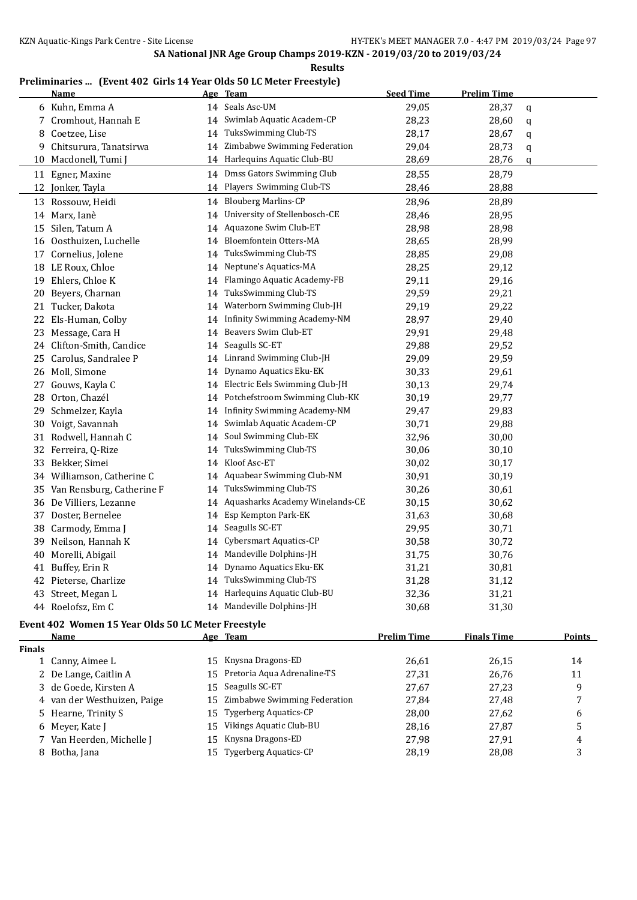**SA National JNR Age Group Champs 2019-KZN - 2019/03/20 to 2019/03/24**

**Results**

### Preliminaries ... (Event 402 Girls 14 Year Olds 50 LC Meter Freestyle)

| | Name | Age | Team | Seed Time | Prelim Time | |
|---|---|---|---|---|---|---|
| 6 | Kuhn, Emma A | 14 | Seals Asc-UM | 29,05 | 28,37 | q |
| 7 | Cromhout, Hannah E | 14 | Swimlab Aquatic Academ-CP | 28,23 | 28,60 | q |
| 8 | Coetzee, Lise | 14 | TuksSwimming Club-TS | 28,17 | 28,67 | q |
| 9 | Chitsurura, Tanatsirwa | 14 | Zimbabwe Swimming Federation | 29,04 | 28,73 | q |
| 10 | Macdonell, Tumi J | 14 | Harlequins Aquatic Club-BU | 28,69 | 28,76 | q |
| 11 | Egner, Maxine | 14 | Dmss Gators Swimming Club | 28,55 | 28,79 | |
| 12 | Jonker, Tayla | 14 | Players Swimming Club-TS | 28,46 | 28,88 | |
| 13 | Rossouw, Heidi | 14 | Blouberg Marlins-CP | 28,96 | 28,89 | |
| 14 | Marx, Ianè | 14 | University of Stellenbosch-CE | 28,46 | 28,95 | |
| 15 | Silen, Tatum A | 14 | Aquazone Swim Club-ET | 28,98 | 28,98 | |
| 16 | Oosthuizen, Luchelle | 14 | Bloemfontein Otters-MA | 28,65 | 28,99 | |
| 17 | Cornelius, Jolene | 14 | TuksSwimming Club-TS | 28,85 | 29,08 | |
| 18 | LE Roux, Chloe | 14 | Neptune's Aquatics-MA | 28,25 | 29,12 | |
| 19 | Ehlers, Chloe K | 14 | Flamingo Aquatic Academy-FB | 29,11 | 29,16 | |
| 20 | Beyers, Charnan | 14 | TuksSwimming Club-TS | 29,59 | 29,21 | |
| 21 | Tucker, Dakota | 14 | Waterborn Swimming Club-JH | 29,19 | 29,22 | |
| 22 | Els-Human, Colby | 14 | Infinity Swimming Academy-NM | 28,97 | 29,40 | |
| 23 | Message, Cara H | 14 | Beavers Swim Club-ET | 29,91 | 29,48 | |
| 24 | Clifton-Smith, Candice | 14 | Seagulls SC-ET | 29,88 | 29,52 | |
| 25 | Carolus, Sandralee P | 14 | Linrand Swimming Club-JH | 29,09 | 29,59 | |
| 26 | Moll, Simone | 14 | Dynamo Aquatics Eku-EK | 30,33 | 29,61 | |
| 27 | Gouws, Kayla C | 14 | Electric Eels Swimming Club-JH | 30,13 | 29,74 | |
| 28 | Orton, Chazél | 14 | Potchefstroom Swimming Club-KK | 30,19 | 29,77 | |
| 29 | Schmelzer, Kayla | 14 | Infinity Swimming Academy-NM | 29,47 | 29,83 | |
| 30 | Voigt, Savannah | 14 | Swimlab Aquatic Academ-CP | 30,71 | 29,88 | |
| 31 | Rodwell, Hannah C | 14 | Soul Swimming Club-EK | 32,96 | 30,00 | |
| 32 | Ferreira, Q-Rize | 14 | TuksSwimming Club-TS | 30,06 | 30,10 | |
| 33 | Bekker, Simei | 14 | Kloof Asc-ET | 30,02 | 30,17 | |
| 34 | Williamson, Catherine C | 14 | Aquabear Swimming Club-NM | 30,91 | 30,19 | |
| 35 | Van Rensburg, Catherine F | 14 | TuksSwimming Club-TS | 30,26 | 30,61 | |
| 36 | De Villiers, Lezanne | 14 | Aquasharks Academy Winelands-CE | 30,15 | 30,62 | |
| 37 | Doster, Bernelee | 14 | Esp Kempton Park-EK | 31,63 | 30,68 | |
| 38 | Carmody, Emma J | 14 | Seagulls SC-ET | 29,95 | 30,71 | |
| 39 | Neilson, Hannah K | 14 | Cybersmart Aquatics-CP | 30,58 | 30,72 | |
| 40 | Morelli, Abigail | 14 | Mandeville Dolphins-JH | 31,75 | 30,76 | |
| 41 | Buffey, Erin R | 14 | Dynamo Aquatics Eku-EK | 31,21 | 30,81 | |
| 42 | Pieterse, Charlize | 14 | TuksSwimming Club-TS | 31,28 | 31,12 | |
| 43 | Street, Megan L | 14 | Harlequins Aquatic Club-BU | 32,36 | 31,21 | |
| 44 | Roelofsz, Em C | 14 | Mandeville Dolphins-JH | 30,68 | 31,30 | |

### Event 402 Women 15 Year Olds 50 LC Meter Freestyle

| | Name | Age | Team | Prelim Time | Finals Time | Points |
|---|---|---|---|---|---|---|
| **Finals** | | | | | | |
| 1 | Canny, Aimee L | 15 | Knysna Dragons-ED | 26,61 | 26,15 | 14 |
| 2 | De Lange, Caitlin A | 15 | Pretoria Aqua Adrenaline-TS | 27,31 | 26,76 | 11 |
| 3 | de Goede, Kirsten A | 15 | Seagulls SC-ET | 27,67 | 27,23 | 9 |
| 4 | van der Westhuizen, Paige | 15 | Zimbabwe Swimming Federation | 27,84 | 27,48 | 7 |
| 5 | Hearne, Trinity S | 15 | Tygerberg Aquatics-CP | 28,00 | 27,62 | 6 |
| 6 | Meyer, Kate J | 15 | Vikings Aquatic Club-BU | 28,16 | 27,87 | 5 |
| 7 | Van Heerden, Michelle J | 15 | Knysna Dragons-ED | 27,98 | 27,91 | 4 |
| 8 | Botha, Jana | 15 | Tygerberg Aquatics-CP | 28,19 | 28,08 | 3 |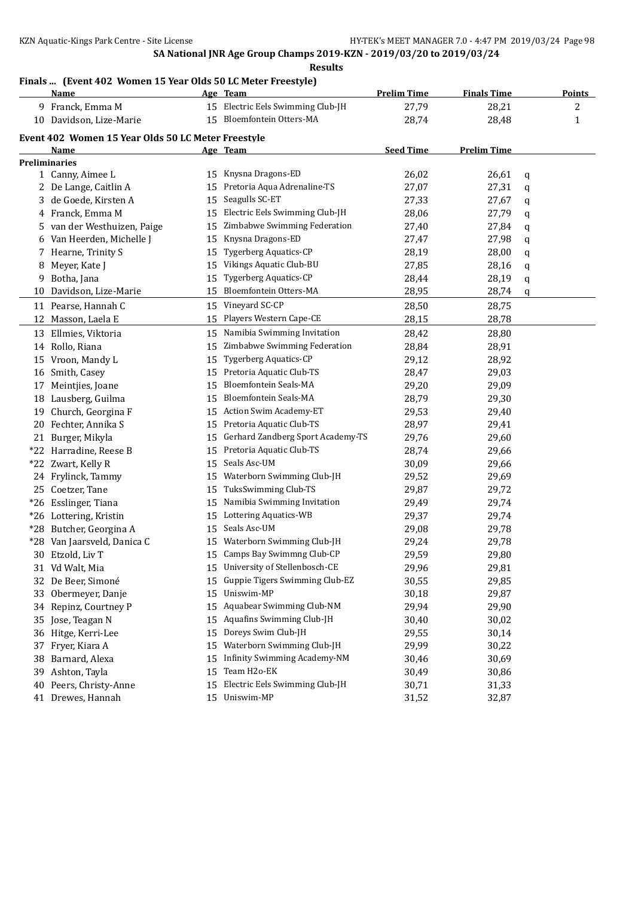SA National JNR Age Group Champs 2019-KZN - 2019/03/20 to 2019/03/24

**Results**

**Finals ... (Event 402 Women 15 Year Olds 50 LC Meter Freestyle)**

| | Name | Age | Team | Prelim Time | Finals Time | Points |
|---|---|---|---|---|---|---|
| 9 | Franck, Emma M | 15 | Electric Eels Swimming Club-JH | 27,79 | 28,21 | 2 |
| 10 | Davidson, Lize-Marie | 15 | Bloemfontein Otters-MA | 28,74 | 28,48 | 1 |

**Event 402 Women 15 Year Olds 50 LC Meter Freestyle**

**Preliminaries**

| | Name | Age | Team | Seed Time | Prelim Time | |
|---|---|---|---|---|---|---|
| 1 | Canny, Aimee L | 15 | Knysna Dragons-ED | 26,02 | 26,61 | q |
| 2 | De Lange, Caitlin A | 15 | Pretoria Aqua Adrenaline-TS | 27,07 | 27,31 | q |
| 3 | de Goede, Kirsten A | 15 | Seagulls SC-ET | 27,33 | 27,67 | q |
| 4 | Franck, Emma M | 15 | Electric Eels Swimming Club-JH | 28,06 | 27,79 | q |
| 5 | van der Westhuizen, Paige | 15 | Zimbabwe Swimming Federation | 27,40 | 27,84 | q |
| 6 | Van Heerden, Michelle J | 15 | Knysna Dragons-ED | 27,47 | 27,98 | q |
| 7 | Hearne, Trinity S | 15 | Tygerberg Aquatics-CP | 28,19 | 28,00 | q |
| 8 | Meyer, Kate J | 15 | Vikings Aquatic Club-BU | 27,85 | 28,16 | q |
| 9 | Botha, Jana | 15 | Tygerberg Aquatics-CP | 28,44 | 28,19 | q |
| 10 | Davidson, Lize-Marie | 15 | Bloemfontein Otters-MA | 28,95 | 28,74 | q |
| 11 | Pearse, Hannah C | 15 | Vineyard SC-CP | 28,50 | 28,75 | |
| 12 | Masson, Laela E | 15 | Players Western Cape-CE | 28,15 | 28,78 | |
| 13 | Ellmies, Viktoria | 15 | Namibia Swimming Invitation | 28,42 | 28,80 | |
| 14 | Rollo, Riana | 15 | Zimbabwe Swimming Federation | 28,84 | 28,91 | |
| 15 | Vroon, Mandy L | 15 | Tygerberg Aquatics-CP | 29,12 | 28,92 | |
| 16 | Smith, Casey | 15 | Pretoria Aquatic Club-TS | 28,47 | 29,03 | |
| 17 | Meintjies, Joane | 15 | Bloemfontein Seals-MA | 29,20 | 29,09 | |
| 18 | Lausberg, Guilma | 15 | Bloemfontein Seals-MA | 28,79 | 29,30 | |
| 19 | Church, Georgina F | 15 | Action Swim Academy-ET | 29,53 | 29,40 | |
| 20 | Fechter, Annika S | 15 | Pretoria Aquatic Club-TS | 28,97 | 29,41 | |
| 21 | Burger, Mikyla | 15 | Gerhard Zandberg Sport Academy-TS | 29,76 | 29,60 | |
| *22 | Harradine, Reese B | 15 | Pretoria Aquatic Club-TS | 28,74 | 29,66 | |
| *22 | Zwart, Kelly R | 15 | Seals Asc-UM | 30,09 | 29,66 | |
| 24 | Frylinck, Tammy | 15 | Waterborn Swimming Club-JH | 29,52 | 29,69 | |
| 25 | Coetzer, Tane | 15 | TuksSwimming Club-TS | 29,87 | 29,72 | |
| *26 | Esslinger, Tiana | 15 | Namibia Swimming Invitation | 29,49 | 29,74 | |
| *26 | Lottering, Kristin | 15 | Lottering Aquatics-WB | 29,37 | 29,74 | |
| *28 | Butcher, Georgina A | 15 | Seals Asc-UM | 29,08 | 29,78 | |
| *28 | Van Jaarsveld, Danica C | 15 | Waterborn Swimming Club-JH | 29,24 | 29,78 | |
| 30 | Etzold, Liv T | 15 | Camps Bay Swimmng Club-CP | 29,59 | 29,80 | |
| 31 | Vd Walt, Mia | 15 | University of Stellenbosch-CE | 29,96 | 29,81 | |
| 32 | De Beer, Simoné | 15 | Guppie Tigers Swimming Club-EZ | 30,55 | 29,85 | |
| 33 | Obermeyer, Danje | 15 | Uniswim-MP | 30,18 | 29,87 | |
| 34 | Repinz, Courtney P | 15 | Aquabear Swimming Club-NM | 29,94 | 29,90 | |
| 35 | Jose, Teagan N | 15 | Aquafins Swimming Club-JH | 30,40 | 30,02 | |
| 36 | Hitge, Kerri-Lee | 15 | Doreys Swim Club-JH | 29,55 | 30,14 | |
| 37 | Fryer, Kiara A | 15 | Waterborn Swimming Club-JH | 29,99 | 30,22 | |
| 38 | Barnard, Alexa | 15 | Infinity Swimming Academy-NM | 30,46 | 30,69 | |
| 39 | Ashton, Tayla | 15 | Team H2o-EK | 30,49 | 30,86 | |
| 40 | Peers, Christy-Anne | 15 | Electric Eels Swimming Club-JH | 30,71 | 31,33 | |
| 41 | Drewes, Hannah | 15 | Uniswim-MP | 31,52 | 32,87 | |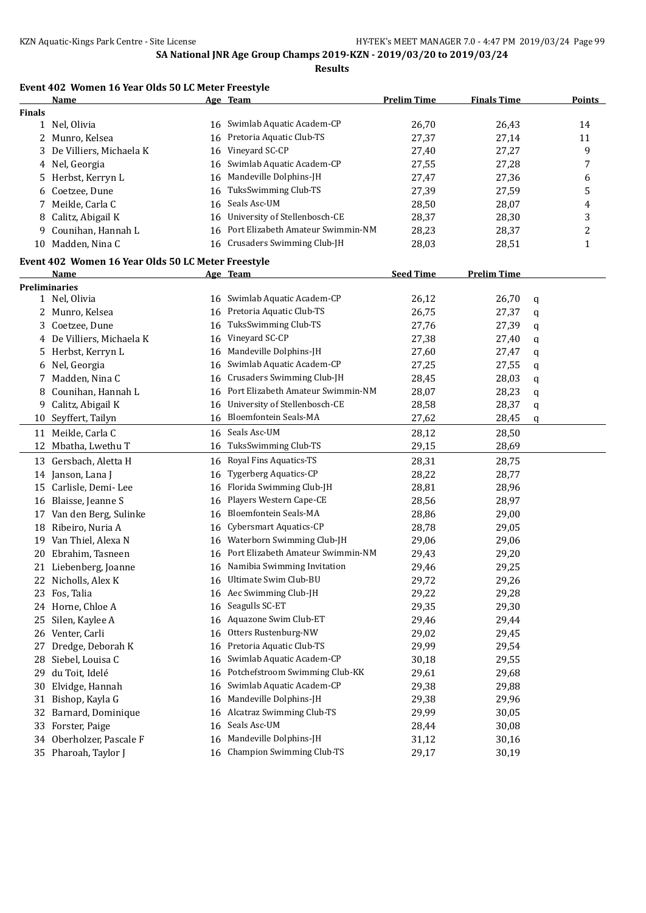## SA National JNR Age Group Champs 2019-KZN - 2019/03/20 to 2019/03/24

### Results

### Event 402 Women 16 Year Olds 50 LC Meter Freestyle

| | Name | Age | Team | Prelim Time | Finals Time | Points |
|---|---|---|---|---|---|---|
| **Finals** | | | | | | |
| 1 | Nel, Olivia | 16 | Swimlab Aquatic Academ-CP | 26,70 | 26,43 | 14 |
| 2 | Munro, Kelsea | 16 | Pretoria Aquatic Club-TS | 27,37 | 27,14 | 11 |
| 3 | De Villiers, Michaela K | 16 | Vineyard SC-CP | 27,40 | 27,27 | 9 |
| 4 | Nel, Georgia | 16 | Swimlab Aquatic Academ-CP | 27,55 | 27,28 | 7 |
| 5 | Herbst, Kerryn L | 16 | Mandeville Dolphins-JH | 27,47 | 27,36 | 6 |
| 6 | Coetzee, Dune | 16 | TuksSwimming Club-TS | 27,39 | 27,59 | 5 |
| 7 | Meikle, Carla C | 16 | Seals Asc-UM | 28,50 | 28,07 | 4 |
| 8 | Calitz, Abigail K | 16 | University of Stellenbosch-CE | 28,37 | 28,30 | 3 |
| 9 | Counihan, Hannah L | 16 | Port Elizabeth Amateur Swimmin-NM | 28,23 | 28,37 | 2 |
| 10 | Madden, Nina C | 16 | Crusaders Swimming Club-JH | 28,03 | 28,51 | 1 |

### Event 402 Women 16 Year Olds 50 LC Meter Freestyle

| | Name | Age | Team | Seed Time | Prelim Time | |
|---|---|---|---|---|---|---|
| **Preliminaries** | | | | | | |
| 1 | Nel, Olivia | 16 | Swimlab Aquatic Academ-CP | 26,12 | 26,70 | q |
| 2 | Munro, Kelsea | 16 | Pretoria Aquatic Club-TS | 26,75 | 27,37 | q |
| 3 | Coetzee, Dune | 16 | TuksSwimming Club-TS | 27,76 | 27,39 | q |
| 4 | De Villiers, Michaela K | 16 | Vineyard SC-CP | 27,38 | 27,40 | q |
| 5 | Herbst, Kerryn L | 16 | Mandeville Dolphins-JH | 27,60 | 27,47 | q |
| 6 | Nel, Georgia | 16 | Swimlab Aquatic Academ-CP | 27,25 | 27,55 | q |
| 7 | Madden, Nina C | 16 | Crusaders Swimming Club-JH | 28,45 | 28,03 | q |
| 8 | Counihan, Hannah L | 16 | Port Elizabeth Amateur Swimmin-NM | 28,07 | 28,23 | q |
| 9 | Calitz, Abigail K | 16 | University of Stellenbosch-CE | 28,58 | 28,37 | q |
| 10 | Seyffert, Tailyn | 16 | Bloemfontein Seals-MA | 27,62 | 28,45 | q |
| 11 | Meikle, Carla C | 16 | Seals Asc-UM | 28,12 | 28,50 | |
| 12 | Mbatha, Lwethu T | 16 | TuksSwimming Club-TS | 29,15 | 28,69 | |
| 13 | Gersbach, Aletta H | 16 | Royal Fins Aquatics-TS | 28,31 | 28,75 | |
| 14 | Janson, Lana J | 16 | Tygerberg Aquatics-CP | 28,22 | 28,77 | |
| 15 | Carlisle, Demi- Lee | 16 | Florida Swimming Club-JH | 28,81 | 28,96 | |
| 16 | Blaisse, Jeanne S | 16 | Players Western Cape-CE | 28,56 | 28,97 | |
| 17 | Van den Berg, Sulinke | 16 | Bloemfontein Seals-MA | 28,86 | 29,00 | |
| 18 | Ribeiro, Nuria A | 16 | Cybersmart Aquatics-CP | 28,78 | 29,05 | |
| 19 | Van Thiel, Alexa N | 16 | Waterborn Swimming Club-JH | 29,06 | 29,06 | |
| 20 | Ebrahim, Tasneen | 16 | Port Elizabeth Amateur Swimmin-NM | 29,43 | 29,20 | |
| 21 | Liebenberg, Joanne | 16 | Namibia Swimming Invitation | 29,46 | 29,25 | |
| 22 | Nicholls, Alex K | 16 | Ultimate Swim Club-BU | 29,72 | 29,26 | |
| 23 | Fos, Talia | 16 | Aec Swimming Club-JH | 29,22 | 29,28 | |
| 24 | Horne, Chloe A | 16 | Seagulls SC-ET | 29,35 | 29,30 | |
| 25 | Silen, Kaylee A | 16 | Aquazone Swim Club-ET | 29,46 | 29,44 | |
| 26 | Venter, Carli | 16 | Otters Rustenburg-NW | 29,02 | 29,45 | |
| 27 | Dredge, Deborah K | 16 | Pretoria Aquatic Club-TS | 29,99 | 29,54 | |
| 28 | Siebel, Louisa C | 16 | Swimlab Aquatic Academ-CP | 30,18 | 29,55 | |
| 29 | du Toit, Idelé | 16 | Potchefstroom Swimming Club-KK | 29,61 | 29,68 | |
| 30 | Elvidge, Hannah | 16 | Swimlab Aquatic Academ-CP | 29,38 | 29,88 | |
| 31 | Bishop, Kayla G | 16 | Mandeville Dolphins-JH | 29,38 | 29,96 | |
| 32 | Barnard, Dominique | 16 | Alcatraz Swimming Club-TS | 29,99 | 30,05 | |
| 33 | Forster, Paige | 16 | Seals Asc-UM | 28,44 | 30,08 | |
| 34 | Oberholzer, Pascale F | 16 | Mandeville Dolphins-JH | 31,12 | 30,16 | |
| 35 | Pharoah, Taylor J | 16 | Champion Swimming Club-TS | 29,17 | 30,19 | |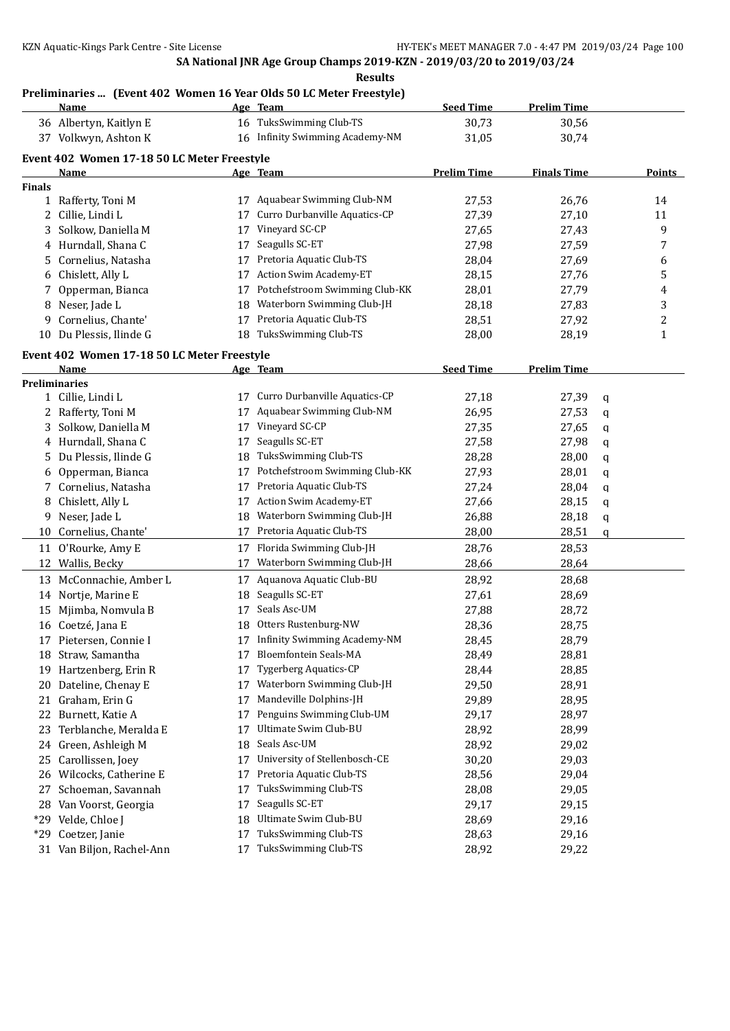**SA National JNR Age Group Champs 2019-KZN - 2019/03/20 to 2019/03/24**

**Results**

### Preliminaries ... (Event 402 Women 16 Year Olds 50 LC Meter Freestyle)

| | Name | Age | Team | Seed Time | Prelim Time |
|---|---|---|---|---|---|
| 36 | Albertyn, Kaitlyn E | 16 | TuksSwimming Club-TS | 30,73 | 30,56 |
| 37 | Volkwyn, Ashton K | 16 | Infinity Swimming Academy-NM | 31,05 | 30,74 |

### Event 402 Women 17-18 50 LC Meter Freestyle

| | Name | Age | Team | Prelim Time | Finals Time | Points |
|---|---|---|---|---|---|---|
| **Finals** | | | | | | |
| 1 | Rafferty, Toni M | 17 | Aquabear Swimming Club-NM | 27,53 | 26,76 | 14 |
| 2 | Cillie, Lindi L | 17 | Curro Durbanville Aquatics-CP | 27,39 | 27,10 | 11 |
| 3 | Solkow, Daniella M | 17 | Vineyard SC-CP | 27,65 | 27,43 | 9 |
| 4 | Hurndall, Shana C | 17 | Seagulls SC-ET | 27,98 | 27,59 | 7 |
| 5 | Cornelius, Natasha | 17 | Pretoria Aquatic Club-TS | 28,04 | 27,69 | 6 |
| 6 | Chislett, Ally L | 17 | Action Swim Academy-ET | 28,15 | 27,76 | 5 |
| 7 | Opperman, Bianca | 17 | Potchefstroom Swimming Club-KK | 28,01 | 27,79 | 4 |
| 8 | Neser, Jade L | 18 | Waterborn Swimming Club-JH | 28,18 | 27,83 | 3 |
| 9 | Cornelius, Chante' | 17 | Pretoria Aquatic Club-TS | 28,51 | 27,92 | 2 |
| 10 | Du Plessis, Ilinde G | 18 | TuksSwimming Club-TS | 28,00 | 28,19 | 1 |

### Event 402 Women 17-18 50 LC Meter Freestyle

| | Name | Age | Team | Seed Time | Prelim Time | |
|---|---|---|---|---|---|---|
| **Preliminaries** | | | | | | |
| 1 | Cillie, Lindi L | 17 | Curro Durbanville Aquatics-CP | 27,18 | 27,39 | q |
| 2 | Rafferty, Toni M | 17 | Aquabear Swimming Club-NM | 26,95 | 27,53 | q |
| 3 | Solkow, Daniella M | 17 | Vineyard SC-CP | 27,35 | 27,65 | q |
| 4 | Hurndall, Shana C | 17 | Seagulls SC-ET | 27,58 | 27,98 | q |
| 5 | Du Plessis, Ilinde G | 18 | TuksSwimming Club-TS | 28,28 | 28,00 | q |
| 6 | Opperman, Bianca | 17 | Potchefstroom Swimming Club-KK | 27,93 | 28,01 | q |
| 7 | Cornelius, Natasha | 17 | Pretoria Aquatic Club-TS | 27,24 | 28,04 | q |
| 8 | Chislett, Ally L | 17 | Action Swim Academy-ET | 27,66 | 28,15 | q |
| 9 | Neser, Jade L | 18 | Waterborn Swimming Club-JH | 26,88 | 28,18 | q |
| 10 | Cornelius, Chante' | 17 | Pretoria Aquatic Club-TS | 28,00 | 28,51 | q |
| 11 | O'Rourke, Amy E | 17 | Florida Swimming Club-JH | 28,76 | 28,53 | |
| 12 | Wallis, Becky | 17 | Waterborn Swimming Club-JH | 28,66 | 28,64 | |
| 13 | McConnachie, Amber L | 17 | Aquanova Aquatic Club-BU | 28,92 | 28,68 | |
| 14 | Nortje, Marine E | 18 | Seagulls SC-ET | 27,61 | 28,69 | |
| 15 | Mjimba, Nomvula B | 17 | Seals Asc-UM | 27,88 | 28,72 | |
| 16 | Coetzé, Jana E | 18 | Otters Rustenburg-NW | 28,36 | 28,75 | |
| 17 | Pietersen, Connie I | 17 | Infinity Swimming Academy-NM | 28,45 | 28,79 | |
| 18 | Straw, Samantha | 17 | Bloemfontein Seals-MA | 28,49 | 28,81 | |
| 19 | Hartzenberg, Erin R | 17 | Tygerberg Aquatics-CP | 28,44 | 28,85 | |
| 20 | Dateline, Chenay E | 17 | Waterborn Swimming Club-JH | 29,50 | 28,91 | |
| 21 | Graham, Erin G | 17 | Mandeville Dolphins-JH | 29,89 | 28,95 | |
| 22 | Burnett, Katie A | 17 | Penguins Swimming Club-UM | 29,17 | 28,97 | |
| 23 | Terblanche, Meralda E | 17 | Ultimate Swim Club-BU | 28,92 | 28,99 | |
| 24 | Green, Ashleigh M | 18 | Seals Asc-UM | 28,92 | 29,02 | |
| 25 | Carollissen, Joey | 17 | University of Stellenbosch-CE | 30,20 | 29,03 | |
| 26 | Wilcocks, Catherine E | 17 | Pretoria Aquatic Club-TS | 28,56 | 29,04 | |
| 27 | Schoeman, Savannah | 17 | TuksSwimming Club-TS | 28,08 | 29,05 | |
| 28 | Van Voorst, Georgia | 17 | Seagulls SC-ET | 29,17 | 29,15 | |
| *29 | Velde, Chloe J | 18 | Ultimate Swim Club-BU | 28,69 | 29,16 | |
| *29 | Coetzer, Janie | 17 | TuksSwimming Club-TS | 28,63 | 29,16 | |
| 31 | Van Biljon, Rachel-Ann | 17 | TuksSwimming Club-TS | 28,92 | 29,22 | |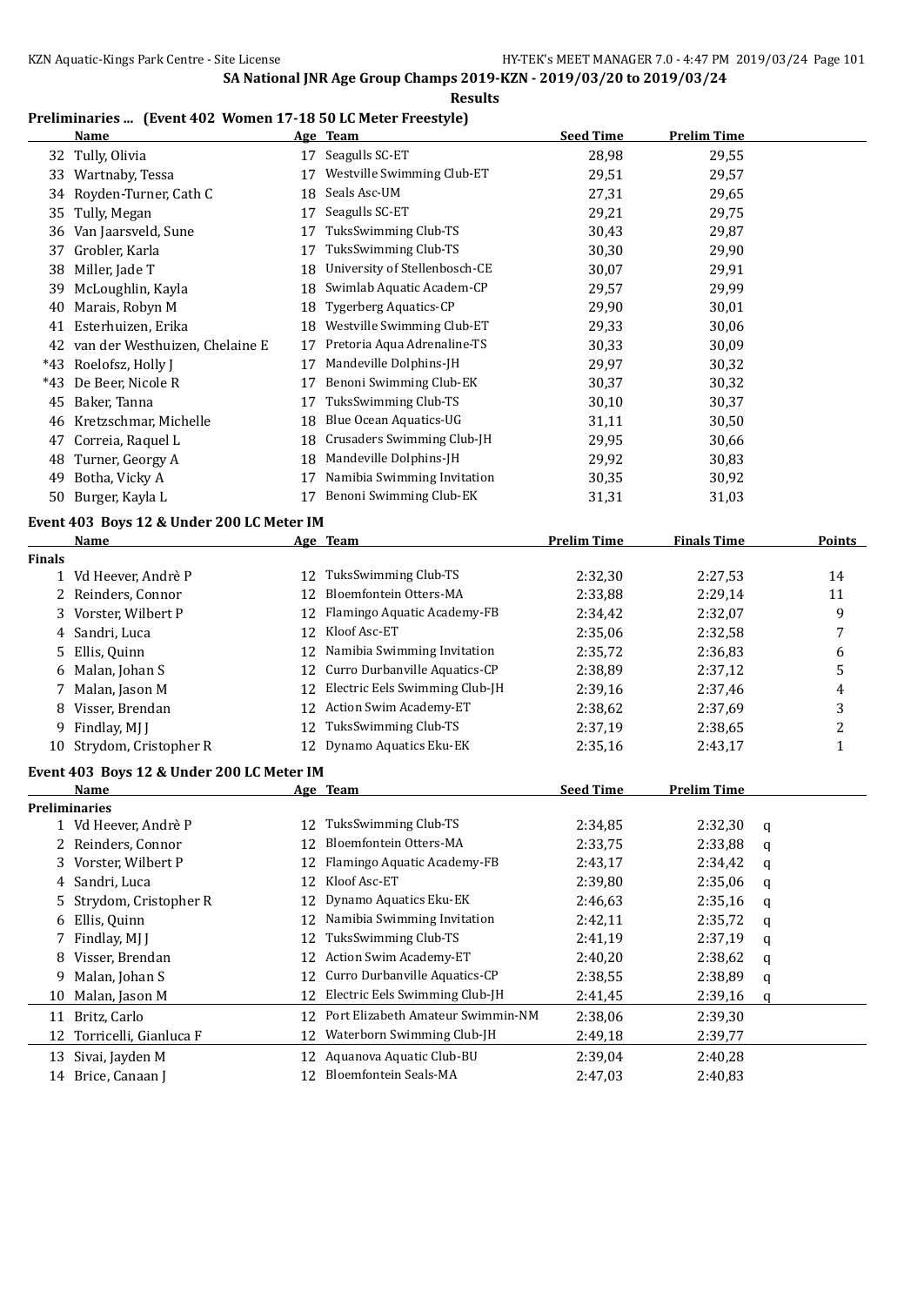SA National JNR Age Group Champs 2019-KZN - 2019/03/20 to 2019/03/24

**Results**

## Preliminaries ... (Event 402 Women 17-18 50 LC Meter Freestyle)

| | Name | Age | Team | Seed Time | Prelim Time |
|---|---|---|---|---|---|
| 32 | Tully, Olivia | 17 | Seagulls SC-ET | 28,98 | 29,55 |
| 33 | Wartnaby, Tessa | 17 | Westville Swimming Club-ET | 29,51 | 29,57 |
| 34 | Royden-Turner, Cath C | 18 | Seals Asc-UM | 27,31 | 29,65 |
| 35 | Tully, Megan | 17 | Seagulls SC-ET | 29,21 | 29,75 |
| 36 | Van Jaarsveld, Sune | 17 | TuksSwimming Club-TS | 30,43 | 29,87 |
| 37 | Grobler, Karla | 17 | TuksSwimming Club-TS | 30,30 | 29,90 |
| 38 | Miller, Jade T | 18 | University of Stellenbosch-CE | 30,07 | 29,91 |
| 39 | McLoughlin, Kayla | 18 | Swimlab Aquatic Academ-CP | 29,57 | 29,99 |
| 40 | Marais, Robyn M | 18 | Tygerberg Aquatics-CP | 29,90 | 30,01 |
| 41 | Esterhuizen, Erika | 18 | Westville Swimming Club-ET | 29,33 | 30,06 |
| 42 | van der Westhuizen, Chelaine E | 17 | Pretoria Aqua Adrenaline-TS | 30,33 | 30,09 |
| *43 | Roelofsz, Holly J | 17 | Mandeville Dolphins-JH | 29,97 | 30,32 |
| *43 | De Beer, Nicole R | 17 | Benoni Swimming Club-EK | 30,37 | 30,32 |
| 45 | Baker, Tanna | 17 | TuksSwimming Club-TS | 30,10 | 30,37 |
| 46 | Kretzschmar, Michelle | 18 | Blue Ocean Aquatics-UG | 31,11 | 30,50 |
| 47 | Correia, Raquel L | 18 | Crusaders Swimming Club-JH | 29,95 | 30,66 |
| 48 | Turner, Georgy A | 18 | Mandeville Dolphins-JH | 29,92 | 30,83 |
| 49 | Botha, Vicky A | 17 | Namibia Swimming Invitation | 30,35 | 30,92 |
| 50 | Burger, Kayla L | 17 | Benoni Swimming Club-EK | 31,31 | 31,03 |

## Event 403 Boys 12 & Under 200 LC Meter IM

| | Name | Age | Team | Prelim Time | Finals Time | Points |
|---|---|---|---|---|---|---|
| **Finals** | | | | | | |
| 1 | Vd Heever, Andrè P | 12 | TuksSwimming Club-TS | 2:32,30 | 2:27,53 | 14 |
| 2 | Reinders, Connor | 12 | Bloemfontein Otters-MA | 2:33,88 | 2:29,14 | 11 |
| 3 | Vorster, Wilbert P | 12 | Flamingo Aquatic Academy-FB | 2:34,42 | 2:32,07 | 9 |
| 4 | Sandri, Luca | 12 | Kloof Asc-ET | 2:35,06 | 2:32,58 | 7 |
| 5 | Ellis, Quinn | 12 | Namibia Swimming Invitation | 2:35,72 | 2:36,83 | 6 |
| 6 | Malan, Johan S | 12 | Curro Durbanville Aquatics-CP | 2:38,89 | 2:37,12 | 5 |
| 7 | Malan, Jason M | 12 | Electric Eels Swimming Club-JH | 2:39,16 | 2:37,46 | 4 |
| 8 | Visser, Brendan | 12 | Action Swim Academy-ET | 2:38,62 | 2:37,69 | 3 |
| 9 | Findlay, MJ J | 12 | TuksSwimming Club-TS | 2:37,19 | 2:38,65 | 2 |
| 10 | Strydom, Cristopher R | 12 | Dynamo Aquatics Eku-EK | 2:35,16 | 2:43,17 | 1 |

## Event 403 Boys 12 & Under 200 LC Meter IM

| | Name | Age | Team | Seed Time | Prelim Time | |
|---|---|---|---|---|---|---|
| **Preliminaries** | | | | | | |
| 1 | Vd Heever, Andrè P | 12 | TuksSwimming Club-TS | 2:34,85 | 2:32,30 | q |
| 2 | Reinders, Connor | 12 | Bloemfontein Otters-MA | 2:33,75 | 2:33,88 | q |
| 3 | Vorster, Wilbert P | 12 | Flamingo Aquatic Academy-FB | 2:43,17 | 2:34,42 | q |
| 4 | Sandri, Luca | 12 | Kloof Asc-ET | 2:39,80 | 2:35,06 | q |
| 5 | Strydom, Cristopher R | 12 | Dynamo Aquatics Eku-EK | 2:46,63 | 2:35,16 | q |
| 6 | Ellis, Quinn | 12 | Namibia Swimming Invitation | 2:42,11 | 2:35,72 | q |
| 7 | Findlay, MJ J | 12 | TuksSwimming Club-TS | 2:41,19 | 2:37,19 | q |
| 8 | Visser, Brendan | 12 | Action Swim Academy-ET | 2:40,20 | 2:38,62 | q |
| 9 | Malan, Johan S | 12 | Curro Durbanville Aquatics-CP | 2:38,55 | 2:38,89 | q |
| 10 | Malan, Jason M | 12 | Electric Eels Swimming Club-JH | 2:41,45 | 2:39,16 | q |
| 11 | Britz, Carlo | 12 | Port Elizabeth Amateur Swimmin-NM | 2:38,06 | 2:39,30 | |
| 12 | Torricelli, Gianluca F | 12 | Waterborn Swimming Club-JH | 2:49,18 | 2:39,77 | |
| 13 | Sivai, Jayden M | 12 | Aquanova Aquatic Club-BU | 2:39,04 | 2:40,28 | |
| 14 | Brice, Canaan J | 12 | Bloemfontein Seals-MA | 2:47,03 | 2:40,83 | |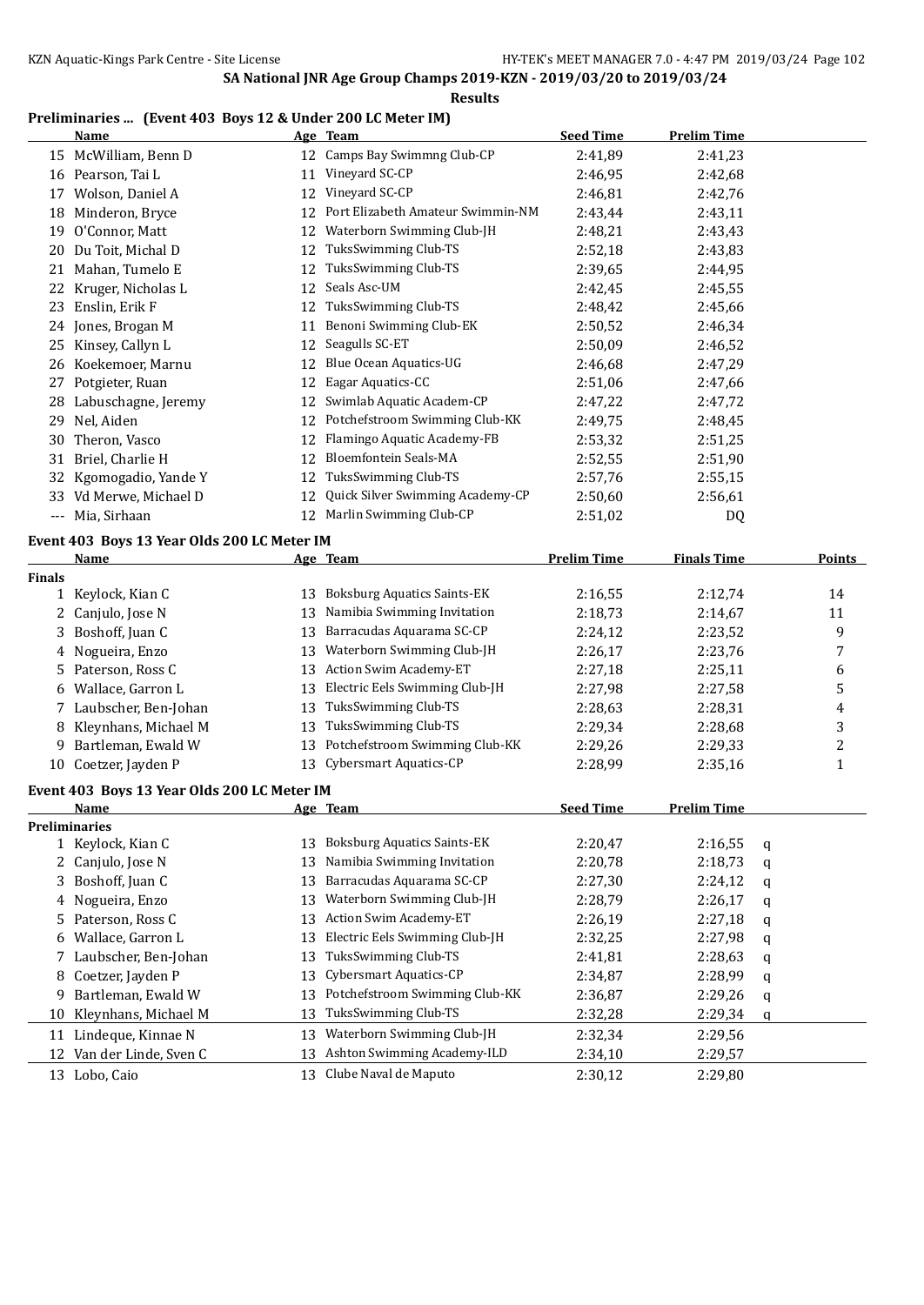**SA National JNR Age Group Champs 2019-KZN - 2019/03/20 to 2019/03/24**

**Results**

### Preliminaries ... (Event 403 Boys 12 & Under 200 LC Meter IM)

| | Name | Age | Team | Seed Time | Prelim Time |
|---|---|---|---|---|---|
| 15 | McWilliam, Benn D | 12 | Camps Bay Swimmng Club-CP | 2:41,89 | 2:41,23 |
| 16 | Pearson, Tai L | 11 | Vineyard SC-CP | 2:46,95 | 2:42,68 |
| 17 | Wolson, Daniel A | 12 | Vineyard SC-CP | 2:46,81 | 2:42,76 |
| 18 | Minderon, Bryce | 12 | Port Elizabeth Amateur Swimmin-NM | 2:43,44 | 2:43,11 |
| 19 | O'Connor, Matt | 12 | Waterborn Swimming Club-JH | 2:48,21 | 2:43,43 |
| 20 | Du Toit, Michal D | 12 | TuksSwimming Club-TS | 2:52,18 | 2:43,83 |
| 21 | Mahan, Tumelo E | 12 | TuksSwimming Club-TS | 2:39,65 | 2:44,95 |
| 22 | Kruger, Nicholas L | 12 | Seals Asc-UM | 2:42,45 | 2:45,55 |
| 23 | Enslin, Erik F | 12 | TuksSwimming Club-TS | 2:48,42 | 2:45,66 |
| 24 | Jones, Brogan M | 11 | Benoni Swimming Club-EK | 2:50,52 | 2:46,34 |
| 25 | Kinsey, Callyn L | 12 | Seagulls SC-ET | 2:50,09 | 2:46,52 |
| 26 | Koekemoer, Marnu | 12 | Blue Ocean Aquatics-UG | 2:46,68 | 2:47,29 |
| 27 | Potgieter, Ruan | 12 | Eagar Aquatics-CC | 2:51,06 | 2:47,66 |
| 28 | Labuschagne, Jeremy | 12 | Swimlab Aquatic Academ-CP | 2:47,22 | 2:47,72 |
| 29 | Nel, Aiden | 12 | Potchefstroom Swimming Club-KK | 2:49,75 | 2:48,45 |
| 30 | Theron, Vasco | 12 | Flamingo Aquatic Academy-FB | 2:53,32 | 2:51,25 |
| 31 | Briel, Charlie H | 12 | Bloemfontein Seals-MA | 2:52,55 | 2:51,90 |
| 32 | Kgomogadio, Yande Y | 12 | TuksSwimming Club-TS | 2:57,76 | 2:55,15 |
| 33 | Vd Merwe, Michael D | 12 | Quick Silver Swimming Academy-CP | 2:50,60 | 2:56,61 |
| --- | Mia, Sirhaan | 12 | Marlin Swimming Club-CP | 2:51,02 | DQ |

### Event 403 Boys 13 Year Olds 200 LC Meter IM

| | Name | Age | Team | Prelim Time | Finals Time | Points |
|---|---|---|---|---|---|---|
| **Finals** | | | | | | |
| 1 | Keylock, Kian C | 13 | Boksburg Aquatics Saints-EK | 2:16,55 | 2:12,74 | 14 |
| 2 | Canjulo, Jose N | 13 | Namibia Swimming Invitation | 2:18,73 | 2:14,67 | 11 |
| 3 | Boshoff, Juan C | 13 | Barracudas Aquarama SC-CP | 2:24,12 | 2:23,52 | 9 |
| 4 | Nogueira, Enzo | 13 | Waterborn Swimming Club-JH | 2:26,17 | 2:23,76 | 7 |
| 5 | Paterson, Ross C | 13 | Action Swim Academy-ET | 2:27,18 | 2:25,11 | 6 |
| 6 | Wallace, Garron L | 13 | Electric Eels Swimming Club-JH | 2:27,98 | 2:27,58 | 5 |
| 7 | Laubscher, Ben-Johan | 13 | TuksSwimming Club-TS | 2:28,63 | 2:28,31 | 4 |
| 8 | Kleynhans, Michael M | 13 | TuksSwimming Club-TS | 2:29,34 | 2:28,68 | 3 |
| 9 | Bartleman, Ewald W | 13 | Potchefstroom Swimming Club-KK | 2:29,26 | 2:29,33 | 2 |
| 10 | Coetzer, Jayden P | 13 | Cybersmart Aquatics-CP | 2:28,99 | 2:35,16 | 1 |

### Event 403 Boys 13 Year Olds 200 LC Meter IM

| | Name | Age | Team | Seed Time | Prelim Time | |
|---|---|---|---|---|---|---|
| **Preliminaries** | | | | | | |
| 1 | Keylock, Kian C | 13 | Boksburg Aquatics Saints-EK | 2:20,47 | 2:16,55 | q |
| 2 | Canjulo, Jose N | 13 | Namibia Swimming Invitation | 2:20,78 | 2:18,73 | q |
| 3 | Boshoff, Juan C | 13 | Barracudas Aquarama SC-CP | 2:27,30 | 2:24,12 | q |
| 4 | Nogueira, Enzo | 13 | Waterborn Swimming Club-JH | 2:28,79 | 2:26,17 | q |
| 5 | Paterson, Ross C | 13 | Action Swim Academy-ET | 2:26,19 | 2:27,18 | q |
| 6 | Wallace, Garron L | 13 | Electric Eels Swimming Club-JH | 2:32,25 | 2:27,98 | q |
| 7 | Laubscher, Ben-Johan | 13 | TuksSwimming Club-TS | 2:41,81 | 2:28,63 | q |
| 8 | Coetzer, Jayden P | 13 | Cybersmart Aquatics-CP | 2:34,87 | 2:28,99 | q |
| 9 | Bartleman, Ewald W | 13 | Potchefstroom Swimming Club-KK | 2:36,87 | 2:29,26 | q |
| 10 | Kleynhans, Michael M | 13 | TuksSwimming Club-TS | 2:32,28 | 2:29,34 | q |
| 11 | Lindeque, Kinnae N | 13 | Waterborn Swimming Club-JH | 2:32,34 | 2:29,56 | |
| 12 | Van der Linde, Sven C | 13 | Ashton Swimming Academy-ILD | 2:34,10 | 2:29,57 | |
| 13 | Lobo, Caio | 13 | Clube Naval de Maputo | 2:30,12 | 2:29,80 | |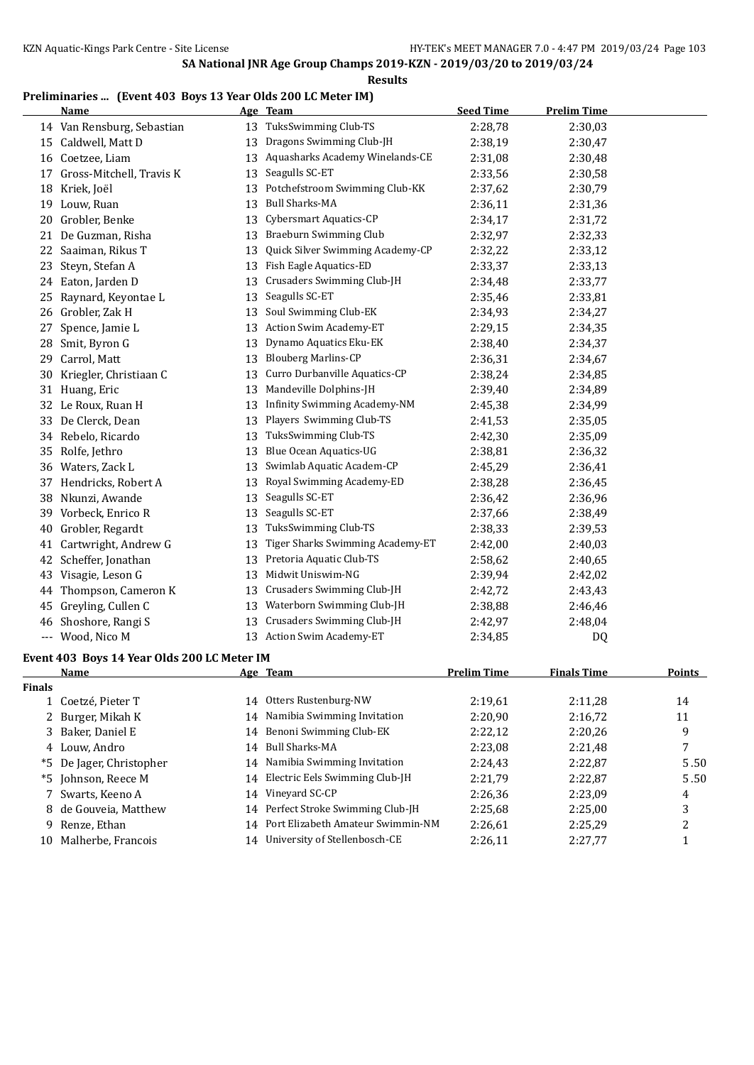## SA National JNR Age Group Champs 2019-KZN - 2019/03/20 to 2019/03/24

**Results**

### Preliminaries ... (Event 403 Boys 13 Year Olds 200 LC Meter IM)

| | Name | Age | Team | Seed Time | Prelim Time |
|---|---|---|---|---|---|
| 14 | Van Rensburg, Sebastian | 13 | TuksSwimming Club-TS | 2:28,78 | 2:30,03 |
| 15 | Caldwell, Matt D | 13 | Dragons Swimming Club-JH | 2:38,19 | 2:30,47 |
| 16 | Coetzee, Liam | 13 | Aquasharks Academy Winelands-CE | 2:31,08 | 2:30,48 |
| 17 | Gross-Mitchell, Travis K | 13 | Seagulls SC-ET | 2:33,56 | 2:30,58 |
| 18 | Kriek, Joël | 13 | Potchefstroom Swimming Club-KK | 2:37,62 | 2:30,79 |
| 19 | Louw, Ruan | 13 | Bull Sharks-MA | 2:36,11 | 2:31,36 |
| 20 | Grobler, Benke | 13 | Cybersmart Aquatics-CP | 2:34,17 | 2:31,72 |
| 21 | De Guzman, Risha | 13 | Braeburn Swimming Club | 2:32,97 | 2:32,33 |
| 22 | Saaiman, Rikus T | 13 | Quick Silver Swimming Academy-CP | 2:32,22 | 2:33,12 |
| 23 | Steyn, Stefan A | 13 | Fish Eagle Aquatics-ED | 2:33,37 | 2:33,13 |
| 24 | Eaton, Jarden D | 13 | Crusaders Swimming Club-JH | 2:34,48 | 2:33,77 |
| 25 | Raynard, Keyontae L | 13 | Seagulls SC-ET | 2:35,46 | 2:33,81 |
| 26 | Grobler, Zak H | 13 | Soul Swimming Club-EK | 2:34,93 | 2:34,27 |
| 27 | Spence, Jamie L | 13 | Action Swim Academy-ET | 2:29,15 | 2:34,35 |
| 28 | Smit, Byron G | 13 | Dynamo Aquatics Eku-EK | 2:38,40 | 2:34,37 |
| 29 | Carrol, Matt | 13 | Blouberg Marlins-CP | 2:36,31 | 2:34,67 |
| 30 | Kriegler, Christiaan C | 13 | Curro Durbanville Aquatics-CP | 2:38,24 | 2:34,85 |
| 31 | Huang, Eric | 13 | Mandeville Dolphins-JH | 2:39,40 | 2:34,89 |
| 32 | Le Roux, Ruan H | 13 | Infinity Swimming Academy-NM | 2:45,38 | 2:34,99 |
| 33 | De Clerck, Dean | 13 | Players Swimming Club-TS | 2:41,53 | 2:35,05 |
| 34 | Rebelo, Ricardo | 13 | TuksSwimming Club-TS | 2:42,30 | 2:35,09 |
| 35 | Rolfe, Jethro | 13 | Blue Ocean Aquatics-UG | 2:38,81 | 2:36,32 |
| 36 | Waters, Zack L | 13 | Swimlab Aquatic Academ-CP | 2:45,29 | 2:36,41 |
| 37 | Hendricks, Robert A | 13 | Royal Swimming Academy-ED | 2:38,28 | 2:36,45 |
| 38 | Nkunzi, Awande | 13 | Seagulls SC-ET | 2:36,42 | 2:36,96 |
| 39 | Vorbeck, Enrico R | 13 | Seagulls SC-ET | 2:37,66 | 2:38,49 |
| 40 | Grobler, Regardt | 13 | TuksSwimming Club-TS | 2:38,33 | 2:39,53 |
| 41 | Cartwright, Andrew G | 13 | Tiger Sharks Swimming Academy-ET | 2:42,00 | 2:40,03 |
| 42 | Scheffer, Jonathan | 13 | Pretoria Aquatic Club-TS | 2:58,62 | 2:40,65 |
| 43 | Visagie, Leson G | 13 | Midwit Uniswim-NG | 2:39,94 | 2:42,02 |
| 44 | Thompson, Cameron K | 13 | Crusaders Swimming Club-JH | 2:42,72 | 2:43,43 |
| 45 | Greyling, Cullen C | 13 | Waterborn Swimming Club-JH | 2:38,88 | 2:46,46 |
| 46 | Shoshore, Rangi S | 13 | Crusaders Swimming Club-JH | 2:42,97 | 2:48,04 |
| --- | Wood, Nico M | 13 | Action Swim Academy-ET | 2:34,85 | DQ |

### Event 403 Boys 14 Year Olds 200 LC Meter IM

| | Name | Age | Team | Prelim Time | Finals Time | Points |
|---|---|---|---|---|---|---|
| **Finals** | | | | | | |
| 1 | Coetzé, Pieter T | 14 | Otters Rustenburg-NW | 2:19,61 | 2:11,28 | 14 |
| 2 | Burger, Mikah K | 14 | Namibia Swimming Invitation | 2:20,90 | 2:16,72 | 11 |
| 3 | Baker, Daniel E | 14 | Benoni Swimming Club-EK | 2:22,12 | 2:20,26 | 9 |
| 4 | Louw, Andro | 14 | Bull Sharks-MA | 2:23,08 | 2:21,48 | 7 |
| *5 | De Jager, Christopher | 14 | Namibia Swimming Invitation | 2:24,43 | 2:22,87 | 5.50 |
| *5 | Johnson, Reece M | 14 | Electric Eels Swimming Club-JH | 2:21,79 | 2:22,87 | 5.50 |
| 7 | Swarts, Keeno A | 14 | Vineyard SC-CP | 2:26,36 | 2:23,09 | 4 |
| 8 | de Gouveia, Matthew | 14 | Perfect Stroke Swimming Club-JH | 2:25,68 | 2:25,00 | 3 |
| 9 | Renze, Ethan | 14 | Port Elizabeth Amateur Swimmin-NM | 2:26,61 | 2:25,29 | 2 |
| 10 | Malherbe, Francois | 14 | University of Stellenbosch-CE | 2:26,11 | 2:27,77 | 1 |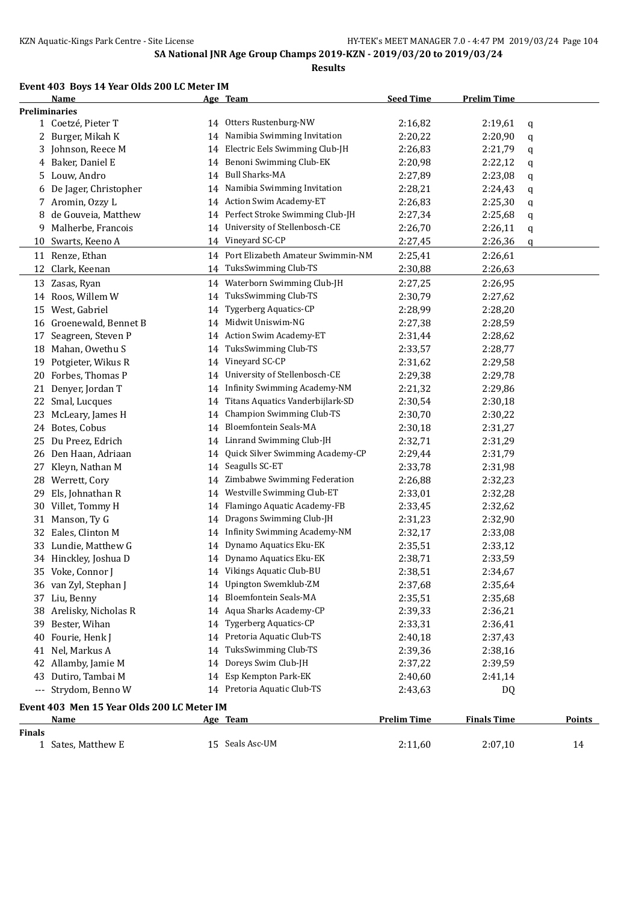SA National JNR Age Group Champs 2019-KZN - 2019/03/20 to 2019/03/24

**Results**

### Event 403 Boys 14 Year Olds 200 LC Meter IM

| | Name | Age | Team | Seed Time | Prelim Time | |
|---|---|---|---|---|---|---|
| **Preliminaries** | | | | | | |
| 1 | Coetzé, Pieter T | 14 | Otters Rustenburg-NW | 2:16,82 | 2:19,61 | q |
| 2 | Burger, Mikah K | 14 | Namibia Swimming Invitation | 2:20,22 | 2:20,90 | q |
| 3 | Johnson, Reece M | 14 | Electric Eels Swimming Club-JH | 2:26,83 | 2:21,79 | q |
| 4 | Baker, Daniel E | 14 | Benoni Swimming Club-EK | 2:20,98 | 2:22,12 | q |
| 5 | Louw, Andro | 14 | Bull Sharks-MA | 2:27,89 | 2:23,08 | q |
| 6 | De Jager, Christopher | 14 | Namibia Swimming Invitation | 2:28,21 | 2:24,43 | q |
| 7 | Aromin, Ozzy L | 14 | Action Swim Academy-ET | 2:26,83 | 2:25,30 | q |
| 8 | de Gouveia, Matthew | 14 | Perfect Stroke Swimming Club-JH | 2:27,34 | 2:25,68 | q |
| 9 | Malherbe, Francois | 14 | University of Stellenbosch-CE | 2:26,70 | 2:26,11 | q |
| 10 | Swarts, Keeno A | 14 | Vineyard SC-CP | 2:27,45 | 2:26,36 | q |
| 11 | Renze, Ethan | 14 | Port Elizabeth Amateur Swimmin-NM | 2:25,41 | 2:26,61 | |
| 12 | Clark, Keenan | 14 | TuksSwimming Club-TS | 2:30,88 | 2:26,63 | |
| 13 | Zasas, Ryan | 14 | Waterborn Swimming Club-JH | 2:27,25 | 2:26,95 | |
| 14 | Roos, Willem W | 14 | TuksSwimming Club-TS | 2:30,79 | 2:27,62 | |
| 15 | West, Gabriel | 14 | Tygerberg Aquatics-CP | 2:28,99 | 2:28,20 | |
| 16 | Groenewald, Bennet B | 14 | Midwit Uniswim-NG | 2:27,38 | 2:28,59 | |
| 17 | Seagreen, Steven P | 14 | Action Swim Academy-ET | 2:31,44 | 2:28,62 | |
| 18 | Mahan, Owethu S | 14 | TuksSwimming Club-TS | 2:33,57 | 2:28,77 | |
| 19 | Potgieter, Wikus R | 14 | Vineyard SC-CP | 2:31,62 | 2:29,58 | |
| 20 | Forbes, Thomas P | 14 | University of Stellenbosch-CE | 2:29,38 | 2:29,78 | |
| 21 | Denyer, Jordan T | 14 | Infinity Swimming Academy-NM | 2:21,32 | 2:29,86 | |
| 22 | Smal, Lucques | 14 | Titans Aquatics Vanderbijlark-SD | 2:30,54 | 2:30,18 | |
| 23 | McLeary, James H | 14 | Champion Swimming Club-TS | 2:30,70 | 2:30,22 | |
| 24 | Botes, Cobus | 14 | Bloemfontein Seals-MA | 2:30,18 | 2:31,27 | |
| 25 | Du Preez, Edrich | 14 | Linrand Swimming Club-JH | 2:32,71 | 2:31,29 | |
| 26 | Den Haan, Adriaan | 14 | Quick Silver Swimming Academy-CP | 2:29,44 | 2:31,79 | |
| 27 | Kleyn, Nathan M | 14 | Seagulls SC-ET | 2:33,78 | 2:31,98 | |
| 28 | Werrett, Cory | 14 | Zimbabwe Swimming Federation | 2:26,88 | 2:32,23 | |
| 29 | Els, Johnathan R | 14 | Westville Swimming Club-ET | 2:33,01 | 2:32,28 | |
| 30 | Villet, Tommy H | 14 | Flamingo Aquatic Academy-FB | 2:33,45 | 2:32,62 | |
| 31 | Manson, Ty G | 14 | Dragons Swimming Club-JH | 2:31,23 | 2:32,90 | |
| 32 | Eales, Clinton M | 14 | Infinity Swimming Academy-NM | 2:32,17 | 2:33,08 | |
| 33 | Lundie, Matthew G | 14 | Dynamo Aquatics Eku-EK | 2:35,51 | 2:33,12 | |
| 34 | Hinckley, Joshua D | 14 | Dynamo Aquatics Eku-EK | 2:38,71 | 2:33,59 | |
| 35 | Voke, Connor J | 14 | Vikings Aquatic Club-BU | 2:38,51 | 2:34,67 | |
| 36 | van Zyl, Stephan J | 14 | Upington Swemklub-ZM | 2:37,68 | 2:35,64 | |
| 37 | Liu, Benny | 14 | Bloemfontein Seals-MA | 2:35,51 | 2:35,68 | |
| 38 | Arelisky, Nicholas R | 14 | Aqua Sharks Academy-CP | 2:39,33 | 2:36,21 | |
| 39 | Bester, Wihan | 14 | Tygerberg Aquatics-CP | 2:33,31 | 2:36,41 | |
| 40 | Fourie, Henk J | 14 | Pretoria Aquatic Club-TS | 2:40,18 | 2:37,43 | |
| 41 | Nel, Markus A | 14 | TuksSwimming Club-TS | 2:39,36 | 2:38,16 | |
| 42 | Allamby, Jamie M | 14 | Doreys Swim Club-JH | 2:37,22 | 2:39,59 | |
| 43 | Dutiro, Tambai M | 14 | Esp Kempton Park-EK | 2:40,60 | 2:41,14 | |
| --- | Strydom, Benno W | 14 | Pretoria Aquatic Club-TS | 2:43,63 | DQ | |

### Event 403 Men 15 Year Olds 200 LC Meter IM

| | Name | Age | Team | Prelim Time | Finals Time | Points |
|---|---|---|---|---|---|---|
| **Finals** | | | | | | |
| 1 | Sates, Matthew E | 15 | Seals Asc-UM | 2:11,60 | 2:07,10 | 14 |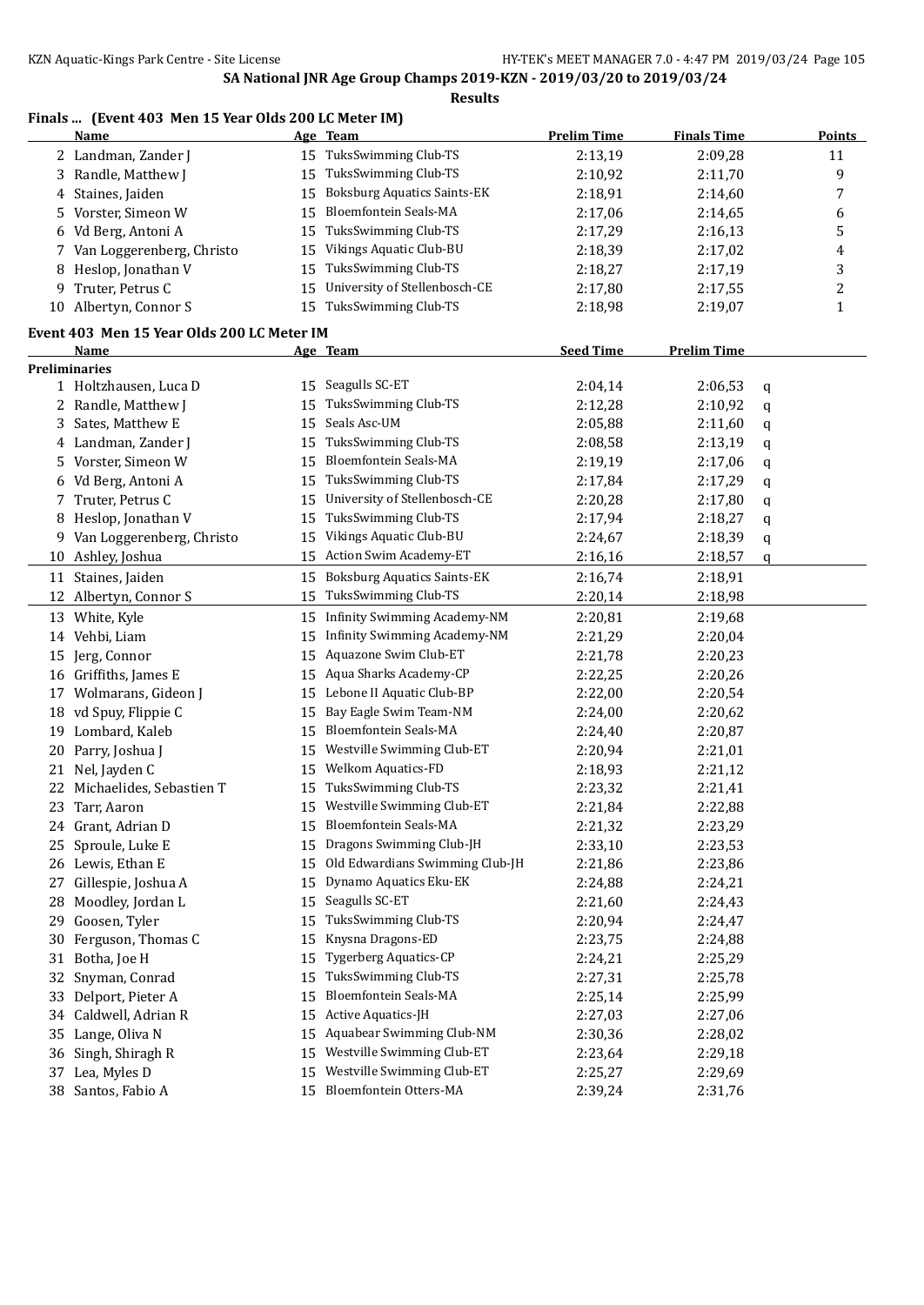## SA National JNR Age Group Champs 2019-KZN - 2019/03/20 to 2019/03/24

**Results**

### Finals ... (Event 403 Men 15 Year Olds 200 LC Meter IM)

| | Name | Age | Team | Prelim Time | Finals Time | Points |
|---|---|---|---|---|---|---|
| 2 | Landman, Zander J | 15 | TuksSwimming Club-TS | 2:13,19 | 2:09,28 | 11 |
| 3 | Randle, Matthew J | 15 | TuksSwimming Club-TS | 2:10,92 | 2:11,70 | 9 |
| 4 | Staines, Jaiden | 15 | Boksburg Aquatics Saints-EK | 2:18,91 | 2:14,60 | 7 |
| 5 | Vorster, Simeon W | 15 | Bloemfontein Seals-MA | 2:17,06 | 2:14,65 | 6 |
| 6 | Vd Berg, Antoni A | 15 | TuksSwimming Club-TS | 2:17,29 | 2:16,13 | 5 |
| 7 | Van Loggerenberg, Christo | 15 | Vikings Aquatic Club-BU | 2:18,39 | 2:17,02 | 4 |
| 8 | Heslop, Jonathan V | 15 | TuksSwimming Club-TS | 2:18,27 | 2:17,19 | 3 |
| 9 | Truter, Petrus C | 15 | University of Stellenbosch-CE | 2:17,80 | 2:17,55 | 2 |
| 10 | Albertyn, Connor S | 15 | TuksSwimming Club-TS | 2:18,98 | 2:19,07 | 1 |

### Event 403 Men 15 Year Olds 200 LC Meter IM

**Preliminaries**

| | Name | Age | Team | Seed Time | Prelim Time | |
|---|---|---|---|---|---|---|
| 1 | Holtzhausen, Luca D | 15 | Seagulls SC-ET | 2:04,14 | 2:06,53 | q |
| 2 | Randle, Matthew J | 15 | TuksSwimming Club-TS | 2:12,28 | 2:10,92 | q |
| 3 | Sates, Matthew E | 15 | Seals Asc-UM | 2:05,88 | 2:11,60 | q |
| 4 | Landman, Zander J | 15 | TuksSwimming Club-TS | 2:08,58 | 2:13,19 | q |
| 5 | Vorster, Simeon W | 15 | Bloemfontein Seals-MA | 2:19,19 | 2:17,06 | q |
| 6 | Vd Berg, Antoni A | 15 | TuksSwimming Club-TS | 2:17,84 | 2:17,29 | q |
| 7 | Truter, Petrus C | 15 | University of Stellenbosch-CE | 2:20,28 | 2:17,80 | q |
| 8 | Heslop, Jonathan V | 15 | TuksSwimming Club-TS | 2:17,94 | 2:18,27 | q |
| 9 | Van Loggerenberg, Christo | 15 | Vikings Aquatic Club-BU | 2:24,67 | 2:18,39 | q |
| 10 | Ashley, Joshua | 15 | Action Swim Academy-ET | 2:16,16 | 2:18,57 | q |
| 11 | Staines, Jaiden | 15 | Boksburg Aquatics Saints-EK | 2:16,74 | 2:18,91 | |
| 12 | Albertyn, Connor S | 15 | TuksSwimming Club-TS | 2:20,14 | 2:18,98 | |
| 13 | White, Kyle | 15 | Infinity Swimming Academy-NM | 2:20,81 | 2:19,68 | |
| 14 | Vehbi, Liam | 15 | Infinity Swimming Academy-NM | 2:21,29 | 2:20,04 | |
| 15 | Jerg, Connor | 15 | Aquazone Swim Club-ET | 2:21,78 | 2:20,23 | |
| 16 | Griffiths, James E | 15 | Aqua Sharks Academy-CP | 2:22,25 | 2:20,26 | |
| 17 | Wolmarans, Gideon J | 15 | Lebone II Aquatic Club-BP | 2:22,00 | 2:20,54 | |
| 18 | vd Spuy, Flippie C | 15 | Bay Eagle Swim Team-NM | 2:24,00 | 2:20,62 | |
| 19 | Lombard, Kaleb | 15 | Bloemfontein Seals-MA | 2:24,40 | 2:20,87 | |
| 20 | Parry, Joshua J | 15 | Westville Swimming Club-ET | 2:20,94 | 2:21,01 | |
| 21 | Nel, Jayden C | 15 | Welkom Aquatics-FD | 2:18,93 | 2:21,12 | |
| 22 | Michaelides, Sebastien T | 15 | TuksSwimming Club-TS | 2:23,32 | 2:21,41 | |
| 23 | Tarr, Aaron | 15 | Westville Swimming Club-ET | 2:21,84 | 2:22,88 | |
| 24 | Grant, Adrian D | 15 | Bloemfontein Seals-MA | 2:21,32 | 2:23,29 | |
| 25 | Sproule, Luke E | 15 | Dragons Swimming Club-JH | 2:33,10 | 2:23,53 | |
| 26 | Lewis, Ethan E | 15 | Old Edwardians Swimming Club-JH | 2:21,86 | 2:23,86 | |
| 27 | Gillespie, Joshua A | 15 | Dynamo Aquatics Eku-EK | 2:24,88 | 2:24,21 | |
| 28 | Moodley, Jordan L | 15 | Seagulls SC-ET | 2:21,60 | 2:24,43 | |
| 29 | Goosen, Tyler | 15 | TuksSwimming Club-TS | 2:20,94 | 2:24,47 | |
| 30 | Ferguson, Thomas C | 15 | Knysna Dragons-ED | 2:23,75 | 2:24,88 | |
| 31 | Botha, Joe H | 15 | Tygerberg Aquatics-CP | 2:24,21 | 2:25,29 | |
| 32 | Snyman, Conrad | 15 | TuksSwimming Club-TS | 2:27,31 | 2:25,78 | |
| 33 | Delport, Pieter A | 15 | Bloemfontein Seals-MA | 2:25,14 | 2:25,99 | |
| 34 | Caldwell, Adrian R | 15 | Active Aquatics-JH | 2:27,03 | 2:27,06 | |
| 35 | Lange, Oliva N | 15 | Aquabear Swimming Club-NM | 2:30,36 | 2:28,02 | |
| 36 | Singh, Shiragh R | 15 | Westville Swimming Club-ET | 2:23,64 | 2:29,18 | |
| 37 | Lea, Myles D | 15 | Westville Swimming Club-ET | 2:25,27 | 2:29,69 | |
| 38 | Santos, Fabio A | 15 | Bloemfontein Otters-MA | 2:39,24 | 2:31,76 | |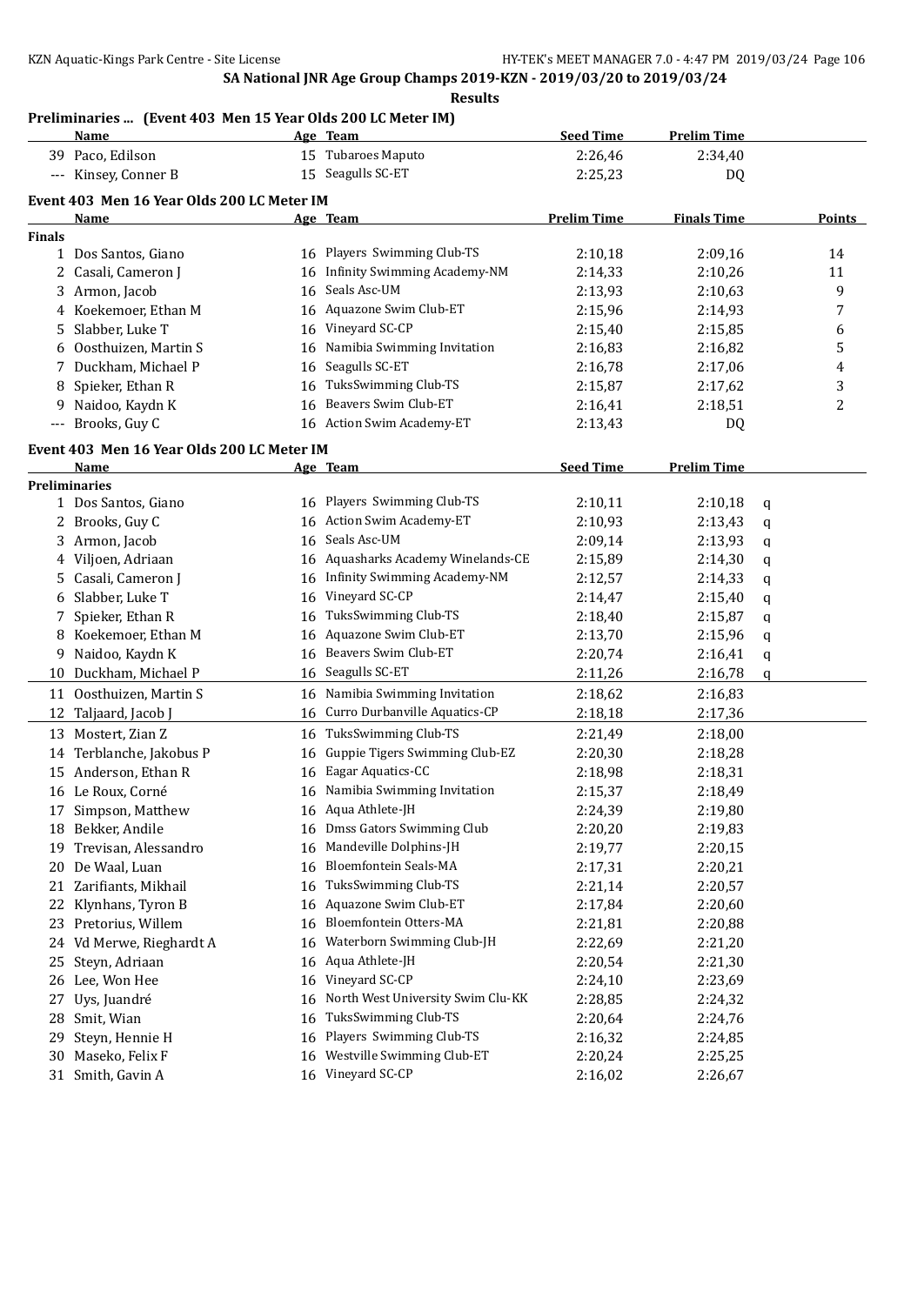SA National JNR Age Group Champs 2019-KZN - 2019/03/20 to 2019/03/24

**Results**

**Preliminaries ... (Event 403 Men 15 Year Olds 200 LC Meter IM)**

| | Name | Age | Team | Seed Time | Prelim Time |
|---|---|---|---|---|---|
| 39 | Paco, Edilson | 15 | Tubaroes Maputo | 2:26,46 | 2:34,40 |
| --- | Kinsey, Conner B | 15 | Seagulls SC-ET | 2:25,23 | DQ |

**Event 403 Men 16 Year Olds 200 LC Meter IM**

| | Name | Age | Team | Prelim Time | Finals Time | Points |
|---|---|---|---|---|---|---|
| **Finals** | | | | | | |
| 1 | Dos Santos, Giano | 16 | Players Swimming Club-TS | 2:10,18 | 2:09,16 | 14 |
| 2 | Casali, Cameron J | 16 | Infinity Swimming Academy-NM | 2:14,33 | 2:10,26 | 11 |
| 3 | Armon, Jacob | 16 | Seals Asc-UM | 2:13,93 | 2:10,63 | 9 |
| 4 | Koekemoer, Ethan M | 16 | Aquazone Swim Club-ET | 2:15,96 | 2:14,93 | 7 |
| 5 | Slabber, Luke T | 16 | Vineyard SC-CP | 2:15,40 | 2:15,85 | 6 |
| 6 | Oosthuizen, Martin S | 16 | Namibia Swimming Invitation | 2:16,83 | 2:16,82 | 5 |
| 7 | Duckham, Michael P | 16 | Seagulls SC-ET | 2:16,78 | 2:17,06 | 4 |
| 8 | Spieker, Ethan R | 16 | TuksSwimming Club-TS | 2:15,87 | 2:17,62 | 3 |
| 9 | Naidoo, Kaydn K | 16 | Beavers Swim Club-ET | 2:16,41 | 2:18,51 | 2 |
| --- | Brooks, Guy C | 16 | Action Swim Academy-ET | 2:13,43 | DQ | |

**Event 403 Men 16 Year Olds 200 LC Meter IM**

| | Name | Age | Team | Seed Time | Prelim Time | |
|---|---|---|---|---|---|---|
| **Preliminaries** | | | | | | |
| 1 | Dos Santos, Giano | 16 | Players Swimming Club-TS | 2:10,11 | 2:10,18 | q |
| 2 | Brooks, Guy C | 16 | Action Swim Academy-ET | 2:10,93 | 2:13,43 | q |
| 3 | Armon, Jacob | 16 | Seals Asc-UM | 2:09,14 | 2:13,93 | q |
| 4 | Viljoen, Adriaan | 16 | Aquasharks Academy Winelands-CE | 2:15,89 | 2:14,30 | q |
| 5 | Casali, Cameron J | 16 | Infinity Swimming Academy-NM | 2:12,57 | 2:14,33 | q |
| 6 | Slabber, Luke T | 16 | Vineyard SC-CP | 2:14,47 | 2:15,40 | q |
| 7 | Spieker, Ethan R | 16 | TuksSwimming Club-TS | 2:18,40 | 2:15,87 | q |
| 8 | Koekemoer, Ethan M | 16 | Aquazone Swim Club-ET | 2:13,70 | 2:15,96 | q |
| 9 | Naidoo, Kaydn K | 16 | Beavers Swim Club-ET | 2:20,74 | 2:16,41 | q |
| 10 | Duckham, Michael P | 16 | Seagulls SC-ET | 2:11,26 | 2:16,78 | q |
| 11 | Oosthuizen, Martin S | 16 | Namibia Swimming Invitation | 2:18,62 | 2:16,83 | |
| 12 | Taljaard, Jacob J | 16 | Curro Durbanville Aquatics-CP | 2:18,18 | 2:17,36 | |
| 13 | Mostert, Zian Z | 16 | TuksSwimming Club-TS | 2:21,49 | 2:18,00 | |
| 14 | Terblanche, Jakobus P | 16 | Guppie Tigers Swimming Club-EZ | 2:20,30 | 2:18,28 | |
| 15 | Anderson, Ethan R | 16 | Eagar Aquatics-CC | 2:18,98 | 2:18,31 | |
| 16 | Le Roux, Corné | 16 | Namibia Swimming Invitation | 2:15,37 | 2:18,49 | |
| 17 | Simpson, Matthew | 16 | Aqua Athlete-JH | 2:24,39 | 2:19,80 | |
| 18 | Bekker, Andile | 16 | Dmss Gators Swimming Club | 2:20,20 | 2:19,83 | |
| 19 | Trevisan, Alessandro | 16 | Mandeville Dolphins-JH | 2:19,77 | 2:20,15 | |
| 20 | De Waal, Luan | 16 | Bloemfontein Seals-MA | 2:17,31 | 2:20,21 | |
| 21 | Zarifiants, Mikhail | 16 | TuksSwimming Club-TS | 2:21,14 | 2:20,57 | |
| 22 | Klynhans, Tyron B | 16 | Aquazone Swim Club-ET | 2:17,84 | 2:20,60 | |
| 23 | Pretorius, Willem | 16 | Bloemfontein Otters-MA | 2:21,81 | 2:20,88 | |
| 24 | Vd Merwe, Rieghardt A | 16 | Waterborn Swimming Club-JH | 2:22,69 | 2:21,20 | |
| 25 | Steyn, Adriaan | 16 | Aqua Athlete-JH | 2:20,54 | 2:21,30 | |
| 26 | Lee, Won Hee | 16 | Vineyard SC-CP | 2:24,10 | 2:23,69 | |
| 27 | Uys, Juandré | 16 | North West University Swim Clu-KK | 2:28,85 | 2:24,32 | |
| 28 | Smit, Wian | 16 | TuksSwimming Club-TS | 2:20,64 | 2:24,76 | |
| 29 | Steyn, Hennie H | 16 | Players Swimming Club-TS | 2:16,32 | 2:24,85 | |
| 30 | Maseko, Felix F | 16 | Westville Swimming Club-ET | 2:20,24 | 2:25,25 | |
| 31 | Smith, Gavin A | 16 | Vineyard SC-CP | 2:16,02 | 2:26,67 | |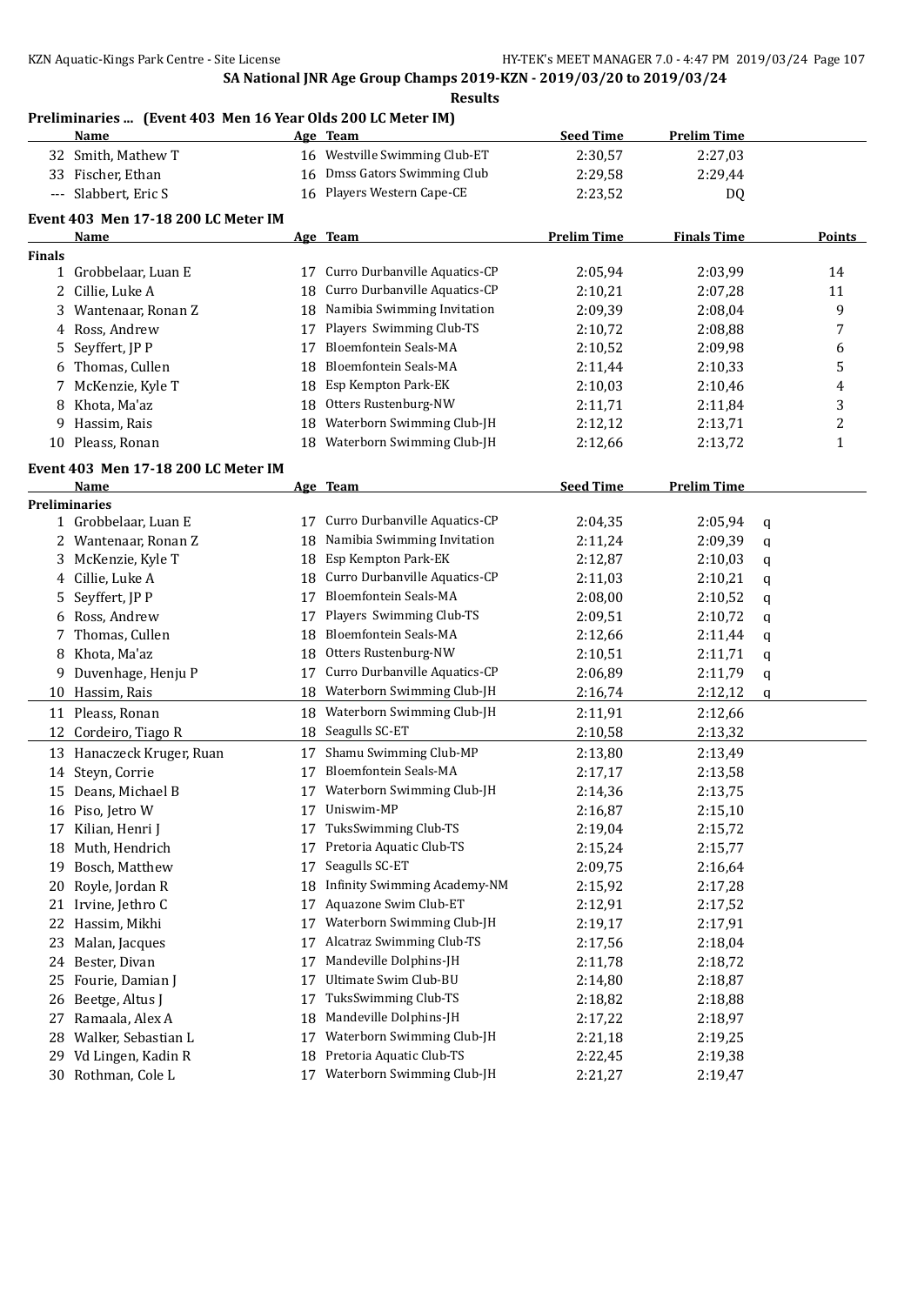**SA National JNR Age Group Champs 2019-KZN - 2019/03/20 to 2019/03/24**

**Results**

### Preliminaries ... (Event 403 Men 16 Year Olds 200 LC Meter IM)

| | Name | Age | Team | Seed Time | Prelim Time |
|---|---|---|---|---|---|
| 32 | Smith, Mathew T | 16 | Westville Swimming Club-ET | 2:30,57 | 2:27,03 |
| 33 | Fischer, Ethan | 16 | Dmss Gators Swimming Club | 2:29,58 | 2:29,44 |
| --- | Slabbert, Eric S | 16 | Players Western Cape-CE | 2:23,52 | DQ |

### Event 403 Men 17-18 200 LC Meter IM

| | Name | Age | Team | Prelim Time | Finals Time | Points |
|---|---|---|---|---|---|---|
| **Finals** | | | | | | |
| 1 | Grobbelaar, Luan E | 17 | Curro Durbanville Aquatics-CP | 2:05,94 | 2:03,99 | 14 |
| 2 | Cillie, Luke A | 18 | Curro Durbanville Aquatics-CP | 2:10,21 | 2:07,28 | 11 |
| 3 | Wantenaar, Ronan Z | 18 | Namibia Swimming Invitation | 2:09,39 | 2:08,04 | 9 |
| 4 | Ross, Andrew | 17 | Players Swimming Club-TS | 2:10,72 | 2:08,88 | 7 |
| 5 | Seyffert, JP P | 17 | Bloemfontein Seals-MA | 2:10,52 | 2:09,98 | 6 |
| 6 | Thomas, Cullen | 18 | Bloemfontein Seals-MA | 2:11,44 | 2:10,33 | 5 |
| 7 | McKenzie, Kyle T | 18 | Esp Kempton Park-EK | 2:10,03 | 2:10,46 | 4 |
| 8 | Khota, Ma'az | 18 | Otters Rustenburg-NW | 2:11,71 | 2:11,84 | 3 |
| 9 | Hassim, Rais | 18 | Waterborn Swimming Club-JH | 2:12,12 | 2:13,71 | 2 |
| 10 | Pleass, Ronan | 18 | Waterborn Swimming Club-JH | 2:12,66 | 2:13,72 | 1 |

### Event 403 Men 17-18 200 LC Meter IM

| | Name | Age | Team | Seed Time | Prelim Time | |
|---|---|---|---|---|---|---|
| **Preliminaries** | | | | | | |
| 1 | Grobbelaar, Luan E | 17 | Curro Durbanville Aquatics-CP | 2:04,35 | 2:05,94 | q |
| 2 | Wantenaar, Ronan Z | 18 | Namibia Swimming Invitation | 2:11,24 | 2:09,39 | q |
| 3 | McKenzie, Kyle T | 18 | Esp Kempton Park-EK | 2:12,87 | 2:10,03 | q |
| 4 | Cillie, Luke A | 18 | Curro Durbanville Aquatics-CP | 2:11,03 | 2:10,21 | q |
| 5 | Seyffert, JP P | 17 | Bloemfontein Seals-MA | 2:08,00 | 2:10,52 | q |
| 6 | Ross, Andrew | 17 | Players Swimming Club-TS | 2:09,51 | 2:10,72 | q |
| 7 | Thomas, Cullen | 18 | Bloemfontein Seals-MA | 2:12,66 | 2:11,44 | q |
| 8 | Khota, Ma'az | 18 | Otters Rustenburg-NW | 2:10,51 | 2:11,71 | q |
| 9 | Duvenhage, Henju P | 17 | Curro Durbanville Aquatics-CP | 2:06,89 | 2:11,79 | q |
| 10 | Hassim, Rais | 18 | Waterborn Swimming Club-JH | 2:16,74 | 2:12,12 | q |
| 11 | Pleass, Ronan | 18 | Waterborn Swimming Club-JH | 2:11,91 | 2:12,66 | |
| 12 | Cordeiro, Tiago R | 18 | Seagulls SC-ET | 2:10,58 | 2:13,32 | |
| 13 | Hanaczeck Kruger, Ruan | 17 | Shamu Swimming Club-MP | 2:13,80 | 2:13,49 | |
| 14 | Steyn, Corrie | 17 | Bloemfontein Seals-MA | 2:17,17 | 2:13,58 | |
| 15 | Deans, Michael B | 17 | Waterborn Swimming Club-JH | 2:14,36 | 2:13,75 | |
| 16 | Piso, Jetro W | 17 | Uniswim-MP | 2:16,87 | 2:15,10 | |
| 17 | Kilian, Henri J | 17 | TuksSwimming Club-TS | 2:19,04 | 2:15,72 | |
| 18 | Muth, Hendrich | 17 | Pretoria Aquatic Club-TS | 2:15,24 | 2:15,77 | |
| 19 | Bosch, Matthew | 17 | Seagulls SC-ET | 2:09,75 | 2:16,64 | |
| 20 | Royle, Jordan R | 18 | Infinity Swimming Academy-NM | 2:15,92 | 2:17,28 | |
| 21 | Irvine, Jethro C | 17 | Aquazone Swim Club-ET | 2:12,91 | 2:17,52 | |
| 22 | Hassim, Mikhi | 17 | Waterborn Swimming Club-JH | 2:19,17 | 2:17,91 | |
| 23 | Malan, Jacques | 17 | Alcatraz Swimming Club-TS | 2:17,56 | 2:18,04 | |
| 24 | Bester, Divan | 17 | Mandeville Dolphins-JH | 2:11,78 | 2:18,72 | |
| 25 | Fourie, Damian J | 17 | Ultimate Swim Club-BU | 2:14,80 | 2:18,87 | |
| 26 | Beetge, Altus J | 17 | TuksSwimming Club-TS | 2:18,82 | 2:18,88 | |
| 27 | Ramaala, Alex A | 18 | Mandeville Dolphins-JH | 2:17,22 | 2:18,97 | |
| 28 | Walker, Sebastian L | 17 | Waterborn Swimming Club-JH | 2:21,18 | 2:19,25 | |
| 29 | Vd Lingen, Kadin R | 18 | Pretoria Aquatic Club-TS | 2:22,45 | 2:19,38 | |
| 30 | Rothman, Cole L | 17 | Waterborn Swimming Club-JH | 2:21,27 | 2:19,47 | |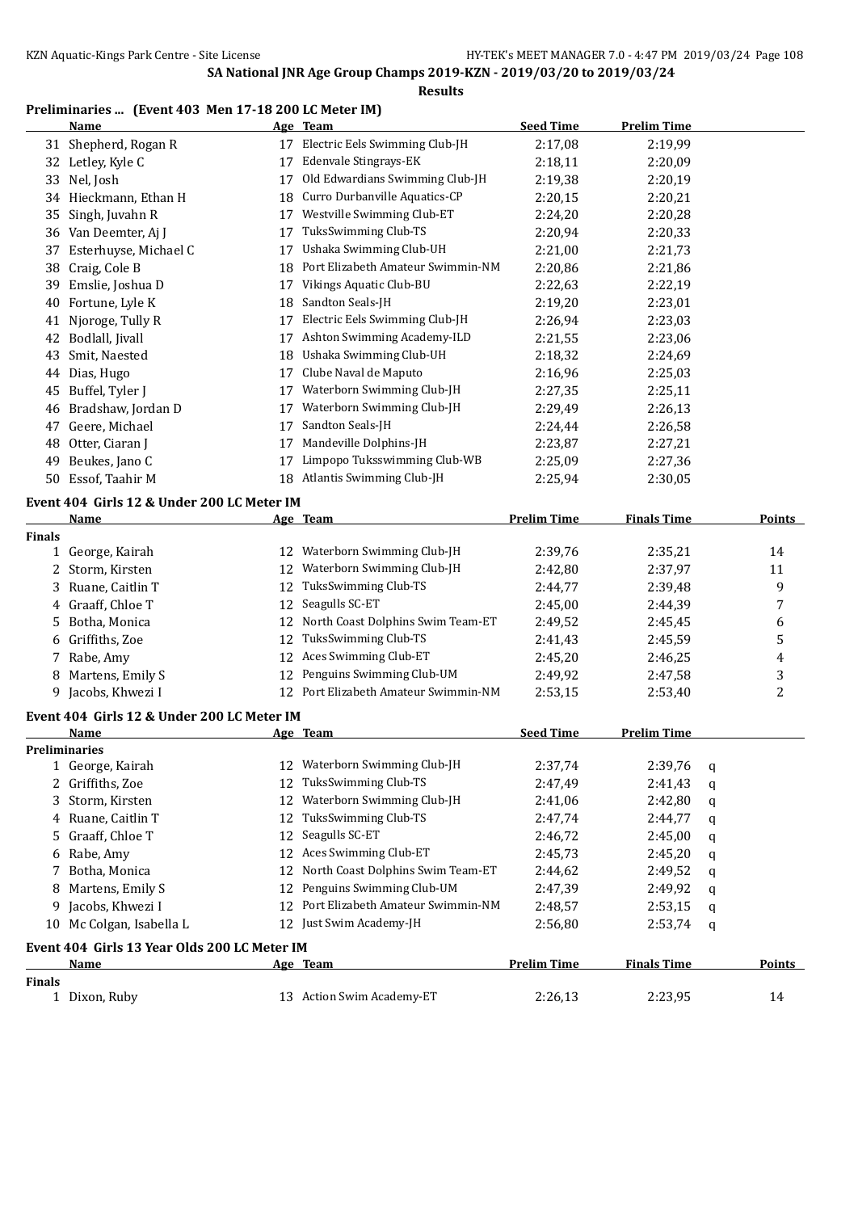## SA National JNR Age Group Champs 2019-KZN - 2019/03/20 to 2019/03/24

**Results**

### Preliminaries ... (Event 403 Men 17-18 200 LC Meter IM)

| | Name | Age | Team | Seed Time | Prelim Time |
|---|---|---|---|---|---|
| 31 | Shepherd, Rogan R | 17 | Electric Eels Swimming Club-JH | 2:17,08 | 2:19,99 |
| 32 | Letley, Kyle C | 17 | Edenvale Stingrays-EK | 2:18,11 | 2:20,09 |
| 33 | Nel, Josh | 17 | Old Edwardians Swimming Club-JH | 2:19,38 | 2:20,19 |
| 34 | Hieckmann, Ethan H | 18 | Curro Durbanville Aquatics-CP | 2:20,15 | 2:20,21 |
| 35 | Singh, Juvahn R | 17 | Westville Swimming Club-ET | 2:24,20 | 2:20,28 |
| 36 | Van Deemter, Aj J | 17 | TuksSwimming Club-TS | 2:20,94 | 2:20,33 |
| 37 | Esterhuyse, Michael C | 17 | Ushaka Swimming Club-UH | 2:21,00 | 2:21,73 |
| 38 | Craig, Cole B | 18 | Port Elizabeth Amateur Swimmin-NM | 2:20,86 | 2:21,86 |
| 39 | Emslie, Joshua D | 17 | Vikings Aquatic Club-BU | 2:22,63 | 2:22,19 |
| 40 | Fortune, Lyle K | 18 | Sandton Seals-JH | 2:19,20 | 2:23,01 |
| 41 | Njoroge, Tully R | 17 | Electric Eels Swimming Club-JH | 2:26,94 | 2:23,03 |
| 42 | Bodlall, Jivall | 17 | Ashton Swimming Academy-ILD | 2:21,55 | 2:23,06 |
| 43 | Smit, Naested | 18 | Ushaka Swimming Club-UH | 2:18,32 | 2:24,69 |
| 44 | Dias, Hugo | 17 | Clube Naval de Maputo | 2:16,96 | 2:25,03 |
| 45 | Buffel, Tyler J | 17 | Waterborn Swimming Club-JH | 2:27,35 | 2:25,11 |
| 46 | Bradshaw, Jordan D | 17 | Waterborn Swimming Club-JH | 2:29,49 | 2:26,13 |
| 47 | Geere, Michael | 17 | Sandton Seals-JH | 2:24,44 | 2:26,58 |
| 48 | Otter, Ciaran J | 17 | Mandeville Dolphins-JH | 2:23,87 | 2:27,21 |
| 49 | Beukes, Jano C | 17 | Limpopo Tuksswimming Club-WB | 2:25,09 | 2:27,36 |
| 50 | Essof, Taahir M | 18 | Atlantis Swimming Club-JH | 2:25,94 | 2:30,05 |

### Event 404 Girls 12 & Under 200 LC Meter IM

| | Name | Age | Team | Prelim Time | Finals Time | Points |
|---|---|---|---|---|---|---|
| **Finals** | | | | | | |
| 1 | George, Kairah | 12 | Waterborn Swimming Club-JH | 2:39,76 | 2:35,21 | 14 |
| 2 | Storm, Kirsten | 12 | Waterborn Swimming Club-JH | 2:42,80 | 2:37,97 | 11 |
| 3 | Ruane, Caitlin T | 12 | TuksSwimming Club-TS | 2:44,77 | 2:39,48 | 9 |
| 4 | Graaff, Chloe T | 12 | Seagulls SC-ET | 2:45,00 | 2:44,39 | 7 |
| 5 | Botha, Monica | 12 | North Coast Dolphins Swim Team-ET | 2:49,52 | 2:45,45 | 6 |
| 6 | Griffiths, Zoe | 12 | TuksSwimming Club-TS | 2:41,43 | 2:45,59 | 5 |
| 7 | Rabe, Amy | 12 | Aces Swimming Club-ET | 2:45,20 | 2:46,25 | 4 |
| 8 | Martens, Emily S | 12 | Penguins Swimming Club-UM | 2:49,92 | 2:47,58 | 3 |
| 9 | Jacobs, Khwezi I | 12 | Port Elizabeth Amateur Swimmin-NM | 2:53,15 | 2:53,40 | 2 |

### Event 404 Girls 12 & Under 200 LC Meter IM

| | Name | Age | Team | Seed Time | Prelim Time | |
|---|---|---|---|---|---|---|
| **Preliminaries** | | | | | | |
| 1 | George, Kairah | 12 | Waterborn Swimming Club-JH | 2:37,74 | 2:39,76 | q |
| 2 | Griffiths, Zoe | 12 | TuksSwimming Club-TS | 2:47,49 | 2:41,43 | q |
| 3 | Storm, Kirsten | 12 | Waterborn Swimming Club-JH | 2:41,06 | 2:42,80 | q |
| 4 | Ruane, Caitlin T | 12 | TuksSwimming Club-TS | 2:47,74 | 2:44,77 | q |
| 5 | Graaff, Chloe T | 12 | Seagulls SC-ET | 2:46,72 | 2:45,00 | q |
| 6 | Rabe, Amy | 12 | Aces Swimming Club-ET | 2:45,73 | 2:45,20 | q |
| 7 | Botha, Monica | 12 | North Coast Dolphins Swim Team-ET | 2:44,62 | 2:49,52 | q |
| 8 | Martens, Emily S | 12 | Penguins Swimming Club-UM | 2:47,39 | 2:49,92 | q |
| 9 | Jacobs, Khwezi I | 12 | Port Elizabeth Amateur Swimmin-NM | 2:48,57 | 2:53,15 | q |
| 10 | Mc Colgan, Isabella L | 12 | Just Swim Academy-JH | 2:56,80 | 2:53,74 | q |

### Event 404 Girls 13 Year Olds 200 LC Meter IM

| | Name | Age | Team | Prelim Time | Finals Time | Points |
|---|---|---|---|---|---|---|
| **Finals** | | | | | | |
| 1 | Dixon, Ruby | 13 | Action Swim Academy-ET | 2:26,13 | 2:23,95 | 14 |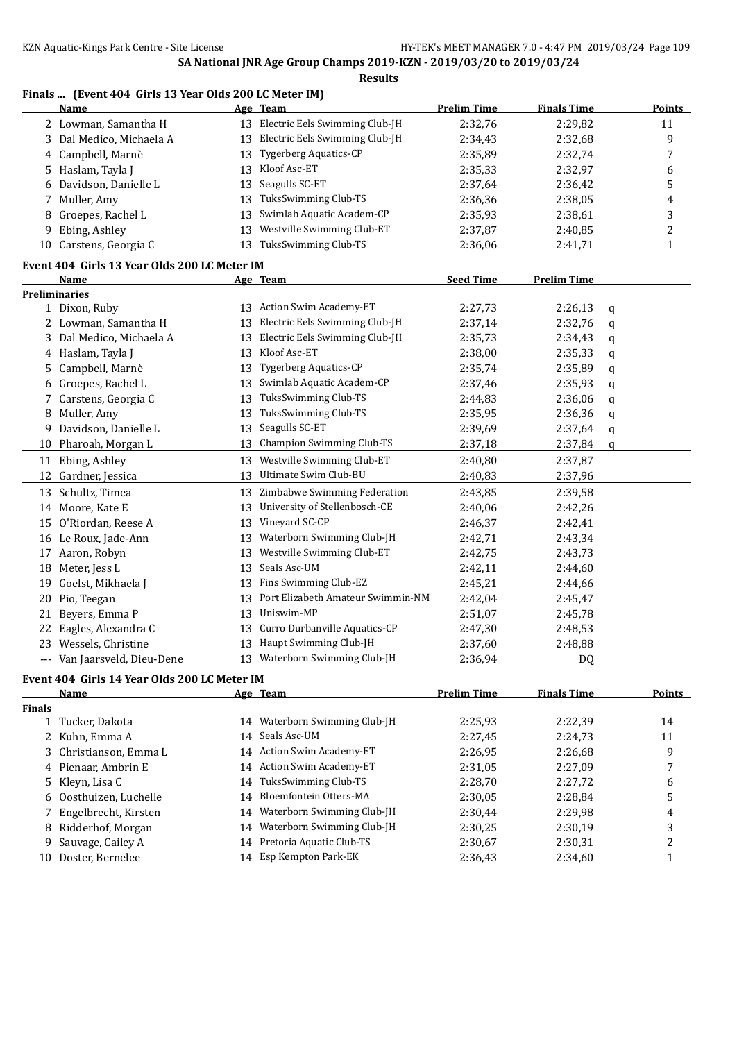**SA National JNR Age Group Champs 2019-KZN - 2019/03/20 to 2019/03/24**

**Results**

### Finals ... (Event 404 Girls 13 Year Olds 200 LC Meter IM)

| | Name | Age | Team | Prelim Time | Finals Time | Points |
|---|---|---|---|---|---|---|
| 2 | Lowman, Samantha H | 13 | Electric Eels Swimming Club-JH | 2:32,76 | 2:29,82 | 11 |
| 3 | Dal Medico, Michaela A | 13 | Electric Eels Swimming Club-JH | 2:34,43 | 2:32,68 | 9 |
| 4 | Campbell, Marnè | 13 | Tygerberg Aquatics-CP | 2:35,89 | 2:32,74 | 7 |
| 5 | Haslam, Tayla J | 13 | Kloof Asc-ET | 2:35,33 | 2:32,97 | 6 |
| 6 | Davidson, Danielle L | 13 | Seagulls SC-ET | 2:37,64 | 2:36,42 | 5 |
| 7 | Muller, Amy | 13 | TuksSwimming Club-TS | 2:36,36 | 2:38,05 | 4 |
| 8 | Groepes, Rachel L | 13 | Swimlab Aquatic Academ-CP | 2:35,93 | 2:38,61 | 3 |
| 9 | Ebing, Ashley | 13 | Westville Swimming Club-ET | 2:37,87 | 2:40,85 | 2 |
| 10 | Carstens, Georgia C | 13 | TuksSwimming Club-TS | 2:36,06 | 2:41,71 | 1 |

### Event 404 Girls 13 Year Olds 200 LC Meter IM

| | Name | Age | Team | Seed Time | Prelim Time | |
|---|---|---|---|---|---|---|
| **Preliminaries** | | | | | | |
| 1 | Dixon, Ruby | 13 | Action Swim Academy-ET | 2:27,73 | 2:26,13 | q |
| 2 | Lowman, Samantha H | 13 | Electric Eels Swimming Club-JH | 2:37,14 | 2:32,76 | q |
| 3 | Dal Medico, Michaela A | 13 | Electric Eels Swimming Club-JH | 2:35,73 | 2:34,43 | q |
| 4 | Haslam, Tayla J | 13 | Kloof Asc-ET | 2:38,00 | 2:35,33 | q |
| 5 | Campbell, Marnè | 13 | Tygerberg Aquatics-CP | 2:35,74 | 2:35,89 | q |
| 6 | Groepes, Rachel L | 13 | Swimlab Aquatic Academ-CP | 2:37,46 | 2:35,93 | q |
| 7 | Carstens, Georgia C | 13 | TuksSwimming Club-TS | 2:44,83 | 2:36,06 | q |
| 8 | Muller, Amy | 13 | TuksSwimming Club-TS | 2:35,95 | 2:36,36 | q |
| 9 | Davidson, Danielle L | 13 | Seagulls SC-ET | 2:39,69 | 2:37,64 | q |
| 10 | Pharoah, Morgan L | 13 | Champion Swimming Club-TS | 2:37,18 | 2:37,84 | q |
| 11 | Ebing, Ashley | 13 | Westville Swimming Club-ET | 2:40,80 | 2:37,87 | |
| 12 | Gardner, Jessica | 13 | Ultimate Swim Club-BU | 2:40,83 | 2:37,96 | |
| 13 | Schultz, Timea | 13 | Zimbabwe Swimming Federation | 2:43,85 | 2:39,58 | |
| 14 | Moore, Kate E | 13 | University of Stellenbosch-CE | 2:40,06 | 2:42,26 | |
| 15 | O'Riordan, Reese A | 13 | Vineyard SC-CP | 2:46,37 | 2:42,41 | |
| 16 | Le Roux, Jade-Ann | 13 | Waterborn Swimming Club-JH | 2:42,71 | 2:43,34 | |
| 17 | Aaron, Robyn | 13 | Westville Swimming Club-ET | 2:42,75 | 2:43,73 | |
| 18 | Meter, Jess L | 13 | Seals Asc-UM | 2:42,11 | 2:44,60 | |
| 19 | Goelst, Mikhaela J | 13 | Fins Swimming Club-EZ | 2:45,21 | 2:44,66 | |
| 20 | Pio, Teegan | 13 | Port Elizabeth Amateur Swimmin-NM | 2:42,04 | 2:45,47 | |
| 21 | Beyers, Emma P | 13 | Uniswim-MP | 2:51,07 | 2:45,78 | |
| 22 | Eagles, Alexandra C | 13 | Curro Durbanville Aquatics-CP | 2:47,30 | 2:48,53 | |
| 23 | Wessels, Christine | 13 | Haupt Swimming Club-JH | 2:37,60 | 2:48,88 | |
| --- | Van Jaarsveld, Dieu-Dene | 13 | Waterborn Swimming Club-JH | 2:36,94 | DQ | |

### Event 404 Girls 14 Year Olds 200 LC Meter IM

| | Name | Age | Team | Prelim Time | Finals Time | Points |
|---|---|---|---|---|---|---|
| **Finals** | | | | | | |
| 1 | Tucker, Dakota | 14 | Waterborn Swimming Club-JH | 2:25,93 | 2:22,39 | 14 |
| 2 | Kuhn, Emma A | 14 | Seals Asc-UM | 2:27,45 | 2:24,73 | 11 |
| 3 | Christianson, Emma L | 14 | Action Swim Academy-ET | 2:26,95 | 2:26,68 | 9 |
| 4 | Pienaar, Ambrin E | 14 | Action Swim Academy-ET | 2:31,05 | 2:27,09 | 7 |
| 5 | Kleyn, Lisa C | 14 | TuksSwimming Club-TS | 2:28,70 | 2:27,72 | 6 |
| 6 | Oosthuizen, Luchelle | 14 | Bloemfontein Otters-MA | 2:30,05 | 2:28,84 | 5 |
| 7 | Engelbrecht, Kirsten | 14 | Waterborn Swimming Club-JH | 2:30,44 | 2:29,98 | 4 |
| 8 | Ridderhof, Morgan | 14 | Waterborn Swimming Club-JH | 2:30,25 | 2:30,19 | 3 |
| 9 | Sauvage, Cailey A | 14 | Pretoria Aquatic Club-TS | 2:30,67 | 2:30,31 | 2 |
| 10 | Doster, Bernelee | 14 | Esp Kempton Park-EK | 2:36,43 | 2:34,60 | 1 |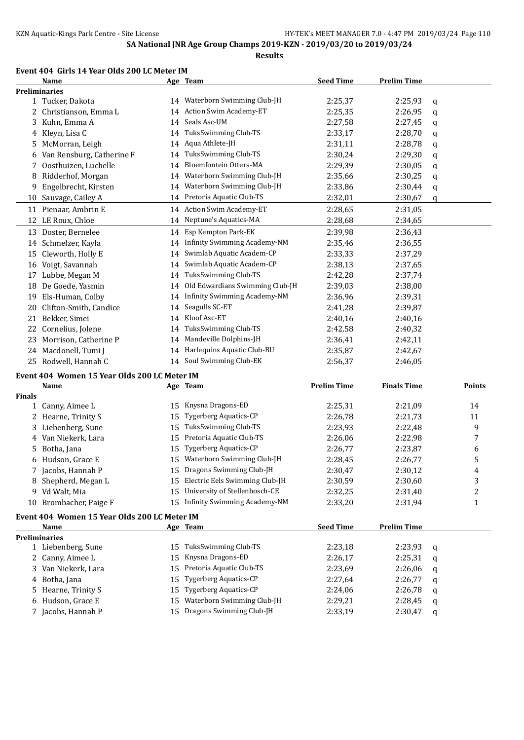**SA National JNR Age Group Champs 2019-KZN - 2019/03/20 to 2019/03/24**

**Results**

### Event 404 Girls 14 Year Olds 200 LC Meter IM

| | Name | Age | Team | Seed Time | Prelim Time | |
|---|---|---|---|---|---|---|
| **Preliminaries** | | | | | | |
| 1 | Tucker, Dakota | 14 | Waterborn Swimming Club-JH | 2:25,37 | 2:25,93 | q |
| 2 | Christianson, Emma L | 14 | Action Swim Academy-ET | 2:25,35 | 2:26,95 | q |
| 3 | Kuhn, Emma A | 14 | Seals Asc-UM | 2:27,58 | 2:27,45 | q |
| 4 | Kleyn, Lisa C | 14 | TuksSwimming Club-TS | 2:33,17 | 2:28,70 | q |
| 5 | McMorran, Leigh | 14 | Aqua Athlete-JH | 2:31,11 | 2:28,78 | q |
| 6 | Van Rensburg, Catherine F | 14 | TuksSwimming Club-TS | 2:30,24 | 2:29,30 | q |
| 7 | Oosthuizen, Luchelle | 14 | Bloemfontein Otters-MA | 2:29,39 | 2:30,05 | q |
| 8 | Ridderhof, Morgan | 14 | Waterborn Swimming Club-JH | 2:35,66 | 2:30,25 | q |
| 9 | Engelbrecht, Kirsten | 14 | Waterborn Swimming Club-JH | 2:33,86 | 2:30,44 | q |
| 10 | Sauvage, Cailey A | 14 | Pretoria Aquatic Club-TS | 2:32,01 | 2:30,67 | q |
| 11 | Pienaar, Ambrin E | 14 | Action Swim Academy-ET | 2:28,65 | 2:31,05 | |
| 12 | LE Roux, Chloe | 14 | Neptune's Aquatics-MA | 2:28,68 | 2:34,65 | |
| 13 | Doster, Bernelee | 14 | Esp Kempton Park-EK | 2:39,98 | 2:36,43 | |
| 14 | Schmelzer, Kayla | 14 | Infinity Swimming Academy-NM | 2:35,46 | 2:36,55 | |
| 15 | Cleworth, Holly E | 14 | Swimlab Aquatic Academ-CP | 2:33,33 | 2:37,29 | |
| 16 | Voigt, Savannah | 14 | Swimlab Aquatic Academ-CP | 2:38,13 | 2:37,65 | |
| 17 | Lubbe, Megan M | 14 | TuksSwimming Club-TS | 2:42,28 | 2:37,74 | |
| 18 | De Goede, Yasmin | 14 | Old Edwardians Swimming Club-JH | 2:39,03 | 2:38,00 | |
| 19 | Els-Human, Colby | 14 | Infinity Swimming Academy-NM | 2:36,96 | 2:39,31 | |
| 20 | Clifton-Smith, Candice | 14 | Seagulls SC-ET | 2:41,28 | 2:39,87 | |
| 21 | Bekker, Simei | 14 | Kloof Asc-ET | 2:40,16 | 2:40,16 | |
| 22 | Cornelius, Jolene | 14 | TuksSwimming Club-TS | 2:42,58 | 2:40,32 | |
| 23 | Morrison, Catherine P | 14 | Mandeville Dolphins-JH | 2:36,41 | 2:42,11 | |
| 24 | Macdonell, Tumi J | 14 | Harlequins Aquatic Club-BU | 2:35,87 | 2:42,67 | |
| 25 | Rodwell, Hannah C | 14 | Soul Swimming Club-EK | 2:56,37 | 2:46,05 | |

### Event 404 Women 15 Year Olds 200 LC Meter IM

| | Name | Age | Team | Prelim Time | Finals Time | Points |
|---|---|---|---|---|---|---|
| **Finals** | | | | | | |
| 1 | Canny, Aimee L | 15 | Knysna Dragons-ED | 2:25,31 | 2:21,09 | 14 |
| 2 | Hearne, Trinity S | 15 | Tygerberg Aquatics-CP | 2:26,78 | 2:21,73 | 11 |
| 3 | Liebenberg, Sune | 15 | TuksSwimming Club-TS | 2:23,93 | 2:22,48 | 9 |
| 4 | Van Niekerk, Lara | 15 | Pretoria Aquatic Club-TS | 2:26,06 | 2:22,98 | 7 |
| 5 | Botha, Jana | 15 | Tygerberg Aquatics-CP | 2:26,77 | 2:23,87 | 6 |
| 6 | Hudson, Grace E | 15 | Waterborn Swimming Club-JH | 2:28,45 | 2:26,77 | 5 |
| 7 | Jacobs, Hannah P | 15 | Dragons Swimming Club-JH | 2:30,47 | 2:30,12 | 4 |
| 8 | Shepherd, Megan L | 15 | Electric Eels Swimming Club-JH | 2:30,59 | 2:30,60 | 3 |
| 9 | Vd Walt, Mia | 15 | University of Stellenbosch-CE | 2:32,25 | 2:31,40 | 2 |
| 10 | Brombacher, Paige F | 15 | Infinity Swimming Academy-NM | 2:33,20 | 2:31,94 | 1 |

### Event 404 Women 15 Year Olds 200 LC Meter IM

| | Name | Age | Team | Seed Time | Prelim Time | |
|---|---|---|---|---|---|---|
| **Preliminaries** | | | | | | |
| 1 | Liebenberg, Sune | 15 | TuksSwimming Club-TS | 2:23,18 | 2:23,93 | q |
| 2 | Canny, Aimee L | 15 | Knysna Dragons-ED | 2:26,17 | 2:25,31 | q |
| 3 | Van Niekerk, Lara | 15 | Pretoria Aquatic Club-TS | 2:23,69 | 2:26,06 | q |
| 4 | Botha, Jana | 15 | Tygerberg Aquatics-CP | 2:27,64 | 2:26,77 | q |
| 5 | Hearne, Trinity S | 15 | Tygerberg Aquatics-CP | 2:24,06 | 2:26,78 | q |
| 6 | Hudson, Grace E | 15 | Waterborn Swimming Club-JH | 2:29,21 | 2:28,45 | q |
| 7 | Jacobs, Hannah P | 15 | Dragons Swimming Club-JH | 2:33,19 | 2:30,47 | q |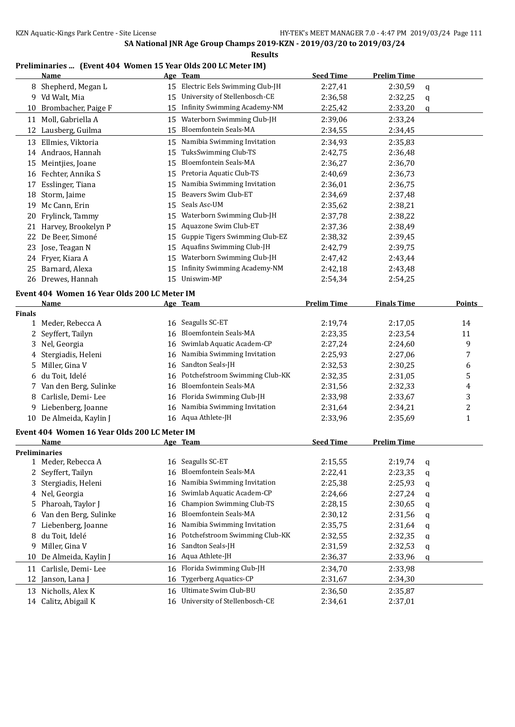SA National JNR Age Group Champs 2019-KZN - 2019/03/20 to 2019/03/24

**Results**

### Preliminaries ... (Event 404 Women 15 Year Olds 200 LC Meter IM)

| | Name | Age | Team | Seed Time | Prelim Time | |
|---|---|---|---|---|---|---|
| 8 | Shepherd, Megan L | 15 | Electric Eels Swimming Club-JH | 2:27,41 | 2:30,59 | q |
| 9 | Vd Walt, Mia | 15 | University of Stellenbosch-CE | 2:36,58 | 2:32,25 | q |
| 10 | Brombacher, Paige F | 15 | Infinity Swimming Academy-NM | 2:25,42 | 2:33,20 | q |
| 11 | Moll, Gabriella A | 15 | Waterborn Swimming Club-JH | 2:39,06 | 2:33,24 | |
| 12 | Lausberg, Guilma | 15 | Bloemfontein Seals-MA | 2:34,55 | 2:34,45 | |
| 13 | Ellmies, Viktoria | 15 | Namibia Swimming Invitation | 2:34,93 | 2:35,83 | |
| 14 | Andraos, Hannah | 15 | TuksSwimming Club-TS | 2:42,75 | 2:36,48 | |
| 15 | Meintjies, Joane | 15 | Bloemfontein Seals-MA | 2:36,27 | 2:36,70 | |
| 16 | Fechter, Annika S | 15 | Pretoria Aquatic Club-TS | 2:40,69 | 2:36,73 | |
| 17 | Esslinger, Tiana | 15 | Namibia Swimming Invitation | 2:36,01 | 2:36,75 | |
| 18 | Storm, Jaime | 15 | Beavers Swim Club-ET | 2:34,69 | 2:37,48 | |
| 19 | Mc Cann, Erin | 15 | Seals Asc-UM | 2:35,62 | 2:38,21 | |
| 20 | Frylinck, Tammy | 15 | Waterborn Swimming Club-JH | 2:37,78 | 2:38,22 | |
| 21 | Harvey, Brookelyn P | 15 | Aquazone Swim Club-ET | 2:37,36 | 2:38,49 | |
| 22 | De Beer, Simoné | 15 | Guppie Tigers Swimming Club-EZ | 2:38,32 | 2:39,45 | |
| 23 | Jose, Teagan N | 15 | Aquafins Swimming Club-JH | 2:42,79 | 2:39,75 | |
| 24 | Fryer, Kiara A | 15 | Waterborn Swimming Club-JH | 2:47,42 | 2:43,44 | |
| 25 | Barnard, Alexa | 15 | Infinity Swimming Academy-NM | 2:42,18 | 2:43,48 | |
| 26 | Drewes, Hannah | 15 | Uniswim-MP | 2:54,34 | 2:54,25 | |

### Event 404 Women 16 Year Olds 200 LC Meter IM

| | Name | Age | Team | Prelim Time | Finals Time | Points |
|---|---|---|---|---|---|---|
| **Finals** | | | | | | |
| 1 | Meder, Rebecca A | 16 | Seagulls SC-ET | 2:19,74 | 2:17,05 | 14 |
| 2 | Seyffert, Tailyn | 16 | Bloemfontein Seals-MA | 2:23,35 | 2:23,54 | 11 |
| 3 | Nel, Georgia | 16 | Swimlab Aquatic Academ-CP | 2:27,24 | 2:24,60 | 9 |
| 4 | Stergiadis, Heleni | 16 | Namibia Swimming Invitation | 2:25,93 | 2:27,06 | 7 |
| 5 | Miller, Gina V | 16 | Sandton Seals-JH | 2:32,53 | 2:30,25 | 6 |
| 6 | du Toit, Idelé | 16 | Potchefstroom Swimming Club-KK | 2:32,35 | 2:31,05 | 5 |
| 7 | Van den Berg, Sulinke | 16 | Bloemfontein Seals-MA | 2:31,56 | 2:32,33 | 4 |
| 8 | Carlisle, Demi- Lee | 16 | Florida Swimming Club-JH | 2:33,98 | 2:33,67 | 3 |
| 9 | Liebenberg, Joanne | 16 | Namibia Swimming Invitation | 2:31,64 | 2:34,21 | 2 |
| 10 | De Almeida, Kaylin J | 16 | Aqua Athlete-JH | 2:33,96 | 2:35,69 | 1 |

### Event 404 Women 16 Year Olds 200 LC Meter IM

| | Name | Age | Team | Seed Time | Prelim Time | |
|---|---|---|---|---|---|---|
| **Preliminaries** | | | | | | |
| 1 | Meder, Rebecca A | 16 | Seagulls SC-ET | 2:15,55 | 2:19,74 | q |
| 2 | Seyffert, Tailyn | 16 | Bloemfontein Seals-MA | 2:22,41 | 2:23,35 | q |
| 3 | Stergiadis, Heleni | 16 | Namibia Swimming Invitation | 2:25,38 | 2:25,93 | q |
| 4 | Nel, Georgia | 16 | Swimlab Aquatic Academ-CP | 2:24,66 | 2:27,24 | q |
| 5 | Pharoah, Taylor J | 16 | Champion Swimming Club-TS | 2:28,15 | 2:30,65 | q |
| 6 | Van den Berg, Sulinke | 16 | Bloemfontein Seals-MA | 2:30,12 | 2:31,56 | q |
| 7 | Liebenberg, Joanne | 16 | Namibia Swimming Invitation | 2:35,75 | 2:31,64 | q |
| 8 | du Toit, Idelé | 16 | Potchefstroom Swimming Club-KK | 2:32,55 | 2:32,35 | q |
| 9 | Miller, Gina V | 16 | Sandton Seals-JH | 2:31,59 | 2:32,53 | q |
| 10 | De Almeida, Kaylin J | 16 | Aqua Athlete-JH | 2:36,37 | 2:33,96 | q |
| 11 | Carlisle, Demi- Lee | 16 | Florida Swimming Club-JH | 2:34,70 | 2:33,98 | |
| 12 | Janson, Lana J | 16 | Tygerberg Aquatics-CP | 2:31,67 | 2:34,30 | |
| 13 | Nicholls, Alex K | 16 | Ultimate Swim Club-BU | 2:36,50 | 2:35,87 | |
| 14 | Calitz, Abigail K | 16 | University of Stellenbosch-CE | 2:34,61 | 2:37,01 | |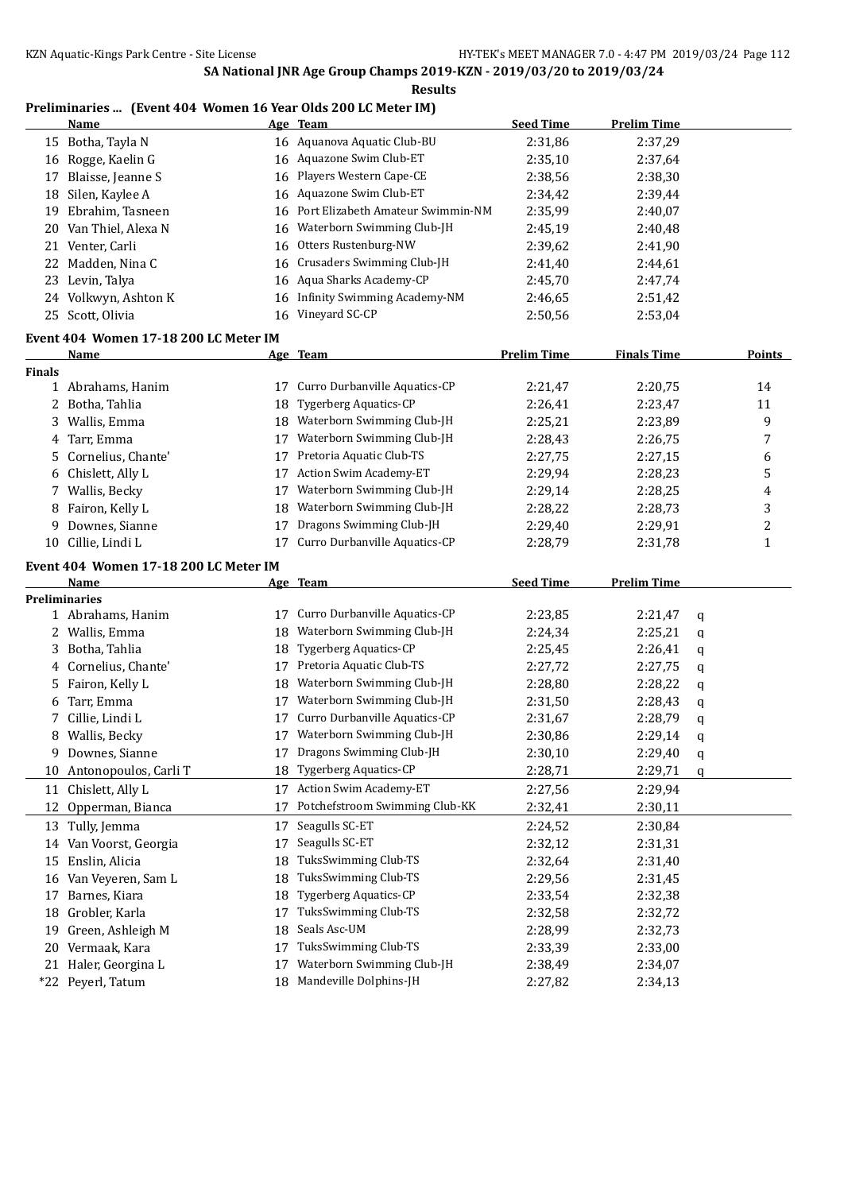## SA National JNR Age Group Champs 2019-KZN - 2019/03/20 to 2019/03/24

**Results**

### Preliminaries ... (Event 404 Women 16 Year Olds 200 LC Meter IM)

| | Name | Age | Team | Seed Time | Prelim Time |
|---|---|---|---|---|---|
| 15 | Botha, Tayla N | 16 | Aquanova Aquatic Club-BU | 2:31,86 | 2:37,29 |
| 16 | Rogge, Kaelin G | 16 | Aquazone Swim Club-ET | 2:35,10 | 2:37,64 |
| 17 | Blaisse, Jeanne S | 16 | Players Western Cape-CE | 2:38,56 | 2:38,30 |
| 18 | Silen, Kaylee A | 16 | Aquazone Swim Club-ET | 2:34,42 | 2:39,44 |
| 19 | Ebrahim, Tasneen | 16 | Port Elizabeth Amateur Swimmin-NM | 2:35,99 | 2:40,07 |
| 20 | Van Thiel, Alexa N | 16 | Waterborn Swimming Club-JH | 2:45,19 | 2:40,48 |
| 21 | Venter, Carli | 16 | Otters Rustenburg-NW | 2:39,62 | 2:41,90 |
| 22 | Madden, Nina C | 16 | Crusaders Swimming Club-JH | 2:41,40 | 2:44,61 |
| 23 | Levin, Talya | 16 | Aqua Sharks Academy-CP | 2:45,70 | 2:47,74 |
| 24 | Volkwyn, Ashton K | 16 | Infinity Swimming Academy-NM | 2:46,65 | 2:51,42 |
| 25 | Scott, Olivia | 16 | Vineyard SC-CP | 2:50,56 | 2:53,04 |

### Event 404 Women 17-18 200 LC Meter IM

| | Name | Age | Team | Prelim Time | Finals Time | Points |
|---|---|---|---|---|---|---|
| **Finals** | | | | | | |
| 1 | Abrahams, Hanim | 17 | Curro Durbanville Aquatics-CP | 2:21,47 | 2:20,75 | 14 |
| 2 | Botha, Tahlia | 18 | Tygerberg Aquatics-CP | 2:26,41 | 2:23,47 | 11 |
| 3 | Wallis, Emma | 18 | Waterborn Swimming Club-JH | 2:25,21 | 2:23,89 | 9 |
| 4 | Tarr, Emma | 17 | Waterborn Swimming Club-JH | 2:28,43 | 2:26,75 | 7 |
| 5 | Cornelius, Chante' | 17 | Pretoria Aquatic Club-TS | 2:27,75 | 2:27,15 | 6 |
| 6 | Chislett, Ally L | 17 | Action Swim Academy-ET | 2:29,94 | 2:28,23 | 5 |
| 7 | Wallis, Becky | 17 | Waterborn Swimming Club-JH | 2:29,14 | 2:28,25 | 4 |
| 8 | Fairon, Kelly L | 18 | Waterborn Swimming Club-JH | 2:28,22 | 2:28,73 | 3 |
| 9 | Downes, Sianne | 17 | Dragons Swimming Club-JH | 2:29,40 | 2:29,91 | 2 |
| 10 | Cillie, Lindi L | 17 | Curro Durbanville Aquatics-CP | 2:28,79 | 2:31,78 | 1 |

### Event 404 Women 17-18 200 LC Meter IM

| | Name | Age | Team | Seed Time | Prelim Time | |
|---|---|---|---|---|---|---|
| **Preliminaries** | | | | | | |
| 1 | Abrahams, Hanim | 17 | Curro Durbanville Aquatics-CP | 2:23,85 | 2:21,47 | q |
| 2 | Wallis, Emma | 18 | Waterborn Swimming Club-JH | 2:24,34 | 2:25,21 | q |
| 3 | Botha, Tahlia | 18 | Tygerberg Aquatics-CP | 2:25,45 | 2:26,41 | q |
| 4 | Cornelius, Chante' | 17 | Pretoria Aquatic Club-TS | 2:27,72 | 2:27,75 | q |
| 5 | Fairon, Kelly L | 18 | Waterborn Swimming Club-JH | 2:28,80 | 2:28,22 | q |
| 6 | Tarr, Emma | 17 | Waterborn Swimming Club-JH | 2:31,50 | 2:28,43 | q |
| 7 | Cillie, Lindi L | 17 | Curro Durbanville Aquatics-CP | 2:31,67 | 2:28,79 | q |
| 8 | Wallis, Becky | 17 | Waterborn Swimming Club-JH | 2:30,86 | 2:29,14 | q |
| 9 | Downes, Sianne | 17 | Dragons Swimming Club-JH | 2:30,10 | 2:29,40 | q |
| 10 | Antonopoulos, Carli T | 18 | Tygerberg Aquatics-CP | 2:28,71 | 2:29,71 | q |
| 11 | Chislett, Ally L | 17 | Action Swim Academy-ET | 2:27,56 | 2:29,94 | |
| 12 | Opperman, Bianca | 17 | Potchefstroom Swimming Club-KK | 2:32,41 | 2:30,11 | |
| 13 | Tully, Jemma | 17 | Seagulls SC-ET | 2:24,52 | 2:30,84 | |
| 14 | Van Voorst, Georgia | 17 | Seagulls SC-ET | 2:32,12 | 2:31,31 | |
| 15 | Enslin, Alicia | 18 | TuksSwimming Club-TS | 2:32,64 | 2:31,40 | |
| 16 | Van Veyeren, Sam L | 18 | TuksSwimming Club-TS | 2:29,56 | 2:31,45 | |
| 17 | Barnes, Kiara | 18 | Tygerberg Aquatics-CP | 2:33,54 | 2:32,38 | |
| 18 | Grobler, Karla | 17 | TuksSwimming Club-TS | 2:32,58 | 2:32,72 | |
| 19 | Green, Ashleigh M | 18 | Seals Asc-UM | 2:28,99 | 2:32,73 | |
| 20 | Vermaak, Kara | 17 | TuksSwimming Club-TS | 2:33,39 | 2:33,00 | |
| 21 | Haler, Georgina L | 17 | Waterborn Swimming Club-JH | 2:38,49 | 2:34,07 | |
| *22 | Peyerl, Tatum | 18 | Mandeville Dolphins-JH | 2:27,82 | 2:34,13 | |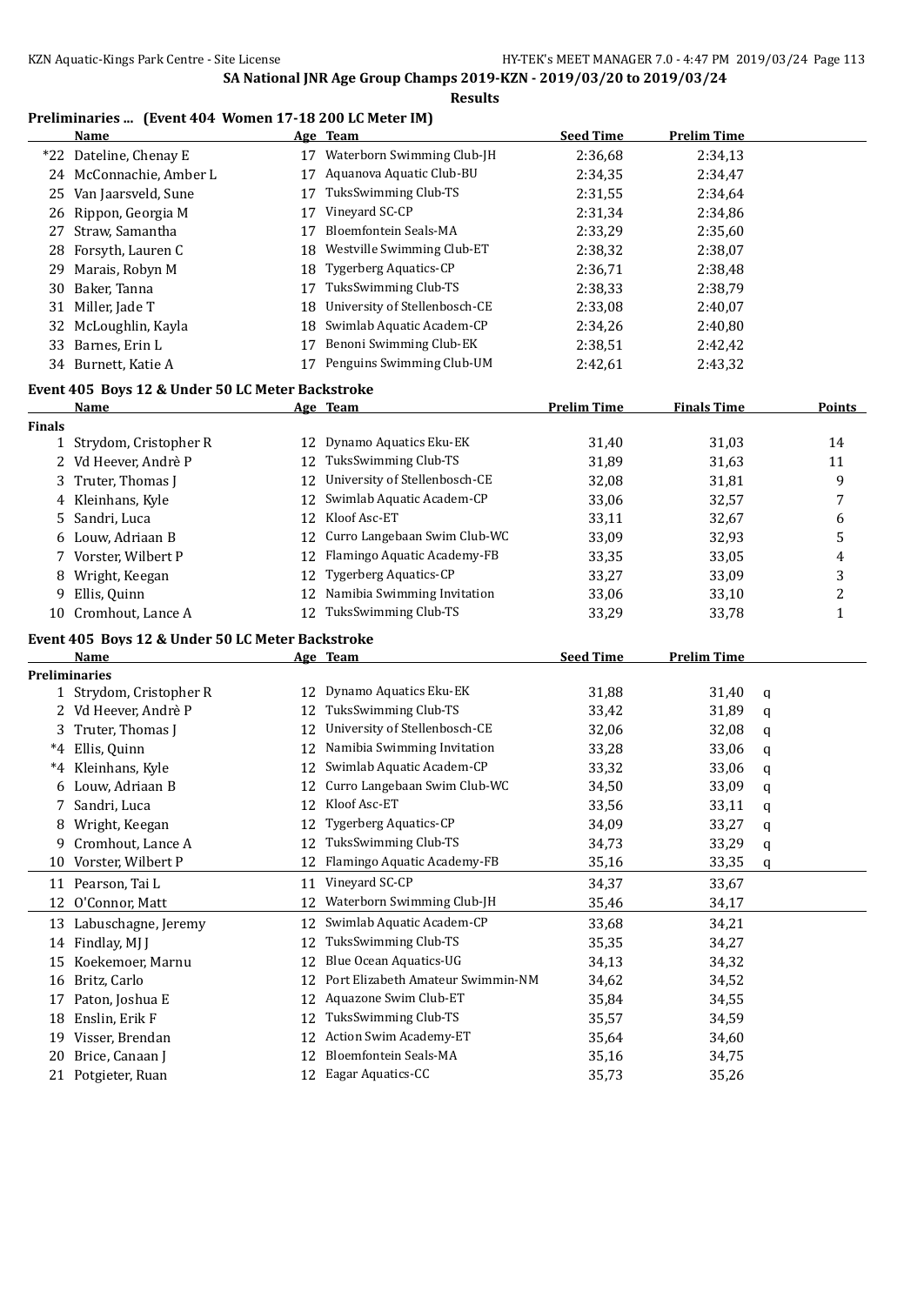SA National JNR Age Group Champs 2019-KZN - 2019/03/20 to 2019/03/24

**Results**

### Preliminaries ... (Event 404 Women 17-18 200 LC Meter IM)

| | Name | Age | Team | Seed Time | Prelim Time |
|---|---|---|---|---|---|
| *22 | Dateline, Chenay E | 17 | Waterborn Swimming Club-JH | 2:36,68 | 2:34,13 |
| 24 | McConnachie, Amber L | 17 | Aquanova Aquatic Club-BU | 2:34,35 | 2:34,47 |
| 25 | Van Jaarsveld, Sune | 17 | TuksSwimming Club-TS | 2:31,55 | 2:34,64 |
| 26 | Rippon, Georgia M | 17 | Vineyard SC-CP | 2:31,34 | 2:34,86 |
| 27 | Straw, Samantha | 17 | Bloemfontein Seals-MA | 2:33,29 | 2:35,60 |
| 28 | Forsyth, Lauren C | 18 | Westville Swimming Club-ET | 2:38,32 | 2:38,07 |
| 29 | Marais, Robyn M | 18 | Tygerberg Aquatics-CP | 2:36,71 | 2:38,48 |
| 30 | Baker, Tanna | 17 | TuksSwimming Club-TS | 2:38,33 | 2:38,79 |
| 31 | Miller, Jade T | 18 | University of Stellenbosch-CE | 2:33,08 | 2:40,07 |
| 32 | McLoughlin, Kayla | 18 | Swimlab Aquatic Academ-CP | 2:34,26 | 2:40,80 |
| 33 | Barnes, Erin L | 17 | Benoni Swimming Club-EK | 2:38,51 | 2:42,42 |
| 34 | Burnett, Katie A | 17 | Penguins Swimming Club-UM | 2:42,61 | 2:43,32 |

### Event 405 Boys 12 & Under 50 LC Meter Backstroke

| | Name | Age | Team | Prelim Time | Finals Time | Points |
|---|---|---|---|---|---|---|
| **Finals** | | | | | | |
| 1 | Strydom, Cristopher R | 12 | Dynamo Aquatics Eku-EK | 31,40 | 31,03 | 14 |
| 2 | Vd Heever, Andrè P | 12 | TuksSwimming Club-TS | 31,89 | 31,63 | 11 |
| 3 | Truter, Thomas J | 12 | University of Stellenbosch-CE | 32,08 | 31,81 | 9 |
| 4 | Kleinhans, Kyle | 12 | Swimlab Aquatic Academ-CP | 33,06 | 32,57 | 7 |
| 5 | Sandri, Luca | 12 | Kloof Asc-ET | 33,11 | 32,67 | 6 |
| 6 | Louw, Adriaan B | 12 | Curro Langebaan Swim Club-WC | 33,09 | 32,93 | 5 |
| 7 | Vorster, Wilbert P | 12 | Flamingo Aquatic Academy-FB | 33,35 | 33,05 | 4 |
| 8 | Wright, Keegan | 12 | Tygerberg Aquatics-CP | 33,27 | 33,09 | 3 |
| 9 | Ellis, Quinn | 12 | Namibia Swimming Invitation | 33,06 | 33,10 | 2 |
| 10 | Cromhout, Lance A | 12 | TuksSwimming Club-TS | 33,29 | 33,78 | 1 |

### Event 405 Boys 12 & Under 50 LC Meter Backstroke

| | Name | Age | Team | Seed Time | Prelim Time | |
|---|---|---|---|---|---|---|
| **Preliminaries** | | | | | | |
| 1 | Strydom, Cristopher R | 12 | Dynamo Aquatics Eku-EK | 31,88 | 31,40 | q |
| 2 | Vd Heever, Andrè P | 12 | TuksSwimming Club-TS | 33,42 | 31,89 | q |
| 3 | Truter, Thomas J | 12 | University of Stellenbosch-CE | 32,06 | 32,08 | q |
| *4 | Ellis, Quinn | 12 | Namibia Swimming Invitation | 33,28 | 33,06 | q |
| *4 | Kleinhans, Kyle | 12 | Swimlab Aquatic Academ-CP | 33,32 | 33,06 | q |
| 6 | Louw, Adriaan B | 12 | Curro Langebaan Swim Club-WC | 34,50 | 33,09 | q |
| 7 | Sandri, Luca | 12 | Kloof Asc-ET | 33,56 | 33,11 | q |
| 8 | Wright, Keegan | 12 | Tygerberg Aquatics-CP | 34,09 | 33,27 | q |
| 9 | Cromhout, Lance A | 12 | TuksSwimming Club-TS | 34,73 | 33,29 | q |
| 10 | Vorster, Wilbert P | 12 | Flamingo Aquatic Academy-FB | 35,16 | 33,35 | q |
| 11 | Pearson, Tai L | 11 | Vineyard SC-CP | 34,37 | 33,67 | |
| 12 | O'Connor, Matt | 12 | Waterborn Swimming Club-JH | 35,46 | 34,17 | |
| 13 | Labuschagne, Jeremy | 12 | Swimlab Aquatic Academ-CP | 33,68 | 34,21 | |
| 14 | Findlay, MJ J | 12 | TuksSwimming Club-TS | 35,35 | 34,27 | |
| 15 | Koekemoer, Marnu | 12 | Blue Ocean Aquatics-UG | 34,13 | 34,32 | |
| 16 | Britz, Carlo | 12 | Port Elizabeth Amateur Swimmin-NM | 34,62 | 34,52 | |
| 17 | Paton, Joshua E | 12 | Aquazone Swim Club-ET | 35,84 | 34,55 | |
| 18 | Enslin, Erik F | 12 | TuksSwimming Club-TS | 35,57 | 34,59 | |
| 19 | Visser, Brendan | 12 | Action Swim Academy-ET | 35,64 | 34,60 | |
| 20 | Brice, Canaan J | 12 | Bloemfontein Seals-MA | 35,16 | 34,75 | |
| 21 | Potgieter, Ruan | 12 | Eagar Aquatics-CC | 35,73 | 35,26 | |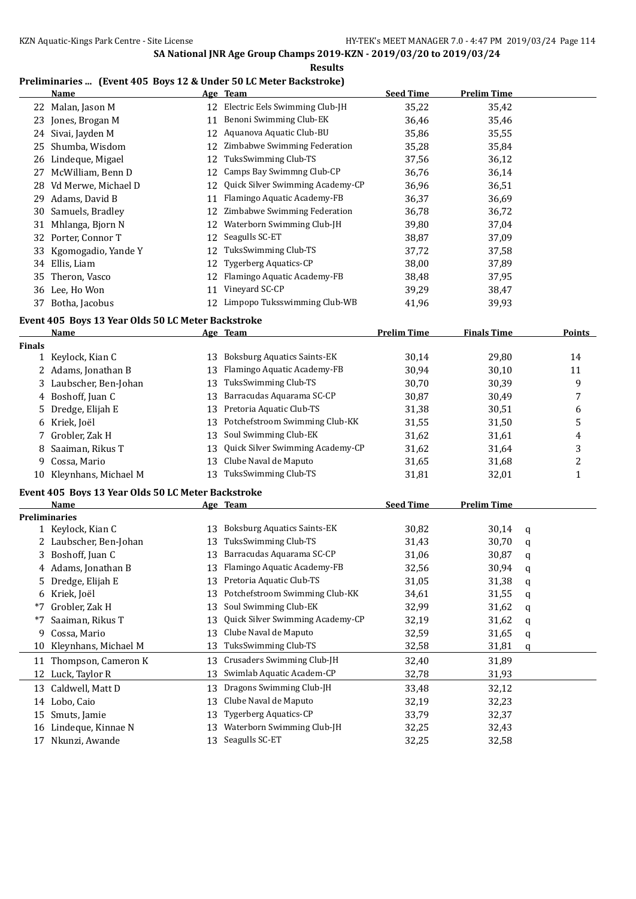## SA National JNR Age Group Champs 2019-KZN - 2019/03/20 to 2019/03/24

**Results**

### Preliminaries ... (Event 405 Boys 12 & Under 50 LC Meter Backstroke)

| | Name | Age | Team | Seed Time | Prelim Time |
|---|---|---|---|---|---|
| 22 | Malan, Jason M | 12 | Electric Eels Swimming Club-JH | 35,22 | 35,42 |
| 23 | Jones, Brogan M | 11 | Benoni Swimming Club-EK | 36,46 | 35,46 |
| 24 | Sivai, Jayden M | 12 | Aquanova Aquatic Club-BU | 35,86 | 35,55 |
| 25 | Shumba, Wisdom | 12 | Zimbabwe Swimming Federation | 35,28 | 35,84 |
| 26 | Lindeque, Migael | 12 | TuksSwimming Club-TS | 37,56 | 36,12 |
| 27 | McWilliam, Benn D | 12 | Camps Bay Swimmng Club-CP | 36,76 | 36,14 |
| 28 | Vd Merwe, Michael D | 12 | Quick Silver Swimming Academy-CP | 36,96 | 36,51 |
| 29 | Adams, David B | 11 | Flamingo Aquatic Academy-FB | 36,37 | 36,69 |
| 30 | Samuels, Bradley | 12 | Zimbabwe Swimming Federation | 36,78 | 36,72 |
| 31 | Mhlanga, Bjorn N | 12 | Waterborn Swimming Club-JH | 39,80 | 37,04 |
| 32 | Porter, Connor T | 12 | Seagulls SC-ET | 38,87 | 37,09 |
| 33 | Kgomogadio, Yande Y | 12 | TuksSwimming Club-TS | 37,72 | 37,58 |
| 34 | Ellis, Liam | 12 | Tygerberg Aquatics-CP | 38,00 | 37,89 |
| 35 | Theron, Vasco | 12 | Flamingo Aquatic Academy-FB | 38,48 | 37,95 |
| 36 | Lee, Ho Won | 11 | Vineyard SC-CP | 39,29 | 38,47 |
| 37 | Botha, Jacobus | 12 | Limpopo Tuksswimming Club-WB | 41,96 | 39,93 |

### Event 405 Boys 13 Year Olds 50 LC Meter Backstroke

| | Name | Age | Team | Prelim Time | Finals Time | Points |
|---|---|---|---|---|---|---|
| **Finals** | | | | | | |
| 1 | Keylock, Kian C | 13 | Boksburg Aquatics Saints-EK | 30,14 | 29,80 | 14 |
| 2 | Adams, Jonathan B | 13 | Flamingo Aquatic Academy-FB | 30,94 | 30,10 | 11 |
| 3 | Laubscher, Ben-Johan | 13 | TuksSwimming Club-TS | 30,70 | 30,39 | 9 |
| 4 | Boshoff, Juan C | 13 | Barracudas Aquarama SC-CP | 30,87 | 30,49 | 7 |
| 5 | Dredge, Elijah E | 13 | Pretoria Aquatic Club-TS | 31,38 | 30,51 | 6 |
| 6 | Kriek, Joël | 13 | Potchefstroom Swimming Club-KK | 31,55 | 31,50 | 5 |
| 7 | Grobler, Zak H | 13 | Soul Swimming Club-EK | 31,62 | 31,61 | 4 |
| 8 | Saaiman, Rikus T | 13 | Quick Silver Swimming Academy-CP | 31,62 | 31,64 | 3 |
| 9 | Cossa, Mario | 13 | Clube Naval de Maputo | 31,65 | 31,68 | 2 |
| 10 | Kleynhans, Michael M | 13 | TuksSwimming Club-TS | 31,81 | 32,01 | 1 |

### Event 405 Boys 13 Year Olds 50 LC Meter Backstroke

| | Name | Age | Team | Seed Time | Prelim Time | |
|---|---|---|---|---|---|---|
| **Preliminaries** | | | | | | |
| 1 | Keylock, Kian C | 13 | Boksburg Aquatics Saints-EK | 30,82 | 30,14 | q |
| 2 | Laubscher, Ben-Johan | 13 | TuksSwimming Club-TS | 31,43 | 30,70 | q |
| 3 | Boshoff, Juan C | 13 | Barracudas Aquarama SC-CP | 31,06 | 30,87 | q |
| 4 | Adams, Jonathan B | 13 | Flamingo Aquatic Academy-FB | 32,56 | 30,94 | q |
| 5 | Dredge, Elijah E | 13 | Pretoria Aquatic Club-TS | 31,05 | 31,38 | q |
| 6 | Kriek, Joël | 13 | Potchefstroom Swimming Club-KK | 34,61 | 31,55 | q |
| *7 | Grobler, Zak H | 13 | Soul Swimming Club-EK | 32,99 | 31,62 | q |
| *7 | Saaiman, Rikus T | 13 | Quick Silver Swimming Academy-CP | 32,19 | 31,62 | q |
| 9 | Cossa, Mario | 13 | Clube Naval de Maputo | 32,59 | 31,65 | q |
| 10 | Kleynhans, Michael M | 13 | TuksSwimming Club-TS | 32,58 | 31,81 | q |
| 11 | Thompson, Cameron K | 13 | Crusaders Swimming Club-JH | 32,40 | 31,89 | |
| 12 | Luck, Taylor R | 13 | Swimlab Aquatic Academ-CP | 32,78 | 31,93 | |
| 13 | Caldwell, Matt D | 13 | Dragons Swimming Club-JH | 33,48 | 32,12 | |
| 14 | Lobo, Caio | 13 | Clube Naval de Maputo | 32,19 | 32,23 | |
| 15 | Smuts, Jamie | 13 | Tygerberg Aquatics-CP | 33,79 | 32,37 | |
| 16 | Lindeque, Kinnae N | 13 | Waterborn Swimming Club-JH | 32,25 | 32,43 | |
| 17 | Nkunzi, Awande | 13 | Seagulls SC-ET | 32,25 | 32,58 | |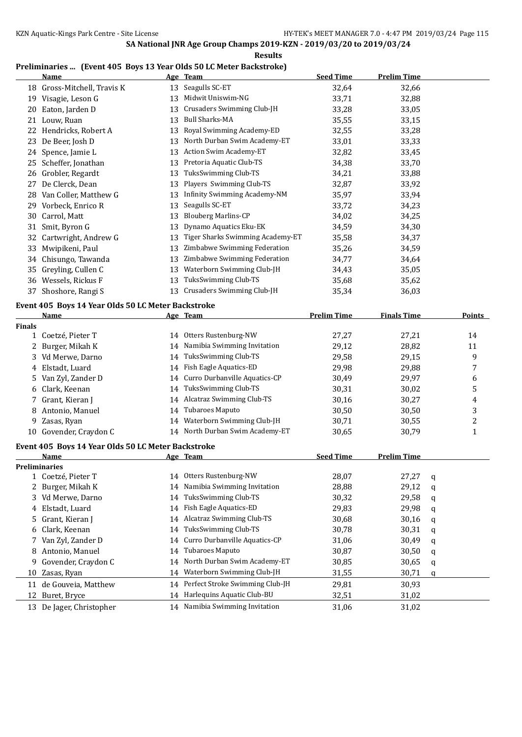SA National JNR Age Group Champs 2019-KZN - 2019/03/20 to 2019/03/24

**Results**

## Preliminaries ... (Event 405 Boys 13 Year Olds 50 LC Meter Backstroke)

| | Name | Age | Team | Seed Time | Prelim Time |
|---|---|---|---|---|---|
| 18 | Gross-Mitchell, Travis K | 13 | Seagulls SC-ET | 32,64 | 32,66 |
| 19 | Visagie, Leson G | 13 | Midwit Uniswim-NG | 33,71 | 32,88 |
| 20 | Eaton, Jarden D | 13 | Crusaders Swimming Club-JH | 33,28 | 33,05 |
| 21 | Louw, Ruan | 13 | Bull Sharks-MA | 35,55 | 33,15 |
| 22 | Hendricks, Robert A | 13 | Royal Swimming Academy-ED | 32,55 | 33,28 |
| 23 | De Beer, Josh D | 13 | North Durban Swim Academy-ET | 33,01 | 33,33 |
| 24 | Spence, Jamie L | 13 | Action Swim Academy-ET | 32,82 | 33,45 |
| 25 | Scheffer, Jonathan | 13 | Pretoria Aquatic Club-TS | 34,38 | 33,70 |
| 26 | Grobler, Regardt | 13 | TuksSwimming Club-TS | 34,21 | 33,88 |
| 27 | De Clerck, Dean | 13 | Players Swimming Club-TS | 32,87 | 33,92 |
| 28 | Van Coller, Matthew G | 13 | Infinity Swimming Academy-NM | 35,97 | 33,94 |
| 29 | Vorbeck, Enrico R | 13 | Seagulls SC-ET | 33,72 | 34,23 |
| 30 | Carrol, Matt | 13 | Blouberg Marlins-CP | 34,02 | 34,25 |
| 31 | Smit, Byron G | 13 | Dynamo Aquatics Eku-EK | 34,59 | 34,30 |
| 32 | Cartwright, Andrew G | 13 | Tiger Sharks Swimming Academy-ET | 35,58 | 34,37 |
| 33 | Mwipikeni, Paul | 13 | Zimbabwe Swimming Federation | 35,26 | 34,59 |
| 34 | Chisungo, Tawanda | 13 | Zimbabwe Swimming Federation | 34,77 | 34,64 |
| 35 | Greyling, Cullen C | 13 | Waterborn Swimming Club-JH | 34,43 | 35,05 |
| 36 | Wessels, Rickus F | 13 | TuksSwimming Club-TS | 35,68 | 35,62 |
| 37 | Shoshore, Rangi S | 13 | Crusaders Swimming Club-JH | 35,34 | 36,03 |

## Event 405 Boys 14 Year Olds 50 LC Meter Backstroke

| | Name | Age | Team | Prelim Time | Finals Time | Points |
|---|---|---|---|---|---|---|
| **Finals** | | | | | | |
| 1 | Coetzé, Pieter T | 14 | Otters Rustenburg-NW | 27,27 | 27,21 | 14 |
| 2 | Burger, Mikah K | 14 | Namibia Swimming Invitation | 29,12 | 28,82 | 11 |
| 3 | Vd Merwe, Darno | 14 | TuksSwimming Club-TS | 29,58 | 29,15 | 9 |
| 4 | Elstadt, Luard | 14 | Fish Eagle Aquatics-ED | 29,98 | 29,88 | 7 |
| 5 | Van Zyl, Zander D | 14 | Curro Durbanville Aquatics-CP | 30,49 | 29,97 | 6 |
| 6 | Clark, Keenan | 14 | TuksSwimming Club-TS | 30,31 | 30,02 | 5 |
| 7 | Grant, Kieran J | 14 | Alcatraz Swimming Club-TS | 30,16 | 30,27 | 4 |
| 8 | Antonio, Manuel | 14 | Tubaroes Maputo | 30,50 | 30,50 | 3 |
| 9 | Zasas, Ryan | 14 | Waterborn Swimming Club-JH | 30,71 | 30,55 | 2 |
| 10 | Govender, Craydon C | 14 | North Durban Swim Academy-ET | 30,65 | 30,79 | 1 |

## Event 405 Boys 14 Year Olds 50 LC Meter Backstroke

| | Name | Age | Team | Seed Time | Prelim Time | |
|---|---|---|---|---|---|---|
| **Preliminaries** | | | | | | |
| 1 | Coetzé, Pieter T | 14 | Otters Rustenburg-NW | 28,07 | 27,27 | q |
| 2 | Burger, Mikah K | 14 | Namibia Swimming Invitation | 28,88 | 29,12 | q |
| 3 | Vd Merwe, Darno | 14 | TuksSwimming Club-TS | 30,32 | 29,58 | q |
| 4 | Elstadt, Luard | 14 | Fish Eagle Aquatics-ED | 29,83 | 29,98 | q |
| 5 | Grant, Kieran J | 14 | Alcatraz Swimming Club-TS | 30,68 | 30,16 | q |
| 6 | Clark, Keenan | 14 | TuksSwimming Club-TS | 30,78 | 30,31 | q |
| 7 | Van Zyl, Zander D | 14 | Curro Durbanville Aquatics-CP | 31,06 | 30,49 | q |
| 8 | Antonio, Manuel | 14 | Tubaroes Maputo | 30,87 | 30,50 | q |
| 9 | Govender, Craydon C | 14 | North Durban Swim Academy-ET | 30,85 | 30,65 | q |
| 10 | Zasas, Ryan | 14 | Waterborn Swimming Club-JH | 31,55 | 30,71 | q |
| 11 | de Gouveia, Matthew | 14 | Perfect Stroke Swimming Club-JH | 29,81 | 30,93 | |
| 12 | Buret, Bryce | 14 | Harlequins Aquatic Club-BU | 32,51 | 31,02 | |
| 13 | De Jager, Christopher | 14 | Namibia Swimming Invitation | 31,06 | 31,02 | |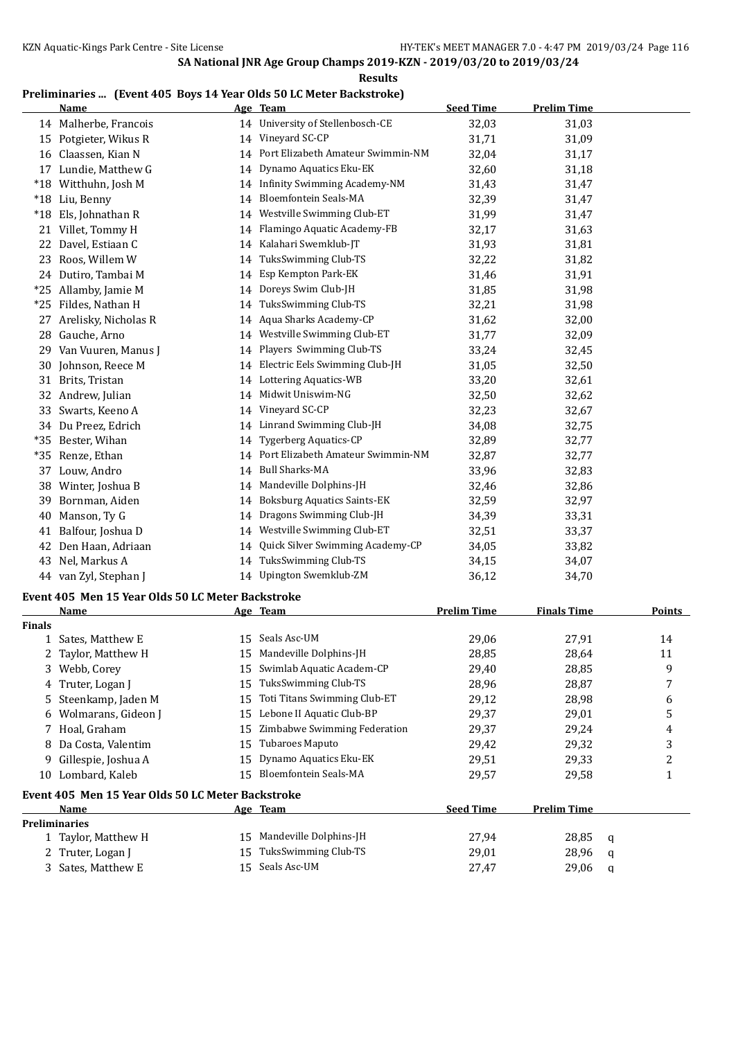SA National JNR Age Group Champs 2019-KZN - 2019/03/20 to 2019/03/24

Results

## Preliminaries ... (Event 405 Boys 14 Year Olds 50 LC Meter Backstroke)

| | Name | Age | Team | Seed Time | Prelim Time |
|---|---|---|---|---|---|
| 14 | Malherbe, Francois | 14 | University of Stellenbosch-CE | 32,03 | 31,03 |
| 15 | Potgieter, Wikus R | 14 | Vineyard SC-CP | 31,71 | 31,09 |
| 16 | Claassen, Kian N | 14 | Port Elizabeth Amateur Swimmin-NM | 32,04 | 31,17 |
| 17 | Lundie, Matthew G | 14 | Dynamo Aquatics Eku-EK | 32,60 | 31,18 |
| *18 | Witthuhn, Josh M | 14 | Infinity Swimming Academy-NM | 31,43 | 31,47 |
| *18 | Liu, Benny | 14 | Bloemfontein Seals-MA | 32,39 | 31,47 |
| *18 | Els, Johnathan R | 14 | Westville Swimming Club-ET | 31,99 | 31,47 |
| 21 | Villet, Tommy H | 14 | Flamingo Aquatic Academy-FB | 32,17 | 31,63 |
| 22 | Davel, Estiaan C | 14 | Kalahari Swemklub-JT | 31,93 | 31,81 |
| 23 | Roos, Willem W | 14 | TuksSwimming Club-TS | 32,22 | 31,82 |
| 24 | Dutiro, Tambai M | 14 | Esp Kempton Park-EK | 31,46 | 31,91 |
| *25 | Allamby, Jamie M | 14 | Doreys Swim Club-JH | 31,85 | 31,98 |
| *25 | Fildes, Nathan H | 14 | TuksSwimming Club-TS | 32,21 | 31,98 |
| 27 | Arelisky, Nicholas R | 14 | Aqua Sharks Academy-CP | 31,62 | 32,00 |
| 28 | Gauche, Arno | 14 | Westville Swimming Club-ET | 31,77 | 32,09 |
| 29 | Van Vuuren, Manus J | 14 | Players Swimming Club-TS | 33,24 | 32,45 |
| 30 | Johnson, Reece M | 14 | Electric Eels Swimming Club-JH | 31,05 | 32,50 |
| 31 | Brits, Tristan | 14 | Lottering Aquatics-WB | 33,20 | 32,61 |
| 32 | Andrew, Julian | 14 | Midwit Uniswim-NG | 32,50 | 32,62 |
| 33 | Swarts, Keeno A | 14 | Vineyard SC-CP | 32,23 | 32,67 |
| 34 | Du Preez, Edrich | 14 | Linrand Swimming Club-JH | 34,08 | 32,75 |
| *35 | Bester, Wihan | 14 | Tygerberg Aquatics-CP | 32,89 | 32,77 |
| *35 | Renze, Ethan | 14 | Port Elizabeth Amateur Swimmin-NM | 32,87 | 32,77 |
| 37 | Louw, Andro | 14 | Bull Sharks-MA | 33,96 | 32,83 |
| 38 | Winter, Joshua B | 14 | Mandeville Dolphins-JH | 32,46 | 32,86 |
| 39 | Bornman, Aiden | 14 | Boksburg Aquatics Saints-EK | 32,59 | 32,97 |
| 40 | Manson, Ty G | 14 | Dragons Swimming Club-JH | 34,39 | 33,31 |
| 41 | Balfour, Joshua D | 14 | Westville Swimming Club-ET | 32,51 | 33,37 |
| 42 | Den Haan, Adriaan | 14 | Quick Silver Swimming Academy-CP | 34,05 | 33,82 |
| 43 | Nel, Markus A | 14 | TuksSwimming Club-TS | 34,15 | 34,07 |
| 44 | van Zyl, Stephan J | 14 | Upington Swemklub-ZM | 36,12 | 34,70 |

## Event 405 Men 15 Year Olds 50 LC Meter Backstroke

| | Name | Age | Team | Prelim Time | Finals Time | Points |
|---|---|---|---|---|---|---|
| **Finals** | | | | | | |
| 1 | Sates, Matthew E | 15 | Seals Asc-UM | 29,06 | 27,91 | 14 |
| 2 | Taylor, Matthew H | 15 | Mandeville Dolphins-JH | 28,85 | 28,64 | 11 |
| 3 | Webb, Corey | 15 | Swimlab Aquatic Academ-CP | 29,40 | 28,85 | 9 |
| 4 | Truter, Logan J | 15 | TuksSwimming Club-TS | 28,96 | 28,87 | 7 |
| 5 | Steenkamp, Jaden M | 15 | Toti Titans Swimming Club-ET | 29,12 | 28,98 | 6 |
| 6 | Wolmarans, Gideon J | 15 | Lebone II Aquatic Club-BP | 29,37 | 29,01 | 5 |
| 7 | Hoal, Graham | 15 | Zimbabwe Swimming Federation | 29,37 | 29,24 | 4 |
| 8 | Da Costa, Valentim | 15 | Tubaroes Maputo | 29,42 | 29,32 | 3 |
| 9 | Gillespie, Joshua A | 15 | Dynamo Aquatics Eku-EK | 29,51 | 29,33 | 2 |
| 10 | Lombard, Kaleb | 15 | Bloemfontein Seals-MA | 29,57 | 29,58 | 1 |

## Event 405 Men 15 Year Olds 50 LC Meter Backstroke

| | Name | Age | Team | Seed Time | Prelim Time | |
|---|---|---|---|---|---|---|
| **Preliminaries** | | | | | | |
| 1 | Taylor, Matthew H | 15 | Mandeville Dolphins-JH | 27,94 | 28,85 | q |
| 2 | Truter, Logan J | 15 | TuksSwimming Club-TS | 29,01 | 28,96 | q |
| 3 | Sates, Matthew E | 15 | Seals Asc-UM | 27,47 | 29,06 | q |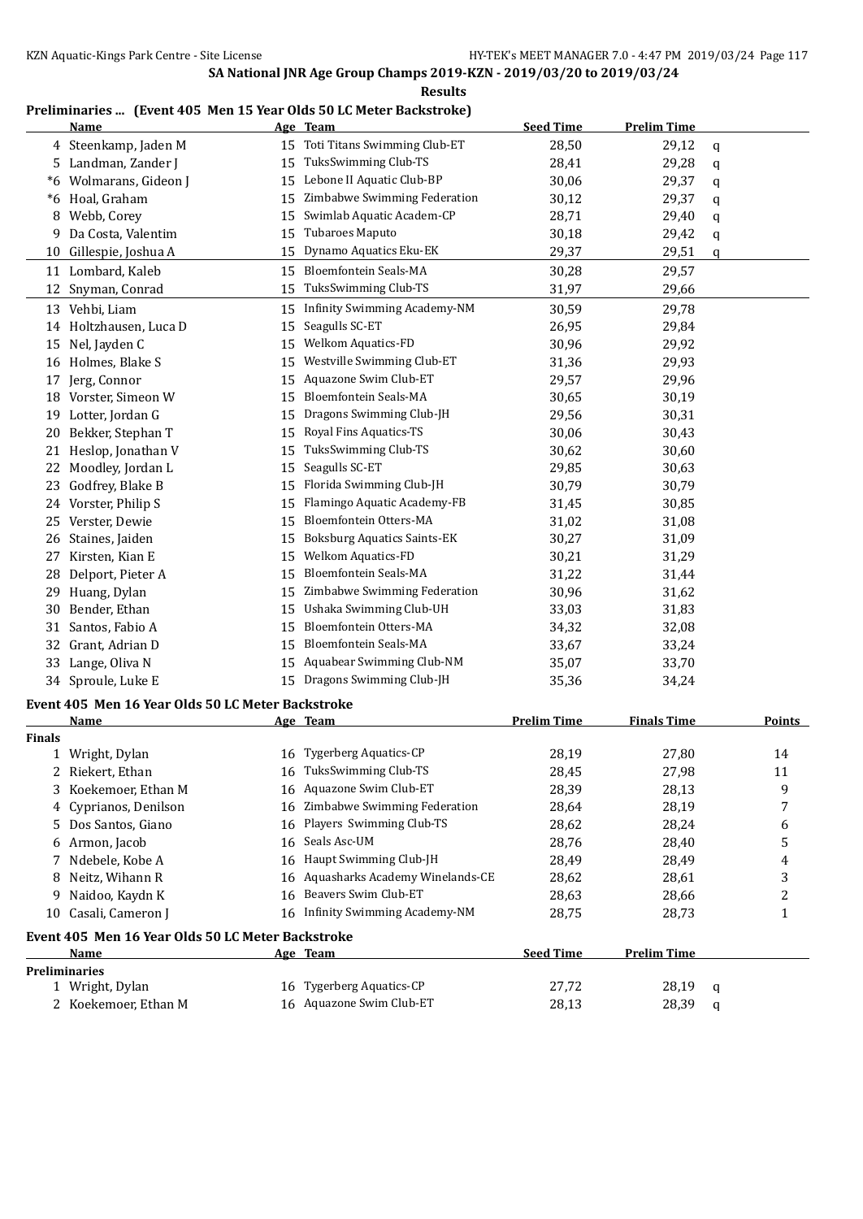## SA National JNR Age Group Champs 2019-KZN - 2019/03/20 to 2019/03/24

**Results**

### Preliminaries ... (Event 405 Men 15 Year Olds 50 LC Meter Backstroke)

| | Name | Age | Team | Seed Time | Prelim Time | |
|---|---|---|---|---|---|---|
| 4 | Steenkamp, Jaden M | 15 | Toti Titans Swimming Club-ET | 28,50 | 29,12 | q |
| 5 | Landman, Zander J | 15 | TuksSwimming Club-TS | 28,41 | 29,28 | q |
| *6 | Wolmarans, Gideon J | 15 | Lebone II Aquatic Club-BP | 30,06 | 29,37 | q |
| *6 | Hoal, Graham | 15 | Zimbabwe Swimming Federation | 30,12 | 29,37 | q |
| 8 | Webb, Corey | 15 | Swimlab Aquatic Academ-CP | 28,71 | 29,40 | q |
| 9 | Da Costa, Valentim | 15 | Tubaroes Maputo | 30,18 | 29,42 | q |
| 10 | Gillespie, Joshua A | 15 | Dynamo Aquatics Eku-EK | 29,37 | 29,51 | q |
| 11 | Lombard, Kaleb | 15 | Bloemfontein Seals-MA | 30,28 | 29,57 | |
| 12 | Snyman, Conrad | 15 | TuksSwimming Club-TS | 31,97 | 29,66 | |
| 13 | Vehbi, Liam | 15 | Infinity Swimming Academy-NM | 30,59 | 29,78 | |
| 14 | Holtzhausen, Luca D | 15 | Seagulls SC-ET | 26,95 | 29,84 | |
| 15 | Nel, Jayden C | 15 | Welkom Aquatics-FD | 30,96 | 29,92 | |
| 16 | Holmes, Blake S | 15 | Westville Swimming Club-ET | 31,36 | 29,93 | |
| 17 | Jerg, Connor | 15 | Aquazone Swim Club-ET | 29,57 | 29,96 | |
| 18 | Vorster, Simeon W | 15 | Bloemfontein Seals-MA | 30,65 | 30,19 | |
| 19 | Lotter, Jordan G | 15 | Dragons Swimming Club-JH | 29,56 | 30,31 | |
| 20 | Bekker, Stephan T | 15 | Royal Fins Aquatics-TS | 30,06 | 30,43 | |
| 21 | Heslop, Jonathan V | 15 | TuksSwimming Club-TS | 30,62 | 30,60 | |
| 22 | Moodley, Jordan L | 15 | Seagulls SC-ET | 29,85 | 30,63 | |
| 23 | Godfrey, Blake B | 15 | Florida Swimming Club-JH | 30,79 | 30,79 | |
| 24 | Vorster, Philip S | 15 | Flamingo Aquatic Academy-FB | 31,45 | 30,85 | |
| 25 | Verster, Dewie | 15 | Bloemfontein Otters-MA | 31,02 | 31,08 | |
| 26 | Staines, Jaiden | 15 | Boksburg Aquatics Saints-EK | 30,27 | 31,09 | |
| 27 | Kirsten, Kian E | 15 | Welkom Aquatics-FD | 30,21 | 31,29 | |
| 28 | Delport, Pieter A | 15 | Bloemfontein Seals-MA | 31,22 | 31,44 | |
| 29 | Huang, Dylan | 15 | Zimbabwe Swimming Federation | 30,96 | 31,62 | |
| 30 | Bender, Ethan | 15 | Ushaka Swimming Club-UH | 33,03 | 31,83 | |
| 31 | Santos, Fabio A | 15 | Bloemfontein Otters-MA | 34,32 | 32,08 | |
| 32 | Grant, Adrian D | 15 | Bloemfontein Seals-MA | 33,67 | 33,24 | |
| 33 | Lange, Oliva N | 15 | Aquabear Swimming Club-NM | 35,07 | 33,70 | |
| 34 | Sproule, Luke E | 15 | Dragons Swimming Club-JH | 35,36 | 34,24 | |

### Event 405 Men 16 Year Olds 50 LC Meter Backstroke

**Finals**

| | Name | Age | Team | Prelim Time | Finals Time | Points |
|---|---|---|---|---|---|---|
| 1 | Wright, Dylan | 16 | Tygerberg Aquatics-CP | 28,19 | 27,80 | 14 |
| 2 | Riekert, Ethan | 16 | TuksSwimming Club-TS | 28,45 | 27,98 | 11 |
| 3 | Koekemoer, Ethan M | 16 | Aquazone Swim Club-ET | 28,39 | 28,13 | 9 |
| 4 | Cyprianos, Denilson | 16 | Zimbabwe Swimming Federation | 28,64 | 28,19 | 7 |
| 5 | Dos Santos, Giano | 16 | Players Swimming Club-TS | 28,62 | 28,24 | 6 |
| 6 | Armon, Jacob | 16 | Seals Asc-UM | 28,76 | 28,40 | 5 |
| 7 | Ndebele, Kobe A | 16 | Haupt Swimming Club-JH | 28,49 | 28,49 | 4 |
| 8 | Neitz, Wihann R | 16 | Aquasharks Academy Winelands-CE | 28,62 | 28,61 | 3 |
| 9 | Naidoo, Kaydn K | 16 | Beavers Swim Club-ET | 28,63 | 28,66 | 2 |
| 10 | Casali, Cameron J | 16 | Infinity Swimming Academy-NM | 28,75 | 28,73 | 1 |

### Event 405 Men 16 Year Olds 50 LC Meter Backstroke

**Preliminaries**

| | Name | Age | Team | Seed Time | Prelim Time | |
|---|---|---|---|---|---|---|
| 1 | Wright, Dylan | 16 | Tygerberg Aquatics-CP | 27,72 | 28,19 | q |
| 2 | Koekemoer, Ethan M | 16 | Aquazone Swim Club-ET | 28,13 | 28,39 | q |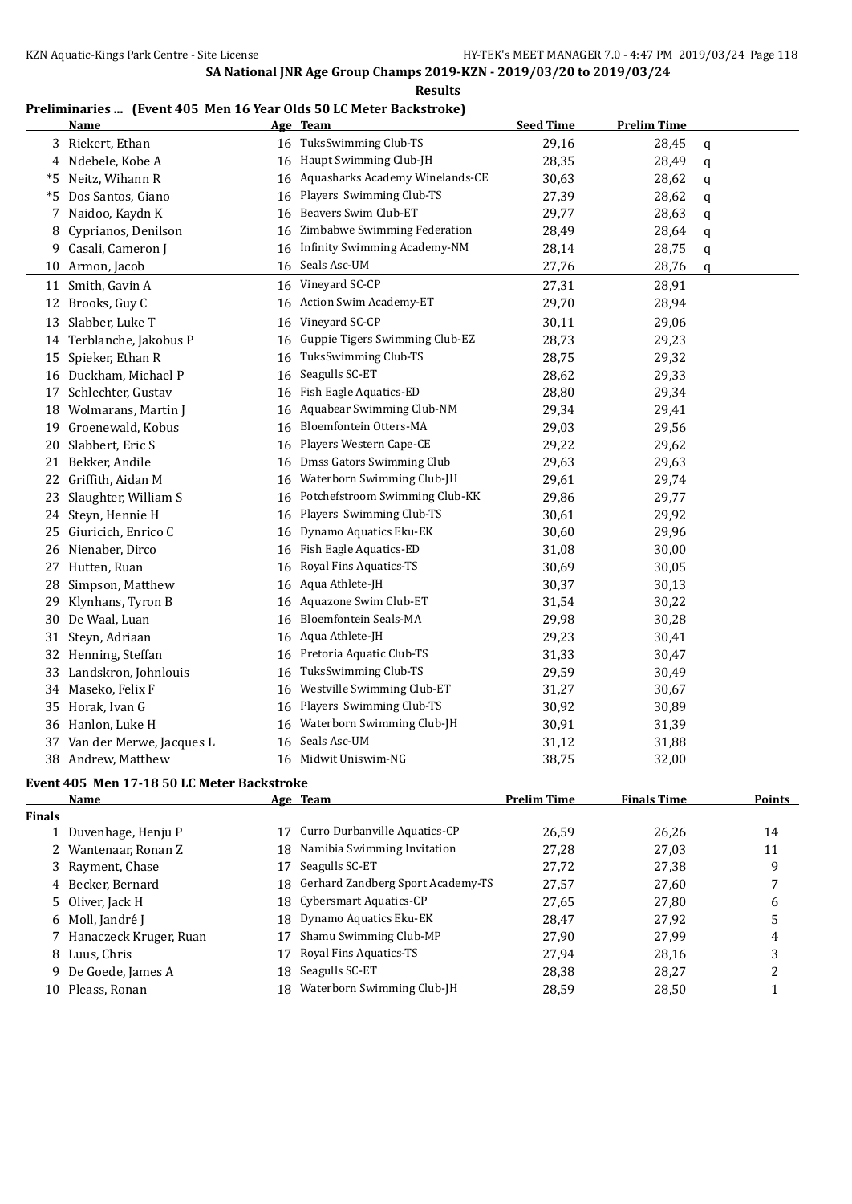## SA National JNR Age Group Champs 2019-KZN - 2019/03/20 to 2019/03/24

**Results**

### Preliminaries ... (Event 405 Men 16 Year Olds 50 LC Meter Backstroke)

| | Name | Age | Team | Seed Time | Prelim Time | |
|---|---|---|---|---|---|---|
| 3 | Riekert, Ethan | 16 | TuksSwimming Club-TS | 29,16 | 28,45 | q |
| 4 | Ndebele, Kobe A | 16 | Haupt Swimming Club-JH | 28,35 | 28,49 | q |
| *5 | Neitz, Wihann R | 16 | Aquasharks Academy Winelands-CE | 30,63 | 28,62 | q |
| *5 | Dos Santos, Giano | 16 | Players Swimming Club-TS | 27,39 | 28,62 | q |
| 7 | Naidoo, Kaydn K | 16 | Beavers Swim Club-ET | 29,77 | 28,63 | q |
| 8 | Cyprianos, Denilson | 16 | Zimbabwe Swimming Federation | 28,49 | 28,64 | q |
| 9 | Casali, Cameron J | 16 | Infinity Swimming Academy-NM | 28,14 | 28,75 | q |
| 10 | Armon, Jacob | 16 | Seals Asc-UM | 27,76 | 28,76 | q |
| 11 | Smith, Gavin A | 16 | Vineyard SC-CP | 27,31 | 28,91 | |
| 12 | Brooks, Guy C | 16 | Action Swim Academy-ET | 29,70 | 28,94 | |
| 13 | Slabber, Luke T | 16 | Vineyard SC-CP | 30,11 | 29,06 | |
| 14 | Terblanche, Jakobus P | 16 | Guppie Tigers Swimming Club-EZ | 28,73 | 29,23 | |
| 15 | Spieker, Ethan R | 16 | TuksSwimming Club-TS | 28,75 | 29,32 | |
| 16 | Duckham, Michael P | 16 | Seagulls SC-ET | 28,62 | 29,33 | |
| 17 | Schlechter, Gustav | 16 | Fish Eagle Aquatics-ED | 28,80 | 29,34 | |
| 18 | Wolmarans, Martin J | 16 | Aquabear Swimming Club-NM | 29,34 | 29,41 | |
| 19 | Groenewald, Kobus | 16 | Bloemfontein Otters-MA | 29,03 | 29,56 | |
| 20 | Slabbert, Eric S | 16 | Players Western Cape-CE | 29,22 | 29,62 | |
| 21 | Bekker, Andile | 16 | Dmss Gators Swimming Club | 29,63 | 29,63 | |
| 22 | Griffith, Aidan M | 16 | Waterborn Swimming Club-JH | 29,61 | 29,74 | |
| 23 | Slaughter, William S | 16 | Potchefstroom Swimming Club-KK | 29,86 | 29,77 | |
| 24 | Steyn, Hennie H | 16 | Players Swimming Club-TS | 30,61 | 29,92 | |
| 25 | Giuricich, Enrico C | 16 | Dynamo Aquatics Eku-EK | 30,60 | 29,96 | |
| 26 | Nienaber, Dirco | 16 | Fish Eagle Aquatics-ED | 31,08 | 30,00 | |
| 27 | Hutten, Ruan | 16 | Royal Fins Aquatics-TS | 30,69 | 30,05 | |
| 28 | Simpson, Matthew | 16 | Aqua Athlete-JH | 30,37 | 30,13 | |
| 29 | Klynhans, Tyron B | 16 | Aquazone Swim Club-ET | 31,54 | 30,22 | |
| 30 | De Waal, Luan | 16 | Bloemfontein Seals-MA | 29,98 | 30,28 | |
| 31 | Steyn, Adriaan | 16 | Aqua Athlete-JH | 29,23 | 30,41 | |
| 32 | Henning, Steffan | 16 | Pretoria Aquatic Club-TS | 31,33 | 30,47 | |
| 33 | Landskron, Johnlouis | 16 | TuksSwimming Club-TS | 29,59 | 30,49 | |
| 34 | Maseko, Felix F | 16 | Westville Swimming Club-ET | 31,27 | 30,67 | |
| 35 | Horak, Ivan G | 16 | Players Swimming Club-TS | 30,92 | 30,89 | |
| 36 | Hanlon, Luke H | 16 | Waterborn Swimming Club-JH | 30,91 | 31,39 | |
| 37 | Van der Merwe, Jacques L | 16 | Seals Asc-UM | 31,12 | 31,88 | |
| 38 | Andrew, Matthew | 16 | Midwit Uniswim-NG | 38,75 | 32,00 | |

### Event 405 Men 17-18 50 LC Meter Backstroke

| | Name | Age | Team | Prelim Time | Finals Time | Points |
|---|---|---|---|---|---|---|
| **Finals** | | | | | | |
| 1 | Duvenhage, Henju P | 17 | Curro Durbanville Aquatics-CP | 26,59 | 26,26 | 14 |
| 2 | Wantenaar, Ronan Z | 18 | Namibia Swimming Invitation | 27,28 | 27,03 | 11 |
| 3 | Rayment, Chase | 17 | Seagulls SC-ET | 27,72 | 27,38 | 9 |
| 4 | Becker, Bernard | 18 | Gerhard Zandberg Sport Academy-TS | 27,57 | 27,60 | 7 |
| 5 | Oliver, Jack H | 18 | Cybersmart Aquatics-CP | 27,65 | 27,80 | 6 |
| 6 | Moll, Jandré J | 18 | Dynamo Aquatics Eku-EK | 28,47 | 27,92 | 5 |
| 7 | Hanaczeck Kruger, Ruan | 17 | Shamu Swimming Club-MP | 27,90 | 27,99 | 4 |
| 8 | Luus, Chris | 17 | Royal Fins Aquatics-TS | 27,94 | 28,16 | 3 |
| 9 | De Goede, James A | 18 | Seagulls SC-ET | 28,38 | 28,27 | 2 |
| 10 | Pleass, Ronan | 18 | Waterborn Swimming Club-JH | 28,59 | 28,50 | 1 |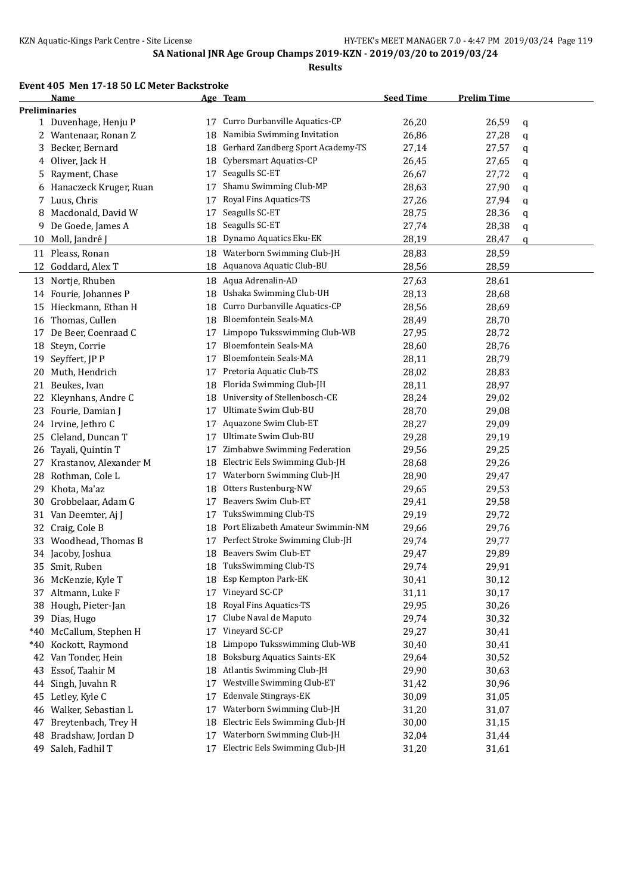## SA National JNR Age Group Champs 2019-KZN - 2019/03/20 to 2019/03/24

**Results**

### Event 405 Men 17-18 50 LC Meter Backstroke

**Preliminaries**

| | Name | Age | Team | Seed Time | Prelim Time | |
|---|---|---|---|---|---|---|
| 1 | Duvenhage, Henju P | 17 | Curro Durbanville Aquatics-CP | 26,20 | 26,59 | q |
| 2 | Wantenaar, Ronan Z | 18 | Namibia Swimming Invitation | 26,86 | 27,28 | q |
| 3 | Becker, Bernard | 18 | Gerhard Zandberg Sport Academy-TS | 27,14 | 27,57 | q |
| 4 | Oliver, Jack H | 18 | Cybersmart Aquatics-CP | 26,45 | 27,65 | q |
| 5 | Rayment, Chase | 17 | Seagulls SC-ET | 26,67 | 27,72 | q |
| 6 | Hanaczeck Kruger, Ruan | 17 | Shamu Swimming Club-MP | 28,63 | 27,90 | q |
| 7 | Luus, Chris | 17 | Royal Fins Aquatics-TS | 27,26 | 27,94 | q |
| 8 | Macdonald, David W | 17 | Seagulls SC-ET | 28,75 | 28,36 | q |
| 9 | De Goede, James A | 18 | Seagulls SC-ET | 27,74 | 28,38 | q |
| 10 | Moll, Jandré J | 18 | Dynamo Aquatics Eku-EK | 28,19 | 28,47 | q |
| 11 | Pleass, Ronan | 18 | Waterborn Swimming Club-JH | 28,83 | 28,59 | |
| 12 | Goddard, Alex T | 18 | Aquanova Aquatic Club-BU | 28,56 | 28,59 | |
| 13 | Nortje, Rhuben | 18 | Aqua Adrenalin-AD | 27,63 | 28,61 | |
| 14 | Fourie, Johannes P | 18 | Ushaka Swimming Club-UH | 28,13 | 28,68 | |
| 15 | Hieckmann, Ethan H | 18 | Curro Durbanville Aquatics-CP | 28,56 | 28,69 | |
| 16 | Thomas, Cullen | 18 | Bloemfontein Seals-MA | 28,49 | 28,70 | |
| 17 | De Beer, Coenraad C | 17 | Limpopo Tuksswimming Club-WB | 27,95 | 28,72 | |
| 18 | Steyn, Corrie | 17 | Bloemfontein Seals-MA | 28,60 | 28,76 | |
| 19 | Seyffert, JP P | 17 | Bloemfontein Seals-MA | 28,11 | 28,79 | |
| 20 | Muth, Hendrich | 17 | Pretoria Aquatic Club-TS | 28,02 | 28,83 | |
| 21 | Beukes, Ivan | 18 | Florida Swimming Club-JH | 28,11 | 28,97 | |
| 22 | Kleynhans, Andre C | 18 | University of Stellenbosch-CE | 28,24 | 29,02 | |
| 23 | Fourie, Damian J | 17 | Ultimate Swim Club-BU | 28,70 | 29,08 | |
| 24 | Irvine, Jethro C | 17 | Aquazone Swim Club-ET | 28,27 | 29,09 | |
| 25 | Cleland, Duncan T | 17 | Ultimate Swim Club-BU | 29,28 | 29,19 | |
| 26 | Tayali, Quintin T | 17 | Zimbabwe Swimming Federation | 29,56 | 29,25 | |
| 27 | Krastanov, Alexander M | 18 | Electric Eels Swimming Club-JH | 28,68 | 29,26 | |
| 28 | Rothman, Cole L | 17 | Waterborn Swimming Club-JH | 28,90 | 29,47 | |
| 29 | Khota, Ma'az | 18 | Otters Rustenburg-NW | 29,65 | 29,53 | |
| 30 | Grobbelaar, Adam G | 17 | Beavers Swim Club-ET | 29,41 | 29,58 | |
| 31 | Van Deemter, Aj J | 17 | TuksSwimming Club-TS | 29,19 | 29,72 | |
| 32 | Craig, Cole B | 18 | Port Elizabeth Amateur Swimmin-NM | 29,66 | 29,76 | |
| 33 | Woodhead, Thomas B | 17 | Perfect Stroke Swimming Club-JH | 29,74 | 29,77 | |
| 34 | Jacoby, Joshua | 18 | Beavers Swim Club-ET | 29,47 | 29,89 | |
| 35 | Smit, Ruben | 18 | TuksSwimming Club-TS | 29,74 | 29,91 | |
| 36 | McKenzie, Kyle T | 18 | Esp Kempton Park-EK | 30,41 | 30,12 | |
| 37 | Altmann, Luke F | 17 | Vineyard SC-CP | 31,11 | 30,17 | |
| 38 | Hough, Pieter-Jan | 18 | Royal Fins Aquatics-TS | 29,95 | 30,26 | |
| 39 | Dias, Hugo | 17 | Clube Naval de Maputo | 29,74 | 30,32 | |
| *40 | McCallum, Stephen H | 17 | Vineyard SC-CP | 29,27 | 30,41 | |
| *40 | Kockott, Raymond | 18 | Limpopo Tuksswimming Club-WB | 30,40 | 30,41 | |
| 42 | Van Tonder, Hein | 18 | Boksburg Aquatics Saints-EK | 29,64 | 30,52 | |
| 43 | Essof, Taahir M | 18 | Atlantis Swimming Club-JH | 29,90 | 30,63 | |
| 44 | Singh, Juvahn R | 17 | Westville Swimming Club-ET | 31,42 | 30,96 | |
| 45 | Letley, Kyle C | 17 | Edenvale Stingrays-EK | 30,09 | 31,05 | |
| 46 | Walker, Sebastian L | 17 | Waterborn Swimming Club-JH | 31,20 | 31,07 | |
| 47 | Breytenbach, Trey H | 18 | Electric Eels Swimming Club-JH | 30,00 | 31,15 | |
| 48 | Bradshaw, Jordan D | 17 | Waterborn Swimming Club-JH | 32,04 | 31,44 | |
| 49 | Saleh, Fadhil T | 17 | Electric Eels Swimming Club-JH | 31,20 | 31,61 | |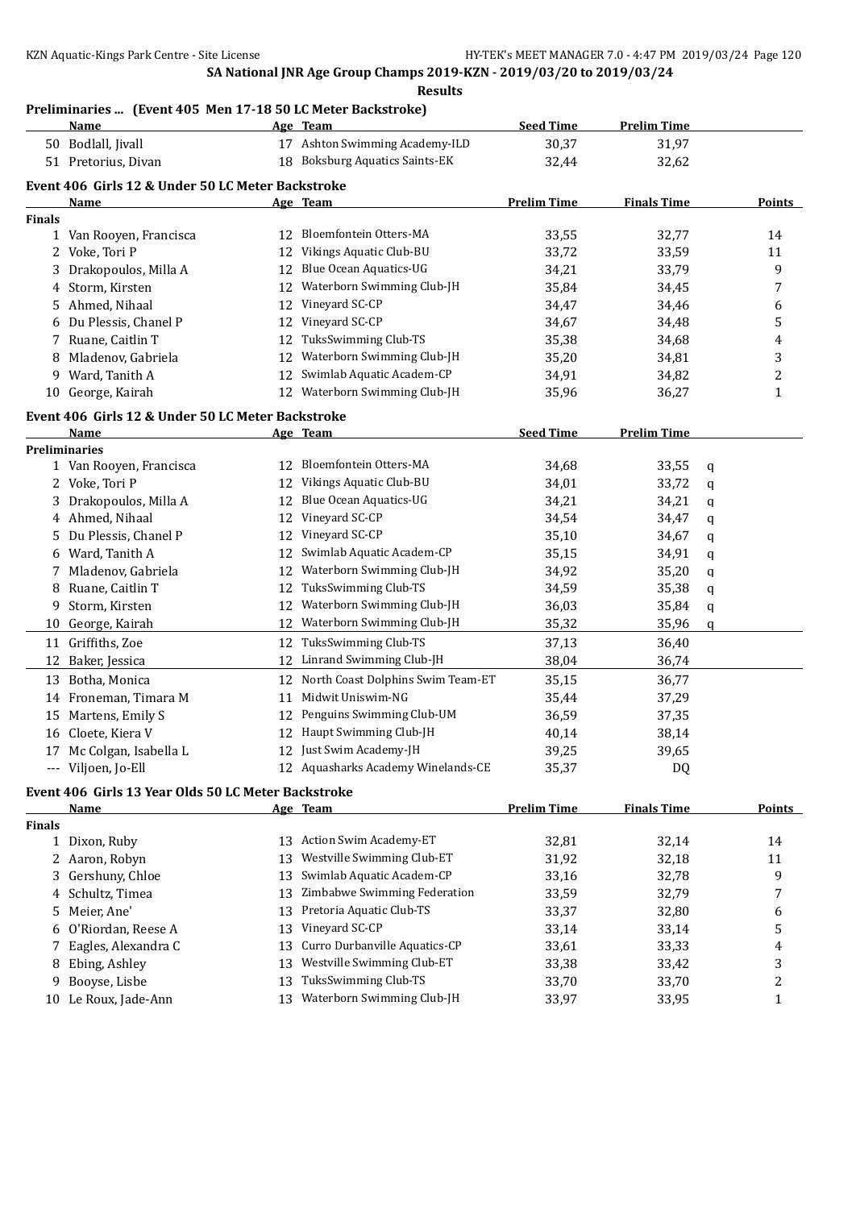SA National JNR Age Group Champs 2019-KZN - 2019/03/20 to 2019/03/24

**Results**

### Preliminaries ... (Event 405 Men 17-18 50 LC Meter Backstroke)

| | Name | Age | Team | Seed Time | Prelim Time |
|---|---|---|---|---|---|
| 50 | Bodlall, Jivall | 17 | Ashton Swimming Academy-ILD | 30,37 | 31,97 |
| 51 | Pretorius, Divan | 18 | Boksburg Aquatics Saints-EK | 32,44 | 32,62 |

### Event 406 Girls 12 & Under 50 LC Meter Backstroke

| | Name | Age | Team | Prelim Time | Finals Time | Points |
|---|---|---|---|---|---|---|
| **Finals** | | | | | | |
| 1 | Van Rooyen, Francisca | 12 | Bloemfontein Otters-MA | 33,55 | 32,77 | 14 |
| 2 | Voke, Tori P | 12 | Vikings Aquatic Club-BU | 33,72 | 33,59 | 11 |
| 3 | Drakopoulos, Milla A | 12 | Blue Ocean Aquatics-UG | 34,21 | 33,79 | 9 |
| 4 | Storm, Kirsten | 12 | Waterborn Swimming Club-JH | 35,84 | 34,45 | 7 |
| 5 | Ahmed, Nihaal | 12 | Vineyard SC-CP | 34,47 | 34,46 | 6 |
| 6 | Du Plessis, Chanel P | 12 | Vineyard SC-CP | 34,67 | 34,48 | 5 |
| 7 | Ruane, Caitlin T | 12 | TuksSwimming Club-TS | 35,38 | 34,68 | 4 |
| 8 | Mladenov, Gabriela | 12 | Waterborn Swimming Club-JH | 35,20 | 34,81 | 3 |
| 9 | Ward, Tanith A | 12 | Swimlab Aquatic Academ-CP | 34,91 | 34,82 | 2 |
| 10 | George, Kairah | 12 | Waterborn Swimming Club-JH | 35,96 | 36,27 | 1 |

### Event 406 Girls 12 & Under 50 LC Meter Backstroke

| | Name | Age | Team | Seed Time | Prelim Time | |
|---|---|---|---|---|---|---|
| **Preliminaries** | | | | | | |
| 1 | Van Rooyen, Francisca | 12 | Bloemfontein Otters-MA | 34,68 | 33,55 | q |
| 2 | Voke, Tori P | 12 | Vikings Aquatic Club-BU | 34,01 | 33,72 | q |
| 3 | Drakopoulos, Milla A | 12 | Blue Ocean Aquatics-UG | 34,21 | 34,21 | q |
| 4 | Ahmed, Nihaal | 12 | Vineyard SC-CP | 34,54 | 34,47 | q |
| 5 | Du Plessis, Chanel P | 12 | Vineyard SC-CP | 35,10 | 34,67 | q |
| 6 | Ward, Tanith A | 12 | Swimlab Aquatic Academ-CP | 35,15 | 34,91 | q |
| 7 | Mladenov, Gabriela | 12 | Waterborn Swimming Club-JH | 34,92 | 35,20 | q |
| 8 | Ruane, Caitlin T | 12 | TuksSwimming Club-TS | 34,59 | 35,38 | q |
| 9 | Storm, Kirsten | 12 | Waterborn Swimming Club-JH | 36,03 | 35,84 | q |
| 10 | George, Kairah | 12 | Waterborn Swimming Club-JH | 35,32 | 35,96 | q |
| 11 | Griffiths, Zoe | 12 | TuksSwimming Club-TS | 37,13 | 36,40 | |
| 12 | Baker, Jessica | 12 | Linrand Swimming Club-JH | 38,04 | 36,74 | |
| 13 | Botha, Monica | 12 | North Coast Dolphins Swim Team-ET | 35,15 | 36,77 | |
| 14 | Froneman, Timara M | 11 | Midwit Uniswim-NG | 35,44 | 37,29 | |
| 15 | Martens, Emily S | 12 | Penguins Swimming Club-UM | 36,59 | 37,35 | |
| 16 | Cloete, Kiera V | 12 | Haupt Swimming Club-JH | 40,14 | 38,14 | |
| 17 | Mc Colgan, Isabella L | 12 | Just Swim Academy-JH | 39,25 | 39,65 | |
| --- | Viljoen, Jo-Ell | 12 | Aquasharks Academy Winelands-CE | 35,37 | DQ | |

### Event 406 Girls 13 Year Olds 50 LC Meter Backstroke

| | Name | Age | Team | Prelim Time | Finals Time | Points |
|---|---|---|---|---|---|---|
| **Finals** | | | | | | |
| 1 | Dixon, Ruby | 13 | Action Swim Academy-ET | 32,81 | 32,14 | 14 |
| 2 | Aaron, Robyn | 13 | Westville Swimming Club-ET | 31,92 | 32,18 | 11 |
| 3 | Gershuny, Chloe | 13 | Swimlab Aquatic Academ-CP | 33,16 | 32,78 | 9 |
| 4 | Schultz, Timea | 13 | Zimbabwe Swimming Federation | 33,59 | 32,79 | 7 |
| 5 | Meier, Ane' | 13 | Pretoria Aquatic Club-TS | 33,37 | 32,80 | 6 |
| 6 | O'Riordan, Reese A | 13 | Vineyard SC-CP | 33,14 | 33,14 | 5 |
| 7 | Eagles, Alexandra C | 13 | Curro Durbanville Aquatics-CP | 33,61 | 33,33 | 4 |
| 8 | Ebing, Ashley | 13 | Westville Swimming Club-ET | 33,38 | 33,42 | 3 |
| 9 | Booyse, Lisbe | 13 | TuksSwimming Club-TS | 33,70 | 33,70 | 2 |
| 10 | Le Roux, Jade-Ann | 13 | Waterborn Swimming Club-JH | 33,97 | 33,95 | 1 |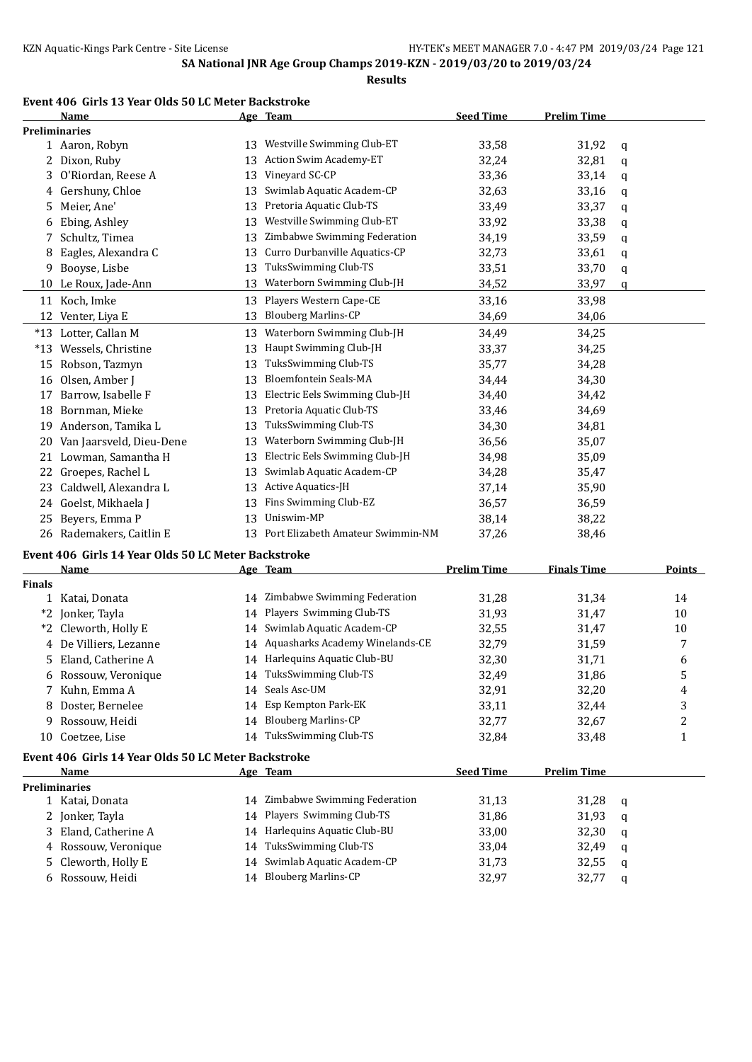## SA National JNR Age Group Champs 2019-KZN - 2019/03/20 to 2019/03/24

**Results**

### Event 406 Girls 13 Year Olds 50 LC Meter Backstroke

| | Name | Age | Team | Seed Time | Prelim Time | |
|---|---|---|---|---|---|---|
| **Preliminaries** | | | | | | |
| 1 | Aaron, Robyn | 13 | Westville Swimming Club-ET | 33,58 | 31,92 | q |
| 2 | Dixon, Ruby | 13 | Action Swim Academy-ET | 32,24 | 32,81 | q |
| 3 | O'Riordan, Reese A | 13 | Vineyard SC-CP | 33,36 | 33,14 | q |
| 4 | Gershuny, Chloe | 13 | Swimlab Aquatic Academ-CP | 32,63 | 33,16 | q |
| 5 | Meier, Ane' | 13 | Pretoria Aquatic Club-TS | 33,49 | 33,37 | q |
| 6 | Ebing, Ashley | 13 | Westville Swimming Club-ET | 33,92 | 33,38 | q |
| 7 | Schultz, Timea | 13 | Zimbabwe Swimming Federation | 34,19 | 33,59 | q |
| 8 | Eagles, Alexandra C | 13 | Curro Durbanville Aquatics-CP | 32,73 | 33,61 | q |
| 9 | Booyse, Lisbe | 13 | TuksSwimming Club-TS | 33,51 | 33,70 | q |
| 10 | Le Roux, Jade-Ann | 13 | Waterborn Swimming Club-JH | 34,52 | 33,97 | q |
| 11 | Koch, Imke | 13 | Players Western Cape-CE | 33,16 | 33,98 | |
| 12 | Venter, Liya E | 13 | Blouberg Marlins-CP | 34,69 | 34,06 | |
| *13 | Lotter, Callan M | 13 | Waterborn Swimming Club-JH | 34,49 | 34,25 | |
| *13 | Wessels, Christine | 13 | Haupt Swimming Club-JH | 33,37 | 34,25 | |
| 15 | Robson, Tazmyn | 13 | TuksSwimming Club-TS | 35,77 | 34,28 | |
| 16 | Olsen, Amber J | 13 | Bloemfontein Seals-MA | 34,44 | 34,30 | |
| 17 | Barrow, Isabelle F | 13 | Electric Eels Swimming Club-JH | 34,40 | 34,42 | |
| 18 | Bornman, Mieke | 13 | Pretoria Aquatic Club-TS | 33,46 | 34,69 | |
| 19 | Anderson, Tamika L | 13 | TuksSwimming Club-TS | 34,30 | 34,81 | |
| 20 | Van Jaarsveld, Dieu-Dene | 13 | Waterborn Swimming Club-JH | 36,56 | 35,07 | |
| 21 | Lowman, Samantha H | 13 | Electric Eels Swimming Club-JH | 34,98 | 35,09 | |
| 22 | Groepes, Rachel L | 13 | Swimlab Aquatic Academ-CP | 34,28 | 35,47 | |
| 23 | Caldwell, Alexandra L | 13 | Active Aquatics-JH | 37,14 | 35,90 | |
| 24 | Goelst, Mikhaela J | 13 | Fins Swimming Club-EZ | 36,57 | 36,59 | |
| 25 | Beyers, Emma P | 13 | Uniswim-MP | 38,14 | 38,22 | |
| 26 | Rademakers, Caitlin E | 13 | Port Elizabeth Amateur Swimmin-NM | 37,26 | 38,46 | |

### Event 406 Girls 14 Year Olds 50 LC Meter Backstroke

| | Name | Age | Team | Prelim Time | Finals Time | Points |
|---|---|---|---|---|---|---|
| **Finals** | | | | | | |
| 1 | Katai, Donata | 14 | Zimbabwe Swimming Federation | 31,28 | 31,34 | 14 |
| *2 | Jonker, Tayla | 14 | Players Swimming Club-TS | 31,93 | 31,47 | 10 |
| *2 | Cleworth, Holly E | 14 | Swimlab Aquatic Academ-CP | 32,55 | 31,47 | 10 |
| 4 | De Villiers, Lezanne | 14 | Aquasharks Academy Winelands-CE | 32,79 | 31,59 | 7 |
| 5 | Eland, Catherine A | 14 | Harlequins Aquatic Club-BU | 32,30 | 31,71 | 6 |
| 6 | Rossouw, Veronique | 14 | TuksSwimming Club-TS | 32,49 | 31,86 | 5 |
| 7 | Kuhn, Emma A | 14 | Seals Asc-UM | 32,91 | 32,20 | 4 |
| 8 | Doster, Bernelee | 14 | Esp Kempton Park-EK | 33,11 | 32,44 | 3 |
| 9 | Rossouw, Heidi | 14 | Blouberg Marlins-CP | 32,77 | 32,67 | 2 |
| 10 | Coetzee, Lise | 14 | TuksSwimming Club-TS | 32,84 | 33,48 | 1 |

### Event 406 Girls 14 Year Olds 50 LC Meter Backstroke

| | Name | Age | Team | Seed Time | Prelim Time | |
|---|---|---|---|---|---|---|
| **Preliminaries** | | | | | | |
| 1 | Katai, Donata | 14 | Zimbabwe Swimming Federation | 31,13 | 31,28 | q |
| 2 | Jonker, Tayla | 14 | Players Swimming Club-TS | 31,86 | 31,93 | q |
| 3 | Eland, Catherine A | 14 | Harlequins Aquatic Club-BU | 33,00 | 32,30 | q |
| 4 | Rossouw, Veronique | 14 | TuksSwimming Club-TS | 33,04 | 32,49 | q |
| 5 | Cleworth, Holly E | 14 | Swimlab Aquatic Academ-CP | 31,73 | 32,55 | q |
| 6 | Rossouw, Heidi | 14 | Blouberg Marlins-CP | 32,97 | 32,77 | q |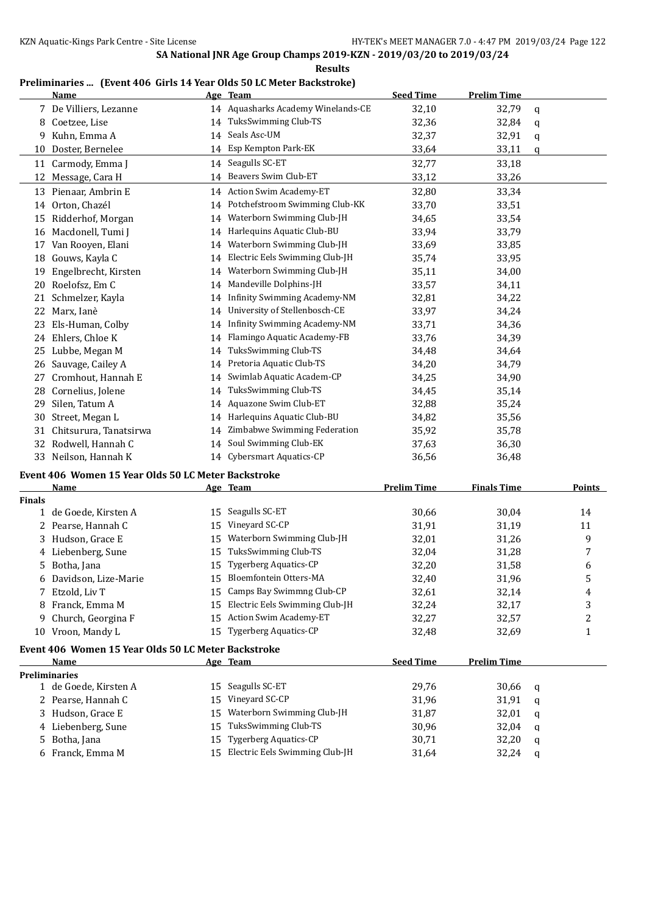SA National JNR Age Group Champs 2019-KZN - 2019/03/20 to 2019/03/24

**Results**

**Preliminaries ... (Event 406 Girls 14 Year Olds 50 LC Meter Backstroke)**

| | Name | Age | Team | Seed Time | Prelim Time | |
|---|---|---|---|---|---|---|
| 7 | De Villiers, Lezanne | 14 | Aquasharks Academy Winelands-CE | 32,10 | 32,79 | q |
| 8 | Coetzee, Lise | 14 | TuksSwimming Club-TS | 32,36 | 32,84 | q |
| 9 | Kuhn, Emma A | 14 | Seals Asc-UM | 32,37 | 32,91 | q |
| 10 | Doster, Bernelee | 14 | Esp Kempton Park-EK | 33,64 | 33,11 | q |
| 11 | Carmody, Emma J | 14 | Seagulls SC-ET | 32,77 | 33,18 | |
| 12 | Message, Cara H | 14 | Beavers Swim Club-ET | 33,12 | 33,26 | |
| 13 | Pienaar, Ambrin E | 14 | Action Swim Academy-ET | 32,80 | 33,34 | |
| 14 | Orton, Chazél | 14 | Potchefstroom Swimming Club-KK | 33,70 | 33,51 | |
| 15 | Ridderhof, Morgan | 14 | Waterborn Swimming Club-JH | 34,65 | 33,54 | |
| 16 | Macdonell, Tumi J | 14 | Harlequins Aquatic Club-BU | 33,94 | 33,79 | |
| 17 | Van Rooyen, Elani | 14 | Waterborn Swimming Club-JH | 33,69 | 33,85 | |
| 18 | Gouws, Kayla C | 14 | Electric Eels Swimming Club-JH | 35,74 | 33,95 | |
| 19 | Engelbrecht, Kirsten | 14 | Waterborn Swimming Club-JH | 35,11 | 34,00 | |
| 20 | Roelofsz, Em C | 14 | Mandeville Dolphins-JH | 33,57 | 34,11 | |
| 21 | Schmelzer, Kayla | 14 | Infinity Swimming Academy-NM | 32,81 | 34,22 | |
| 22 | Marx, Ianè | 14 | University of Stellenbosch-CE | 33,97 | 34,24 | |
| 23 | Els-Human, Colby | 14 | Infinity Swimming Academy-NM | 33,71 | 34,36 | |
| 24 | Ehlers, Chloe K | 14 | Flamingo Aquatic Academy-FB | 33,76 | 34,39 | |
| 25 | Lubbe, Megan M | 14 | TuksSwimming Club-TS | 34,48 | 34,64 | |
| 26 | Sauvage, Cailey A | 14 | Pretoria Aquatic Club-TS | 34,20 | 34,79 | |
| 27 | Cromhout, Hannah E | 14 | Swimlab Aquatic Academ-CP | 34,25 | 34,90 | |
| 28 | Cornelius, Jolene | 14 | TuksSwimming Club-TS | 34,45 | 35,14 | |
| 29 | Silen, Tatum A | 14 | Aquazone Swim Club-ET | 32,88 | 35,24 | |
| 30 | Street, Megan L | 14 | Harlequins Aquatic Club-BU | 34,82 | 35,56 | |
| 31 | Chitsurura, Tanatsirwa | 14 | Zimbabwe Swimming Federation | 35,92 | 35,78 | |
| 32 | Rodwell, Hannah C | 14 | Soul Swimming Club-EK | 37,63 | 36,30 | |
| 33 | Neilson, Hannah K | 14 | Cybersmart Aquatics-CP | 36,56 | 36,48 | |

**Event 406 Women 15 Year Olds 50 LC Meter Backstroke**

| | Name | Age | Team | Prelim Time | Finals Time | Points |
|---|---|---|---|---|---|---|
| **Finals** | | | | | | |
| 1 | de Goede, Kirsten A | 15 | Seagulls SC-ET | 30,66 | 30,04 | 14 |
| 2 | Pearse, Hannah C | 15 | Vineyard SC-CP | 31,91 | 31,19 | 11 |
| 3 | Hudson, Grace E | 15 | Waterborn Swimming Club-JH | 32,01 | 31,26 | 9 |
| 4 | Liebenberg, Sune | 15 | TuksSwimming Club-TS | 32,04 | 31,28 | 7 |
| 5 | Botha, Jana | 15 | Tygerberg Aquatics-CP | 32,20 | 31,58 | 6 |
| 6 | Davidson, Lize-Marie | 15 | Bloemfontein Otters-MA | 32,40 | 31,96 | 5 |
| 7 | Etzold, Liv T | 15 | Camps Bay Swimmng Club-CP | 32,61 | 32,14 | 4 |
| 8 | Franck, Emma M | 15 | Electric Eels Swimming Club-JH | 32,24 | 32,17 | 3 |
| 9 | Church, Georgina F | 15 | Action Swim Academy-ET | 32,27 | 32,57 | 2 |
| 10 | Vroon, Mandy L | 15 | Tygerberg Aquatics-CP | 32,48 | 32,69 | 1 |

**Event 406 Women 15 Year Olds 50 LC Meter Backstroke**

| | Name | Age | Team | Seed Time | Prelim Time | |
|---|---|---|---|---|---|---|
| **Preliminaries** | | | | | | |
| 1 | de Goede, Kirsten A | 15 | Seagulls SC-ET | 29,76 | 30,66 | q |
| 2 | Pearse, Hannah C | 15 | Vineyard SC-CP | 31,96 | 31,91 | q |
| 3 | Hudson, Grace E | 15 | Waterborn Swimming Club-JH | 31,87 | 32,01 | q |
| 4 | Liebenberg, Sune | 15 | TuksSwimming Club-TS | 30,96 | 32,04 | q |
| 5 | Botha, Jana | 15 | Tygerberg Aquatics-CP | 30,71 | 32,20 | q |
| 6 | Franck, Emma M | 15 | Electric Eels Swimming Club-JH | 31,64 | 32,24 | q |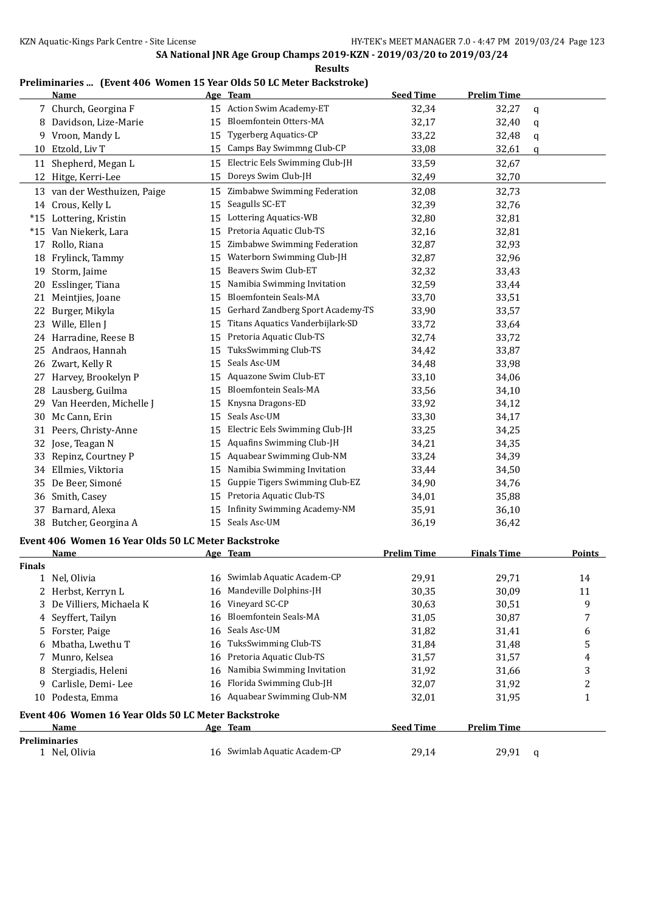**SA National JNR Age Group Champs 2019-KZN - 2019/03/20 to 2019/03/24**

**Results**

## Preliminaries ... (Event 406 Women 15 Year Olds 50 LC Meter Backstroke)

| | Name | Age | Team | Seed Time | Prelim Time | |
|---|---|---|---|---|---|---|
| 7 | Church, Georgina F | 15 | Action Swim Academy-ET | 32,34 | 32,27 | q |
| 8 | Davidson, Lize-Marie | 15 | Bloemfontein Otters-MA | 32,17 | 32,40 | q |
| 9 | Vroon, Mandy L | 15 | Tygerberg Aquatics-CP | 33,22 | 32,48 | q |
| 10 | Etzold, Liv T | 15 | Camps Bay Swimmng Club-CP | 33,08 | 32,61 | q |
| 11 | Shepherd, Megan L | 15 | Electric Eels Swimming Club-JH | 33,59 | 32,67 | |
| 12 | Hitge, Kerri-Lee | 15 | Doreys Swim Club-JH | 32,49 | 32,70 | |
| 13 | van der Westhuizen, Paige | 15 | Zimbabwe Swimming Federation | 32,08 | 32,73 | |
| 14 | Crous, Kelly L | 15 | Seagulls SC-ET | 32,39 | 32,76 | |
| *15 | Lottering, Kristin | 15 | Lottering Aquatics-WB | 32,80 | 32,81 | |
| *15 | Van Niekerk, Lara | 15 | Pretoria Aquatic Club-TS | 32,16 | 32,81 | |
| 17 | Rollo, Riana | 15 | Zimbabwe Swimming Federation | 32,87 | 32,93 | |
| 18 | Frylinck, Tammy | 15 | Waterborn Swimming Club-JH | 32,87 | 32,96 | |
| 19 | Storm, Jaime | 15 | Beavers Swim Club-ET | 32,32 | 33,43 | |
| 20 | Esslinger, Tiana | 15 | Namibia Swimming Invitation | 32,59 | 33,44 | |
| 21 | Meintjies, Joane | 15 | Bloemfontein Seals-MA | 33,70 | 33,51 | |
| 22 | Burger, Mikyla | 15 | Gerhard Zandberg Sport Academy-TS | 33,90 | 33,57 | |
| 23 | Wille, Ellen J | 15 | Titans Aquatics Vanderbijlark-SD | 33,72 | 33,64 | |
| 24 | Harradine, Reese B | 15 | Pretoria Aquatic Club-TS | 32,74 | 33,72 | |
| 25 | Andraos, Hannah | 15 | TuksSwimming Club-TS | 34,42 | 33,87 | |
| 26 | Zwart, Kelly R | 15 | Seals Asc-UM | 34,48 | 33,98 | |
| 27 | Harvey, Brookelyn P | 15 | Aquazone Swim Club-ET | 33,10 | 34,06 | |
| 28 | Lausberg, Guilma | 15 | Bloemfontein Seals-MA | 33,56 | 34,10 | |
| 29 | Van Heerden, Michelle J | 15 | Knysna Dragons-ED | 33,92 | 34,12 | |
| 30 | Mc Cann, Erin | 15 | Seals Asc-UM | 33,30 | 34,17 | |
| 31 | Peers, Christy-Anne | 15 | Electric Eels Swimming Club-JH | 33,25 | 34,25 | |
| 32 | Jose, Teagan N | 15 | Aquafins Swimming Club-JH | 34,21 | 34,35 | |
| 33 | Repinz, Courtney P | 15 | Aquabear Swimming Club-NM | 33,24 | 34,39 | |
| 34 | Ellmies, Viktoria | 15 | Namibia Swimming Invitation | 33,44 | 34,50 | |
| 35 | De Beer, Simoné | 15 | Guppie Tigers Swimming Club-EZ | 34,90 | 34,76 | |
| 36 | Smith, Casey | 15 | Pretoria Aquatic Club-TS | 34,01 | 35,88 | |
| 37 | Barnard, Alexa | 15 | Infinity Swimming Academy-NM | 35,91 | 36,10 | |
| 38 | Butcher, Georgina A | 15 | Seals Asc-UM | 36,19 | 36,42 | |

## Event 406 Women 16 Year Olds 50 LC Meter Backstroke

| | Name | Age | Team | Prelim Time | Finals Time | Points |
|---|---|---|---|---|---|---|
| **Finals** | | | | | | |
| 1 | Nel, Olivia | 16 | Swimlab Aquatic Academ-CP | 29,91 | 29,71 | 14 |
| 2 | Herbst, Kerryn L | 16 | Mandeville Dolphins-JH | 30,35 | 30,09 | 11 |
| 3 | De Villiers, Michaela K | 16 | Vineyard SC-CP | 30,63 | 30,51 | 9 |
| 4 | Seyffert, Tailyn | 16 | Bloemfontein Seals-MA | 31,05 | 30,87 | 7 |
| 5 | Forster, Paige | 16 | Seals Asc-UM | 31,82 | 31,41 | 6 |
| 6 | Mbatha, Lwethu T | 16 | TuksSwimming Club-TS | 31,84 | 31,48 | 5 |
| 7 | Munro, Kelsea | 16 | Pretoria Aquatic Club-TS | 31,57 | 31,57 | 4 |
| 8 | Stergiadis, Heleni | 16 | Namibia Swimming Invitation | 31,92 | 31,66 | 3 |
| 9 | Carlisle, Demi- Lee | 16 | Florida Swimming Club-JH | 32,07 | 31,92 | 2 |
| 10 | Podesta, Emma | 16 | Aquabear Swimming Club-NM | 32,01 | 31,95 | 1 |

## Event 406 Women 16 Year Olds 50 LC Meter Backstroke

| | Name | Age | Team | Seed Time | Prelim Time | |
|---|---|---|---|---|---|---|
| **Preliminaries** | | | | | | |
| 1 | Nel, Olivia | 16 | Swimlab Aquatic Academ-CP | 29,14 | 29,91 | q |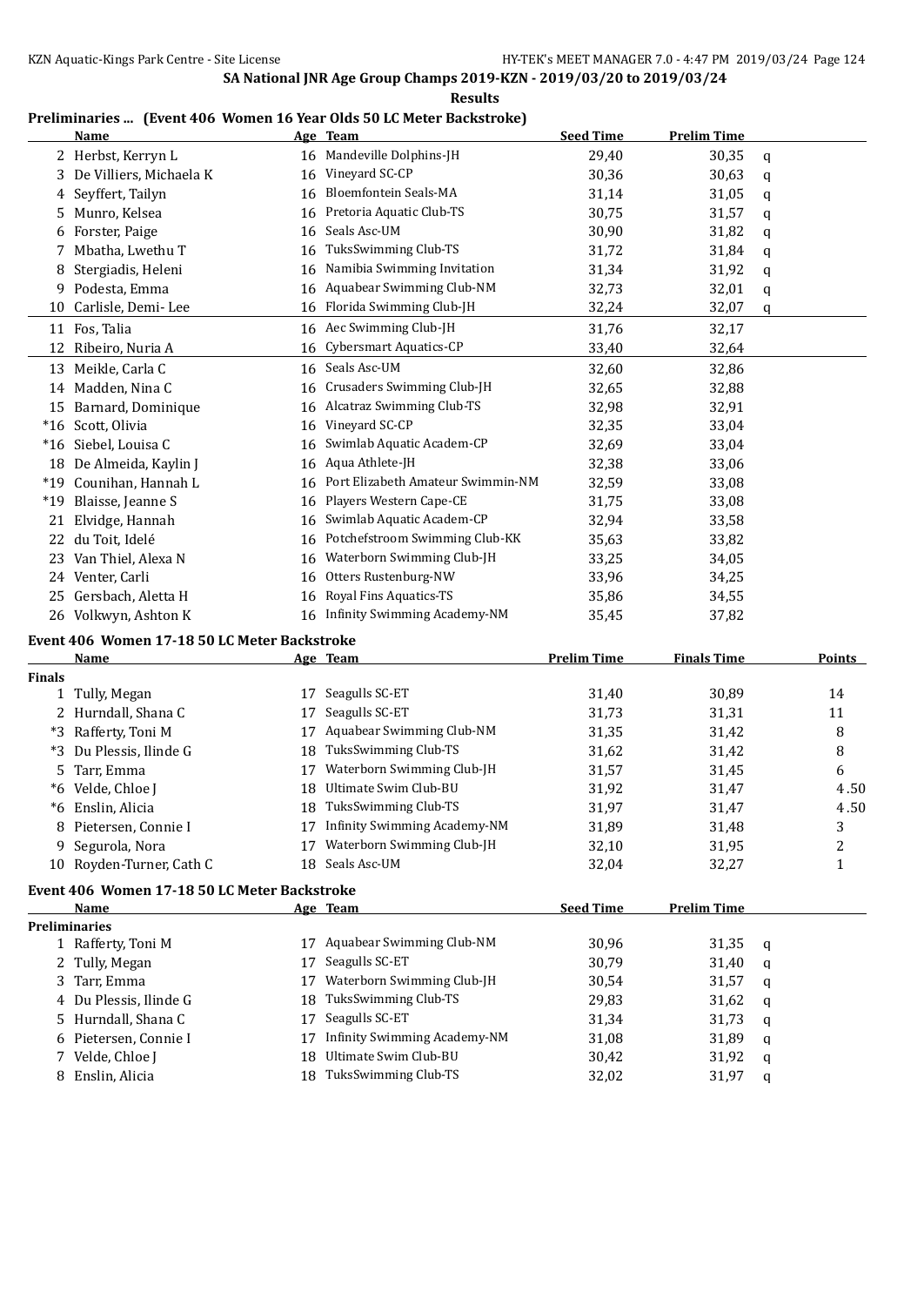## SA National JNR Age Group Champs 2019-KZN - 2019/03/20 to 2019/03/24

**Results**

### Preliminaries ... (Event 406 Women 16 Year Olds 50 LC Meter Backstroke)

| | Name | Age | Team | Seed Time | Prelim Time | |
|---|---|---|---|---|---|---|
| 2 | Herbst, Kerryn L | 16 | Mandeville Dolphins-JH | 29,40 | 30,35 | q |
| 3 | De Villiers, Michaela K | 16 | Vineyard SC-CP | 30,36 | 30,63 | q |
| 4 | Seyffert, Tailyn | 16 | Bloemfontein Seals-MA | 31,14 | 31,05 | q |
| 5 | Munro, Kelsea | 16 | Pretoria Aquatic Club-TS | 30,75 | 31,57 | q |
| 6 | Forster, Paige | 16 | Seals Asc-UM | 30,90 | 31,82 | q |
| 7 | Mbatha, Lwethu T | 16 | TuksSwimming Club-TS | 31,72 | 31,84 | q |
| 8 | Stergiadis, Heleni | 16 | Namibia Swimming Invitation | 31,34 | 31,92 | q |
| 9 | Podesta, Emma | 16 | Aquabear Swimming Club-NM | 32,73 | 32,01 | q |
| 10 | Carlisle, Demi- Lee | 16 | Florida Swimming Club-JH | 32,24 | 32,07 | q |
| 11 | Fos, Talia | 16 | Aec Swimming Club-JH | 31,76 | 32,17 | |
| 12 | Ribeiro, Nuria A | 16 | Cybersmart Aquatics-CP | 33,40 | 32,64 | |
| 13 | Meikle, Carla C | 16 | Seals Asc-UM | 32,60 | 32,86 | |
| 14 | Madden, Nina C | 16 | Crusaders Swimming Club-JH | 32,65 | 32,88 | |
| 15 | Barnard, Dominique | 16 | Alcatraz Swimming Club-TS | 32,98 | 32,91 | |
| *16 | Scott, Olivia | 16 | Vineyard SC-CP | 32,35 | 33,04 | |
| *16 | Siebel, Louisa C | 16 | Swimlab Aquatic Academ-CP | 32,69 | 33,04 | |
| 18 | De Almeida, Kaylin J | 16 | Aqua Athlete-JH | 32,38 | 33,06 | |
| *19 | Counihan, Hannah L | 16 | Port Elizabeth Amateur Swimmin-NM | 32,59 | 33,08 | |
| *19 | Blaisse, Jeanne S | 16 | Players Western Cape-CE | 31,75 | 33,08 | |
| 21 | Elvidge, Hannah | 16 | Swimlab Aquatic Academ-CP | 32,94 | 33,58 | |
| 22 | du Toit, Idelé | 16 | Potchefstroom Swimming Club-KK | 35,63 | 33,82 | |
| 23 | Van Thiel, Alexa N | 16 | Waterborn Swimming Club-JH | 33,25 | 34,05 | |
| 24 | Venter, Carli | 16 | Otters Rustenburg-NW | 33,96 | 34,25 | |
| 25 | Gersbach, Aletta H | 16 | Royal Fins Aquatics-TS | 35,86 | 34,55 | |
| 26 | Volkwyn, Ashton K | 16 | Infinity Swimming Academy-NM | 35,45 | 37,82 | |

### Event 406 Women 17-18 50 LC Meter Backstroke

| | Name | Age | Team | Prelim Time | Finals Time | Points |
|---|---|---|---|---|---|---|
| **Finals** | | | | | | |
| 1 | Tully, Megan | 17 | Seagulls SC-ET | 31,40 | 30,89 | 14 |
| 2 | Hurndall, Shana C | 17 | Seagulls SC-ET | 31,73 | 31,31 | 11 |
| *3 | Rafferty, Toni M | 17 | Aquabear Swimming Club-NM | 31,35 | 31,42 | 8 |
| *3 | Du Plessis, Ilinde G | 18 | TuksSwimming Club-TS | 31,62 | 31,42 | 8 |
| 5 | Tarr, Emma | 17 | Waterborn Swimming Club-JH | 31,57 | 31,45 | 6 |
| *6 | Velde, Chloe J | 18 | Ultimate Swim Club-BU | 31,92 | 31,47 | 4.50 |
| *6 | Enslin, Alicia | 18 | TuksSwimming Club-TS | 31,97 | 31,47 | 4.50 |
| 8 | Pietersen, Connie I | 17 | Infinity Swimming Academy-NM | 31,89 | 31,48 | 3 |
| 9 | Segurola, Nora | 17 | Waterborn Swimming Club-JH | 32,10 | 31,95 | 2 |
| 10 | Royden-Turner, Cath C | 18 | Seals Asc-UM | 32,04 | 32,27 | 1 |

### Event 406 Women 17-18 50 LC Meter Backstroke

| | Name | Age | Team | Seed Time | Prelim Time | |
|---|---|---|---|---|---|---|
| **Preliminaries** | | | | | | |
| 1 | Rafferty, Toni M | 17 | Aquabear Swimming Club-NM | 30,96 | 31,35 | q |
| 2 | Tully, Megan | 17 | Seagulls SC-ET | 30,79 | 31,40 | q |
| 3 | Tarr, Emma | 17 | Waterborn Swimming Club-JH | 30,54 | 31,57 | q |
| 4 | Du Plessis, Ilinde G | 18 | TuksSwimming Club-TS | 29,83 | 31,62 | q |
| 5 | Hurndall, Shana C | 17 | Seagulls SC-ET | 31,34 | 31,73 | q |
| 6 | Pietersen, Connie I | 17 | Infinity Swimming Academy-NM | 31,08 | 31,89 | q |
| 7 | Velde, Chloe J | 18 | Ultimate Swim Club-BU | 30,42 | 31,92 | q |
| 8 | Enslin, Alicia | 18 | TuksSwimming Club-TS | 32,02 | 31,97 | q |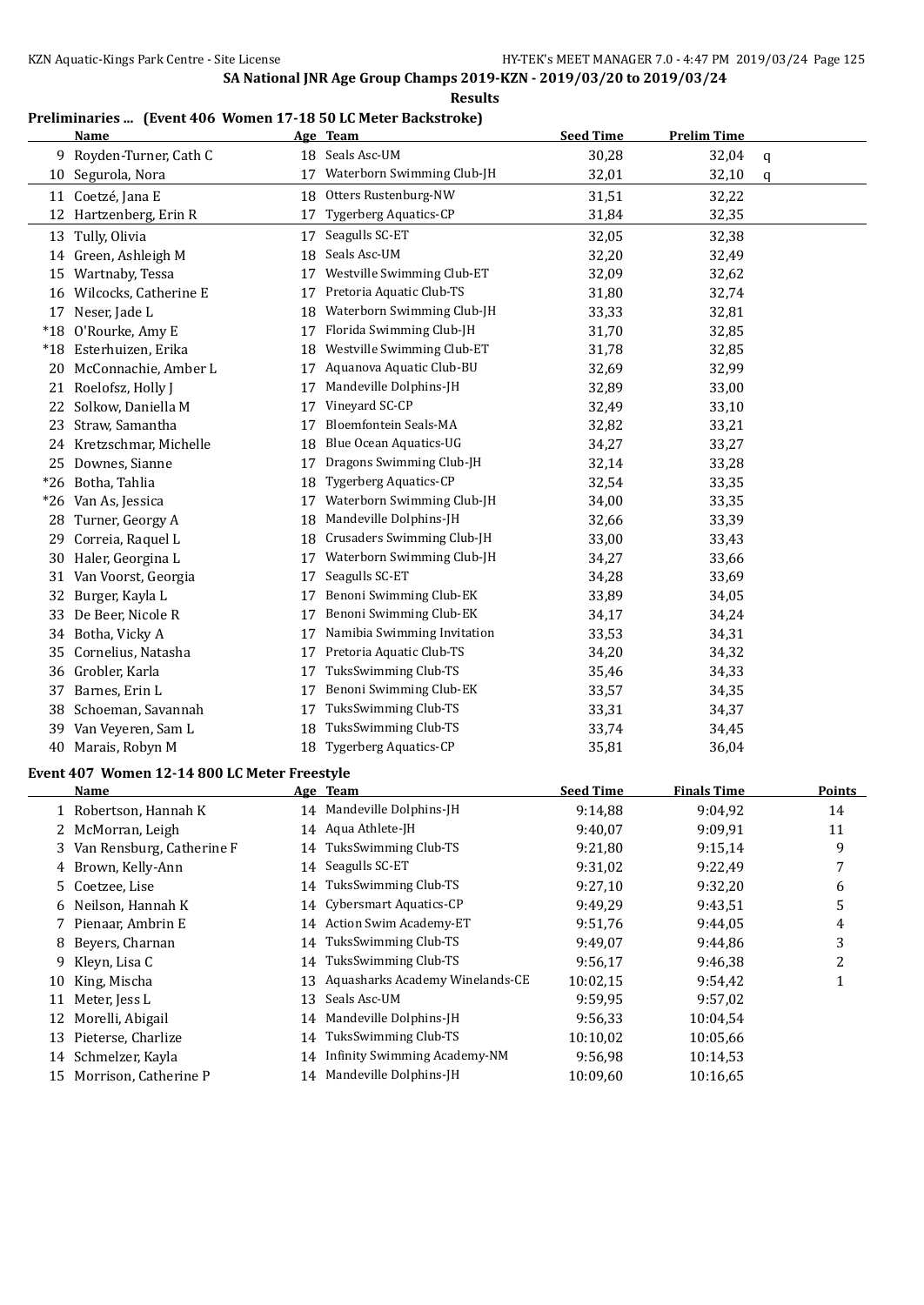## SA National JNR Age Group Champs 2019-KZN - 2019/03/20 to 2019/03/24

### Results

### Preliminaries ... (Event 406 Women 17-18 50 LC Meter Backstroke)

| | Name | Age | Team | Seed Time | Prelim Time | |
|---|---|---|---|---|---|---|
| 9 | Royden-Turner, Cath C | 18 | Seals Asc-UM | 30,28 | 32,04 | q |
| 10 | Segurola, Nora | 17 | Waterborn Swimming Club-JH | 32,01 | 32,10 | q |
| 11 | Coetzé, Jana E | 18 | Otters Rustenburg-NW | 31,51 | 32,22 | |
| 12 | Hartzenberg, Erin R | 17 | Tygerberg Aquatics-CP | 31,84 | 32,35 | |
| 13 | Tully, Olivia | 17 | Seagulls SC-ET | 32,05 | 32,38 | |
| 14 | Green, Ashleigh M | 18 | Seals Asc-UM | 32,20 | 32,49 | |
| 15 | Wartnaby, Tessa | 17 | Westville Swimming Club-ET | 32,09 | 32,62 | |
| 16 | Wilcocks, Catherine E | 17 | Pretoria Aquatic Club-TS | 31,80 | 32,74 | |
| 17 | Neser, Jade L | 18 | Waterborn Swimming Club-JH | 33,33 | 32,81 | |
| *18 | O'Rourke, Amy E | 17 | Florida Swimming Club-JH | 31,70 | 32,85 | |
| *18 | Esterhuizen, Erika | 18 | Westville Swimming Club-ET | 31,78 | 32,85 | |
| 20 | McConnachie, Amber L | 17 | Aquanova Aquatic Club-BU | 32,69 | 32,99 | |
| 21 | Roelofsz, Holly J | 17 | Mandeville Dolphins-JH | 32,89 | 33,00 | |
| 22 | Solkow, Daniella M | 17 | Vineyard SC-CP | 32,49 | 33,10 | |
| 23 | Straw, Samantha | 17 | Bloemfontein Seals-MA | 32,82 | 33,21 | |
| 24 | Kretzschmar, Michelle | 18 | Blue Ocean Aquatics-UG | 34,27 | 33,27 | |
| 25 | Downes, Sianne | 17 | Dragons Swimming Club-JH | 32,14 | 33,28 | |
| *26 | Botha, Tahlia | 18 | Tygerberg Aquatics-CP | 32,54 | 33,35 | |
| *26 | Van As, Jessica | 17 | Waterborn Swimming Club-JH | 34,00 | 33,35 | |
| 28 | Turner, Georgy A | 18 | Mandeville Dolphins-JH | 32,66 | 33,39 | |
| 29 | Correia, Raquel L | 18 | Crusaders Swimming Club-JH | 33,00 | 33,43 | |
| 30 | Haler, Georgina L | 17 | Waterborn Swimming Club-JH | 34,27 | 33,66 | |
| 31 | Van Voorst, Georgia | 17 | Seagulls SC-ET | 34,28 | 33,69 | |
| 32 | Burger, Kayla L | 17 | Benoni Swimming Club-EK | 33,89 | 34,05 | |
| 33 | De Beer, Nicole R | 17 | Benoni Swimming Club-EK | 34,17 | 34,24 | |
| 34 | Botha, Vicky A | 17 | Namibia Swimming Invitation | 33,53 | 34,31 | |
| 35 | Cornelius, Natasha | 17 | Pretoria Aquatic Club-TS | 34,20 | 34,32 | |
| 36 | Grobler, Karla | 17 | TuksSwimming Club-TS | 35,46 | 34,33 | |
| 37 | Barnes, Erin L | 17 | Benoni Swimming Club-EK | 33,57 | 34,35 | |
| 38 | Schoeman, Savannah | 17 | TuksSwimming Club-TS | 33,31 | 34,37 | |
| 39 | Van Veyeren, Sam L | 18 | TuksSwimming Club-TS | 33,74 | 34,45 | |
| 40 | Marais, Robyn M | 18 | Tygerberg Aquatics-CP | 35,81 | 36,04 | |

### Event 407 Women 12-14 800 LC Meter Freestyle

| | Name | Age | Team | Seed Time | Finals Time | Points |
|---|---|---|---|---|---|---|
| 1 | Robertson, Hannah K | 14 | Mandeville Dolphins-JH | 9:14,88 | 9:04,92 | 14 |
| 2 | McMorran, Leigh | 14 | Aqua Athlete-JH | 9:40,07 | 9:09,91 | 11 |
| 3 | Van Rensburg, Catherine F | 14 | TuksSwimming Club-TS | 9:21,80 | 9:15,14 | 9 |
| 4 | Brown, Kelly-Ann | 14 | Seagulls SC-ET | 9:31,02 | 9:22,49 | 7 |
| 5 | Coetzee, Lise | 14 | TuksSwimming Club-TS | 9:27,10 | 9:32,20 | 6 |
| 6 | Neilson, Hannah K | 14 | Cybersmart Aquatics-CP | 9:49,29 | 9:43,51 | 5 |
| 7 | Pienaar, Ambrin E | 14 | Action Swim Academy-ET | 9:51,76 | 9:44,05 | 4 |
| 8 | Beyers, Charnan | 14 | TuksSwimming Club-TS | 9:49,07 | 9:44,86 | 3 |
| 9 | Kleyn, Lisa C | 14 | TuksSwimming Club-TS | 9:56,17 | 9:46,38 | 2 |
| 10 | King, Mischa | 13 | Aquasharks Academy Winelands-CE | 10:02,15 | 9:54,42 | 1 |
| 11 | Meter, Jess L | 13 | Seals Asc-UM | 9:59,95 | 9:57,02 | |
| 12 | Morelli, Abigail | 14 | Mandeville Dolphins-JH | 9:56,33 | 10:04,54 | |
| 13 | Pieterse, Charlize | 14 | TuksSwimming Club-TS | 10:10,02 | 10:05,66 | |
| 14 | Schmelzer, Kayla | 14 | Infinity Swimming Academy-NM | 9:56,98 | 10:14,53 | |
| 15 | Morrison, Catherine P | 14 | Mandeville Dolphins-JH | 10:09,60 | 10:16,65 | |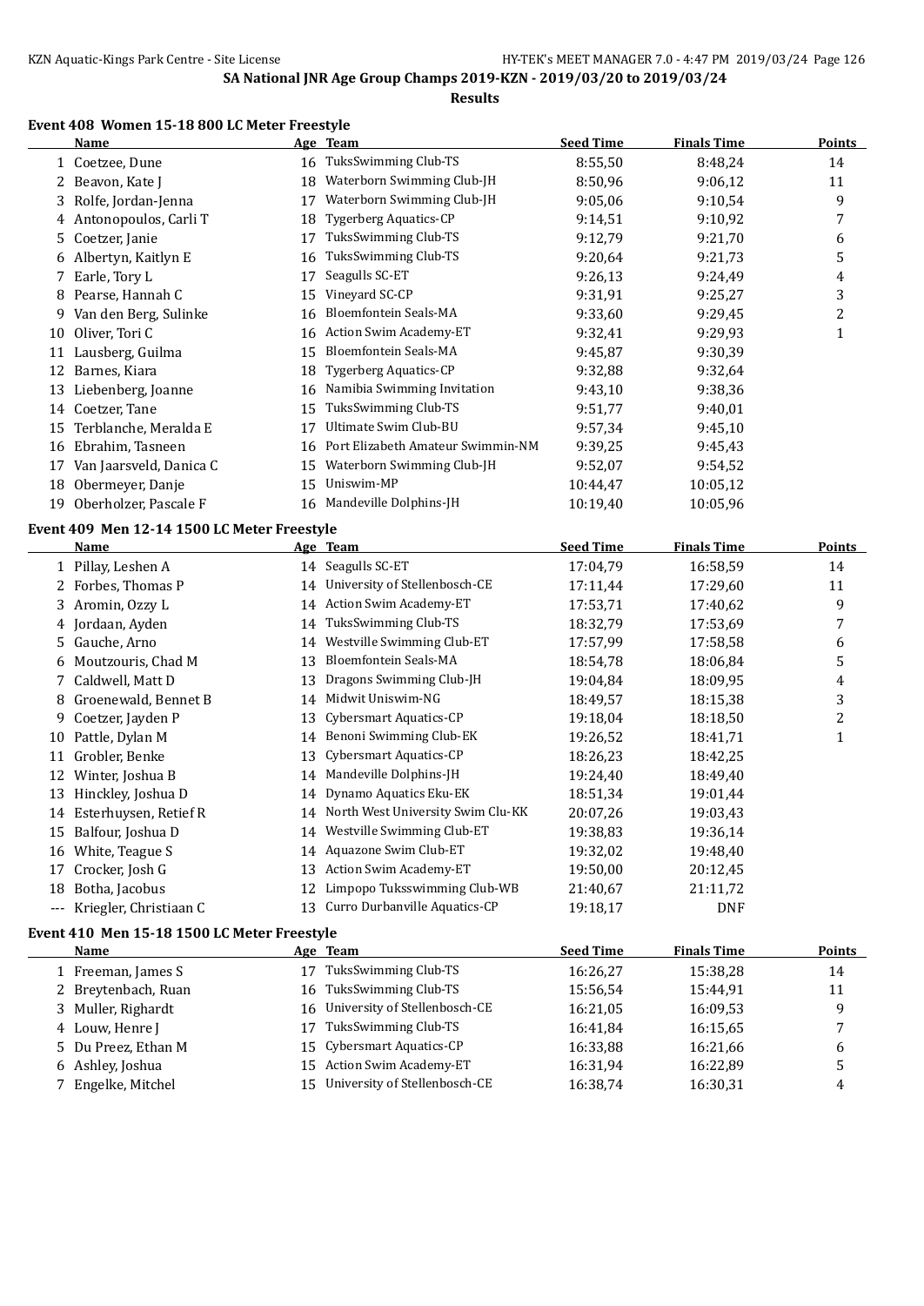## SA National JNR Age Group Champs 2019-KZN - 2019/03/20 to 2019/03/24

### Results

#### Event 408 Women 15-18 800 LC Meter Freestyle

| | Name | Age | Team | Seed Time | Finals Time | Points |
|---|---|---|---|---|---|---|
| 1 | Coetzee, Dune | 16 | TuksSwimming Club-TS | 8:55,50 | 8:48,24 | 14 |
| 2 | Beavon, Kate J | 18 | Waterborn Swimming Club-JH | 8:50,96 | 9:06,12 | 11 |
| 3 | Rolfe, Jordan-Jenna | 17 | Waterborn Swimming Club-JH | 9:05,06 | 9:10,54 | 9 |
| 4 | Antonopoulos, Carli T | 18 | Tygerberg Aquatics-CP | 9:14,51 | 9:10,92 | 7 |
| 5 | Coetzer, Janie | 17 | TuksSwimming Club-TS | 9:12,79 | 9:21,70 | 6 |
| 6 | Albertyn, Kaitlyn E | 16 | TuksSwimming Club-TS | 9:20,64 | 9:21,73 | 5 |
| 7 | Earle, Tory L | 17 | Seagulls SC-ET | 9:26,13 | 9:24,49 | 4 |
| 8 | Pearse, Hannah C | 15 | Vineyard SC-CP | 9:31,91 | 9:25,27 | 3 |
| 9 | Van den Berg, Sulinke | 16 | Bloemfontein Seals-MA | 9:33,60 | 9:29,45 | 2 |
| 10 | Oliver, Tori C | 16 | Action Swim Academy-ET | 9:32,41 | 9:29,93 | 1 |
| 11 | Lausberg, Guilma | 15 | Bloemfontein Seals-MA | 9:45,87 | 9:30,39 | |
| 12 | Barnes, Kiara | 18 | Tygerberg Aquatics-CP | 9:32,88 | 9:32,64 | |
| 13 | Liebenberg, Joanne | 16 | Namibia Swimming Invitation | 9:43,10 | 9:38,36 | |
| 14 | Coetzer, Tane | 15 | TuksSwimming Club-TS | 9:51,77 | 9:40,01 | |
| 15 | Terblanche, Meralda E | 17 | Ultimate Swim Club-BU | 9:57,34 | 9:45,10 | |
| 16 | Ebrahim, Tasneen | 16 | Port Elizabeth Amateur Swimmin-NM | 9:39,25 | 9:45,43 | |
| 17 | Van Jaarsveld, Danica C | 15 | Waterborn Swimming Club-JH | 9:52,07 | 9:54,52 | |
| 18 | Obermeyer, Danje | 15 | Uniswim-MP | 10:44,47 | 10:05,12 | |
| 19 | Oberholzer, Pascale F | 16 | Mandeville Dolphins-JH | 10:19,40 | 10:05,96 | |

#### Event 409 Men 12-14 1500 LC Meter Freestyle

| | Name | Age | Team | Seed Time | Finals Time | Points |
|---|---|---|---|---|---|---|
| 1 | Pillay, Leshen A | 14 | Seagulls SC-ET | 17:04,79 | 16:58,59 | 14 |
| 2 | Forbes, Thomas P | 14 | University of Stellenbosch-CE | 17:11,44 | 17:29,60 | 11 |
| 3 | Aromin, Ozzy L | 14 | Action Swim Academy-ET | 17:53,71 | 17:40,62 | 9 |
| 4 | Jordaan, Ayden | 14 | TuksSwimming Club-TS | 18:32,79 | 17:53,69 | 7 |
| 5 | Gauche, Arno | 14 | Westville Swimming Club-ET | 17:57,99 | 17:58,58 | 6 |
| 6 | Moutzouris, Chad M | 13 | Bloemfontein Seals-MA | 18:54,78 | 18:06,84 | 5 |
| 7 | Caldwell, Matt D | 13 | Dragons Swimming Club-JH | 19:04,84 | 18:09,95 | 4 |
| 8 | Groenewald, Bennet B | 14 | Midwit Uniswim-NG | 18:49,57 | 18:15,38 | 3 |
| 9 | Coetzer, Jayden P | 13 | Cybersmart Aquatics-CP | 19:18,04 | 18:18,50 | 2 |
| 10 | Pattle, Dylan M | 14 | Benoni Swimming Club-EK | 19:26,52 | 18:41,71 | 1 |
| 11 | Grobler, Benke | 13 | Cybersmart Aquatics-CP | 18:26,23 | 18:42,25 | |
| 12 | Winter, Joshua B | 14 | Mandeville Dolphins-JH | 19:24,40 | 18:49,40 | |
| 13 | Hinckley, Joshua D | 14 | Dynamo Aquatics Eku-EK | 18:51,34 | 19:01,44 | |
| 14 | Esterhuysen, Retief R | 14 | North West University Swim Clu-KK | 20:07,26 | 19:03,43 | |
| 15 | Balfour, Joshua D | 14 | Westville Swimming Club-ET | 19:38,83 | 19:36,14 | |
| 16 | White, Teague S | 14 | Aquazone Swim Club-ET | 19:32,02 | 19:48,40 | |
| 17 | Crocker, Josh G | 13 | Action Swim Academy-ET | 19:50,00 | 20:12,45 | |
| 18 | Botha, Jacobus | 12 | Limpopo Tuksswimming Club-WB | 21:40,67 | 21:11,72 | |
| --- | Kriegler, Christiaan C | 13 | Curro Durbanville Aquatics-CP | 19:18,17 | DNF | |

#### Event 410 Men 15-18 1500 LC Meter Freestyle

| | Name | Age | Team | Seed Time | Finals Time | Points |
|---|---|---|---|---|---|---|
| 1 | Freeman, James S | 17 | TuksSwimming Club-TS | 16:26,27 | 15:38,28 | 14 |
| 2 | Breytenbach, Ruan | 16 | TuksSwimming Club-TS | 15:56,54 | 15:44,91 | 11 |
| 3 | Muller, Righardt | 16 | University of Stellenbosch-CE | 16:21,05 | 16:09,53 | 9 |
| 4 | Louw, Henre J | 17 | TuksSwimming Club-TS | 16:41,84 | 16:15,65 | 7 |
| 5 | Du Preez, Ethan M | 15 | Cybersmart Aquatics-CP | 16:33,88 | 16:21,66 | 6 |
| 6 | Ashley, Joshua | 15 | Action Swim Academy-ET | 16:31,94 | 16:22,89 | 5 |
| 7 | Engelke, Mitchel | 15 | University of Stellenbosch-CE | 16:38,74 | 16:30,31 | 4 |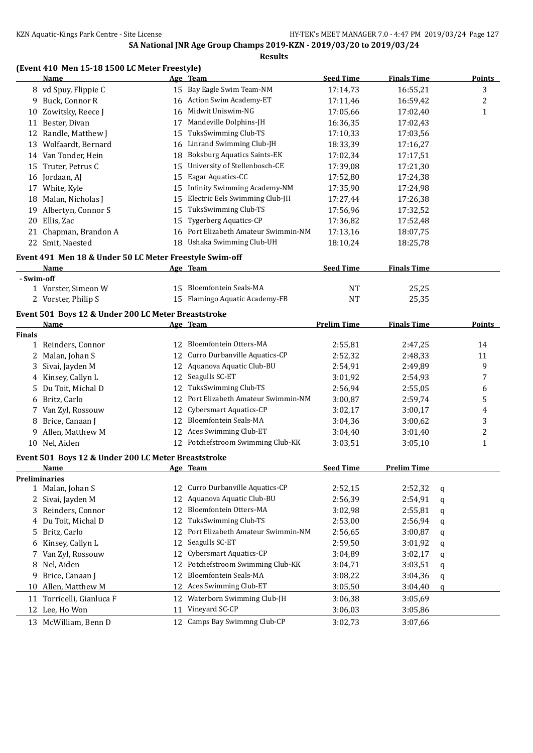## SA National JNR Age Group Champs 2019-KZN - 2019/03/20 to 2019/03/24

**Results**

### (Event 410 Men 15-18 1500 LC Meter Freestyle)

| | Name | Age | Team | Seed Time | Finals Time | Points |
|---|---|---|---|---|---|---|
| 8 | vd Spuy, Flippie C | 15 | Bay Eagle Swim Team-NM | 17:14,73 | 16:55,21 | 3 |
| 9 | Buck, Connor R | 16 | Action Swim Academy-ET | 17:11,46 | 16:59,42 | 2 |
| 10 | Zowitsky, Reece J | 16 | Midwit Uniswim-NG | 17:05,66 | 17:02,40 | 1 |
| 11 | Bester, Divan | 17 | Mandeville Dolphins-JH | 16:36,35 | 17:02,43 | |
| 12 | Randle, Matthew J | 15 | TuksSwimming Club-TS | 17:10,33 | 17:03,56 | |
| 13 | Wolfaardt, Bernard | 16 | Linrand Swimming Club-JH | 18:33,39 | 17:16,27 | |
| 14 | Van Tonder, Hein | 18 | Boksburg Aquatics Saints-EK | 17:02,34 | 17:17,51 | |
| 15 | Truter, Petrus C | 15 | University of Stellenbosch-CE | 17:39,08 | 17:21,30 | |
| 16 | Jordaan, AJ | 15 | Eagar Aquatics-CC | 17:52,80 | 17:24,38 | |
| 17 | White, Kyle | 15 | Infinity Swimming Academy-NM | 17:35,90 | 17:24,98 | |
| 18 | Malan, Nicholas J | 15 | Electric Eels Swimming Club-JH | 17:27,44 | 17:26,38 | |
| 19 | Albertyn, Connor S | 15 | TuksSwimming Club-TS | 17:56,96 | 17:32,52 | |
| 20 | Ellis, Zac | 15 | Tygerberg Aquatics-CP | 17:36,82 | 17:52,48 | |
| 21 | Chapman, Brandon A | 16 | Port Elizabeth Amateur Swimmin-NM | 17:13,16 | 18:07,75 | |
| 22 | Smit, Naested | 18 | Ushaka Swimming Club-UH | 18:10,24 | 18:25,78 | |

### Event 491 Men 18 & Under 50 LC Meter Freestyle Swim-off

| | Name | Age | Team | Seed Time | Finals Time |
|---|---|---|---|---|---|
| **- Swim-off** | | | | | |
| 1 | Vorster, Simeon W | 15 | Bloemfontein Seals-MA | NT | 25,25 |
| 2 | Vorster, Philip S | 15 | Flamingo Aquatic Academy-FB | NT | 25,35 |

### Event 501 Boys 12 & Under 200 LC Meter Breaststroke

| | Name | Age | Team | Prelim Time | Finals Time | Points |
|---|---|---|---|---|---|---|
| **Finals** | | | | | | |
| 1 | Reinders, Connor | 12 | Bloemfontein Otters-MA | 2:55,81 | 2:47,25 | 14 |
| 2 | Malan, Johan S | 12 | Curro Durbanville Aquatics-CP | 2:52,32 | 2:48,33 | 11 |
| 3 | Sivai, Jayden M | 12 | Aquanova Aquatic Club-BU | 2:54,91 | 2:49,89 | 9 |
| 4 | Kinsey, Callyn L | 12 | Seagulls SC-ET | 3:01,92 | 2:54,93 | 7 |
| 5 | Du Toit, Michal D | 12 | TuksSwimming Club-TS | 2:56,94 | 2:55,05 | 6 |
| 6 | Britz, Carlo | 12 | Port Elizabeth Amateur Swimmin-NM | 3:00,87 | 2:59,74 | 5 |
| 7 | Van Zyl, Rossouw | 12 | Cybersmart Aquatics-CP | 3:02,17 | 3:00,17 | 4 |
| 8 | Brice, Canaan J | 12 | Bloemfontein Seals-MA | 3:04,36 | 3:00,62 | 3 |
| 9 | Allen, Matthew M | 12 | Aces Swimming Club-ET | 3:04,40 | 3:01,40 | 2 |
| 10 | Nel, Aiden | 12 | Potchefstroom Swimming Club-KK | 3:03,51 | 3:05,10 | 1 |

### Event 501 Boys 12 & Under 200 LC Meter Breaststroke

| | Name | Age | Team | Seed Time | Prelim Time | |
|---|---|---|---|---|---|---|
| **Preliminaries** | | | | | | |
| 1 | Malan, Johan S | 12 | Curro Durbanville Aquatics-CP | 2:52,15 | 2:52,32 | q |
| 2 | Sivai, Jayden M | 12 | Aquanova Aquatic Club-BU | 2:56,39 | 2:54,91 | q |
| 3 | Reinders, Connor | 12 | Bloemfontein Otters-MA | 3:02,98 | 2:55,81 | q |
| 4 | Du Toit, Michal D | 12 | TuksSwimming Club-TS | 2:53,00 | 2:56,94 | q |
| 5 | Britz, Carlo | 12 | Port Elizabeth Amateur Swimmin-NM | 2:56,65 | 3:00,87 | q |
| 6 | Kinsey, Callyn L | 12 | Seagulls SC-ET | 2:59,50 | 3:01,92 | q |
| 7 | Van Zyl, Rossouw | 12 | Cybersmart Aquatics-CP | 3:04,89 | 3:02,17 | q |
| 8 | Nel, Aiden | 12 | Potchefstroom Swimming Club-KK | 3:04,71 | 3:03,51 | q |
| 9 | Brice, Canaan J | 12 | Bloemfontein Seals-MA | 3:08,22 | 3:04,36 | q |
| 10 | Allen, Matthew M | 12 | Aces Swimming Club-ET | 3:05,50 | 3:04,40 | q |
| 11 | Torricelli, Gianluca F | 12 | Waterborn Swimming Club-JH | 3:06,38 | 3:05,69 | |
| 12 | Lee, Ho Won | 11 | Vineyard SC-CP | 3:06,03 | 3:05,86 | |
| 13 | McWilliam, Benn D | 12 | Camps Bay Swimmng Club-CP | 3:02,73 | 3:07,66 | |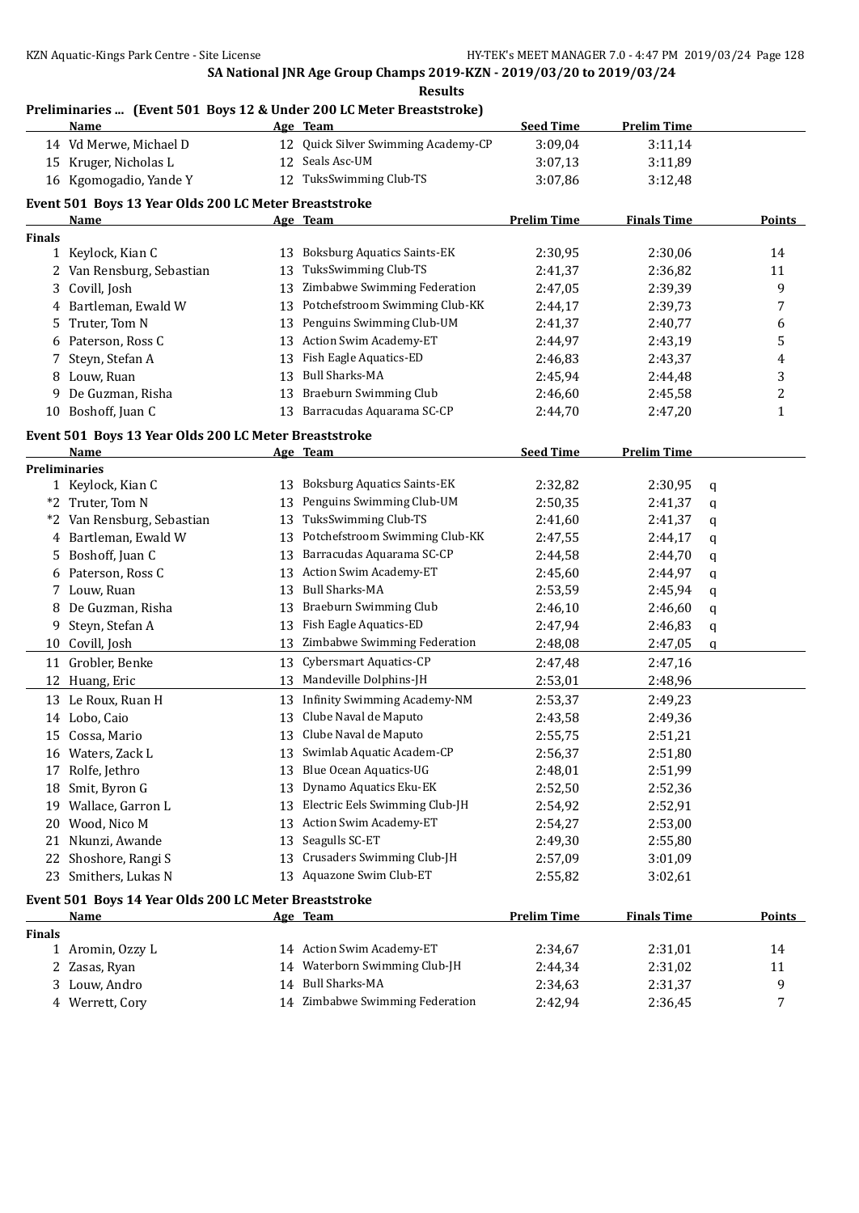SA National JNR Age Group Champs 2019-KZN - 2019/03/20 to 2019/03/24

Results

## Preliminaries ... (Event 501 Boys 12 & Under 200 LC Meter Breaststroke)

| | Name | Age | Team | Seed Time | Prelim Time |
|---|---|---|---|---|---|
| 14 | Vd Merwe, Michael D | 12 | Quick Silver Swimming Academy-CP | 3:09,04 | 3:11,14 |
| 15 | Kruger, Nicholas L | 12 | Seals Asc-UM | 3:07,13 | 3:11,89 |
| 16 | Kgomogadio, Yande Y | 12 | TuksSwimming Club-TS | 3:07,86 | 3:12,48 |

## Event 501 Boys 13 Year Olds 200 LC Meter Breaststroke

| | Name | Age | Team | Prelim Time | Finals Time | Points |
|---|---|---|---|---|---|---|
| **Finals** | | | | | | |
| 1 | Keylock, Kian C | 13 | Boksburg Aquatics Saints-EK | 2:30,95 | 2:30,06 | 14 |
| 2 | Van Rensburg, Sebastian | 13 | TuksSwimming Club-TS | 2:41,37 | 2:36,82 | 11 |
| 3 | Covill, Josh | 13 | Zimbabwe Swimming Federation | 2:47,05 | 2:39,39 | 9 |
| 4 | Bartleman, Ewald W | 13 | Potchefstroom Swimming Club-KK | 2:44,17 | 2:39,73 | 7 |
| 5 | Truter, Tom N | 13 | Penguins Swimming Club-UM | 2:41,37 | 2:40,77 | 6 |
| 6 | Paterson, Ross C | 13 | Action Swim Academy-ET | 2:44,97 | 2:43,19 | 5 |
| 7 | Steyn, Stefan A | 13 | Fish Eagle Aquatics-ED | 2:46,83 | 2:43,37 | 4 |
| 8 | Louw, Ruan | 13 | Bull Sharks-MA | 2:45,94 | 2:44,48 | 3 |
| 9 | De Guzman, Risha | 13 | Braeburn Swimming Club | 2:46,60 | 2:45,58 | 2 |
| 10 | Boshoff, Juan C | 13 | Barracudas Aquarama SC-CP | 2:44,70 | 2:47,20 | 1 |

## Event 501 Boys 13 Year Olds 200 LC Meter Breaststroke

| | Name | Age | Team | Seed Time | Prelim Time | |
|---|---|---|---|---|---|---|
| **Preliminaries** | | | | | | |
| 1 | Keylock, Kian C | 13 | Boksburg Aquatics Saints-EK | 2:32,82 | 2:30,95 | q |
| *2 | Truter, Tom N | 13 | Penguins Swimming Club-UM | 2:50,35 | 2:41,37 | q |
| *2 | Van Rensburg, Sebastian | 13 | TuksSwimming Club-TS | 2:41,60 | 2:41,37 | q |
| 4 | Bartleman, Ewald W | 13 | Potchefstroom Swimming Club-KK | 2:47,55 | 2:44,17 | q |
| 5 | Boshoff, Juan C | 13 | Barracudas Aquarama SC-CP | 2:44,58 | 2:44,70 | q |
| 6 | Paterson, Ross C | 13 | Action Swim Academy-ET | 2:45,60 | 2:44,97 | q |
| 7 | Louw, Ruan | 13 | Bull Sharks-MA | 2:53,59 | 2:45,94 | q |
| 8 | De Guzman, Risha | 13 | Braeburn Swimming Club | 2:46,10 | 2:46,60 | q |
| 9 | Steyn, Stefan A | 13 | Fish Eagle Aquatics-ED | 2:47,94 | 2:46,83 | q |
| 10 | Covill, Josh | 13 | Zimbabwe Swimming Federation | 2:48,08 | 2:47,05 | q |
| 11 | Grobler, Benke | 13 | Cybersmart Aquatics-CP | 2:47,48 | 2:47,16 | |
| 12 | Huang, Eric | 13 | Mandeville Dolphins-JH | 2:53,01 | 2:48,96 | |
| 13 | Le Roux, Ruan H | 13 | Infinity Swimming Academy-NM | 2:53,37 | 2:49,23 | |
| 14 | Lobo, Caio | 13 | Clube Naval de Maputo | 2:43,58 | 2:49,36 | |
| 15 | Cossa, Mario | 13 | Clube Naval de Maputo | 2:55,75 | 2:51,21 | |
| 16 | Waters, Zack L | 13 | Swimlab Aquatic Academ-CP | 2:56,37 | 2:51,80 | |
| 17 | Rolfe, Jethro | 13 | Blue Ocean Aquatics-UG | 2:48,01 | 2:51,99 | |
| 18 | Smit, Byron G | 13 | Dynamo Aquatics Eku-EK | 2:52,50 | 2:52,36 | |
| 19 | Wallace, Garron L | 13 | Electric Eels Swimming Club-JH | 2:54,92 | 2:52,91 | |
| 20 | Wood, Nico M | 13 | Action Swim Academy-ET | 2:54,27 | 2:53,00 | |
| 21 | Nkunzi, Awande | 13 | Seagulls SC-ET | 2:49,30 | 2:55,80 | |
| 22 | Shoshore, Rangi S | 13 | Crusaders Swimming Club-JH | 2:57,09 | 3:01,09 | |
| 23 | Smithers, Lukas N | 13 | Aquazone Swim Club-ET | 2:55,82 | 3:02,61 | |

## Event 501 Boys 14 Year Olds 200 LC Meter Breaststroke

| | Name | Age | Team | Prelim Time | Finals Time | Points |
|---|---|---|---|---|---|---|
| **Finals** | | | | | | |
| 1 | Aromin, Ozzy L | 14 | Action Swim Academy-ET | 2:34,67 | 2:31,01 | 14 |
| 2 | Zasas, Ryan | 14 | Waterborn Swimming Club-JH | 2:44,34 | 2:31,02 | 11 |
| 3 | Louw, Andro | 14 | Bull Sharks-MA | 2:34,63 | 2:31,37 | 9 |
| 4 | Werrett, Cory | 14 | Zimbabwe Swimming Federation | 2:42,94 | 2:36,45 | 7 |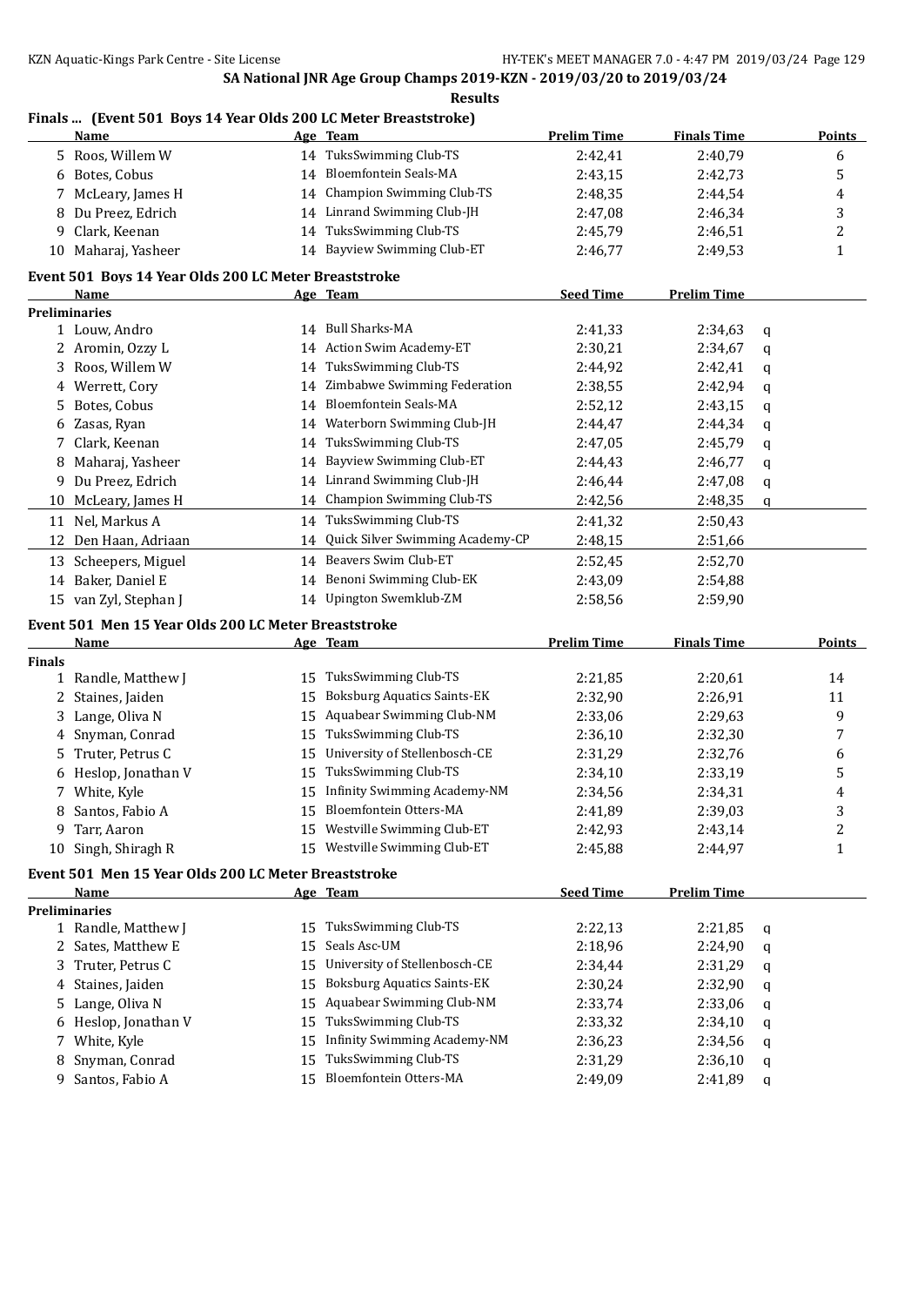SA National JNR Age Group Champs 2019-KZN - 2019/03/20 to 2019/03/24

**Results**

### Finals ... (Event 501 Boys 14 Year Olds 200 LC Meter Breaststroke)

| | Name | Age | Team | Prelim Time | Finals Time | Points |
|---|---|---|---|---|---|---|
| 5 | Roos, Willem W | 14 | TuksSwimming Club-TS | 2:42,41 | 2:40,79 | 6 |
| 6 | Botes, Cobus | 14 | Bloemfontein Seals-MA | 2:43,15 | 2:42,73 | 5 |
| 7 | McLeary, James H | 14 | Champion Swimming Club-TS | 2:48,35 | 2:44,54 | 4 |
| 8 | Du Preez, Edrich | 14 | Linrand Swimming Club-JH | 2:47,08 | 2:46,34 | 3 |
| 9 | Clark, Keenan | 14 | TuksSwimming Club-TS | 2:45,79 | 2:46,51 | 2 |
| 10 | Maharaj, Yasheer | 14 | Bayview Swimming Club-ET | 2:46,77 | 2:49,53 | 1 |

### Event 501 Boys 14 Year Olds 200 LC Meter Breaststroke

| | Name | Age | Team | Seed Time | Prelim Time | |
|---|---|---|---|---|---|---|
| **Preliminaries** | | | | | | |
| 1 | Louw, Andro | 14 | Bull Sharks-MA | 2:41,33 | 2:34,63 | q |
| 2 | Aromin, Ozzy L | 14 | Action Swim Academy-ET | 2:30,21 | 2:34,67 | q |
| 3 | Roos, Willem W | 14 | TuksSwimming Club-TS | 2:44,92 | 2:42,41 | q |
| 4 | Werrett, Cory | 14 | Zimbabwe Swimming Federation | 2:38,55 | 2:42,94 | q |
| 5 | Botes, Cobus | 14 | Bloemfontein Seals-MA | 2:52,12 | 2:43,15 | q |
| 6 | Zasas, Ryan | 14 | Waterborn Swimming Club-JH | 2:44,47 | 2:44,34 | q |
| 7 | Clark, Keenan | 14 | TuksSwimming Club-TS | 2:47,05 | 2:45,79 | q |
| 8 | Maharaj, Yasheer | 14 | Bayview Swimming Club-ET | 2:44,43 | 2:46,77 | q |
| 9 | Du Preez, Edrich | 14 | Linrand Swimming Club-JH | 2:46,44 | 2:47,08 | q |
| 10 | McLeary, James H | 14 | Champion Swimming Club-TS | 2:42,56 | 2:48,35 | q |
| 11 | Nel, Markus A | 14 | TuksSwimming Club-TS | 2:41,32 | 2:50,43 | |
| 12 | Den Haan, Adriaan | 14 | Quick Silver Swimming Academy-CP | 2:48,15 | 2:51,66 | |
| 13 | Scheepers, Miguel | 14 | Beavers Swim Club-ET | 2:52,45 | 2:52,70 | |
| 14 | Baker, Daniel E | 14 | Benoni Swimming Club-EK | 2:43,09 | 2:54,88 | |
| 15 | van Zyl, Stephan J | 14 | Upington Swemklub-ZM | 2:58,56 | 2:59,90 | |

### Event 501 Men 15 Year Olds 200 LC Meter Breaststroke

| | Name | Age | Team | Prelim Time | Finals Time | Points |
|---|---|---|---|---|---|---|
| **Finals** | | | | | | |
| 1 | Randle, Matthew J | 15 | TuksSwimming Club-TS | 2:21,85 | 2:20,61 | 14 |
| 2 | Staines, Jaiden | 15 | Boksburg Aquatics Saints-EK | 2:32,90 | 2:26,91 | 11 |
| 3 | Lange, Oliva N | 15 | Aquabear Swimming Club-NM | 2:33,06 | 2:29,63 | 9 |
| 4 | Snyman, Conrad | 15 | TuksSwimming Club-TS | 2:36,10 | 2:32,30 | 7 |
| 5 | Truter, Petrus C | 15 | University of Stellenbosch-CE | 2:31,29 | 2:32,76 | 6 |
| 6 | Heslop, Jonathan V | 15 | TuksSwimming Club-TS | 2:34,10 | 2:33,19 | 5 |
| 7 | White, Kyle | 15 | Infinity Swimming Academy-NM | 2:34,56 | 2:34,31 | 4 |
| 8 | Santos, Fabio A | 15 | Bloemfontein Otters-MA | 2:41,89 | 2:39,03 | 3 |
| 9 | Tarr, Aaron | 15 | Westville Swimming Club-ET | 2:42,93 | 2:43,14 | 2 |
| 10 | Singh, Shiragh R | 15 | Westville Swimming Club-ET | 2:45,88 | 2:44,97 | 1 |

### Event 501 Men 15 Year Olds 200 LC Meter Breaststroke

| | Name | Age | Team | Seed Time | Prelim Time | |
|---|---|---|---|---|---|---|
| **Preliminaries** | | | | | | |
| 1 | Randle, Matthew J | 15 | TuksSwimming Club-TS | 2:22,13 | 2:21,85 | q |
| 2 | Sates, Matthew E | 15 | Seals Asc-UM | 2:18,96 | 2:24,90 | q |
| 3 | Truter, Petrus C | 15 | University of Stellenbosch-CE | 2:34,44 | 2:31,29 | q |
| 4 | Staines, Jaiden | 15 | Boksburg Aquatics Saints-EK | 2:30,24 | 2:32,90 | q |
| 5 | Lange, Oliva N | 15 | Aquabear Swimming Club-NM | 2:33,74 | 2:33,06 | q |
| 6 | Heslop, Jonathan V | 15 | TuksSwimming Club-TS | 2:33,32 | 2:34,10 | q |
| 7 | White, Kyle | 15 | Infinity Swimming Academy-NM | 2:36,23 | 2:34,56 | q |
| 8 | Snyman, Conrad | 15 | TuksSwimming Club-TS | 2:31,29 | 2:36,10 | q |
| 9 | Santos, Fabio A | 15 | Bloemfontein Otters-MA | 2:49,09 | 2:41,89 | q |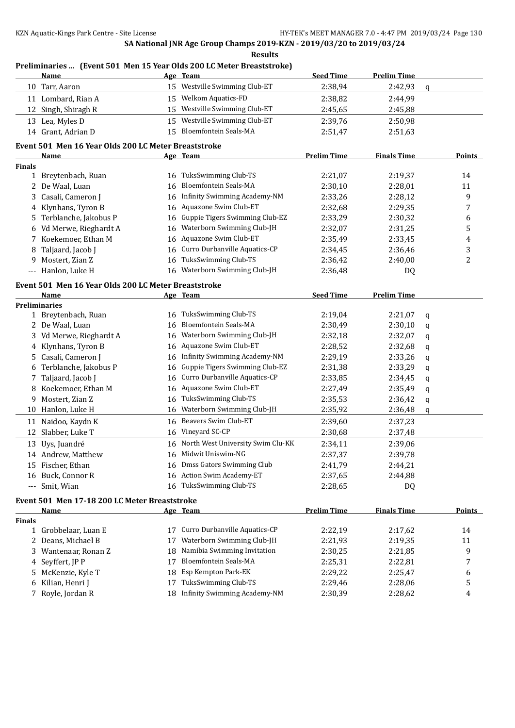SA National JNR Age Group Champs 2019-KZN - 2019/03/20 to 2019/03/24

**Results**

## Preliminaries ... (Event 501 Men 15 Year Olds 200 LC Meter Breaststroke)

| | Name | Age | Team | Seed Time | Prelim Time | |
|---|---|---|---|---|---|---|
| 10 | Tarr, Aaron | 15 | Westville Swimming Club-ET | 2:38,94 | 2:42,93 | q |
| 11 | Lombard, Rian A | 15 | Welkom Aquatics-FD | 2:38,82 | 2:44,99 | |
| 12 | Singh, Shiragh R | 15 | Westville Swimming Club-ET | 2:45,65 | 2:45,88 | |
| 13 | Lea, Myles D | 15 | Westville Swimming Club-ET | 2:39,76 | 2:50,98 | |
| 14 | Grant, Adrian D | 15 | Bloemfontein Seals-MA | 2:51,47 | 2:51,63 | |

## Event 501 Men 16 Year Olds 200 LC Meter Breaststroke

| | Name | Age | Team | Prelim Time | Finals Time | Points |
|---|---|---|---|---|---|---|
| **Finals** | | | | | | |
| 1 | Breytenbach, Ruan | 16 | TuksSwimming Club-TS | 2:21,07 | 2:19,37 | 14 |
| 2 | De Waal, Luan | 16 | Bloemfontein Seals-MA | 2:30,10 | 2:28,01 | 11 |
| 3 | Casali, Cameron J | 16 | Infinity Swimming Academy-NM | 2:33,26 | 2:28,12 | 9 |
| 4 | Klynhans, Tyron B | 16 | Aquazone Swim Club-ET | 2:32,68 | 2:29,35 | 7 |
| 5 | Terblanche, Jakobus P | 16 | Guppie Tigers Swimming Club-EZ | 2:33,29 | 2:30,32 | 6 |
| 6 | Vd Merwe, Rieghardt A | 16 | Waterborn Swimming Club-JH | 2:32,07 | 2:31,25 | 5 |
| 7 | Koekemoer, Ethan M | 16 | Aquazone Swim Club-ET | 2:35,49 | 2:33,45 | 4 |
| 8 | Taljaard, Jacob J | 16 | Curro Durbanville Aquatics-CP | 2:34,45 | 2:36,46 | 3 |
| 9 | Mostert, Zian Z | 16 | TuksSwimming Club-TS | 2:36,42 | 2:40,00 | 2 |
| --- | Hanlon, Luke H | 16 | Waterborn Swimming Club-JH | 2:36,48 | DQ | |

## Event 501 Men 16 Year Olds 200 LC Meter Breaststroke

| | Name | Age | Team | Seed Time | Prelim Time | |
|---|---|---|---|---|---|---|
| **Preliminaries** | | | | | | |
| 1 | Breytenbach, Ruan | 16 | TuksSwimming Club-TS | 2:19,04 | 2:21,07 | q |
| 2 | De Waal, Luan | 16 | Bloemfontein Seals-MA | 2:30,49 | 2:30,10 | q |
| 3 | Vd Merwe, Rieghardt A | 16 | Waterborn Swimming Club-JH | 2:32,18 | 2:32,07 | q |
| 4 | Klynhans, Tyron B | 16 | Aquazone Swim Club-ET | 2:28,52 | 2:32,68 | q |
| 5 | Casali, Cameron J | 16 | Infinity Swimming Academy-NM | 2:29,19 | 2:33,26 | q |
| 6 | Terblanche, Jakobus P | 16 | Guppie Tigers Swimming Club-EZ | 2:31,38 | 2:33,29 | q |
| 7 | Taljaard, Jacob J | 16 | Curro Durbanville Aquatics-CP | 2:33,85 | 2:34,45 | q |
| 8 | Koekemoer, Ethan M | 16 | Aquazone Swim Club-ET | 2:27,49 | 2:35,49 | q |
| 9 | Mostert, Zian Z | 16 | TuksSwimming Club-TS | 2:35,53 | 2:36,42 | q |
| 10 | Hanlon, Luke H | 16 | Waterborn Swimming Club-JH | 2:35,92 | 2:36,48 | q |
| 11 | Naidoo, Kaydn K | 16 | Beavers Swim Club-ET | 2:39,60 | 2:37,23 | |
| 12 | Slabber, Luke T | 16 | Vineyard SC-CP | 2:30,68 | 2:37,48 | |
| 13 | Uys, Juandré | 16 | North West University Swim Clu-KK | 2:34,11 | 2:39,06 | |
| 14 | Andrew, Matthew | 16 | Midwit Uniswim-NG | 2:37,37 | 2:39,78 | |
| 15 | Fischer, Ethan | 16 | Dmss Gators Swimming Club | 2:41,79 | 2:44,21 | |
| 16 | Buck, Connor R | 16 | Action Swim Academy-ET | 2:37,65 | 2:44,88 | |
| --- | Smit, Wian | 16 | TuksSwimming Club-TS | 2:28,65 | DQ | |

## Event 501 Men 17-18 200 LC Meter Breaststroke

| | Name | Age | Team | Prelim Time | Finals Time | Points |
|---|---|---|---|---|---|---|
| **Finals** | | | | | | |
| 1 | Grobbelaar, Luan E | 17 | Curro Durbanville Aquatics-CP | 2:22,19 | 2:17,62 | 14 |
| 2 | Deans, Michael B | 17 | Waterborn Swimming Club-JH | 2:21,93 | 2:19,35 | 11 |
| 3 | Wantenaar, Ronan Z | 18 | Namibia Swimming Invitation | 2:30,25 | 2:21,85 | 9 |
| 4 | Seyffert, JP P | 17 | Bloemfontein Seals-MA | 2:25,31 | 2:22,81 | 7 |
| 5 | McKenzie, Kyle T | 18 | Esp Kempton Park-EK | 2:29,22 | 2:25,47 | 6 |
| 6 | Kilian, Henri J | 17 | TuksSwimming Club-TS | 2:29,46 | 2:28,06 | 5 |
| 7 | Royle, Jordan R | 18 | Infinity Swimming Academy-NM | 2:30,39 | 2:28,62 | 4 |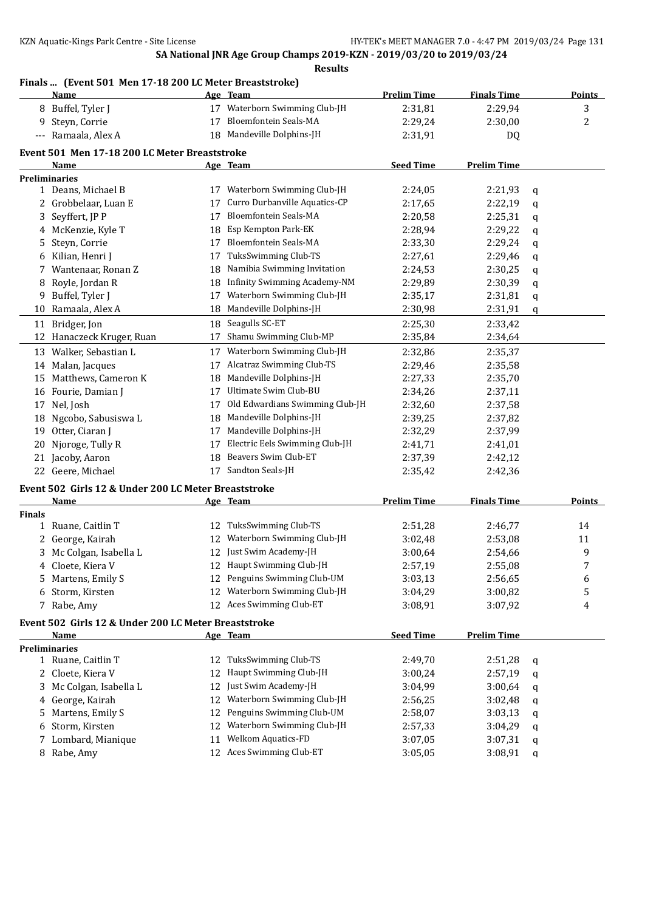SA National JNR Age Group Champs 2019-KZN - 2019/03/20 to 2019/03/24

**Results**

### Finals ... (Event 501 Men 17-18 200 LC Meter Breaststroke)

| | Name | Age | Team | Prelim Time | Finals Time | Points |
|---|---|---|---|---|---|---|
| 8 | Buffel, Tyler J | 17 | Waterborn Swimming Club-JH | 2:31,81 | 2:29,94 | 3 |
| 9 | Steyn, Corrie | 17 | Bloemfontein Seals-MA | 2:29,24 | 2:30,00 | 2 |
| --- | Ramaala, Alex A | 18 | Mandeville Dolphins-JH | 2:31,91 | DQ | |

### Event 501 Men 17-18 200 LC Meter Breaststroke

| | Name | Age | Team | Seed Time | Prelim Time | |
|---|---|---|---|---|---|---|
| **Preliminaries** | | | | | | |
| 1 | Deans, Michael B | 17 | Waterborn Swimming Club-JH | 2:24,05 | 2:21,93 | q |
| 2 | Grobbelaar, Luan E | 17 | Curro Durbanville Aquatics-CP | 2:17,65 | 2:22,19 | q |
| 3 | Seyffert, JP P | 17 | Bloemfontein Seals-MA | 2:20,58 | 2:25,31 | q |
| 4 | McKenzie, Kyle T | 18 | Esp Kempton Park-EK | 2:28,94 | 2:29,22 | q |
| 5 | Steyn, Corrie | 17 | Bloemfontein Seals-MA | 2:33,30 | 2:29,24 | q |
| 6 | Kilian, Henri J | 17 | TuksSwimming Club-TS | 2:27,61 | 2:29,46 | q |
| 7 | Wantenaar, Ronan Z | 18 | Namibia Swimming Invitation | 2:24,53 | 2:30,25 | q |
| 8 | Royle, Jordan R | 18 | Infinity Swimming Academy-NM | 2:29,89 | 2:30,39 | q |
| 9 | Buffel, Tyler J | 17 | Waterborn Swimming Club-JH | 2:35,17 | 2:31,81 | q |
| 10 | Ramaala, Alex A | 18 | Mandeville Dolphins-JH | 2:30,98 | 2:31,91 | q |
| 11 | Bridger, Jon | 18 | Seagulls SC-ET | 2:25,30 | 2:33,42 | |
| 12 | Hanaczeck Kruger, Ruan | 17 | Shamu Swimming Club-MP | 2:35,84 | 2:34,64 | |
| 13 | Walker, Sebastian L | 17 | Waterborn Swimming Club-JH | 2:32,86 | 2:35,37 | |
| 14 | Malan, Jacques | 17 | Alcatraz Swimming Club-TS | 2:29,46 | 2:35,58 | |
| 15 | Matthews, Cameron K | 18 | Mandeville Dolphins-JH | 2:27,33 | 2:35,70 | |
| 16 | Fourie, Damian J | 17 | Ultimate Swim Club-BU | 2:34,26 | 2:37,11 | |
| 17 | Nel, Josh | 17 | Old Edwardians Swimming Club-JH | 2:32,60 | 2:37,58 | |
| 18 | Ngcobo, Sabusiswa L | 18 | Mandeville Dolphins-JH | 2:39,25 | 2:37,82 | |
| 19 | Otter, Ciaran J | 17 | Mandeville Dolphins-JH | 2:32,29 | 2:37,99 | |
| 20 | Njoroge, Tully R | 17 | Electric Eels Swimming Club-JH | 2:41,71 | 2:41,01 | |
| 21 | Jacoby, Aaron | 18 | Beavers Swim Club-ET | 2:37,39 | 2:42,12 | |
| 22 | Geere, Michael | 17 | Sandton Seals-JH | 2:35,42 | 2:42,36 | |

### Event 502 Girls 12 & Under 200 LC Meter Breaststroke

| | Name | Age | Team | Prelim Time | Finals Time | Points |
|---|---|---|---|---|---|---|
| **Finals** | | | | | | |
| 1 | Ruane, Caitlin T | 12 | TuksSwimming Club-TS | 2:51,28 | 2:46,77 | 14 |
| 2 | George, Kairah | 12 | Waterborn Swimming Club-JH | 3:02,48 | 2:53,08 | 11 |
| 3 | Mc Colgan, Isabella L | 12 | Just Swim Academy-JH | 3:00,64 | 2:54,66 | 9 |
| 4 | Cloete, Kiera V | 12 | Haupt Swimming Club-JH | 2:57,19 | 2:55,08 | 7 |
| 5 | Martens, Emily S | 12 | Penguins Swimming Club-UM | 3:03,13 | 2:56,65 | 6 |
| 6 | Storm, Kirsten | 12 | Waterborn Swimming Club-JH | 3:04,29 | 3:00,82 | 5 |
| 7 | Rabe, Amy | 12 | Aces Swimming Club-ET | 3:08,91 | 3:07,92 | 4 |

### Event 502 Girls 12 & Under 200 LC Meter Breaststroke

| | Name | Age | Team | Seed Time | Prelim Time | |
|---|---|---|---|---|---|---|
| **Preliminaries** | | | | | | |
| 1 | Ruane, Caitlin T | 12 | TuksSwimming Club-TS | 2:49,70 | 2:51,28 | q |
| 2 | Cloete, Kiera V | 12 | Haupt Swimming Club-JH | 3:00,24 | 2:57,19 | q |
| 3 | Mc Colgan, Isabella L | 12 | Just Swim Academy-JH | 3:04,99 | 3:00,64 | q |
| 4 | George, Kairah | 12 | Waterborn Swimming Club-JH | 2:56,25 | 3:02,48 | q |
| 5 | Martens, Emily S | 12 | Penguins Swimming Club-UM | 2:58,07 | 3:03,13 | q |
| 6 | Storm, Kirsten | 12 | Waterborn Swimming Club-JH | 2:57,33 | 3:04,29 | q |
| 7 | Lombard, Mianique | 11 | Welkom Aquatics-FD | 3:07,05 | 3:07,31 | q |
| 8 | Rabe, Amy | 12 | Aces Swimming Club-ET | 3:05,05 | 3:08,91 | q |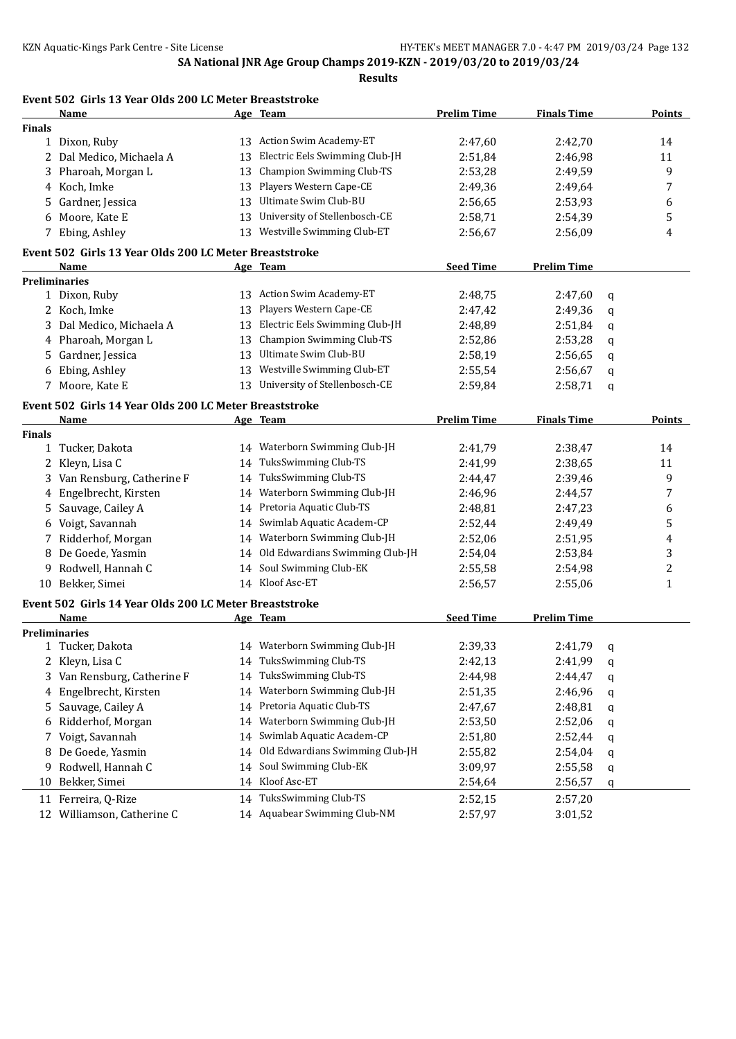SA National JNR Age Group Champs 2019-KZN - 2019/03/20 to 2019/03/24

**Results**

## Event 502 Girls 13 Year Olds 200 LC Meter Breaststroke

| | Name | Age | Team | Prelim Time | Finals Time | Points |
|---|---|---|---|---|---|---|
| **Finals** | | | | | | |
| 1 | Dixon, Ruby | 13 | Action Swim Academy-ET | 2:47,60 | 2:42,70 | 14 |
| 2 | Dal Medico, Michaela A | 13 | Electric Eels Swimming Club-JH | 2:51,84 | 2:46,98 | 11 |
| 3 | Pharoah, Morgan L | 13 | Champion Swimming Club-TS | 2:53,28 | 2:49,59 | 9 |
| 4 | Koch, Imke | 13 | Players Western Cape-CE | 2:49,36 | 2:49,64 | 7 |
| 5 | Gardner, Jessica | 13 | Ultimate Swim Club-BU | 2:56,65 | 2:53,93 | 6 |
| 6 | Moore, Kate E | 13 | University of Stellenbosch-CE | 2:58,71 | 2:54,39 | 5 |
| 7 | Ebing, Ashley | 13 | Westville Swimming Club-ET | 2:56,67 | 2:56,09 | 4 |

## Event 502 Girls 13 Year Olds 200 LC Meter Breaststroke

| | Name | Age | Team | Seed Time | Prelim Time | |
|---|---|---|---|---|---|---|
| **Preliminaries** | | | | | | |
| 1 | Dixon, Ruby | 13 | Action Swim Academy-ET | 2:48,75 | 2:47,60 | q |
| 2 | Koch, Imke | 13 | Players Western Cape-CE | 2:47,42 | 2:49,36 | q |
| 3 | Dal Medico, Michaela A | 13 | Electric Eels Swimming Club-JH | 2:48,89 | 2:51,84 | q |
| 4 | Pharoah, Morgan L | 13 | Champion Swimming Club-TS | 2:52,86 | 2:53,28 | q |
| 5 | Gardner, Jessica | 13 | Ultimate Swim Club-BU | 2:58,19 | 2:56,65 | q |
| 6 | Ebing, Ashley | 13 | Westville Swimming Club-ET | 2:55,54 | 2:56,67 | q |
| 7 | Moore, Kate E | 13 | University of Stellenbosch-CE | 2:59,84 | 2:58,71 | q |

## Event 502 Girls 14 Year Olds 200 LC Meter Breaststroke

| | Name | Age | Team | Prelim Time | Finals Time | Points |
|---|---|---|---|---|---|---|
| **Finals** | | | | | | |
| 1 | Tucker, Dakota | 14 | Waterborn Swimming Club-JH | 2:41,79 | 2:38,47 | 14 |
| 2 | Kleyn, Lisa C | 14 | TuksSwimming Club-TS | 2:41,99 | 2:38,65 | 11 |
| 3 | Van Rensburg, Catherine F | 14 | TuksSwimming Club-TS | 2:44,47 | 2:39,46 | 9 |
| 4 | Engelbrecht, Kirsten | 14 | Waterborn Swimming Club-JH | 2:46,96 | 2:44,57 | 7 |
| 5 | Sauvage, Cailey A | 14 | Pretoria Aquatic Club-TS | 2:48,81 | 2:47,23 | 6 |
| 6 | Voigt, Savannah | 14 | Swimlab Aquatic Academ-CP | 2:52,44 | 2:49,49 | 5 |
| 7 | Ridderhof, Morgan | 14 | Waterborn Swimming Club-JH | 2:52,06 | 2:51,95 | 4 |
| 8 | De Goede, Yasmin | 14 | Old Edwardians Swimming Club-JH | 2:54,04 | 2:53,84 | 3 |
| 9 | Rodwell, Hannah C | 14 | Soul Swimming Club-EK | 2:55,58 | 2:54,98 | 2 |
| 10 | Bekker, Simei | 14 | Kloof Asc-ET | 2:56,57 | 2:55,06 | 1 |

## Event 502 Girls 14 Year Olds 200 LC Meter Breaststroke

| | Name | Age | Team | Seed Time | Prelim Time | |
|---|---|---|---|---|---|---|
| **Preliminaries** | | | | | | |
| 1 | Tucker, Dakota | 14 | Waterborn Swimming Club-JH | 2:39,33 | 2:41,79 | q |
| 2 | Kleyn, Lisa C | 14 | TuksSwimming Club-TS | 2:42,13 | 2:41,99 | q |
| 3 | Van Rensburg, Catherine F | 14 | TuksSwimming Club-TS | 2:44,98 | 2:44,47 | q |
| 4 | Engelbrecht, Kirsten | 14 | Waterborn Swimming Club-JH | 2:51,35 | 2:46,96 | q |
| 5 | Sauvage, Cailey A | 14 | Pretoria Aquatic Club-TS | 2:47,67 | 2:48,81 | q |
| 6 | Ridderhof, Morgan | 14 | Waterborn Swimming Club-JH | 2:53,50 | 2:52,06 | q |
| 7 | Voigt, Savannah | 14 | Swimlab Aquatic Academ-CP | 2:51,80 | 2:52,44 | q |
| 8 | De Goede, Yasmin | 14 | Old Edwardians Swimming Club-JH | 2:55,82 | 2:54,04 | q |
| 9 | Rodwell, Hannah C | 14 | Soul Swimming Club-EK | 3:09,97 | 2:55,58 | q |
| 10 | Bekker, Simei | 14 | Kloof Asc-ET | 2:54,64 | 2:56,57 | q |
| 11 | Ferreira, Q-Rize | 14 | TuksSwimming Club-TS | 2:52,15 | 2:57,20 | |
| 12 | Williamson, Catherine C | 14 | Aquabear Swimming Club-NM | 2:57,97 | 3:01,52 | |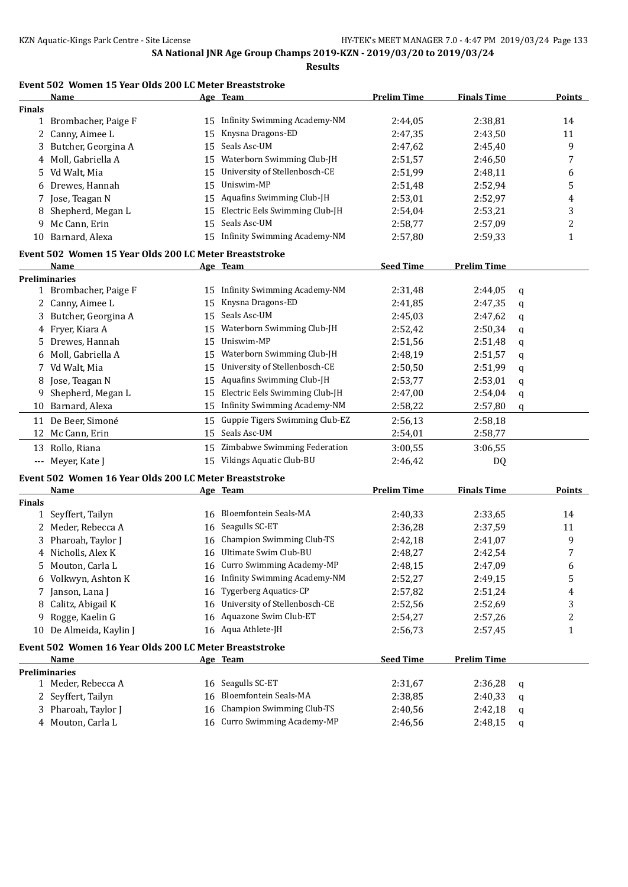## SA National JNR Age Group Champs 2019-KZN - 2019/03/20 to 2019/03/24

**Results**

### Event 502 Women 15 Year Olds 200 LC Meter Breaststroke

| | Name | Age | Team | Prelim Time | Finals Time | Points |
|---|---|---|---|---|---|---|
| **Finals** | | | | | | |
| 1 | Brombacher, Paige F | 15 | Infinity Swimming Academy-NM | 2:44,05 | 2:38,81 | 14 |
| 2 | Canny, Aimee L | 15 | Knysna Dragons-ED | 2:47,35 | 2:43,50 | 11 |
| 3 | Butcher, Georgina A | 15 | Seals Asc-UM | 2:47,62 | 2:45,40 | 9 |
| 4 | Moll, Gabriella A | 15 | Waterborn Swimming Club-JH | 2:51,57 | 2:46,50 | 7 |
| 5 | Vd Walt, Mia | 15 | University of Stellenbosch-CE | 2:51,99 | 2:48,11 | 6 |
| 6 | Drewes, Hannah | 15 | Uniswim-MP | 2:51,48 | 2:52,94 | 5 |
| 7 | Jose, Teagan N | 15 | Aquafins Swimming Club-JH | 2:53,01 | 2:52,97 | 4 |
| 8 | Shepherd, Megan L | 15 | Electric Eels Swimming Club-JH | 2:54,04 | 2:53,21 | 3 |
| 9 | Mc Cann, Erin | 15 | Seals Asc-UM | 2:58,77 | 2:57,09 | 2 |
| 10 | Barnard, Alexa | 15 | Infinity Swimming Academy-NM | 2:57,80 | 2:59,33 | 1 |

### Event 502 Women 15 Year Olds 200 LC Meter Breaststroke

| | Name | Age | Team | Seed Time | Prelim Time | |
|---|---|---|---|---|---|---|
| **Preliminaries** | | | | | | |
| 1 | Brombacher, Paige F | 15 | Infinity Swimming Academy-NM | 2:31,48 | 2:44,05 | q |
| 2 | Canny, Aimee L | 15 | Knysna Dragons-ED | 2:41,85 | 2:47,35 | q |
| 3 | Butcher, Georgina A | 15 | Seals Asc-UM | 2:45,03 | 2:47,62 | q |
| 4 | Fryer, Kiara A | 15 | Waterborn Swimming Club-JH | 2:52,42 | 2:50,34 | q |
| 5 | Drewes, Hannah | 15 | Uniswim-MP | 2:51,56 | 2:51,48 | q |
| 6 | Moll, Gabriella A | 15 | Waterborn Swimming Club-JH | 2:48,19 | 2:51,57 | q |
| 7 | Vd Walt, Mia | 15 | University of Stellenbosch-CE | 2:50,50 | 2:51,99 | q |
| 8 | Jose, Teagan N | 15 | Aquafins Swimming Club-JH | 2:53,77 | 2:53,01 | q |
| 9 | Shepherd, Megan L | 15 | Electric Eels Swimming Club-JH | 2:47,00 | 2:54,04 | q |
| 10 | Barnard, Alexa | 15 | Infinity Swimming Academy-NM | 2:58,22 | 2:57,80 | q |
| 11 | De Beer, Simoné | 15 | Guppie Tigers Swimming Club-EZ | 2:56,13 | 2:58,18 | |
| 12 | Mc Cann, Erin | 15 | Seals Asc-UM | 2:54,01 | 2:58,77 | |
| 13 | Rollo, Riana | 15 | Zimbabwe Swimming Federation | 3:00,55 | 3:06,55 | |
| --- | Meyer, Kate J | 15 | Vikings Aquatic Club-BU | 2:46,42 | DQ | |

### Event 502 Women 16 Year Olds 200 LC Meter Breaststroke

| | Name | Age | Team | Prelim Time | Finals Time | Points |
|---|---|---|---|---|---|---|
| **Finals** | | | | | | |
| 1 | Seyffert, Tailyn | 16 | Bloemfontein Seals-MA | 2:40,33 | 2:33,65 | 14 |
| 2 | Meder, Rebecca A | 16 | Seagulls SC-ET | 2:36,28 | 2:37,59 | 11 |
| 3 | Pharoah, Taylor J | 16 | Champion Swimming Club-TS | 2:42,18 | 2:41,07 | 9 |
| 4 | Nicholls, Alex K | 16 | Ultimate Swim Club-BU | 2:48,27 | 2:42,54 | 7 |
| 5 | Mouton, Carla L | 16 | Curro Swimming Academy-MP | 2:48,15 | 2:47,09 | 6 |
| 6 | Volkwyn, Ashton K | 16 | Infinity Swimming Academy-NM | 2:52,27 | 2:49,15 | 5 |
| 7 | Janson, Lana J | 16 | Tygerberg Aquatics-CP | 2:57,82 | 2:51,24 | 4 |
| 8 | Calitz, Abigail K | 16 | University of Stellenbosch-CE | 2:52,56 | 2:52,69 | 3 |
| 9 | Rogge, Kaelin G | 16 | Aquazone Swim Club-ET | 2:54,27 | 2:57,26 | 2 |
| 10 | De Almeida, Kaylin J | 16 | Aqua Athlete-JH | 2:56,73 | 2:57,45 | 1 |

### Event 502 Women 16 Year Olds 200 LC Meter Breaststroke

| | Name | Age | Team | Seed Time | Prelim Time | |
|---|---|---|---|---|---|---|
| **Preliminaries** | | | | | | |
| 1 | Meder, Rebecca A | 16 | Seagulls SC-ET | 2:31,67 | 2:36,28 | q |
| 2 | Seyffert, Tailyn | 16 | Bloemfontein Seals-MA | 2:38,85 | 2:40,33 | q |
| 3 | Pharoah, Taylor J | 16 | Champion Swimming Club-TS | 2:40,56 | 2:42,18 | q |
| 4 | Mouton, Carla L | 16 | Curro Swimming Academy-MP | 2:46,56 | 2:48,15 | q |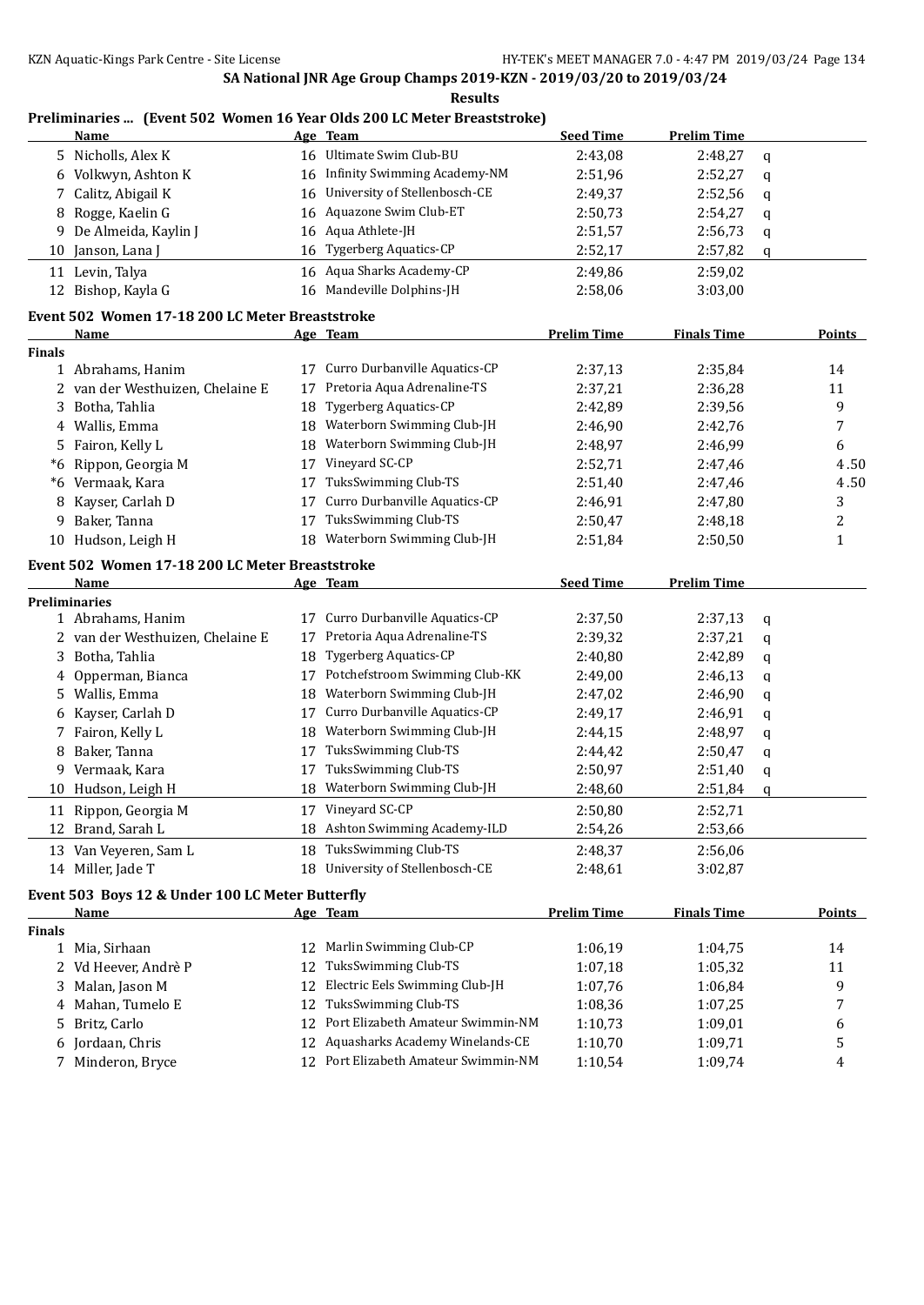SA National JNR Age Group Champs 2019-KZN - 2019/03/20 to 2019/03/24

**Results**

## Preliminaries ... (Event 502 Women 16 Year Olds 200 LC Meter Breaststroke)

| | Name | Age | Team | Seed Time | Prelim Time | |
|---|---|---|---|---|---|---|
| 5 | Nicholls, Alex K | 16 | Ultimate Swim Club-BU | 2:43,08 | 2:48,27 | q |
| 6 | Volkwyn, Ashton K | 16 | Infinity Swimming Academy-NM | 2:51,96 | 2:52,27 | q |
| 7 | Calitz, Abigail K | 16 | University of Stellenbosch-CE | 2:49,37 | 2:52,56 | q |
| 8 | Rogge, Kaelin G | 16 | Aquazone Swim Club-ET | 2:50,73 | 2:54,27 | q |
| 9 | De Almeida, Kaylin J | 16 | Aqua Athlete-JH | 2:51,57 | 2:56,73 | q |
| 10 | Janson, Lana J | 16 | Tygerberg Aquatics-CP | 2:52,17 | 2:57,82 | q |
| 11 | Levin, Talya | 16 | Aqua Sharks Academy-CP | 2:49,86 | 2:59,02 | |
| 12 | Bishop, Kayla G | 16 | Mandeville Dolphins-JH | 2:58,06 | 3:03,00 | |

## Event 502 Women 17-18 200 LC Meter Breaststroke

| | Name | Age | Team | Prelim Time | Finals Time | Points |
|---|---|---|---|---|---|---|
| **Finals** | | | | | | |
| 1 | Abrahams, Hanim | 17 | Curro Durbanville Aquatics-CP | 2:37,13 | 2:35,84 | 14 |
| 2 | van der Westhuizen, Chelaine E | 17 | Pretoria Aqua Adrenaline-TS | 2:37,21 | 2:36,28 | 11 |
| 3 | Botha, Tahlia | 18 | Tygerberg Aquatics-CP | 2:42,89 | 2:39,56 | 9 |
| 4 | Wallis, Emma | 18 | Waterborn Swimming Club-JH | 2:46,90 | 2:42,76 | 7 |
| 5 | Fairon, Kelly L | 18 | Waterborn Swimming Club-JH | 2:48,97 | 2:46,99 | 6 |
| *6 | Rippon, Georgia M | 17 | Vineyard SC-CP | 2:52,71 | 2:47,46 | 4.50 |
| *6 | Vermaak, Kara | 17 | TuksSwimming Club-TS | 2:51,40 | 2:47,46 | 4.50 |
| 8 | Kayser, Carlah D | 17 | Curro Durbanville Aquatics-CP | 2:46,91 | 2:47,80 | 3 |
| 9 | Baker, Tanna | 17 | TuksSwimming Club-TS | 2:50,47 | 2:48,18 | 2 |
| 10 | Hudson, Leigh H | 18 | Waterborn Swimming Club-JH | 2:51,84 | 2:50,50 | 1 |

## Event 502 Women 17-18 200 LC Meter Breaststroke

| | Name | Age | Team | Seed Time | Prelim Time | |
|---|---|---|---|---|---|---|
| **Preliminaries** | | | | | | |
| 1 | Abrahams, Hanim | 17 | Curro Durbanville Aquatics-CP | 2:37,50 | 2:37,13 | q |
| 2 | van der Westhuizen, Chelaine E | 17 | Pretoria Aqua Adrenaline-TS | 2:39,32 | 2:37,21 | q |
| 3 | Botha, Tahlia | 18 | Tygerberg Aquatics-CP | 2:40,80 | 2:42,89 | q |
| 4 | Opperman, Bianca | 17 | Potchefstroom Swimming Club-KK | 2:49,00 | 2:46,13 | q |
| 5 | Wallis, Emma | 18 | Waterborn Swimming Club-JH | 2:47,02 | 2:46,90 | q |
| 6 | Kayser, Carlah D | 17 | Curro Durbanville Aquatics-CP | 2:49,17 | 2:46,91 | q |
| 7 | Fairon, Kelly L | 18 | Waterborn Swimming Club-JH | 2:44,15 | 2:48,97 | q |
| 8 | Baker, Tanna | 17 | TuksSwimming Club-TS | 2:44,42 | 2:50,47 | q |
| 9 | Vermaak, Kara | 17 | TuksSwimming Club-TS | 2:50,97 | 2:51,40 | q |
| 10 | Hudson, Leigh H | 18 | Waterborn Swimming Club-JH | 2:48,60 | 2:51,84 | q |
| 11 | Rippon, Georgia M | 17 | Vineyard SC-CP | 2:50,80 | 2:52,71 | |
| 12 | Brand, Sarah L | 18 | Ashton Swimming Academy-ILD | 2:54,26 | 2:53,66 | |
| 13 | Van Veyeren, Sam L | 18 | TuksSwimming Club-TS | 2:48,37 | 2:56,06 | |
| 14 | Miller, Jade T | 18 | University of Stellenbosch-CE | 2:48,61 | 3:02,87 | |

## Event 503 Boys 12 & Under 100 LC Meter Butterfly

| | Name | Age | Team | Prelim Time | Finals Time | Points |
|---|---|---|---|---|---|---|
| **Finals** | | | | | | |
| 1 | Mia, Sirhaan | 12 | Marlin Swimming Club-CP | 1:06,19 | 1:04,75 | 14 |
| 2 | Vd Heever, Andrè P | 12 | TuksSwimming Club-TS | 1:07,18 | 1:05,32 | 11 |
| 3 | Malan, Jason M | 12 | Electric Eels Swimming Club-JH | 1:07,76 | 1:06,84 | 9 |
| 4 | Mahan, Tumelo E | 12 | TuksSwimming Club-TS | 1:08,36 | 1:07,25 | 7 |
| 5 | Britz, Carlo | 12 | Port Elizabeth Amateur Swimmin-NM | 1:10,73 | 1:09,01 | 6 |
| 6 | Jordaan, Chris | 12 | Aquasharks Academy Winelands-CE | 1:10,70 | 1:09,71 | 5 |
| 7 | Minderon, Bryce | 12 | Port Elizabeth Amateur Swimmin-NM | 1:10,54 | 1:09,74 | 4 |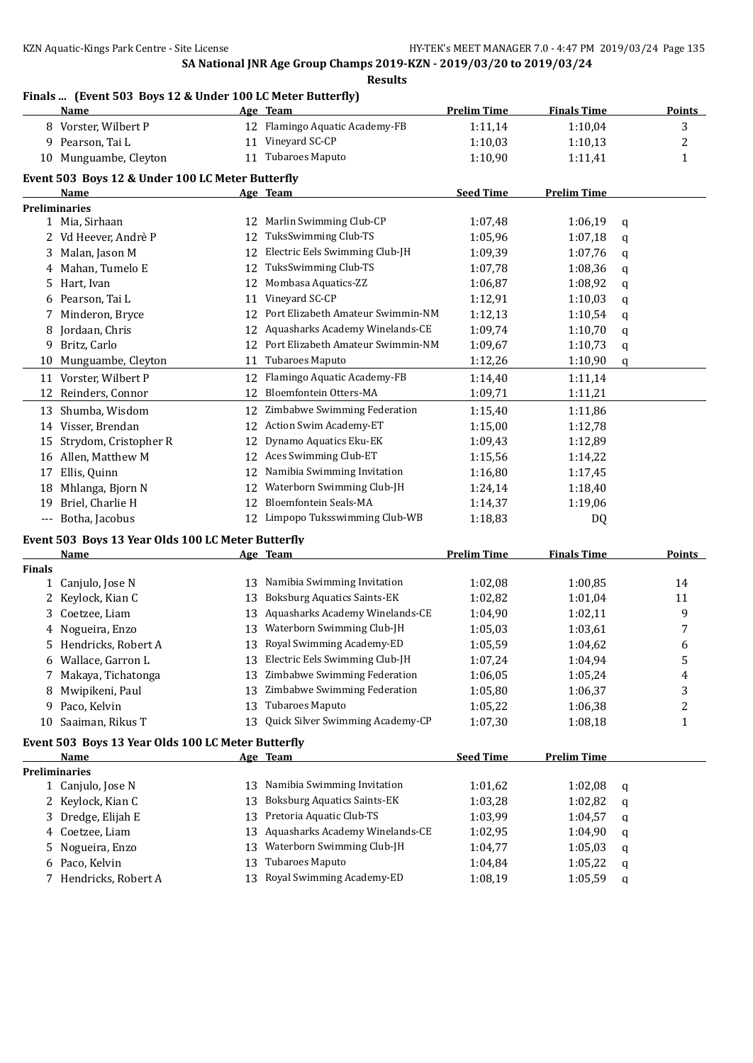SA National JNR Age Group Champs 2019-KZN - 2019/03/20 to 2019/03/24

**Results**

### Finals ... (Event 503 Boys 12 & Under 100 LC Meter Butterfly)

| | Name | Age | Team | Prelim Time | Finals Time | Points |
|---|---|---|---|---|---|---|
| 8 | Vorster, Wilbert P | 12 | Flamingo Aquatic Academy-FB | 1:11,14 | 1:10,04 | 3 |
| 9 | Pearson, Tai L | 11 | Vineyard SC-CP | 1:10,03 | 1:10,13 | 2 |
| 10 | Munguambe, Cleyton | 11 | Tubaroes Maputo | 1:10,90 | 1:11,41 | 1 |

### Event 503 Boys 12 & Under 100 LC Meter Butterfly

| | Name | Age | Team | Seed Time | Prelim Time | |
|---|---|---|---|---|---|---|
| **Preliminaries** | | | | | | |
| 1 | Mia, Sirhaan | 12 | Marlin Swimming Club-CP | 1:07,48 | 1:06,19 | q |
| 2 | Vd Heever, Andrè P | 12 | TuksSwimming Club-TS | 1:05,96 | 1:07,18 | q |
| 3 | Malan, Jason M | 12 | Electric Eels Swimming Club-JH | 1:09,39 | 1:07,76 | q |
| 4 | Mahan, Tumelo E | 12 | TuksSwimming Club-TS | 1:07,78 | 1:08,36 | q |
| 5 | Hart, Ivan | 12 | Mombasa Aquatics-ZZ | 1:06,87 | 1:08,92 | q |
| 6 | Pearson, Tai L | 11 | Vineyard SC-CP | 1:12,91 | 1:10,03 | q |
| 7 | Minderon, Bryce | 12 | Port Elizabeth Amateur Swimmin-NM | 1:12,13 | 1:10,54 | q |
| 8 | Jordaan, Chris | 12 | Aquasharks Academy Winelands-CE | 1:09,74 | 1:10,70 | q |
| 9 | Britz, Carlo | 12 | Port Elizabeth Amateur Swimmin-NM | 1:09,67 | 1:10,73 | q |
| 10 | Munguambe, Cleyton | 11 | Tubaroes Maputo | 1:12,26 | 1:10,90 | q |
| 11 | Vorster, Wilbert P | 12 | Flamingo Aquatic Academy-FB | 1:14,40 | 1:11,14 | |
| 12 | Reinders, Connor | 12 | Bloemfontein Otters-MA | 1:09,71 | 1:11,21 | |
| 13 | Shumba, Wisdom | 12 | Zimbabwe Swimming Federation | 1:15,40 | 1:11,86 | |
| 14 | Visser, Brendan | 12 | Action Swim Academy-ET | 1:15,00 | 1:12,78 | |
| 15 | Strydom, Cristopher R | 12 | Dynamo Aquatics Eku-EK | 1:09,43 | 1:12,89 | |
| 16 | Allen, Matthew M | 12 | Aces Swimming Club-ET | 1:15,56 | 1:14,22 | |
| 17 | Ellis, Quinn | 12 | Namibia Swimming Invitation | 1:16,80 | 1:17,45 | |
| 18 | Mhlanga, Bjorn N | 12 | Waterborn Swimming Club-JH | 1:24,14 | 1:18,40 | |
| 19 | Briel, Charlie H | 12 | Bloemfontein Seals-MA | 1:14,37 | 1:19,06 | |
| --- | Botha, Jacobus | 12 | Limpopo Tuksswimming Club-WB | 1:18,83 | DQ | |

### Event 503 Boys 13 Year Olds 100 LC Meter Butterfly

| | Name | Age | Team | Prelim Time | Finals Time | Points |
|---|---|---|---|---|---|---|
| **Finals** | | | | | | |
| 1 | Canjulo, Jose N | 13 | Namibia Swimming Invitation | 1:02,08 | 1:00,85 | 14 |
| 2 | Keylock, Kian C | 13 | Boksburg Aquatics Saints-EK | 1:02,82 | 1:01,04 | 11 |
| 3 | Coetzee, Liam | 13 | Aquasharks Academy Winelands-CE | 1:04,90 | 1:02,11 | 9 |
| 4 | Nogueira, Enzo | 13 | Waterborn Swimming Club-JH | 1:05,03 | 1:03,61 | 7 |
| 5 | Hendricks, Robert A | 13 | Royal Swimming Academy-ED | 1:05,59 | 1:04,62 | 6 |
| 6 | Wallace, Garron L | 13 | Electric Eels Swimming Club-JH | 1:07,24 | 1:04,94 | 5 |
| 7 | Makaya, Tichatonga | 13 | Zimbabwe Swimming Federation | 1:06,05 | 1:05,24 | 4 |
| 8 | Mwipikeni, Paul | 13 | Zimbabwe Swimming Federation | 1:05,80 | 1:06,37 | 3 |
| 9 | Paco, Kelvin | 13 | Tubaroes Maputo | 1:05,22 | 1:06,38 | 2 |
| 10 | Saaiman, Rikus T | 13 | Quick Silver Swimming Academy-CP | 1:07,30 | 1:08,18 | 1 |

### Event 503 Boys 13 Year Olds 100 LC Meter Butterfly

| | Name | Age | Team | Seed Time | Prelim Time | |
|---|---|---|---|---|---|---|
| **Preliminaries** | | | | | | |
| 1 | Canjulo, Jose N | 13 | Namibia Swimming Invitation | 1:01,62 | 1:02,08 | q |
| 2 | Keylock, Kian C | 13 | Boksburg Aquatics Saints-EK | 1:03,28 | 1:02,82 | q |
| 3 | Dredge, Elijah E | 13 | Pretoria Aquatic Club-TS | 1:03,99 | 1:04,57 | q |
| 4 | Coetzee, Liam | 13 | Aquasharks Academy Winelands-CE | 1:02,95 | 1:04,90 | q |
| 5 | Nogueira, Enzo | 13 | Waterborn Swimming Club-JH | 1:04,77 | 1:05,03 | q |
| 6 | Paco, Kelvin | 13 | Tubaroes Maputo | 1:04,84 | 1:05,22 | q |
| 7 | Hendricks, Robert A | 13 | Royal Swimming Academy-ED | 1:08,19 | 1:05,59 | q |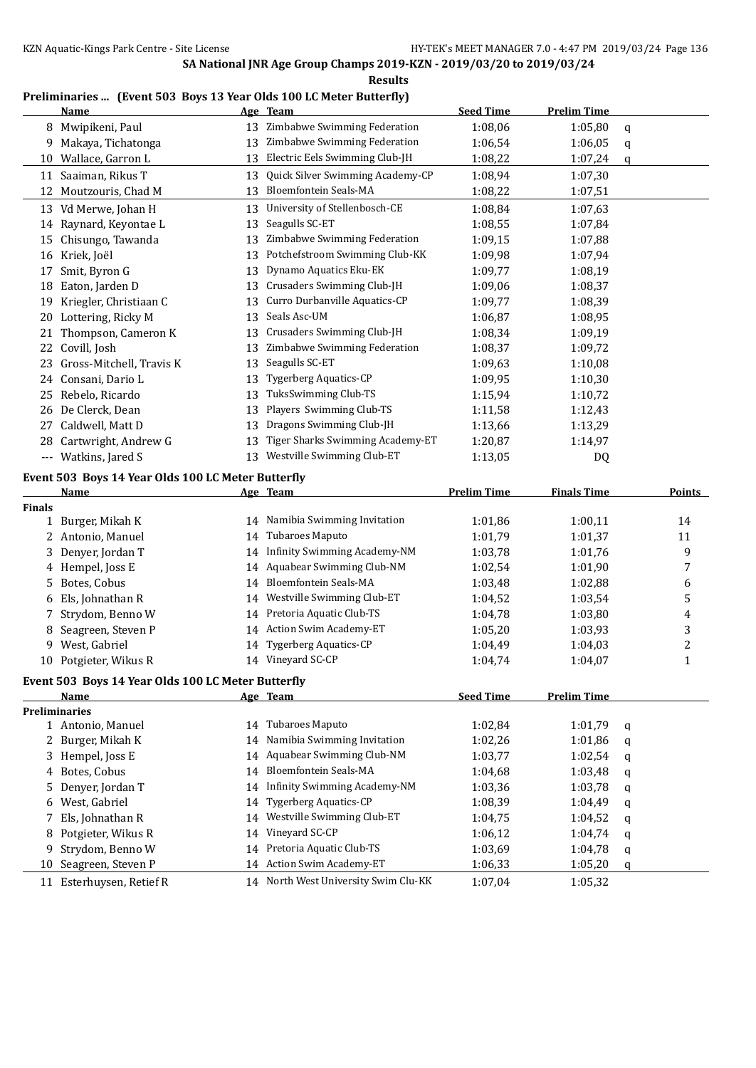**SA National JNR Age Group Champs 2019-KZN - 2019/03/20 to 2019/03/24**

**Results**

**Preliminaries ... (Event 503 Boys 13 Year Olds 100 LC Meter Butterfly)**

| | Name | Age | Team | Seed Time | Prelim Time | |
|---|---|---|---|---|---|---|
| 8 | Mwipikeni, Paul | 13 | Zimbabwe Swimming Federation | 1:08,06 | 1:05,80 | q |
| 9 | Makaya, Tichatonga | 13 | Zimbabwe Swimming Federation | 1:06,54 | 1:06,05 | q |
| 10 | Wallace, Garron L | 13 | Electric Eels Swimming Club-JH | 1:08,22 | 1:07,24 | q |
| 11 | Saaiman, Rikus T | 13 | Quick Silver Swimming Academy-CP | 1:08,94 | 1:07,30 | |
| 12 | Moutzouris, Chad M | 13 | Bloemfontein Seals-MA | 1:08,22 | 1:07,51 | |
| 13 | Vd Merwe, Johan H | 13 | University of Stellenbosch-CE | 1:08,84 | 1:07,63 | |
| 14 | Raynard, Keyontae L | 13 | Seagulls SC-ET | 1:08,55 | 1:07,84 | |
| 15 | Chisungo, Tawanda | 13 | Zimbabwe Swimming Federation | 1:09,15 | 1:07,88 | |
| 16 | Kriek, Joël | 13 | Potchefstroom Swimming Club-KK | 1:09,98 | 1:07,94 | |
| 17 | Smit, Byron G | 13 | Dynamo Aquatics Eku-EK | 1:09,77 | 1:08,19 | |
| 18 | Eaton, Jarden D | 13 | Crusaders Swimming Club-JH | 1:09,06 | 1:08,37 | |
| 19 | Kriegler, Christiaan C | 13 | Curro Durbanville Aquatics-CP | 1:09,77 | 1:08,39 | |
| 20 | Lottering, Ricky M | 13 | Seals Asc-UM | 1:06,87 | 1:08,95 | |
| 21 | Thompson, Cameron K | 13 | Crusaders Swimming Club-JH | 1:08,34 | 1:09,19 | |
| 22 | Covill, Josh | 13 | Zimbabwe Swimming Federation | 1:08,37 | 1:09,72 | |
| 23 | Gross-Mitchell, Travis K | 13 | Seagulls SC-ET | 1:09,63 | 1:10,08 | |
| 24 | Consani, Dario L | 13 | Tygerberg Aquatics-CP | 1:09,95 | 1:10,30 | |
| 25 | Rebelo, Ricardo | 13 | TuksSwimming Club-TS | 1:15,94 | 1:10,72 | |
| 26 | De Clerck, Dean | 13 | Players Swimming Club-TS | 1:11,58 | 1:12,43 | |
| 27 | Caldwell, Matt D | 13 | Dragons Swimming Club-JH | 1:13,66 | 1:13,29 | |
| 28 | Cartwright, Andrew G | 13 | Tiger Sharks Swimming Academy-ET | 1:20,87 | 1:14,97 | |
| --- | Watkins, Jared S | 13 | Westville Swimming Club-ET | 1:13,05 | DQ | |

**Event 503 Boys 14 Year Olds 100 LC Meter Butterfly**

| | Name | Age | Team | Prelim Time | Finals Time | Points |
|---|---|---|---|---|---|---|
| **Finals** | | | | | | |
| 1 | Burger, Mikah K | 14 | Namibia Swimming Invitation | 1:01,86 | 1:00,11 | 14 |
| 2 | Antonio, Manuel | 14 | Tubaroes Maputo | 1:01,79 | 1:01,37 | 11 |
| 3 | Denyer, Jordan T | 14 | Infinity Swimming Academy-NM | 1:03,78 | 1:01,76 | 9 |
| 4 | Hempel, Joss E | 14 | Aquabear Swimming Club-NM | 1:02,54 | 1:01,90 | 7 |
| 5 | Botes, Cobus | 14 | Bloemfontein Seals-MA | 1:03,48 | 1:02,88 | 6 |
| 6 | Els, Johnathan R | 14 | Westville Swimming Club-ET | 1:04,52 | 1:03,54 | 5 |
| 7 | Strydom, Benno W | 14 | Pretoria Aquatic Club-TS | 1:04,78 | 1:03,80 | 4 |
| 8 | Seagreen, Steven P | 14 | Action Swim Academy-ET | 1:05,20 | 1:03,93 | 3 |
| 9 | West, Gabriel | 14 | Tygerberg Aquatics-CP | 1:04,49 | 1:04,03 | 2 |
| 10 | Potgieter, Wikus R | 14 | Vineyard SC-CP | 1:04,74 | 1:04,07 | 1 |

**Event 503 Boys 14 Year Olds 100 LC Meter Butterfly**

| | Name | Age | Team | Seed Time | Prelim Time | |
|---|---|---|---|---|---|---|
| **Preliminaries** | | | | | | |
| 1 | Antonio, Manuel | 14 | Tubaroes Maputo | 1:02,84 | 1:01,79 | q |
| 2 | Burger, Mikah K | 14 | Namibia Swimming Invitation | 1:02,26 | 1:01,86 | q |
| 3 | Hempel, Joss E | 14 | Aquabear Swimming Club-NM | 1:03,77 | 1:02,54 | q |
| 4 | Botes, Cobus | 14 | Bloemfontein Seals-MA | 1:04,68 | 1:03,48 | q |
| 5 | Denyer, Jordan T | 14 | Infinity Swimming Academy-NM | 1:03,36 | 1:03,78 | q |
| 6 | West, Gabriel | 14 | Tygerberg Aquatics-CP | 1:08,39 | 1:04,49 | q |
| 7 | Els, Johnathan R | 14 | Westville Swimming Club-ET | 1:04,75 | 1:04,52 | q |
| 8 | Potgieter, Wikus R | 14 | Vineyard SC-CP | 1:06,12 | 1:04,74 | q |
| 9 | Strydom, Benno W | 14 | Pretoria Aquatic Club-TS | 1:03,69 | 1:04,78 | q |
| 10 | Seagreen, Steven P | 14 | Action Swim Academy-ET | 1:06,33 | 1:05,20 | q |
| 11 | Esterhuysen, Retief R | 14 | North West University Swim Clu-KK | 1:07,04 | 1:05,32 | |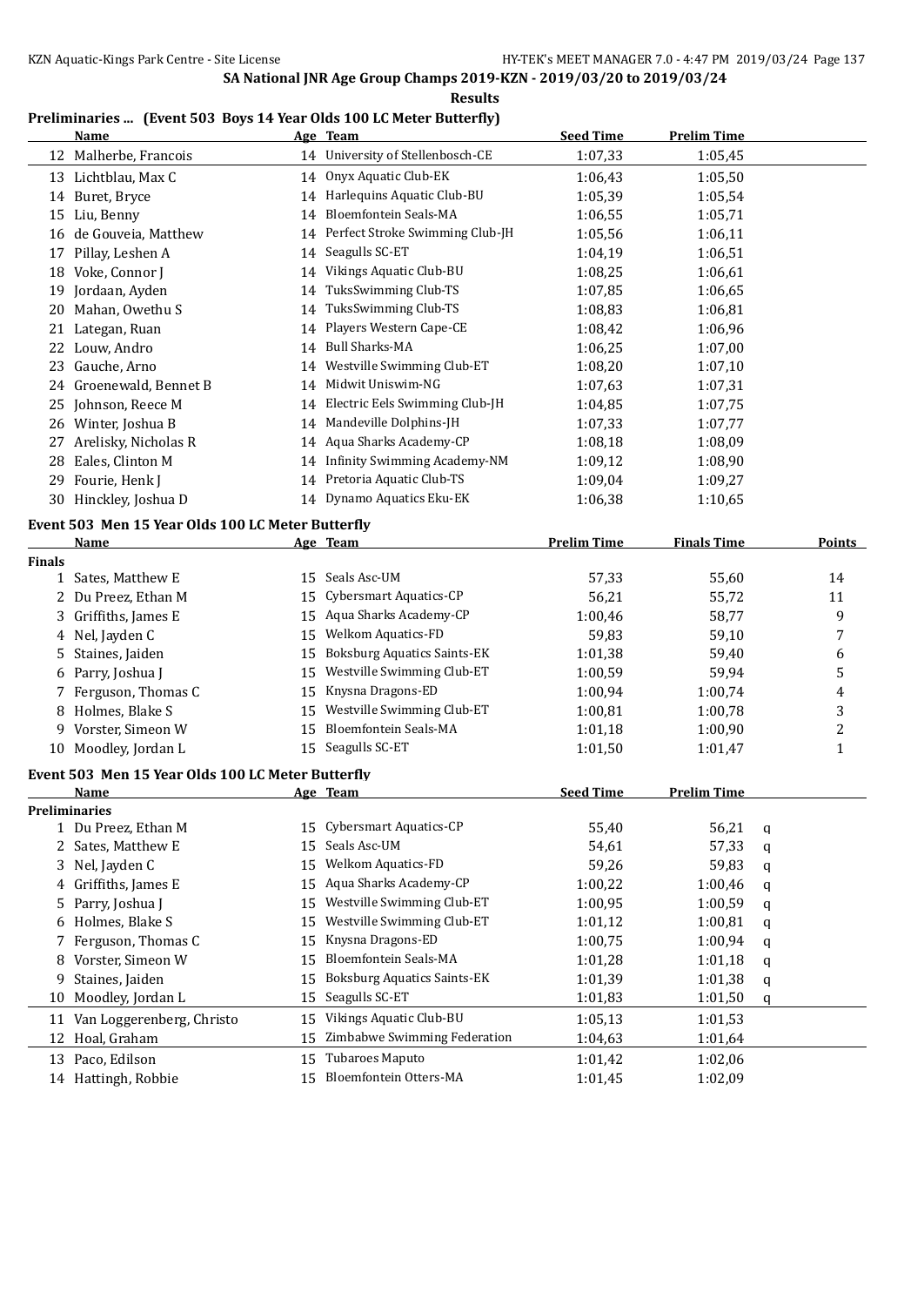SA National JNR Age Group Champs 2019-KZN - 2019/03/20 to 2019/03/24

**Results**

### Preliminaries ... (Event 503 Boys 14 Year Olds 100 LC Meter Butterfly)

| | Name | Age | Team | Seed Time | Prelim Time |
|---|---|---|---|---|---|
| 12 | Malherbe, Francois | 14 | University of Stellenbosch-CE | 1:07,33 | 1:05,45 |
| 13 | Lichtblau, Max C | 14 | Onyx Aquatic Club-EK | 1:06,43 | 1:05,50 |
| 14 | Buret, Bryce | 14 | Harlequins Aquatic Club-BU | 1:05,39 | 1:05,54 |
| 15 | Liu, Benny | 14 | Bloemfontein Seals-MA | 1:06,55 | 1:05,71 |
| 16 | de Gouveia, Matthew | 14 | Perfect Stroke Swimming Club-JH | 1:05,56 | 1:06,11 |
| 17 | Pillay, Leshen A | 14 | Seagulls SC-ET | 1:04,19 | 1:06,51 |
| 18 | Voke, Connor J | 14 | Vikings Aquatic Club-BU | 1:08,25 | 1:06,61 |
| 19 | Jordaan, Ayden | 14 | TuksSwimming Club-TS | 1:07,85 | 1:06,65 |
| 20 | Mahan, Owethu S | 14 | TuksSwimming Club-TS | 1:08,83 | 1:06,81 |
| 21 | Lategan, Ruan | 14 | Players Western Cape-CE | 1:08,42 | 1:06,96 |
| 22 | Louw, Andro | 14 | Bull Sharks-MA | 1:06,25 | 1:07,00 |
| 23 | Gauche, Arno | 14 | Westville Swimming Club-ET | 1:08,20 | 1:07,10 |
| 24 | Groenewald, Bennet B | 14 | Midwit Uniswim-NG | 1:07,63 | 1:07,31 |
| 25 | Johnson, Reece M | 14 | Electric Eels Swimming Club-JH | 1:04,85 | 1:07,75 |
| 26 | Winter, Joshua B | 14 | Mandeville Dolphins-JH | 1:07,33 | 1:07,77 |
| 27 | Arelisky, Nicholas R | 14 | Aqua Sharks Academy-CP | 1:08,18 | 1:08,09 |
| 28 | Eales, Clinton M | 14 | Infinity Swimming Academy-NM | 1:09,12 | 1:08,90 |
| 29 | Fourie, Henk J | 14 | Pretoria Aquatic Club-TS | 1:09,04 | 1:09,27 |
| 30 | Hinckley, Joshua D | 14 | Dynamo Aquatics Eku-EK | 1:06,38 | 1:10,65 |

### Event 503 Men 15 Year Olds 100 LC Meter Butterfly

| | Name | Age | Team | Prelim Time | Finals Time | Points |
|---|---|---|---|---|---|---|
| **Finals** | | | | | | |
| 1 | Sates, Matthew E | 15 | Seals Asc-UM | 57,33 | 55,60 | 14 |
| 2 | Du Preez, Ethan M | 15 | Cybersmart Aquatics-CP | 56,21 | 55,72 | 11 |
| 3 | Griffiths, James E | 15 | Aqua Sharks Academy-CP | 1:00,46 | 58,77 | 9 |
| 4 | Nel, Jayden C | 15 | Welkom Aquatics-FD | 59,83 | 59,10 | 7 |
| 5 | Staines, Jaiden | 15 | Boksburg Aquatics Saints-EK | 1:01,38 | 59,40 | 6 |
| 6 | Parry, Joshua J | 15 | Westville Swimming Club-ET | 1:00,59 | 59,94 | 5 |
| 7 | Ferguson, Thomas C | 15 | Knysna Dragons-ED | 1:00,94 | 1:00,74 | 4 |
| 8 | Holmes, Blake S | 15 | Westville Swimming Club-ET | 1:00,81 | 1:00,78 | 3 |
| 9 | Vorster, Simeon W | 15 | Bloemfontein Seals-MA | 1:01,18 | 1:00,90 | 2 |
| 10 | Moodley, Jordan L | 15 | Seagulls SC-ET | 1:01,50 | 1:01,47 | 1 |

### Event 503 Men 15 Year Olds 100 LC Meter Butterfly

| | Name | Age | Team | Seed Time | Prelim Time | |
|---|---|---|---|---|---|---|
| **Preliminaries** | | | | | | |
| 1 | Du Preez, Ethan M | 15 | Cybersmart Aquatics-CP | 55,40 | 56,21 | q |
| 2 | Sates, Matthew E | 15 | Seals Asc-UM | 54,61 | 57,33 | q |
| 3 | Nel, Jayden C | 15 | Welkom Aquatics-FD | 59,26 | 59,83 | q |
| 4 | Griffiths, James E | 15 | Aqua Sharks Academy-CP | 1:00,22 | 1:00,46 | q |
| 5 | Parry, Joshua J | 15 | Westville Swimming Club-ET | 1:00,95 | 1:00,59 | q |
| 6 | Holmes, Blake S | 15 | Westville Swimming Club-ET | 1:01,12 | 1:00,81 | q |
| 7 | Ferguson, Thomas C | 15 | Knysna Dragons-ED | 1:00,75 | 1:00,94 | q |
| 8 | Vorster, Simeon W | 15 | Bloemfontein Seals-MA | 1:01,28 | 1:01,18 | q |
| 9 | Staines, Jaiden | 15 | Boksburg Aquatics Saints-EK | 1:01,39 | 1:01,38 | q |
| 10 | Moodley, Jordan L | 15 | Seagulls SC-ET | 1:01,83 | 1:01,50 | q |
| 11 | Van Loggerenberg, Christo | 15 | Vikings Aquatic Club-BU | 1:05,13 | 1:01,53 | |
| 12 | Hoal, Graham | 15 | Zimbabwe Swimming Federation | 1:04,63 | 1:01,64 | |
| 13 | Paco, Edilson | 15 | Tubaroes Maputo | 1:01,42 | 1:02,06 | |
| 14 | Hattingh, Robbie | 15 | Bloemfontein Otters-MA | 1:01,45 | 1:02,09 | |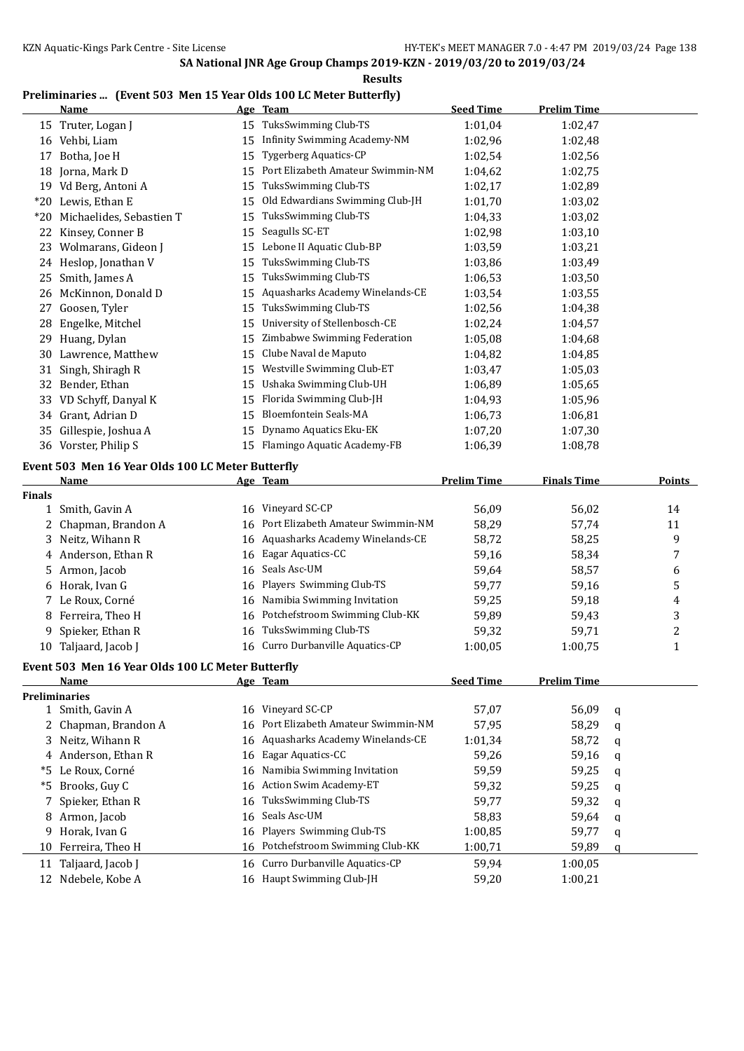SA National JNR Age Group Champs 2019-KZN - 2019/03/20 to 2019/03/24

**Results**

### Preliminaries ... (Event 503 Men 15 Year Olds 100 LC Meter Butterfly)

| | Name | Age | Team | Seed Time | Prelim Time |
|---|---|---|---|---|---|
| 15 | Truter, Logan J | 15 | TuksSwimming Club-TS | 1:01,04 | 1:02,47 |
| 16 | Vehbi, Liam | 15 | Infinity Swimming Academy-NM | 1:02,96 | 1:02,48 |
| 17 | Botha, Joe H | 15 | Tygerberg Aquatics-CP | 1:02,54 | 1:02,56 |
| 18 | Jorna, Mark D | 15 | Port Elizabeth Amateur Swimmin-NM | 1:04,62 | 1:02,75 |
| 19 | Vd Berg, Antoni A | 15 | TuksSwimming Club-TS | 1:02,17 | 1:02,89 |
| *20 | Lewis, Ethan E | 15 | Old Edwardians Swimming Club-JH | 1:01,70 | 1:03,02 |
| *20 | Michaelides, Sebastien T | 15 | TuksSwimming Club-TS | 1:04,33 | 1:03,02 |
| 22 | Kinsey, Conner B | 15 | Seagulls SC-ET | 1:02,98 | 1:03,10 |
| 23 | Wolmarans, Gideon J | 15 | Lebone II Aquatic Club-BP | 1:03,59 | 1:03,21 |
| 24 | Heslop, Jonathan V | 15 | TuksSwimming Club-TS | 1:03,86 | 1:03,49 |
| 25 | Smith, James A | 15 | TuksSwimming Club-TS | 1:06,53 | 1:03,50 |
| 26 | McKinnon, Donald D | 15 | Aquasharks Academy Winelands-CE | 1:03,54 | 1:03,55 |
| 27 | Goosen, Tyler | 15 | TuksSwimming Club-TS | 1:02,56 | 1:04,38 |
| 28 | Engelke, Mitchel | 15 | University of Stellenbosch-CE | 1:02,24 | 1:04,57 |
| 29 | Huang, Dylan | 15 | Zimbabwe Swimming Federation | 1:05,08 | 1:04,68 |
| 30 | Lawrence, Matthew | 15 | Clube Naval de Maputo | 1:04,82 | 1:04,85 |
| 31 | Singh, Shiragh R | 15 | Westville Swimming Club-ET | 1:03,47 | 1:05,03 |
| 32 | Bender, Ethan | 15 | Ushaka Swimming Club-UH | 1:06,89 | 1:05,65 |
| 33 | VD Schyff, Danyal K | 15 | Florida Swimming Club-JH | 1:04,93 | 1:05,96 |
| 34 | Grant, Adrian D | 15 | Bloemfontein Seals-MA | 1:06,73 | 1:06,81 |
| 35 | Gillespie, Joshua A | 15 | Dynamo Aquatics Eku-EK | 1:07,20 | 1:07,30 |
| 36 | Vorster, Philip S | 15 | Flamingo Aquatic Academy-FB | 1:06,39 | 1:08,78 |

### Event 503 Men 16 Year Olds 100 LC Meter Butterfly

| | Name | Age | Team | Prelim Time | Finals Time | Points |
|---|---|---|---|---|---|---|
| **Finals** | | | | | | |
| 1 | Smith, Gavin A | 16 | Vineyard SC-CP | 56,09 | 56,02 | 14 |
| 2 | Chapman, Brandon A | 16 | Port Elizabeth Amateur Swimmin-NM | 58,29 | 57,74 | 11 |
| 3 | Neitz, Wihann R | 16 | Aquasharks Academy Winelands-CE | 58,72 | 58,25 | 9 |
| 4 | Anderson, Ethan R | 16 | Eagar Aquatics-CC | 59,16 | 58,34 | 7 |
| 5 | Armon, Jacob | 16 | Seals Asc-UM | 59,64 | 58,57 | 6 |
| 6 | Horak, Ivan G | 16 | Players Swimming Club-TS | 59,77 | 59,16 | 5 |
| 7 | Le Roux, Corné | 16 | Namibia Swimming Invitation | 59,25 | 59,18 | 4 |
| 8 | Ferreira, Theo H | 16 | Potchefstroom Swimming Club-KK | 59,89 | 59,43 | 3 |
| 9 | Spieker, Ethan R | 16 | TuksSwimming Club-TS | 59,32 | 59,71 | 2 |
| 10 | Taljaard, Jacob J | 16 | Curro Durbanville Aquatics-CP | 1:00,05 | 1:00,75 | 1 |

### Event 503 Men 16 Year Olds 100 LC Meter Butterfly

| | Name | Age | Team | Seed Time | Prelim Time | |
|---|---|---|---|---|---|---|
| **Preliminaries** | | | | | | |
| 1 | Smith, Gavin A | 16 | Vineyard SC-CP | 57,07 | 56,09 | q |
| 2 | Chapman, Brandon A | 16 | Port Elizabeth Amateur Swimmin-NM | 57,95 | 58,29 | q |
| 3 | Neitz, Wihann R | 16 | Aquasharks Academy Winelands-CE | 1:01,34 | 58,72 | q |
| 4 | Anderson, Ethan R | 16 | Eagar Aquatics-CC | 59,26 | 59,16 | q |
| *5 | Le Roux, Corné | 16 | Namibia Swimming Invitation | 59,59 | 59,25 | q |
| *5 | Brooks, Guy C | 16 | Action Swim Academy-ET | 59,32 | 59,25 | q |
| 7 | Spieker, Ethan R | 16 | TuksSwimming Club-TS | 59,77 | 59,32 | q |
| 8 | Armon, Jacob | 16 | Seals Asc-UM | 58,83 | 59,64 | q |
| 9 | Horak, Ivan G | 16 | Players Swimming Club-TS | 1:00,85 | 59,77 | q |
| 10 | Ferreira, Theo H | 16 | Potchefstroom Swimming Club-KK | 1:00,71 | 59,89 | q |
| 11 | Taljaard, Jacob J | 16 | Curro Durbanville Aquatics-CP | 59,94 | 1:00,05 | |
| 12 | Ndebele, Kobe A | 16 | Haupt Swimming Club-JH | 59,20 | 1:00,21 | |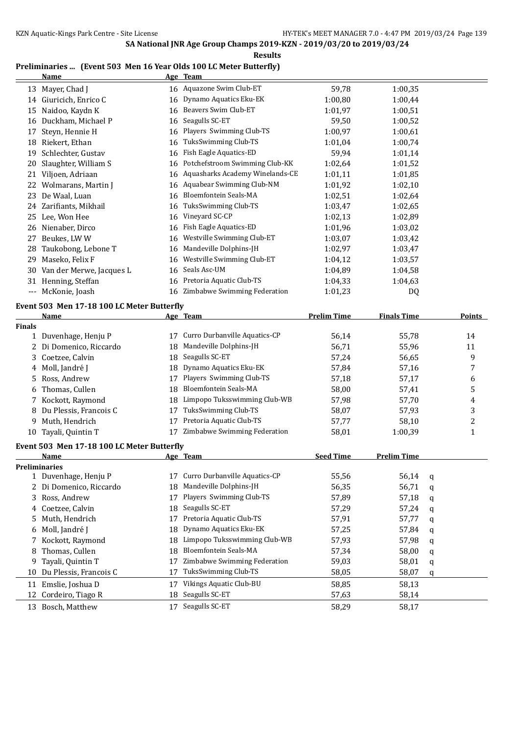SA National JNR Age Group Champs 2019-KZN - 2019/03/20 to 2019/03/24

**Results**

### Preliminaries ... (Event 503 Men 16 Year Olds 100 LC Meter Butterfly)

| | Name | Age | Team | | |
|---|---|---|---|---|---|
| 13 | Mayer, Chad J | 16 | Aquazone Swim Club-ET | 59,78 | 1:00,35 |
| 14 | Giuricich, Enrico C | 16 | Dynamo Aquatics Eku-EK | 1:00,80 | 1:00,44 |
| 15 | Naidoo, Kaydn K | 16 | Beavers Swim Club-ET | 1:01,97 | 1:00,51 |
| 16 | Duckham, Michael P | 16 | Seagulls SC-ET | 59,50 | 1:00,52 |
| 17 | Steyn, Hennie H | 16 | Players Swimming Club-TS | 1:00,97 | 1:00,61 |
| 18 | Riekert, Ethan | 16 | TuksSwimming Club-TS | 1:01,04 | 1:00,74 |
| 19 | Schlechter, Gustav | 16 | Fish Eagle Aquatics-ED | 59,94 | 1:01,14 |
| 20 | Slaughter, William S | 16 | Potchefstroom Swimming Club-KK | 1:02,64 | 1:01,52 |
| 21 | Viljoen, Adriaan | 16 | Aquasharks Academy Winelands-CE | 1:01,11 | 1:01,85 |
| 22 | Wolmarans, Martin J | 16 | Aquabear Swimming Club-NM | 1:01,92 | 1:02,10 |
| 23 | De Waal, Luan | 16 | Bloemfontein Seals-MA | 1:02,51 | 1:02,64 |
| 24 | Zarifiants, Mikhail | 16 | TuksSwimming Club-TS | 1:03,47 | 1:02,65 |
| 25 | Lee, Won Hee | 16 | Vineyard SC-CP | 1:02,13 | 1:02,89 |
| 26 | Nienaber, Dirco | 16 | Fish Eagle Aquatics-ED | 1:01,96 | 1:03,02 |
| 27 | Beukes, LW W | 16 | Westville Swimming Club-ET | 1:03,07 | 1:03,42 |
| 28 | Taukobong, Lebone T | 16 | Mandeville Dolphins-JH | 1:02,97 | 1:03,47 |
| 29 | Maseko, Felix F | 16 | Westville Swimming Club-ET | 1:04,12 | 1:03,57 |
| 30 | Van der Merwe, Jacques L | 16 | Seals Asc-UM | 1:04,89 | 1:04,58 |
| 31 | Henning, Steffan | 16 | Pretoria Aquatic Club-TS | 1:04,33 | 1:04,63 |
| --- | McKonie, Joash | 16 | Zimbabwe Swimming Federation | 1:01,23 | DQ |

### Event 503 Men 17-18 100 LC Meter Butterfly

| | Name | Age | Team | Prelim Time | Finals Time | Points |
|---|---|---|---|---|---|---|
| **Finals** | | | | | | |
| 1 | Duvenhage, Henju P | 17 | Curro Durbanville Aquatics-CP | 56,14 | 55,78 | 14 |
| 2 | Di Domenico, Riccardo | 18 | Mandeville Dolphins-JH | 56,71 | 55,96 | 11 |
| 3 | Coetzee, Calvin | 18 | Seagulls SC-ET | 57,24 | 56,65 | 9 |
| 4 | Moll, Jandré J | 18 | Dynamo Aquatics Eku-EK | 57,84 | 57,16 | 7 |
| 5 | Ross, Andrew | 17 | Players Swimming Club-TS | 57,18 | 57,17 | 6 |
| 6 | Thomas, Cullen | 18 | Bloemfontein Seals-MA | 58,00 | 57,41 | 5 |
| 7 | Kockott, Raymond | 18 | Limpopo Tuksswimming Club-WB | 57,98 | 57,70 | 4 |
| 8 | Du Plessis, Francois C | 17 | TuksSwimming Club-TS | 58,07 | 57,93 | 3 |
| 9 | Muth, Hendrich | 17 | Pretoria Aquatic Club-TS | 57,77 | 58,10 | 2 |
| 10 | Tayali, Quintin T | 17 | Zimbabwe Swimming Federation | 58,01 | 1:00,39 | 1 |

### Event 503 Men 17-18 100 LC Meter Butterfly

| | Name | Age | Team | Seed Time | Prelim Time | |
|---|---|---|---|---|---|---|
| **Preliminaries** | | | | | | |
| 1 | Duvenhage, Henju P | 17 | Curro Durbanville Aquatics-CP | 55,56 | 56,14 | q |
| 2 | Di Domenico, Riccardo | 18 | Mandeville Dolphins-JH | 56,35 | 56,71 | q |
| 3 | Ross, Andrew | 17 | Players Swimming Club-TS | 57,89 | 57,18 | q |
| 4 | Coetzee, Calvin | 18 | Seagulls SC-ET | 57,29 | 57,24 | q |
| 5 | Muth, Hendrich | 17 | Pretoria Aquatic Club-TS | 57,91 | 57,77 | q |
| 6 | Moll, Jandré J | 18 | Dynamo Aquatics Eku-EK | 57,25 | 57,84 | q |
| 7 | Kockott, Raymond | 18 | Limpopo Tuksswimming Club-WB | 57,93 | 57,98 | q |
| 8 | Thomas, Cullen | 18 | Bloemfontein Seals-MA | 57,34 | 58,00 | q |
| 9 | Tayali, Quintin T | 17 | Zimbabwe Swimming Federation | 59,03 | 58,01 | q |
| 10 | Du Plessis, Francois C | 17 | TuksSwimming Club-TS | 58,05 | 58,07 | q |
| 11 | Emslie, Joshua D | 17 | Vikings Aquatic Club-BU | 58,85 | 58,13 | |
| 12 | Cordeiro, Tiago R | 18 | Seagulls SC-ET | 57,63 | 58,14 | |
| 13 | Bosch, Matthew | 17 | Seagulls SC-ET | 58,29 | 58,17 | |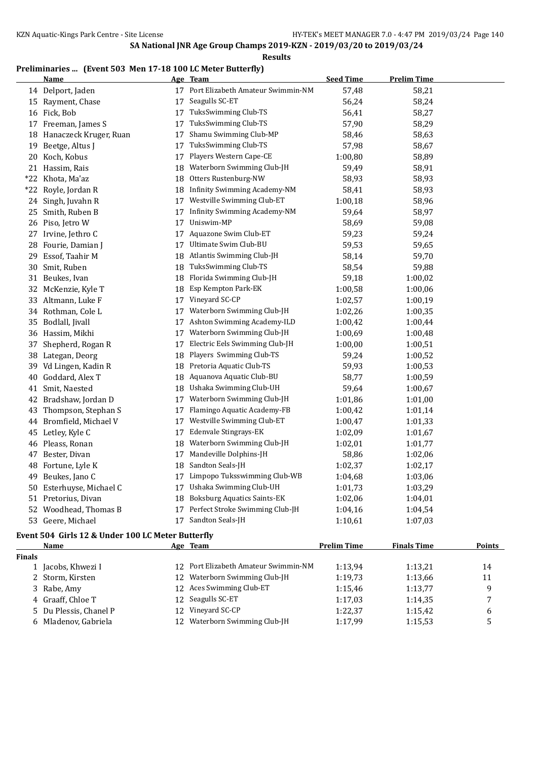**SA National JNR Age Group Champs 2019-KZN - 2019/03/20 to 2019/03/24**

**Results**

### Preliminaries ... (Event 503 Men 17-18 100 LC Meter Butterfly)

| | Name | Age | Team | Seed Time | Prelim Time |
|---|---|---|---|---|---|
| 14 | Delport, Jaden | 17 | Port Elizabeth Amateur Swimmin-NM | 57,48 | 58,21 |
| 15 | Rayment, Chase | 17 | Seagulls SC-ET | 56,24 | 58,24 |
| 16 | Fick, Bob | 17 | TuksSwimming Club-TS | 56,41 | 58,27 |
| 17 | Freeman, James S | 17 | TuksSwimming Club-TS | 57,90 | 58,29 |
| 18 | Hanaczeck Kruger, Ruan | 17 | Shamu Swimming Club-MP | 58,46 | 58,63 |
| 19 | Beetge, Altus J | 17 | TuksSwimming Club-TS | 57,98 | 58,67 |
| 20 | Koch, Kobus | 17 | Players Western Cape-CE | 1:00,80 | 58,89 |
| 21 | Hassim, Rais | 18 | Waterborn Swimming Club-JH | 59,49 | 58,91 |
| *22 | Khota, Ma'az | 18 | Otters Rustenburg-NW | 58,93 | 58,93 |
| *22 | Royle, Jordan R | 18 | Infinity Swimming Academy-NM | 58,41 | 58,93 |
| 24 | Singh, Juvahn R | 17 | Westville Swimming Club-ET | 1:00,18 | 58,96 |
| 25 | Smith, Ruben B | 17 | Infinity Swimming Academy-NM | 59,64 | 58,97 |
| 26 | Piso, Jetro W | 17 | Uniswim-MP | 58,69 | 59,08 |
| 27 | Irvine, Jethro C | 17 | Aquazone Swim Club-ET | 59,23 | 59,24 |
| 28 | Fourie, Damian J | 17 | Ultimate Swim Club-BU | 59,53 | 59,65 |
| 29 | Essof, Taahir M | 18 | Atlantis Swimming Club-JH | 58,14 | 59,70 |
| 30 | Smit, Ruben | 18 | TuksSwimming Club-TS | 58,54 | 59,88 |
| 31 | Beukes, Ivan | 18 | Florida Swimming Club-JH | 59,18 | 1:00,02 |
| 32 | McKenzie, Kyle T | 18 | Esp Kempton Park-EK | 1:00,58 | 1:00,06 |
| 33 | Altmann, Luke F | 17 | Vineyard SC-CP | 1:02,57 | 1:00,19 |
| 34 | Rothman, Cole L | 17 | Waterborn Swimming Club-JH | 1:02,26 | 1:00,35 |
| 35 | Bodlall, Jivall | 17 | Ashton Swimming Academy-ILD | 1:00,42 | 1:00,44 |
| 36 | Hassim, Mikhi | 17 | Waterborn Swimming Club-JH | 1:00,69 | 1:00,48 |
| 37 | Shepherd, Rogan R | 17 | Electric Eels Swimming Club-JH | 1:00,00 | 1:00,51 |
| 38 | Lategan, Deorg | 18 | Players Swimming Club-TS | 59,24 | 1:00,52 |
| 39 | Vd Lingen, Kadin R | 18 | Pretoria Aquatic Club-TS | 59,93 | 1:00,53 |
| 40 | Goddard, Alex T | 18 | Aquanova Aquatic Club-BU | 58,77 | 1:00,59 |
| 41 | Smit, Naested | 18 | Ushaka Swimming Club-UH | 59,64 | 1:00,67 |
| 42 | Bradshaw, Jordan D | 17 | Waterborn Swimming Club-JH | 1:01,86 | 1:01,00 |
| 43 | Thompson, Stephan S | 17 | Flamingo Aquatic Academy-FB | 1:00,42 | 1:01,14 |
| 44 | Bromfield, Michael V | 17 | Westville Swimming Club-ET | 1:00,47 | 1:01,33 |
| 45 | Letley, Kyle C | 17 | Edenvale Stingrays-EK | 1:02,09 | 1:01,67 |
| 46 | Pleass, Ronan | 18 | Waterborn Swimming Club-JH | 1:02,01 | 1:01,77 |
| 47 | Bester, Divan | 17 | Mandeville Dolphins-JH | 58,86 | 1:02,06 |
| 48 | Fortune, Lyle K | 18 | Sandton Seals-JH | 1:02,37 | 1:02,17 |
| 49 | Beukes, Jano C | 17 | Limpopo Tuksswimming Club-WB | 1:04,68 | 1:03,06 |
| 50 | Esterhuyse, Michael C | 17 | Ushaka Swimming Club-UH | 1:01,73 | 1:03,29 |
| 51 | Pretorius, Divan | 18 | Boksburg Aquatics Saints-EK | 1:02,06 | 1:04,01 |
| 52 | Woodhead, Thomas B | 17 | Perfect Stroke Swimming Club-JH | 1:04,16 | 1:04,54 |
| 53 | Geere, Michael | 17 | Sandton Seals-JH | 1:10,61 | 1:07,03 |

### Event 504 Girls 12 & Under 100 LC Meter Butterfly

| | Name | Age | Team | Prelim Time | Finals Time | Points |
|---|---|---|---|---|---|---|
| **Finals** | | | | | | |
| 1 | Jacobs, Khwezi I | 12 | Port Elizabeth Amateur Swimmin-NM | 1:13,94 | 1:13,21 | 14 |
| 2 | Storm, Kirsten | 12 | Waterborn Swimming Club-JH | 1:19,73 | 1:13,66 | 11 |
| 3 | Rabe, Amy | 12 | Aces Swimming Club-ET | 1:15,46 | 1:13,77 | 9 |
| 4 | Graaff, Chloe T | 12 | Seagulls SC-ET | 1:17,03 | 1:14,35 | 7 |
| 5 | Du Plessis, Chanel P | 12 | Vineyard SC-CP | 1:22,37 | 1:15,42 | 6 |
| 6 | Mladenov, Gabriela | 12 | Waterborn Swimming Club-JH | 1:17,99 | 1:15,53 | 5 |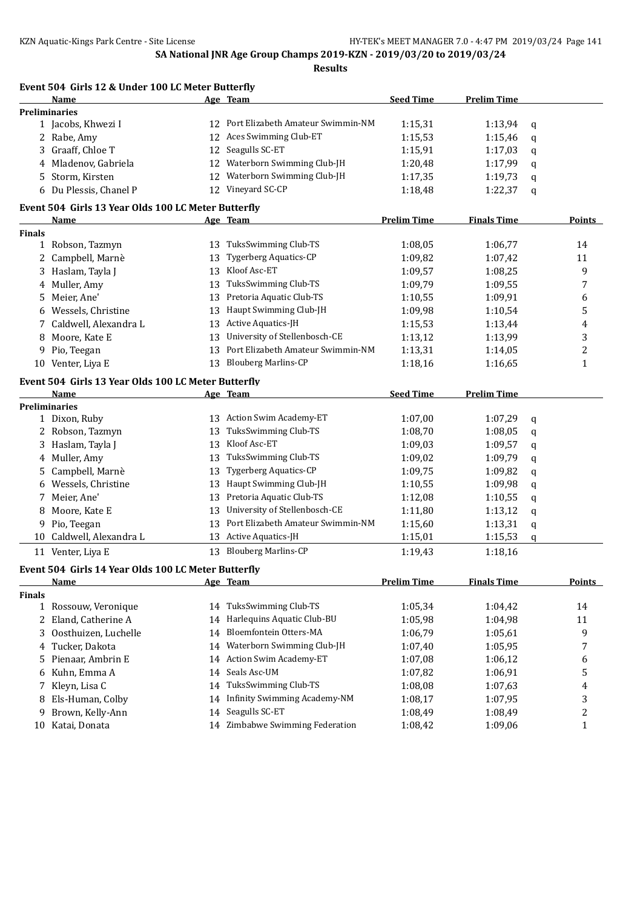## SA National JNR Age Group Champs 2019-KZN - 2019/03/20 to 2019/03/24

**Results**

### Event 504 Girls 12 & Under 100 LC Meter Butterfly

| | Name | Age | Team | Seed Time | Prelim Time | |
|---|---|---|---|---|---|---|
| **Preliminaries** | | | | | | |
| 1 | Jacobs, Khwezi I | 12 | Port Elizabeth Amateur Swimmin-NM | 1:15,31 | 1:13,94 | q |
| 2 | Rabe, Amy | 12 | Aces Swimming Club-ET | 1:15,53 | 1:15,46 | q |
| 3 | Graaff, Chloe T | 12 | Seagulls SC-ET | 1:15,91 | 1:17,03 | q |
| 4 | Mladenov, Gabriela | 12 | Waterborn Swimming Club-JH | 1:20,48 | 1:17,99 | q |
| 5 | Storm, Kirsten | 12 | Waterborn Swimming Club-JH | 1:17,35 | 1:19,73 | q |
| 6 | Du Plessis, Chanel P | 12 | Vineyard SC-CP | 1:18,48 | 1:22,37 | q |

### Event 504 Girls 13 Year Olds 100 LC Meter Butterfly

| | Name | Age | Team | Prelim Time | Finals Time | Points |
|---|---|---|---|---|---|---|
| **Finals** | | | | | | |
| 1 | Robson, Tazmyn | 13 | TuksSwimming Club-TS | 1:08,05 | 1:06,77 | 14 |
| 2 | Campbell, Marnè | 13 | Tygerberg Aquatics-CP | 1:09,82 | 1:07,42 | 11 |
| 3 | Haslam, Tayla J | 13 | Kloof Asc-ET | 1:09,57 | 1:08,25 | 9 |
| 4 | Muller, Amy | 13 | TuksSwimming Club-TS | 1:09,79 | 1:09,55 | 7 |
| 5 | Meier, Ane' | 13 | Pretoria Aquatic Club-TS | 1:10,55 | 1:09,91 | 6 |
| 6 | Wessels, Christine | 13 | Haupt Swimming Club-JH | 1:09,98 | 1:10,54 | 5 |
| 7 | Caldwell, Alexandra L | 13 | Active Aquatics-JH | 1:15,53 | 1:13,44 | 4 |
| 8 | Moore, Kate E | 13 | University of Stellenbosch-CE | 1:13,12 | 1:13,99 | 3 |
| 9 | Pio, Teegan | 13 | Port Elizabeth Amateur Swimmin-NM | 1:13,31 | 1:14,05 | 2 |
| 10 | Venter, Liya E | 13 | Blouberg Marlins-CP | 1:18,16 | 1:16,65 | 1 |

### Event 504 Girls 13 Year Olds 100 LC Meter Butterfly

| | Name | Age | Team | Seed Time | Prelim Time | |
|---|---|---|---|---|---|---|
| **Preliminaries** | | | | | | |
| 1 | Dixon, Ruby | 13 | Action Swim Academy-ET | 1:07,00 | 1:07,29 | q |
| 2 | Robson, Tazmyn | 13 | TuksSwimming Club-TS | 1:08,70 | 1:08,05 | q |
| 3 | Haslam, Tayla J | 13 | Kloof Asc-ET | 1:09,03 | 1:09,57 | q |
| 4 | Muller, Amy | 13 | TuksSwimming Club-TS | 1:09,02 | 1:09,79 | q |
| 5 | Campbell, Marnè | 13 | Tygerberg Aquatics-CP | 1:09,75 | 1:09,82 | q |
| 6 | Wessels, Christine | 13 | Haupt Swimming Club-JH | 1:10,55 | 1:09,98 | q |
| 7 | Meier, Ane' | 13 | Pretoria Aquatic Club-TS | 1:12,08 | 1:10,55 | q |
| 8 | Moore, Kate E | 13 | University of Stellenbosch-CE | 1:11,80 | 1:13,12 | q |
| 9 | Pio, Teegan | 13 | Port Elizabeth Amateur Swimmin-NM | 1:15,60 | 1:13,31 | q |
| 10 | Caldwell, Alexandra L | 13 | Active Aquatics-JH | 1:15,01 | 1:15,53 | q |
| 11 | Venter, Liya E | 13 | Blouberg Marlins-CP | 1:19,43 | 1:18,16 | |

### Event 504 Girls 14 Year Olds 100 LC Meter Butterfly

| | Name | Age | Team | Prelim Time | Finals Time | Points |
|---|---|---|---|---|---|---|
| **Finals** | | | | | | |
| 1 | Rossouw, Veronique | 14 | TuksSwimming Club-TS | 1:05,34 | 1:04,42 | 14 |
| 2 | Eland, Catherine A | 14 | Harlequins Aquatic Club-BU | 1:05,98 | 1:04,98 | 11 |
| 3 | Oosthuizen, Luchelle | 14 | Bloemfontein Otters-MA | 1:06,79 | 1:05,61 | 9 |
| 4 | Tucker, Dakota | 14 | Waterborn Swimming Club-JH | 1:07,40 | 1:05,95 | 7 |
| 5 | Pienaar, Ambrin E | 14 | Action Swim Academy-ET | 1:07,08 | 1:06,12 | 6 |
| 6 | Kuhn, Emma A | 14 | Seals Asc-UM | 1:07,82 | 1:06,91 | 5 |
| 7 | Kleyn, Lisa C | 14 | TuksSwimming Club-TS | 1:08,08 | 1:07,63 | 4 |
| 8 | Els-Human, Colby | 14 | Infinity Swimming Academy-NM | 1:08,17 | 1:07,95 | 3 |
| 9 | Brown, Kelly-Ann | 14 | Seagulls SC-ET | 1:08,49 | 1:08,49 | 2 |
| 10 | Katai, Donata | 14 | Zimbabwe Swimming Federation | 1:08,42 | 1:09,06 | 1 |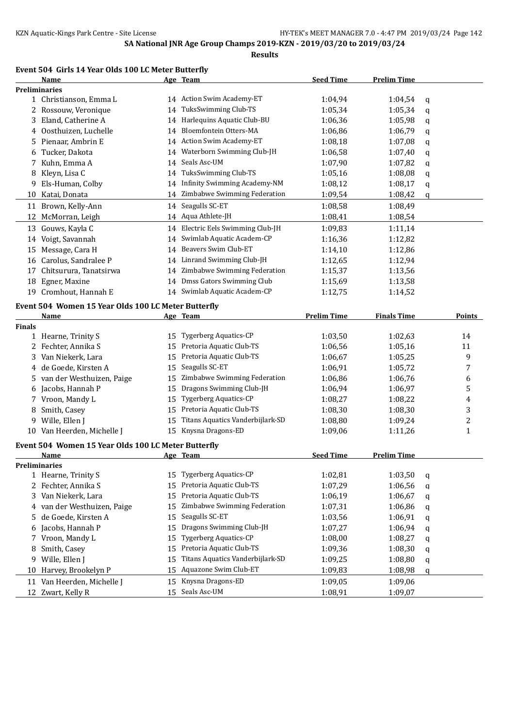**SA National JNR Age Group Champs 2019-KZN - 2019/03/20 to 2019/03/24**

**Results**

### Event 504 Girls 14 Year Olds 100 LC Meter Butterfly

| | Name | Age | Team | Seed Time | Prelim Time | |
|---|---|---|---|---|---|---|
| **Preliminaries** | | | | | | |
| 1 | Christianson, Emma L | 14 | Action Swim Academy-ET | 1:04,94 | 1:04,54 | q |
| 2 | Rossouw, Veronique | 14 | TuksSwimming Club-TS | 1:05,34 | 1:05,34 | q |
| 3 | Eland, Catherine A | 14 | Harlequins Aquatic Club-BU | 1:06,36 | 1:05,98 | q |
| 4 | Oosthuizen, Luchelle | 14 | Bloemfontein Otters-MA | 1:06,86 | 1:06,79 | q |
| 5 | Pienaar, Ambrin E | 14 | Action Swim Academy-ET | 1:08,18 | 1:07,08 | q |
| 6 | Tucker, Dakota | 14 | Waterborn Swimming Club-JH | 1:06,58 | 1:07,40 | q |
| 7 | Kuhn, Emma A | 14 | Seals Asc-UM | 1:07,90 | 1:07,82 | q |
| 8 | Kleyn, Lisa C | 14 | TuksSwimming Club-TS | 1:05,16 | 1:08,08 | q |
| 9 | Els-Human, Colby | 14 | Infinity Swimming Academy-NM | 1:08,12 | 1:08,17 | q |
| 10 | Katai, Donata | 14 | Zimbabwe Swimming Federation | 1:09,54 | 1:08,42 | q |
| 11 | Brown, Kelly-Ann | 14 | Seagulls SC-ET | 1:08,58 | 1:08,49 | |
| 12 | McMorran, Leigh | 14 | Aqua Athlete-JH | 1:08,41 | 1:08,54 | |
| 13 | Gouws, Kayla C | 14 | Electric Eels Swimming Club-JH | 1:09,83 | 1:11,14 | |
| 14 | Voigt, Savannah | 14 | Swimlab Aquatic Academ-CP | 1:16,36 | 1:12,82 | |
| 15 | Message, Cara H | 14 | Beavers Swim Club-ET | 1:14,10 | 1:12,86 | |
| 16 | Carolus, Sandralee P | 14 | Linrand Swimming Club-JH | 1:12,65 | 1:12,94 | |
| 17 | Chitsurura, Tanatsirwa | 14 | Zimbabwe Swimming Federation | 1:15,37 | 1:13,56 | |
| 18 | Egner, Maxine | 14 | Dmss Gators Swimming Club | 1:15,69 | 1:13,58 | |
| 19 | Cromhout, Hannah E | 14 | Swimlab Aquatic Academ-CP | 1:12,75 | 1:14,52 | |

### Event 504 Women 15 Year Olds 100 LC Meter Butterfly

| | Name | Age | Team | Prelim Time | Finals Time | Points |
|---|---|---|---|---|---|---|
| **Finals** | | | | | | |
| 1 | Hearne, Trinity S | 15 | Tygerberg Aquatics-CP | 1:03,50 | 1:02,63 | 14 |
| 2 | Fechter, Annika S | 15 | Pretoria Aquatic Club-TS | 1:06,56 | 1:05,16 | 11 |
| 3 | Van Niekerk, Lara | 15 | Pretoria Aquatic Club-TS | 1:06,67 | 1:05,25 | 9 |
| 4 | de Goede, Kirsten A | 15 | Seagulls SC-ET | 1:06,91 | 1:05,72 | 7 |
| 5 | van der Westhuizen, Paige | 15 | Zimbabwe Swimming Federation | 1:06,86 | 1:06,76 | 6 |
| 6 | Jacobs, Hannah P | 15 | Dragons Swimming Club-JH | 1:06,94 | 1:06,97 | 5 |
| 7 | Vroon, Mandy L | 15 | Tygerberg Aquatics-CP | 1:08,27 | 1:08,22 | 4 |
| 8 | Smith, Casey | 15 | Pretoria Aquatic Club-TS | 1:08,30 | 1:08,30 | 3 |
| 9 | Wille, Ellen J | 15 | Titans Aquatics Vanderbijlark-SD | 1:08,80 | 1:09,24 | 2 |
| 10 | Van Heerden, Michelle J | 15 | Knysna Dragons-ED | 1:09,06 | 1:11,26 | 1 |

### Event 504 Women 15 Year Olds 100 LC Meter Butterfly

| | Name | Age | Team | Seed Time | Prelim Time | |
|---|---|---|---|---|---|---|
| **Preliminaries** | | | | | | |
| 1 | Hearne, Trinity S | 15 | Tygerberg Aquatics-CP | 1:02,81 | 1:03,50 | q |
| 2 | Fechter, Annika S | 15 | Pretoria Aquatic Club-TS | 1:07,29 | 1:06,56 | q |
| 3 | Van Niekerk, Lara | 15 | Pretoria Aquatic Club-TS | 1:06,19 | 1:06,67 | q |
| 4 | van der Westhuizen, Paige | 15 | Zimbabwe Swimming Federation | 1:07,31 | 1:06,86 | q |
| 5 | de Goede, Kirsten A | 15 | Seagulls SC-ET | 1:03,56 | 1:06,91 | q |
| 6 | Jacobs, Hannah P | 15 | Dragons Swimming Club-JH | 1:07,27 | 1:06,94 | q |
| 7 | Vroon, Mandy L | 15 | Tygerberg Aquatics-CP | 1:08,00 | 1:08,27 | q |
| 8 | Smith, Casey | 15 | Pretoria Aquatic Club-TS | 1:09,36 | 1:08,30 | q |
| 9 | Wille, Ellen J | 15 | Titans Aquatics Vanderbijlark-SD | 1:09,25 | 1:08,80 | q |
| 10 | Harvey, Brookelyn P | 15 | Aquazone Swim Club-ET | 1:09,83 | 1:08,98 | q |
| 11 | Van Heerden, Michelle J | 15 | Knysna Dragons-ED | 1:09,05 | 1:09,06 | |
| 12 | Zwart, Kelly R | 15 | Seals Asc-UM | 1:08,91 | 1:09,07 | |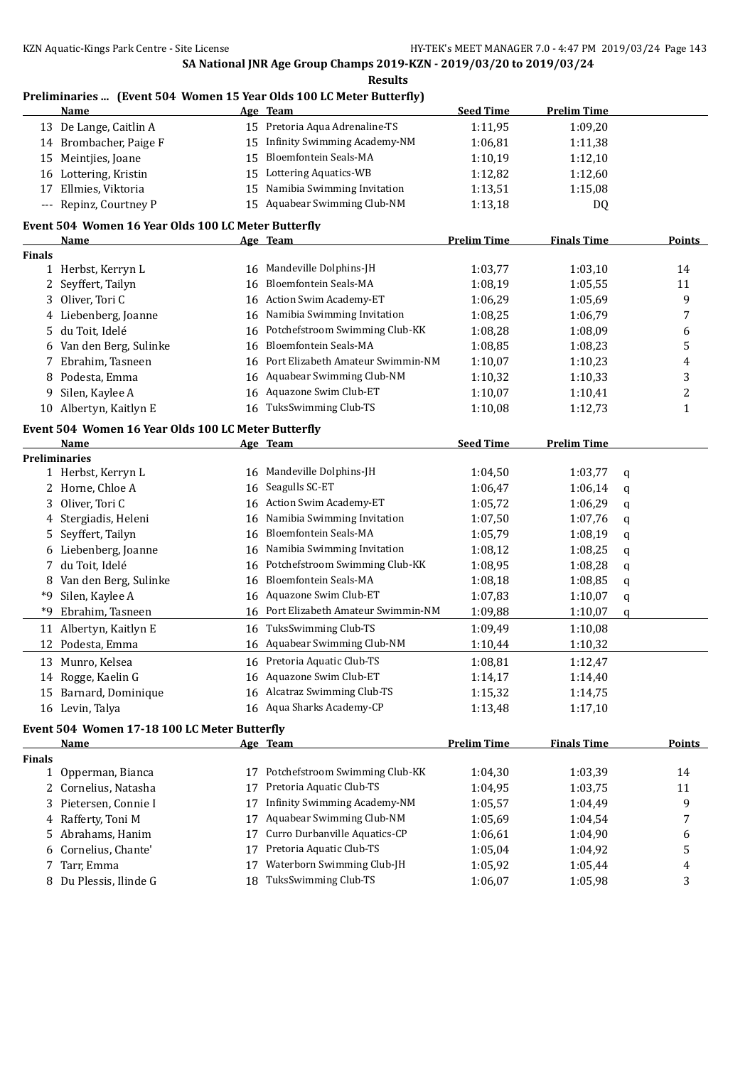SA National JNR Age Group Champs 2019-KZN - 2019/03/20 to 2019/03/24

**Results**

### Preliminaries ... (Event 504 Women 15 Year Olds 100 LC Meter Butterfly)

| | Name | Age | Team | Seed Time | Prelim Time |
|---|---|---|---|---|---|
| 13 | De Lange, Caitlin A | 15 | Pretoria Aqua Adrenaline-TS | 1:11,95 | 1:09,20 |
| 14 | Brombacher, Paige F | 15 | Infinity Swimming Academy-NM | 1:06,81 | 1:11,38 |
| 15 | Meintjies, Joane | 15 | Bloemfontein Seals-MA | 1:10,19 | 1:12,10 |
| 16 | Lottering, Kristin | 15 | Lottering Aquatics-WB | 1:12,82 | 1:12,60 |
| 17 | Ellmies, Viktoria | 15 | Namibia Swimming Invitation | 1:13,51 | 1:15,08 |
| --- | Repinz, Courtney P | 15 | Aquabear Swimming Club-NM | 1:13,18 | DQ |

### Event 504 Women 16 Year Olds 100 LC Meter Butterfly

| | Name | Age | Team | Prelim Time | Finals Time | Points |
|---|---|---|---|---|---|---|
| **Finals** | | | | | | |
| 1 | Herbst, Kerryn L | 16 | Mandeville Dolphins-JH | 1:03,77 | 1:03,10 | 14 |
| 2 | Seyffert, Tailyn | 16 | Bloemfontein Seals-MA | 1:08,19 | 1:05,55 | 11 |
| 3 | Oliver, Tori C | 16 | Action Swim Academy-ET | 1:06,29 | 1:05,69 | 9 |
| 4 | Liebenberg, Joanne | 16 | Namibia Swimming Invitation | 1:08,25 | 1:06,79 | 7 |
| 5 | du Toit, Idelé | 16 | Potchefstroom Swimming Club-KK | 1:08,28 | 1:08,09 | 6 |
| 6 | Van den Berg, Sulinke | 16 | Bloemfontein Seals-MA | 1:08,85 | 1:08,23 | 5 |
| 7 | Ebrahim, Tasneen | 16 | Port Elizabeth Amateur Swimmin-NM | 1:10,07 | 1:10,23 | 4 |
| 8 | Podesta, Emma | 16 | Aquabear Swimming Club-NM | 1:10,32 | 1:10,33 | 3 |
| 9 | Silen, Kaylee A | 16 | Aquazone Swim Club-ET | 1:10,07 | 1:10,41 | 2 |
| 10 | Albertyn, Kaitlyn E | 16 | TuksSwimming Club-TS | 1:10,08 | 1:12,73 | 1 |

### Event 504 Women 16 Year Olds 100 LC Meter Butterfly

| | Name | Age | Team | Seed Time | Prelim Time | |
|---|---|---|---|---|---|---|
| **Preliminaries** | | | | | | |
| 1 | Herbst, Kerryn L | 16 | Mandeville Dolphins-JH | 1:04,50 | 1:03,77 | q |
| 2 | Horne, Chloe A | 16 | Seagulls SC-ET | 1:06,47 | 1:06,14 | q |
| 3 | Oliver, Tori C | 16 | Action Swim Academy-ET | 1:05,72 | 1:06,29 | q |
| 4 | Stergiadis, Heleni | 16 | Namibia Swimming Invitation | 1:07,50 | 1:07,76 | q |
| 5 | Seyffert, Tailyn | 16 | Bloemfontein Seals-MA | 1:05,79 | 1:08,19 | q |
| 6 | Liebenberg, Joanne | 16 | Namibia Swimming Invitation | 1:08,12 | 1:08,25 | q |
| 7 | du Toit, Idelé | 16 | Potchefstroom Swimming Club-KK | 1:08,95 | 1:08,28 | q |
| 8 | Van den Berg, Sulinke | 16 | Bloemfontein Seals-MA | 1:08,18 | 1:08,85 | q |
| *9 | Silen, Kaylee A | 16 | Aquazone Swim Club-ET | 1:07,83 | 1:10,07 | q |
| *9 | Ebrahim, Tasneen | 16 | Port Elizabeth Amateur Swimmin-NM | 1:09,88 | 1:10,07 | q |
| 11 | Albertyn, Kaitlyn E | 16 | TuksSwimming Club-TS | 1:09,49 | 1:10,08 | |
| 12 | Podesta, Emma | 16 | Aquabear Swimming Club-NM | 1:10,44 | 1:10,32 | |
| 13 | Munro, Kelsea | 16 | Pretoria Aquatic Club-TS | 1:08,81 | 1:12,47 | |
| 14 | Rogge, Kaelin G | 16 | Aquazone Swim Club-ET | 1:14,17 | 1:14,40 | |
| 15 | Barnard, Dominique | 16 | Alcatraz Swimming Club-TS | 1:15,32 | 1:14,75 | |
| 16 | Levin, Talya | 16 | Aqua Sharks Academy-CP | 1:13,48 | 1:17,10 | |

### Event 504 Women 17-18 100 LC Meter Butterfly

| | Name | Age | Team | Prelim Time | Finals Time | Points |
|---|---|---|---|---|---|---|
| **Finals** | | | | | | |
| 1 | Opperman, Bianca | 17 | Potchefstroom Swimming Club-KK | 1:04,30 | 1:03,39 | 14 |
| 2 | Cornelius, Natasha | 17 | Pretoria Aquatic Club-TS | 1:04,95 | 1:03,75 | 11 |
| 3 | Pietersen, Connie I | 17 | Infinity Swimming Academy-NM | 1:05,57 | 1:04,49 | 9 |
| 4 | Rafferty, Toni M | 17 | Aquabear Swimming Club-NM | 1:05,69 | 1:04,54 | 7 |
| 5 | Abrahams, Hanim | 17 | Curro Durbanville Aquatics-CP | 1:06,61 | 1:04,90 | 6 |
| 6 | Cornelius, Chante' | 17 | Pretoria Aquatic Club-TS | 1:05,04 | 1:04,92 | 5 |
| 7 | Tarr, Emma | 17 | Waterborn Swimming Club-JH | 1:05,92 | 1:05,44 | 4 |
| 8 | Du Plessis, Ilinde G | 18 | TuksSwimming Club-TS | 1:06,07 | 1:05,98 | 3 |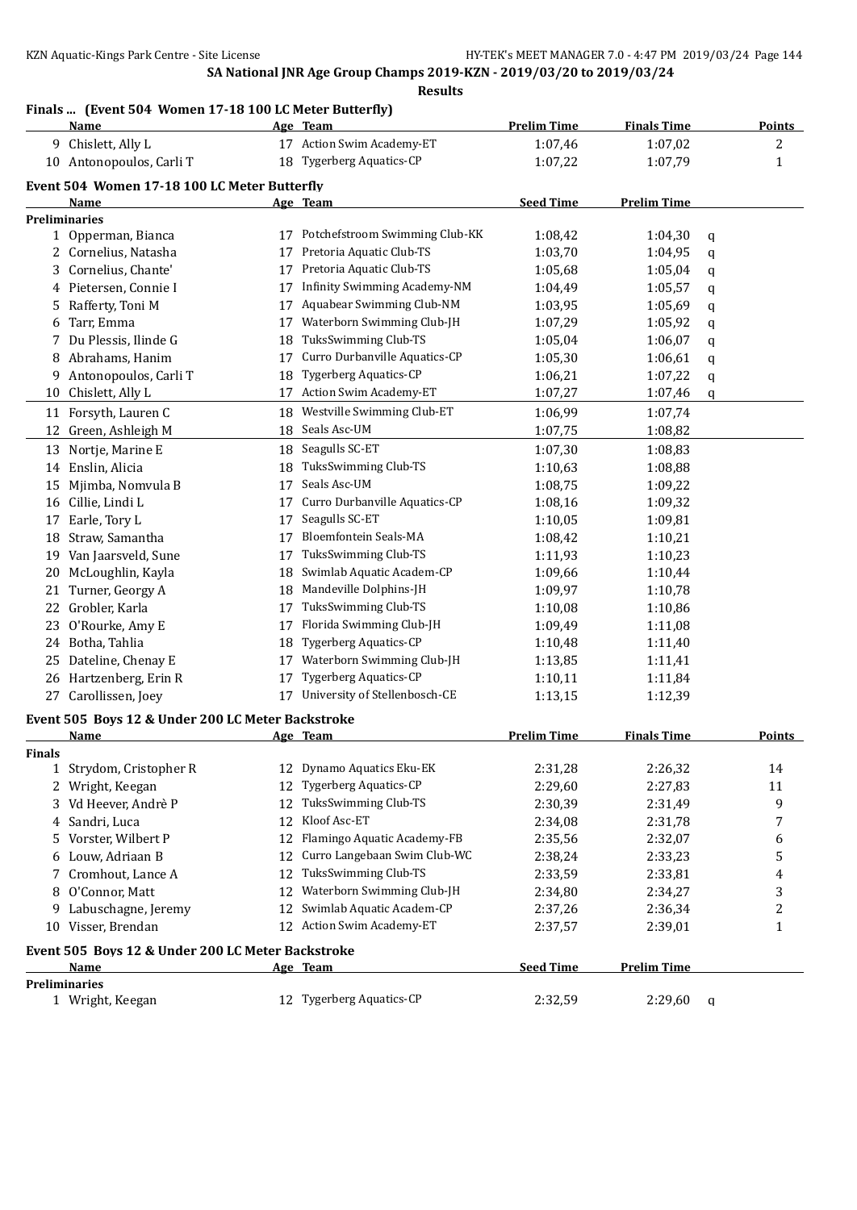SA National JNR Age Group Champs 2019-KZN - 2019/03/20 to 2019/03/24

**Results**

### Finals ... (Event 504 Women 17-18 100 LC Meter Butterfly)

| | Name | Age | Team | Prelim Time | Finals Time | Points |
|---|---|---|---|---|---|---|
| 9 | Chislett, Ally L | 17 | Action Swim Academy-ET | 1:07,46 | 1:07,02 | 2 |
| 10 | Antonopoulos, Carli T | 18 | Tygerberg Aquatics-CP | 1:07,22 | 1:07,79 | 1 |

### Event 504 Women 17-18 100 LC Meter Butterfly

| | Name | Age | Team | Seed Time | Prelim Time | |
|---|---|---|---|---|---|---|
| **Preliminaries** | | | | | | |
| 1 | Opperman, Bianca | 17 | Potchefstroom Swimming Club-KK | 1:08,42 | 1:04,30 | q |
| 2 | Cornelius, Natasha | 17 | Pretoria Aquatic Club-TS | 1:03,70 | 1:04,95 | q |
| 3 | Cornelius, Chante' | 17 | Pretoria Aquatic Club-TS | 1:05,68 | 1:05,04 | q |
| 4 | Pietersen, Connie I | 17 | Infinity Swimming Academy-NM | 1:04,49 | 1:05,57 | q |
| 5 | Rafferty, Toni M | 17 | Aquabear Swimming Club-NM | 1:03,95 | 1:05,69 | q |
| 6 | Tarr, Emma | 17 | Waterborn Swimming Club-JH | 1:07,29 | 1:05,92 | q |
| 7 | Du Plessis, Ilinde G | 18 | TuksSwimming Club-TS | 1:05,04 | 1:06,07 | q |
| 8 | Abrahams, Hanim | 17 | Curro Durbanville Aquatics-CP | 1:05,30 | 1:06,61 | q |
| 9 | Antonopoulos, Carli T | 18 | Tygerberg Aquatics-CP | 1:06,21 | 1:07,22 | q |
| 10 | Chislett, Ally L | 17 | Action Swim Academy-ET | 1:07,27 | 1:07,46 | q |
| 11 | Forsyth, Lauren C | 18 | Westville Swimming Club-ET | 1:06,99 | 1:07,74 | |
| 12 | Green, Ashleigh M | 18 | Seals Asc-UM | 1:07,75 | 1:08,82 | |
| 13 | Nortje, Marine E | 18 | Seagulls SC-ET | 1:07,30 | 1:08,83 | |
| 14 | Enslin, Alicia | 18 | TuksSwimming Club-TS | 1:10,63 | 1:08,88 | |
| 15 | Mjimba, Nomvula B | 17 | Seals Asc-UM | 1:08,75 | 1:09,22 | |
| 16 | Cillie, Lindi L | 17 | Curro Durbanville Aquatics-CP | 1:08,16 | 1:09,32 | |
| 17 | Earle, Tory L | 17 | Seagulls SC-ET | 1:10,05 | 1:09,81 | |
| 18 | Straw, Samantha | 17 | Bloemfontein Seals-MA | 1:08,42 | 1:10,21 | |
| 19 | Van Jaarsveld, Sune | 17 | TuksSwimming Club-TS | 1:11,93 | 1:10,23 | |
| 20 | McLoughlin, Kayla | 18 | Swimlab Aquatic Academ-CP | 1:09,66 | 1:10,44 | |
| 21 | Turner, Georgy A | 18 | Mandeville Dolphins-JH | 1:09,97 | 1:10,78 | |
| 22 | Grobler, Karla | 17 | TuksSwimming Club-TS | 1:10,08 | 1:10,86 | |
| 23 | O'Rourke, Amy E | 17 | Florida Swimming Club-JH | 1:09,49 | 1:11,08 | |
| 24 | Botha, Tahlia | 18 | Tygerberg Aquatics-CP | 1:10,48 | 1:11,40 | |
| 25 | Dateline, Chenay E | 17 | Waterborn Swimming Club-JH | 1:13,85 | 1:11,41 | |
| 26 | Hartzenberg, Erin R | 17 | Tygerberg Aquatics-CP | 1:10,11 | 1:11,84 | |
| 27 | Carollissen, Joey | 17 | University of Stellenbosch-CE | 1:13,15 | 1:12,39 | |

### Event 505 Boys 12 & Under 200 LC Meter Backstroke

| | Name | Age | Team | Prelim Time | Finals Time | Points |
|---|---|---|---|---|---|---|
| **Finals** | | | | | | |
| 1 | Strydom, Cristopher R | 12 | Dynamo Aquatics Eku-EK | 2:31,28 | 2:26,32 | 14 |
| 2 | Wright, Keegan | 12 | Tygerberg Aquatics-CP | 2:29,60 | 2:27,83 | 11 |
| 3 | Vd Heever, Andrè P | 12 | TuksSwimming Club-TS | 2:30,39 | 2:31,49 | 9 |
| 4 | Sandri, Luca | 12 | Kloof Asc-ET | 2:34,08 | 2:31,78 | 7 |
| 5 | Vorster, Wilbert P | 12 | Flamingo Aquatic Academy-FB | 2:35,56 | 2:32,07 | 6 |
| 6 | Louw, Adriaan B | 12 | Curro Langebaan Swim Club-WC | 2:38,24 | 2:33,23 | 5 |
| 7 | Cromhout, Lance A | 12 | TuksSwimming Club-TS | 2:33,59 | 2:33,81 | 4 |
| 8 | O'Connor, Matt | 12 | Waterborn Swimming Club-JH | 2:34,80 | 2:34,27 | 3 |
| 9 | Labuschagne, Jeremy | 12 | Swimlab Aquatic Academ-CP | 2:37,26 | 2:36,34 | 2 |
| 10 | Visser, Brendan | 12 | Action Swim Academy-ET | 2:37,57 | 2:39,01 | 1 |

### Event 505 Boys 12 & Under 200 LC Meter Backstroke

| | Name | Age | Team | Seed Time | Prelim Time | |
|---|---|---|---|---|---|---|
| **Preliminaries** | | | | | | |
| 1 | Wright, Keegan | 12 | Tygerberg Aquatics-CP | 2:32,59 | 2:29,60 | q |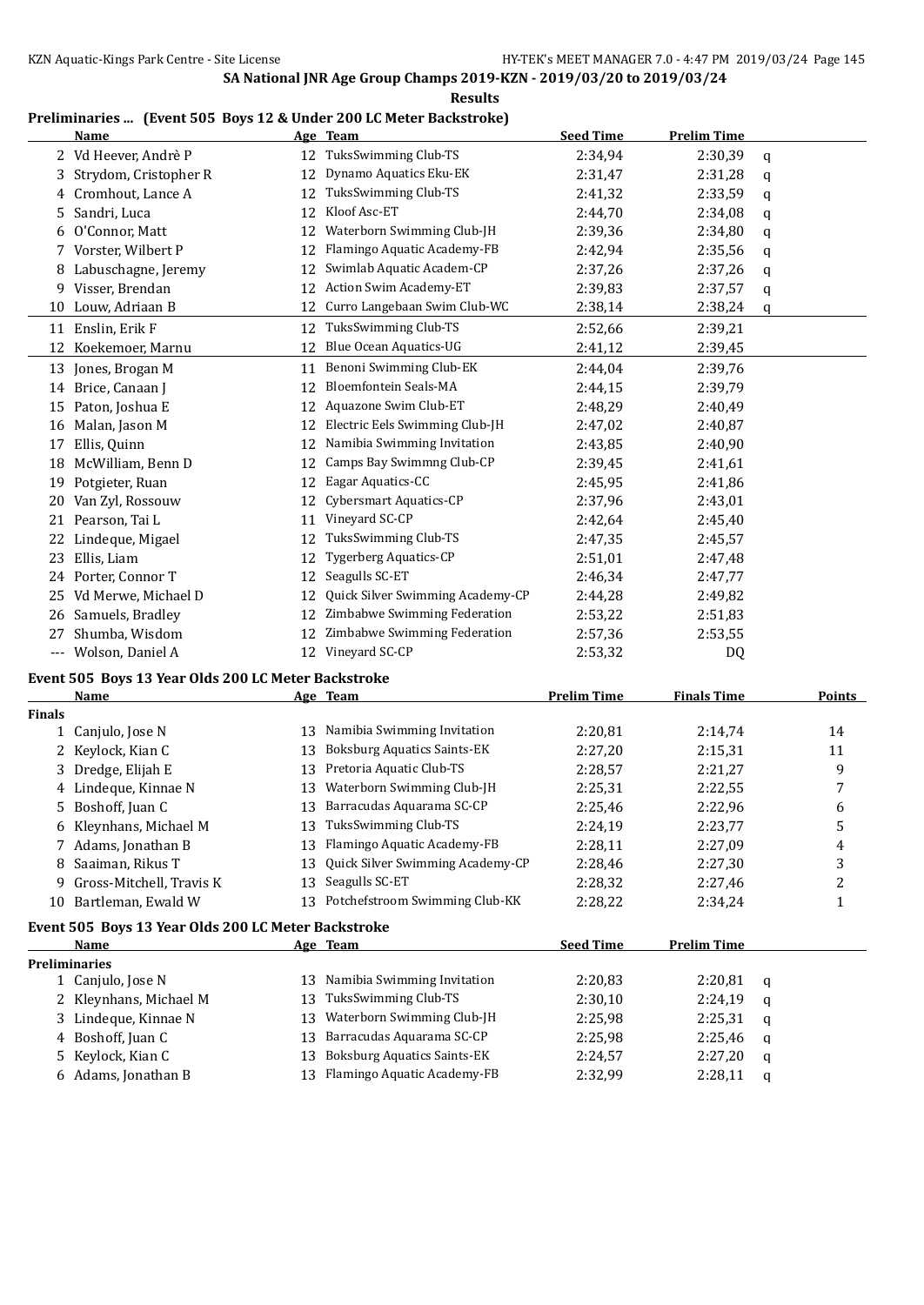## SA National JNR Age Group Champs 2019-KZN - 2019/03/20 to 2019/03/24

**Results**

### Preliminaries ... (Event 505 Boys 12 & Under 200 LC Meter Backstroke)

| | Name | Age | Team | Seed Time | Prelim Time | |
|---|---|---|---|---|---|---|
| 2 | Vd Heever, Andrè P | 12 | TuksSwimming Club-TS | 2:34,94 | 2:30,39 | q |
| 3 | Strydom, Cristopher R | 12 | Dynamo Aquatics Eku-EK | 2:31,47 | 2:31,28 | q |
| 4 | Cromhout, Lance A | 12 | TuksSwimming Club-TS | 2:41,32 | 2:33,59 | q |
| 5 | Sandri, Luca | 12 | Kloof Asc-ET | 2:44,70 | 2:34,08 | q |
| 6 | O'Connor, Matt | 12 | Waterborn Swimming Club-JH | 2:39,36 | 2:34,80 | q |
| 7 | Vorster, Wilbert P | 12 | Flamingo Aquatic Academy-FB | 2:42,94 | 2:35,56 | q |
| 8 | Labuschagne, Jeremy | 12 | Swimlab Aquatic Academ-CP | 2:37,26 | 2:37,26 | q |
| 9 | Visser, Brendan | 12 | Action Swim Academy-ET | 2:39,83 | 2:37,57 | q |
| 10 | Louw, Adriaan B | 12 | Curro Langebaan Swim Club-WC | 2:38,14 | 2:38,24 | q |
| 11 | Enslin, Erik F | 12 | TuksSwimming Club-TS | 2:52,66 | 2:39,21 | |
| 12 | Koekemoer, Marnu | 12 | Blue Ocean Aquatics-UG | 2:41,12 | 2:39,45 | |
| 13 | Jones, Brogan M | 11 | Benoni Swimming Club-EK | 2:44,04 | 2:39,76 | |
| 14 | Brice, Canaan J | 12 | Bloemfontein Seals-MA | 2:44,15 | 2:39,79 | |
| 15 | Paton, Joshua E | 12 | Aquazone Swim Club-ET | 2:48,29 | 2:40,49 | |
| 16 | Malan, Jason M | 12 | Electric Eels Swimming Club-JH | 2:47,02 | 2:40,87 | |
| 17 | Ellis, Quinn | 12 | Namibia Swimming Invitation | 2:43,85 | 2:40,90 | |
| 18 | McWilliam, Benn D | 12 | Camps Bay Swimmng Club-CP | 2:39,45 | 2:41,61 | |
| 19 | Potgieter, Ruan | 12 | Eagar Aquatics-CC | 2:45,95 | 2:41,86 | |
| 20 | Van Zyl, Rossouw | 12 | Cybersmart Aquatics-CP | 2:37,96 | 2:43,01 | |
| 21 | Pearson, Tai L | 11 | Vineyard SC-CP | 2:42,64 | 2:45,40 | |
| 22 | Lindeque, Migael | 12 | TuksSwimming Club-TS | 2:47,35 | 2:45,57 | |
| 23 | Ellis, Liam | 12 | Tygerberg Aquatics-CP | 2:51,01 | 2:47,48 | |
| 24 | Porter, Connor T | 12 | Seagulls SC-ET | 2:46,34 | 2:47,77 | |
| 25 | Vd Merwe, Michael D | 12 | Quick Silver Swimming Academy-CP | 2:44,28 | 2:49,82 | |
| 26 | Samuels, Bradley | 12 | Zimbabwe Swimming Federation | 2:53,22 | 2:51,83 | |
| 27 | Shumba, Wisdom | 12 | Zimbabwe Swimming Federation | 2:57,36 | 2:53,55 | |
| --- | Wolson, Daniel A | 12 | Vineyard SC-CP | 2:53,32 | DQ | |

### Event 505 Boys 13 Year Olds 200 LC Meter Backstroke

| | Name | Age | Team | Prelim Time | Finals Time | Points |
|---|---|---|---|---|---|---|
| **Finals** | | | | | | |
| 1 | Canjulo, Jose N | 13 | Namibia Swimming Invitation | 2:20,81 | 2:14,74 | 14 |
| 2 | Keylock, Kian C | 13 | Boksburg Aquatics Saints-EK | 2:27,20 | 2:15,31 | 11 |
| 3 | Dredge, Elijah E | 13 | Pretoria Aquatic Club-TS | 2:28,57 | 2:21,27 | 9 |
| 4 | Lindeque, Kinnae N | 13 | Waterborn Swimming Club-JH | 2:25,31 | 2:22,55 | 7 |
| 5 | Boshoff, Juan C | 13 | Barracudas Aquarama SC-CP | 2:25,46 | 2:22,96 | 6 |
| 6 | Kleynhans, Michael M | 13 | TuksSwimming Club-TS | 2:24,19 | 2:23,77 | 5 |
| 7 | Adams, Jonathan B | 13 | Flamingo Aquatic Academy-FB | 2:28,11 | 2:27,09 | 4 |
| 8 | Saaiman, Rikus T | 13 | Quick Silver Swimming Academy-CP | 2:28,46 | 2:27,30 | 3 |
| 9 | Gross-Mitchell, Travis K | 13 | Seagulls SC-ET | 2:28,32 | 2:27,46 | 2 |
| 10 | Bartleman, Ewald W | 13 | Potchefstroom Swimming Club-KK | 2:28,22 | 2:34,24 | 1 |

### Event 505 Boys 13 Year Olds 200 LC Meter Backstroke

| | Name | Age | Team | Seed Time | Prelim Time | |
|---|---|---|---|---|---|---|
| **Preliminaries** | | | | | | |
| 1 | Canjulo, Jose N | 13 | Namibia Swimming Invitation | 2:20,83 | 2:20,81 | q |
| 2 | Kleynhans, Michael M | 13 | TuksSwimming Club-TS | 2:30,10 | 2:24,19 | q |
| 3 | Lindeque, Kinnae N | 13 | Waterborn Swimming Club-JH | 2:25,98 | 2:25,31 | q |
| 4 | Boshoff, Juan C | 13 | Barracudas Aquarama SC-CP | 2:25,98 | 2:25,46 | q |
| 5 | Keylock, Kian C | 13 | Boksburg Aquatics Saints-EK | 2:24,57 | 2:27,20 | q |
| 6 | Adams, Jonathan B | 13 | Flamingo Aquatic Academy-FB | 2:32,99 | 2:28,11 | q |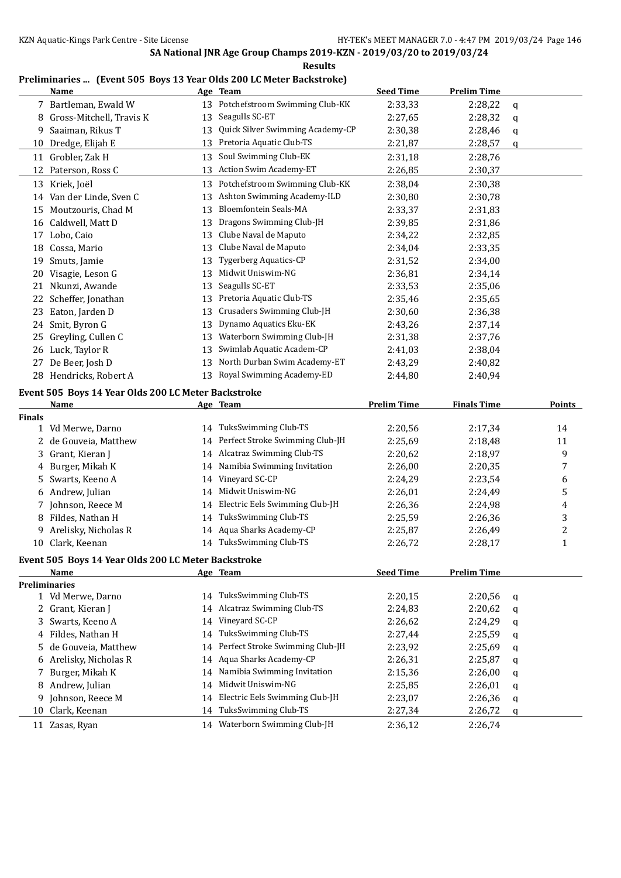SA National JNR Age Group Champs 2019-KZN - 2019/03/20 to 2019/03/24

**Results**

### Preliminaries ... (Event 505 Boys 13 Year Olds 200 LC Meter Backstroke)

| | Name | Age | Team | Seed Time | Prelim Time | |
|---|---|---|---|---|---|---|
| 7 | Bartleman, Ewald W | 13 | Potchefstroom Swimming Club-KK | 2:33,33 | 2:28,22 | q |
| 8 | Gross-Mitchell, Travis K | 13 | Seagulls SC-ET | 2:27,65 | 2:28,32 | q |
| 9 | Saaiman, Rikus T | 13 | Quick Silver Swimming Academy-CP | 2:30,38 | 2:28,46 | q |
| 10 | Dredge, Elijah E | 13 | Pretoria Aquatic Club-TS | 2:21,87 | 2:28,57 | q |
| 11 | Grobler, Zak H | 13 | Soul Swimming Club-EK | 2:31,18 | 2:28,76 | |
| 12 | Paterson, Ross C | 13 | Action Swim Academy-ET | 2:26,85 | 2:30,37 | |
| 13 | Kriek, Joël | 13 | Potchefstroom Swimming Club-KK | 2:38,04 | 2:30,38 | |
| 14 | Van der Linde, Sven C | 13 | Ashton Swimming Academy-ILD | 2:30,80 | 2:30,78 | |
| 15 | Moutzouris, Chad M | 13 | Bloemfontein Seals-MA | 2:33,37 | 2:31,83 | |
| 16 | Caldwell, Matt D | 13 | Dragons Swimming Club-JH | 2:39,85 | 2:31,86 | |
| 17 | Lobo, Caio | 13 | Clube Naval de Maputo | 2:34,22 | 2:32,85 | |
| 18 | Cossa, Mario | 13 | Clube Naval de Maputo | 2:34,04 | 2:33,35 | |
| 19 | Smuts, Jamie | 13 | Tygerberg Aquatics-CP | 2:31,52 | 2:34,00 | |
| 20 | Visagie, Leson G | 13 | Midwit Uniswim-NG | 2:36,81 | 2:34,14 | |
| 21 | Nkunzi, Awande | 13 | Seagulls SC-ET | 2:33,53 | 2:35,06 | |
| 22 | Scheffer, Jonathan | 13 | Pretoria Aquatic Club-TS | 2:35,46 | 2:35,65 | |
| 23 | Eaton, Jarden D | 13 | Crusaders Swimming Club-JH | 2:30,60 | 2:36,38 | |
| 24 | Smit, Byron G | 13 | Dynamo Aquatics Eku-EK | 2:43,26 | 2:37,14 | |
| 25 | Greyling, Cullen C | 13 | Waterborn Swimming Club-JH | 2:31,38 | 2:37,76 | |
| 26 | Luck, Taylor R | 13 | Swimlab Aquatic Academ-CP | 2:41,03 | 2:38,04 | |
| 27 | De Beer, Josh D | 13 | North Durban Swim Academy-ET | 2:43,29 | 2:40,82 | |
| 28 | Hendricks, Robert A | 13 | Royal Swimming Academy-ED | 2:44,80 | 2:40,94 | |

### Event 505 Boys 14 Year Olds 200 LC Meter Backstroke

| | Name | Age | Team | Prelim Time | Finals Time | Points |
|---|---|---|---|---|---|---|
| **Finals** | | | | | | |
| 1 | Vd Merwe, Darno | 14 | TuksSwimming Club-TS | 2:20,56 | 2:17,34 | 14 |
| 2 | de Gouveia, Matthew | 14 | Perfect Stroke Swimming Club-JH | 2:25,69 | 2:18,48 | 11 |
| 3 | Grant, Kieran J | 14 | Alcatraz Swimming Club-TS | 2:20,62 | 2:18,97 | 9 |
| 4 | Burger, Mikah K | 14 | Namibia Swimming Invitation | 2:26,00 | 2:20,35 | 7 |
| 5 | Swarts, Keeno A | 14 | Vineyard SC-CP | 2:24,29 | 2:23,54 | 6 |
| 6 | Andrew, Julian | 14 | Midwit Uniswim-NG | 2:26,01 | 2:24,49 | 5 |
| 7 | Johnson, Reece M | 14 | Electric Eels Swimming Club-JH | 2:26,36 | 2:24,98 | 4 |
| 8 | Fildes, Nathan H | 14 | TuksSwimming Club-TS | 2:25,59 | 2:26,36 | 3 |
| 9 | Arelisky, Nicholas R | 14 | Aqua Sharks Academy-CP | 2:25,87 | 2:26,49 | 2 |
| 10 | Clark, Keenan | 14 | TuksSwimming Club-TS | 2:26,72 | 2:28,17 | 1 |

### Event 505 Boys 14 Year Olds 200 LC Meter Backstroke

| | Name | Age | Team | Seed Time | Prelim Time | |
|---|---|---|---|---|---|---|
| **Preliminaries** | | | | | | |
| 1 | Vd Merwe, Darno | 14 | TuksSwimming Club-TS | 2:20,15 | 2:20,56 | q |
| 2 | Grant, Kieran J | 14 | Alcatraz Swimming Club-TS | 2:24,83 | 2:20,62 | q |
| 3 | Swarts, Keeno A | 14 | Vineyard SC-CP | 2:26,62 | 2:24,29 | q |
| 4 | Fildes, Nathan H | 14 | TuksSwimming Club-TS | 2:27,44 | 2:25,59 | q |
| 5 | de Gouveia, Matthew | 14 | Perfect Stroke Swimming Club-JH | 2:23,92 | 2:25,69 | q |
| 6 | Arelisky, Nicholas R | 14 | Aqua Sharks Academy-CP | 2:26,31 | 2:25,87 | q |
| 7 | Burger, Mikah K | 14 | Namibia Swimming Invitation | 2:15,36 | 2:26,00 | q |
| 8 | Andrew, Julian | 14 | Midwit Uniswim-NG | 2:25,85 | 2:26,01 | q |
| 9 | Johnson, Reece M | 14 | Electric Eels Swimming Club-JH | 2:23,07 | 2:26,36 | q |
| 10 | Clark, Keenan | 14 | TuksSwimming Club-TS | 2:27,34 | 2:26,72 | q |
| 11 | Zasas, Ryan | 14 | Waterborn Swimming Club-JH | 2:36,12 | 2:26,74 | |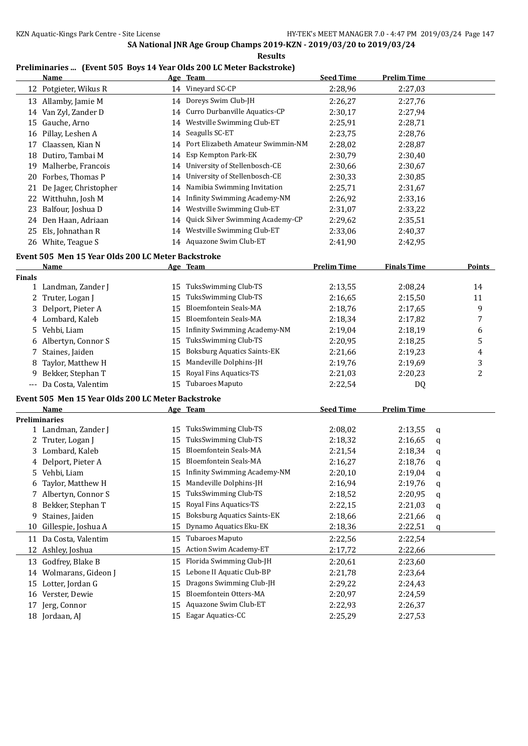SA National JNR Age Group Champs 2019-KZN - 2019/03/20 to 2019/03/24

**Results**

**Preliminaries ... (Event 505 Boys 14 Year Olds 200 LC Meter Backstroke)**

| | Name | Age | Team | Seed Time | Prelim Time |
|---|---|---|---|---|---|
| 12 | Potgieter, Wikus R | 14 | Vineyard SC-CP | 2:28,96 | 2:27,03 |
| 13 | Allamby, Jamie M | 14 | Doreys Swim Club-JH | 2:26,27 | 2:27,76 |
| 14 | Van Zyl, Zander D | 14 | Curro Durbanville Aquatics-CP | 2:30,17 | 2:27,94 |
| 15 | Gauche, Arno | 14 | Westville Swimming Club-ET | 2:25,91 | 2:28,71 |
| 16 | Pillay, Leshen A | 14 | Seagulls SC-ET | 2:23,75 | 2:28,76 |
| 17 | Claassen, Kian N | 14 | Port Elizabeth Amateur Swimmin-NM | 2:28,02 | 2:28,87 |
| 18 | Dutiro, Tambai M | 14 | Esp Kempton Park-EK | 2:30,79 | 2:30,40 |
| 19 | Malherbe, Francois | 14 | University of Stellenbosch-CE | 2:30,66 | 2:30,67 |
| 20 | Forbes, Thomas P | 14 | University of Stellenbosch-CE | 2:30,33 | 2:30,85 |
| 21 | De Jager, Christopher | 14 | Namibia Swimming Invitation | 2:25,71 | 2:31,67 |
| 22 | Witthuhn, Josh M | 14 | Infinity Swimming Academy-NM | 2:26,92 | 2:33,16 |
| 23 | Balfour, Joshua D | 14 | Westville Swimming Club-ET | 2:31,07 | 2:33,22 |
| 24 | Den Haan, Adriaan | 14 | Quick Silver Swimming Academy-CP | 2:29,62 | 2:35,51 |
| 25 | Els, Johnathan R | 14 | Westville Swimming Club-ET | 2:33,06 | 2:40,37 |
| 26 | White, Teague S | 14 | Aquazone Swim Club-ET | 2:41,90 | 2:42,95 |

**Event 505 Men 15 Year Olds 200 LC Meter Backstroke**

| | Name | Age | Team | Prelim Time | Finals Time | Points |
|---|---|---|---|---|---|---|
| **Finals** | | | | | | |
| 1 | Landman, Zander J | 15 | TuksSwimming Club-TS | 2:13,55 | 2:08,24 | 14 |
| 2 | Truter, Logan J | 15 | TuksSwimming Club-TS | 2:16,65 | 2:15,50 | 11 |
| 3 | Delport, Pieter A | 15 | Bloemfontein Seals-MA | 2:18,76 | 2:17,65 | 9 |
| 4 | Lombard, Kaleb | 15 | Bloemfontein Seals-MA | 2:18,34 | 2:17,82 | 7 |
| 5 | Vehbi, Liam | 15 | Infinity Swimming Academy-NM | 2:19,04 | 2:18,19 | 6 |
| 6 | Albertyn, Connor S | 15 | TuksSwimming Club-TS | 2:20,95 | 2:18,25 | 5 |
| 7 | Staines, Jaiden | 15 | Boksburg Aquatics Saints-EK | 2:21,66 | 2:19,23 | 4 |
| 8 | Taylor, Matthew H | 15 | Mandeville Dolphins-JH | 2:19,76 | 2:19,69 | 3 |
| 9 | Bekker, Stephan T | 15 | Royal Fins Aquatics-TS | 2:21,03 | 2:20,23 | 2 |
| --- | Da Costa, Valentim | 15 | Tubaroes Maputo | 2:22,54 | DQ | |

**Event 505 Men 15 Year Olds 200 LC Meter Backstroke**

| | Name | Age | Team | Seed Time | Prelim Time | |
|---|---|---|---|---|---|---|
| **Preliminaries** | | | | | | |
| 1 | Landman, Zander J | 15 | TuksSwimming Club-TS | 2:08,02 | 2:13,55 | q |
| 2 | Truter, Logan J | 15 | TuksSwimming Club-TS | 2:18,32 | 2:16,65 | q |
| 3 | Lombard, Kaleb | 15 | Bloemfontein Seals-MA | 2:21,54 | 2:18,34 | q |
| 4 | Delport, Pieter A | 15 | Bloemfontein Seals-MA | 2:16,27 | 2:18,76 | q |
| 5 | Vehbi, Liam | 15 | Infinity Swimming Academy-NM | 2:20,10 | 2:19,04 | q |
| 6 | Taylor, Matthew H | 15 | Mandeville Dolphins-JH | 2:16,94 | 2:19,76 | q |
| 7 | Albertyn, Connor S | 15 | TuksSwimming Club-TS | 2:18,52 | 2:20,95 | q |
| 8 | Bekker, Stephan T | 15 | Royal Fins Aquatics-TS | 2:22,15 | 2:21,03 | q |
| 9 | Staines, Jaiden | 15 | Boksburg Aquatics Saints-EK | 2:18,66 | 2:21,66 | q |
| 10 | Gillespie, Joshua A | 15 | Dynamo Aquatics Eku-EK | 2:18,36 | 2:22,51 | q |
| 11 | Da Costa, Valentim | 15 | Tubaroes Maputo | 2:22,56 | 2:22,54 | |
| 12 | Ashley, Joshua | 15 | Action Swim Academy-ET | 2:17,72 | 2:22,66 | |
| 13 | Godfrey, Blake B | 15 | Florida Swimming Club-JH | 2:20,61 | 2:23,60 | |
| 14 | Wolmarans, Gideon J | 15 | Lebone II Aquatic Club-BP | 2:21,78 | 2:23,64 | |
| 15 | Lotter, Jordan G | 15 | Dragons Swimming Club-JH | 2:29,22 | 2:24,43 | |
| 16 | Verster, Dewie | 15 | Bloemfontein Otters-MA | 2:20,97 | 2:24,59 | |
| 17 | Jerg, Connor | 15 | Aquazone Swim Club-ET | 2:22,93 | 2:26,37 | |
| 18 | Jordaan, AJ | 15 | Eagar Aquatics-CC | 2:25,29 | 2:27,53 | |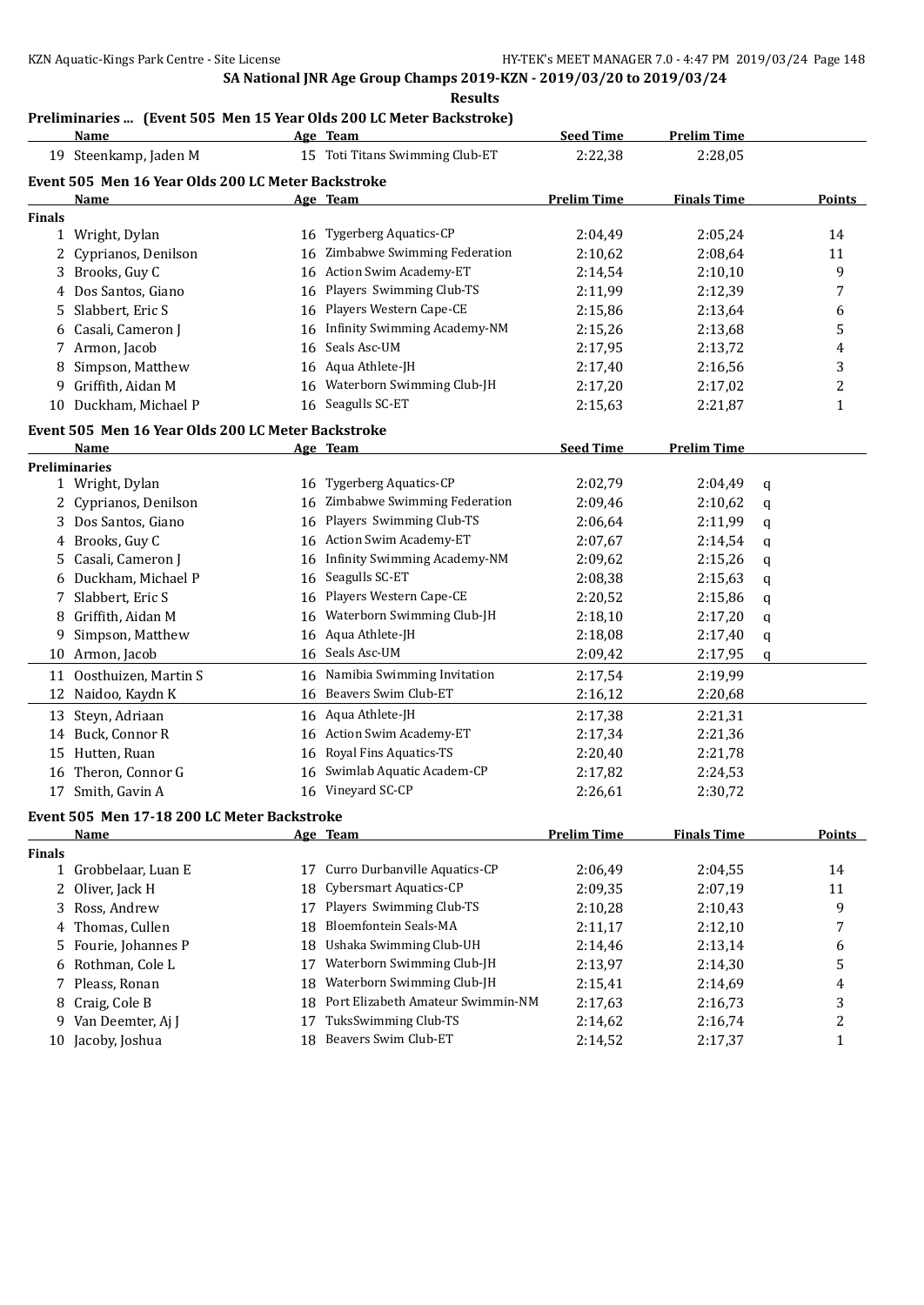SA National JNR Age Group Champs 2019-KZN - 2019/03/20 to 2019/03/24

**Results**

### Preliminaries ... (Event 505 Men 15 Year Olds 200 LC Meter Backstroke)

| | Name | Age | Team | Seed Time | Prelim Time | |
|---|---|---|---|---|---|---|
| 19 | Steenkamp, Jaden M | 15 | Toti Titans Swimming Club-ET | 2:22,38 | 2:28,05 | |

### Event 505 Men 16 Year Olds 200 LC Meter Backstroke

| | Name | Age | Team | Prelim Time | Finals Time | Points |
|---|---|---|---|---|---|---|
| **Finals** | | | | | | |
| 1 | Wright, Dylan | 16 | Tygerberg Aquatics-CP | 2:04,49 | 2:05,24 | 14 |
| 2 | Cyprianos, Denilson | 16 | Zimbabwe Swimming Federation | 2:10,62 | 2:08,64 | 11 |
| 3 | Brooks, Guy C | 16 | Action Swim Academy-ET | 2:14,54 | 2:10,10 | 9 |
| 4 | Dos Santos, Giano | 16 | Players Swimming Club-TS | 2:11,99 | 2:12,39 | 7 |
| 5 | Slabbert, Eric S | 16 | Players Western Cape-CE | 2:15,86 | 2:13,64 | 6 |
| 6 | Casali, Cameron J | 16 | Infinity Swimming Academy-NM | 2:15,26 | 2:13,68 | 5 |
| 7 | Armon, Jacob | 16 | Seals Asc-UM | 2:17,95 | 2:13,72 | 4 |
| 8 | Simpson, Matthew | 16 | Aqua Athlete-JH | 2:17,40 | 2:16,56 | 3 |
| 9 | Griffith, Aidan M | 16 | Waterborn Swimming Club-JH | 2:17,20 | 2:17,02 | 2 |
| 10 | Duckham, Michael P | 16 | Seagulls SC-ET | 2:15,63 | 2:21,87 | 1 |

### Event 505 Men 16 Year Olds 200 LC Meter Backstroke

| | Name | Age | Team | Seed Time | Prelim Time | |
|---|---|---|---|---|---|---|
| **Preliminaries** | | | | | | |
| 1 | Wright, Dylan | 16 | Tygerberg Aquatics-CP | 2:02,79 | 2:04,49 | q |
| 2 | Cyprianos, Denilson | 16 | Zimbabwe Swimming Federation | 2:09,46 | 2:10,62 | q |
| 3 | Dos Santos, Giano | 16 | Players Swimming Club-TS | 2:06,64 | 2:11,99 | q |
| 4 | Brooks, Guy C | 16 | Action Swim Academy-ET | 2:07,67 | 2:14,54 | q |
| 5 | Casali, Cameron J | 16 | Infinity Swimming Academy-NM | 2:09,62 | 2:15,26 | q |
| 6 | Duckham, Michael P | 16 | Seagulls SC-ET | 2:08,38 | 2:15,63 | q |
| 7 | Slabbert, Eric S | 16 | Players Western Cape-CE | 2:20,52 | 2:15,86 | q |
| 8 | Griffith, Aidan M | 16 | Waterborn Swimming Club-JH | 2:18,10 | 2:17,20 | q |
| 9 | Simpson, Matthew | 16 | Aqua Athlete-JH | 2:18,08 | 2:17,40 | q |
| 10 | Armon, Jacob | 16 | Seals Asc-UM | 2:09,42 | 2:17,95 | q |
| 11 | Oosthuizen, Martin S | 16 | Namibia Swimming Invitation | 2:17,54 | 2:19,99 | |
| 12 | Naidoo, Kaydn K | 16 | Beavers Swim Club-ET | 2:16,12 | 2:20,68 | |
| 13 | Steyn, Adriaan | 16 | Aqua Athlete-JH | 2:17,38 | 2:21,31 | |
| 14 | Buck, Connor R | 16 | Action Swim Academy-ET | 2:17,34 | 2:21,36 | |
| 15 | Hutten, Ruan | 16 | Royal Fins Aquatics-TS | 2:20,40 | 2:21,78 | |
| 16 | Theron, Connor G | 16 | Swimlab Aquatic Academ-CP | 2:17,82 | 2:24,53 | |
| 17 | Smith, Gavin A | 16 | Vineyard SC-CP | 2:26,61 | 2:30,72 | |

### Event 505 Men 17-18 200 LC Meter Backstroke

| | Name | Age | Team | Prelim Time | Finals Time | Points |
|---|---|---|---|---|---|---|
| **Finals** | | | | | | |
| 1 | Grobbelaar, Luan E | 17 | Curro Durbanville Aquatics-CP | 2:06,49 | 2:04,55 | 14 |
| 2 | Oliver, Jack H | 18 | Cybersmart Aquatics-CP | 2:09,35 | 2:07,19 | 11 |
| 3 | Ross, Andrew | 17 | Players Swimming Club-TS | 2:10,28 | 2:10,43 | 9 |
| 4 | Thomas, Cullen | 18 | Bloemfontein Seals-MA | 2:11,17 | 2:12,10 | 7 |
| 5 | Fourie, Johannes P | 18 | Ushaka Swimming Club-UH | 2:14,46 | 2:13,14 | 6 |
| 6 | Rothman, Cole L | 17 | Waterborn Swimming Club-JH | 2:13,97 | 2:14,30 | 5 |
| 7 | Pleass, Ronan | 18 | Waterborn Swimming Club-JH | 2:15,41 | 2:14,69 | 4 |
| 8 | Craig, Cole B | 18 | Port Elizabeth Amateur Swimmin-NM | 2:17,63 | 2:16,73 | 3 |
| 9 | Van Deemter, Aj J | 17 | TuksSwimming Club-TS | 2:14,62 | 2:16,74 | 2 |
| 10 | Jacoby, Joshua | 18 | Beavers Swim Club-ET | 2:14,52 | 2:17,37 | 1 |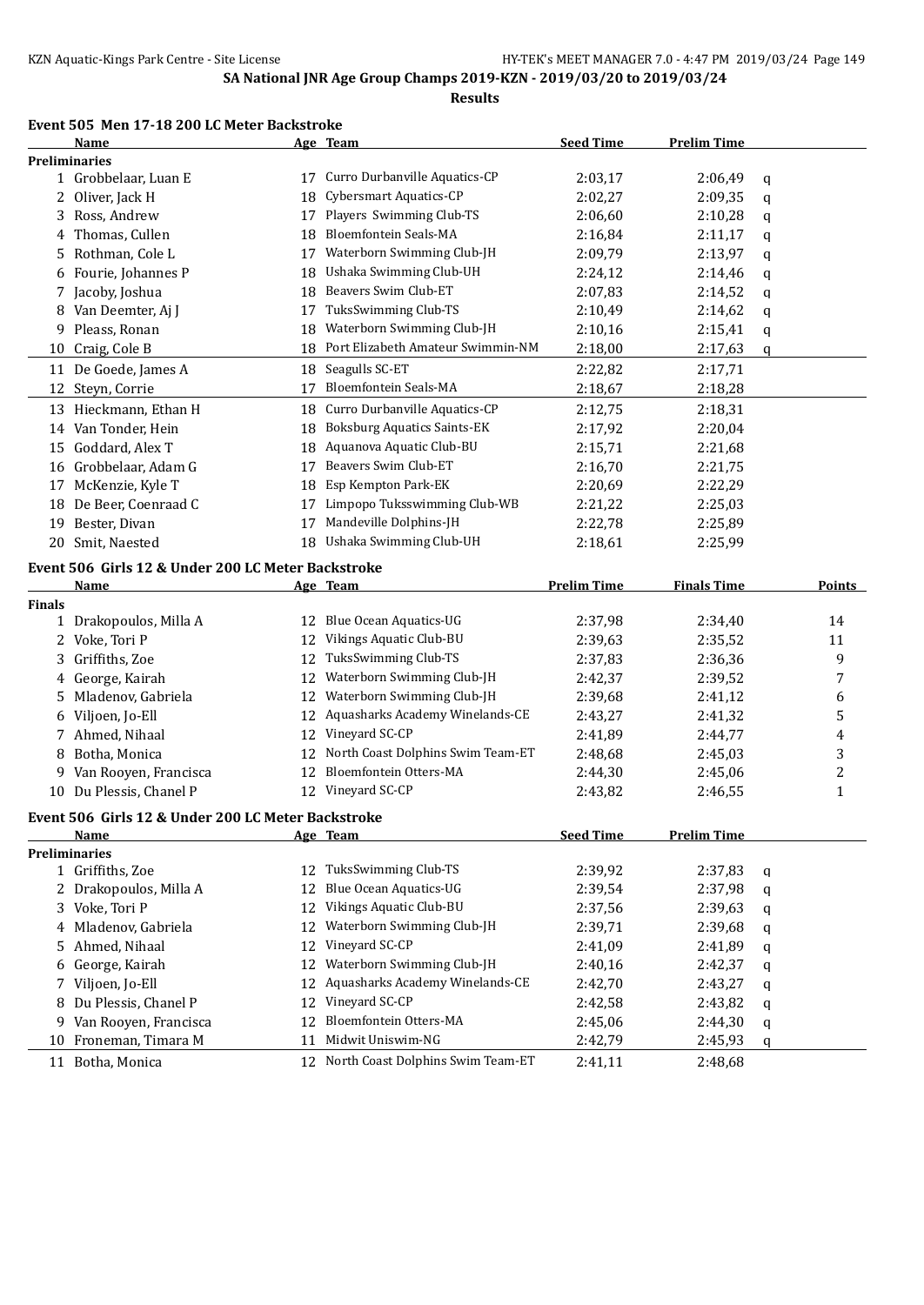SA National JNR Age Group Champs 2019-KZN - 2019/03/20 to 2019/03/24

**Results**

### Event 505 Men 17-18 200 LC Meter Backstroke

| | Name | Age | Team | Seed Time | Prelim Time | |
|---|---|---|---|---|---|---|
| **Preliminaries** | | | | | | |
| 1 | Grobbelaar, Luan E | 17 | Curro Durbanville Aquatics-CP | 2:03,17 | 2:06,49 | q |
| 2 | Oliver, Jack H | 18 | Cybersmart Aquatics-CP | 2:02,27 | 2:09,35 | q |
| 3 | Ross, Andrew | 17 | Players Swimming Club-TS | 2:06,60 | 2:10,28 | q |
| 4 | Thomas, Cullen | 18 | Bloemfontein Seals-MA | 2:16,84 | 2:11,17 | q |
| 5 | Rothman, Cole L | 17 | Waterborn Swimming Club-JH | 2:09,79 | 2:13,97 | q |
| 6 | Fourie, Johannes P | 18 | Ushaka Swimming Club-UH | 2:24,12 | 2:14,46 | q |
| 7 | Jacoby, Joshua | 18 | Beavers Swim Club-ET | 2:07,83 | 2:14,52 | q |
| 8 | Van Deemter, Aj J | 17 | TuksSwimming Club-TS | 2:10,49 | 2:14,62 | q |
| 9 | Pleass, Ronan | 18 | Waterborn Swimming Club-JH | 2:10,16 | 2:15,41 | q |
| 10 | Craig, Cole B | 18 | Port Elizabeth Amateur Swimmin-NM | 2:18,00 | 2:17,63 | q |
| 11 | De Goede, James A | 18 | Seagulls SC-ET | 2:22,82 | 2:17,71 | |
| 12 | Steyn, Corrie | 17 | Bloemfontein Seals-MA | 2:18,67 | 2:18,28 | |
| 13 | Hieckmann, Ethan H | 18 | Curro Durbanville Aquatics-CP | 2:12,75 | 2:18,31 | |
| 14 | Van Tonder, Hein | 18 | Boksburg Aquatics Saints-EK | 2:17,92 | 2:20,04 | |
| 15 | Goddard, Alex T | 18 | Aquanova Aquatic Club-BU | 2:15,71 | 2:21,68 | |
| 16 | Grobbelaar, Adam G | 17 | Beavers Swim Club-ET | 2:16,70 | 2:21,75 | |
| 17 | McKenzie, Kyle T | 18 | Esp Kempton Park-EK | 2:20,69 | 2:22,29 | |
| 18 | De Beer, Coenraad C | 17 | Limpopo Tuksswimming Club-WB | 2:21,22 | 2:25,03 | |
| 19 | Bester, Divan | 17 | Mandeville Dolphins-JH | 2:22,78 | 2:25,89 | |
| 20 | Smit, Naested | 18 | Ushaka Swimming Club-UH | 2:18,61 | 2:25,99 | |

### Event 506 Girls 12 & Under 200 LC Meter Backstroke

| | Name | Age | Team | Prelim Time | Finals Time | Points |
|---|---|---|---|---|---|---|
| **Finals** | | | | | | |
| 1 | Drakopoulos, Milla A | 12 | Blue Ocean Aquatics-UG | 2:37,98 | 2:34,40 | 14 |
| 2 | Voke, Tori P | 12 | Vikings Aquatic Club-BU | 2:39,63 | 2:35,52 | 11 |
| 3 | Griffiths, Zoe | 12 | TuksSwimming Club-TS | 2:37,83 | 2:36,36 | 9 |
| 4 | George, Kairah | 12 | Waterborn Swimming Club-JH | 2:42,37 | 2:39,52 | 7 |
| 5 | Mladenov, Gabriela | 12 | Waterborn Swimming Club-JH | 2:39,68 | 2:41,12 | 6 |
| 6 | Viljoen, Jo-Ell | 12 | Aquasharks Academy Winelands-CE | 2:43,27 | 2:41,32 | 5 |
| 7 | Ahmed, Nihaal | 12 | Vineyard SC-CP | 2:41,89 | 2:44,77 | 4 |
| 8 | Botha, Monica | 12 | North Coast Dolphins Swim Team-ET | 2:48,68 | 2:45,03 | 3 |
| 9 | Van Rooyen, Francisca | 12 | Bloemfontein Otters-MA | 2:44,30 | 2:45,06 | 2 |
| 10 | Du Plessis, Chanel P | 12 | Vineyard SC-CP | 2:43,82 | 2:46,55 | 1 |

### Event 506 Girls 12 & Under 200 LC Meter Backstroke

| | Name | Age | Team | Seed Time | Prelim Time | |
|---|---|---|---|---|---|---|
| **Preliminaries** | | | | | | |
| 1 | Griffiths, Zoe | 12 | TuksSwimming Club-TS | 2:39,92 | 2:37,83 | q |
| 2 | Drakopoulos, Milla A | 12 | Blue Ocean Aquatics-UG | 2:39,54 | 2:37,98 | q |
| 3 | Voke, Tori P | 12 | Vikings Aquatic Club-BU | 2:37,56 | 2:39,63 | q |
| 4 | Mladenov, Gabriela | 12 | Waterborn Swimming Club-JH | 2:39,71 | 2:39,68 | q |
| 5 | Ahmed, Nihaal | 12 | Vineyard SC-CP | 2:41,09 | 2:41,89 | q |
| 6 | George, Kairah | 12 | Waterborn Swimming Club-JH | 2:40,16 | 2:42,37 | q |
| 7 | Viljoen, Jo-Ell | 12 | Aquasharks Academy Winelands-CE | 2:42,70 | 2:43,27 | q |
| 8 | Du Plessis, Chanel P | 12 | Vineyard SC-CP | 2:42,58 | 2:43,82 | q |
| 9 | Van Rooyen, Francisca | 12 | Bloemfontein Otters-MA | 2:45,06 | 2:44,30 | q |
| 10 | Froneman, Timara M | 11 | Midwit Uniswim-NG | 2:42,79 | 2:45,93 | q |
| 11 | Botha, Monica | 12 | North Coast Dolphins Swim Team-ET | 2:41,11 | 2:48,68 | |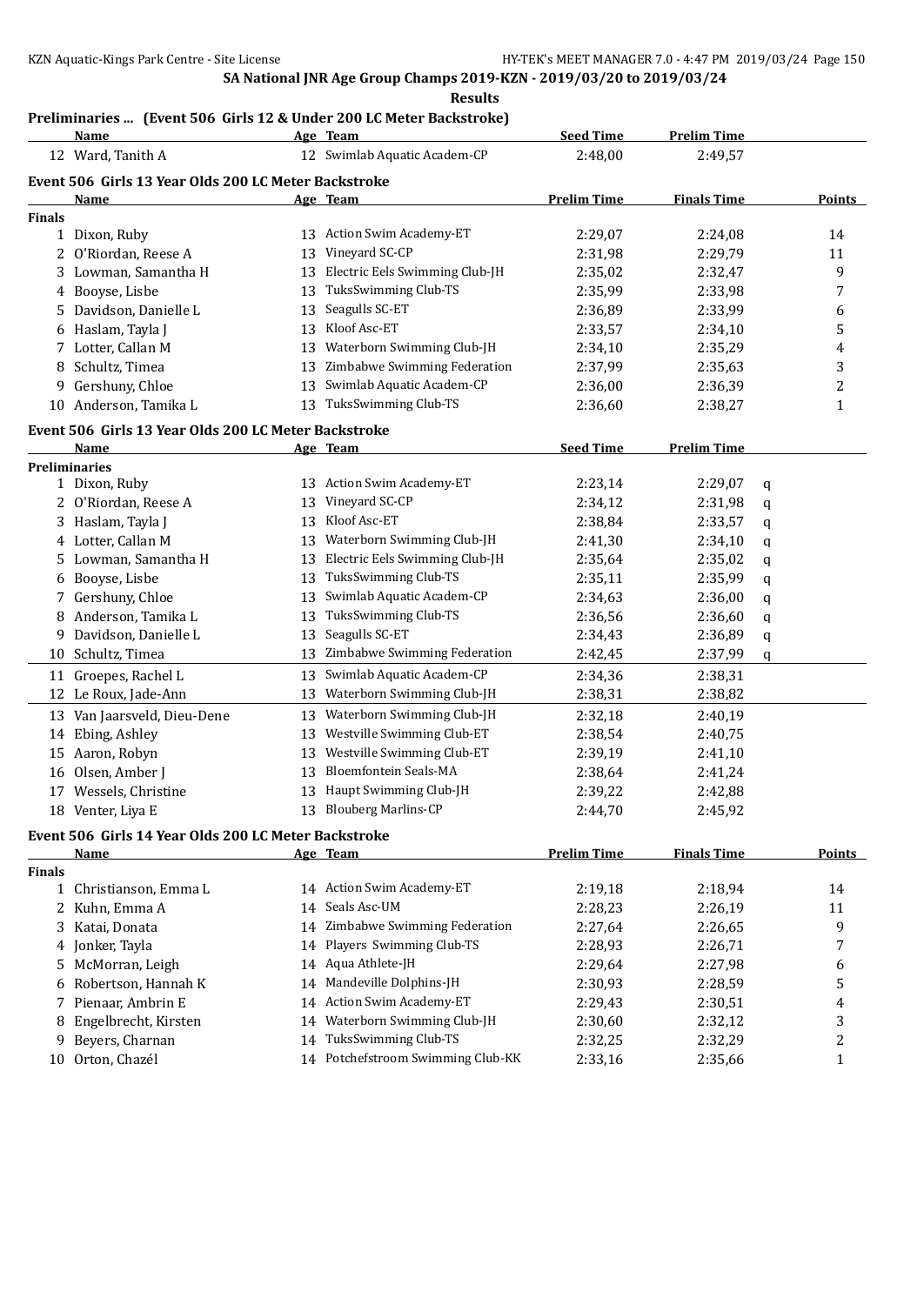**SA National JNR Age Group Champs 2019-KZN - 2019/03/20 to 2019/03/24**

**Results**

### Preliminaries ... (Event 506 Girls 12 & Under 200 LC Meter Backstroke)

| | Name | Age | Team | Seed Time | Prelim Time | |
|---|---|---|---|---|---|---|
| 12 | Ward, Tanith A | 12 | Swimlab Aquatic Academ-CP | 2:48,00 | 2:49,57 | |

### Event 506 Girls 13 Year Olds 200 LC Meter Backstroke

| | Name | Age | Team | Prelim Time | Finals Time | Points |
|---|---|---|---|---|---|---|
| **Finals** | | | | | | |
| 1 | Dixon, Ruby | 13 | Action Swim Academy-ET | 2:29,07 | 2:24,08 | 14 |
| 2 | O'Riordan, Reese A | 13 | Vineyard SC-CP | 2:31,98 | 2:29,79 | 11 |
| 3 | Lowman, Samantha H | 13 | Electric Eels Swimming Club-JH | 2:35,02 | 2:32,47 | 9 |
| 4 | Booyse, Lisbe | 13 | TuksSwimming Club-TS | 2:35,99 | 2:33,98 | 7 |
| 5 | Davidson, Danielle L | 13 | Seagulls SC-ET | 2:36,89 | 2:33,99 | 6 |
| 6 | Haslam, Tayla J | 13 | Kloof Asc-ET | 2:33,57 | 2:34,10 | 5 |
| 7 | Lotter, Callan M | 13 | Waterborn Swimming Club-JH | 2:34,10 | 2:35,29 | 4 |
| 8 | Schultz, Timea | 13 | Zimbabwe Swimming Federation | 2:37,99 | 2:35,63 | 3 |
| 9 | Gershuny, Chloe | 13 | Swimlab Aquatic Academ-CP | 2:36,00 | 2:36,39 | 2 |
| 10 | Anderson, Tamika L | 13 | TuksSwimming Club-TS | 2:36,60 | 2:38,27 | 1 |

### Event 506 Girls 13 Year Olds 200 LC Meter Backstroke

| | Name | Age | Team | Seed Time | Prelim Time | |
|---|---|---|---|---|---|---|
| **Preliminaries** | | | | | | |
| 1 | Dixon, Ruby | 13 | Action Swim Academy-ET | 2:23,14 | 2:29,07 | q |
| 2 | O'Riordan, Reese A | 13 | Vineyard SC-CP | 2:34,12 | 2:31,98 | q |
| 3 | Haslam, Tayla J | 13 | Kloof Asc-ET | 2:38,84 | 2:33,57 | q |
| 4 | Lotter, Callan M | 13 | Waterborn Swimming Club-JH | 2:41,30 | 2:34,10 | q |
| 5 | Lowman, Samantha H | 13 | Electric Eels Swimming Club-JH | 2:35,64 | 2:35,02 | q |
| 6 | Booyse, Lisbe | 13 | TuksSwimming Club-TS | 2:35,11 | 2:35,99 | q |
| 7 | Gershuny, Chloe | 13 | Swimlab Aquatic Academ-CP | 2:34,63 | 2:36,00 | q |
| 8 | Anderson, Tamika L | 13 | TuksSwimming Club-TS | 2:36,56 | 2:36,60 | q |
| 9 | Davidson, Danielle L | 13 | Seagulls SC-ET | 2:34,43 | 2:36,89 | q |
| 10 | Schultz, Timea | 13 | Zimbabwe Swimming Federation | 2:42,45 | 2:37,99 | q |
| 11 | Groepes, Rachel L | 13 | Swimlab Aquatic Academ-CP | 2:34,36 | 2:38,31 | |
| 12 | Le Roux, Jade-Ann | 13 | Waterborn Swimming Club-JH | 2:38,31 | 2:38,82 | |
| 13 | Van Jaarsveld, Dieu-Dene | 13 | Waterborn Swimming Club-JH | 2:32,18 | 2:40,19 | |
| 14 | Ebing, Ashley | 13 | Westville Swimming Club-ET | 2:38,54 | 2:40,75 | |
| 15 | Aaron, Robyn | 13 | Westville Swimming Club-ET | 2:39,19 | 2:41,10 | |
| 16 | Olsen, Amber J | 13 | Bloemfontein Seals-MA | 2:38,64 | 2:41,24 | |
| 17 | Wessels, Christine | 13 | Haupt Swimming Club-JH | 2:39,22 | 2:42,88 | |
| 18 | Venter, Liya E | 13 | Blouberg Marlins-CP | 2:44,70 | 2:45,92 | |

### Event 506 Girls 14 Year Olds 200 LC Meter Backstroke

| | Name | Age | Team | Prelim Time | Finals Time | Points |
|---|---|---|---|---|---|---|
| **Finals** | | | | | | |
| 1 | Christianson, Emma L | 14 | Action Swim Academy-ET | 2:19,18 | 2:18,94 | 14 |
| 2 | Kuhn, Emma A | 14 | Seals Asc-UM | 2:28,23 | 2:26,19 | 11 |
| 3 | Katai, Donata | 14 | Zimbabwe Swimming Federation | 2:27,64 | 2:26,65 | 9 |
| 4 | Jonker, Tayla | 14 | Players Swimming Club-TS | 2:28,93 | 2:26,71 | 7 |
| 5 | McMorran, Leigh | 14 | Aqua Athlete-JH | 2:29,64 | 2:27,98 | 6 |
| 6 | Robertson, Hannah K | 14 | Mandeville Dolphins-JH | 2:30,93 | 2:28,59 | 5 |
| 7 | Pienaar, Ambrin E | 14 | Action Swim Academy-ET | 2:29,43 | 2:30,51 | 4 |
| 8 | Engelbrecht, Kirsten | 14 | Waterborn Swimming Club-JH | 2:30,60 | 2:32,12 | 3 |
| 9 | Beyers, Charnan | 14 | TuksSwimming Club-TS | 2:32,25 | 2:32,29 | 2 |
| 10 | Orton, Chazél | 14 | Potchefstroom Swimming Club-KK | 2:33,16 | 2:35,66 | 1 |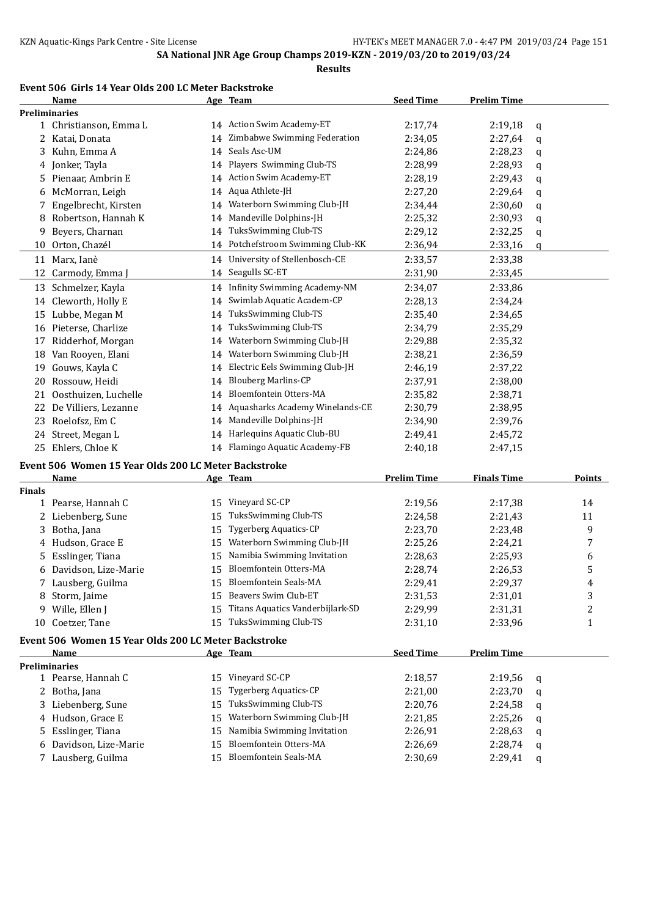**SA National JNR Age Group Champs 2019-KZN - 2019/03/20 to 2019/03/24**

**Results**

### Event 506 Girls 14 Year Olds 200 LC Meter Backstroke

| | Name | Age | Team | Seed Time | Prelim Time | |
|---|---|---|---|---|---|---|
| **Preliminaries** | | | | | | |
| 1 | Christianson, Emma L | 14 | Action Swim Academy-ET | 2:17,74 | 2:19,18 | q |
| 2 | Katai, Donata | 14 | Zimbabwe Swimming Federation | 2:34,05 | 2:27,64 | q |
| 3 | Kuhn, Emma A | 14 | Seals Asc-UM | 2:24,86 | 2:28,23 | q |
| 4 | Jonker, Tayla | 14 | Players Swimming Club-TS | 2:28,99 | 2:28,93 | q |
| 5 | Pienaar, Ambrin E | 14 | Action Swim Academy-ET | 2:28,19 | 2:29,43 | q |
| 6 | McMorran, Leigh | 14 | Aqua Athlete-JH | 2:27,20 | 2:29,64 | q |
| 7 | Engelbrecht, Kirsten | 14 | Waterborn Swimming Club-JH | 2:34,44 | 2:30,60 | q |
| 8 | Robertson, Hannah K | 14 | Mandeville Dolphins-JH | 2:25,32 | 2:30,93 | q |
| 9 | Beyers, Charnan | 14 | TuksSwimming Club-TS | 2:29,12 | 2:32,25 | q |
| 10 | Orton, Chazél | 14 | Potchefstroom Swimming Club-KK | 2:36,94 | 2:33,16 | q |
| 11 | Marx, Ianè | 14 | University of Stellenbosch-CE | 2:33,57 | 2:33,38 | |
| 12 | Carmody, Emma J | 14 | Seagulls SC-ET | 2:31,90 | 2:33,45 | |
| 13 | Schmelzer, Kayla | 14 | Infinity Swimming Academy-NM | 2:34,07 | 2:33,86 | |
| 14 | Cleworth, Holly E | 14 | Swimlab Aquatic Academ-CP | 2:28,13 | 2:34,24 | |
| 15 | Lubbe, Megan M | 14 | TuksSwimming Club-TS | 2:35,40 | 2:34,65 | |
| 16 | Pieterse, Charlize | 14 | TuksSwimming Club-TS | 2:34,79 | 2:35,29 | |
| 17 | Ridderhof, Morgan | 14 | Waterborn Swimming Club-JH | 2:29,88 | 2:35,32 | |
| 18 | Van Rooyen, Elani | 14 | Waterborn Swimming Club-JH | 2:38,21 | 2:36,59 | |
| 19 | Gouws, Kayla C | 14 | Electric Eels Swimming Club-JH | 2:46,19 | 2:37,22 | |
| 20 | Rossouw, Heidi | 14 | Blouberg Marlins-CP | 2:37,91 | 2:38,00 | |
| 21 | Oosthuizen, Luchelle | 14 | Bloemfontein Otters-MA | 2:35,82 | 2:38,71 | |
| 22 | De Villiers, Lezanne | 14 | Aquasharks Academy Winelands-CE | 2:30,79 | 2:38,95 | |
| 23 | Roelofsz, Em C | 14 | Mandeville Dolphins-JH | 2:34,90 | 2:39,76 | |
| 24 | Street, Megan L | 14 | Harlequins Aquatic Club-BU | 2:49,41 | 2:45,72 | |
| 25 | Ehlers, Chloe K | 14 | Flamingo Aquatic Academy-FB | 2:40,18 | 2:47,15 | |

### Event 506 Women 15 Year Olds 200 LC Meter Backstroke

| | Name | Age | Team | Prelim Time | Finals Time | Points |
|---|---|---|---|---|---|---|
| **Finals** | | | | | | |
| 1 | Pearse, Hannah C | 15 | Vineyard SC-CP | 2:19,56 | 2:17,38 | 14 |
| 2 | Liebenberg, Sune | 15 | TuksSwimming Club-TS | 2:24,58 | 2:21,43 | 11 |
| 3 | Botha, Jana | 15 | Tygerberg Aquatics-CP | 2:23,70 | 2:23,48 | 9 |
| 4 | Hudson, Grace E | 15 | Waterborn Swimming Club-JH | 2:25,26 | 2:24,21 | 7 |
| 5 | Esslinger, Tiana | 15 | Namibia Swimming Invitation | 2:28,63 | 2:25,93 | 6 |
| 6 | Davidson, Lize-Marie | 15 | Bloemfontein Otters-MA | 2:28,74 | 2:26,53 | 5 |
| 7 | Lausberg, Guilma | 15 | Bloemfontein Seals-MA | 2:29,41 | 2:29,37 | 4 |
| 8 | Storm, Jaime | 15 | Beavers Swim Club-ET | 2:31,53 | 2:31,01 | 3 |
| 9 | Wille, Ellen J | 15 | Titans Aquatics Vanderbijlark-SD | 2:29,99 | 2:31,31 | 2 |
| 10 | Coetzer, Tane | 15 | TuksSwimming Club-TS | 2:31,10 | 2:33,96 | 1 |

### Event 506 Women 15 Year Olds 200 LC Meter Backstroke

| | Name | Age | Team | Seed Time | Prelim Time | |
|---|---|---|---|---|---|---|
| **Preliminaries** | | | | | | |
| 1 | Pearse, Hannah C | 15 | Vineyard SC-CP | 2:18,57 | 2:19,56 | q |
| 2 | Botha, Jana | 15 | Tygerberg Aquatics-CP | 2:21,00 | 2:23,70 | q |
| 3 | Liebenberg, Sune | 15 | TuksSwimming Club-TS | 2:20,76 | 2:24,58 | q |
| 4 | Hudson, Grace E | 15 | Waterborn Swimming Club-JH | 2:21,85 | 2:25,26 | q |
| 5 | Esslinger, Tiana | 15 | Namibia Swimming Invitation | 2:26,91 | 2:28,63 | q |
| 6 | Davidson, Lize-Marie | 15 | Bloemfontein Otters-MA | 2:26,69 | 2:28,74 | q |
| 7 | Lausberg, Guilma | 15 | Bloemfontein Seals-MA | 2:30,69 | 2:29,41 | q |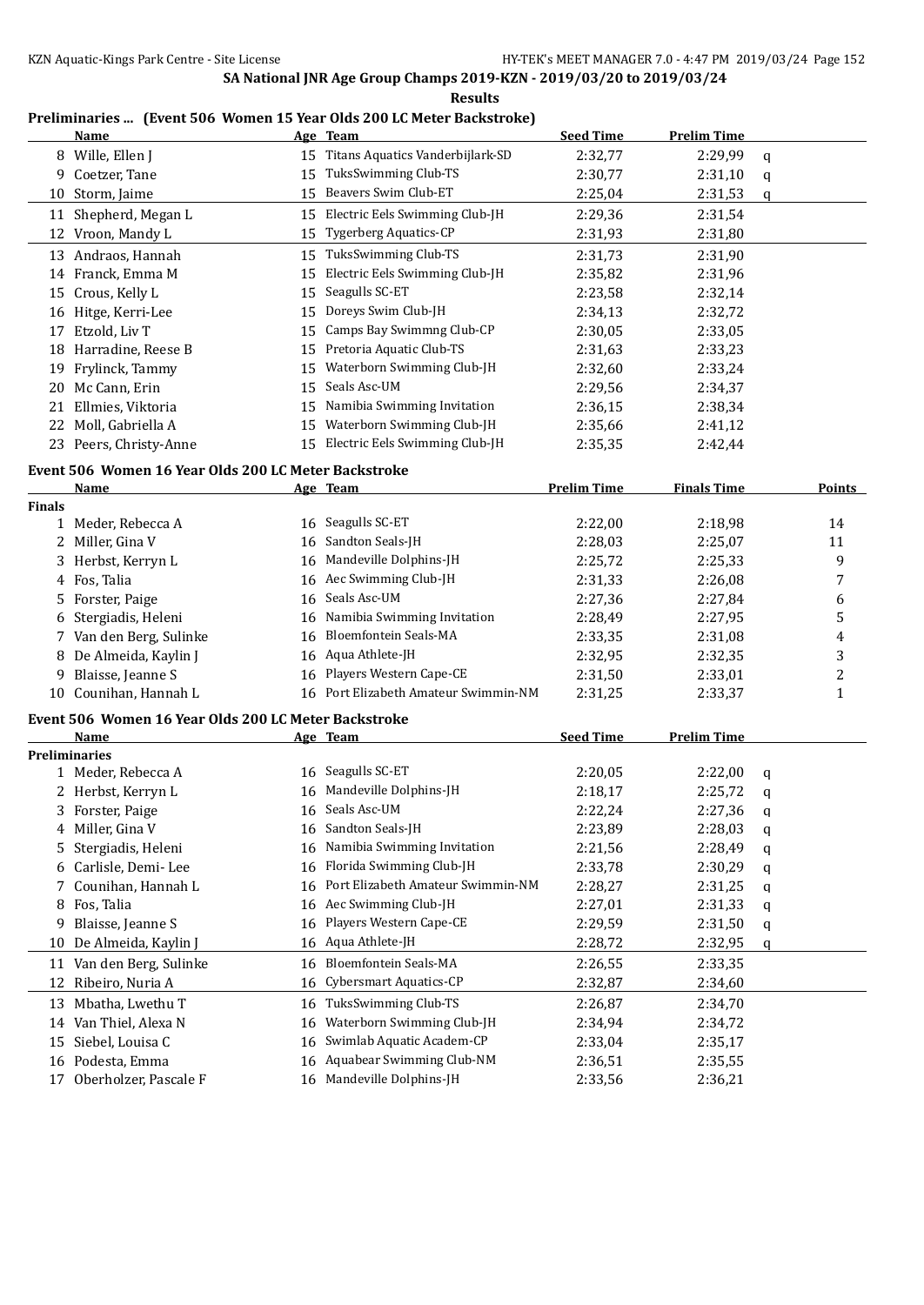## SA National JNR Age Group Champs 2019-KZN - 2019/03/20 to 2019/03/24

**Results**

### Preliminaries ... (Event 506 Women 15 Year Olds 200 LC Meter Backstroke)

| | Name | Age | Team | Seed Time | Prelim Time | |
|---|---|---|---|---|---|---|
| 8 | Wille, Ellen J | 15 | Titans Aquatics Vanderbijlark-SD | 2:32,77 | 2:29,99 | q |
| 9 | Coetzer, Tane | 15 | TuksSwimming Club-TS | 2:30,77 | 2:31,10 | q |
| 10 | Storm, Jaime | 15 | Beavers Swim Club-ET | 2:25,04 | 2:31,53 | q |
| 11 | Shepherd, Megan L | 15 | Electric Eels Swimming Club-JH | 2:29,36 | 2:31,54 | |
| 12 | Vroon, Mandy L | 15 | Tygerberg Aquatics-CP | 2:31,93 | 2:31,80 | |
| 13 | Andraos, Hannah | 15 | TuksSwimming Club-TS | 2:31,73 | 2:31,90 | |
| 14 | Franck, Emma M | 15 | Electric Eels Swimming Club-JH | 2:35,82 | 2:31,96 | |
| 15 | Crous, Kelly L | 15 | Seagulls SC-ET | 2:23,58 | 2:32,14 | |
| 16 | Hitge, Kerri-Lee | 15 | Doreys Swim Club-JH | 2:34,13 | 2:32,72 | |
| 17 | Etzold, Liv T | 15 | Camps Bay Swimmng Club-CP | 2:30,05 | 2:33,05 | |
| 18 | Harradine, Reese B | 15 | Pretoria Aquatic Club-TS | 2:31,63 | 2:33,23 | |
| 19 | Frylinck, Tammy | 15 | Waterborn Swimming Club-JH | 2:32,60 | 2:33,24 | |
| 20 | Mc Cann, Erin | 15 | Seals Asc-UM | 2:29,56 | 2:34,37 | |
| 21 | Ellmies, Viktoria | 15 | Namibia Swimming Invitation | 2:36,15 | 2:38,34 | |
| 22 | Moll, Gabriella A | 15 | Waterborn Swimming Club-JH | 2:35,66 | 2:41,12 | |
| 23 | Peers, Christy-Anne | 15 | Electric Eels Swimming Club-JH | 2:35,35 | 2:42,44 | |

### Event 506 Women 16 Year Olds 200 LC Meter Backstroke

| | Name | Age | Team | Prelim Time | Finals Time | Points |
|---|---|---|---|---|---|---|
| **Finals** | | | | | | |
| 1 | Meder, Rebecca A | 16 | Seagulls SC-ET | 2:22,00 | 2:18,98 | 14 |
| 2 | Miller, Gina V | 16 | Sandton Seals-JH | 2:28,03 | 2:25,07 | 11 |
| 3 | Herbst, Kerryn L | 16 | Mandeville Dolphins-JH | 2:25,72 | 2:25,33 | 9 |
| 4 | Fos, Talia | 16 | Aec Swimming Club-JH | 2:31,33 | 2:26,08 | 7 |
| 5 | Forster, Paige | 16 | Seals Asc-UM | 2:27,36 | 2:27,84 | 6 |
| 6 | Stergiadis, Heleni | 16 | Namibia Swimming Invitation | 2:28,49 | 2:27,95 | 5 |
| 7 | Van den Berg, Sulinke | 16 | Bloemfontein Seals-MA | 2:33,35 | 2:31,08 | 4 |
| 8 | De Almeida, Kaylin J | 16 | Aqua Athlete-JH | 2:32,95 | 2:32,35 | 3 |
| 9 | Blaisse, Jeanne S | 16 | Players Western Cape-CE | 2:31,50 | 2:33,01 | 2 |
| 10 | Counihan, Hannah L | 16 | Port Elizabeth Amateur Swimmin-NM | 2:31,25 | 2:33,37 | 1 |

### Event 506 Women 16 Year Olds 200 LC Meter Backstroke

| | Name | Age | Team | Seed Time | Prelim Time | |
|---|---|---|---|---|---|---|
| **Preliminaries** | | | | | | |
| 1 | Meder, Rebecca A | 16 | Seagulls SC-ET | 2:20,05 | 2:22,00 | q |
| 2 | Herbst, Kerryn L | 16 | Mandeville Dolphins-JH | 2:18,17 | 2:25,72 | q |
| 3 | Forster, Paige | 16 | Seals Asc-UM | 2:22,24 | 2:27,36 | q |
| 4 | Miller, Gina V | 16 | Sandton Seals-JH | 2:23,89 | 2:28,03 | q |
| 5 | Stergiadis, Heleni | 16 | Namibia Swimming Invitation | 2:21,56 | 2:28,49 | q |
| 6 | Carlisle, Demi- Lee | 16 | Florida Swimming Club-JH | 2:33,78 | 2:30,29 | q |
| 7 | Counihan, Hannah L | 16 | Port Elizabeth Amateur Swimmin-NM | 2:28,27 | 2:31,25 | q |
| 8 | Fos, Talia | 16 | Aec Swimming Club-JH | 2:27,01 | 2:31,33 | q |
| 9 | Blaisse, Jeanne S | 16 | Players Western Cape-CE | 2:29,59 | 2:31,50 | q |
| 10 | De Almeida, Kaylin J | 16 | Aqua Athlete-JH | 2:28,72 | 2:32,95 | q |
| 11 | Van den Berg, Sulinke | 16 | Bloemfontein Seals-MA | 2:26,55 | 2:33,35 | |
| 12 | Ribeiro, Nuria A | 16 | Cybersmart Aquatics-CP | 2:32,87 | 2:34,60 | |
| 13 | Mbatha, Lwethu T | 16 | TuksSwimming Club-TS | 2:26,87 | 2:34,70 | |
| 14 | Van Thiel, Alexa N | 16 | Waterborn Swimming Club-JH | 2:34,94 | 2:34,72 | |
| 15 | Siebel, Louisa C | 16 | Swimlab Aquatic Academ-CP | 2:33,04 | 2:35,17 | |
| 16 | Podesta, Emma | 16 | Aquabear Swimming Club-NM | 2:36,51 | 2:35,55 | |
| 17 | Oberholzer, Pascale F | 16 | Mandeville Dolphins-JH | 2:33,56 | 2:36,21 | |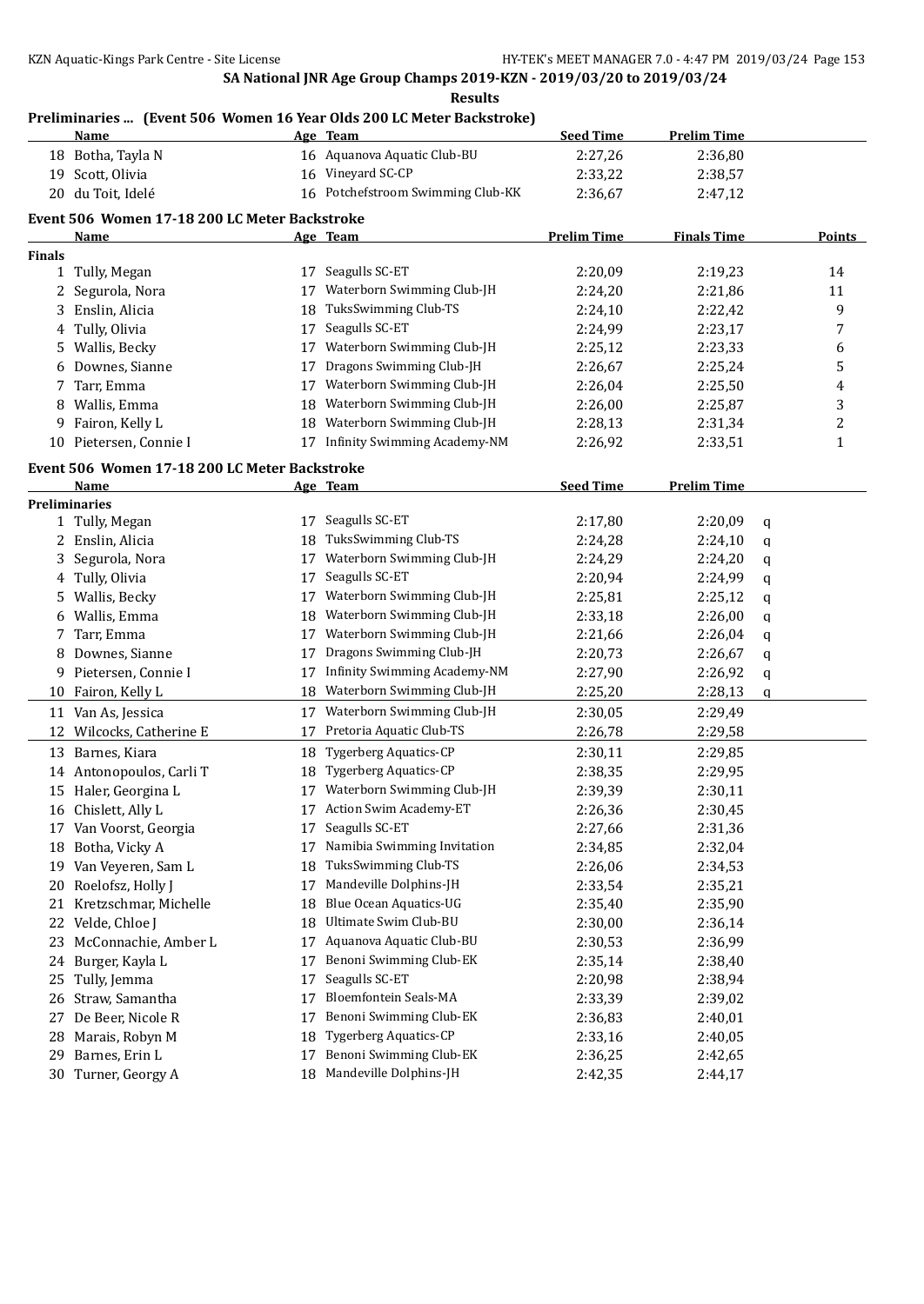SA National JNR Age Group Champs 2019-KZN - 2019/03/20 to 2019/03/24

**Results**

### Preliminaries ... (Event 506 Women 16 Year Olds 200 LC Meter Backstroke)

| | Name | Age | Team | Seed Time | Prelim Time |
|---|---|---|---|---|---|
| 18 | Botha, Tayla N | 16 | Aquanova Aquatic Club-BU | 2:27,26 | 2:36,80 |
| 19 | Scott, Olivia | 16 | Vineyard SC-CP | 2:33,22 | 2:38,57 |
| 20 | du Toit, Idelé | 16 | Potchefstroom Swimming Club-KK | 2:36,67 | 2:47,12 |

### Event 506 Women 17-18 200 LC Meter Backstroke

| | Name | Age | Team | Prelim Time | Finals Time | Points |
|---|---|---|---|---|---|---|
| **Finals** | | | | | | |
| 1 | Tully, Megan | 17 | Seagulls SC-ET | 2:20,09 | 2:19,23 | 14 |
| 2 | Segurola, Nora | 17 | Waterborn Swimming Club-JH | 2:24,20 | 2:21,86 | 11 |
| 3 | Enslin, Alicia | 18 | TuksSwimming Club-TS | 2:24,10 | 2:22,42 | 9 |
| 4 | Tully, Olivia | 17 | Seagulls SC-ET | 2:24,99 | 2:23,17 | 7 |
| 5 | Wallis, Becky | 17 | Waterborn Swimming Club-JH | 2:25,12 | 2:23,33 | 6 |
| 6 | Downes, Sianne | 17 | Dragons Swimming Club-JH | 2:26,67 | 2:25,24 | 5 |
| 7 | Tarr, Emma | 17 | Waterborn Swimming Club-JH | 2:26,04 | 2:25,50 | 4 |
| 8 | Wallis, Emma | 18 | Waterborn Swimming Club-JH | 2:26,00 | 2:25,87 | 3 |
| 9 | Fairon, Kelly L | 18 | Waterborn Swimming Club-JH | 2:28,13 | 2:31,34 | 2 |
| 10 | Pietersen, Connie I | 17 | Infinity Swimming Academy-NM | 2:26,92 | 2:33,51 | 1 |

### Event 506 Women 17-18 200 LC Meter Backstroke

| | Name | Age | Team | Seed Time | Prelim Time | |
|---|---|---|---|---|---|---|
| **Preliminaries** | | | | | | |
| 1 | Tully, Megan | 17 | Seagulls SC-ET | 2:17,80 | 2:20,09 | q |
| 2 | Enslin, Alicia | 18 | TuksSwimming Club-TS | 2:24,28 | 2:24,10 | q |
| 3 | Segurola, Nora | 17 | Waterborn Swimming Club-JH | 2:24,29 | 2:24,20 | q |
| 4 | Tully, Olivia | 17 | Seagulls SC-ET | 2:20,94 | 2:24,99 | q |
| 5 | Wallis, Becky | 17 | Waterborn Swimming Club-JH | 2:25,81 | 2:25,12 | q |
| 6 | Wallis, Emma | 18 | Waterborn Swimming Club-JH | 2:33,18 | 2:26,00 | q |
| 7 | Tarr, Emma | 17 | Waterborn Swimming Club-JH | 2:21,66 | 2:26,04 | q |
| 8 | Downes, Sianne | 17 | Dragons Swimming Club-JH | 2:20,73 | 2:26,67 | q |
| 9 | Pietersen, Connie I | 17 | Infinity Swimming Academy-NM | 2:27,90 | 2:26,92 | q |
| 10 | Fairon, Kelly L | 18 | Waterborn Swimming Club-JH | 2:25,20 | 2:28,13 | q |
| 11 | Van As, Jessica | 17 | Waterborn Swimming Club-JH | 2:30,05 | 2:29,49 | |
| 12 | Wilcocks, Catherine E | 17 | Pretoria Aquatic Club-TS | 2:26,78 | 2:29,58 | |
| 13 | Barnes, Kiara | 18 | Tygerberg Aquatics-CP | 2:30,11 | 2:29,85 | |
| 14 | Antonopoulos, Carli T | 18 | Tygerberg Aquatics-CP | 2:38,35 | 2:29,95 | |
| 15 | Haler, Georgina L | 17 | Waterborn Swimming Club-JH | 2:39,39 | 2:30,11 | |
| 16 | Chislett, Ally L | 17 | Action Swim Academy-ET | 2:26,36 | 2:30,45 | |
| 17 | Van Voorst, Georgia | 17 | Seagulls SC-ET | 2:27,66 | 2:31,36 | |
| 18 | Botha, Vicky A | 17 | Namibia Swimming Invitation | 2:34,85 | 2:32,04 | |
| 19 | Van Veyeren, Sam L | 18 | TuksSwimming Club-TS | 2:26,06 | 2:34,53 | |
| 20 | Roelofsz, Holly J | 17 | Mandeville Dolphins-JH | 2:33,54 | 2:35,21 | |
| 21 | Kretzschmar, Michelle | 18 | Blue Ocean Aquatics-UG | 2:35,40 | 2:35,90 | |
| 22 | Velde, Chloe J | 18 | Ultimate Swim Club-BU | 2:30,00 | 2:36,14 | |
| 23 | McConnachie, Amber L | 17 | Aquanova Aquatic Club-BU | 2:30,53 | 2:36,99 | |
| 24 | Burger, Kayla L | 17 | Benoni Swimming Club-EK | 2:35,14 | 2:38,40 | |
| 25 | Tully, Jemma | 17 | Seagulls SC-ET | 2:20,98 | 2:38,94 | |
| 26 | Straw, Samantha | 17 | Bloemfontein Seals-MA | 2:33,39 | 2:39,02 | |
| 27 | De Beer, Nicole R | 17 | Benoni Swimming Club-EK | 2:36,83 | 2:40,01 | |
| 28 | Marais, Robyn M | 18 | Tygerberg Aquatics-CP | 2:33,16 | 2:40,05 | |
| 29 | Barnes, Erin L | 17 | Benoni Swimming Club-EK | 2:36,25 | 2:42,65 | |
| 30 | Turner, Georgy A | 18 | Mandeville Dolphins-JH | 2:42,35 | 2:44,17 | |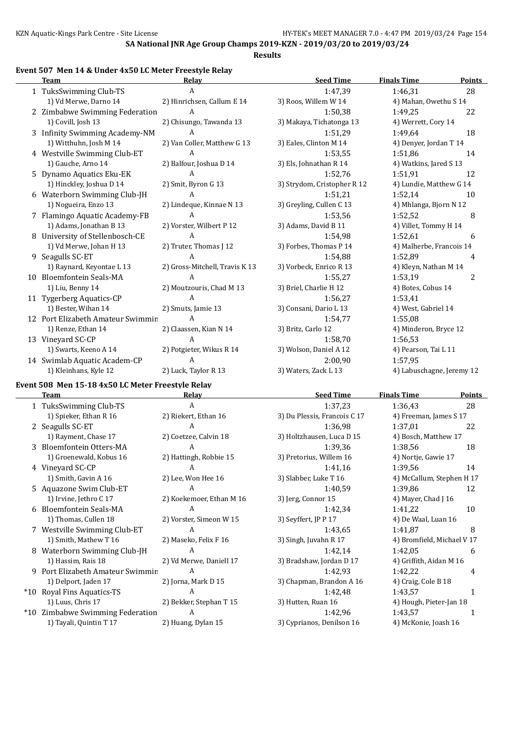**SA National JNR Age Group Champs 2019-KZN - 2019/03/20 to 2019/03/24**

**Results**

### Event 507 Men 14 & Under 4x50 LC Meter Freestyle Relay

| | Team | Relay | Seed Time | Finals Time | Points |
|---|---|---|---|---|---|
| 1 | TuksSwimming Club-TS | A | 1:47,39 | 1:46,31 | 28 |
| | 1) Vd Merwe, Darno 14 | 2) Hinrichsen, Callum E 14 | 3) Roos, Willem W 14 | 4) Mahan, Owethu S 14 | |
| 2 | Zimbabwe Swimming Federation | A | 1:50,38 | 1:49,25 | 22 |
| | 1) Covill, Josh 13 | 2) Chisungo, Tawanda 13 | 3) Makaya, Tichatonga 13 | 4) Werrett, Cory 14 | |
| 3 | Infinity Swimming Academy-NM | A | 1:51,29 | 1:49,64 | 18 |
| | 1) Witthuhn, Josh M 14 | 2) Van Coller, Matthew G 13 | 3) Eales, Clinton M 14 | 4) Denyer, Jordan T 14 | |
| 4 | Westville Swimming Club-ET | A | 1:53,55 | 1:51,86 | 14 |
| | 1) Gauche, Arno 14 | 2) Balfour, Joshua D 14 | 3) Els, Johnathan R 14 | 4) Watkins, Jared S 13 | |
| 5 | Dynamo Aquatics Eku-EK | A | 1:52,76 | 1:51,91 | 12 |
| | 1) Hinckley, Joshua D 14 | 2) Smit, Byron G 13 | 3) Strydom, Cristopher R 12 | 4) Lundie, Matthew G 14 | |
| 6 | Waterborn Swimming Club-JH | A | 1:51,21 | 1:52,14 | 10 |
| | 1) Nogueira, Enzo 13 | 2) Lindeque, Kinnae N 13 | 3) Greyling, Cullen C 13 | 4) Mhlanga, Bjorn N 12 | |
| 7 | Flamingo Aquatic Academy-FB | A | 1:53,56 | 1:52,52 | 8 |
| | 1) Adams, Jonathan B 13 | 2) Vorster, Wilbert P 12 | 3) Adams, David B 11 | 4) Villet, Tommy H 14 | |
| 8 | University of Stellenbosch-CE | A | 1:54,98 | 1:52,61 | 6 |
| | 1) Vd Merwe, Johan H 13 | 2) Truter, Thomas J 12 | 3) Forbes, Thomas P 14 | 4) Malherbe, Francois 14 | |
| 9 | Seagulls SC-ET | A | 1:54,88 | 1:52,89 | 4 |
| | 1) Raynard, Keyontae L 13 | 2) Gross-Mitchell, Travis K 13 | 3) Vorbeck, Enrico R 13 | 4) Kleyn, Nathan M 14 | |
| 10 | Bloemfontein Seals-MA | A | 1:55,27 | 1:53,19 | 2 |
| | 1) Liu, Benny 14 | 2) Moutzouris, Chad M 13 | 3) Briel, Charlie H 12 | 4) Botes, Cobus 14 | |
| 11 | Tygerberg Aquatics-CP | A | 1:56,27 | 1:53,41 | |
| | 1) Bester, Wihan 14 | 2) Smuts, Jamie 13 | 3) Consani, Dario L 13 | 4) West, Gabriel 14 | |
| 12 | Port Elizabeth Amateur Swimmin | A | 1:54,77 | 1:55,08 | |
| | 1) Renze, Ethan 14 | 2) Claassen, Kian N 14 | 3) Britz, Carlo 12 | 4) Minderon, Bryce 12 | |
| 13 | Vineyard SC-CP | A | 1:58,70 | 1:56,53 | |
| | 1) Swarts, Keeno A 14 | 2) Potgieter, Wikus R 14 | 3) Wolson, Daniel A 12 | 4) Pearson, Tai L 11 | |
| 14 | Swimlab Aquatic Academ-CP | A | 2:00,90 | 1:57,95 | |
| | 1) Kleinhans, Kyle 12 | 2) Luck, Taylor R 13 | 3) Waters, Zack L 13 | 4) Labuschagne, Jeremy 12 | |

### Event 508 Men 15-18 4x50 LC Meter Freestyle Relay

| | Team | Relay | Seed Time | Finals Time | Points |
|---|---|---|---|---|---|
| 1 | TuksSwimming Club-TS | A | 1:37,23 | 1:36,43 | 28 |
| | 1) Spieker, Ethan R 16 | 2) Riekert, Ethan 16 | 3) Du Plessis, Francois C 17 | 4) Freeman, James S 17 | |
| 2 | Seagulls SC-ET | A | 1:36,98 | 1:37,01 | 22 |
| | 1) Rayment, Chase 17 | 2) Coetzee, Calvin 18 | 3) Holtzhausen, Luca D 15 | 4) Bosch, Matthew 17 | |
| 3 | Bloemfontein Otters-MA | A | 1:39,36 | 1:38,56 | 18 |
| | 1) Groenewald, Kobus 16 | 2) Hattingh, Robbie 15 | 3) Pretorius, Willem 16 | 4) Nortje, Gawie 17 | |
| 4 | Vineyard SC-CP | A | 1:41,16 | 1:39,56 | 14 |
| | 1) Smith, Gavin A 16 | 2) Lee, Won Hee 16 | 3) Slabber, Luke T 16 | 4) McCallum, Stephen H 17 | |
| 5 | Aquazone Swim Club-ET | A | 1:40,59 | 1:39,86 | 12 |
| | 1) Irvine, Jethro C 17 | 2) Koekemoer, Ethan M 16 | 3) Jerg, Connor 15 | 4) Mayer, Chad J 16 | |
| 6 | Bloemfontein Seals-MA | A | 1:42,34 | 1:41,22 | 10 |
| | 1) Thomas, Cullen 18 | 2) Vorster, Simeon W 15 | 3) Seyffert, JP P 17 | 4) De Waal, Luan 16 | |
| 7 | Westville Swimming Club-ET | A | 1:43,65 | 1:41,87 | 8 |
| | 1) Smith, Mathew T 16 | 2) Maseko, Felix F 16 | 3) Singh, Juvahn R 17 | 4) Bromfield, Michael V 17 | |
| 8 | Waterborn Swimming Club-JH | A | 1:42,14 | 1:42,05 | 6 |
| | 1) Hassim, Rais 18 | 2) Vd Merwe, Daniell 17 | 3) Bradshaw, Jordan D 17 | 4) Griffith, Aidan M 16 | |
| 9 | Port Elizabeth Amateur Swimmin | A | 1:42,93 | 1:42,22 | 4 |
| | 1) Delport, Jaden 17 | 2) Jorna, Mark D 15 | 3) Chapman, Brandon A 16 | 4) Craig, Cole B 18 | |
| *10 | Royal Fins Aquatics-TS | A | 1:42,48 | 1:43,57 | 1 |
| | 1) Luus, Chris 17 | 2) Bekker, Stephan T 15 | 3) Hutten, Ruan 16 | 4) Hough, Pieter-Jan 18 | |
| *10 | Zimbabwe Swimming Federation | A | 1:42,96 | 1:43,57 | 1 |
| | 1) Tayali, Quintin T 17 | 2) Huang, Dylan 15 | 3) Cyprianos, Denilson 16 | 4) McKonie, Joash 16 | |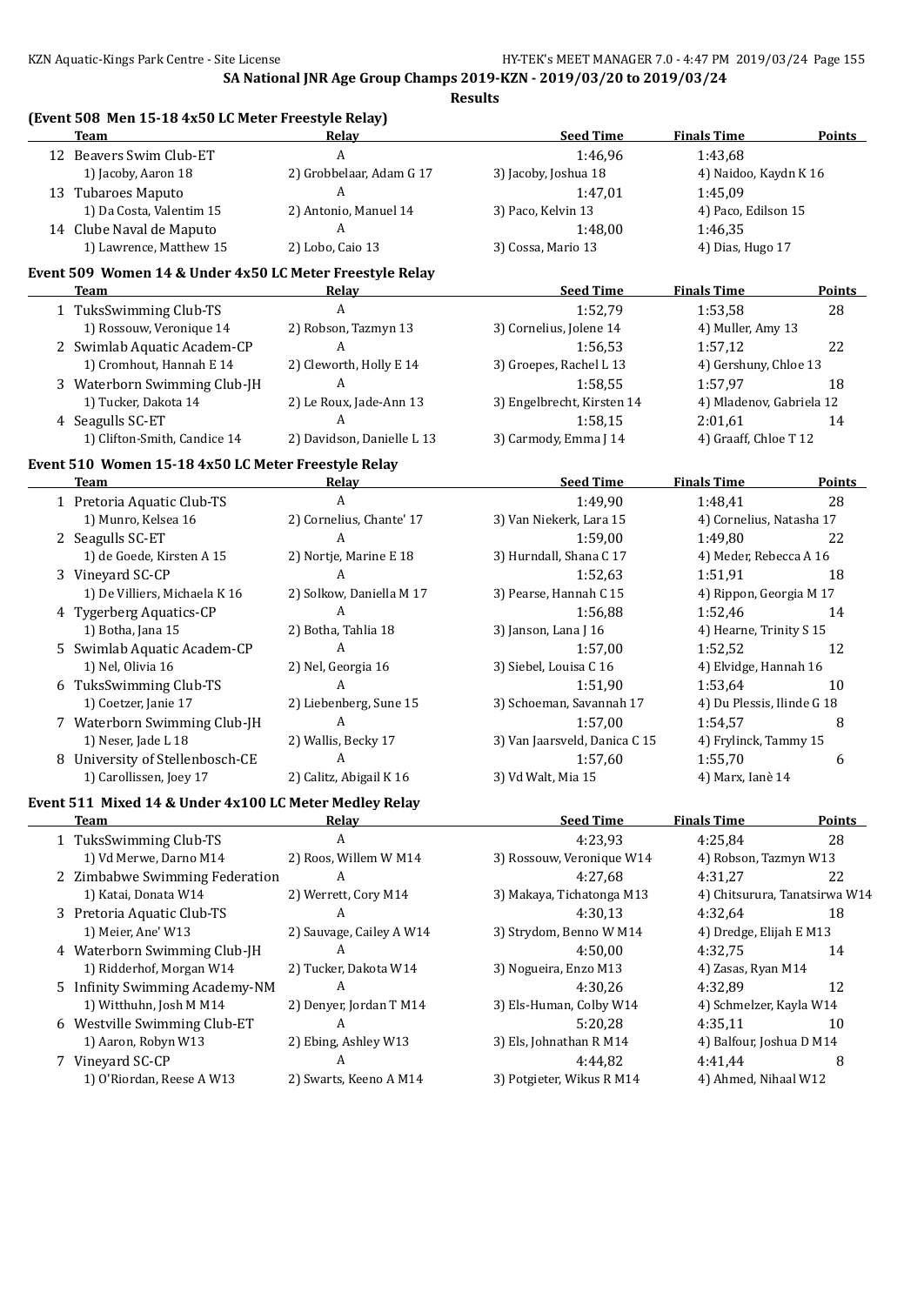## SA National JNR Age Group Champs 2019-KZN - 2019/03/20 to 2019/03/24

**Results**

### (Event 508 Men 15-18 4x50 LC Meter Freestyle Relay)

| | Team | Relay | Seed Time | Finals Time | Points |
|---|---|---|---|---|---|
| 12 | Beavers Swim Club-ET | A | 1:46,96 | 1:43,68 | |
| | 1) Jacoby, Aaron 18 | 2) Grobbelaar, Adam G 17 | 3) Jacoby, Joshua 18 | 4) Naidoo, Kaydn K 16 | |
| 13 | Tubaroes Maputo | A | 1:47,01 | 1:45,09 | |
| | 1) Da Costa, Valentim 15 | 2) Antonio, Manuel 14 | 3) Paco, Kelvin 13 | 4) Paco, Edilson 15 | |
| 14 | Clube Naval de Maputo | A | 1:48,00 | 1:46,35 | |
| | 1) Lawrence, Matthew 15 | 2) Lobo, Caio 13 | 3) Cossa, Mario 13 | 4) Dias, Hugo 17 | |

### Event 509 Women 14 & Under 4x50 LC Meter Freestyle Relay

| | Team | Relay | Seed Time | Finals Time | Points |
|---|---|---|---|---|---|
| 1 | TuksSwimming Club-TS | A | 1:52,79 | 1:53,58 | 28 |
| | 1) Rossouw, Veronique 14 | 2) Robson, Tazmyn 13 | 3) Cornelius, Jolene 14 | 4) Muller, Amy 13 | |
| 2 | Swimlab Aquatic Academ-CP | A | 1:56,53 | 1:57,12 | 22 |
| | 1) Cromhout, Hannah E 14 | 2) Cleworth, Holly E 14 | 3) Groepes, Rachel L 13 | 4) Gershuny, Chloe 13 | |
| 3 | Waterborn Swimming Club-JH | A | 1:58,55 | 1:57,97 | 18 |
| | 1) Tucker, Dakota 14 | 2) Le Roux, Jade-Ann 13 | 3) Engelbrecht, Kirsten 14 | 4) Mladenov, Gabriela 12 | |
| 4 | Seagulls SC-ET | A | 1:58,15 | 2:01,61 | 14 |
| | 1) Clifton-Smith, Candice 14 | 2) Davidson, Danielle L 13 | 3) Carmody, Emma J 14 | 4) Graaff, Chloe T 12 | |

### Event 510 Women 15-18 4x50 LC Meter Freestyle Relay

| | Team | Relay | Seed Time | Finals Time | Points |
|---|---|---|---|---|---|
| 1 | Pretoria Aquatic Club-TS | A | 1:49,90 | 1:48,41 | 28 |
| | 1) Munro, Kelsea 16 | 2) Cornelius, Chante' 17 | 3) Van Niekerk, Lara 15 | 4) Cornelius, Natasha 17 | |
| 2 | Seagulls SC-ET | A | 1:59,00 | 1:49,80 | 22 |
| | 1) de Goede, Kirsten A 15 | 2) Nortje, Marine E 18 | 3) Hurndall, Shana C 17 | 4) Meder, Rebecca A 16 | |
| 3 | Vineyard SC-CP | A | 1:52,63 | 1:51,91 | 18 |
| | 1) De Villiers, Michaela K 16 | 2) Solkow, Daniella M 17 | 3) Pearse, Hannah C 15 | 4) Rippon, Georgia M 17 | |
| 4 | Tygerberg Aquatics-CP | A | 1:56,88 | 1:52,46 | 14 |
| | 1) Botha, Jana 15 | 2) Botha, Tahlia 18 | 3) Janson, Lana J 16 | 4) Hearne, Trinity S 15 | |
| 5 | Swimlab Aquatic Academ-CP | A | 1:57,00 | 1:52,52 | 12 |
| | 1) Nel, Olivia 16 | 2) Nel, Georgia 16 | 3) Siebel, Louisa C 16 | 4) Elvidge, Hannah 16 | |
| 6 | TuksSwimming Club-TS | A | 1:51,90 | 1:53,64 | 10 |
| | 1) Coetzer, Janie 17 | 2) Liebenberg, Sune 15 | 3) Schoeman, Savannah 17 | 4) Du Plessis, Ilinde G 18 | |
| 7 | Waterborn Swimming Club-JH | A | 1:57,00 | 1:54,57 | 8 |
| | 1) Neser, Jade L 18 | 2) Wallis, Becky 17 | 3) Van Jaarsveld, Danica C 15 | 4) Frylinck, Tammy 15 | |
| 8 | University of Stellenbosch-CE | A | 1:57,60 | 1:55,70 | 6 |
| | 1) Carollissen, Joey 17 | 2) Calitz, Abigail K 16 | 3) Vd Walt, Mia 15 | 4) Marx, Ianè 14 | |

### Event 511 Mixed 14 & Under 4x100 LC Meter Medley Relay

| | Team | Relay | Seed Time | Finals Time | Points |
|---|---|---|---|---|---|
| 1 | TuksSwimming Club-TS | A | 4:23,93 | 4:25,84 | 28 |
| | 1) Vd Merwe, Darno M14 | 2) Roos, Willem W M14 | 3) Rossouw, Veronique W14 | 4) Robson, Tazmyn W13 | |
| 2 | Zimbabwe Swimming Federation | A | 4:27,68 | 4:31,27 | 22 |
| | 1) Katai, Donata W14 | 2) Werrett, Cory M14 | 3) Makaya, Tichatonga M13 | 4) Chitsurura, Tanatsirwa W14 | |
| 3 | Pretoria Aquatic Club-TS | A | 4:30,13 | 4:32,64 | 18 |
| | 1) Meier, Ane' W13 | 2) Sauvage, Cailey A W14 | 3) Strydom, Benno W M14 | 4) Dredge, Elijah E M13 | |
| 4 | Waterborn Swimming Club-JH | A | 4:50,00 | 4:32,75 | 14 |
| | 1) Ridderhof, Morgan W14 | 2) Tucker, Dakota W14 | 3) Nogueira, Enzo M13 | 4) Zasas, Ryan M14 | |
| 5 | Infinity Swimming Academy-NM | A | 4:30,26 | 4:32,89 | 12 |
| | 1) Witthuhn, Josh M M14 | 2) Denyer, Jordan T M14 | 3) Els-Human, Colby W14 | 4) Schmelzer, Kayla W14 | |
| 6 | Westville Swimming Club-ET | A | 5:20,28 | 4:35,11 | 10 |
| | 1) Aaron, Robyn W13 | 2) Ebing, Ashley W13 | 3) Els, Johnathan R M14 | 4) Balfour, Joshua D M14 | |
| 7 | Vineyard SC-CP | A | 4:44,82 | 4:41,44 | 8 |
| | 1) O'Riordan, Reese A W13 | 2) Swarts, Keeno A M14 | 3) Potgieter, Wikus R M14 | 4) Ahmed, Nihaal W12 | |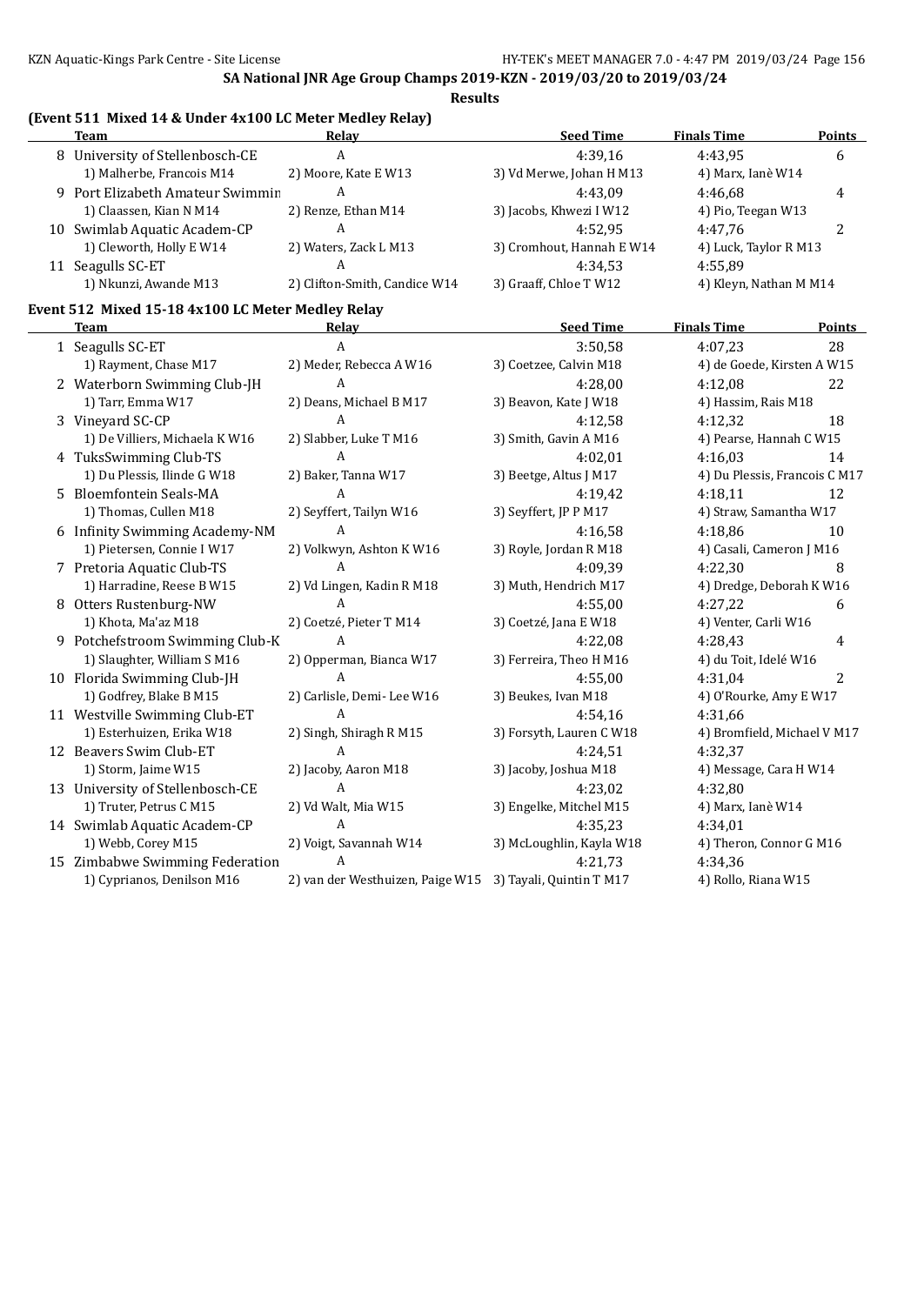SA National JNR Age Group Champs 2019-KZN - 2019/03/20 to 2019/03/24

**Results**

### (Event 511 Mixed 14 & Under 4x100 LC Meter Medley Relay)

| | Team | Relay | Seed Time | Finals Time | Points |
|---|---|---|---|---|---|
| 8 | University of Stellenbosch-CE | A | 4:39,16 | 4:43,95 | 6 |
| | 1) Malherbe, Francois M14 | 2) Moore, Kate E W13 | 3) Vd Merwe, Johan H M13 | 4) Marx, Ianè W14 | |
| 9 | Port Elizabeth Amateur Swimmin | A | 4:43,09 | 4:46,68 | 4 |
| | 1) Claassen, Kian N M14 | 2) Renze, Ethan M14 | 3) Jacobs, Khwezi I W12 | 4) Pio, Teegan W13 | |
| 10 | Swimlab Aquatic Academ-CP | A | 4:52,95 | 4:47,76 | 2 |
| | 1) Cleworth, Holly E W14 | 2) Waters, Zack L M13 | 3) Cromhout, Hannah E W14 | 4) Luck, Taylor R M13 | |
| 11 | Seagulls SC-ET | A | 4:34,53 | 4:55,89 | |
| | 1) Nkunzi, Awande M13 | 2) Clifton-Smith, Candice W14 | 3) Graaff, Chloe T W12 | 4) Kleyn, Nathan M M14 | |

### Event 512 Mixed 15-18 4x100 LC Meter Medley Relay

| | Team | Relay | Seed Time | Finals Time | Points |
|---|---|---|---|---|---|
| 1 | Seagulls SC-ET | A | 3:50,58 | 4:07,23 | 28 |
| | 1) Rayment, Chase M17 | 2) Meder, Rebecca A W16 | 3) Coetzee, Calvin M18 | 4) de Goede, Kirsten A W15 | |
| 2 | Waterborn Swimming Club-JH | A | 4:28,00 | 4:12,08 | 22 |
| | 1) Tarr, Emma W17 | 2) Deans, Michael B M17 | 3) Beavon, Kate J W18 | 4) Hassim, Rais M18 | |
| 3 | Vineyard SC-CP | A | 4:12,58 | 4:12,32 | 18 |
| | 1) De Villiers, Michaela K W16 | 2) Slabber, Luke T M16 | 3) Smith, Gavin A M16 | 4) Pearse, Hannah C W15 | |
| 4 | TuksSwimming Club-TS | A | 4:02,01 | 4:16,03 | 14 |
| | 1) Du Plessis, Ilinde G W18 | 2) Baker, Tanna W17 | 3) Beetge, Altus J M17 | 4) Du Plessis, Francois C M17 | |
| 5 | Bloemfontein Seals-MA | A | 4:19,42 | 4:18,11 | 12 |
| | 1) Thomas, Cullen M18 | 2) Seyffert, Tailyn W16 | 3) Seyffert, JP P M17 | 4) Straw, Samantha W17 | |
| 6 | Infinity Swimming Academy-NM | A | 4:16,58 | 4:18,86 | 10 |
| | 1) Pietersen, Connie I W17 | 2) Volkwyn, Ashton K W16 | 3) Royle, Jordan R M18 | 4) Casali, Cameron J M16 | |
| 7 | Pretoria Aquatic Club-TS | A | 4:09,39 | 4:22,30 | 8 |
| | 1) Harradine, Reese B W15 | 2) Vd Lingen, Kadin R M18 | 3) Muth, Hendrich M17 | 4) Dredge, Deborah K W16 | |
| 8 | Otters Rustenburg-NW | A | 4:55,00 | 4:27,22 | 6 |
| | 1) Khota, Ma'az M18 | 2) Coetzé, Pieter T M14 | 3) Coetzé, Jana E W18 | 4) Venter, Carli W16 | |
| 9 | Potchefstroom Swimming Club-K | A | 4:22,08 | 4:28,43 | 4 |
| | 1) Slaughter, William S M16 | 2) Opperman, Bianca W17 | 3) Ferreira, Theo H M16 | 4) du Toit, Idelé W16 | |
| 10 | Florida Swimming Club-JH | A | 4:55,00 | 4:31,04 | 2 |
| | 1) Godfrey, Blake B M15 | 2) Carlisle, Demi- Lee W16 | 3) Beukes, Ivan M18 | 4) O'Rourke, Amy E W17 | |
| 11 | Westville Swimming Club-ET | A | 4:54,16 | 4:31,66 | |
| | 1) Esterhuizen, Erika W18 | 2) Singh, Shiragh R M15 | 3) Forsyth, Lauren C W18 | 4) Bromfield, Michael V M17 | |
| 12 | Beavers Swim Club-ET | A | 4:24,51 | 4:32,37 | |
| | 1) Storm, Jaime W15 | 2) Jacoby, Aaron M18 | 3) Jacoby, Joshua M18 | 4) Message, Cara H W14 | |
| 13 | University of Stellenbosch-CE | A | 4:23,02 | 4:32,80 | |
| | 1) Truter, Petrus C M15 | 2) Vd Walt, Mia W15 | 3) Engelke, Mitchel M15 | 4) Marx, Ianè W14 | |
| 14 | Swimlab Aquatic Academ-CP | A | 4:35,23 | 4:34,01 | |
| | 1) Webb, Corey M15 | 2) Voigt, Savannah W14 | 3) McLoughlin, Kayla W18 | 4) Theron, Connor G M16 | |
| 15 | Zimbabwe Swimming Federation | A | 4:21,73 | 4:34,36 | |
| | 1) Cyprianos, Denilson M16 | 2) van der Westhuizen, Paige W15 | 3) Tayali, Quintin T M17 | 4) Rollo, Riana W15 | |